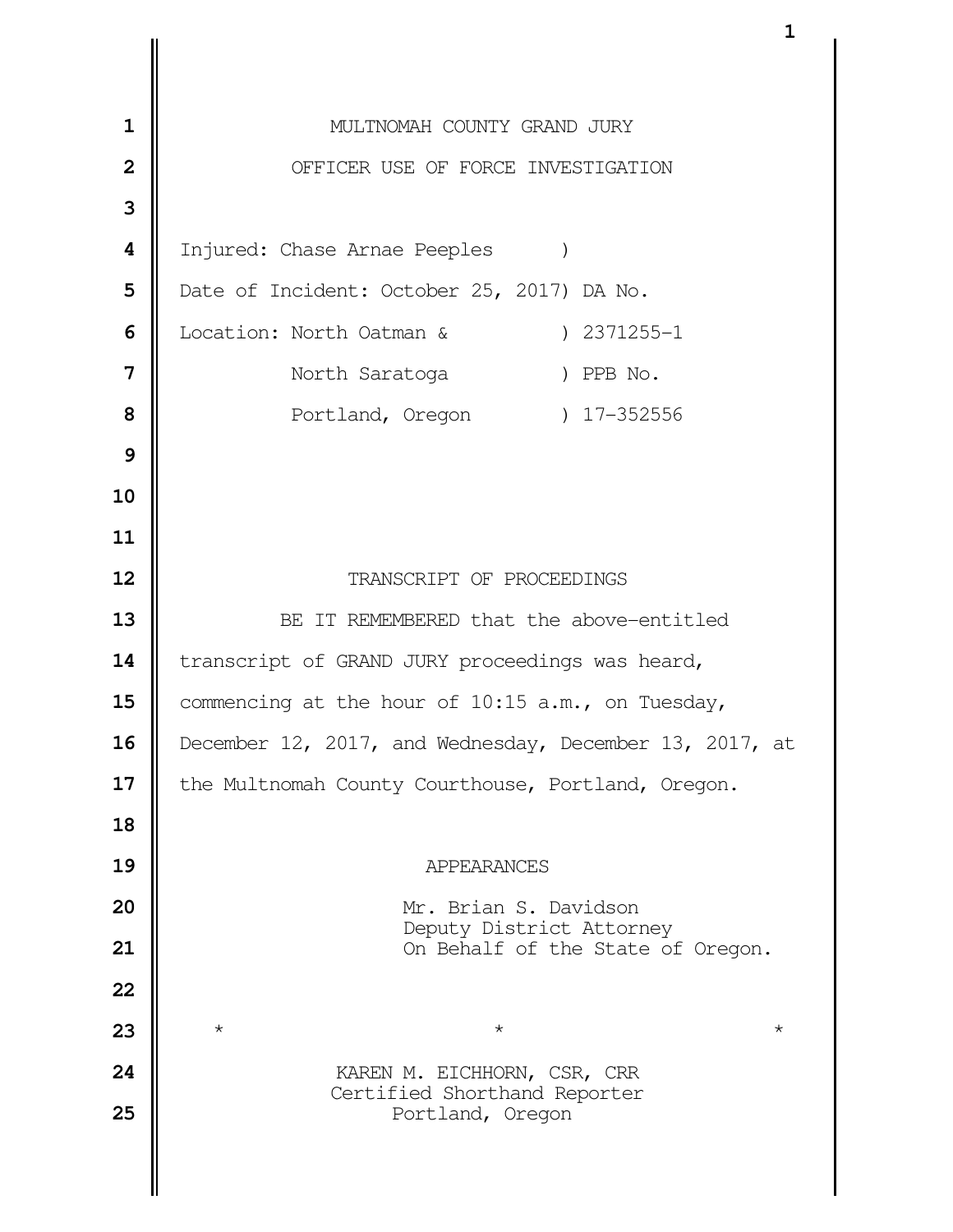MULTNOMAH COUNTY GRAND JURY

OFFICER USE OF FORCE INVESTIGATION

| | |
|---|---|
| Injured: Chase Arnae Peeples | ) |
| Date of Incident: October 25, 2017 | ) DA No. |
| Location: North Oatman & | ) 2371255-1 |
| North Saratoga | ) PPB No. |
| Portland, Oregon | ) 17-352556 |

TRANSCRIPT OF PROCEEDINGS

BE IT REMEMBERED that the above-entitled transcript of GRAND JURY proceedings was heard, commencing at the hour of 10:15 a.m., on Tuesday, December 12, 2017, and Wednesday, December 13, 2017, at the Multnomah County Courthouse, Portland, Oregon.

APPEARANCES

Mr. Brian S. Davidson
Deputy District Attorney
On Behalf of the State of Oregon.

\* \* \*

KAREN M. EICHHORN, CSR, CRR
Certified Shorthand Reporter
Portland, Oregon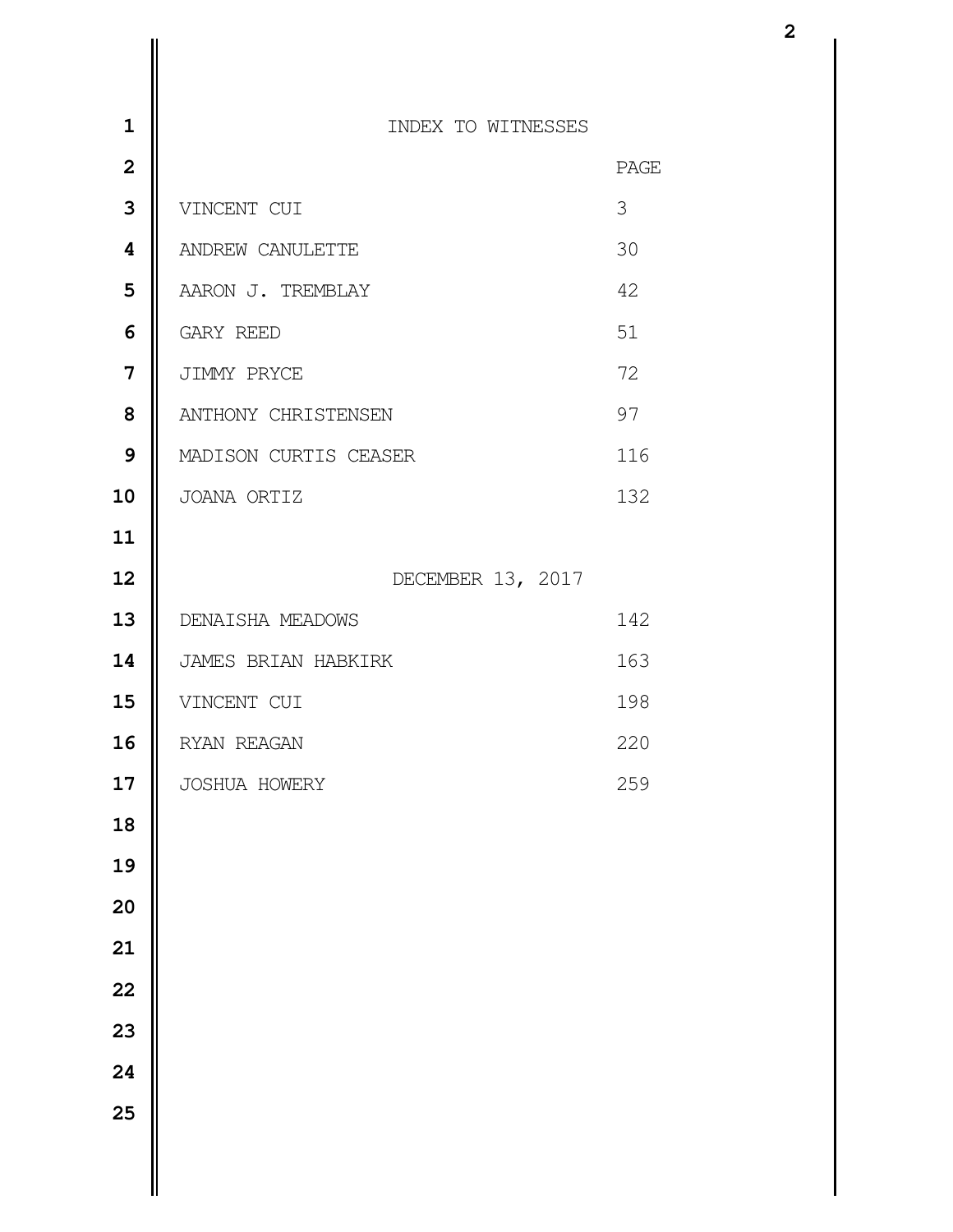# INDEX TO WITNESSES

| | PAGE |
|---|---|
| VINCENT CUI | 3 |
| ANDREW CANULETTE | 30 |
| AARON J. TREMBLAY | 42 |
| GARY REED | 51 |
| JIMMY PRYCE | 72 |
| ANTHONY CHRISTENSEN | 97 |
| MADISON CURTIS CEASER | 116 |
| JOANA ORTIZ | 132 |

DECEMBER 13, 2017

| | PAGE |
|---|---|
| DENAISHA MEADOWS | 142 |
| JAMES BRIAN HABKIRK | 163 |
| VINCENT CUI | 198 |
| RYAN REAGAN | 220 |
| JOSHUA HOWERY | 259 |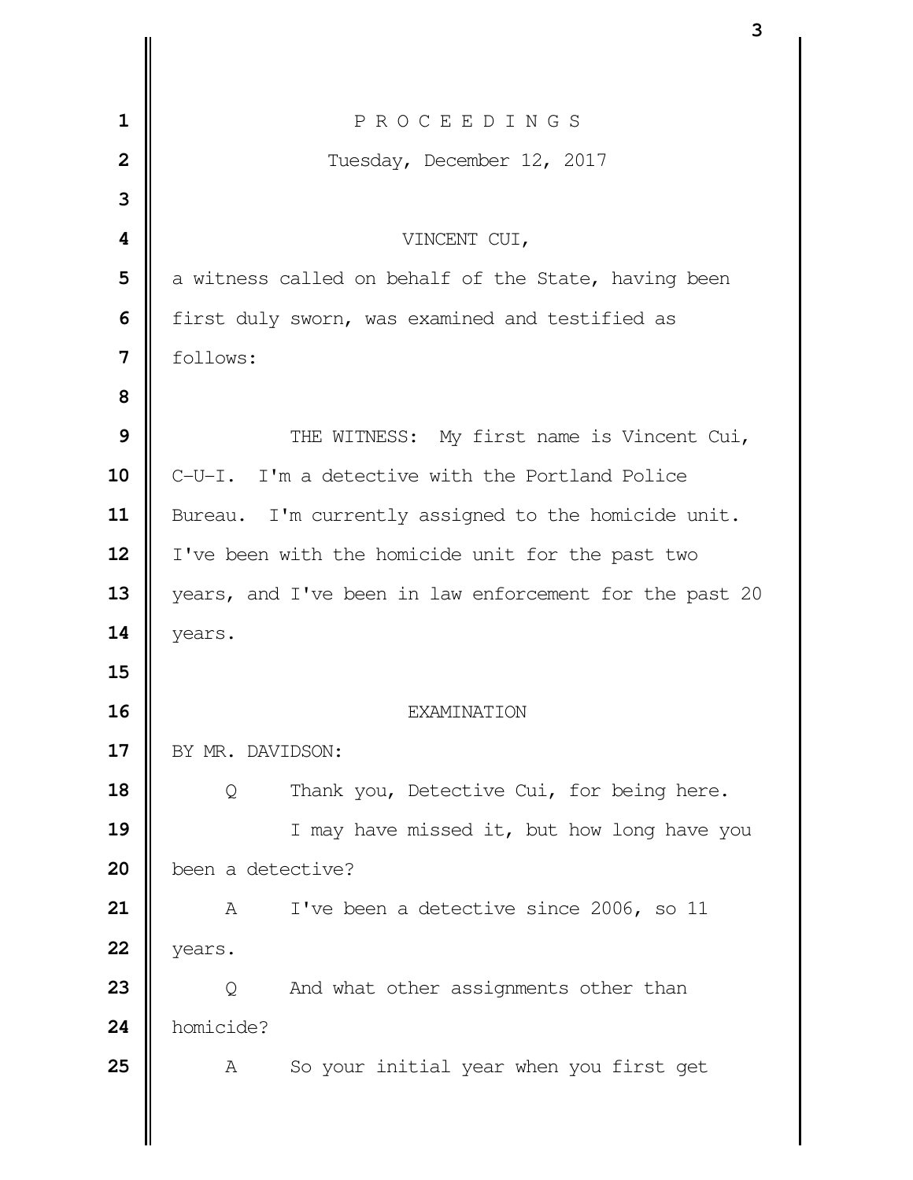P R O C E E D I N G S

Tuesday, December 12, 2017

VINCENT CUI,

a witness called on behalf of the State, having been first duly sworn, was examined and testified as follows:

THE WITNESS: My first name is Vincent Cui, C-U-I. I'm a detective with the Portland Police Bureau. I'm currently assigned to the homicide unit. I've been with the homicide unit for the past two years, and I've been in law enforcement for the past 20 years.

EXAMINATION

BY MR. DAVIDSON:

Q Thank you, Detective Cui, for being here.

I may have missed it, but how long have you been a detective?

A I've been a detective since 2006, so 11 years.

Q And what other assignments other than homicide?

A So your initial year when you first get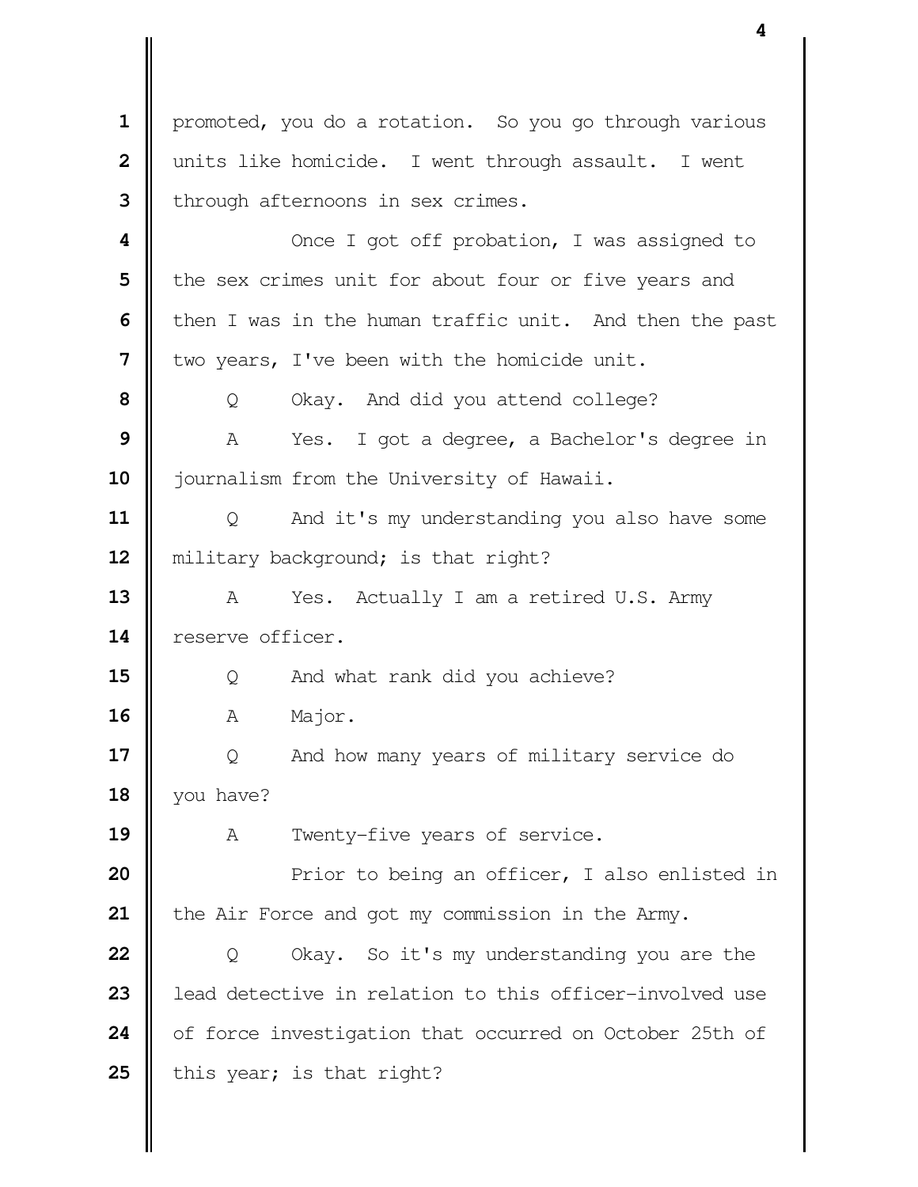promoted, you do a rotation. So you go through various units like homicide. I went through assault. I went through afternoons in sex crimes.

Once I got off probation, I was assigned to the sex crimes unit for about four or five years and then I was in the human traffic unit. And then the past two years, I've been with the homicide unit.

Q Okay. And did you attend college?

A Yes. I got a degree, a Bachelor's degree in journalism from the University of Hawaii.

Q And it's my understanding you also have some military background; is that right?

A Yes. Actually I am a retired U.S. Army reserve officer.

Q And what rank did you achieve?

A Major.

Q And how many years of military service do you have?

A Twenty-five years of service.

Prior to being an officer, I also enlisted in the Air Force and got my commission in the Army.

Q Okay. So it's my understanding you are the lead detective in relation to this officer-involved use of force investigation that occurred on October 25th of this year; is that right?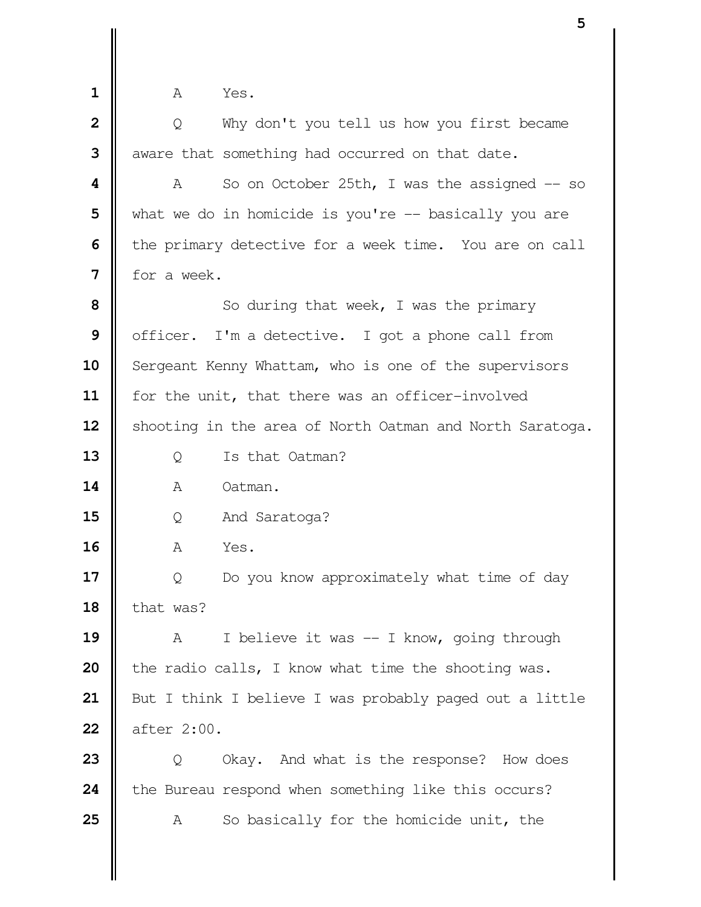A Yes.

Q Why don't you tell us how you first became aware that something had occurred on that date.

A So on October 25th, I was the assigned -- so what we do in homicide is you're -- basically you are the primary detective for a week time. You are on call for a week.

So during that week, I was the primary officer. I'm a detective. I got a phone call from Sergeant Kenny Whattam, who is one of the supervisors for the unit, that there was an officer-involved shooting in the area of North Oatman and North Saratoga.

Q Is that Oatman?

A Oatman.

Q And Saratoga?

A Yes.

Q Do you know approximately what time of day that was?

A I believe it was -- I know, going through the radio calls, I know what time the shooting was. But I think I believe I was probably paged out a little after 2:00.

Q Okay. And what is the response? How does the Bureau respond when something like this occurs?

A So basically for the homicide unit, the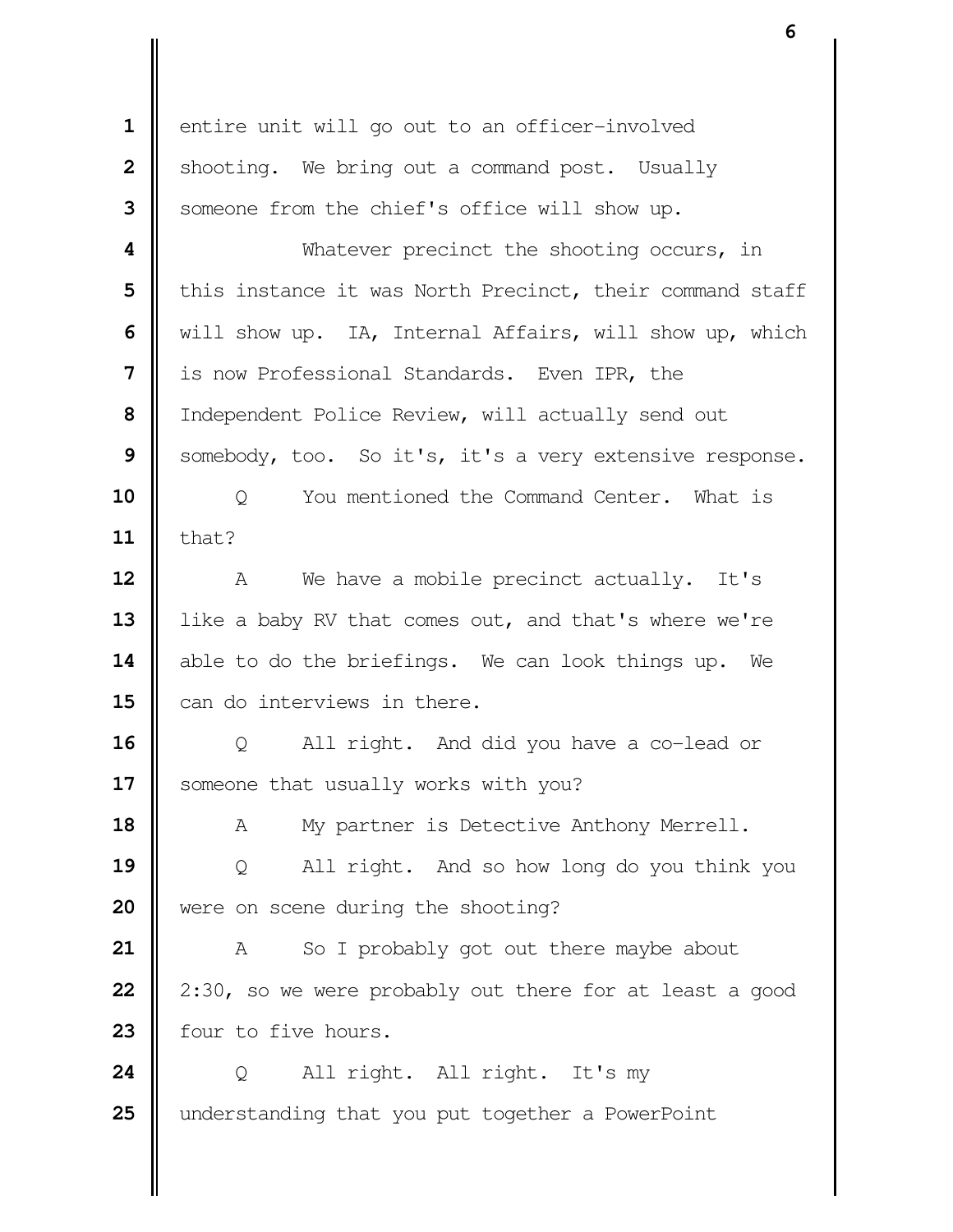entire unit will go out to an officer-involved shooting. We bring out a command post. Usually someone from the chief's office will show up.

Whatever precinct the shooting occurs, in this instance it was North Precinct, their command staff will show up. IA, Internal Affairs, will show up, which is now Professional Standards. Even IPR, the Independent Police Review, will actually send out somebody, too. So it's, it's a very extensive response.

Q You mentioned the Command Center. What is that?

A We have a mobile precinct actually. It's like a baby RV that comes out, and that's where we're able to do the briefings. We can look things up. We can do interviews in there.

Q All right. And did you have a co-lead or someone that usually works with you?

A My partner is Detective Anthony Merrell.

Q All right. And so how long do you think you were on scene during the shooting?

A So I probably got out there maybe about 2:30, so we were probably out there for at least a good four to five hours.

Q All right. All right. It's my understanding that you put together a PowerPoint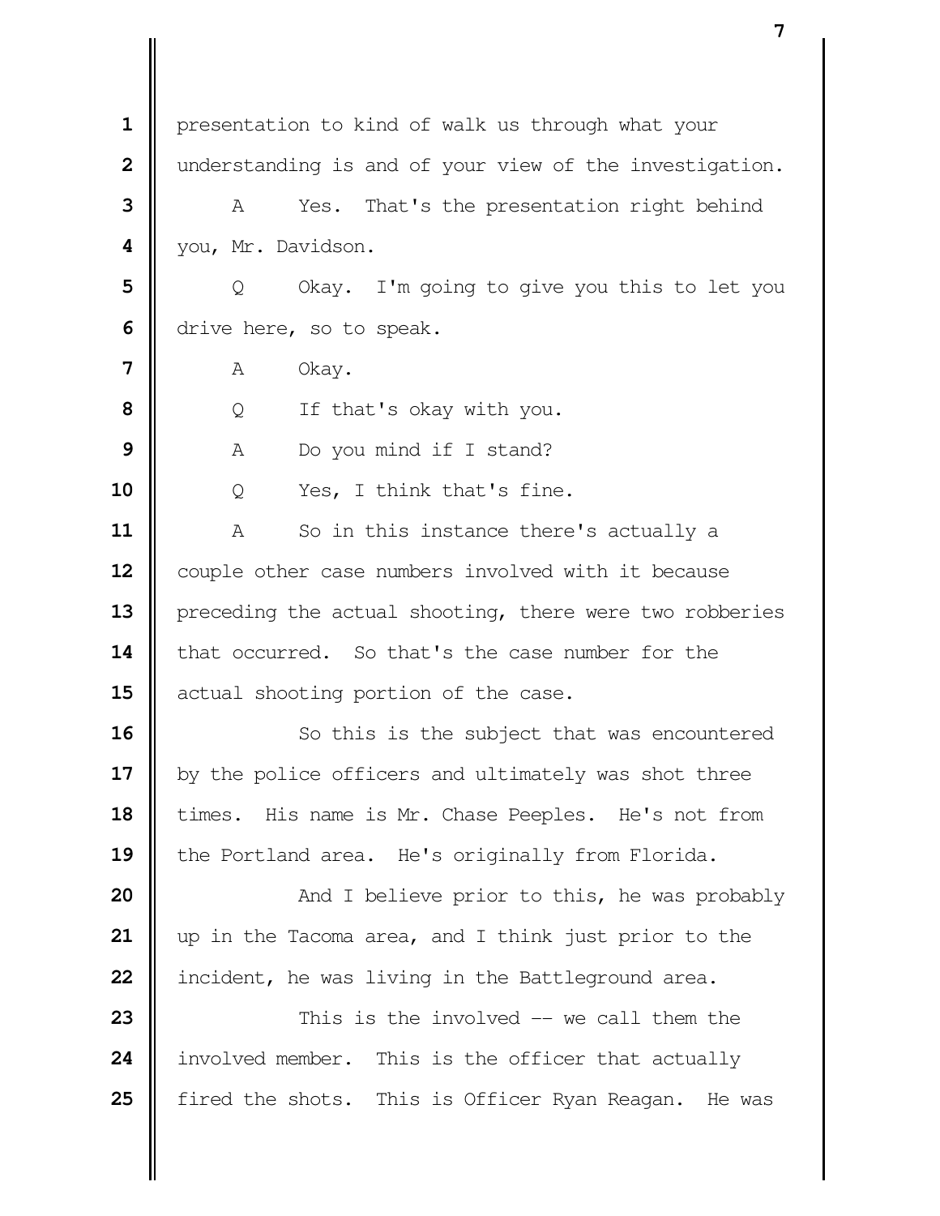presentation to kind of walk us through what your understanding is and of your view of the investigation.

A Yes. That's the presentation right behind you, Mr. Davidson.

Q Okay. I'm going to give you this to let you drive here, so to speak.

A Okay.

Q If that's okay with you.

A Do you mind if I stand?

Q Yes, I think that's fine.

A So in this instance there's actually a couple other case numbers involved with it because preceding the actual shooting, there were two robberies that occurred. So that's the case number for the actual shooting portion of the case.

So this is the subject that was encountered by the police officers and ultimately was shot three times. His name is Mr. Chase Peeples. He's not from the Portland area. He's originally from Florida.

And I believe prior to this, he was probably up in the Tacoma area, and I think just prior to the incident, he was living in the Battleground area.

This is the involved -- we call them the involved member. This is the officer that actually fired the shots. This is Officer Ryan Reagan. He was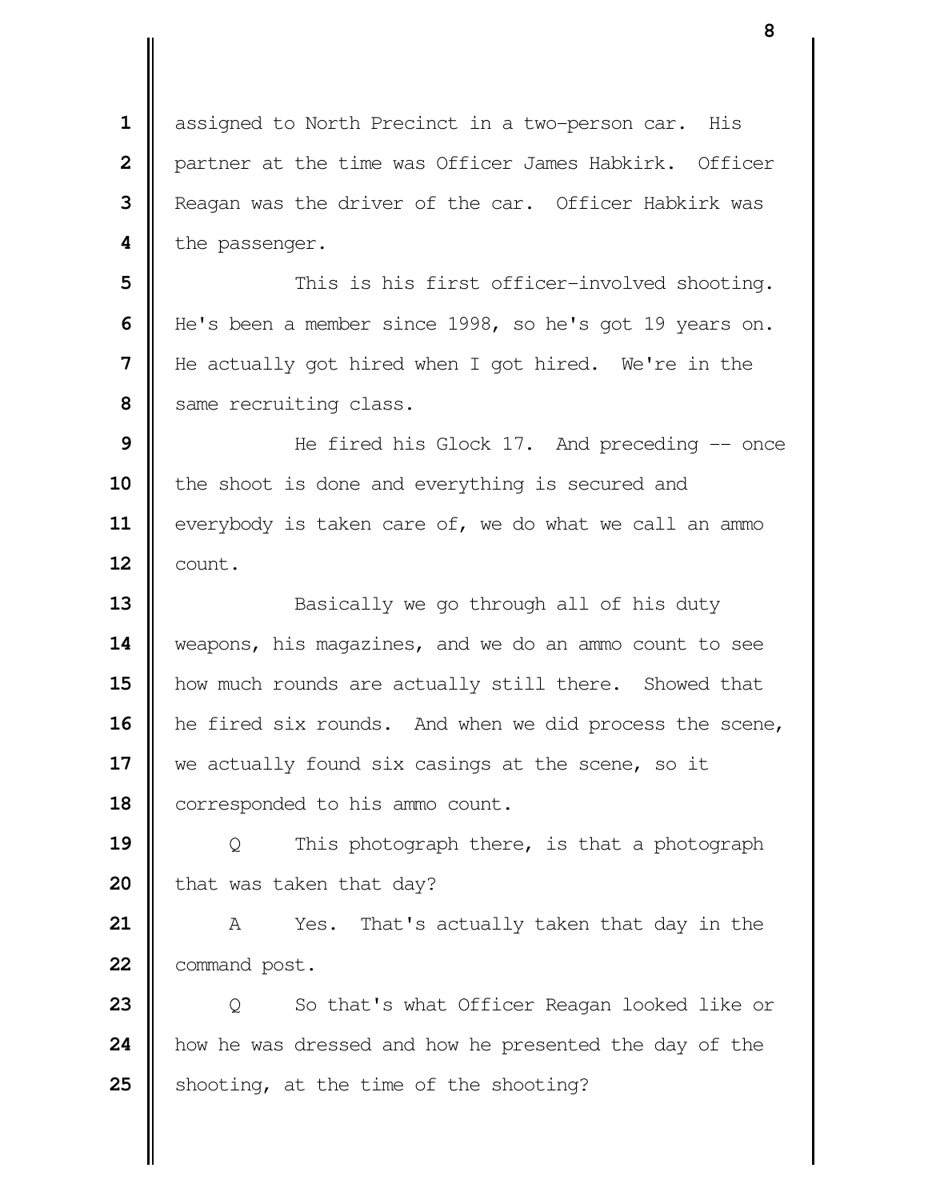assigned to North Precinct in a two-person car. His partner at the time was Officer James Habkirk. Officer Reagan was the driver of the car. Officer Habkirk was the passenger.

This is his first officer-involved shooting. He's been a member since 1998, so he's got 19 years on. He actually got hired when I got hired. We're in the same recruiting class.

He fired his Glock 17. And preceding -- once the shoot is done and everything is secured and everybody is taken care of, we do what we call an ammo count.

Basically we go through all of his duty weapons, his magazines, and we do an ammo count to see how much rounds are actually still there. Showed that he fired six rounds. And when we did process the scene, we actually found six casings at the scene, so it corresponded to his ammo count.

Q This photograph there, is that a photograph that was taken that day?

A Yes. That's actually taken that day in the command post.

Q So that's what Officer Reagan looked like or how he was dressed and how he presented the day of the shooting, at the time of the shooting?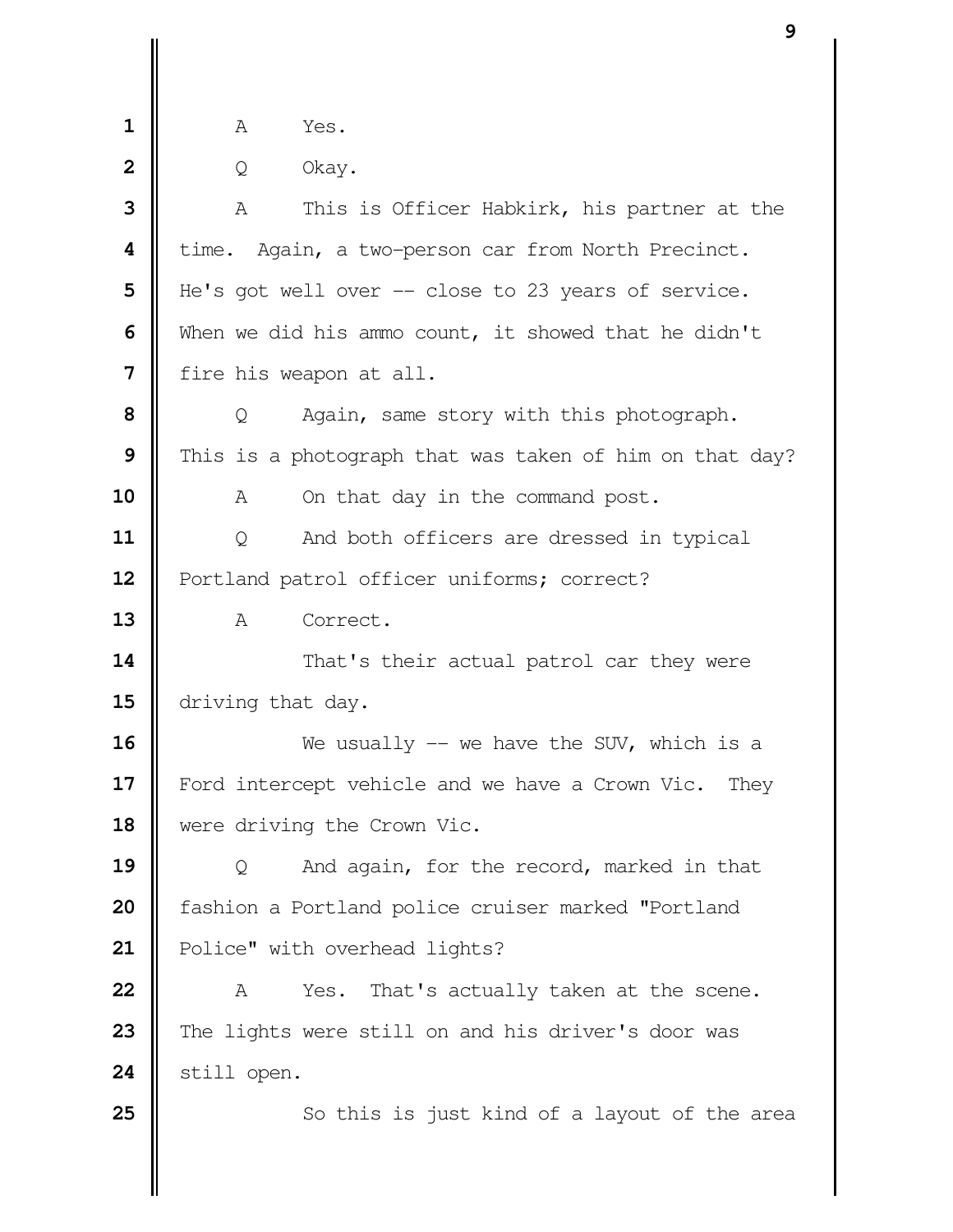A     Yes.

Q     Okay.

A     This is Officer Habkirk, his partner at the time.  Again, a two-person car from North Precinct. He's got well over -- close to 23 years of service. When we did his ammo count, it showed that he didn't fire his weapon at all.

Q     Again, same story with this photograph. This is a photograph that was taken of him on that day?

A     On that day in the command post.

Q     And both officers are dressed in typical Portland patrol officer uniforms; correct?

A     Correct.

That's their actual patrol car they were driving that day.

We usually -- we have the SUV, which is a Ford intercept vehicle and we have a Crown Vic.  They were driving the Crown Vic.

Q     And again, for the record, marked in that fashion a Portland police cruiser marked "Portland Police" with overhead lights?

A     Yes.  That's actually taken at the scene. The lights were still on and his driver's door was still open.

So this is just kind of a layout of the area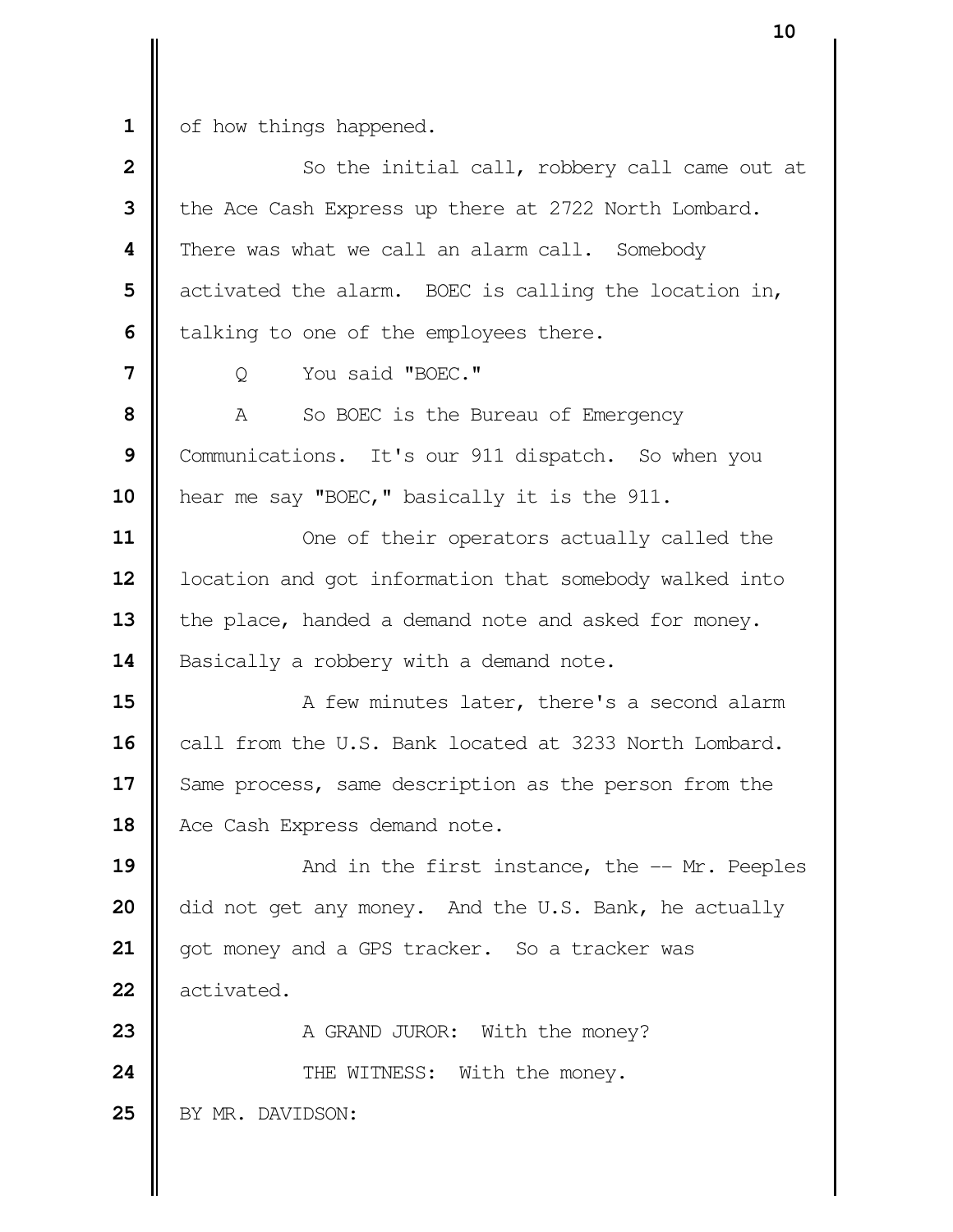of how things happened.

So the initial call, robbery call came out at the Ace Cash Express up there at 2722 North Lombard. There was what we call an alarm call. Somebody activated the alarm. BOEC is calling the location in, talking to one of the employees there.

Q You said "BOEC."

A So BOEC is the Bureau of Emergency Communications. It's our 911 dispatch. So when you hear me say "BOEC," basically it is the 911.

One of their operators actually called the location and got information that somebody walked into the place, handed a demand note and asked for money. Basically a robbery with a demand note.

A few minutes later, there's a second alarm call from the U.S. Bank located at 3233 North Lombard. Same process, same description as the person from the Ace Cash Express demand note.

And in the first instance, the -- Mr. Peeples did not get any money. And the U.S. Bank, he actually got money and a GPS tracker. So a tracker was activated.

A GRAND JUROR: With the money?

THE WITNESS: With the money.

BY MR. DAVIDSON: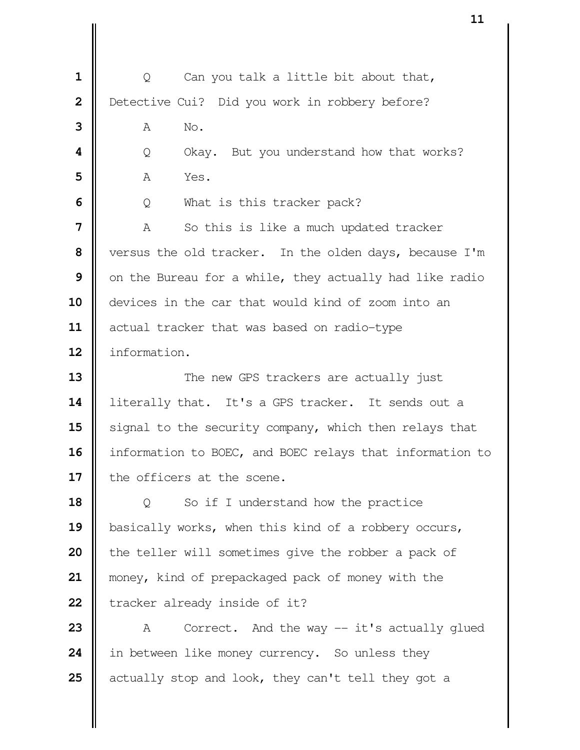Q Can you talk a little bit about that, Detective Cui? Did you work in robbery before?

A No.

Q Okay. But you understand how that works?

A Yes.

Q What is this tracker pack?

A So this is like a much updated tracker versus the old tracker. In the olden days, because I'm on the Bureau for a while, they actually had like radio devices in the car that would kind of zoom into an actual tracker that was based on radio-type information.

The new GPS trackers are actually just literally that. It's a GPS tracker. It sends out a signal to the security company, which then relays that information to BOEC, and BOEC relays that information to the officers at the scene.

Q So if I understand how the practice basically works, when this kind of a robbery occurs, the teller will sometimes give the robber a pack of money, kind of prepackaged pack of money with the tracker already inside of it?

A Correct. And the way -- it's actually glued in between like money currency. So unless they actually stop and look, they can't tell they got a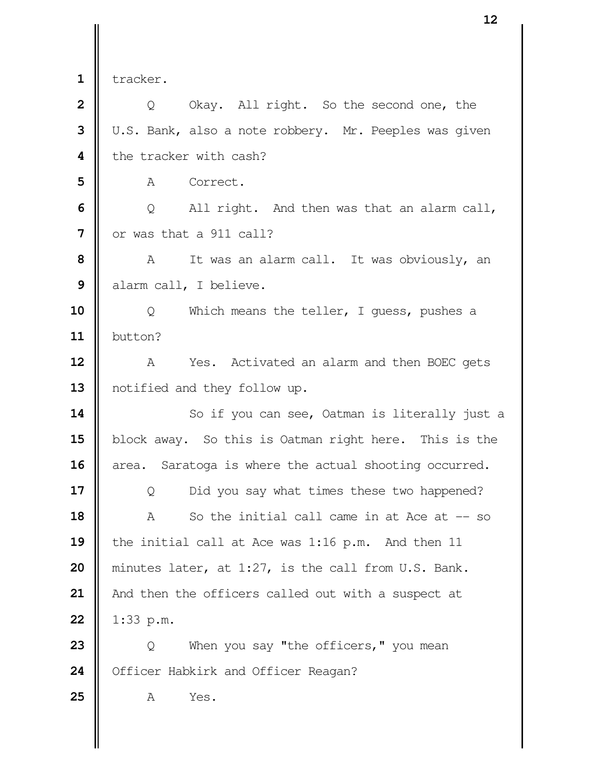tracker.

Q Okay. All right. So the second one, the U.S. Bank, also a note robbery. Mr. Peeples was given the tracker with cash?

A Correct.

Q All right. And then was that an alarm call, or was that a 911 call?

A It was an alarm call. It was obviously, an alarm call, I believe.

Q Which means the teller, I guess, pushes a button?

A Yes. Activated an alarm and then BOEC gets notified and they follow up.

So if you can see, Oatman is literally just a block away. So this is Oatman right here. This is the area. Saratoga is where the actual shooting occurred.

Q Did you say what times these two happened?

A So the initial call came in at Ace at -- so the initial call at Ace was 1:16 p.m. And then 11 minutes later, at 1:27, is the call from U.S. Bank. And then the officers called out with a suspect at 1:33 p.m.

Q When you say "the officers," you mean Officer Habkirk and Officer Reagan?

A Yes.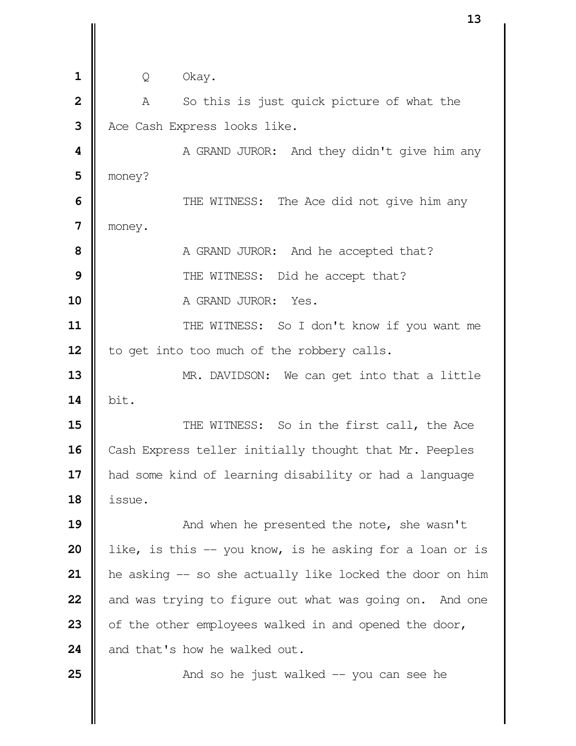Q Okay.

A So this is just quick picture of what the Ace Cash Express looks like.

A GRAND JUROR: And they didn't give him any money?

THE WITNESS: The Ace did not give him any money.

A GRAND JUROR: And he accepted that?

THE WITNESS: Did he accept that?

A GRAND JUROR: Yes.

THE WITNESS: So I don't know if you want me to get into too much of the robbery calls.

MR. DAVIDSON: We can get into that a little bit.

THE WITNESS: So in the first call, the Ace Cash Express teller initially thought that Mr. Peeples had some kind of learning disability or had a language issue.

And when he presented the note, she wasn't like, is this -- you know, is he asking for a loan or is he asking -- so she actually like locked the door on him and was trying to figure out what was going on. And one of the other employees walked in and opened the door, and that's how he walked out.

And so he just walked -- you can see he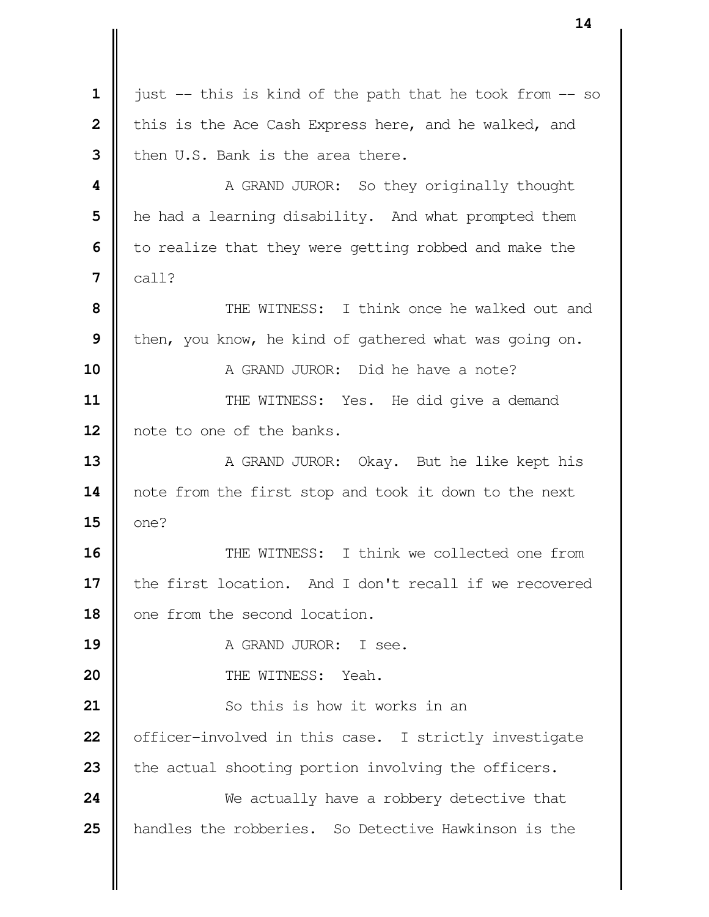just -- this is kind of the path that he took from -- so this is the Ace Cash Express here, and he walked, and then U.S. Bank is the area there.

A GRAND JUROR: So they originally thought he had a learning disability. And what prompted them to realize that they were getting robbed and make the call?

THE WITNESS: I think once he walked out and then, you know, he kind of gathered what was going on.

A GRAND JUROR: Did he have a note?

THE WITNESS: Yes. He did give a demand note to one of the banks.

A GRAND JUROR: Okay. But he like kept his note from the first stop and took it down to the next one?

THE WITNESS: I think we collected one from the first location. And I don't recall if we recovered one from the second location.

A GRAND JUROR: I see.

THE WITNESS: Yeah.

So this is how it works in an officer-involved in this case. I strictly investigate the actual shooting portion involving the officers.

We actually have a robbery detective that handles the robberies. So Detective Hawkinson is the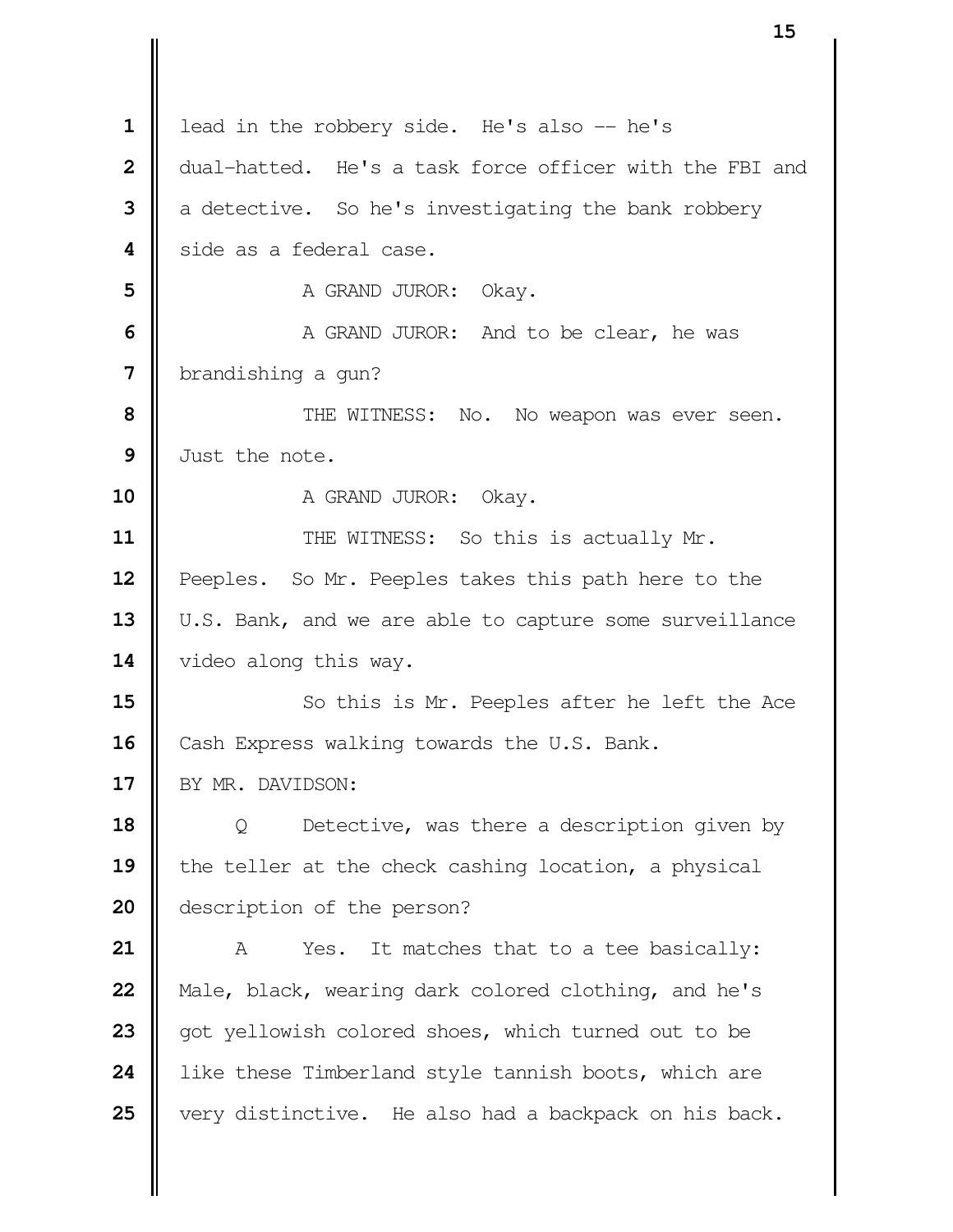lead in the robbery side. He's also -- he's dual-hatted. He's a task force officer with the FBI and a detective. So he's investigating the bank robbery side as a federal case.

A GRAND JUROR: Okay.

A GRAND JUROR: And to be clear, he was brandishing a gun?

THE WITNESS: No. No weapon was ever seen. Just the note.

A GRAND JUROR: Okay.

THE WITNESS: So this is actually Mr. Peeples. So Mr. Peeples takes this path here to the U.S. Bank, and we are able to capture some surveillance video along this way.

So this is Mr. Peeples after he left the Ace Cash Express walking towards the U.S. Bank.

BY MR. DAVIDSON:

Q Detective, was there a description given by the teller at the check cashing location, a physical description of the person?

A Yes. It matches that to a tee basically: Male, black, wearing dark colored clothing, and he's got yellowish colored shoes, which turned out to be like these Timberland style tannish boots, which are very distinctive. He also had a backpack on his back.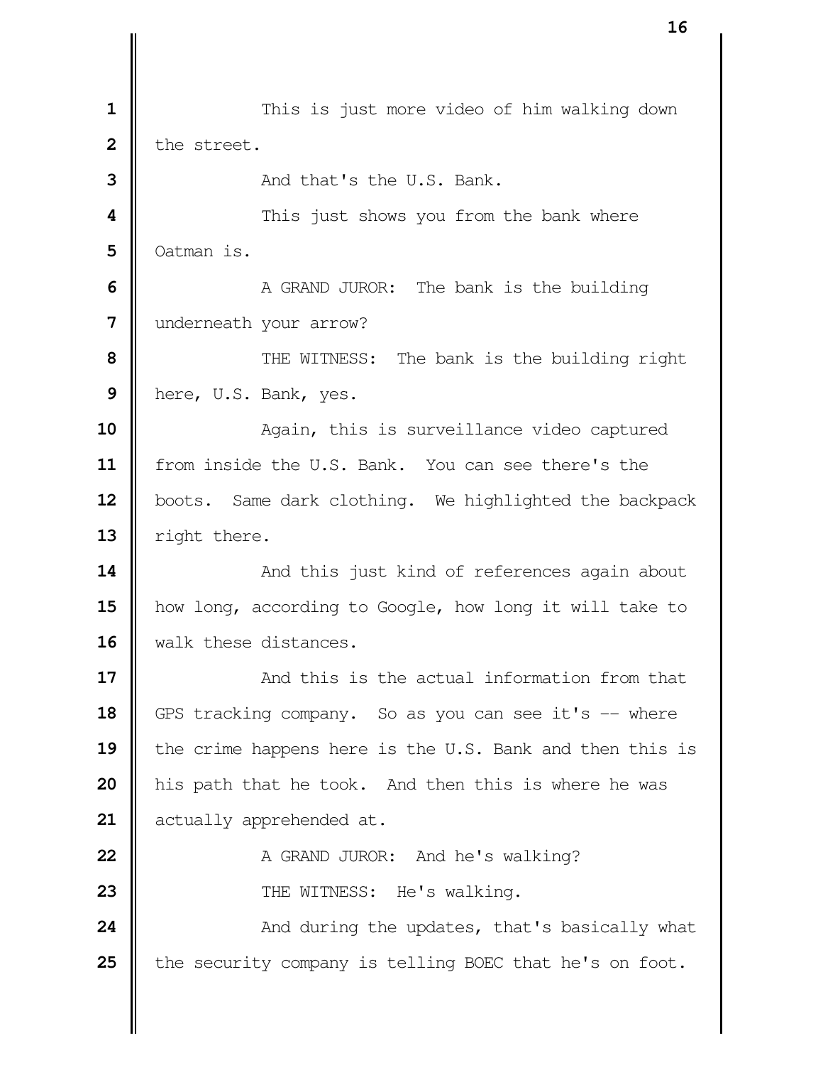This is just more video of him walking down the street.

And that's the U.S. Bank.

This just shows you from the bank where Oatman is.

A GRAND JUROR: The bank is the building underneath your arrow?

THE WITNESS: The bank is the building right here, U.S. Bank, yes.

Again, this is surveillance video captured from inside the U.S. Bank. You can see there's the boots. Same dark clothing. We highlighted the backpack right there.

And this just kind of references again about how long, according to Google, how long it will take to walk these distances.

And this is the actual information from that GPS tracking company. So as you can see it's -- where the crime happens here is the U.S. Bank and then this is his path that he took. And then this is where he was actually apprehended at.

A GRAND JUROR: And he's walking?

THE WITNESS: He's walking.

And during the updates, that's basically what the security company is telling BOEC that he's on foot.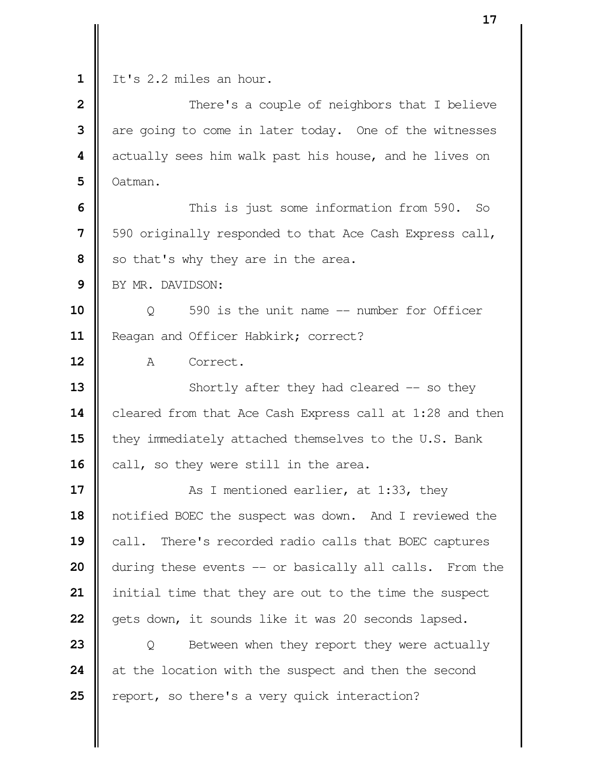It's 2.2 miles an hour.

There's a couple of neighbors that I believe are going to come in later today. One of the witnesses actually sees him walk past his house, and he lives on Oatman.

This is just some information from 590. So 590 originally responded to that Ace Cash Express call, so that's why they are in the area.

BY MR. DAVIDSON:

Q 590 is the unit name -- number for Officer Reagan and Officer Habkirk; correct?

A Correct.

Shortly after they had cleared -- so they cleared from that Ace Cash Express call at 1:28 and then they immediately attached themselves to the U.S. Bank call, so they were still in the area.

As I mentioned earlier, at 1:33, they notified BOEC the suspect was down. And I reviewed the call. There's recorded radio calls that BOEC captures during these events -- or basically all calls. From the initial time that they are out to the time the suspect gets down, it sounds like it was 20 seconds lapsed.

Q Between when they report they were actually at the location with the suspect and then the second report, so there's a very quick interaction?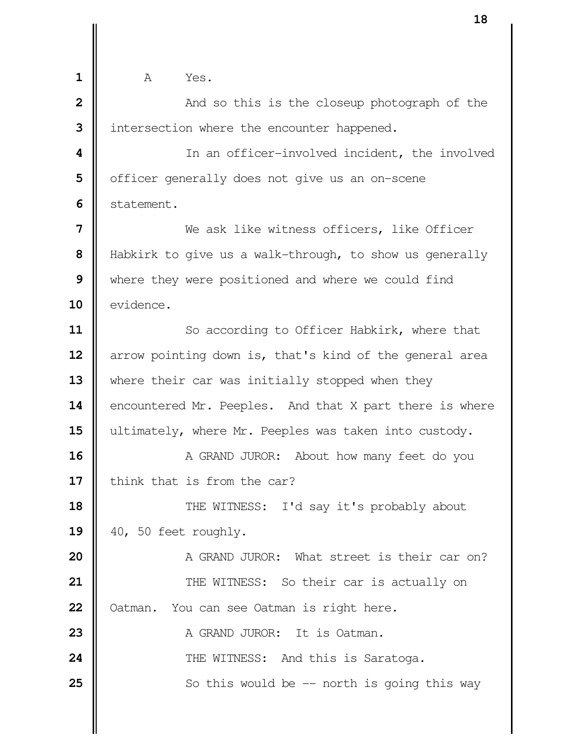A Yes.

And so this is the closeup photograph of the intersection where the encounter happened.

In an officer-involved incident, the involved officer generally does not give us an on-scene statement.

We ask like witness officers, like Officer Habkirk to give us a walk-through, to show us generally where they were positioned and where we could find evidence.

So according to Officer Habkirk, where that arrow pointing down is, that's kind of the general area where their car was initially stopped when they encountered Mr. Peeples. And that X part there is where ultimately, where Mr. Peeples was taken into custody.

A GRAND JUROR: About how many feet do you think that is from the car?

THE WITNESS: I'd say it's probably about 40, 50 feet roughly.

A GRAND JUROR: What street is their car on?

THE WITNESS: So their car is actually on Oatman. You can see Oatman is right here.

A GRAND JUROR: It is Oatman.

THE WITNESS: And this is Saratoga.

So this would be -- north is going this way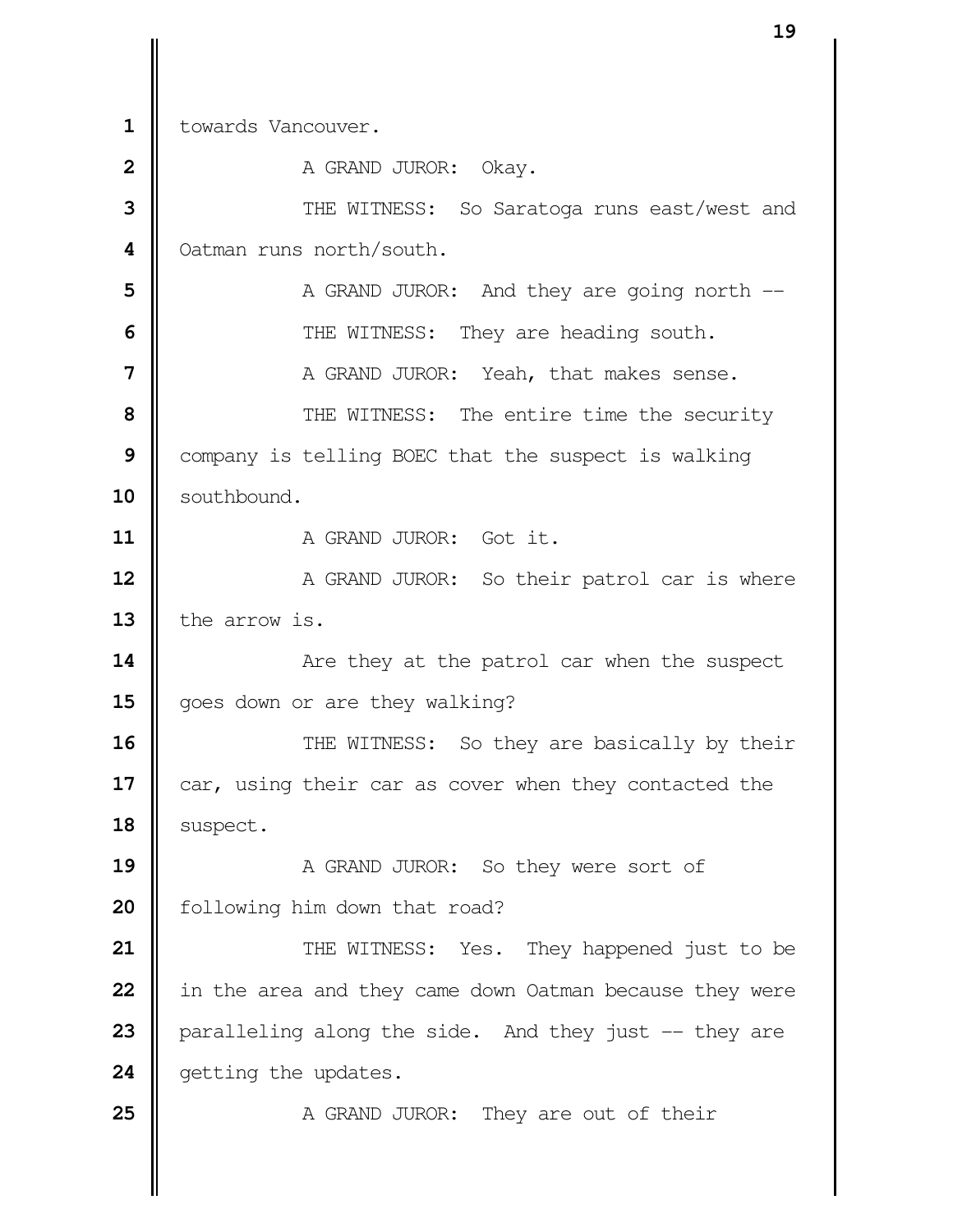towards Vancouver.

A GRAND JUROR: Okay.

THE WITNESS: So Saratoga runs east/west and Oatman runs north/south.

A GRAND JUROR: And they are going north --

THE WITNESS: They are heading south.

A GRAND JUROR: Yeah, that makes sense.

THE WITNESS: The entire time the security company is telling BOEC that the suspect is walking southbound.

A GRAND JUROR: Got it.

A GRAND JUROR: So their patrol car is where the arrow is.

Are they at the patrol car when the suspect goes down or are they walking?

THE WITNESS: So they are basically by their car, using their car as cover when they contacted the suspect.

A GRAND JUROR: So they were sort of following him down that road?

THE WITNESS: Yes. They happened just to be in the area and they came down Oatman because they were paralleling along the side. And they just -- they are getting the updates.

A GRAND JUROR: They are out of their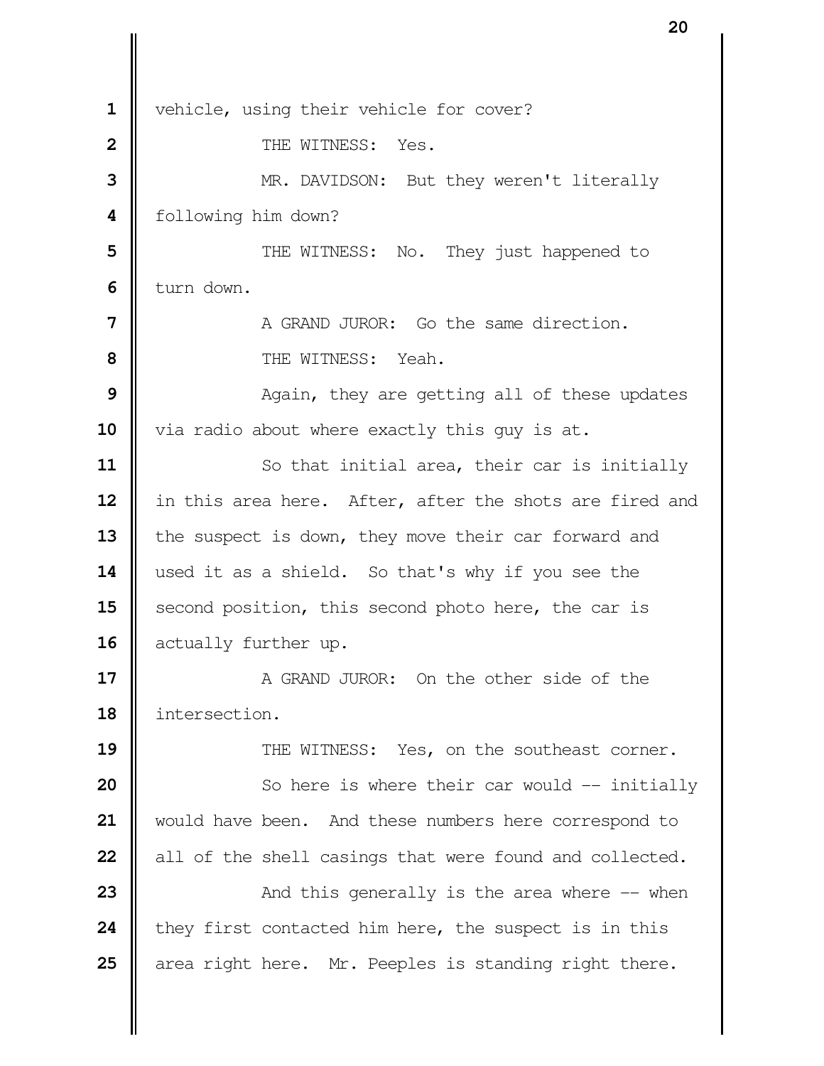vehicle, using their vehicle for cover?

THE WITNESS: Yes.

MR. DAVIDSON: But they weren't literally following him down?

THE WITNESS: No. They just happened to turn down.

A GRAND JUROR: Go the same direction.

THE WITNESS: Yeah.

Again, they are getting all of these updates via radio about where exactly this guy is at.

So that initial area, their car is initially in this area here. After, after the shots are fired and the suspect is down, they move their car forward and used it as a shield. So that's why if you see the second position, this second photo here, the car is actually further up.

A GRAND JUROR: On the other side of the intersection.

THE WITNESS: Yes, on the southeast corner.

So here is where their car would -- initially would have been. And these numbers here correspond to all of the shell casings that were found and collected.

And this generally is the area where -- when they first contacted him here, the suspect is in this area right here. Mr. Peeples is standing right there.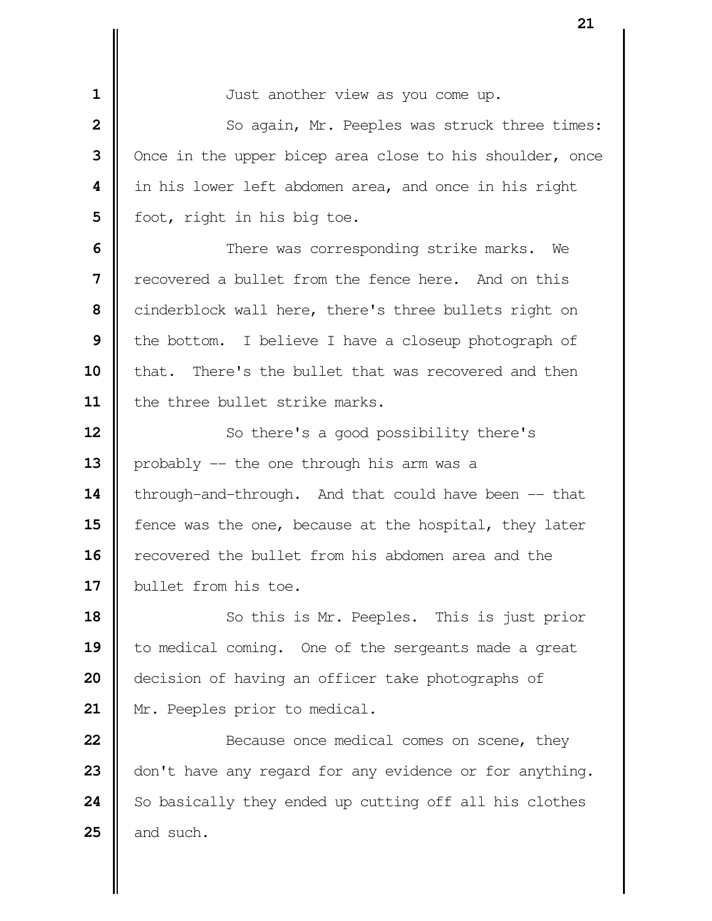Just another view as you come up.

So again, Mr. Peeples was struck three times: Once in the upper bicep area close to his shoulder, once in his lower left abdomen area, and once in his right foot, right in his big toe.

There was corresponding strike marks. We recovered a bullet from the fence here. And on this cinderblock wall here, there's three bullets right on the bottom. I believe I have a closeup photograph of that. There's the bullet that was recovered and then the three bullet strike marks.

So there's a good possibility there's probably -- the one through his arm was a through-and-through. And that could have been -- that fence was the one, because at the hospital, they later recovered the bullet from his abdomen area and the bullet from his toe.

So this is Mr. Peeples. This is just prior to medical coming. One of the sergeants made a great decision of having an officer take photographs of Mr. Peeples prior to medical.

Because once medical comes on scene, they don't have any regard for any evidence or for anything. So basically they ended up cutting off all his clothes and such.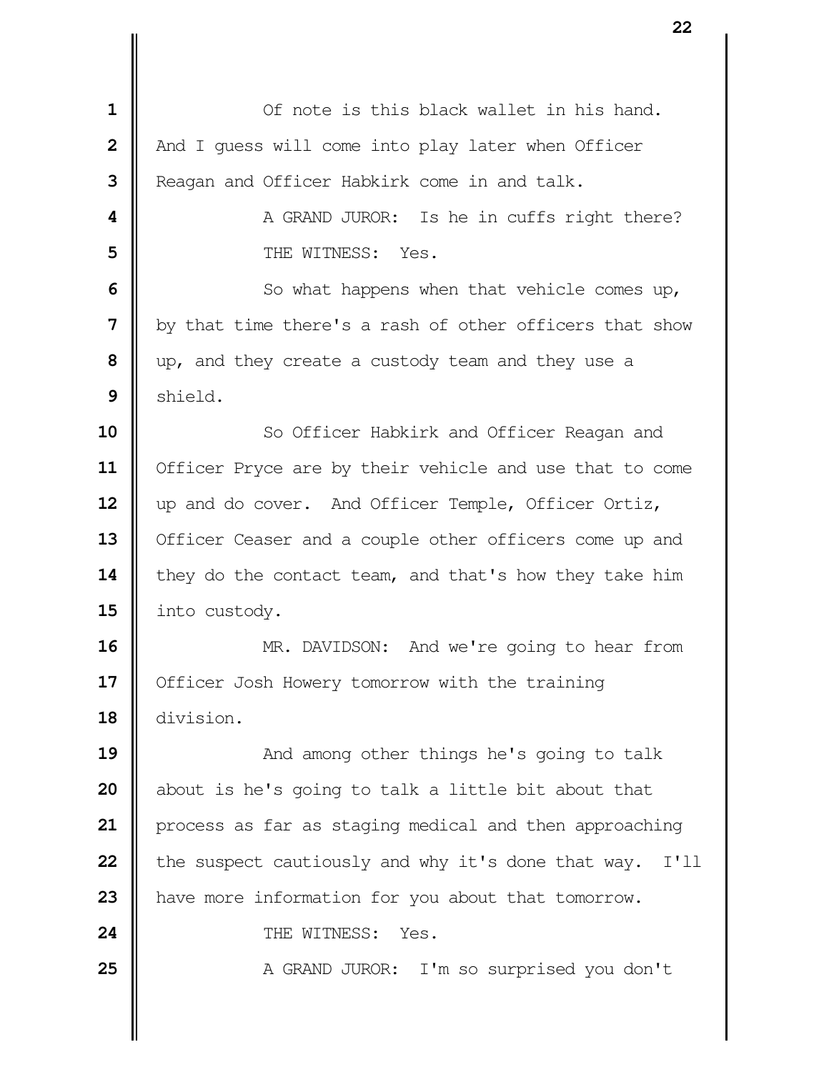Of note is this black wallet in his hand. And I guess will come into play later when Officer Reagan and Officer Habkirk come in and talk.

A GRAND JUROR: Is he in cuffs right there?

THE WITNESS: Yes.

So what happens when that vehicle comes up, by that time there's a rash of other officers that show up, and they create a custody team and they use a shield.

So Officer Habkirk and Officer Reagan and Officer Pryce are by their vehicle and use that to come up and do cover. And Officer Temple, Officer Ortiz, Officer Ceaser and a couple other officers come up and they do the contact team, and that's how they take him into custody.

MR. DAVIDSON: And we're going to hear from Officer Josh Howery tomorrow with the training division.

And among other things he's going to talk about is he's going to talk a little bit about that process as far as staging medical and then approaching the suspect cautiously and why it's done that way. I'll have more information for you about that tomorrow.

THE WITNESS: Yes.

A GRAND JUROR: I'm so surprised you don't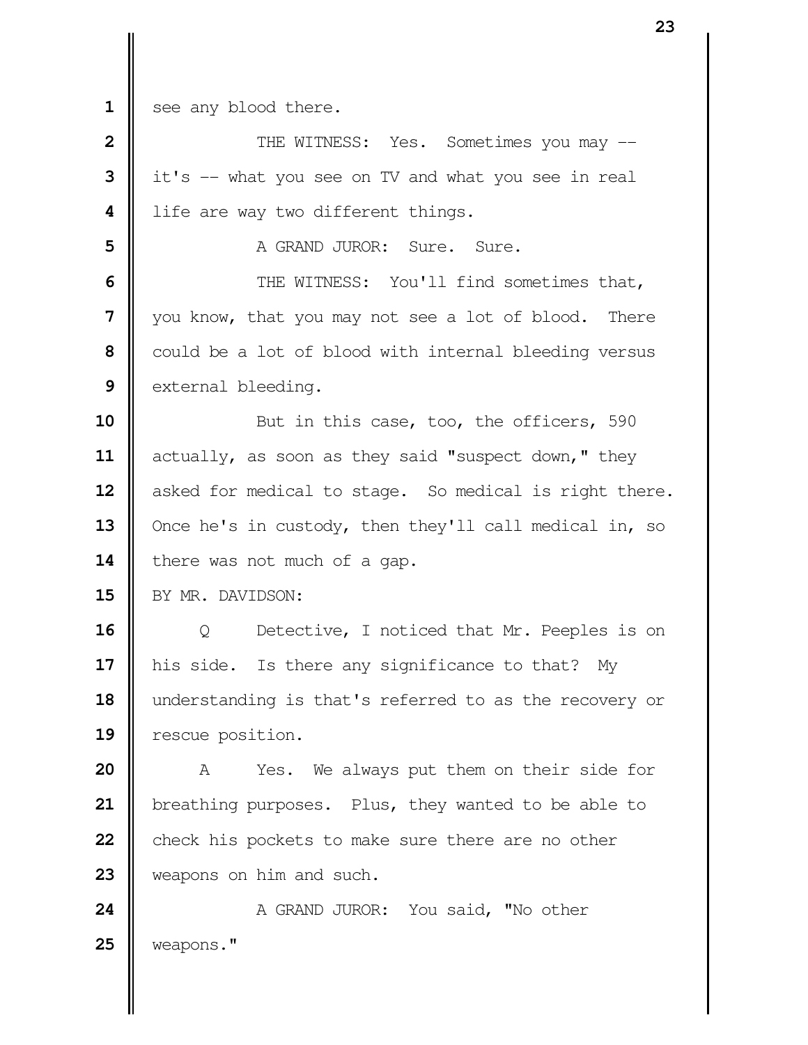see any blood there.

THE WITNESS: Yes. Sometimes you may -- it's -- what you see on TV and what you see in real life are way two different things.

A GRAND JUROR: Sure. Sure.

THE WITNESS: You'll find sometimes that, you know, that you may not see a lot of blood. There could be a lot of blood with internal bleeding versus external bleeding.

But in this case, too, the officers, 590 actually, as soon as they said "suspect down," they asked for medical to stage. So medical is right there. Once he's in custody, then they'll call medical in, so there was not much of a gap.

BY MR. DAVIDSON:

Q Detective, I noticed that Mr. Peeples is on his side. Is there any significance to that? My understanding is that's referred to as the recovery or rescue position.

A Yes. We always put them on their side for breathing purposes. Plus, they wanted to be able to check his pockets to make sure there are no other weapons on him and such.

A GRAND JUROR: You said, "No other weapons."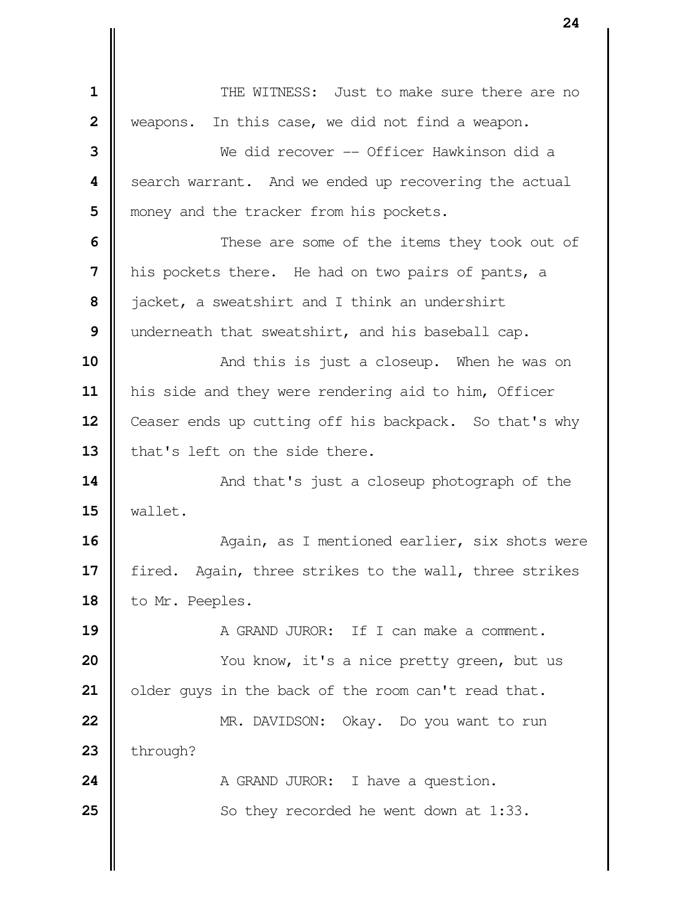THE WITNESS: Just to make sure there are no weapons. In this case, we did not find a weapon.

We did recover -- Officer Hawkinson did a search warrant. And we ended up recovering the actual money and the tracker from his pockets.

These are some of the items they took out of his pockets there. He had on two pairs of pants, a jacket, a sweatshirt and I think an undershirt underneath that sweatshirt, and his baseball cap.

And this is just a closeup. When he was on his side and they were rendering aid to him, Officer Ceaser ends up cutting off his backpack. So that's why that's left on the side there.

And that's just a closeup photograph of the wallet.

Again, as I mentioned earlier, six shots were fired. Again, three strikes to the wall, three strikes to Mr. Peeples.

A GRAND JUROR: If I can make a comment.

You know, it's a nice pretty green, but us older guys in the back of the room can't read that.

MR. DAVIDSON: Okay. Do you want to run through?

A GRAND JUROR: I have a question.

So they recorded he went down at 1:33.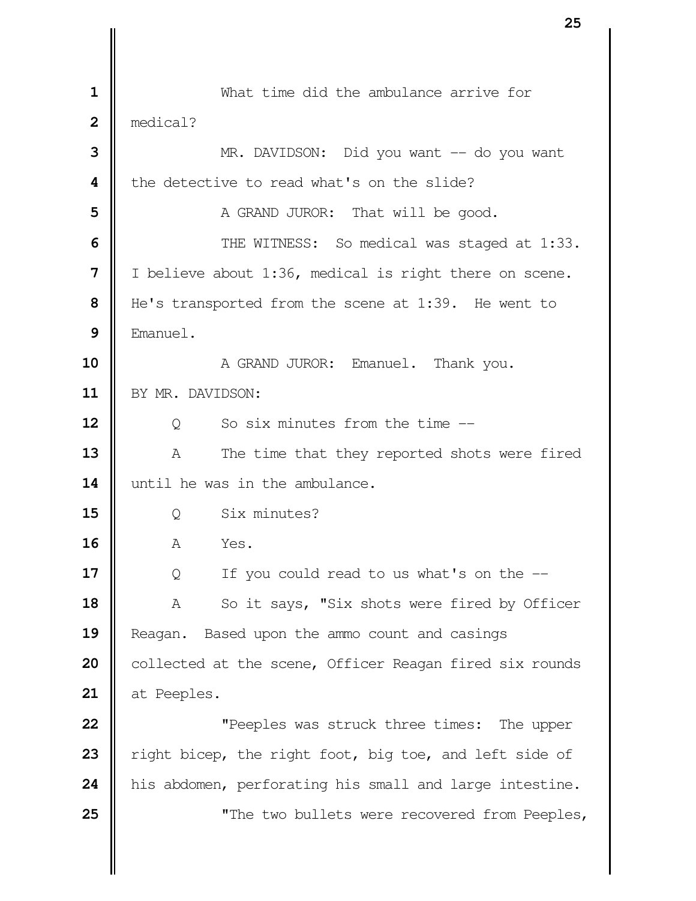What time did the ambulance arrive for medical?

MR. DAVIDSON: Did you want -- do you want the detective to read what's on the slide?

A GRAND JUROR: That will be good.

THE WITNESS: So medical was staged at 1:33. I believe about 1:36, medical is right there on scene. He's transported from the scene at 1:39. He went to Emanuel.

A GRAND JUROR: Emanuel. Thank you.

BY MR. DAVIDSON:

Q So six minutes from the time --

A The time that they reported shots were fired until he was in the ambulance.

Q Six minutes?

A Yes.

Q If you could read to us what's on the --

A So it says, "Six shots were fired by Officer Reagan. Based upon the ammo count and casings collected at the scene, Officer Reagan fired six rounds at Peeples.

"Peeples was struck three times: The upper right bicep, the right foot, big toe, and left side of his abdomen, perforating his small and large intestine.

"The two bullets were recovered from Peeples,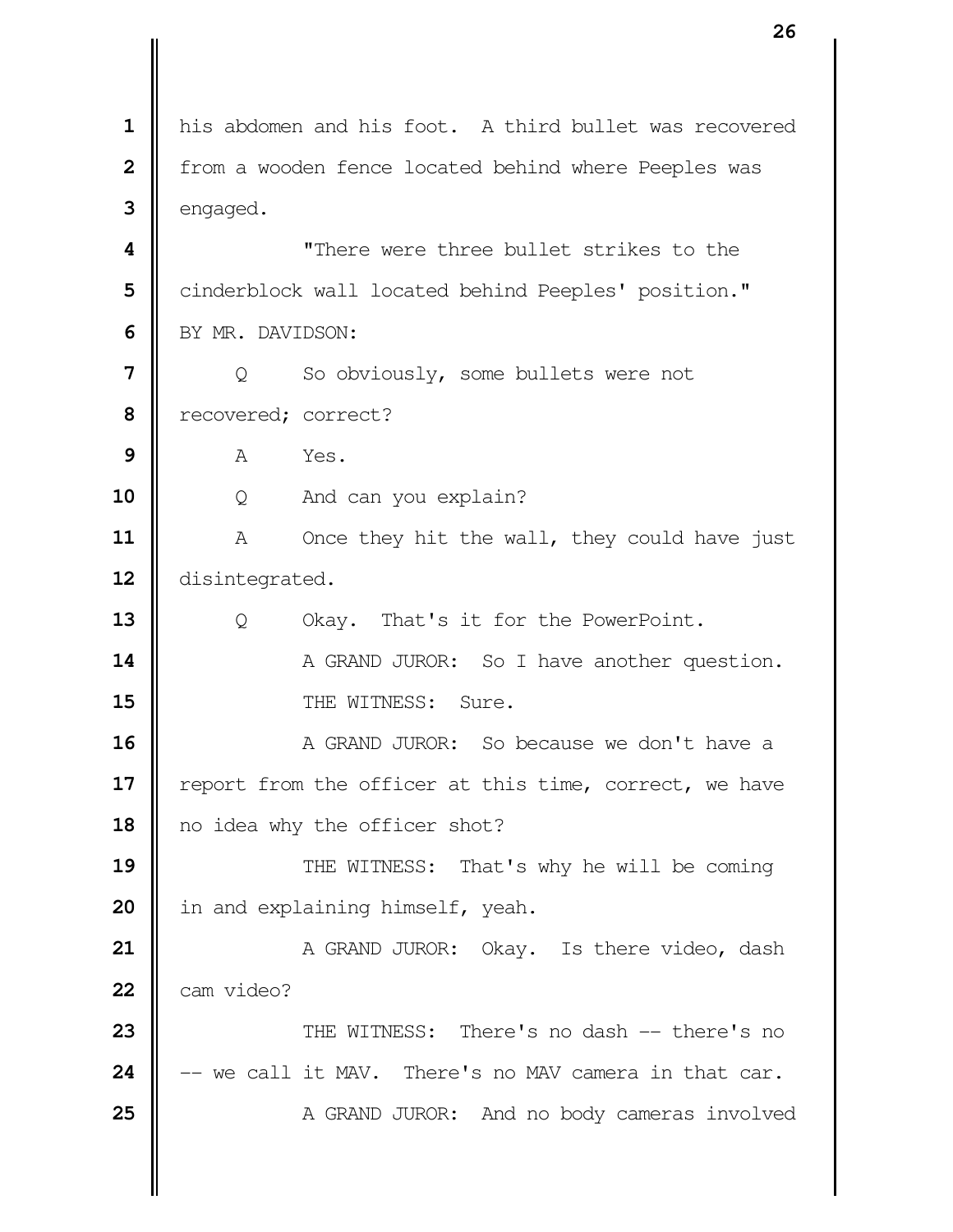his abdomen and his foot. A third bullet was recovered from a wooden fence located behind where Peeples was engaged.

"There were three bullet strikes to the cinderblock wall located behind Peeples' position."

BY MR. DAVIDSON:

Q So obviously, some bullets were not recovered; correct?

A Yes.

Q And can you explain?

A Once they hit the wall, they could have just disintegrated.

Q Okay. That's it for the PowerPoint.

A GRAND JUROR: So I have another question.

THE WITNESS: Sure.

A GRAND JUROR: So because we don't have a report from the officer at this time, correct, we have no idea why the officer shot?

THE WITNESS: That's why he will be coming in and explaining himself, yeah.

A GRAND JUROR: Okay. Is there video, dash cam video?

THE WITNESS: There's no dash -- there's no -- we call it MAV. There's no MAV camera in that car.

A GRAND JUROR: And no body cameras involved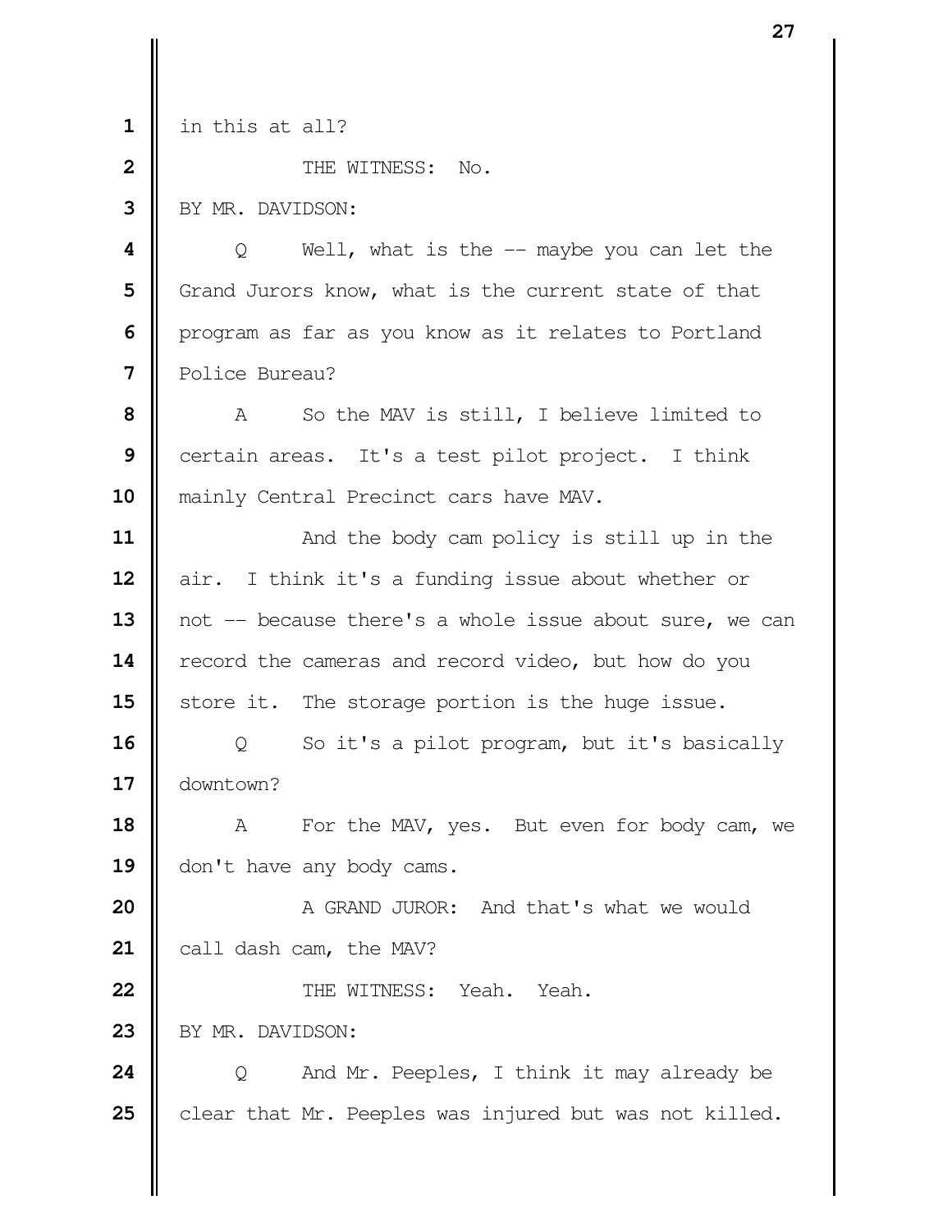1 in this at all?

2 THE WITNESS: No.

3 BY MR. DAVIDSON:

4 Q Well, what is the -- maybe you can let the
5 Grand Jurors know, what is the current state of that
6 program as far as you know as it relates to Portland
7 Police Bureau?

8 A So the MAV is still, I believe limited to
9 certain areas. It's a test pilot project. I think
10 mainly Central Precinct cars have MAV.

11 And the body cam policy is still up in the
12 air. I think it's a funding issue about whether or
13 not -- because there's a whole issue about sure, we can
14 record the cameras and record video, but how do you
15 store it. The storage portion is the huge issue.

16 Q So it's a pilot program, but it's basically
17 downtown?

18 A For the MAV, yes. But even for body cam, we
19 don't have any body cams.

20 A GRAND JUROR: And that's what we would
21 call dash cam, the MAV?

22 THE WITNESS: Yeah. Yeah.

23 BY MR. DAVIDSON:

24 Q And Mr. Peeples, I think it may already be
25 clear that Mr. Peeples was injured but was not killed.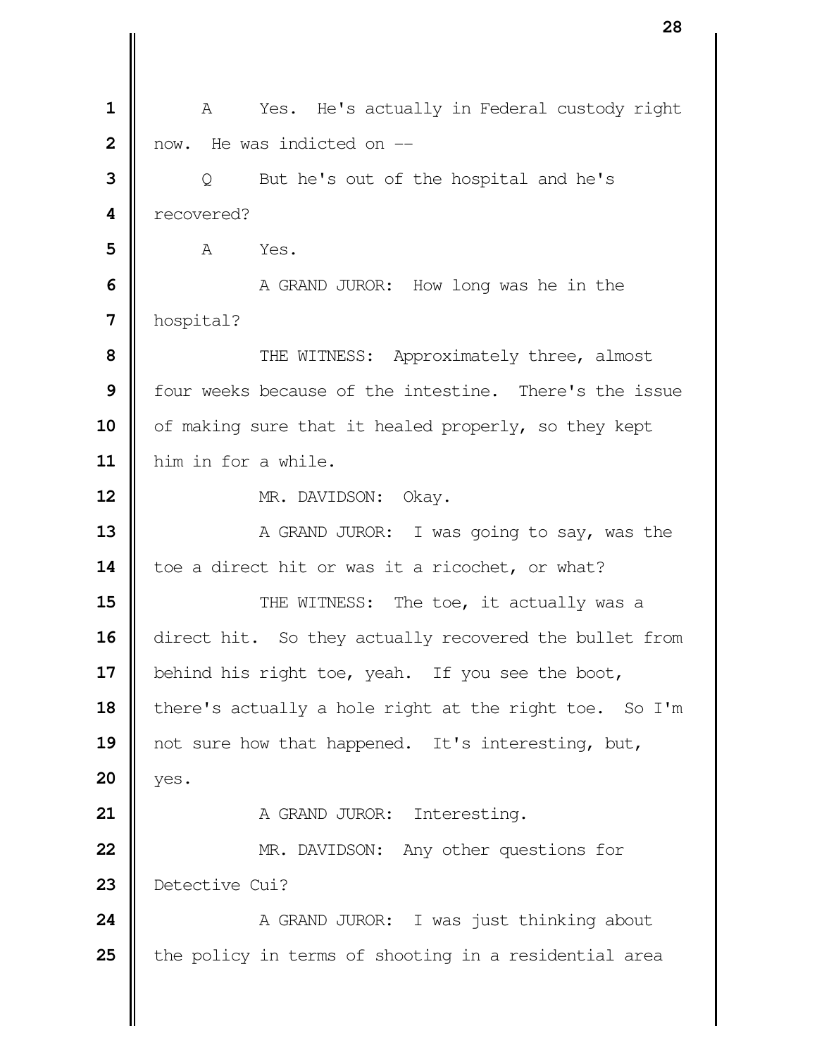A Yes. He's actually in Federal custody right now. He was indicted on --

Q But he's out of the hospital and he's recovered?

A Yes.

A GRAND JUROR: How long was he in the hospital?

THE WITNESS: Approximately three, almost four weeks because of the intestine. There's the issue of making sure that it healed properly, so they kept him in for a while.

MR. DAVIDSON: Okay.

A GRAND JUROR: I was going to say, was the toe a direct hit or was it a ricochet, or what?

THE WITNESS: The toe, it actually was a direct hit. So they actually recovered the bullet from behind his right toe, yeah. If you see the boot, there's actually a hole right at the right toe. So I'm not sure how that happened. It's interesting, but, yes.

A GRAND JUROR: Interesting.

MR. DAVIDSON: Any other questions for Detective Cui?

A GRAND JUROR: I was just thinking about the policy in terms of shooting in a residential area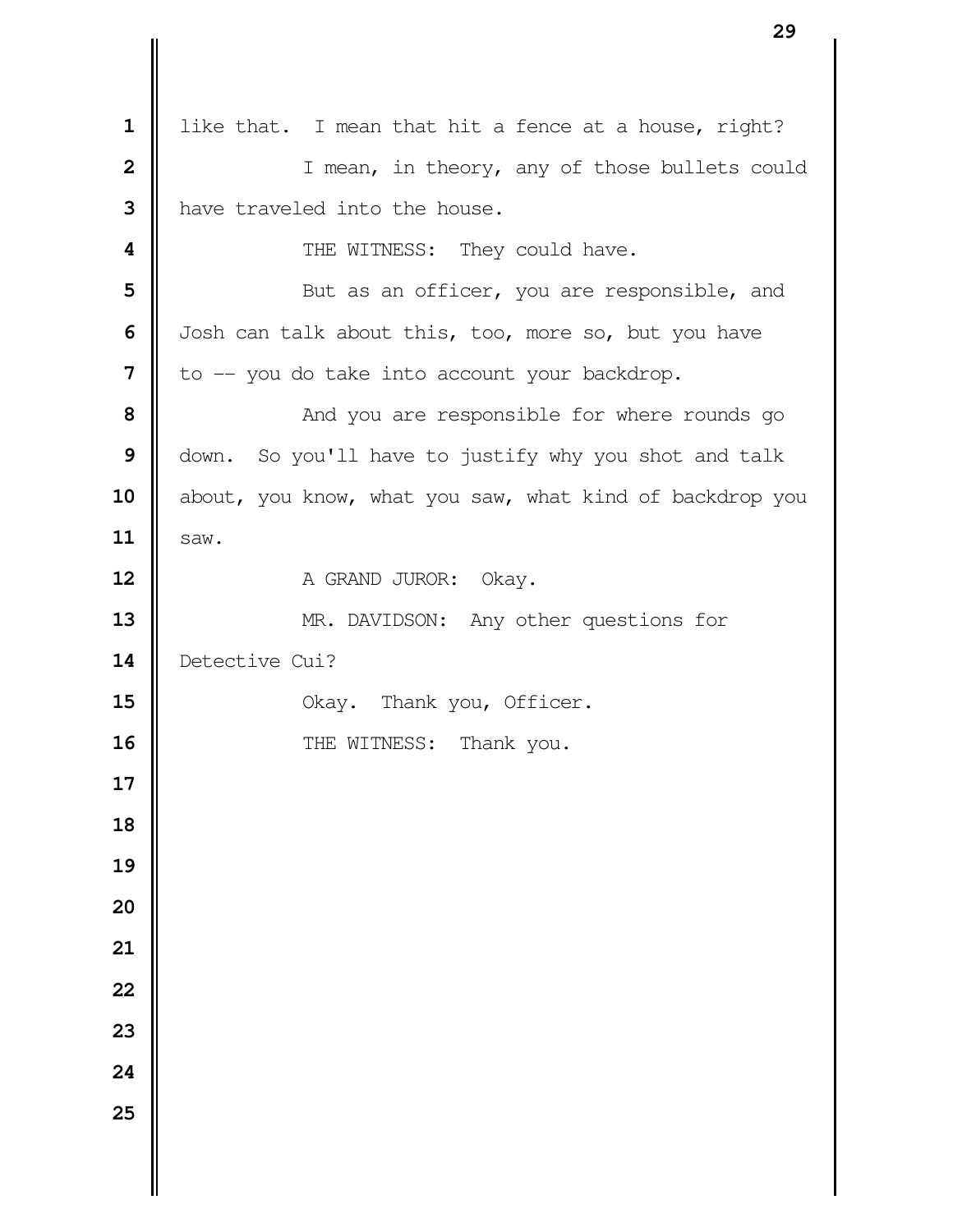like that. I mean that hit a fence at a house, right?

I mean, in theory, any of those bullets could have traveled into the house.

THE WITNESS: They could have.

But as an officer, you are responsible, and Josh can talk about this, too, more so, but you have to -- you do take into account your backdrop.

And you are responsible for where rounds go down. So you'll have to justify why you shot and talk about, you know, what you saw, what kind of backdrop you saw.

A GRAND JUROR: Okay.

MR. DAVIDSON: Any other questions for Detective Cui?

Okay. Thank you, Officer.

THE WITNESS: Thank you.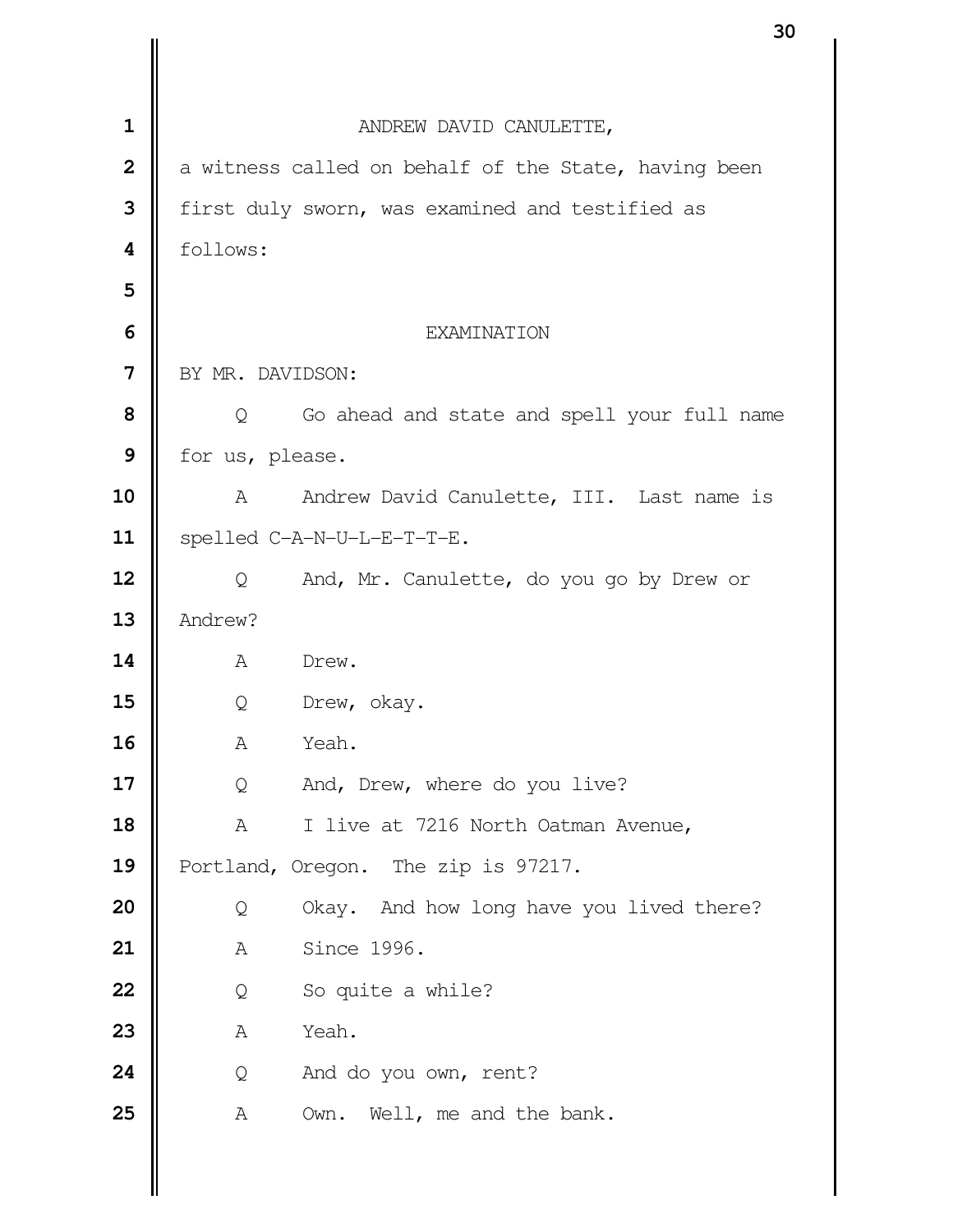ANDREW DAVID CANULETTE,

a witness called on behalf of the State, having been first duly sworn, was examined and testified as follows:

EXAMINATION

BY MR. DAVIDSON:

Q Go ahead and state and spell your full name for us, please.

A Andrew David Canulette, III. Last name is spelled C-A-N-U-L-E-T-T-E.

Q And, Mr. Canulette, do you go by Drew or Andrew?

A Drew.

Q Drew, okay.

A Yeah.

Q And, Drew, where do you live?

A I live at 7216 North Oatman Avenue, Portland, Oregon. The zip is 97217.

Q Okay. And how long have you lived there?

A Since 1996.

Q So quite a while?

A Yeah.

Q And do you own, rent?

A Own. Well, me and the bank.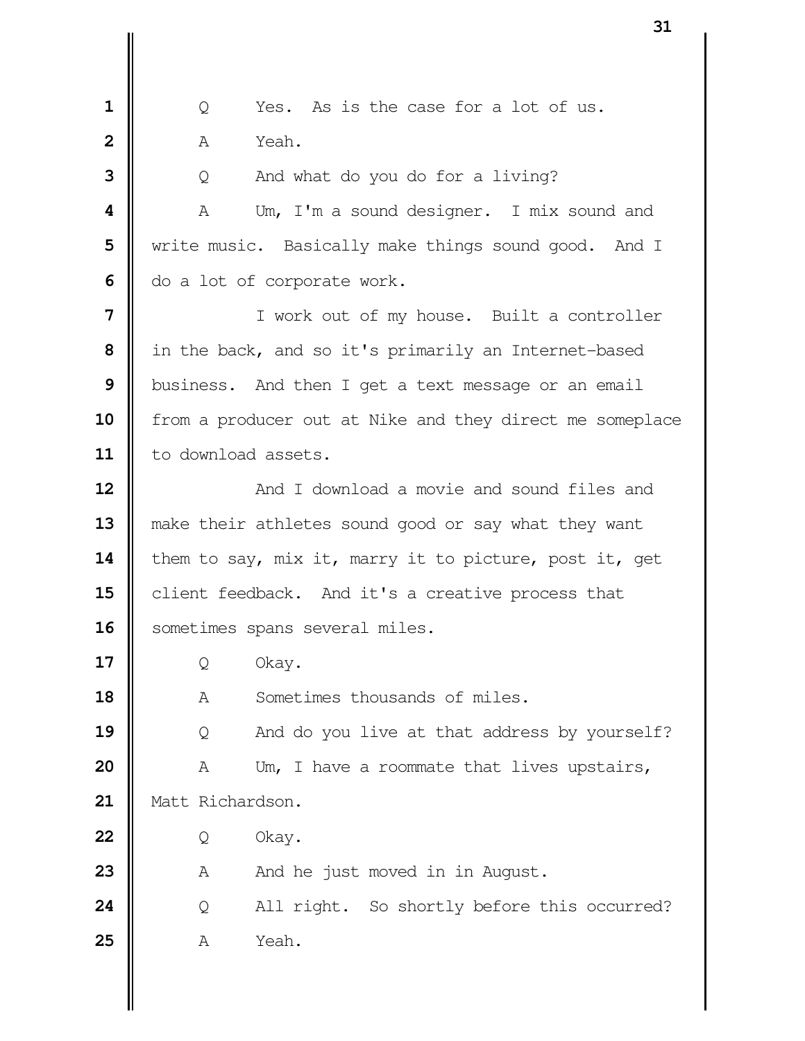Q Yes. As is the case for a lot of us.

A Yeah.

Q And what do you do for a living?

A Um, I'm a sound designer. I mix sound and write music. Basically make things sound good. And I do a lot of corporate work.

I work out of my house. Built a controller in the back, and so it's primarily an Internet-based business. And then I get a text message or an email from a producer out at Nike and they direct me someplace to download assets.

And I download a movie and sound files and make their athletes sound good or say what they want them to say, mix it, marry it to picture, post it, get client feedback. And it's a creative process that sometimes spans several miles.

Q Okay.

A Sometimes thousands of miles.

Q And do you live at that address by yourself?

A Um, I have a roommate that lives upstairs, Matt Richardson.

Q Okay.

A And he just moved in in August.

Q All right. So shortly before this occurred?

A Yeah.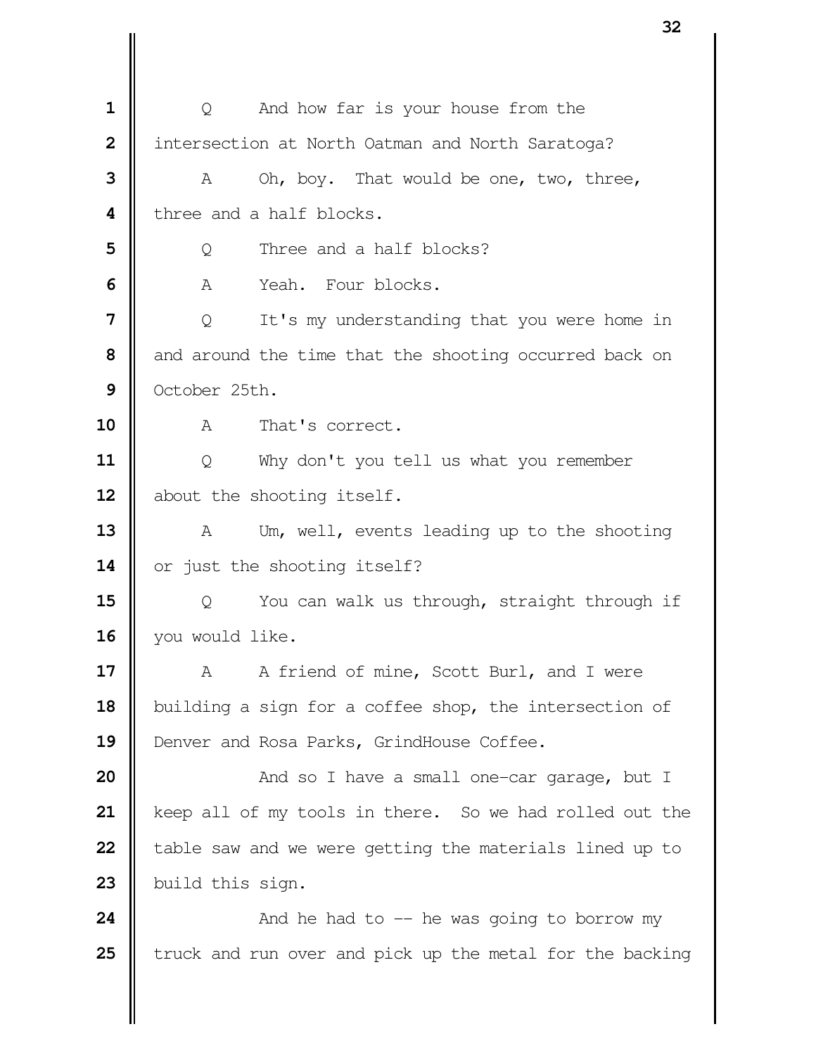Q And how far is your house from the intersection at North Oatman and North Saratoga?

A Oh, boy. That would be one, two, three, three and a half blocks.

Q Three and a half blocks?

A Yeah. Four blocks.

Q It's my understanding that you were home in and around the time that the shooting occurred back on October 25th.

A That's correct.

Q Why don't you tell us what you remember about the shooting itself.

A Um, well, events leading up to the shooting or just the shooting itself?

Q You can walk us through, straight through if you would like.

A A friend of mine, Scott Burl, and I were building a sign for a coffee shop, the intersection of Denver and Rosa Parks, GrindHouse Coffee.

And so I have a small one-car garage, but I keep all of my tools in there. So we had rolled out the table saw and we were getting the materials lined up to build this sign.

And he had to -- he was going to borrow my truck and run over and pick up the metal for the backing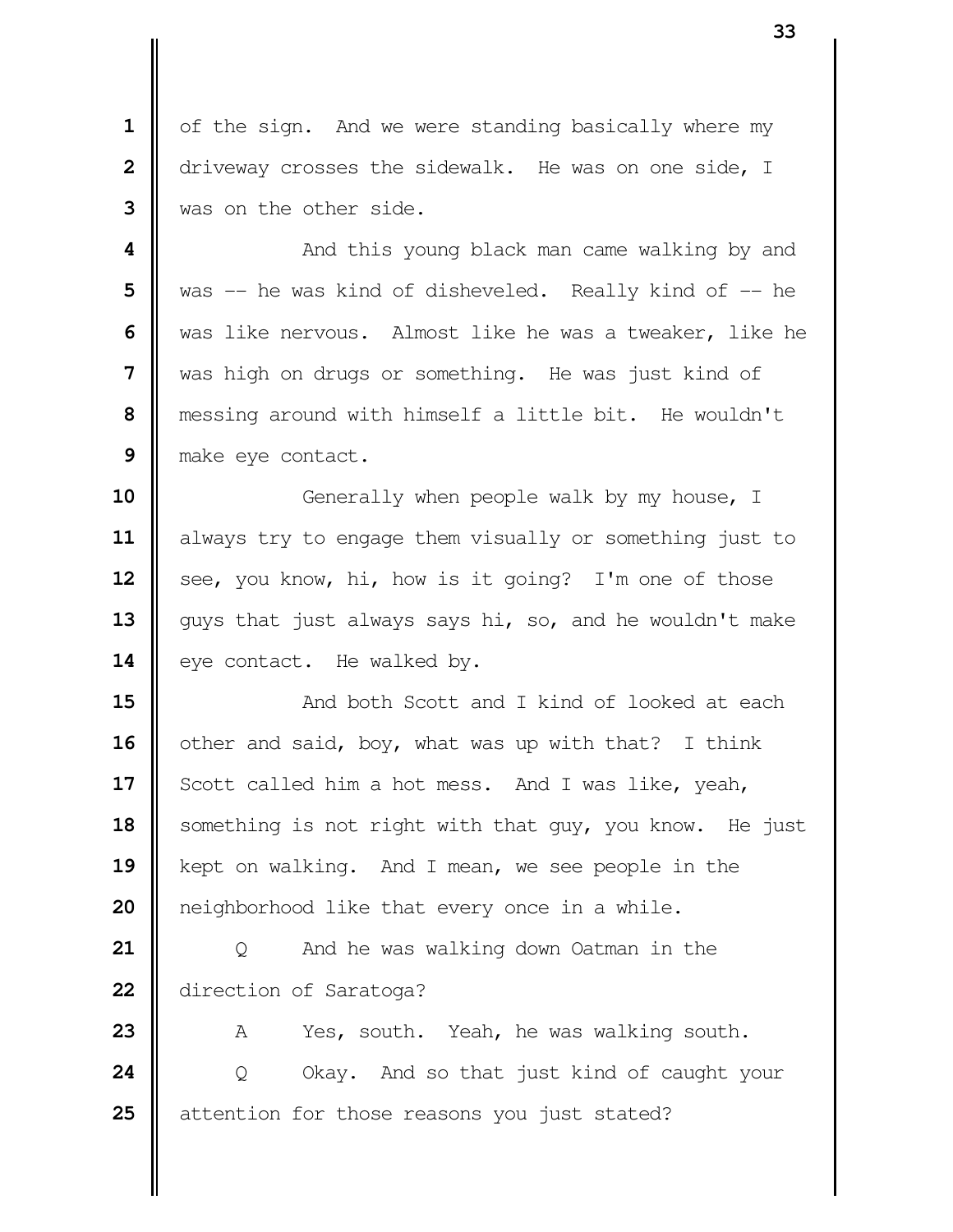of the sign. And we were standing basically where my driveway crosses the sidewalk. He was on one side, I was on the other side.

And this young black man came walking by and was -- he was kind of disheveled. Really kind of -- he was like nervous. Almost like he was a tweaker, like he was high on drugs or something. He was just kind of messing around with himself a little bit. He wouldn't make eye contact.

Generally when people walk by my house, I always try to engage them visually or something just to see, you know, hi, how is it going? I'm one of those guys that just always says hi, so, and he wouldn't make eye contact. He walked by.

And both Scott and I kind of looked at each other and said, boy, what was up with that? I think Scott called him a hot mess. And I was like, yeah, something is not right with that guy, you know. He just kept on walking. And I mean, we see people in the neighborhood like that every once in a while.

Q And he was walking down Oatman in the direction of Saratoga?

A Yes, south. Yeah, he was walking south.

Q Okay. And so that just kind of caught your attention for those reasons you just stated?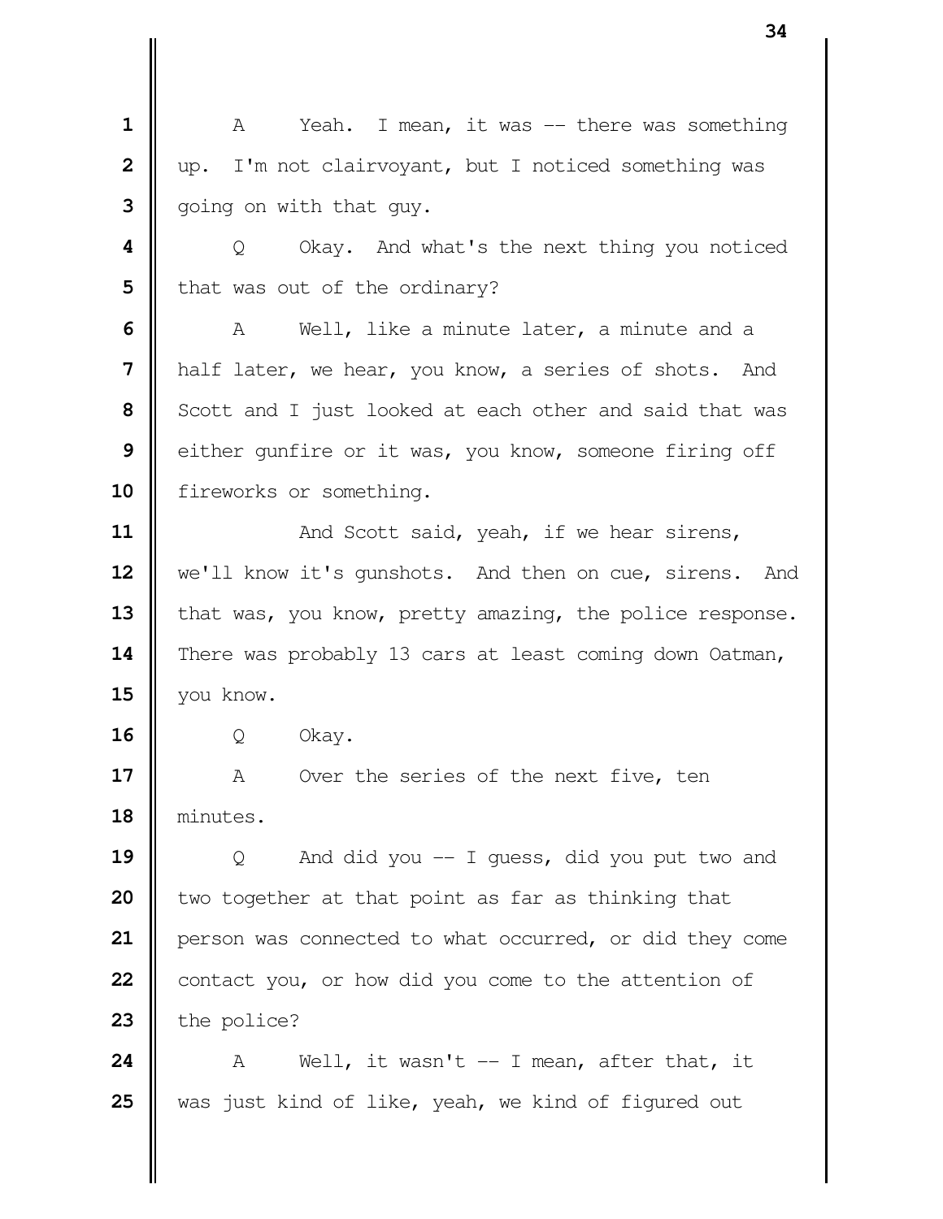A Yeah. I mean, it was -- there was something up. I'm not clairvoyant, but I noticed something was going on with that guy.

Q Okay. And what's the next thing you noticed that was out of the ordinary?

A Well, like a minute later, a minute and a half later, we hear, you know, a series of shots. And Scott and I just looked at each other and said that was either gunfire or it was, you know, someone firing off fireworks or something.

And Scott said, yeah, if we hear sirens, we'll know it's gunshots. And then on cue, sirens. And that was, you know, pretty amazing, the police response. There was probably 13 cars at least coming down Oatman, you know.

Q Okay.

A Over the series of the next five, ten minutes.

Q And did you -- I guess, did you put two and two together at that point as far as thinking that person was connected to what occurred, or did they come contact you, or how did you come to the attention of the police?

A Well, it wasn't -- I mean, after that, it was just kind of like, yeah, we kind of figured out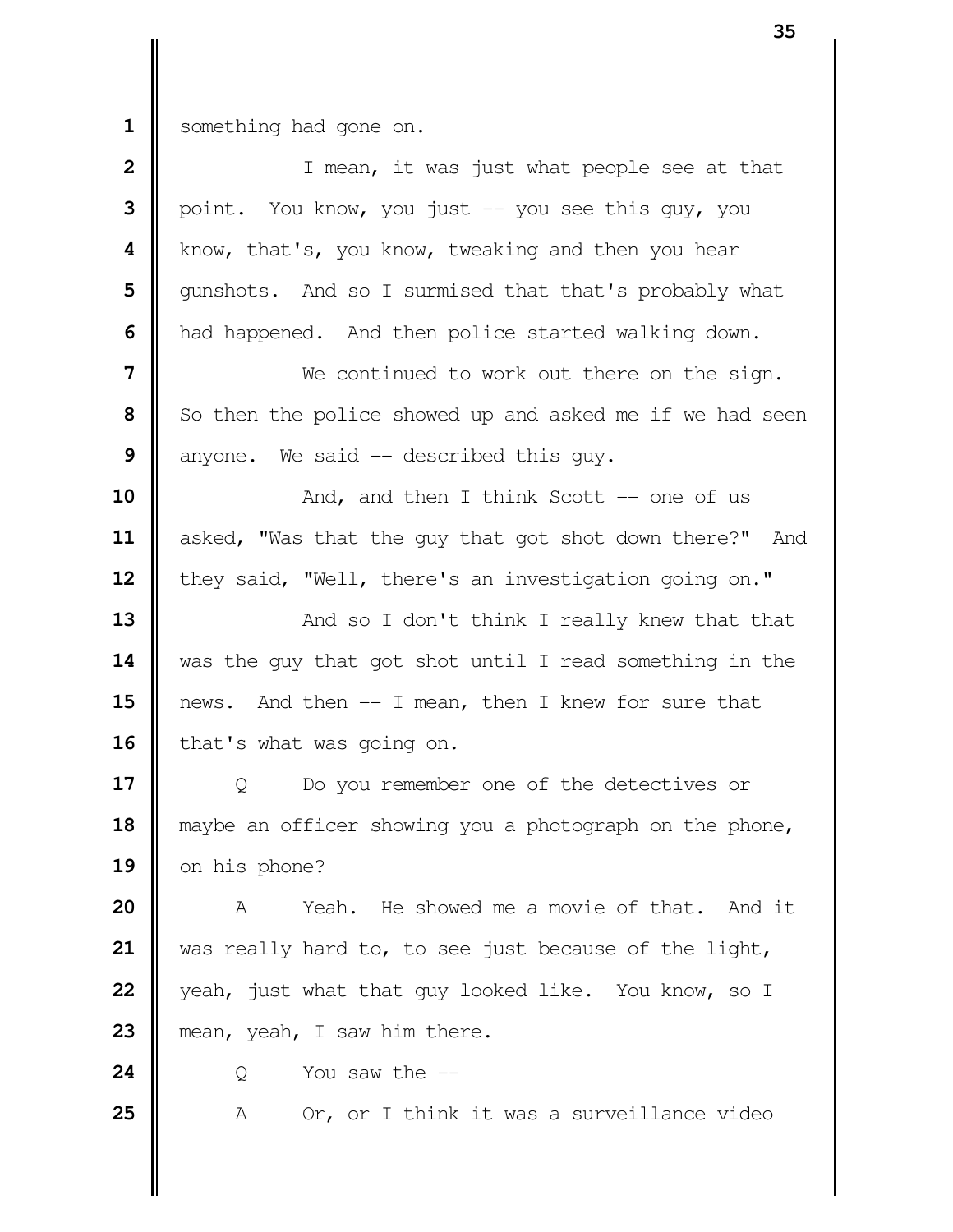something had gone on.

I mean, it was just what people see at that point. You know, you just -- you see this guy, you know, that's, you know, tweaking and then you hear gunshots. And so I surmised that that's probably what had happened. And then police started walking down.

We continued to work out there on the sign. So then the police showed up and asked me if we had seen anyone. We said -- described this guy.

And, and then I think Scott -- one of us asked, "Was that the guy that got shot down there?" And they said, "Well, there's an investigation going on."

And so I don't think I really knew that that was the guy that got shot until I read something in the news. And then -- I mean, then I knew for sure that that's what was going on.

Q Do you remember one of the detectives or maybe an officer showing you a photograph on the phone, on his phone?

A Yeah. He showed me a movie of that. And it was really hard to, to see just because of the light, yeah, just what that guy looked like. You know, so I mean, yeah, I saw him there.

Q You saw the --

A Or, or I think it was a surveillance video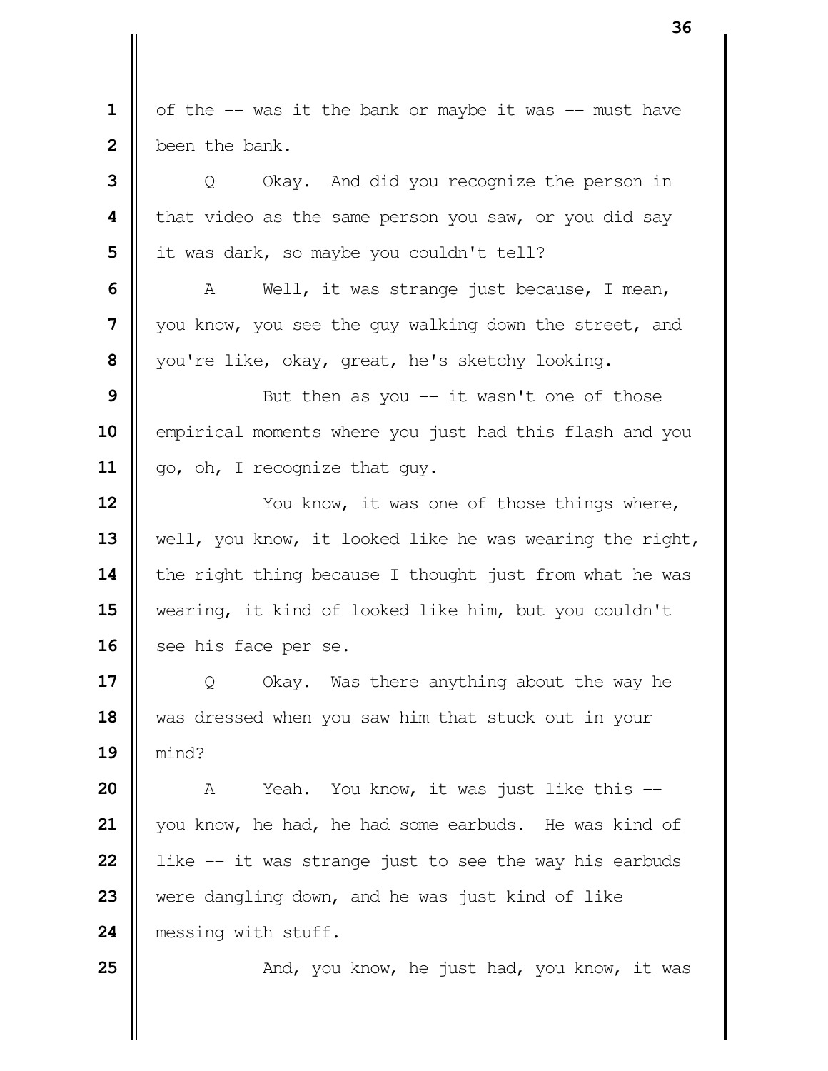of the -- was it the bank or maybe it was -- must have been the bank.

Q Okay. And did you recognize the person in that video as the same person you saw, or you did say it was dark, so maybe you couldn't tell?

A Well, it was strange just because, I mean, you know, you see the guy walking down the street, and you're like, okay, great, he's sketchy looking.

But then as you -- it wasn't one of those empirical moments where you just had this flash and you go, oh, I recognize that guy.

You know, it was one of those things where, well, you know, it looked like he was wearing the right, the right thing because I thought just from what he was wearing, it kind of looked like him, but you couldn't see his face per se.

Q Okay. Was there anything about the way he was dressed when you saw him that stuck out in your mind?

A Yeah. You know, it was just like this -- you know, he had, he had some earbuds. He was kind of like -- it was strange just to see the way his earbuds were dangling down, and he was just kind of like messing with stuff.

And, you know, he just had, you know, it was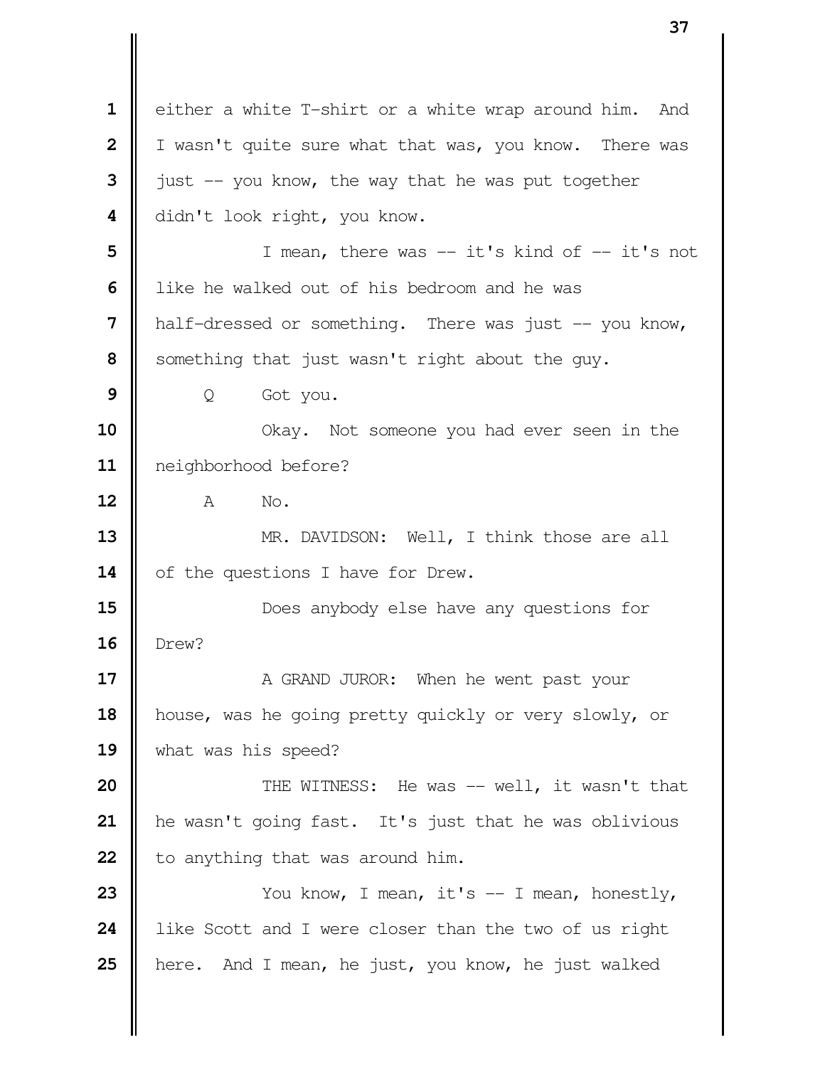either a white T-shirt or a white wrap around him. And I wasn't quite sure what that was, you know. There was just -- you know, the way that he was put together didn't look right, you know.

I mean, there was -- it's kind of -- it's not like he walked out of his bedroom and he was half-dressed or something. There was just -- you know, something that just wasn't right about the guy.

Q Got you.

Okay. Not someone you had ever seen in the neighborhood before?

A No.

MR. DAVIDSON: Well, I think those are all of the questions I have for Drew.

Does anybody else have any questions for Drew?

A GRAND JUROR: When he went past your house, was he going pretty quickly or very slowly, or what was his speed?

THE WITNESS: He was -- well, it wasn't that he wasn't going fast. It's just that he was oblivious to anything that was around him.

You know, I mean, it's -- I mean, honestly, like Scott and I were closer than the two of us right here. And I mean, he just, you know, he just walked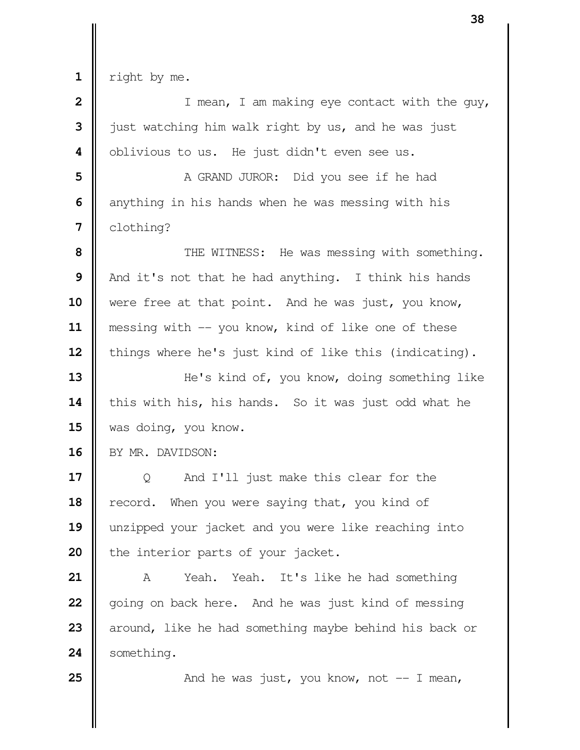right by me.

I mean, I am making eye contact with the guy, just watching him walk right by us, and he was just oblivious to us. He just didn't even see us.

A GRAND JUROR: Did you see if he had anything in his hands when he was messing with his clothing?

THE WITNESS: He was messing with something. And it's not that he had anything. I think his hands were free at that point. And he was just, you know, messing with -- you know, kind of like one of these things where he's just kind of like this (indicating).

He's kind of, you know, doing something like this with his, his hands. So it was just odd what he was doing, you know.

BY MR. DAVIDSON:

Q And I'll just make this clear for the record. When you were saying that, you kind of unzipped your jacket and you were like reaching into the interior parts of your jacket.

A Yeah. Yeah. It's like he had something going on back here. And he was just kind of messing around, like he had something maybe behind his back or something.

And he was just, you know, not -- I mean,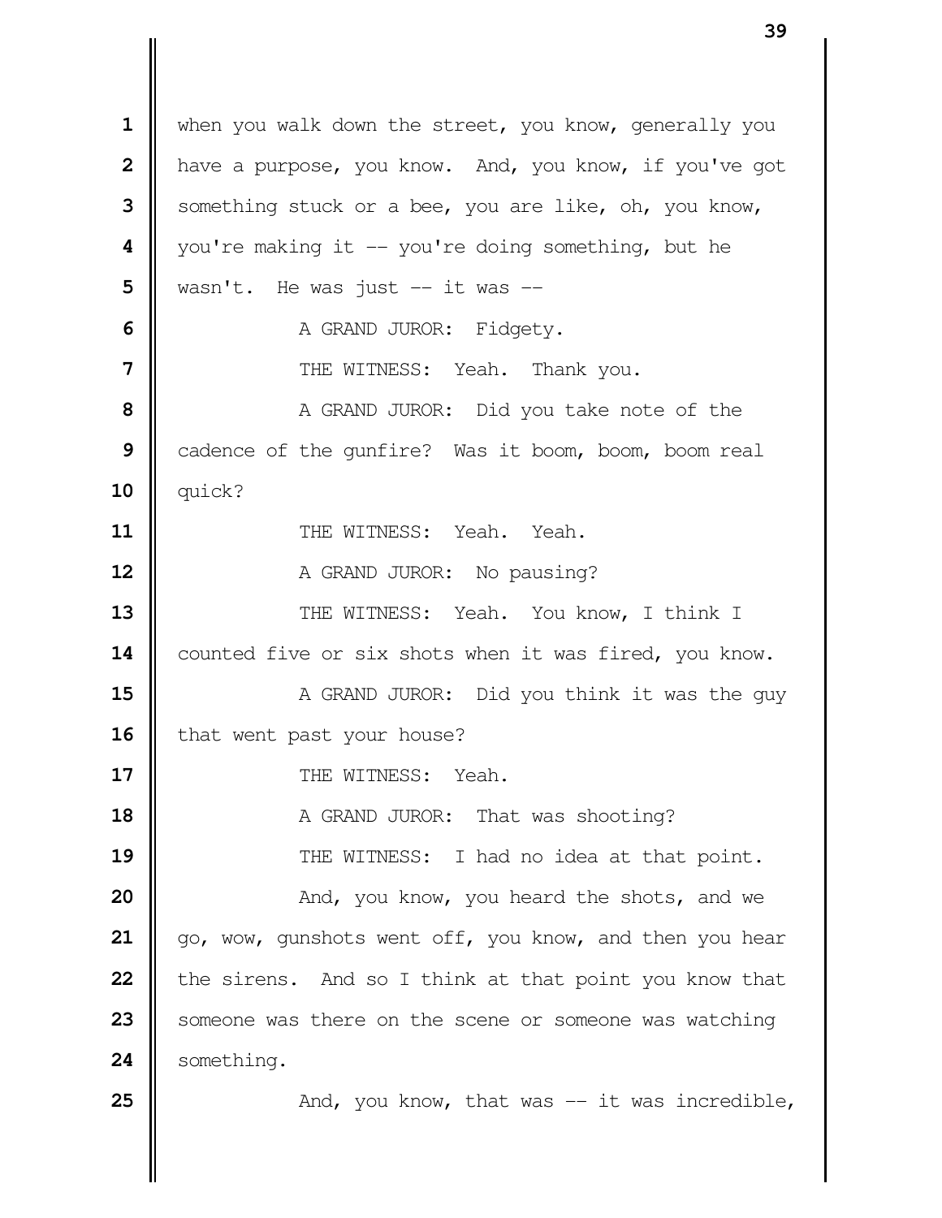when you walk down the street, you know, generally you have a purpose, you know. And, you know, if you've got something stuck or a bee, you are like, oh, you know, you're making it -- you're doing something, but he wasn't. He was just -- it was --

A GRAND JUROR: Fidgety.

THE WITNESS: Yeah. Thank you.

A GRAND JUROR: Did you take note of the cadence of the gunfire? Was it boom, boom, boom real quick?

THE WITNESS: Yeah. Yeah.

A GRAND JUROR: No pausing?

THE WITNESS: Yeah. You know, I think I counted five or six shots when it was fired, you know.

A GRAND JUROR: Did you think it was the guy that went past your house?

THE WITNESS: Yeah.

A GRAND JUROR: That was shooting?

THE WITNESS: I had no idea at that point.

And, you know, you heard the shots, and we go, wow, gunshots went off, you know, and then you hear the sirens. And so I think at that point you know that someone was there on the scene or someone was watching something.

And, you know, that was -- it was incredible,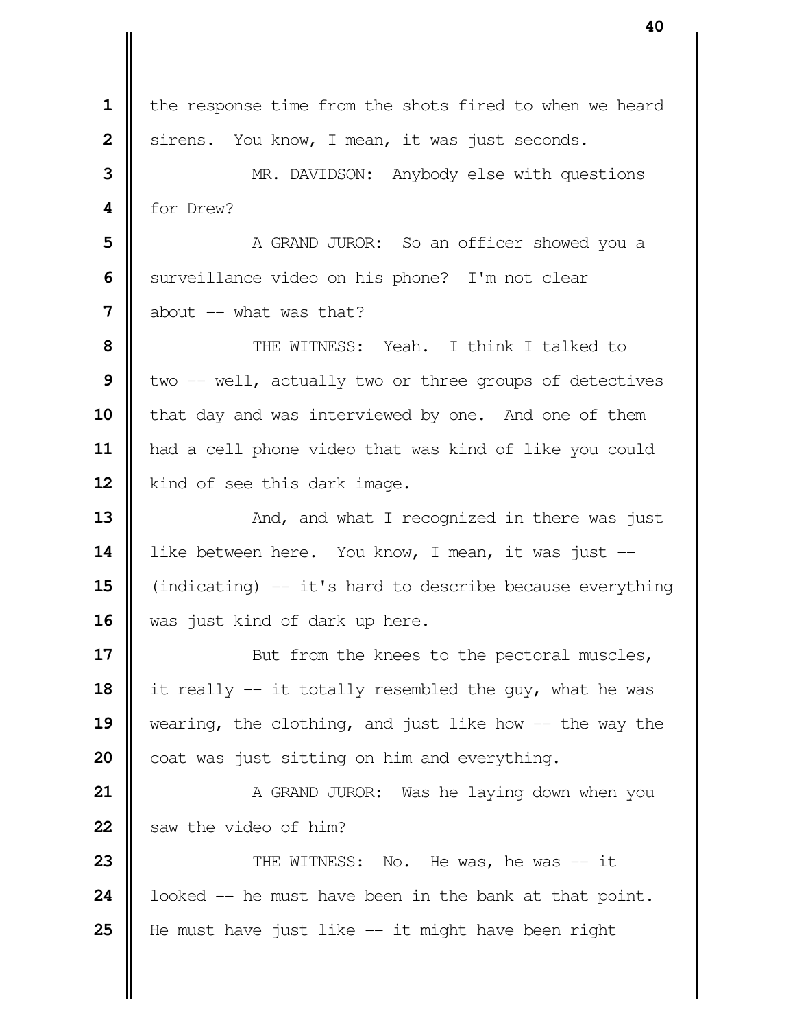1 the response time from the shots fired to when we heard
2 sirens. You know, I mean, it was just seconds.
3 MR. DAVIDSON: Anybody else with questions
4 for Drew?
5 A GRAND JUROR: So an officer showed you a
6 surveillance video on his phone? I'm not clear
7 about -- what was that?
8 THE WITNESS: Yeah. I think I talked to
9 two -- well, actually two or three groups of detectives
10 that day and was interviewed by one. And one of them
11 had a cell phone video that was kind of like you could
12 kind of see this dark image.
13 And, and what I recognized in there was just
14 like between here. You know, I mean, it was just --
15 (indicating) -- it's hard to describe because everything
16 was just kind of dark up here.
17 But from the knees to the pectoral muscles,
18 it really -- it totally resembled the guy, what he was
19 wearing, the clothing, and just like how -- the way the
20 coat was just sitting on him and everything.
21 A GRAND JUROR: Was he laying down when you
22 saw the video of him?
23 THE WITNESS: No. He was, he was -- it
24 looked -- he must have been in the bank at that point.
25 He must have just like -- it might have been right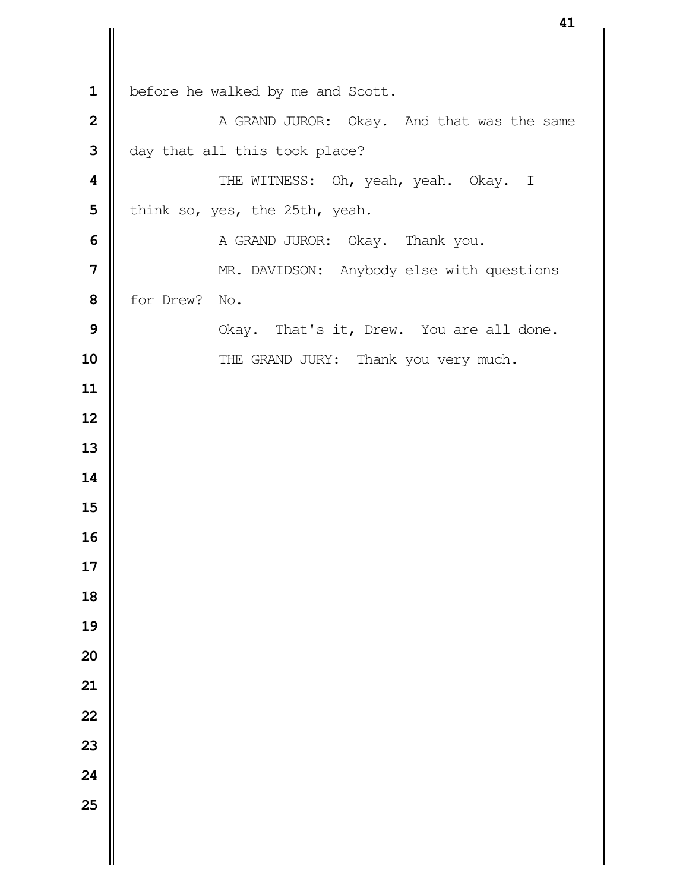before he walked by me and Scott.

A GRAND JUROR: Okay. And that was the same day that all this took place?

THE WITNESS: Oh, yeah, yeah. Okay. I think so, yes, the 25th, yeah.

A GRAND JUROR: Okay. Thank you.

MR. DAVIDSON: Anybody else with questions for Drew? No.

Okay. That's it, Drew. You are all done.

THE GRAND JURY: Thank you very much.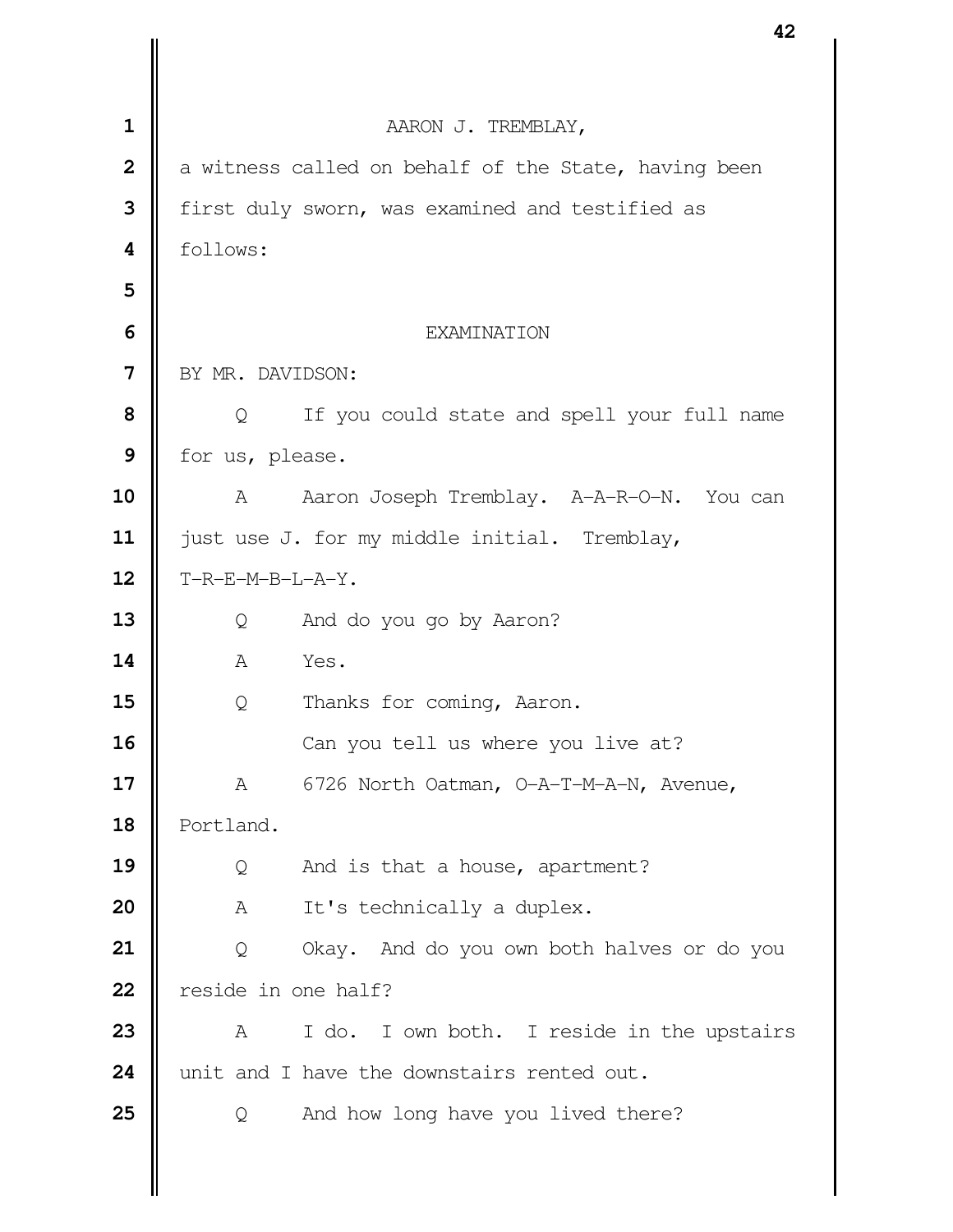AARON J. TREMBLAY,

a witness called on behalf of the State, having been first duly sworn, was examined and testified as follows:

EXAMINATION

BY MR. DAVIDSON:

Q If you could state and spell your full name for us, please.

A Aaron Joseph Tremblay. A-A-R-O-N. You can just use J. for my middle initial. Tremblay, T-R-E-M-B-L-A-Y.

Q And do you go by Aaron?

A Yes.

Q Thanks for coming, Aaron.

Can you tell us where you live at?

A 6726 North Oatman, O-A-T-M-A-N, Avenue, Portland.

Q And is that a house, apartment?

A It's technically a duplex.

Q Okay. And do you own both halves or do you reside in one half?

A I do. I own both. I reside in the upstairs unit and I have the downstairs rented out.

Q And how long have you lived there?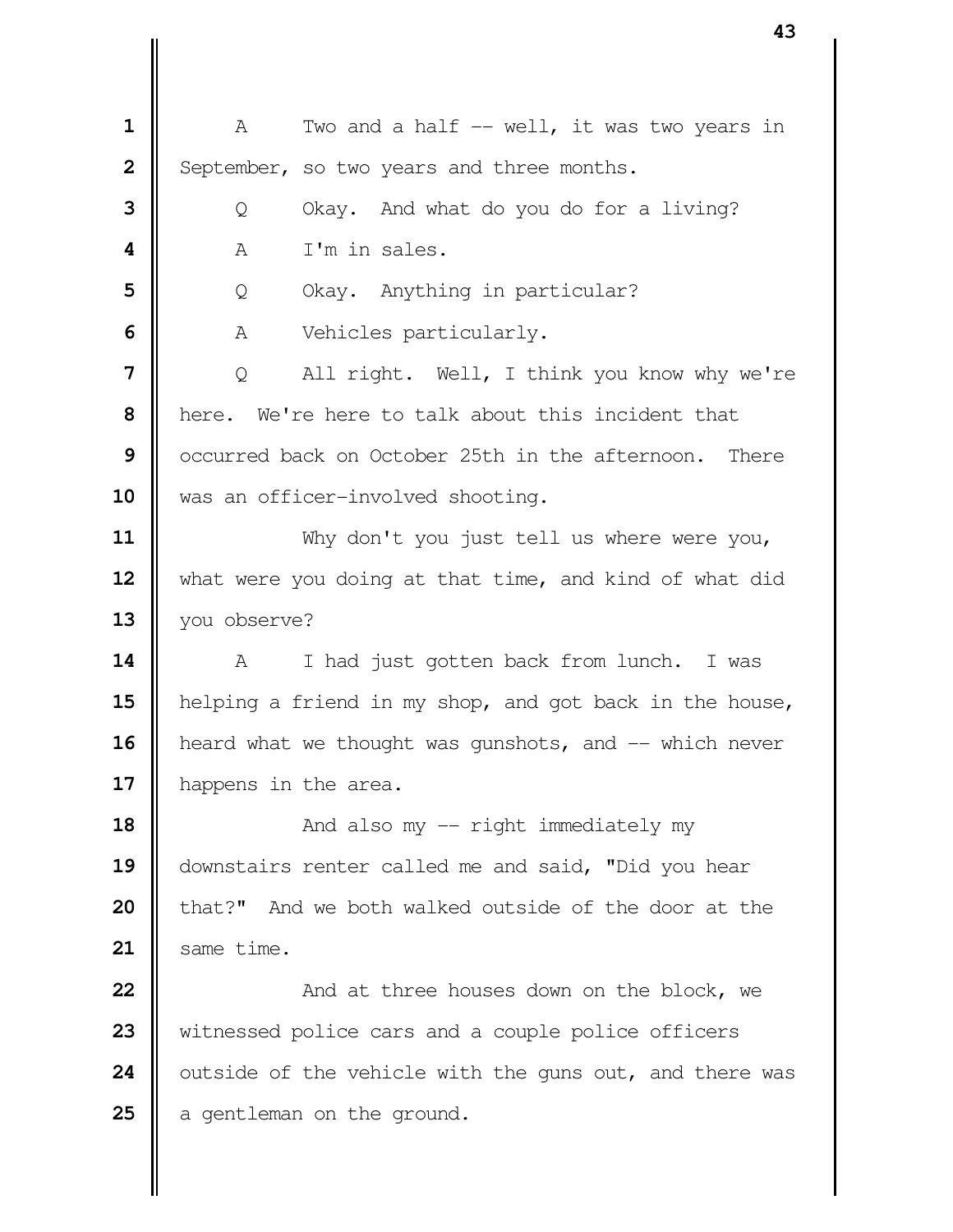A Two and a half -- well, it was two years in September, so two years and three months.

Q Okay. And what do you do for a living?

A I'm in sales.

Q Okay. Anything in particular?

A Vehicles particularly.

Q All right. Well, I think you know why we're here. We're here to talk about this incident that occurred back on October 25th in the afternoon. There was an officer-involved shooting.

Why don't you just tell us where were you, what were you doing at that time, and kind of what did you observe?

A I had just gotten back from lunch. I was helping a friend in my shop, and got back in the house, heard what we thought was gunshots, and -- which never happens in the area.

And also my -- right immediately my downstairs renter called me and said, "Did you hear that?" And we both walked outside of the door at the same time.

And at three houses down on the block, we witnessed police cars and a couple police officers outside of the vehicle with the guns out, and there was a gentleman on the ground.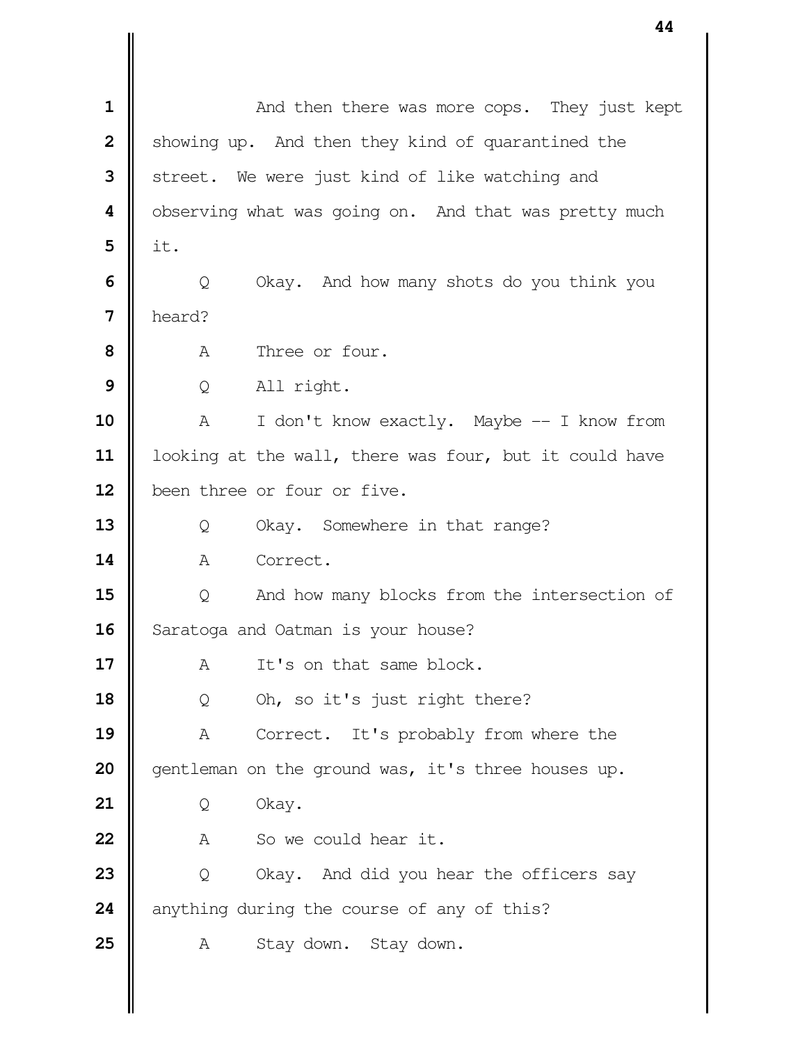And then there was more cops. They just kept showing up. And then they kind of quarantined the street. We were just kind of like watching and observing what was going on. And that was pretty much it.

Q Okay. And how many shots do you think you heard?

A Three or four.

Q All right.

A I don't know exactly. Maybe -- I know from looking at the wall, there was four, but it could have been three or four or five.

Q Okay. Somewhere in that range?

A Correct.

Q And how many blocks from the intersection of Saratoga and Oatman is your house?

A It's on that same block.

Q Oh, so it's just right there?

A Correct. It's probably from where the gentleman on the ground was, it's three houses up.

Q Okay.

A So we could hear it.

Q Okay. And did you hear the officers say anything during the course of any of this?

A Stay down. Stay down.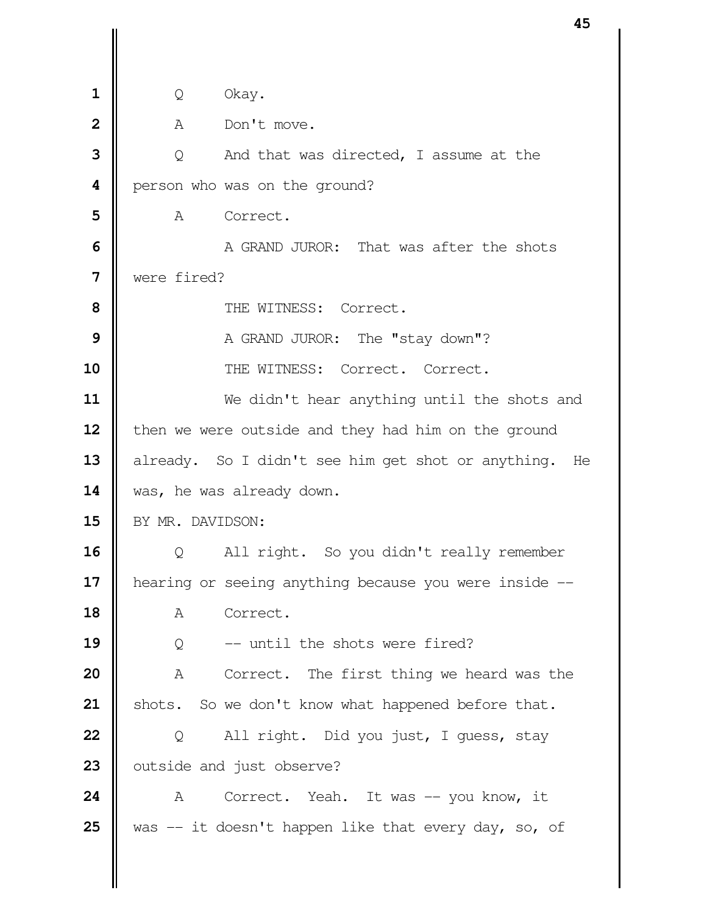Q Okay.

A Don't move.

Q And that was directed, I assume at the person who was on the ground?

A Correct.

A GRAND JUROR: That was after the shots were fired?

THE WITNESS: Correct.

A GRAND JUROR: The "stay down"?

THE WITNESS: Correct. Correct.

We didn't hear anything until the shots and then we were outside and they had him on the ground already. So I didn't see him get shot or anything. He was, he was already down.

BY MR. DAVIDSON:

Q All right. So you didn't really remember hearing or seeing anything because you were inside --

A Correct.

Q -- until the shots were fired?

A Correct. The first thing we heard was the shots. So we don't know what happened before that.

Q All right. Did you just, I guess, stay outside and just observe?

A Correct. Yeah. It was -- you know, it was -- it doesn't happen like that every day, so, of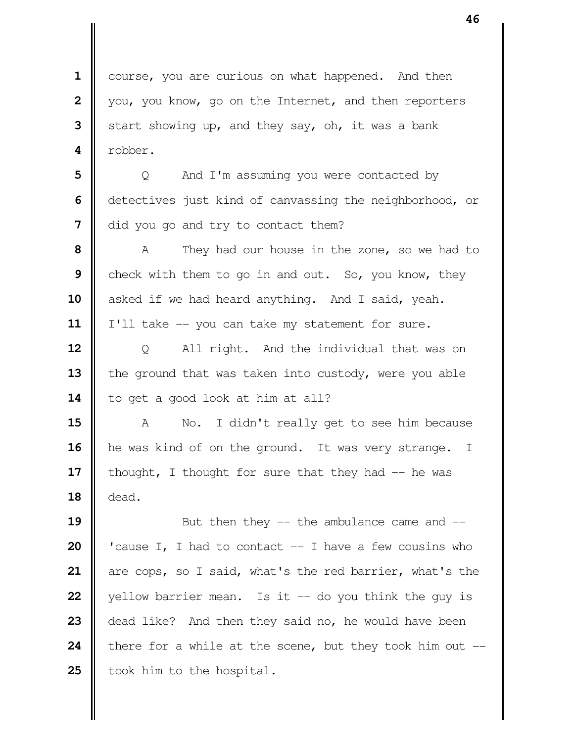course, you are curious on what happened. And then you, you know, go on the Internet, and then reporters start showing up, and they say, oh, it was a bank robber.

Q And I'm assuming you were contacted by detectives just kind of canvassing the neighborhood, or did you go and try to contact them?

A They had our house in the zone, so we had to check with them to go in and out. So, you know, they asked if we had heard anything. And I said, yeah. I'll take -- you can take my statement for sure.

Q All right. And the individual that was on the ground that was taken into custody, were you able to get a good look at him at all?

A No. I didn't really get to see him because he was kind of on the ground. It was very strange. I thought, I thought for sure that they had -- he was dead.

But then they -- the ambulance came and -- 'cause I, I had to contact -- I have a few cousins who are cops, so I said, what's the red barrier, what's the yellow barrier mean. Is it -- do you think the guy is dead like? And then they said no, he would have been there for a while at the scene, but they took him out -- took him to the hospital.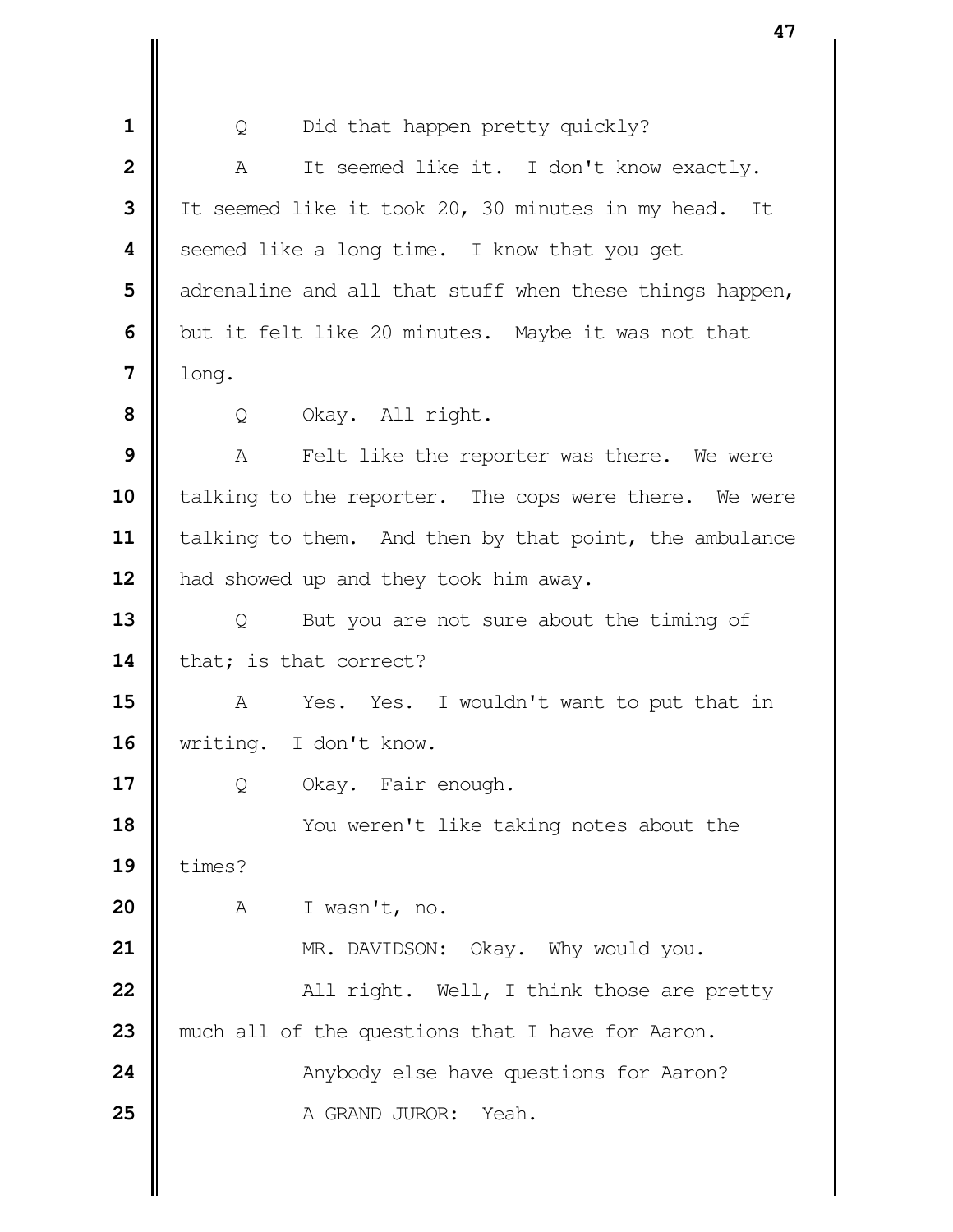Q Did that happen pretty quickly?

A It seemed like it. I don't know exactly. It seemed like it took 20, 30 minutes in my head. It seemed like a long time. I know that you get adrenaline and all that stuff when these things happen, but it felt like 20 minutes. Maybe it was not that long.

Q Okay. All right.

A Felt like the reporter was there. We were talking to the reporter. The cops were there. We were talking to them. And then by that point, the ambulance had showed up and they took him away.

Q But you are not sure about the timing of that; is that correct?

A Yes. Yes. I wouldn't want to put that in writing. I don't know.

Q Okay. Fair enough.

You weren't like taking notes about the times?

A I wasn't, no.

MR. DAVIDSON: Okay. Why would you.

All right. Well, I think those are pretty much all of the questions that I have for Aaron.

Anybody else have questions for Aaron?

A GRAND JUROR: Yeah.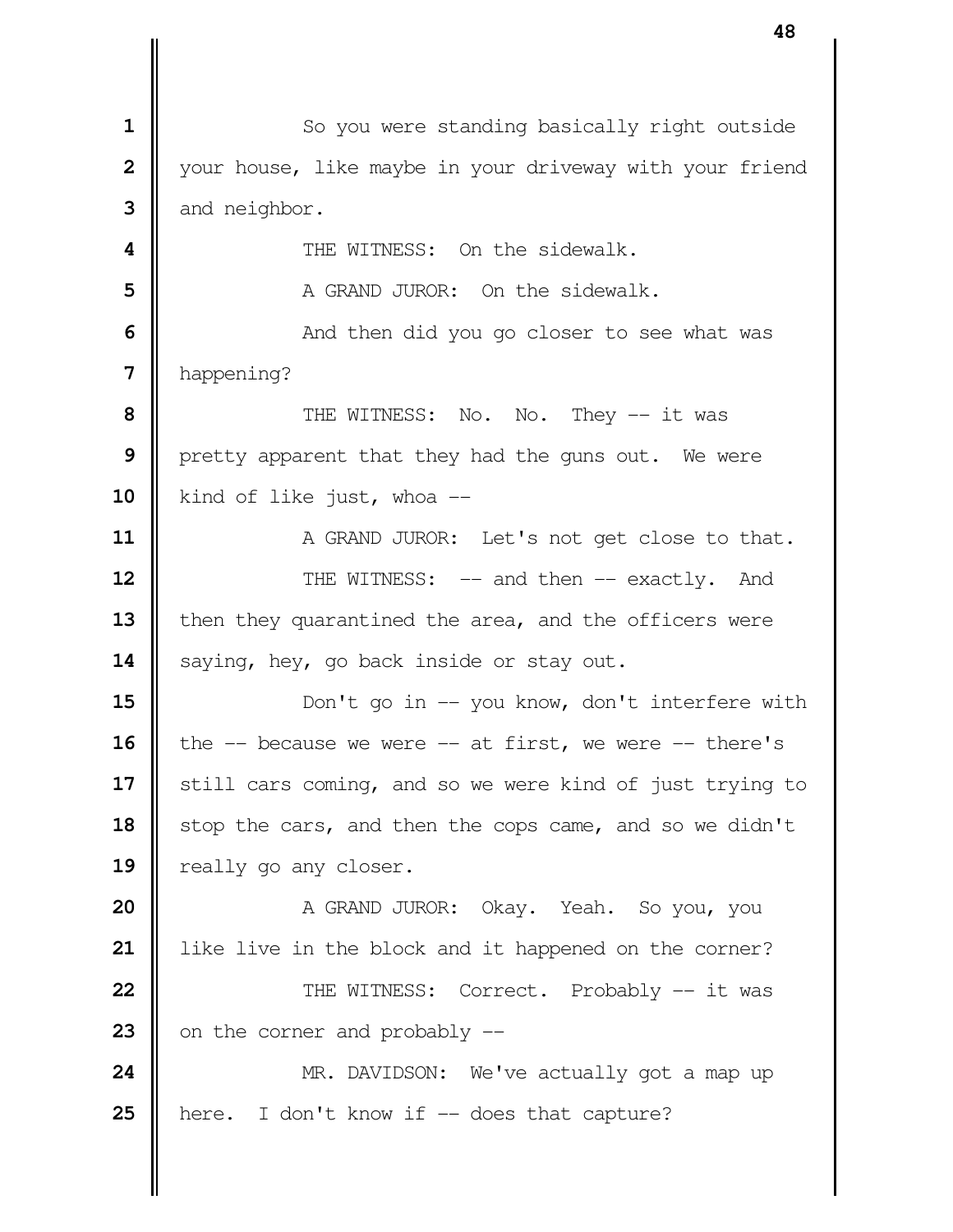So you were standing basically right outside your house, like maybe in your driveway with your friend and neighbor.

THE WITNESS: On the sidewalk.

A GRAND JUROR: On the sidewalk.

And then did you go closer to see what was happening?

THE WITNESS: No. No. They -- it was pretty apparent that they had the guns out. We were kind of like just, whoa --

A GRAND JUROR: Let's not get close to that.

THE WITNESS: -- and then -- exactly. And then they quarantined the area, and the officers were saying, hey, go back inside or stay out.

Don't go in -- you know, don't interfere with the -- because we were -- at first, we were -- there's still cars coming, and so we were kind of just trying to stop the cars, and then the cops came, and so we didn't really go any closer.

A GRAND JUROR: Okay. Yeah. So you, you like live in the block and it happened on the corner?

THE WITNESS: Correct. Probably -- it was on the corner and probably --

MR. DAVIDSON: We've actually got a map up here. I don't know if -- does that capture?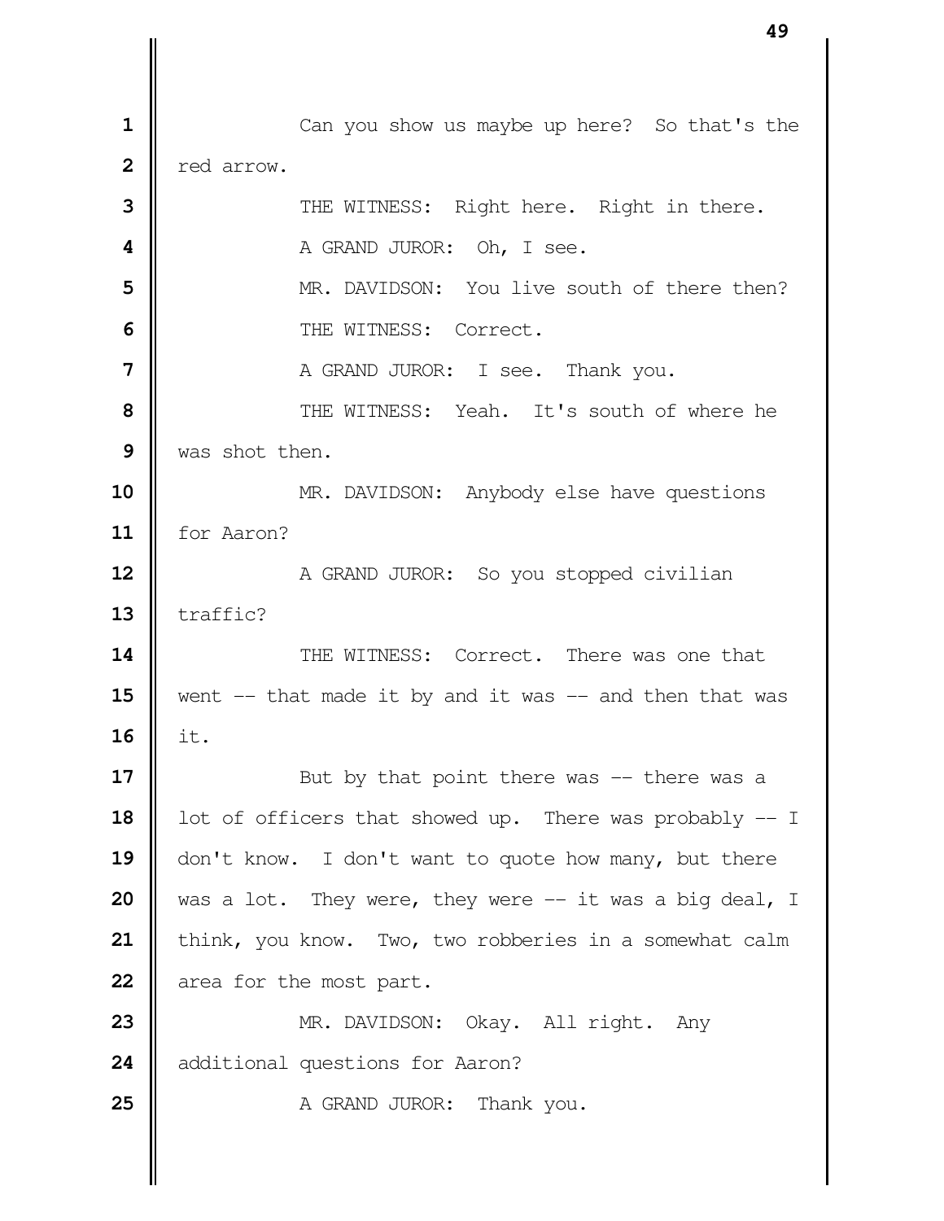Can you show us maybe up here? So that's the red arrow.

THE WITNESS: Right here. Right in there.

A GRAND JUROR: Oh, I see.

MR. DAVIDSON: You live south of there then?

THE WITNESS: Correct.

A GRAND JUROR: I see. Thank you.

THE WITNESS: Yeah. It's south of where he was shot then.

MR. DAVIDSON: Anybody else have questions for Aaron?

A GRAND JUROR: So you stopped civilian traffic?

THE WITNESS: Correct. There was one that went -- that made it by and it was -- and then that was it.

But by that point there was -- there was a lot of officers that showed up. There was probably -- I don't know. I don't want to quote how many, but there was a lot. They were, they were -- it was a big deal, I think, you know. Two, two robberies in a somewhat calm area for the most part.

MR. DAVIDSON: Okay. All right. Any additional questions for Aaron?

A GRAND JUROR: Thank you.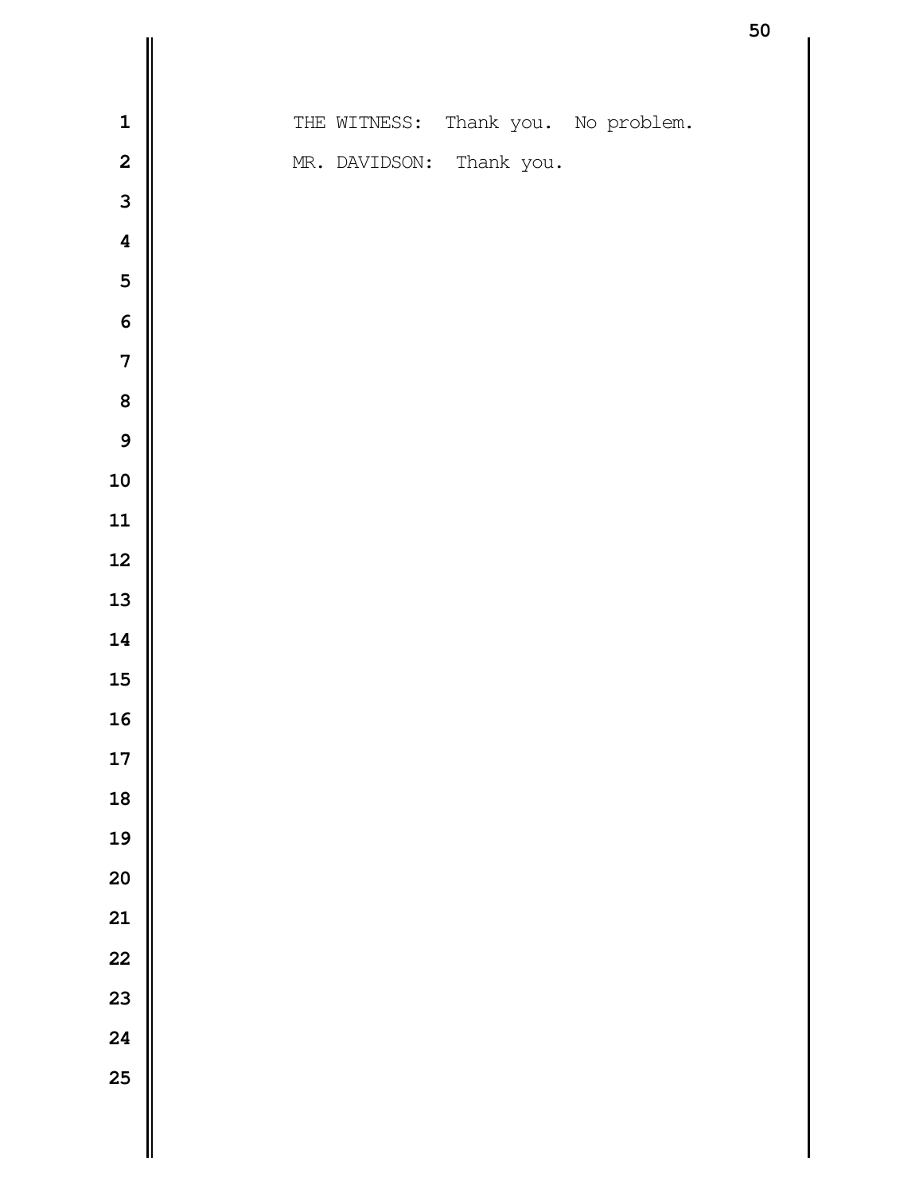THE WITNESS: Thank you. No problem.

MR. DAVIDSON: Thank you.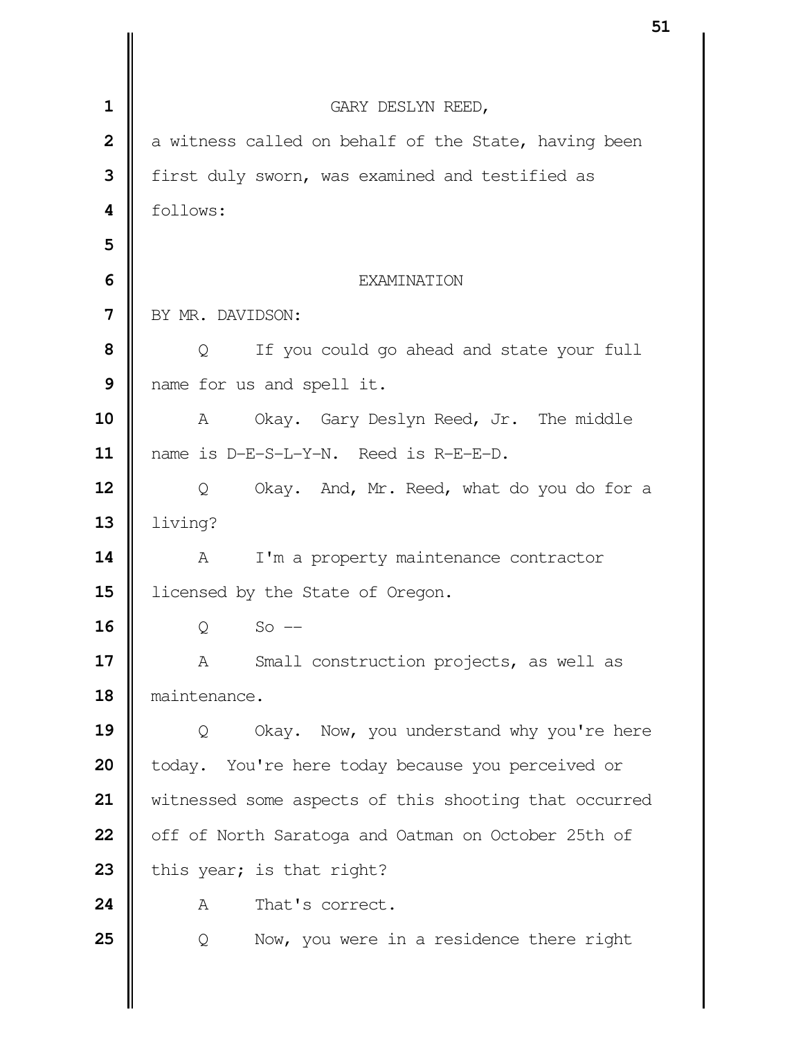GARY DESLYN REED,

a witness called on behalf of the State, having been first duly sworn, was examined and testified as follows:

EXAMINATION

BY MR. DAVIDSON:

Q If you could go ahead and state your full name for us and spell it.

A Okay. Gary Deslyn Reed, Jr. The middle name is D-E-S-L-Y-N. Reed is R-E-E-D.

Q Okay. And, Mr. Reed, what do you do for a living?

A I'm a property maintenance contractor licensed by the State of Oregon.

Q So --

A Small construction projects, as well as maintenance.

Q Okay. Now, you understand why you're here today. You're here today because you perceived or witnessed some aspects of this shooting that occurred off of North Saratoga and Oatman on October 25th of this year; is that right?

A That's correct.

Q Now, you were in a residence there right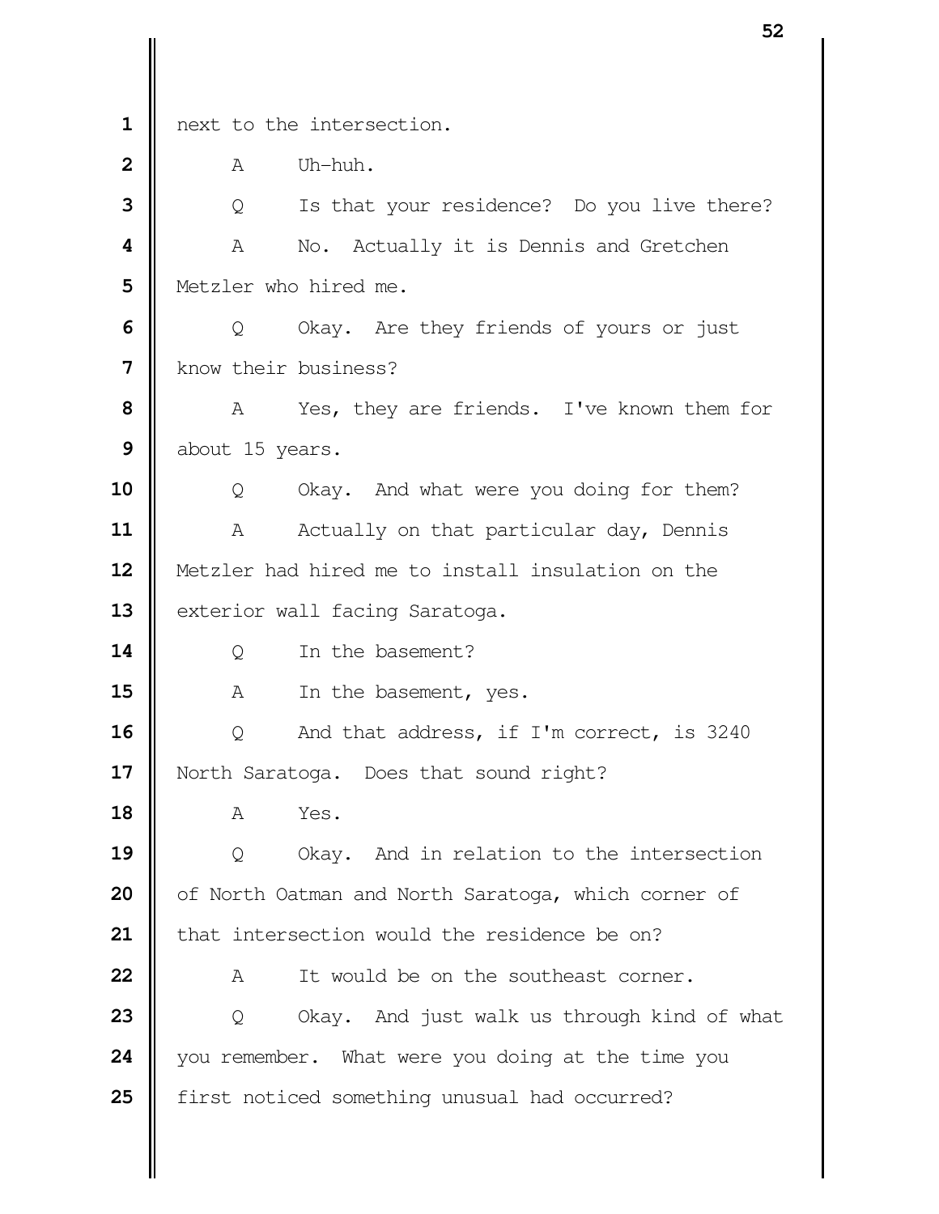1 next to the intersection.

2 A Uh-huh.

3 Q Is that your residence? Do you live there?

4 A No. Actually it is Dennis and Gretchen

5 Metzler who hired me.

6 Q Okay. Are they friends of yours or just

7 know their business?

8 A Yes, they are friends. I've known them for

9 about 15 years.

10 Q Okay. And what were you doing for them?

11 A Actually on that particular day, Dennis

12 Metzler had hired me to install insulation on the

13 exterior wall facing Saratoga.

14 Q In the basement?

15 A In the basement, yes.

16 Q And that address, if I'm correct, is 3240

17 North Saratoga. Does that sound right?

18 A Yes.

19 Q Okay. And in relation to the intersection

20 of North Oatman and North Saratoga, which corner of

21 that intersection would the residence be on?

22 A It would be on the southeast corner.

23 Q Okay. And just walk us through kind of what

24 you remember. What were you doing at the time you

25 first noticed something unusual had occurred?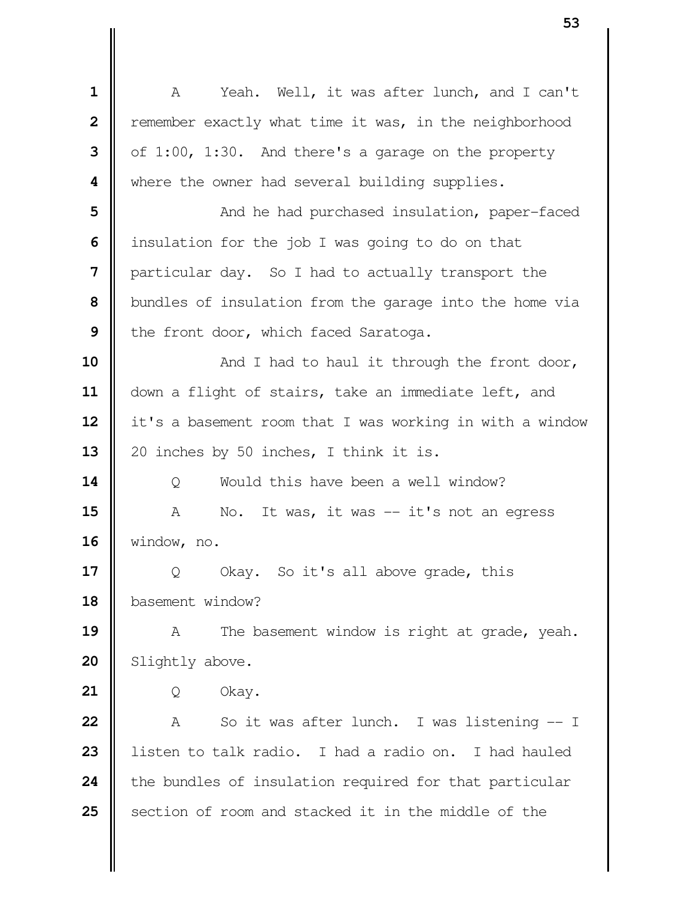A Yeah. Well, it was after lunch, and I can't remember exactly what time it was, in the neighborhood of 1:00, 1:30. And there's a garage on the property where the owner had several building supplies.

And he had purchased insulation, paper-faced insulation for the job I was going to do on that particular day. So I had to actually transport the bundles of insulation from the garage into the home via the front door, which faced Saratoga.

And I had to haul it through the front door, down a flight of stairs, take an immediate left, and it's a basement room that I was working in with a window 20 inches by 50 inches, I think it is.

Q Would this have been a well window?

A No. It was, it was -- it's not an egress window, no.

Q Okay. So it's all above grade, this basement window?

A The basement window is right at grade, yeah. Slightly above.

Q Okay.

A So it was after lunch. I was listening -- I listen to talk radio. I had a radio on. I had hauled the bundles of insulation required for that particular section of room and stacked it in the middle of the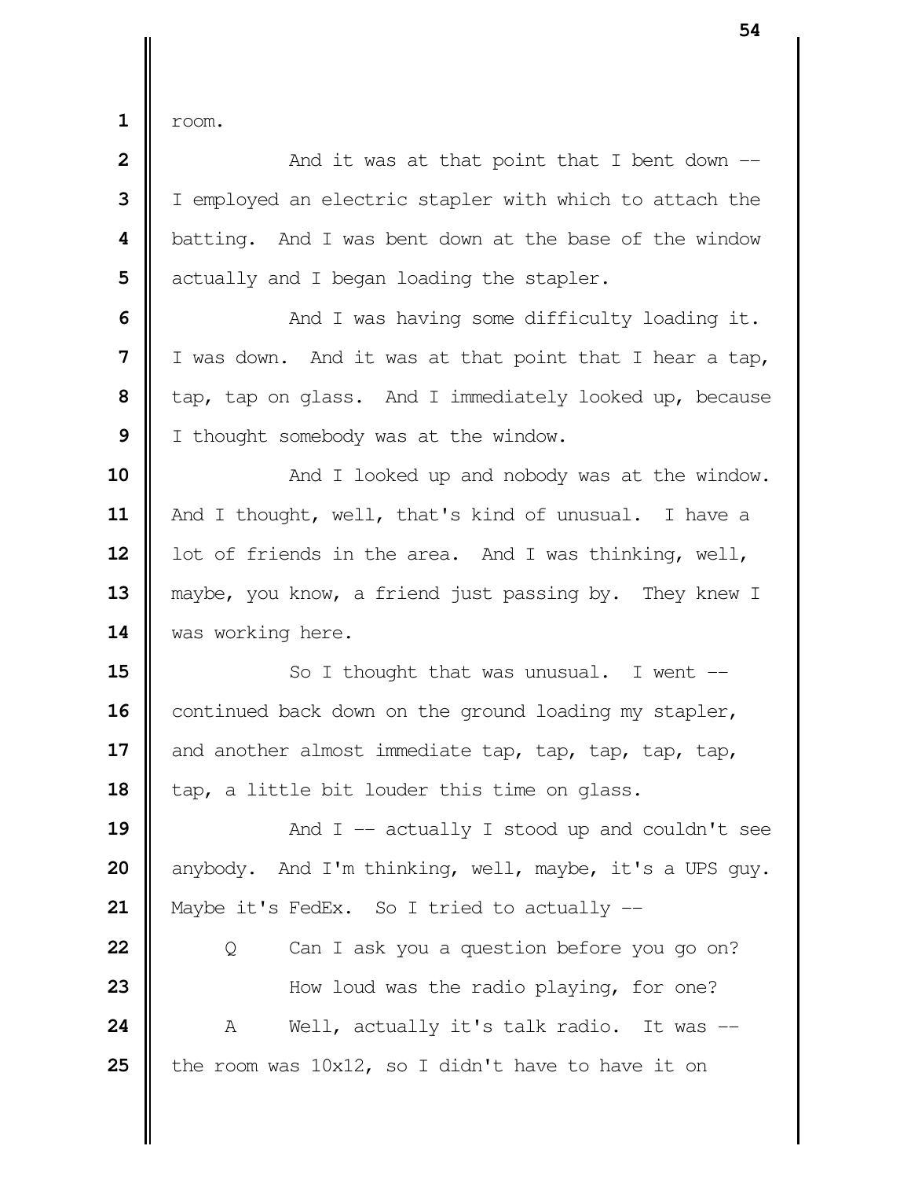room.

And it was at that point that I bent down -- I employed an electric stapler with which to attach the batting. And I was bent down at the base of the window actually and I began loading the stapler.

And I was having some difficulty loading it. I was down. And it was at that point that I hear a tap, tap, tap on glass. And I immediately looked up, because I thought somebody was at the window.

And I looked up and nobody was at the window. And I thought, well, that's kind of unusual. I have a lot of friends in the area. And I was thinking, well, maybe, you know, a friend just passing by. They knew I was working here.

So I thought that was unusual. I went -- continued back down on the ground loading my stapler, and another almost immediate tap, tap, tap, tap, tap, tap, a little bit louder this time on glass.

And I -- actually I stood up and couldn't see anybody. And I'm thinking, well, maybe, it's a UPS guy. Maybe it's FedEx. So I tried to actually --

Q Can I ask you a question before you go on?

How loud was the radio playing, for one?

A Well, actually it's talk radio. It was -- the room was 10x12, so I didn't have to have it on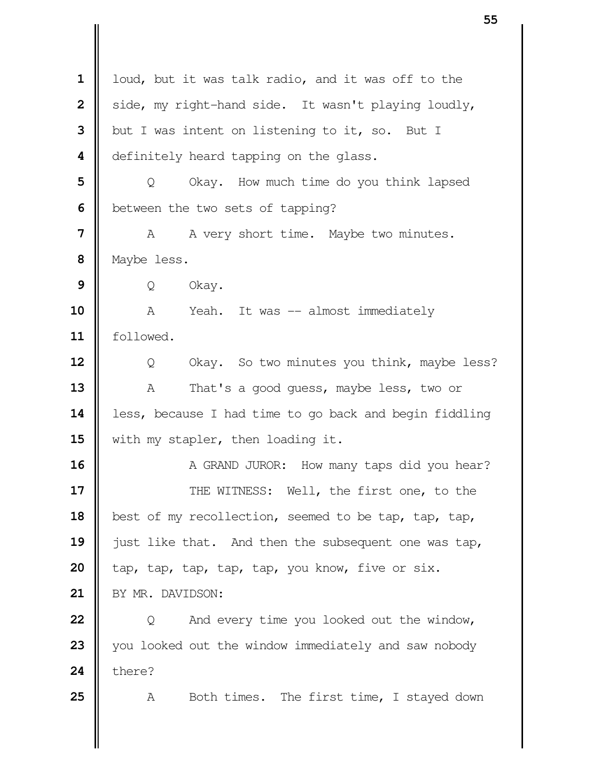loud, but it was talk radio, and it was off to the side, my right-hand side. It wasn't playing loudly, but I was intent on listening to it, so. But I definitely heard tapping on the glass.

Q Okay. How much time do you think lapsed between the two sets of tapping?

A A very short time. Maybe two minutes. Maybe less.

Q Okay.

A Yeah. It was -- almost immediately followed.

Q Okay. So two minutes you think, maybe less?

A That's a good guess, maybe less, two or less, because I had time to go back and begin fiddling with my stapler, then loading it.

A GRAND JUROR: How many taps did you hear?

THE WITNESS: Well, the first one, to the best of my recollection, seemed to be tap, tap, tap, just like that. And then the subsequent one was tap, tap, tap, tap, tap, tap, you know, five or six.

BY MR. DAVIDSON:

Q And every time you looked out the window, you looked out the window immediately and saw nobody there?

A Both times. The first time, I stayed down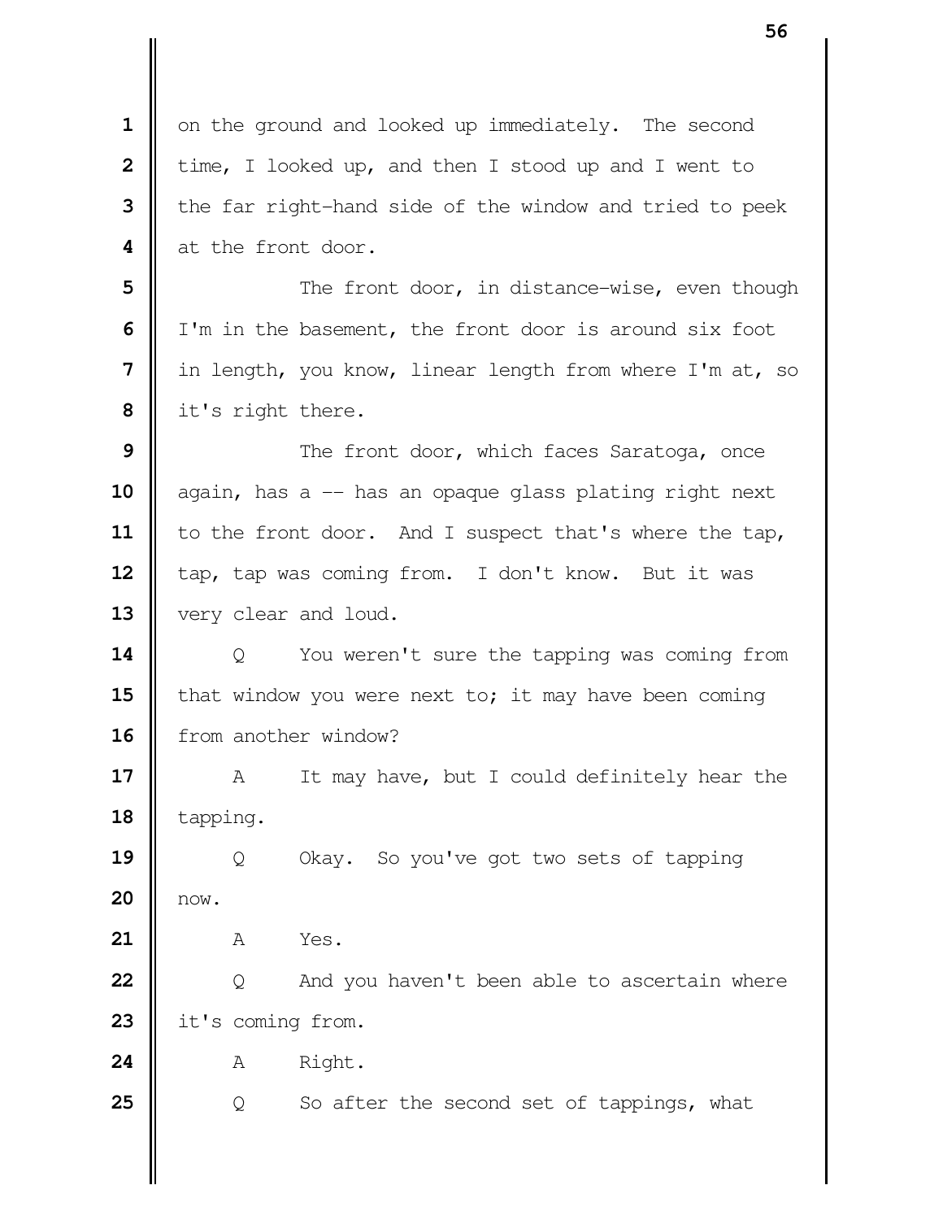on the ground and looked up immediately. The second time, I looked up, and then I stood up and I went to the far right-hand side of the window and tried to peek at the front door.

The front door, in distance-wise, even though I'm in the basement, the front door is around six foot in length, you know, linear length from where I'm at, so it's right there.

The front door, which faces Saratoga, once again, has a -- has an opaque glass plating right next to the front door. And I suspect that's where the tap, tap, tap was coming from. I don't know. But it was very clear and loud.

Q You weren't sure the tapping was coming from that window you were next to; it may have been coming from another window?

A It may have, but I could definitely hear the tapping.

Q Okay. So you've got two sets of tapping now.

A Yes.

Q And you haven't been able to ascertain where it's coming from.

A Right.

Q So after the second set of tappings, what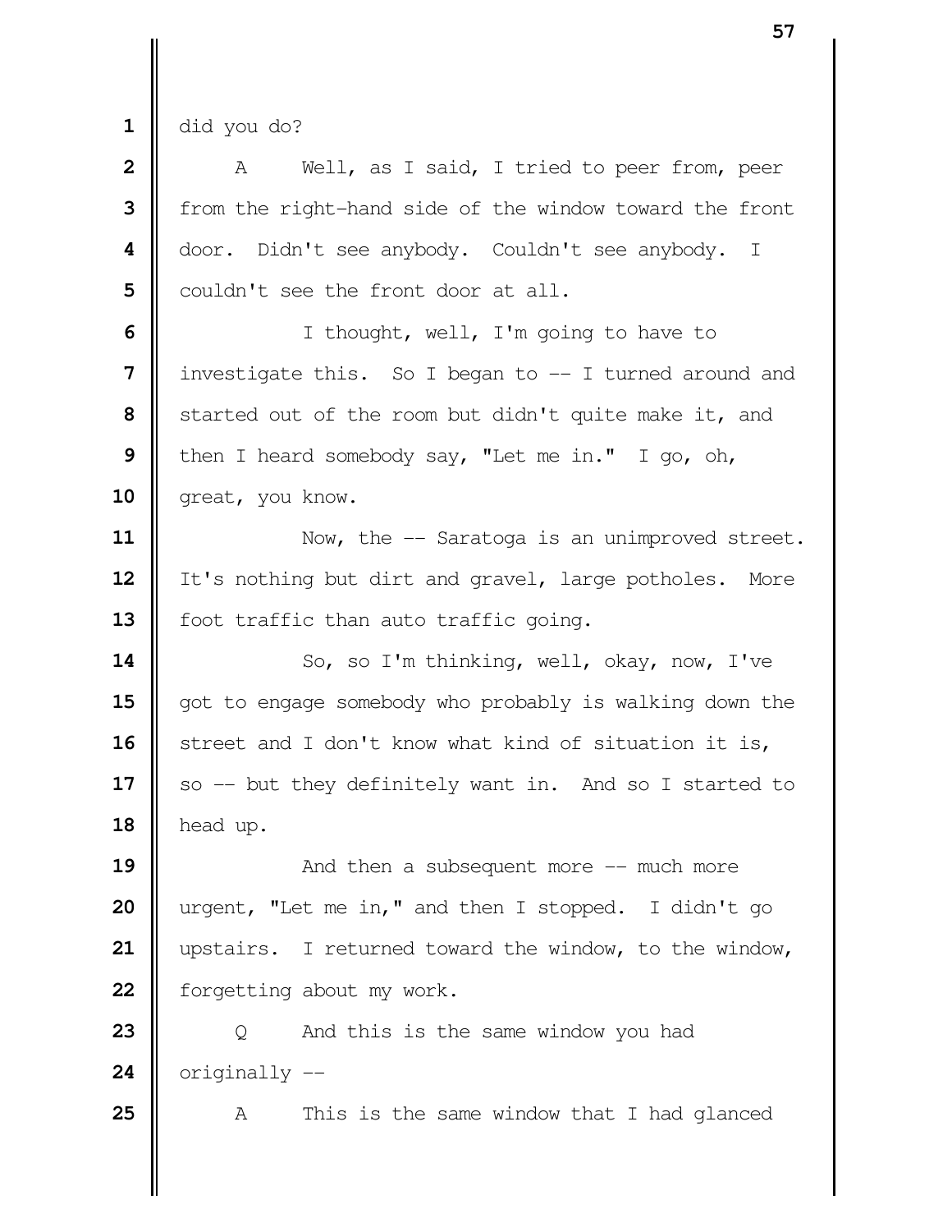did you do?

A Well, as I said, I tried to peer from, peer from the right-hand side of the window toward the front door. Didn't see anybody. Couldn't see anybody. I couldn't see the front door at all.

I thought, well, I'm going to have to investigate this. So I began to -- I turned around and started out of the room but didn't quite make it, and then I heard somebody say, "Let me in." I go, oh, great, you know.

Now, the -- Saratoga is an unimproved street. It's nothing but dirt and gravel, large potholes. More foot traffic than auto traffic going.

So, so I'm thinking, well, okay, now, I've got to engage somebody who probably is walking down the street and I don't know what kind of situation it is, so -- but they definitely want in. And so I started to head up.

And then a subsequent more -- much more urgent, "Let me in," and then I stopped. I didn't go upstairs. I returned toward the window, to the window, forgetting about my work.

Q And this is the same window you had originally --

A This is the same window that I had glanced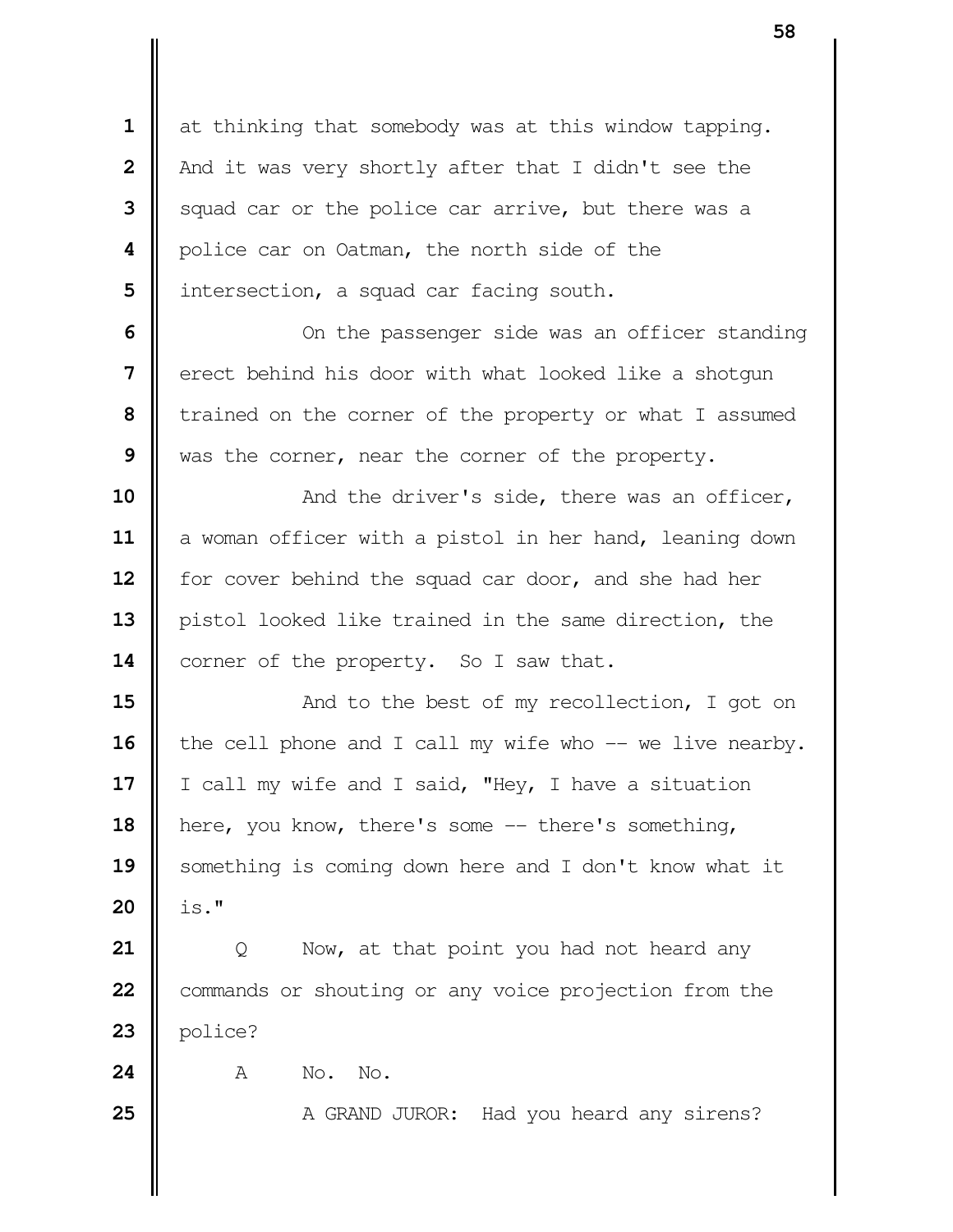at thinking that somebody was at this window tapping. And it was very shortly after that I didn't see the squad car or the police car arrive, but there was a police car on Oatman, the north side of the intersection, a squad car facing south.

On the passenger side was an officer standing erect behind his door with what looked like a shotgun trained on the corner of the property or what I assumed was the corner, near the corner of the property.

And the driver's side, there was an officer, a woman officer with a pistol in her hand, leaning down for cover behind the squad car door, and she had her pistol looked like trained in the same direction, the corner of the property. So I saw that.

And to the best of my recollection, I got on the cell phone and I call my wife who -- we live nearby. I call my wife and I said, "Hey, I have a situation here, you know, there's some -- there's something, something is coming down here and I don't know what it is."

Q Now, at that point you had not heard any commands or shouting or any voice projection from the police?

A No. No.

A GRAND JUROR: Had you heard any sirens?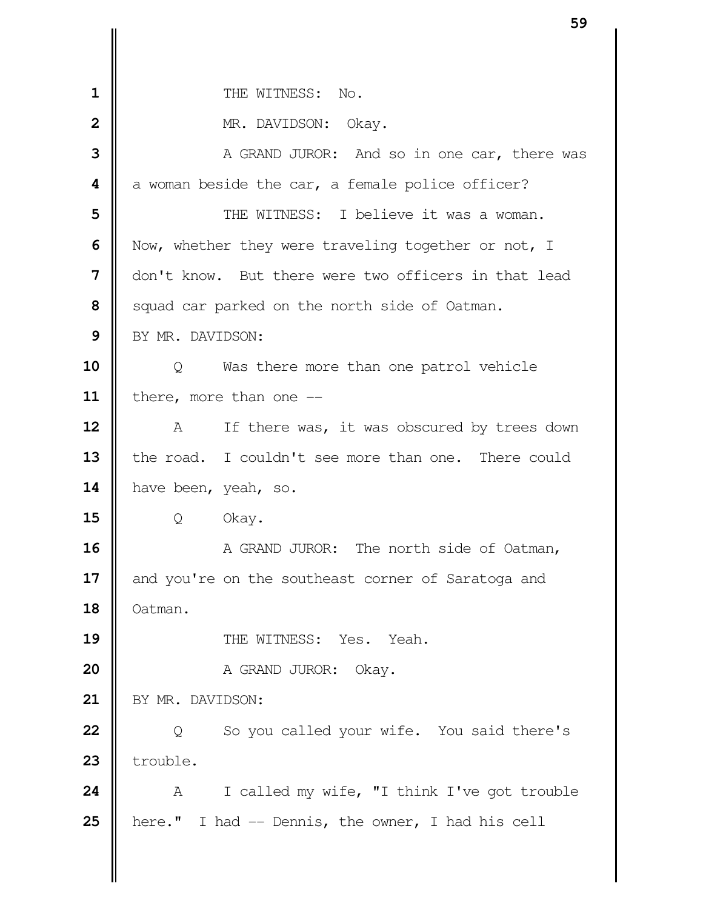THE WITNESS: No.

MR. DAVIDSON: Okay.

A GRAND JUROR: And so in one car, there was a woman beside the car, a female police officer?

THE WITNESS: I believe it was a woman. Now, whether they were traveling together or not, I don't know. But there were two officers in that lead squad car parked on the north side of Oatman.

BY MR. DAVIDSON:

Q Was there more than one patrol vehicle there, more than one --

A If there was, it was obscured by trees down the road. I couldn't see more than one. There could have been, yeah, so.

Q Okay.

A GRAND JUROR: The north side of Oatman, and you're on the southeast corner of Saratoga and Oatman.

THE WITNESS: Yes. Yeah.

A GRAND JUROR: Okay.

BY MR. DAVIDSON:

Q So you called your wife. You said there's trouble.

A I called my wife, "I think I've got trouble here." I had -- Dennis, the owner, I had his cell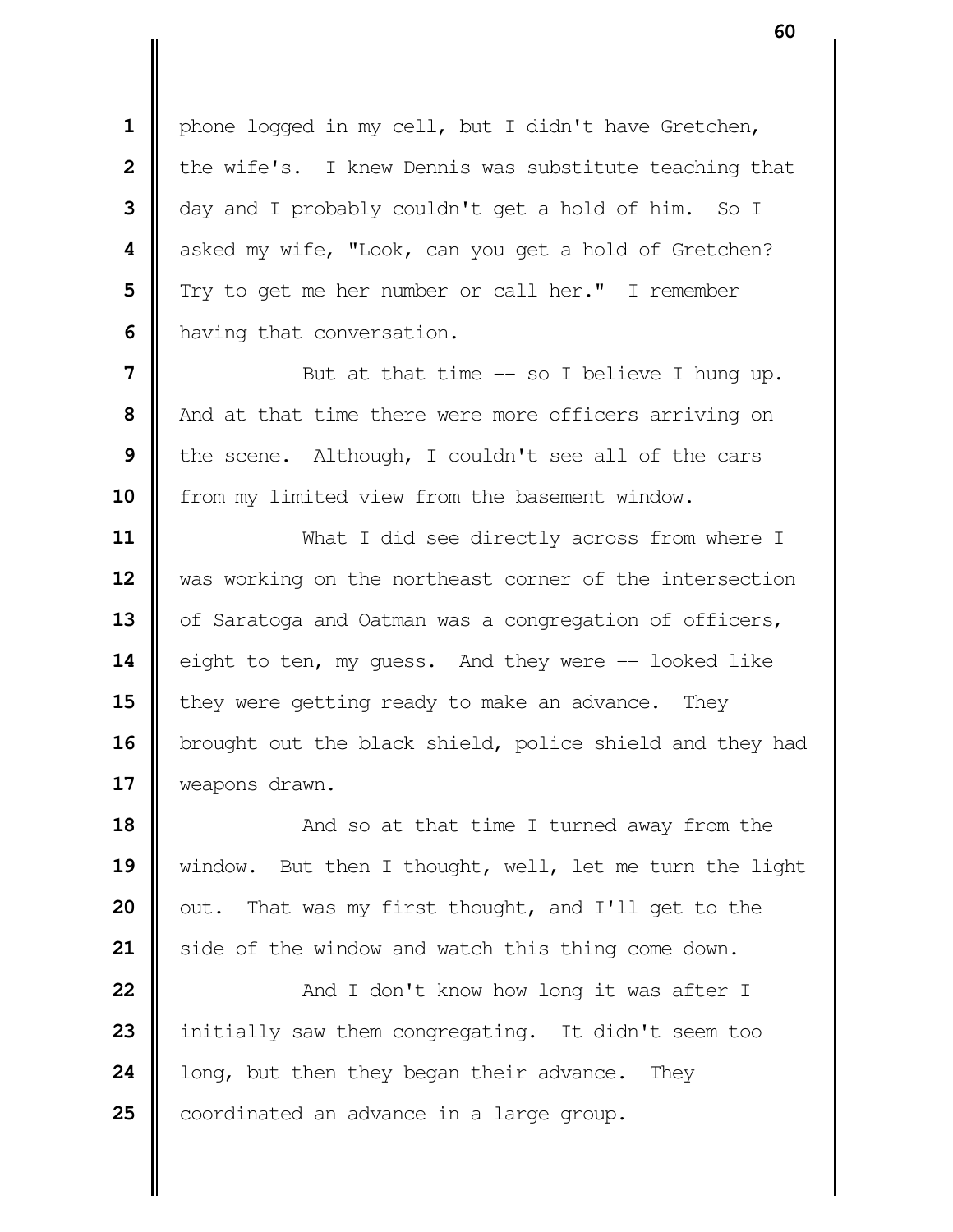phone logged in my cell, but I didn't have Gretchen, the wife's. I knew Dennis was substitute teaching that day and I probably couldn't get a hold of him. So I asked my wife, "Look, can you get a hold of Gretchen? Try to get me her number or call her." I remember having that conversation.

But at that time -- so I believe I hung up. And at that time there were more officers arriving on the scene. Although, I couldn't see all of the cars from my limited view from the basement window.

What I did see directly across from where I was working on the northeast corner of the intersection of Saratoga and Oatman was a congregation of officers, eight to ten, my guess. And they were -- looked like they were getting ready to make an advance. They brought out the black shield, police shield and they had weapons drawn.

And so at that time I turned away from the window. But then I thought, well, let me turn the light out. That was my first thought, and I'll get to the side of the window and watch this thing come down.

And I don't know how long it was after I initially saw them congregating. It didn't seem too long, but then they began their advance. They coordinated an advance in a large group.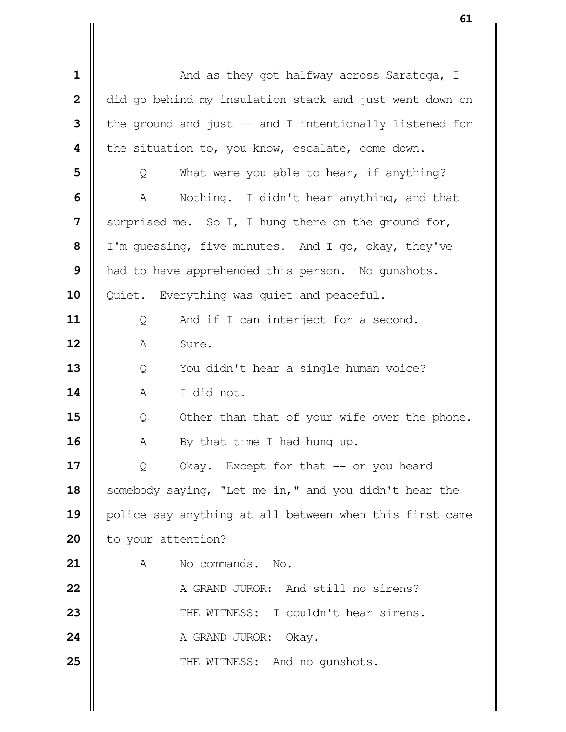And as they got halfway across Saratoga, I did go behind my insulation stack and just went down on the ground and just -- and I intentionally listened for the situation to, you know, escalate, come down.

Q What were you able to hear, if anything?

A Nothing. I didn't hear anything, and that surprised me. So I, I hung there on the ground for, I'm guessing, five minutes. And I go, okay, they've had to have apprehended this person. No gunshots. Quiet. Everything was quiet and peaceful.

Q And if I can interject for a second.

A Sure.

Q You didn't hear a single human voice?

A I did not.

Q Other than that of your wife over the phone.

A By that time I had hung up.

Q Okay. Except for that -- or you heard somebody saying, "Let me in," and you didn't hear the police say anything at all between when this first came to your attention?

A No commands. No.

A GRAND JUROR: And still no sirens?

THE WITNESS: I couldn't hear sirens.

A GRAND JUROR: Okay.

THE WITNESS: And no gunshots.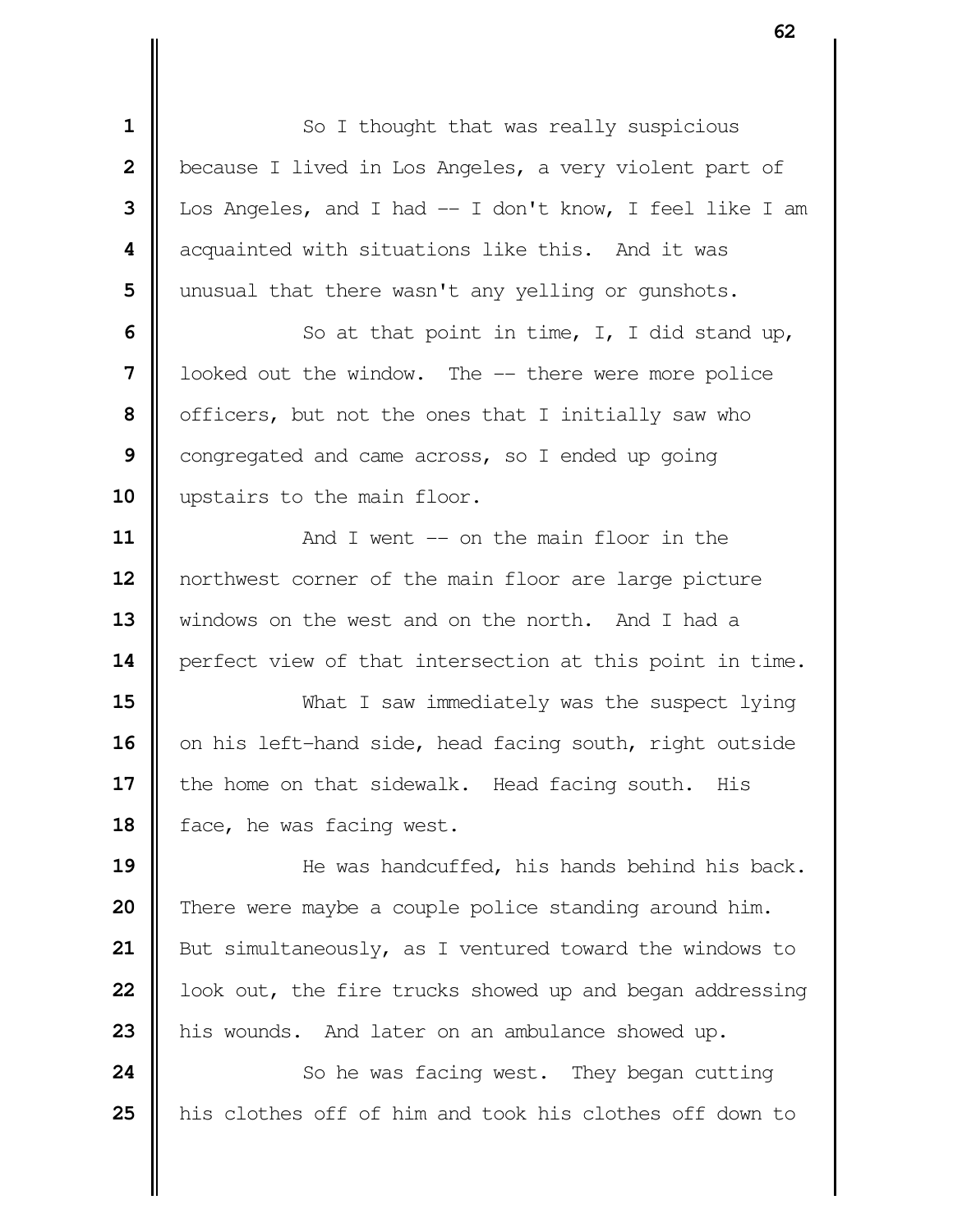So I thought that was really suspicious because I lived in Los Angeles, a very violent part of Los Angeles, and I had -- I don't know, I feel like I am acquainted with situations like this. And it was unusual that there wasn't any yelling or gunshots.

So at that point in time, I, I did stand up, looked out the window. The -- there were more police officers, but not the ones that I initially saw who congregated and came across, so I ended up going upstairs to the main floor.

And I went -- on the main floor in the northwest corner of the main floor are large picture windows on the west and on the north. And I had a perfect view of that intersection at this point in time.

What I saw immediately was the suspect lying on his left-hand side, head facing south, right outside the home on that sidewalk. Head facing south. His face, he was facing west.

He was handcuffed, his hands behind his back. There were maybe a couple police standing around him. But simultaneously, as I ventured toward the windows to look out, the fire trucks showed up and began addressing his wounds. And later on an ambulance showed up.

So he was facing west. They began cutting his clothes off of him and took his clothes off down to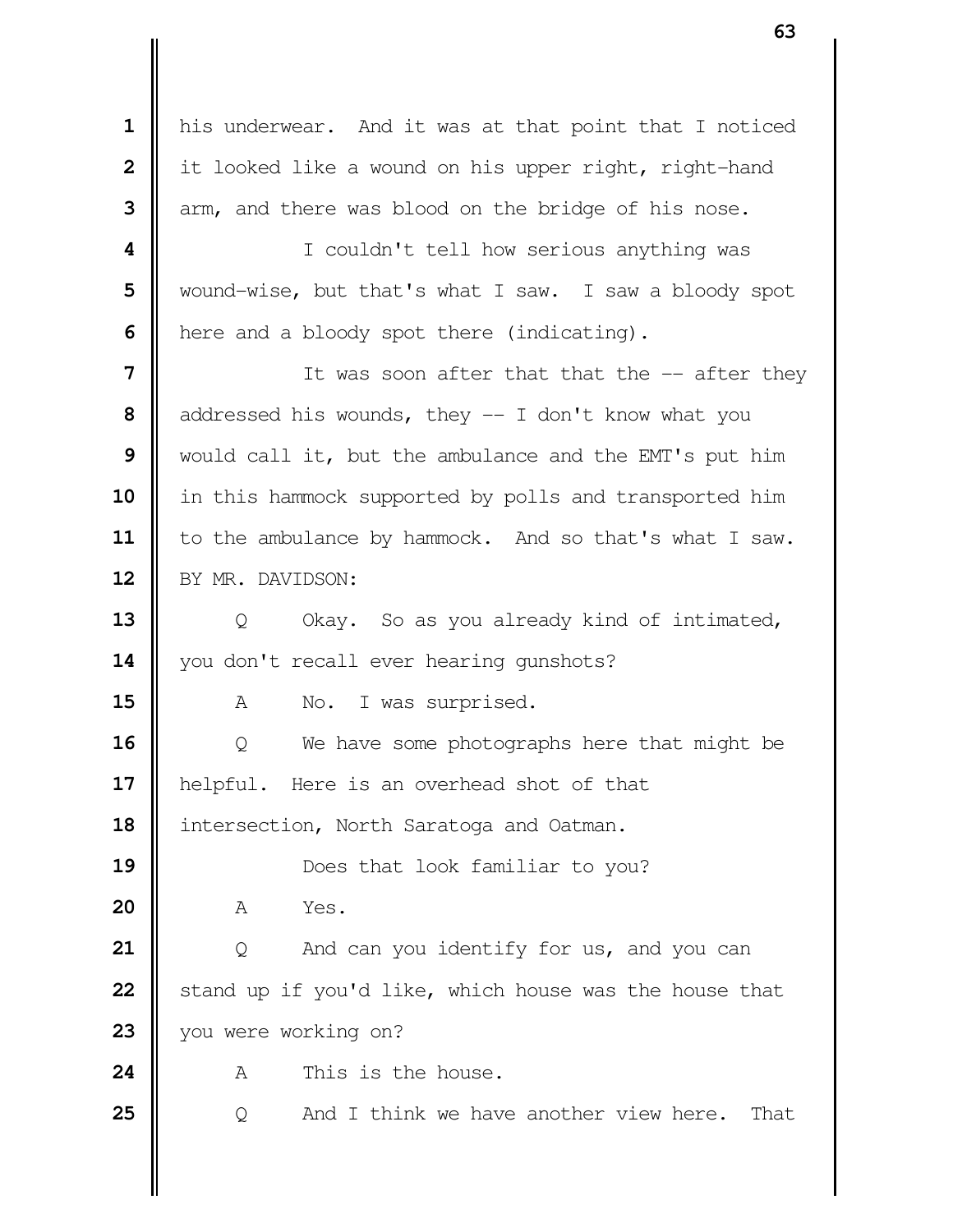his underwear. And it was at that point that I noticed it looked like a wound on his upper right, right-hand arm, and there was blood on the bridge of his nose.

I couldn't tell how serious anything was wound-wise, but that's what I saw. I saw a bloody spot here and a bloody spot there (indicating).

It was soon after that that the -- after they addressed his wounds, they -- I don't know what you would call it, but the ambulance and the EMT's put him in this hammock supported by polls and transported him to the ambulance by hammock. And so that's what I saw.

BY MR. DAVIDSON:

Q Okay. So as you already kind of intimated, you don't recall ever hearing gunshots?

A No. I was surprised.

Q We have some photographs here that might be helpful. Here is an overhead shot of that intersection, North Saratoga and Oatman.

Does that look familiar to you?

A Yes.

Q And can you identify for us, and you can stand up if you'd like, which house was the house that you were working on?

A This is the house.

Q And I think we have another view here. That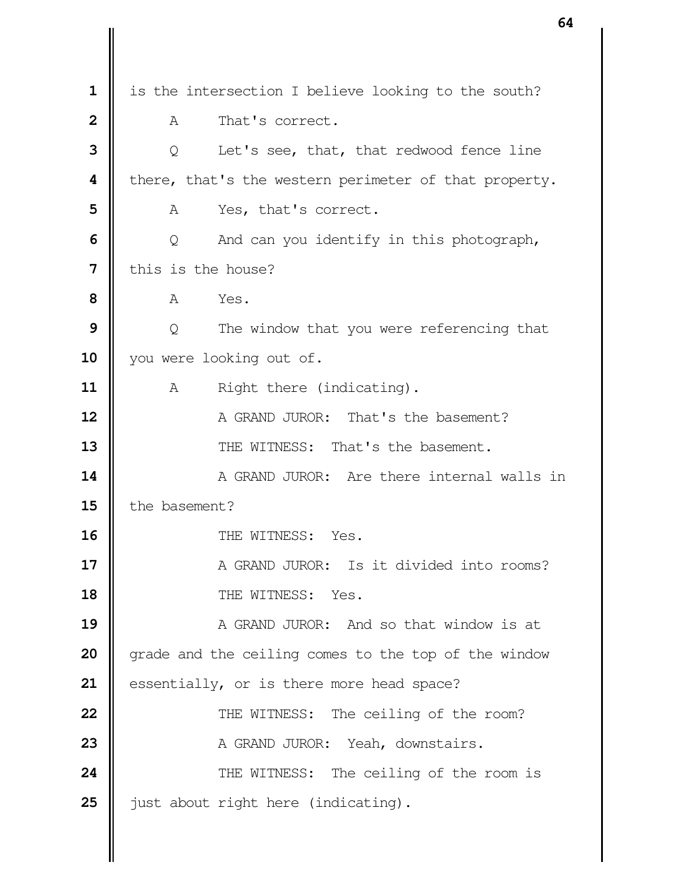1 is the intersection I believe looking to the south?

2 A That's correct.

3 Q Let's see, that, that redwood fence line

4 there, that's the western perimeter of that property.

5 A Yes, that's correct.

6 Q And can you identify in this photograph,

7 this is the house?

8 A Yes.

9 Q The window that you were referencing that

10 you were looking out of.

11 A Right there (indicating).

12 A GRAND JUROR: That's the basement?

13 THE WITNESS: That's the basement.

14 A GRAND JUROR: Are there internal walls in

15 the basement?

16 THE WITNESS: Yes.

17 A GRAND JUROR: Is it divided into rooms?

18 THE WITNESS: Yes.

19 A GRAND JUROR: And so that window is at

20 grade and the ceiling comes to the top of the window

21 essentially, or is there more head space?

22 THE WITNESS: The ceiling of the room?

23 A GRAND JUROR: Yeah, downstairs.

24 THE WITNESS: The ceiling of the room is

25 just about right here (indicating).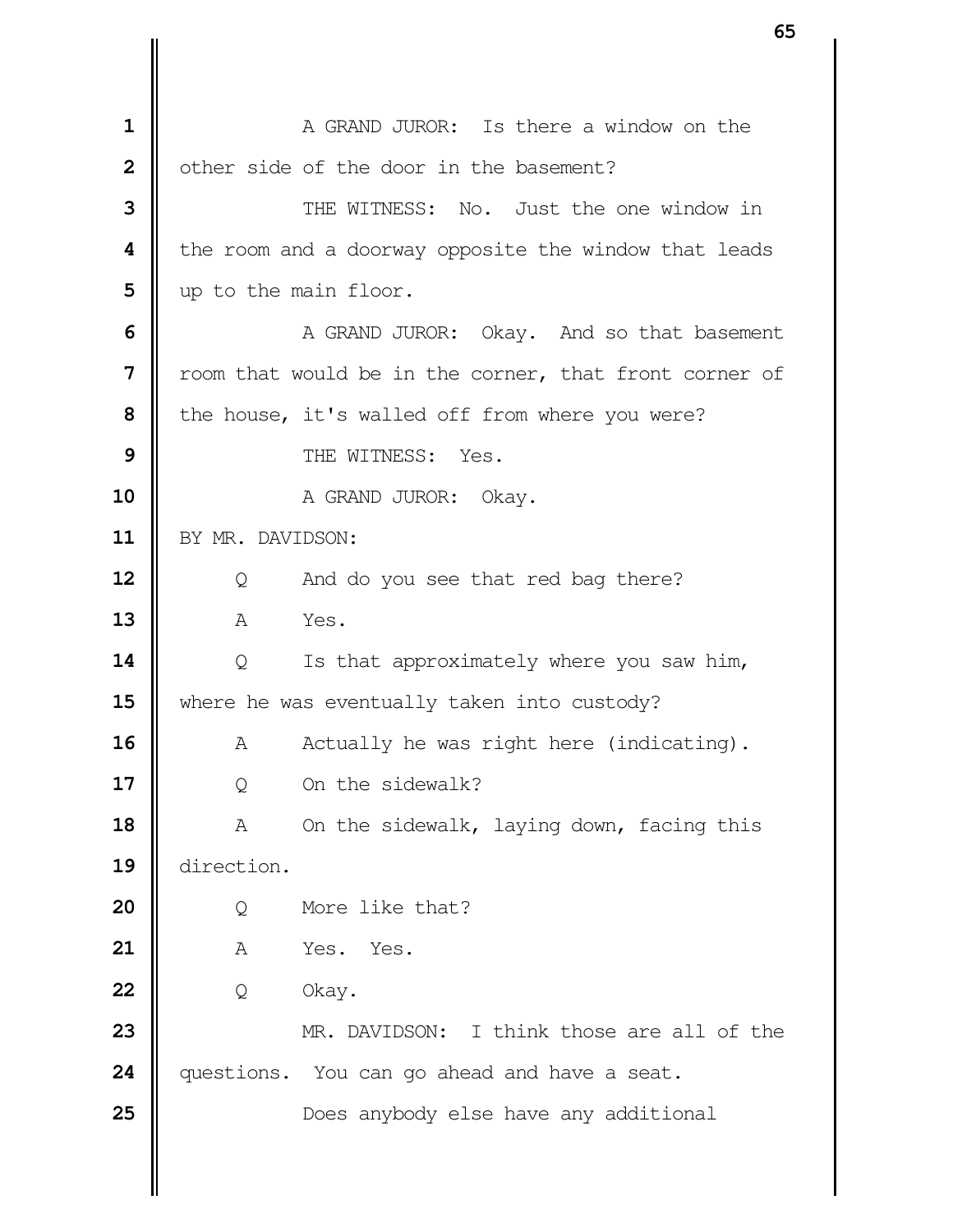A GRAND JUROR: Is there a window on the other side of the door in the basement?

THE WITNESS: No. Just the one window in the room and a doorway opposite the window that leads up to the main floor.

A GRAND JUROR: Okay. And so that basement room that would be in the corner, that front corner of the house, it's walled off from where you were?

THE WITNESS: Yes.

A GRAND JUROR: Okay.

BY MR. DAVIDSON:

Q And do you see that red bag there?

A Yes.

Q Is that approximately where you saw him, where he was eventually taken into custody?

A Actually he was right here (indicating).

Q On the sidewalk?

A On the sidewalk, laying down, facing this direction.

Q More like that?

A Yes. Yes.

Q Okay.

MR. DAVIDSON: I think those are all of the questions. You can go ahead and have a seat.

Does anybody else have any additional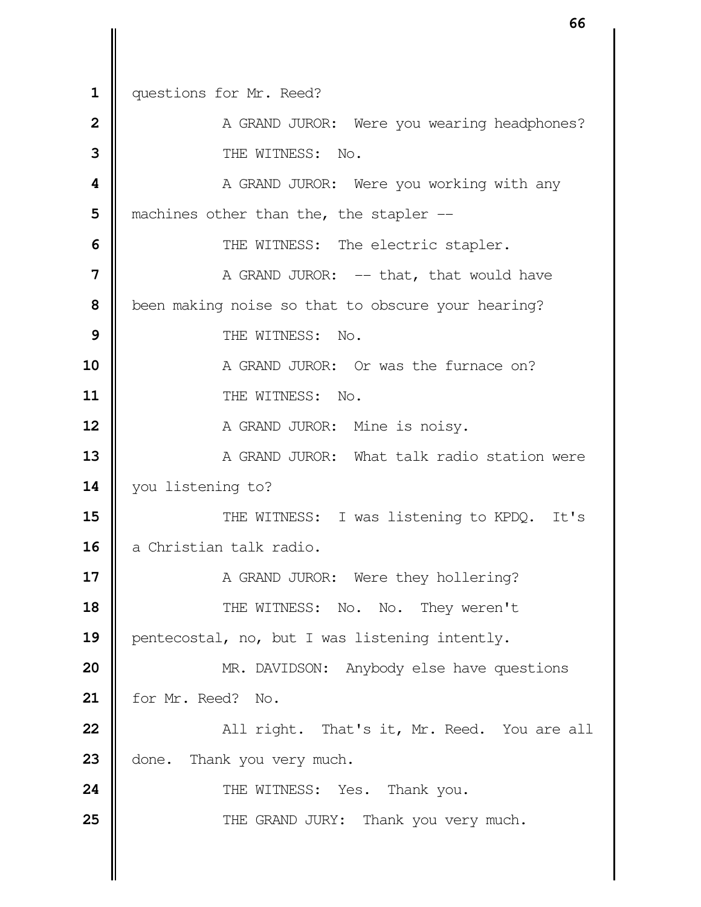questions for Mr. Reed?

A GRAND JUROR: Were you wearing headphones?

THE WITNESS: No.

A GRAND JUROR: Were you working with any machines other than the, the stapler --

THE WITNESS: The electric stapler.

A GRAND JUROR: -- that, that would have been making noise so that to obscure your hearing?

THE WITNESS: No.

A GRAND JUROR: Or was the furnace on?

THE WITNESS: No.

A GRAND JUROR: Mine is noisy.

A GRAND JUROR: What talk radio station were you listening to?

THE WITNESS: I was listening to KPDQ. It's a Christian talk radio.

A GRAND JUROR: Were they hollering?

THE WITNESS: No. No. They weren't pentecostal, no, but I was listening intently.

MR. DAVIDSON: Anybody else have questions for Mr. Reed? No.

All right. That's it, Mr. Reed. You are all done. Thank you very much.

THE WITNESS: Yes. Thank you.

THE GRAND JURY: Thank you very much.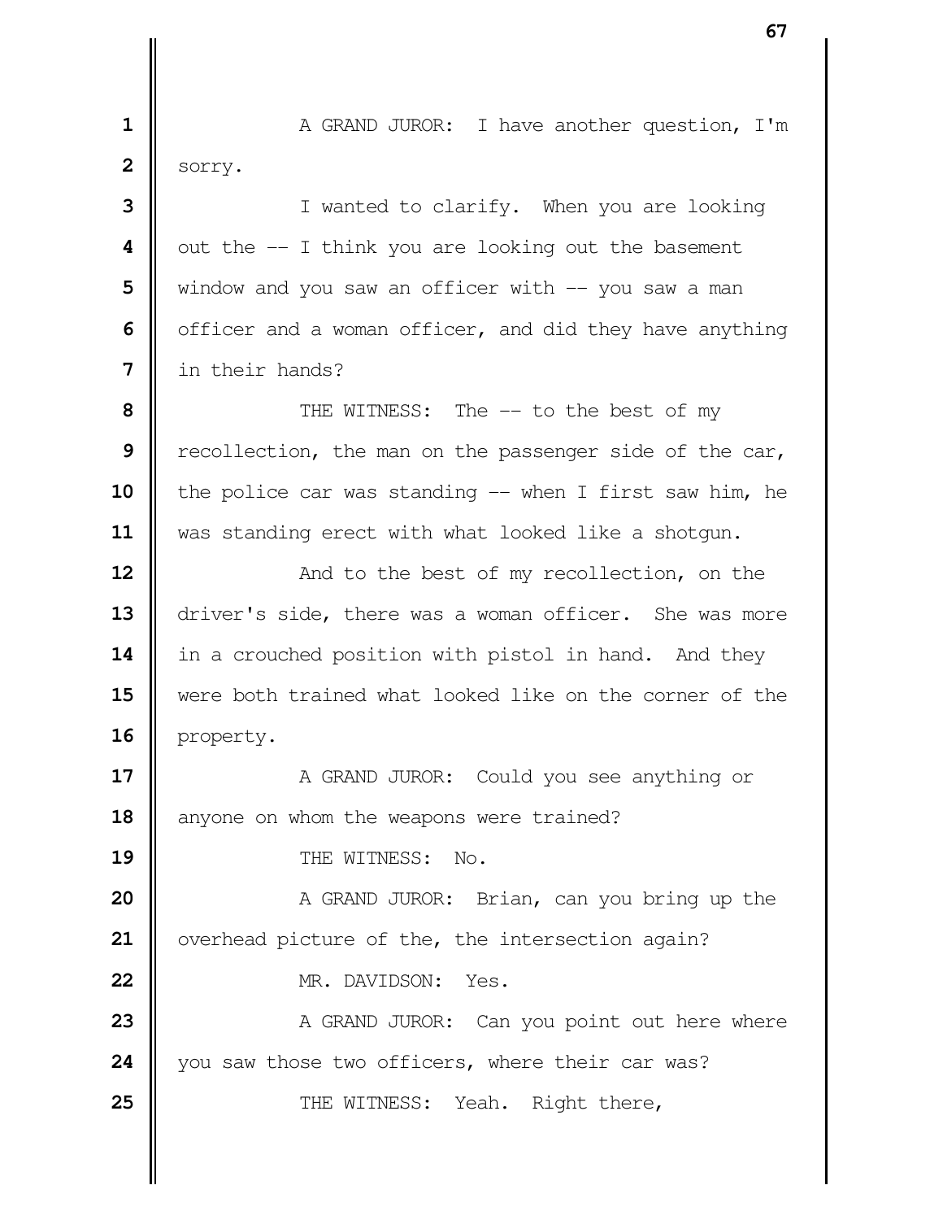A GRAND JUROR: I have another question, I'm sorry.

I wanted to clarify. When you are looking out the -- I think you are looking out the basement window and you saw an officer with -- you saw a man officer and a woman officer, and did they have anything in their hands?

THE WITNESS: The -- to the best of my recollection, the man on the passenger side of the car, the police car was standing -- when I first saw him, he was standing erect with what looked like a shotgun.

And to the best of my recollection, on the driver's side, there was a woman officer. She was more in a crouched position with pistol in hand. And they were both trained what looked like on the corner of the property.

A GRAND JUROR: Could you see anything or anyone on whom the weapons were trained?

THE WITNESS: No.

A GRAND JUROR: Brian, can you bring up the overhead picture of the, the intersection again?

MR. DAVIDSON: Yes.

A GRAND JUROR: Can you point out here where you saw those two officers, where their car was?

THE WITNESS: Yeah. Right there,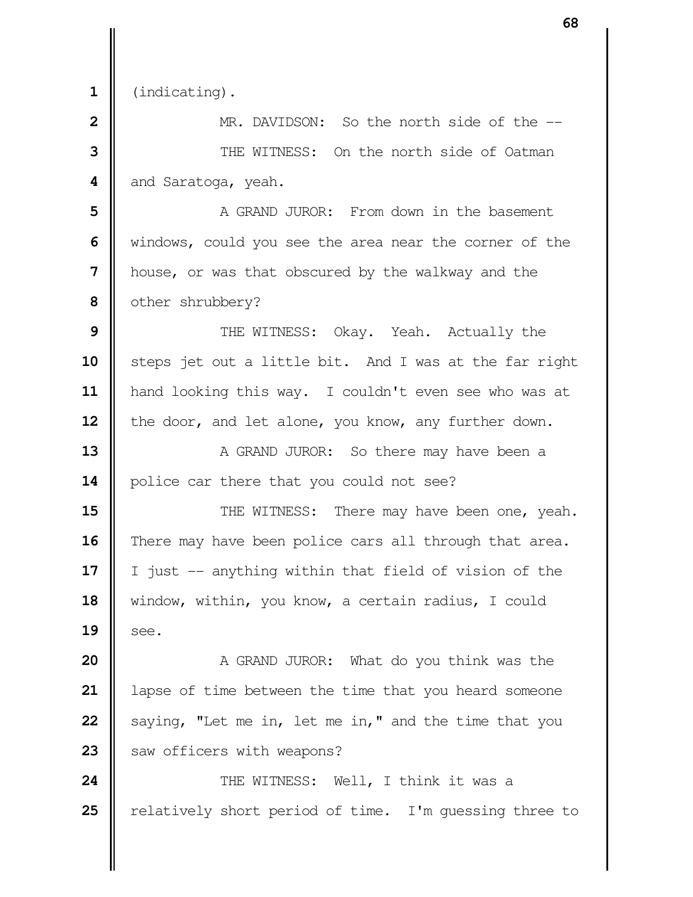(indicating).

MR. DAVIDSON: So the north side of the --

THE WITNESS: On the north side of Oatman and Saratoga, yeah.

A GRAND JUROR: From down in the basement windows, could you see the area near the corner of the house, or was that obscured by the walkway and the other shrubbery?

THE WITNESS: Okay. Yeah. Actually the steps jet out a little bit. And I was at the far right hand looking this way. I couldn't even see who was at the door, and let alone, you know, any further down.

A GRAND JUROR: So there may have been a police car there that you could not see?

THE WITNESS: There may have been one, yeah. There may have been police cars all through that area. I just -- anything within that field of vision of the window, within, you know, a certain radius, I could see.

A GRAND JUROR: What do you think was the lapse of time between the time that you heard someone saying, "Let me in, let me in," and the time that you saw officers with weapons?

THE WITNESS: Well, I think it was a relatively short period of time. I'm guessing three to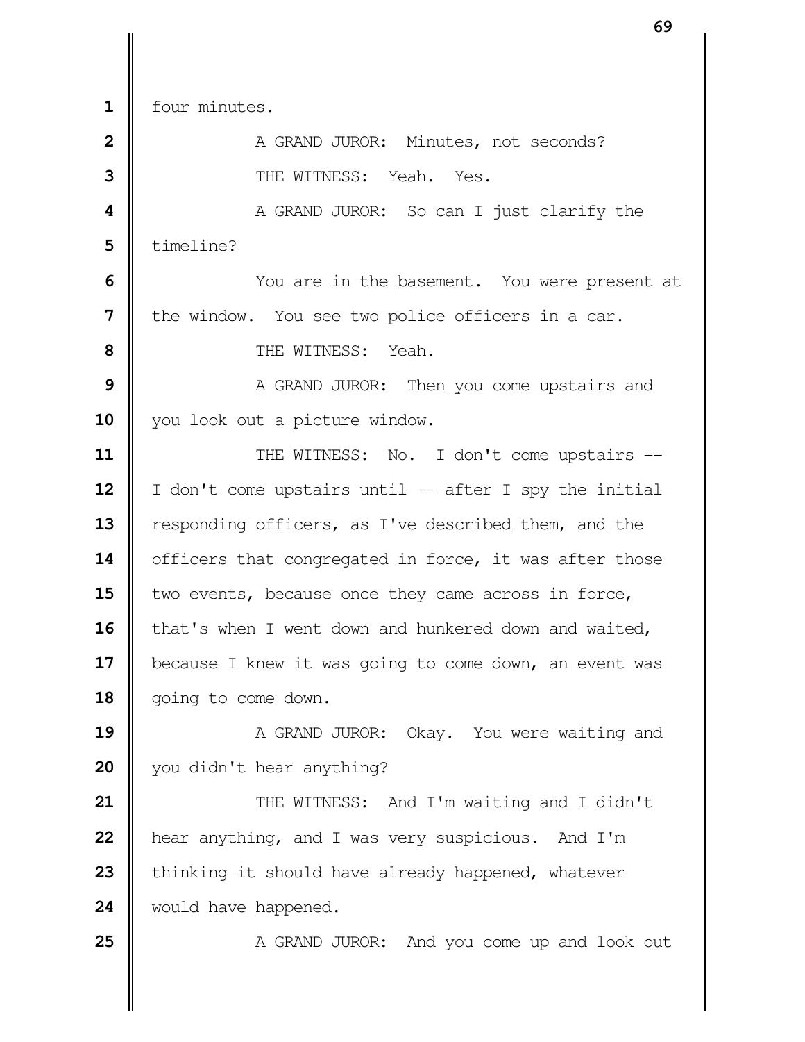four minutes.

A GRAND JUROR: Minutes, not seconds?

THE WITNESS: Yeah. Yes.

A GRAND JUROR: So can I just clarify the timeline?

You are in the basement. You were present at the window. You see two police officers in a car.

THE WITNESS: Yeah.

A GRAND JUROR: Then you come upstairs and you look out a picture window.

THE WITNESS: No. I don't come upstairs -- I don't come upstairs until -- after I spy the initial responding officers, as I've described them, and the officers that congregated in force, it was after those two events, because once they came across in force, that's when I went down and hunkered down and waited, because I knew it was going to come down, an event was going to come down.

A GRAND JUROR: Okay. You were waiting and you didn't hear anything?

THE WITNESS: And I'm waiting and I didn't hear anything, and I was very suspicious. And I'm thinking it should have already happened, whatever would have happened.

A GRAND JUROR: And you come up and look out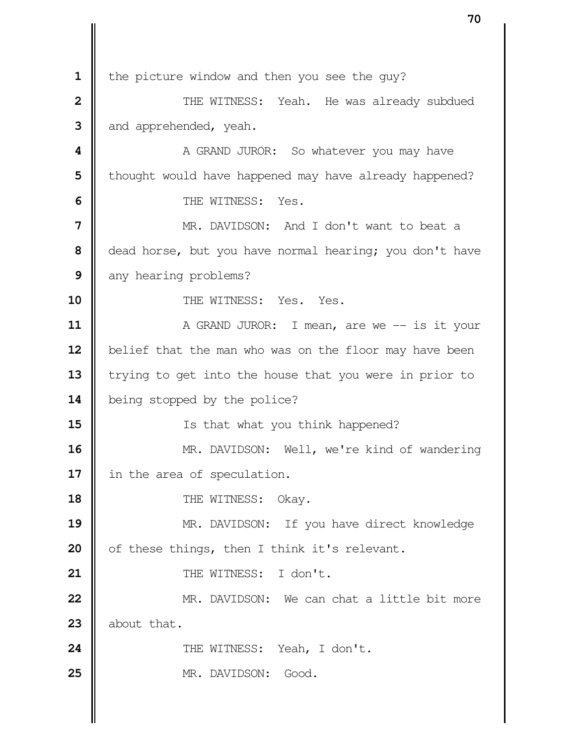1 the picture window and then you see the guy?

2 THE WITNESS: Yeah. He was already subdued

3 and apprehended, yeah.

4 A GRAND JUROR: So whatever you may have

5 thought would have happened may have already happened?

6 THE WITNESS: Yes.

7 MR. DAVIDSON: And I don't want to beat a

8 dead horse, but you have normal hearing; you don't have

9 any hearing problems?

10 THE WITNESS: Yes. Yes.

11 A GRAND JUROR: I mean, are we -- is it your

12 belief that the man who was on the floor may have been

13 trying to get into the house that you were in prior to

14 being stopped by the police?

15 Is that what you think happened?

16 MR. DAVIDSON: Well, we're kind of wandering

17 in the area of speculation.

18 THE WITNESS: Okay.

19 MR. DAVIDSON: If you have direct knowledge

20 of these things, then I think it's relevant.

21 THE WITNESS: I don't.

22 MR. DAVIDSON: We can chat a little bit more

23 about that.

24 THE WITNESS: Yeah, I don't.

25 MR. DAVIDSON: Good.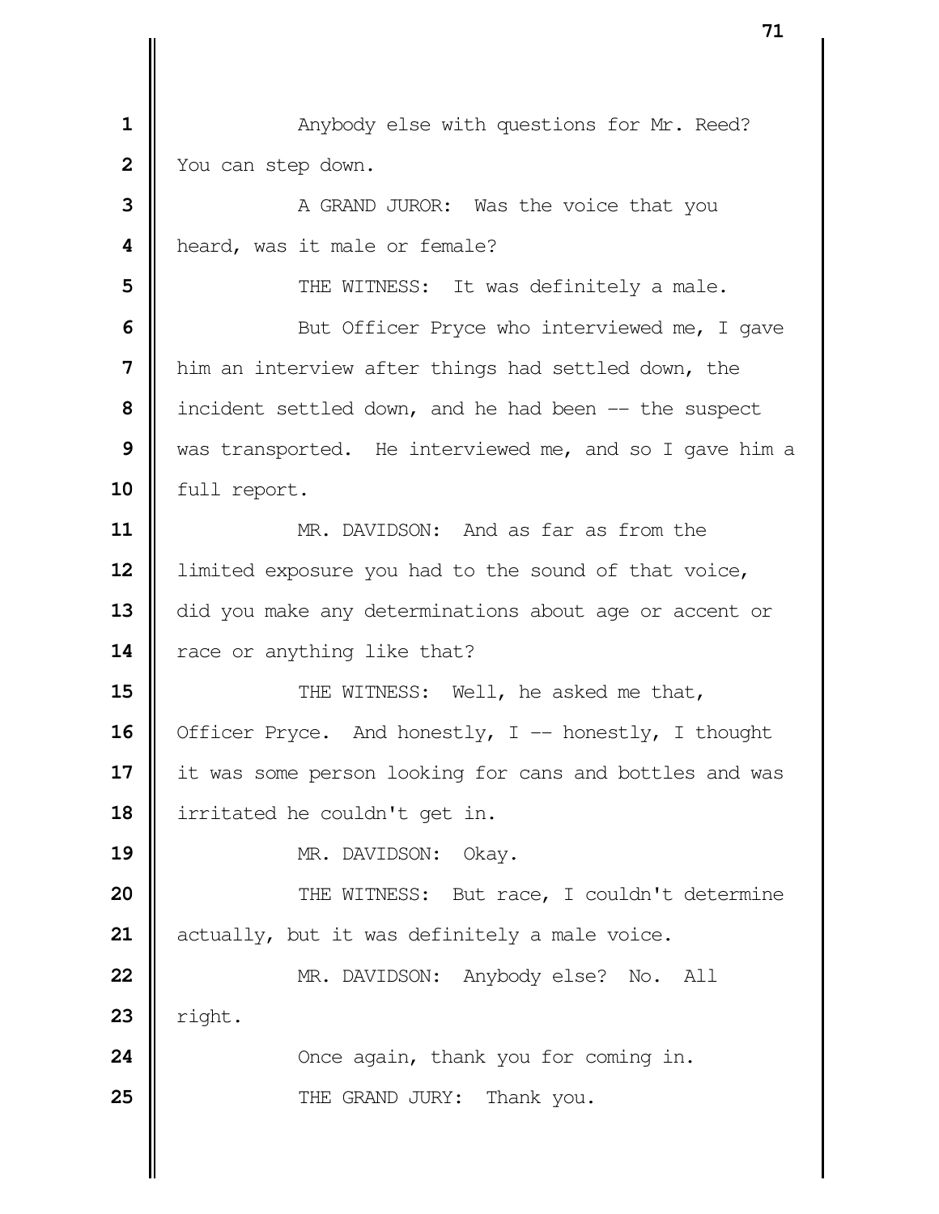Anybody else with questions for Mr. Reed? You can step down.

A GRAND JUROR: Was the voice that you heard, was it male or female?

THE WITNESS: It was definitely a male.

But Officer Pryce who interviewed me, I gave him an interview after things had settled down, the incident settled down, and he had been -- the suspect was transported. He interviewed me, and so I gave him a full report.

MR. DAVIDSON: And as far as from the limited exposure you had to the sound of that voice, did you make any determinations about age or accent or race or anything like that?

THE WITNESS: Well, he asked me that, Officer Pryce. And honestly, I -- honestly, I thought it was some person looking for cans and bottles and was irritated he couldn't get in.

MR. DAVIDSON: Okay.

THE WITNESS: But race, I couldn't determine actually, but it was definitely a male voice.

MR. DAVIDSON: Anybody else? No. All right.

Once again, thank you for coming in.

THE GRAND JURY: Thank you.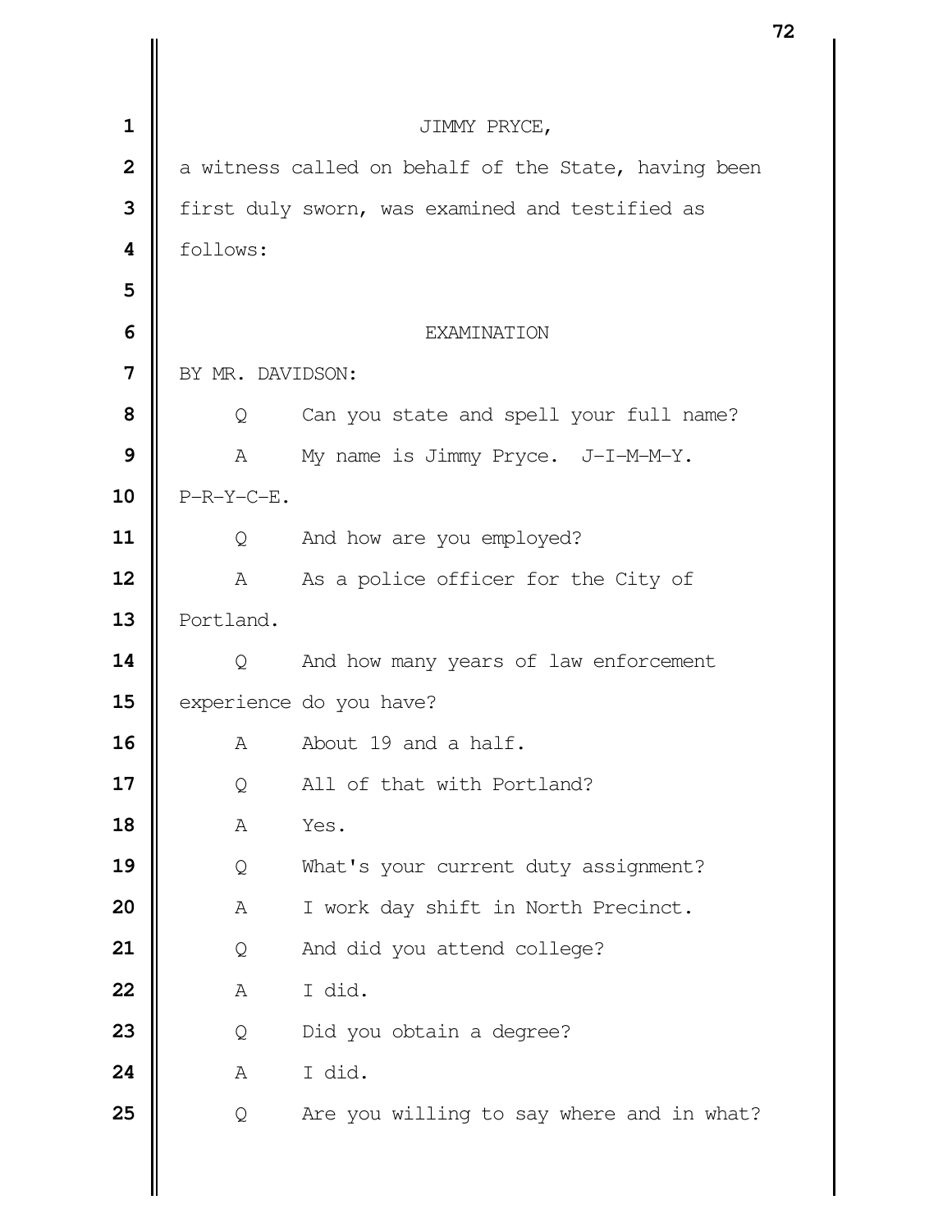JIMMY PRYCE,

a witness called on behalf of the State, having been first duly sworn, was examined and testified as follows:

EXAMINATION

BY MR. DAVIDSON:

Q Can you state and spell your full name?

A My name is Jimmy Pryce. J-I-M-M-Y. P-R-Y-C-E.

Q And how are you employed?

A As a police officer for the City of Portland.

Q And how many years of law enforcement experience do you have?

A About 19 and a half.

Q All of that with Portland?

A Yes.

Q What's your current duty assignment?

A I work day shift in North Precinct.

Q And did you attend college?

A I did.

Q Did you obtain a degree?

A I did.

Q Are you willing to say where and in what?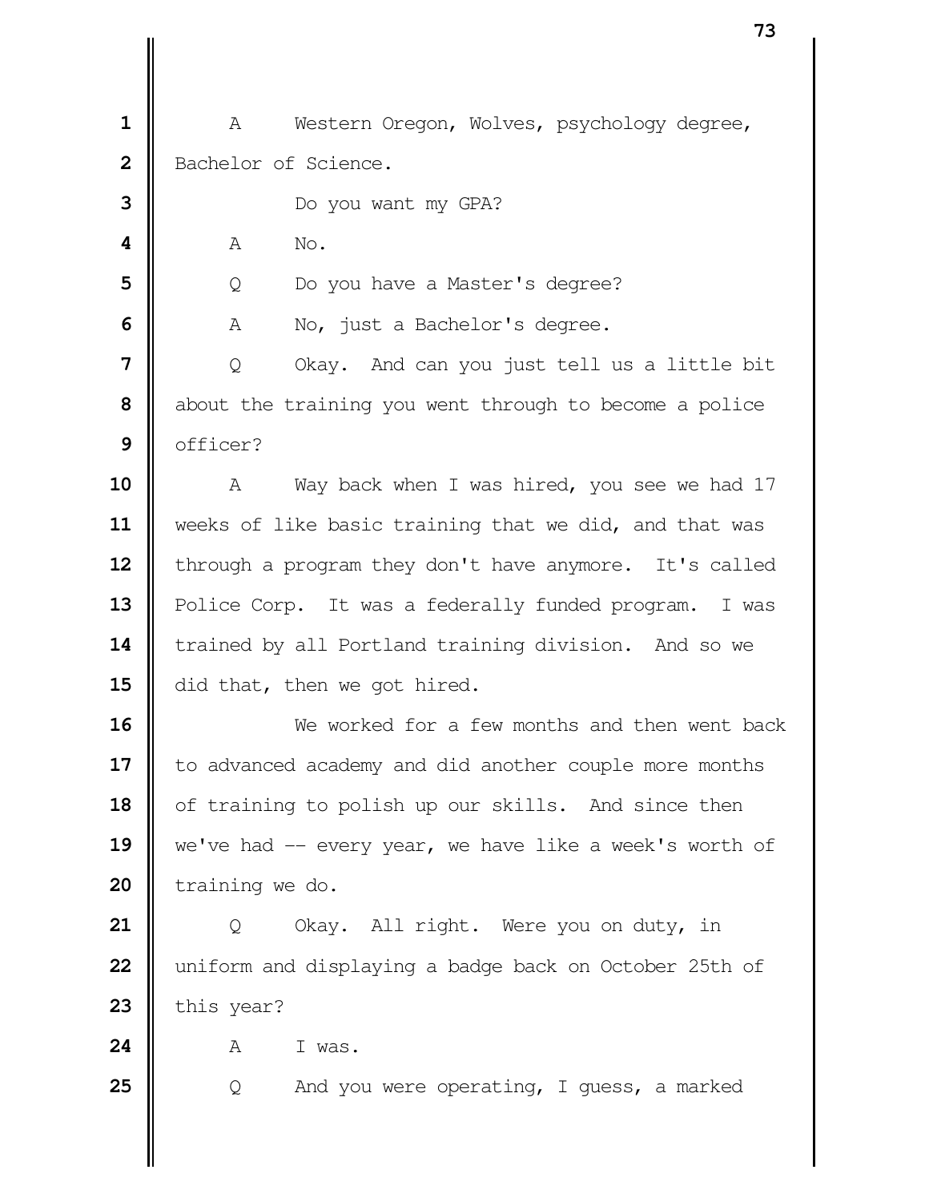A Western Oregon, Wolves, psychology degree, Bachelor of Science.

Do you want my GPA?

A No.

Q Do you have a Master's degree?

A No, just a Bachelor's degree.

Q Okay. And can you just tell us a little bit about the training you went through to become a police officer?

A Way back when I was hired, you see we had 17 weeks of like basic training that we did, and that was through a program they don't have anymore. It's called Police Corp. It was a federally funded program. I was trained by all Portland training division. And so we did that, then we got hired.

We worked for a few months and then went back to advanced academy and did another couple more months of training to polish up our skills. And since then we've had -- every year, we have like a week's worth of training we do.

Q Okay. All right. Were you on duty, in uniform and displaying a badge back on October 25th of this year?

A I was.

Q And you were operating, I guess, a marked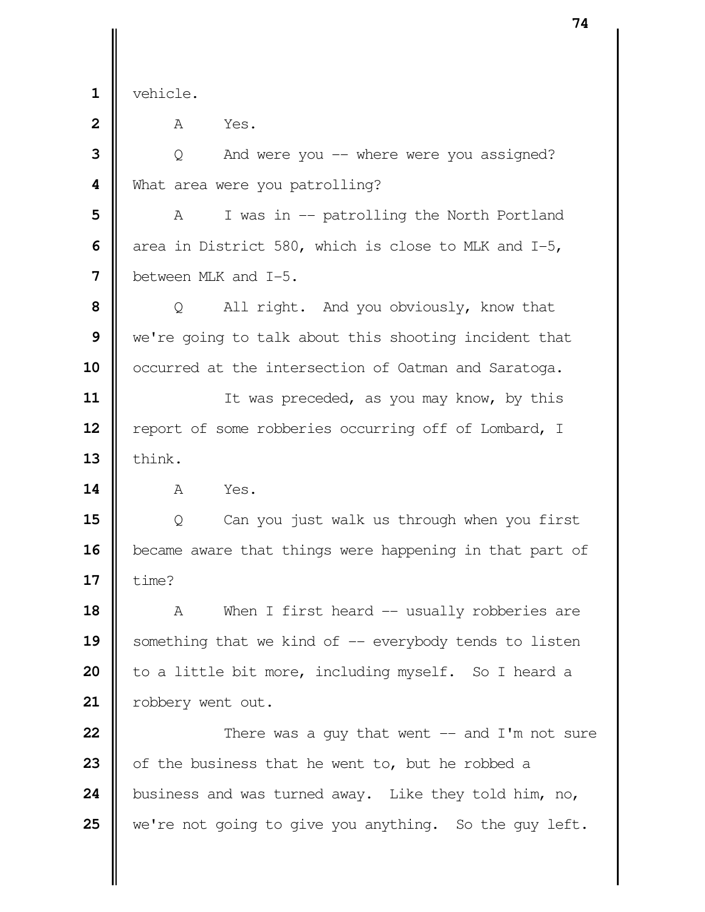1 vehicle.

2 A Yes.

3 Q And were you -- where were you assigned?

4 What area were you patrolling?

5 A I was in -- patrolling the North Portland

6 area in District 580, which is close to MLK and I-5,

7 between MLK and I-5.

8 Q All right. And you obviously, know that

9 we're going to talk about this shooting incident that

10 occurred at the intersection of Oatman and Saratoga.

11 It was preceded, as you may know, by this

12 report of some robberies occurring off of Lombard, I

13 think.

14 A Yes.

15 Q Can you just walk us through when you first

16 became aware that things were happening in that part of

17 time?

18 A When I first heard -- usually robberies are

19 something that we kind of -- everybody tends to listen

20 to a little bit more, including myself. So I heard a

21 robbery went out.

22 There was a guy that went -- and I'm not sure

23 of the business that he went to, but he robbed a

24 business and was turned away. Like they told him, no,

25 we're not going to give you anything. So the guy left.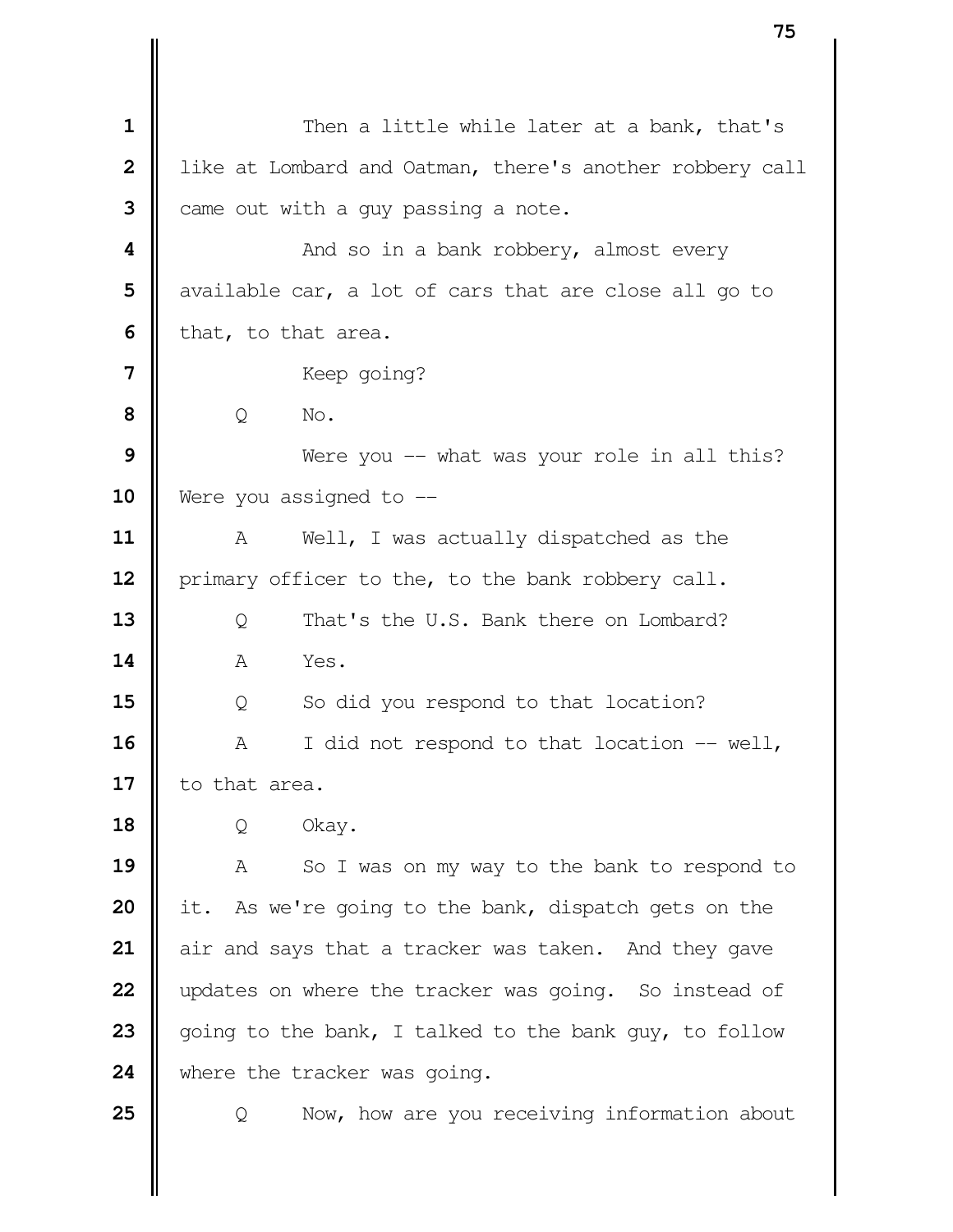Then a little while later at a bank, that's like at Lombard and Oatman, there's another robbery call came out with a guy passing a note.

And so in a bank robbery, almost every available car, a lot of cars that are close all go to that, to that area.

Keep going?

Q No.

Were you -- what was your role in all this? Were you assigned to --

A Well, I was actually dispatched as the primary officer to the, to the bank robbery call.

Q That's the U.S. Bank there on Lombard?

A Yes.

Q So did you respond to that location?

A I did not respond to that location -- well, to that area.

Q Okay.

A So I was on my way to the bank to respond to it. As we're going to the bank, dispatch gets on the air and says that a tracker was taken. And they gave updates on where the tracker was going. So instead of going to the bank, I talked to the bank guy, to follow where the tracker was going.

Q Now, how are you receiving information about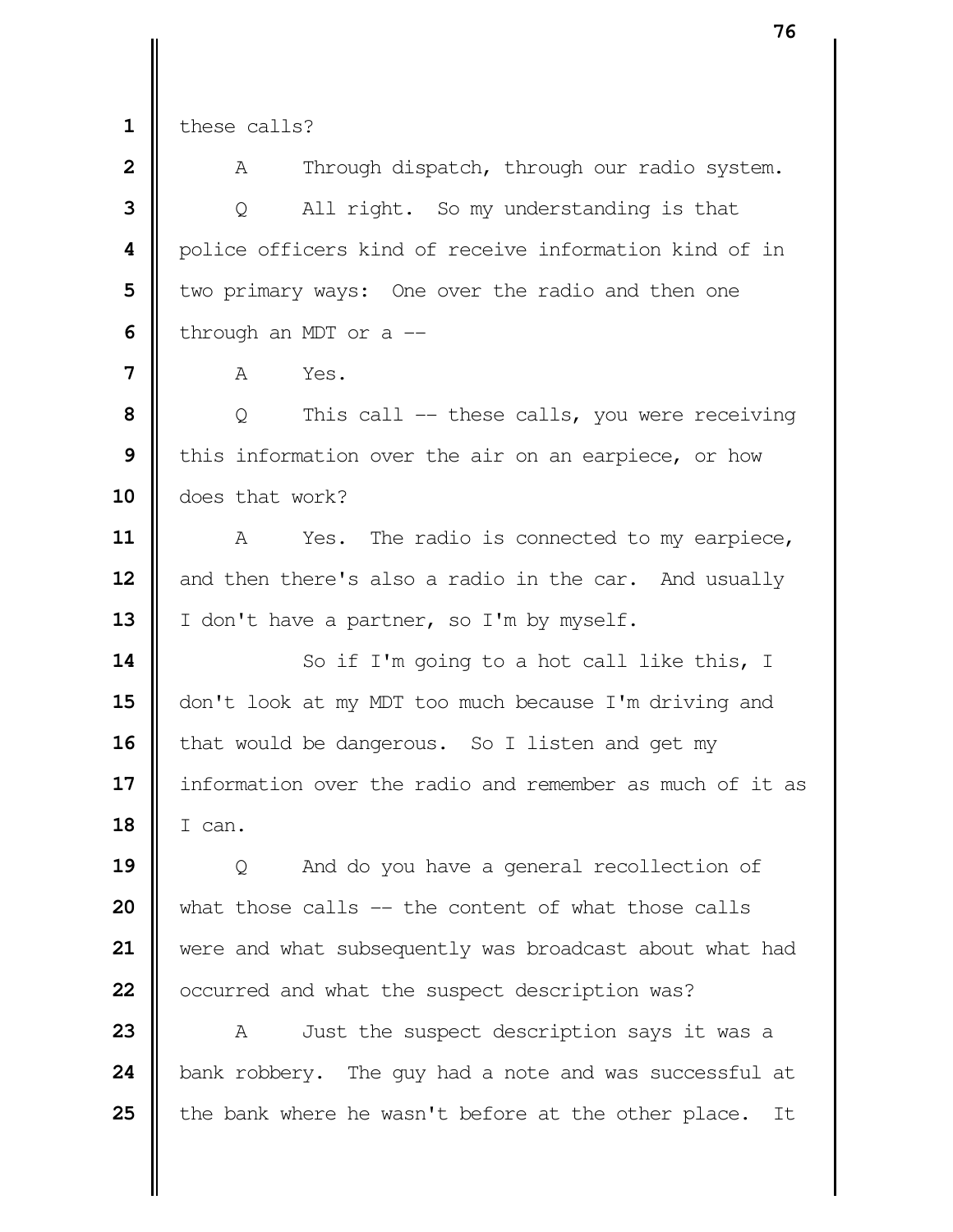these calls?

A Through dispatch, through our radio system.

Q All right. So my understanding is that police officers kind of receive information kind of in two primary ways: One over the radio and then one through an MDT or a --

A Yes.

Q This call -- these calls, you were receiving this information over the air on an earpiece, or how does that work?

A Yes. The radio is connected to my earpiece, and then there's also a radio in the car. And usually I don't have a partner, so I'm by myself.

So if I'm going to a hot call like this, I don't look at my MDT too much because I'm driving and that would be dangerous. So I listen and get my information over the radio and remember as much of it as I can.

Q And do you have a general recollection of what those calls -- the content of what those calls were and what subsequently was broadcast about what had occurred and what the suspect description was?

A Just the suspect description says it was a bank robbery. The guy had a note and was successful at the bank where he wasn't before at the other place. It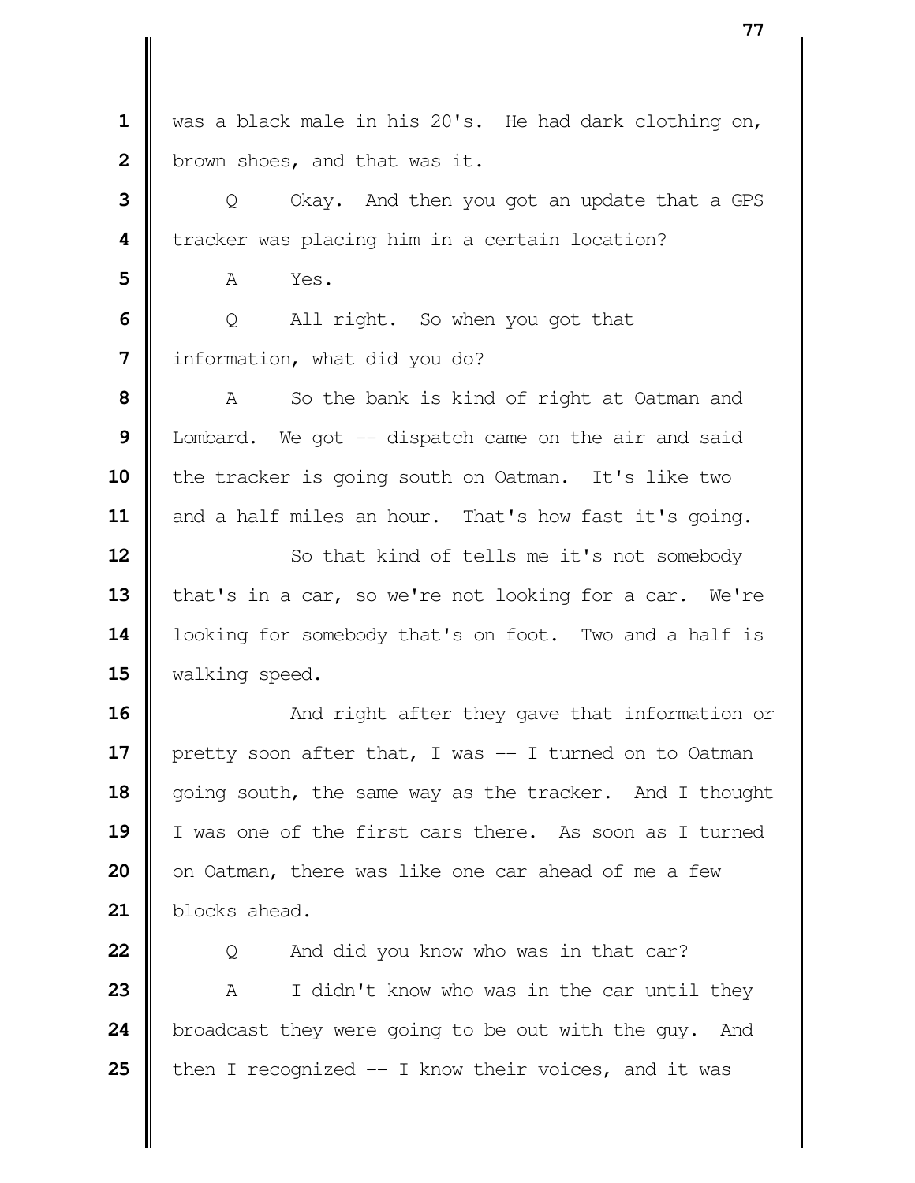was a black male in his 20's. He had dark clothing on, brown shoes, and that was it.

Q Okay. And then you got an update that a GPS tracker was placing him in a certain location?

A Yes.

Q All right. So when you got that information, what did you do?

A So the bank is kind of right at Oatman and Lombard. We got -- dispatch came on the air and said the tracker is going south on Oatman. It's like two and a half miles an hour. That's how fast it's going.

So that kind of tells me it's not somebody that's in a car, so we're not looking for a car. We're looking for somebody that's on foot. Two and a half is walking speed.

And right after they gave that information or pretty soon after that, I was -- I turned on to Oatman going south, the same way as the tracker. And I thought I was one of the first cars there. As soon as I turned on Oatman, there was like one car ahead of me a few blocks ahead.

Q And did you know who was in that car?

A I didn't know who was in the car until they broadcast they were going to be out with the guy. And then I recognized -- I know their voices, and it was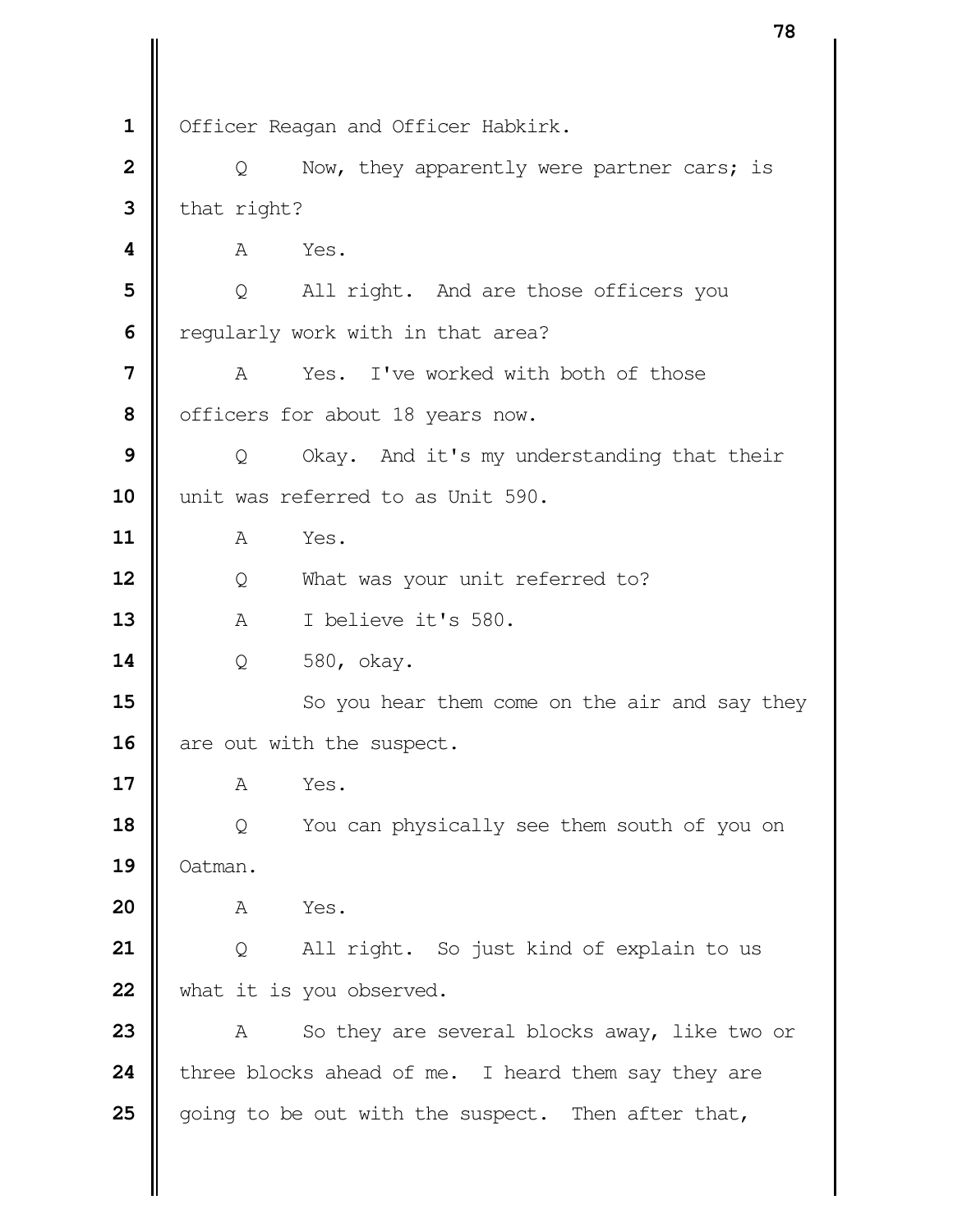Officer Reagan and Officer Habkirk.

Q Now, they apparently were partner cars; is that right?

A Yes.

Q All right. And are those officers you regularly work with in that area?

A Yes. I've worked with both of those officers for about 18 years now.

Q Okay. And it's my understanding that their unit was referred to as Unit 590.

A Yes.

Q What was your unit referred to?

A I believe it's 580.

Q 580, okay.

So you hear them come on the air and say they are out with the suspect.

A Yes.

Q You can physically see them south of you on Oatman.

A Yes.

Q All right. So just kind of explain to us what it is you observed.

A So they are several blocks away, like two or three blocks ahead of me. I heard them say they are going to be out with the suspect. Then after that,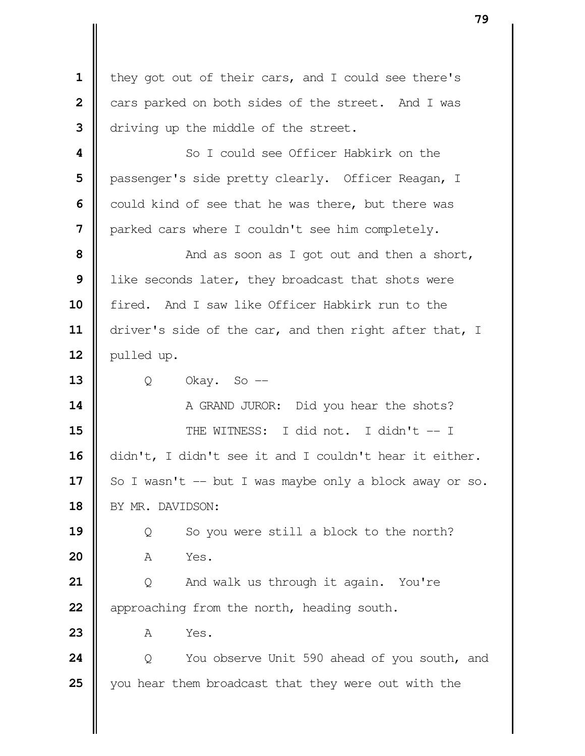they got out of their cars, and I could see there's cars parked on both sides of the street. And I was driving up the middle of the street.

So I could see Officer Habkirk on the passenger's side pretty clearly. Officer Reagan, I could kind of see that he was there, but there was parked cars where I couldn't see him completely.

And as soon as I got out and then a short, like seconds later, they broadcast that shots were fired. And I saw like Officer Habkirk run to the driver's side of the car, and then right after that, I pulled up.

Q Okay. So --

A GRAND JUROR: Did you hear the shots?

THE WITNESS: I did not. I didn't -- I didn't, I didn't see it and I couldn't hear it either. So I wasn't -- but I was maybe only a block away or so.

BY MR. DAVIDSON:

Q So you were still a block to the north?

A Yes.

Q And walk us through it again. You're approaching from the north, heading south.

A Yes.

Q You observe Unit 590 ahead of you south, and you hear them broadcast that they were out with the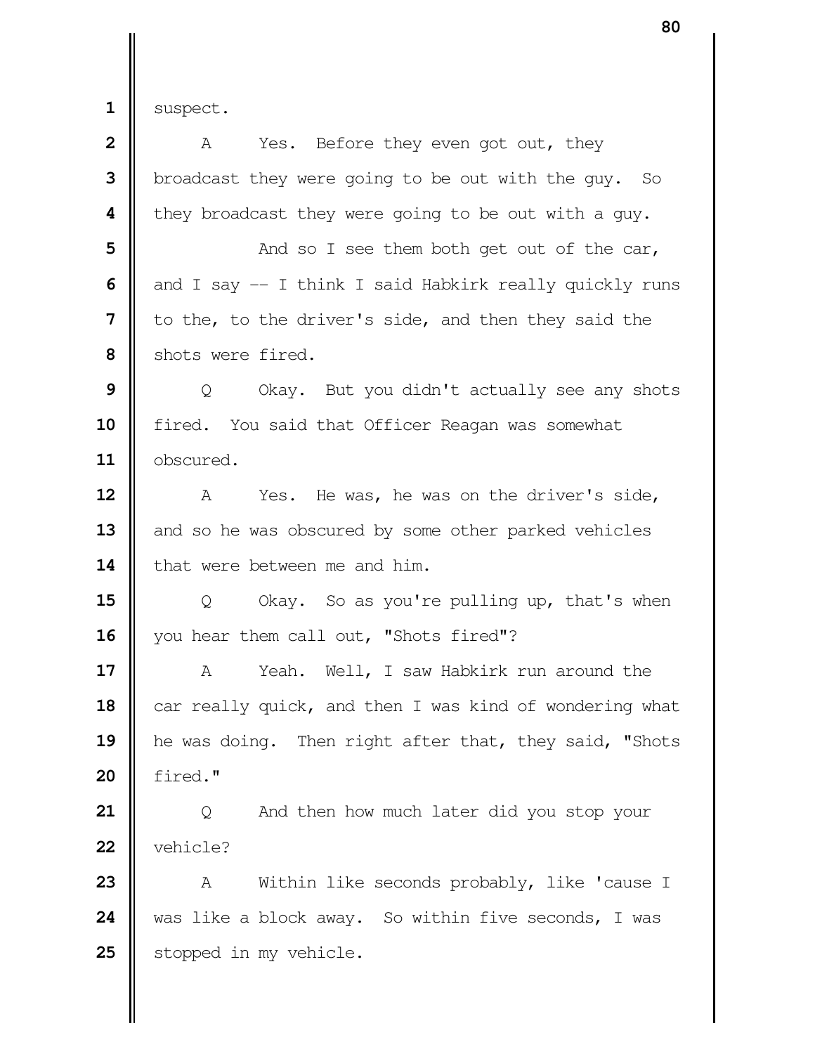1 suspect.

2 A Yes. Before they even got out, they

3 broadcast they were going to be out with the guy. So

4 they broadcast they were going to be out with a guy.

5 And so I see them both get out of the car,

6 and I say -- I think I said Habkirk really quickly runs

7 to the, to the driver's side, and then they said the

8 shots were fired.

9 Q Okay. But you didn't actually see any shots

10 fired. You said that Officer Reagan was somewhat

11 obscured.

12 A Yes. He was, he was on the driver's side,

13 and so he was obscured by some other parked vehicles

14 that were between me and him.

15 Q Okay. So as you're pulling up, that's when

16 you hear them call out, "Shots fired"?

17 A Yeah. Well, I saw Habkirk run around the

18 car really quick, and then I was kind of wondering what

19 he was doing. Then right after that, they said, "Shots

20 fired."

21 Q And then how much later did you stop your

22 vehicle?

23 A Within like seconds probably, like 'cause I

24 was like a block away. So within five seconds, I was

25 stopped in my vehicle.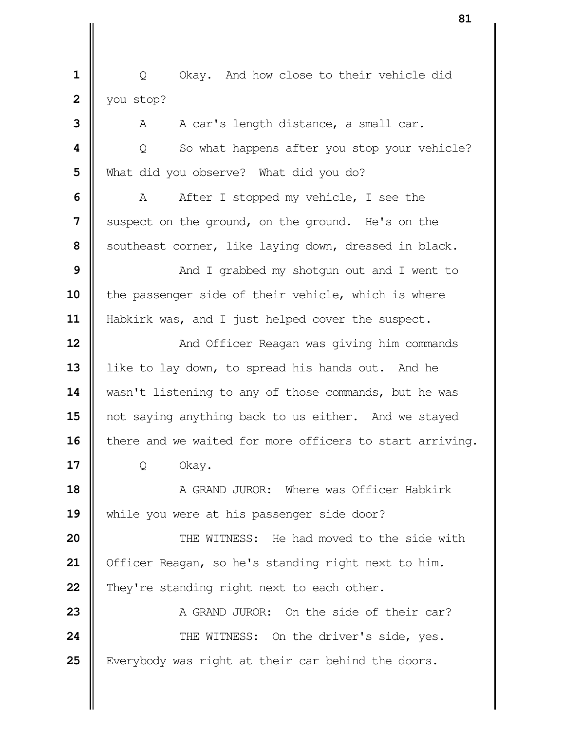Q Okay. And how close to their vehicle did you stop?

A A car's length distance, a small car.

Q So what happens after you stop your vehicle? What did you observe? What did you do?

A After I stopped my vehicle, I see the suspect on the ground, on the ground. He's on the southeast corner, like laying down, dressed in black.

And I grabbed my shotgun out and I went to the passenger side of their vehicle, which is where Habkirk was, and I just helped cover the suspect.

And Officer Reagan was giving him commands like to lay down, to spread his hands out. And he wasn't listening to any of those commands, but he was not saying anything back to us either. And we stayed there and we waited for more officers to start arriving.

Q Okay.

A GRAND JUROR: Where was Officer Habkirk while you were at his passenger side door?

THE WITNESS: He had moved to the side with Officer Reagan, so he's standing right next to him. They're standing right next to each other.

A GRAND JUROR: On the side of their car?

THE WITNESS: On the driver's side, yes. Everybody was right at their car behind the doors.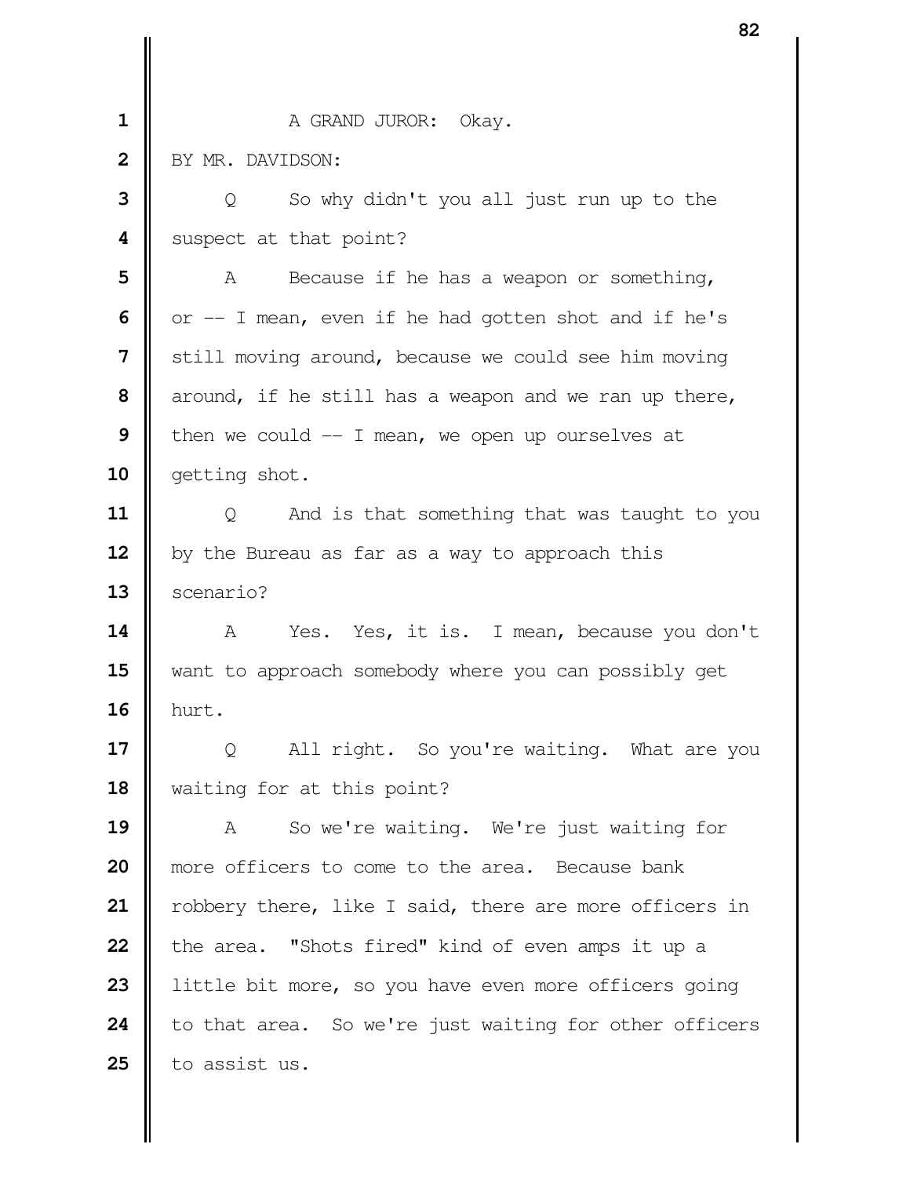A GRAND JUROR: Okay.

BY MR. DAVIDSON:

Q So why didn't you all just run up to the suspect at that point?

A Because if he has a weapon or something, or -- I mean, even if he had gotten shot and if he's still moving around, because we could see him moving around, if he still has a weapon and we ran up there, then we could -- I mean, we open up ourselves at getting shot.

Q And is that something that was taught to you by the Bureau as far as a way to approach this scenario?

A Yes. Yes, it is. I mean, because you don't want to approach somebody where you can possibly get hurt.

Q All right. So you're waiting. What are you waiting for at this point?

A So we're waiting. We're just waiting for more officers to come to the area. Because bank robbery there, like I said, there are more officers in the area. "Shots fired" kind of even amps it up a little bit more, so you have even more officers going to that area. So we're just waiting for other officers to assist us.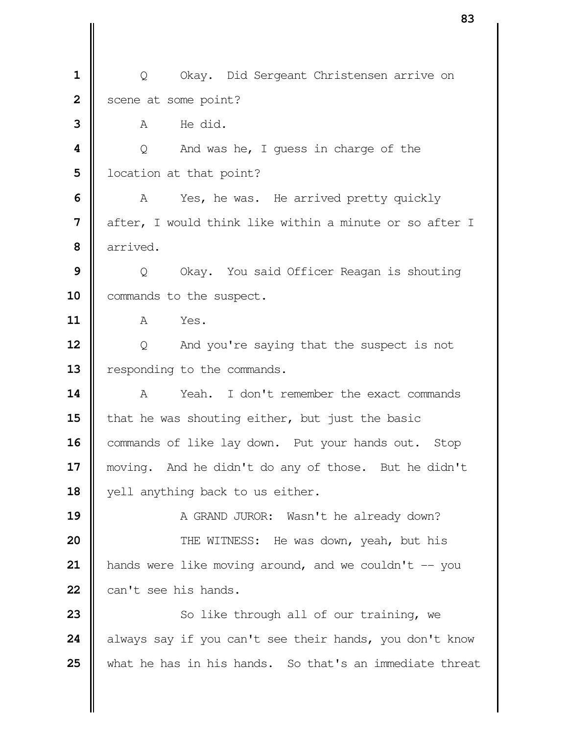Q Okay. Did Sergeant Christensen arrive on scene at some point?

A He did.

Q And was he, I guess in charge of the location at that point?

A Yes, he was. He arrived pretty quickly after, I would think like within a minute or so after I arrived.

Q Okay. You said Officer Reagan is shouting commands to the suspect.

A Yes.

Q And you're saying that the suspect is not responding to the commands.

A Yeah. I don't remember the exact commands that he was shouting either, but just the basic commands of like lay down. Put your hands out. Stop moving. And he didn't do any of those. But he didn't yell anything back to us either.

A GRAND JUROR: Wasn't he already down?

THE WITNESS: He was down, yeah, but his hands were like moving around, and we couldn't -- you can't see his hands.

So like through all of our training, we always say if you can't see their hands, you don't know what he has in his hands. So that's an immediate threat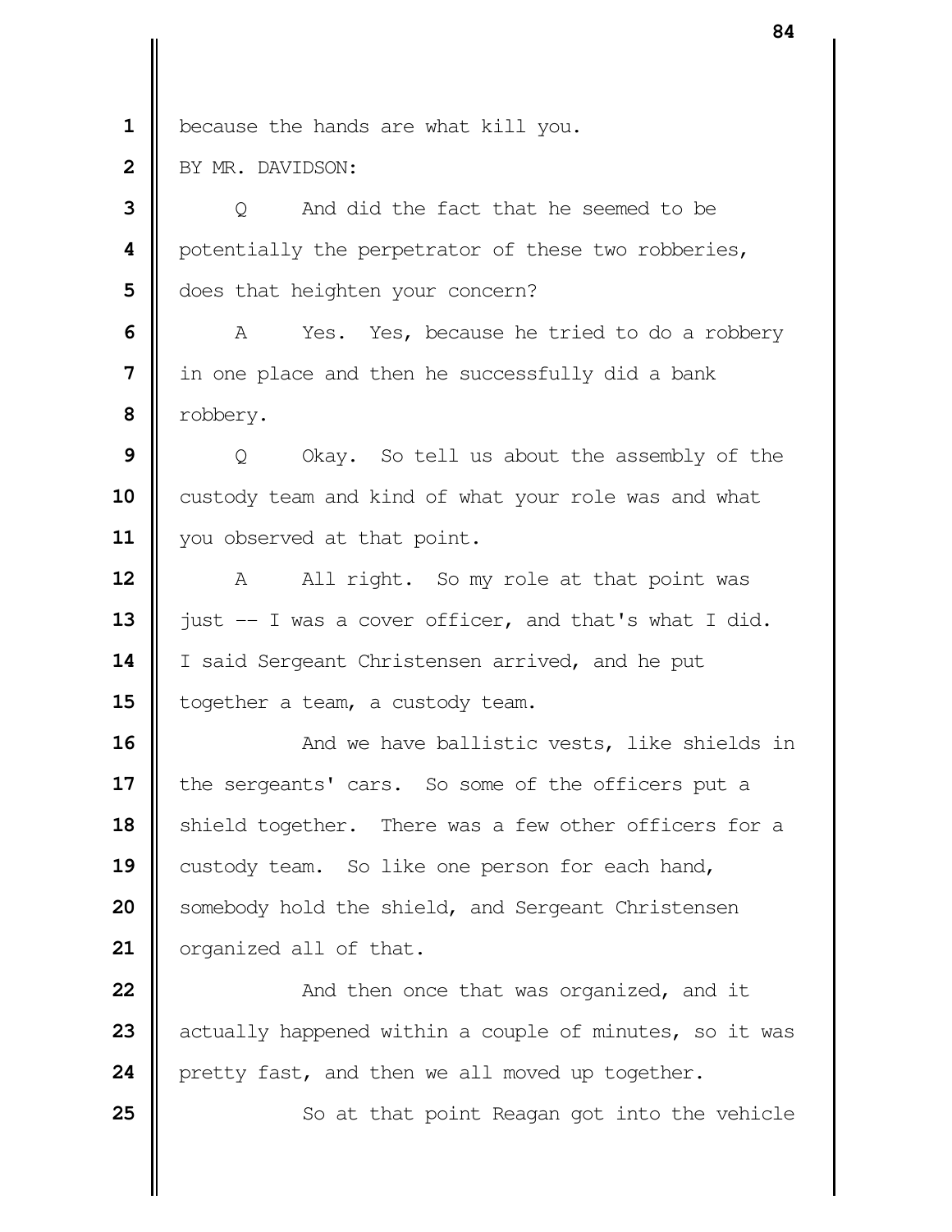because the hands are what kill you.

BY MR. DAVIDSON:

Q And did the fact that he seemed to be potentially the perpetrator of these two robberies, does that heighten your concern?

A Yes. Yes, because he tried to do a robbery in one place and then he successfully did a bank robbery.

Q Okay. So tell us about the assembly of the custody team and kind of what your role was and what you observed at that point.

A All right. So my role at that point was just -- I was a cover officer, and that's what I did. I said Sergeant Christensen arrived, and he put together a team, a custody team.

And we have ballistic vests, like shields in the sergeants' cars. So some of the officers put a shield together. There was a few other officers for a custody team. So like one person for each hand, somebody hold the shield, and Sergeant Christensen organized all of that.

And then once that was organized, and it actually happened within a couple of minutes, so it was pretty fast, and then we all moved up together.

So at that point Reagan got into the vehicle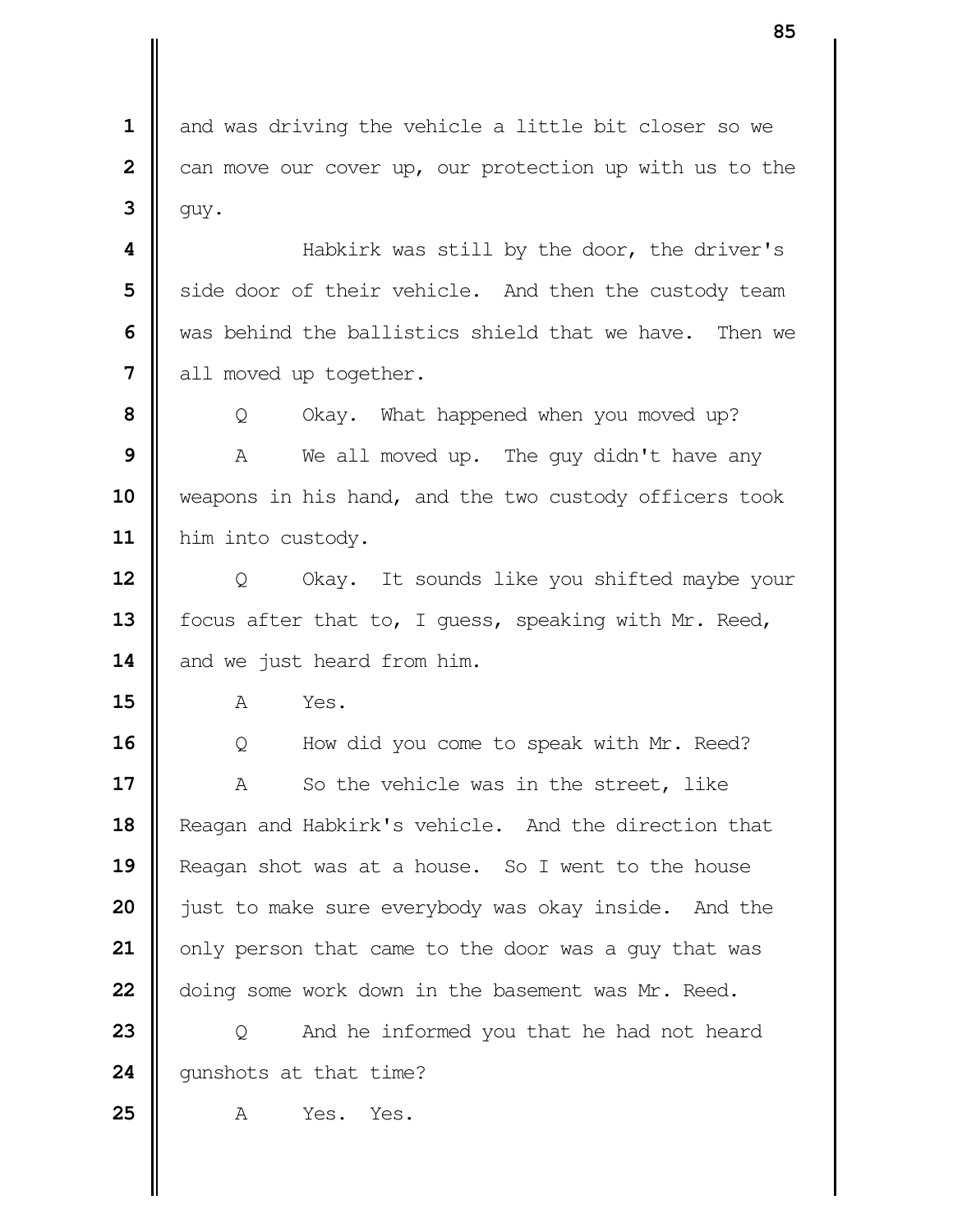and was driving the vehicle a little bit closer so we can move our cover up, our protection up with us to the guy.

Habkirk was still by the door, the driver's side door of their vehicle. And then the custody team was behind the ballistics shield that we have. Then we all moved up together.

Q Okay. What happened when you moved up?

A We all moved up. The guy didn't have any weapons in his hand, and the two custody officers took him into custody.

Q Okay. It sounds like you shifted maybe your focus after that to, I guess, speaking with Mr. Reed, and we just heard from him.

A Yes.

Q How did you come to speak with Mr. Reed?

A So the vehicle was in the street, like Reagan and Habkirk's vehicle. And the direction that Reagan shot was at a house. So I went to the house just to make sure everybody was okay inside. And the only person that came to the door was a guy that was doing some work down in the basement was Mr. Reed.

Q And he informed you that he had not heard gunshots at that time?

A Yes. Yes.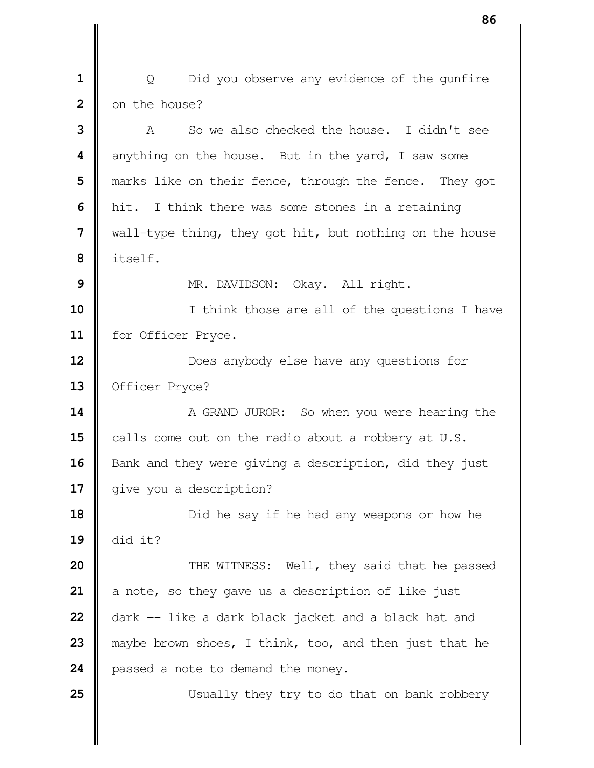Q Did you observe any evidence of the gunfire on the house?

A So we also checked the house. I didn't see anything on the house. But in the yard, I saw some marks like on their fence, through the fence. They got hit. I think there was some stones in a retaining wall-type thing, they got hit, but nothing on the house itself.

MR. DAVIDSON: Okay. All right.

I think those are all of the questions I have for Officer Pryce.

Does anybody else have any questions for Officer Pryce?

A GRAND JUROR: So when you were hearing the calls come out on the radio about a robbery at U.S. Bank and they were giving a description, did they just give you a description?

Did he say if he had any weapons or how he did it?

THE WITNESS: Well, they said that he passed a note, so they gave us a description of like just dark -- like a dark black jacket and a black hat and maybe brown shoes, I think, too, and then just that he passed a note to demand the money.

Usually they try to do that on bank robbery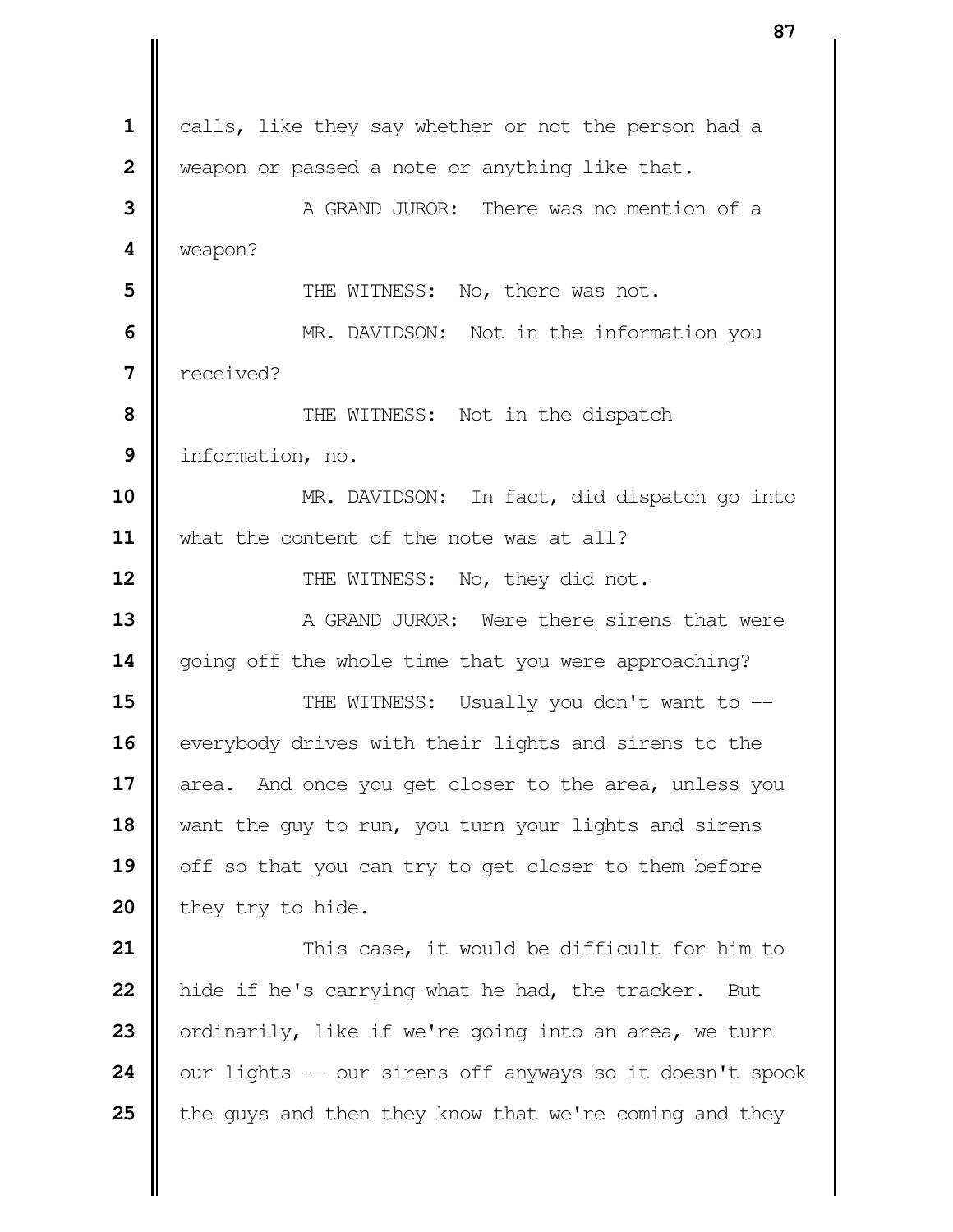calls, like they say whether or not the person had a weapon or passed a note or anything like that.

A GRAND JUROR: There was no mention of a weapon?

THE WITNESS: No, there was not.

MR. DAVIDSON: Not in the information you received?

THE WITNESS: Not in the dispatch information, no.

MR. DAVIDSON: In fact, did dispatch go into what the content of the note was at all?

THE WITNESS: No, they did not.

A GRAND JUROR: Were there sirens that were going off the whole time that you were approaching?

THE WITNESS: Usually you don't want to -- everybody drives with their lights and sirens to the area. And once you get closer to the area, unless you want the guy to run, you turn your lights and sirens off so that you can try to get closer to them before they try to hide.

This case, it would be difficult for him to hide if he's carrying what he had, the tracker. But ordinarily, like if we're going into an area, we turn our lights -- our sirens off anyways so it doesn't spook the guys and then they know that we're coming and they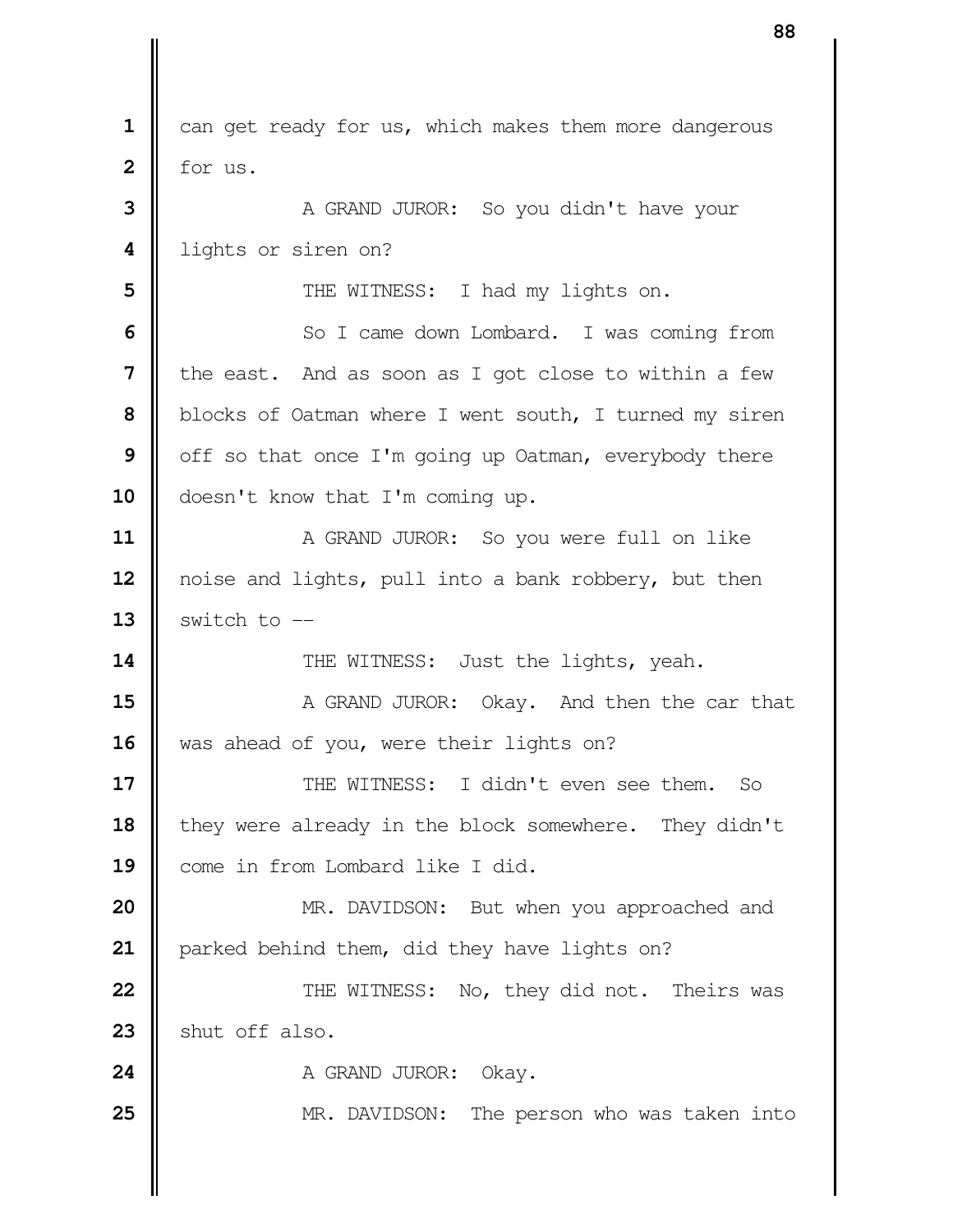can get ready for us, which makes them more dangerous for us.

A GRAND JUROR: So you didn't have your lights or siren on?

THE WITNESS: I had my lights on.

So I came down Lombard. I was coming from the east. And as soon as I got close to within a few blocks of Oatman where I went south, I turned my siren off so that once I'm going up Oatman, everybody there doesn't know that I'm coming up.

A GRAND JUROR: So you were full on like noise and lights, pull into a bank robbery, but then switch to --

THE WITNESS: Just the lights, yeah.

A GRAND JUROR: Okay. And then the car that was ahead of you, were their lights on?

THE WITNESS: I didn't even see them. So they were already in the block somewhere. They didn't come in from Lombard like I did.

MR. DAVIDSON: But when you approached and parked behind them, did they have lights on?

THE WITNESS: No, they did not. Theirs was shut off also.

A GRAND JUROR: Okay.

MR. DAVIDSON: The person who was taken into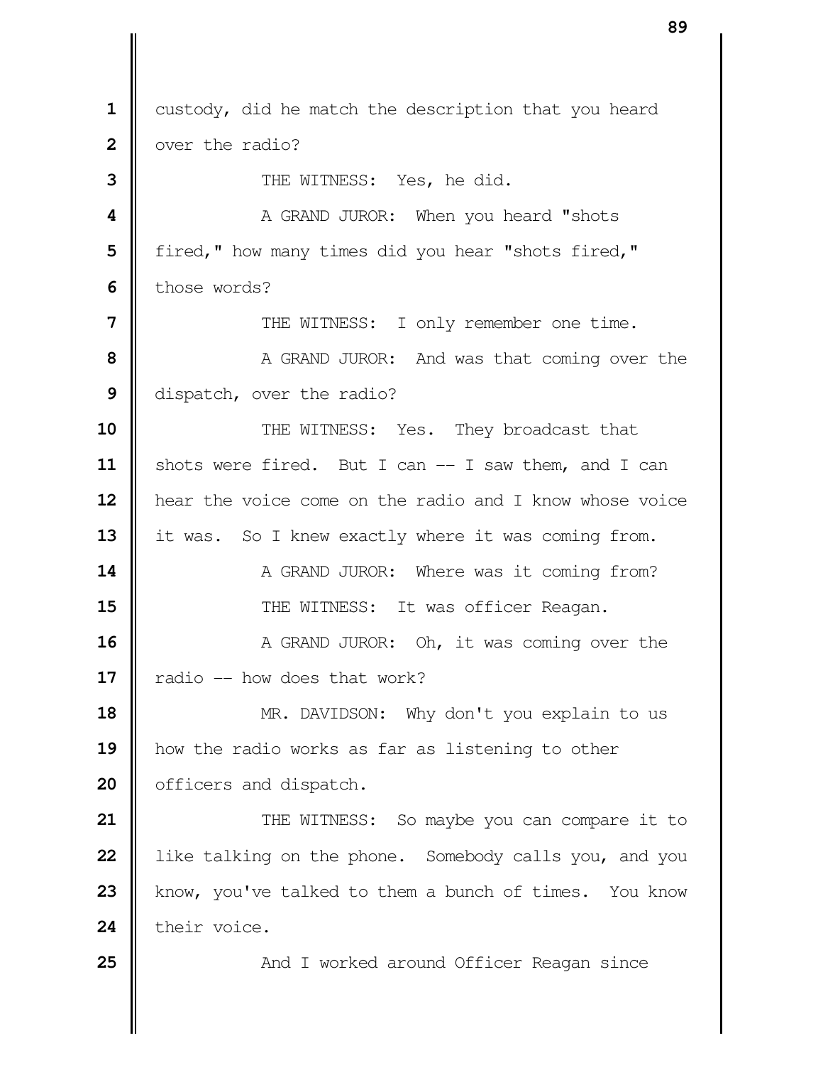custody, did he match the description that you heard over the radio?

THE WITNESS: Yes, he did.

A GRAND JUROR: When you heard "shots fired," how many times did you hear "shots fired," those words?

THE WITNESS: I only remember one time.

A GRAND JUROR: And was that coming over the dispatch, over the radio?

THE WITNESS: Yes. They broadcast that shots were fired. But I can -- I saw them, and I can hear the voice come on the radio and I know whose voice it was. So I knew exactly where it was coming from.

A GRAND JUROR: Where was it coming from?

THE WITNESS: It was officer Reagan.

A GRAND JUROR: Oh, it was coming over the radio -- how does that work?

MR. DAVIDSON: Why don't you explain to us how the radio works as far as listening to other officers and dispatch.

THE WITNESS: So maybe you can compare it to like talking on the phone. Somebody calls you, and you know, you've talked to them a bunch of times. You know their voice.

And I worked around Officer Reagan since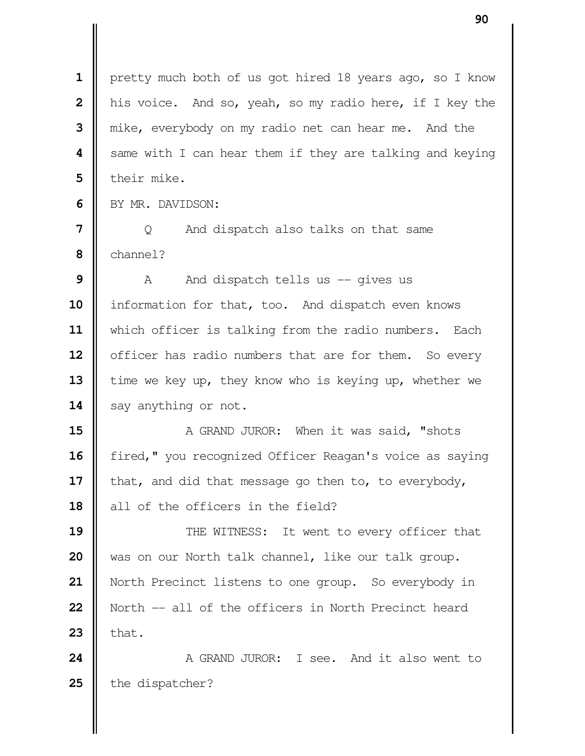pretty much both of us got hired 18 years ago, so I know his voice. And so, yeah, so my radio here, if I key the mike, everybody on my radio net can hear me. And the same with I can hear them if they are talking and keying their mike.

BY MR. DAVIDSON:

Q And dispatch also talks on that same channel?

A And dispatch tells us -- gives us information for that, too. And dispatch even knows which officer is talking from the radio numbers. Each officer has radio numbers that are for them. So every time we key up, they know who is keying up, whether we say anything or not.

A GRAND JUROR: When it was said, "shots fired," you recognized Officer Reagan's voice as saying that, and did that message go then to, to everybody, all of the officers in the field?

THE WITNESS: It went to every officer that was on our North talk channel, like our talk group. North Precinct listens to one group. So everybody in North -- all of the officers in North Precinct heard that.

A GRAND JUROR: I see. And it also went to the dispatcher?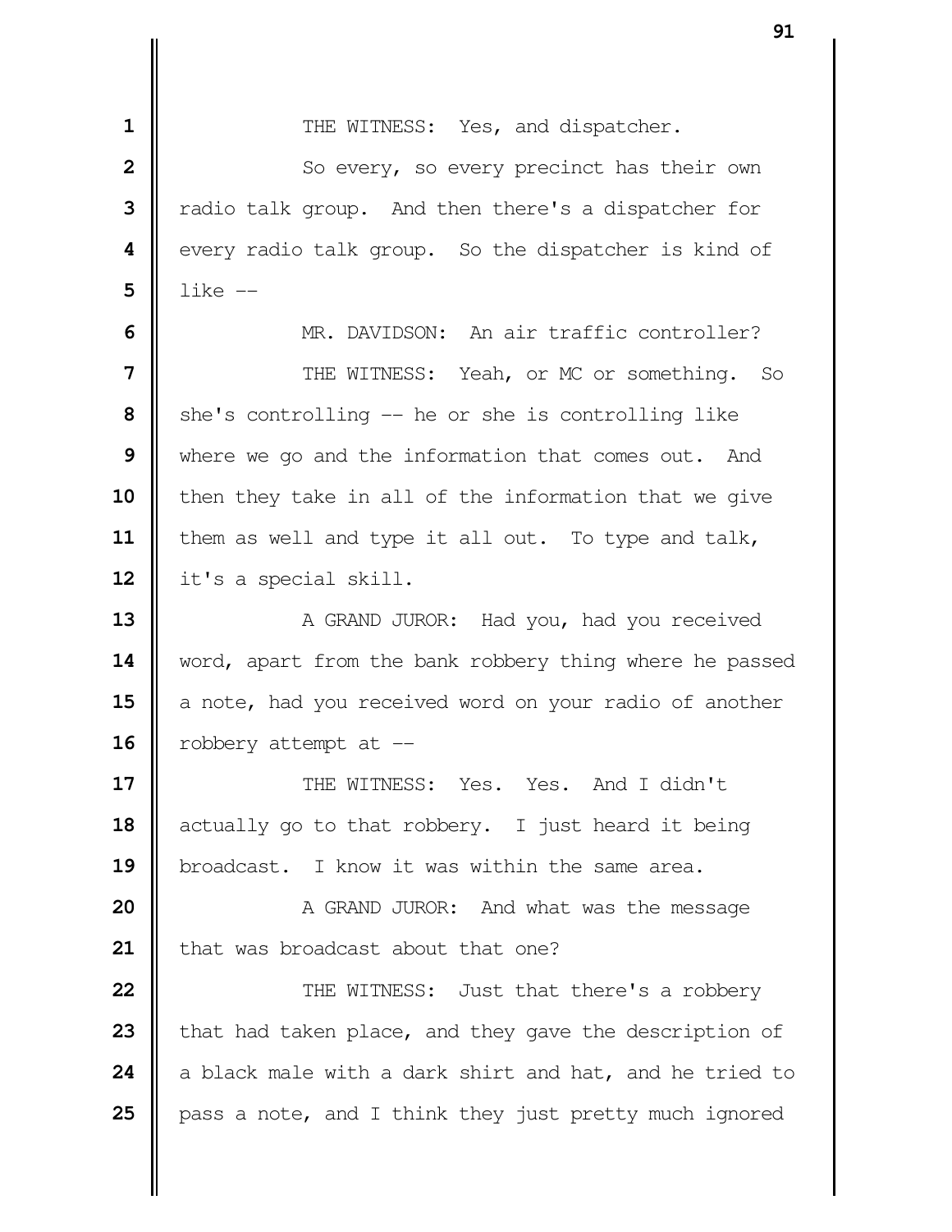THE WITNESS: Yes, and dispatcher.

So every, so every precinct has their own radio talk group. And then there's a dispatcher for every radio talk group. So the dispatcher is kind of like --

MR. DAVIDSON: An air traffic controller?

THE WITNESS: Yeah, or MC or something. So she's controlling -- he or she is controlling like where we go and the information that comes out. And then they take in all of the information that we give them as well and type it all out. To type and talk, it's a special skill.

A GRAND JUROR: Had you, had you received word, apart from the bank robbery thing where he passed a note, had you received word on your radio of another robbery attempt at --

THE WITNESS: Yes. Yes. And I didn't actually go to that robbery. I just heard it being broadcast. I know it was within the same area.

A GRAND JUROR: And what was the message that was broadcast about that one?

THE WITNESS: Just that there's a robbery that had taken place, and they gave the description of a black male with a dark shirt and hat, and he tried to pass a note, and I think they just pretty much ignored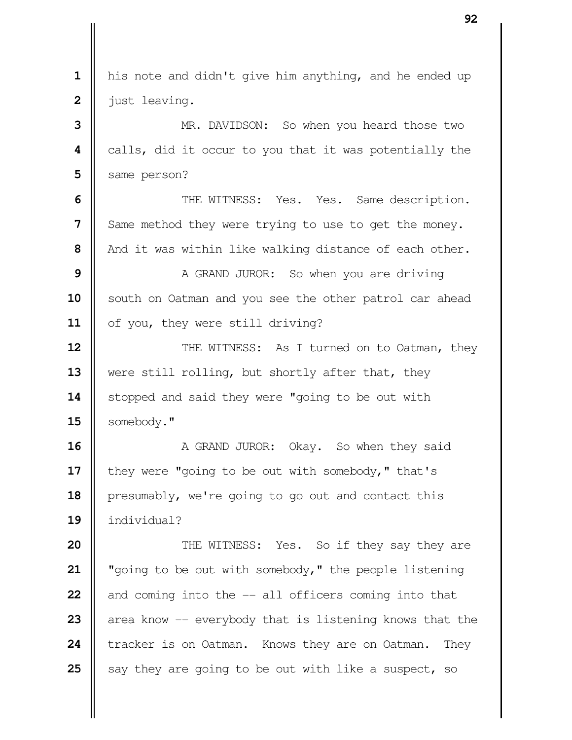his note and didn't give him anything, and he ended up just leaving.

MR. DAVIDSON: So when you heard those two calls, did it occur to you that it was potentially the same person?

THE WITNESS: Yes. Yes. Same description. Same method they were trying to use to get the money. And it was within like walking distance of each other.

A GRAND JUROR: So when you are driving south on Oatman and you see the other patrol car ahead of you, they were still driving?

THE WITNESS: As I turned on to Oatman, they were still rolling, but shortly after that, they stopped and said they were "going to be out with somebody."

A GRAND JUROR: Okay. So when they said they were "going to be out with somebody," that's presumably, we're going to go out and contact this individual?

THE WITNESS: Yes. So if they say they are "going to be out with somebody," the people listening and coming into the -- all officers coming into that area know -- everybody that is listening knows that the tracker is on Oatman. Knows they are on Oatman. They say they are going to be out with like a suspect, so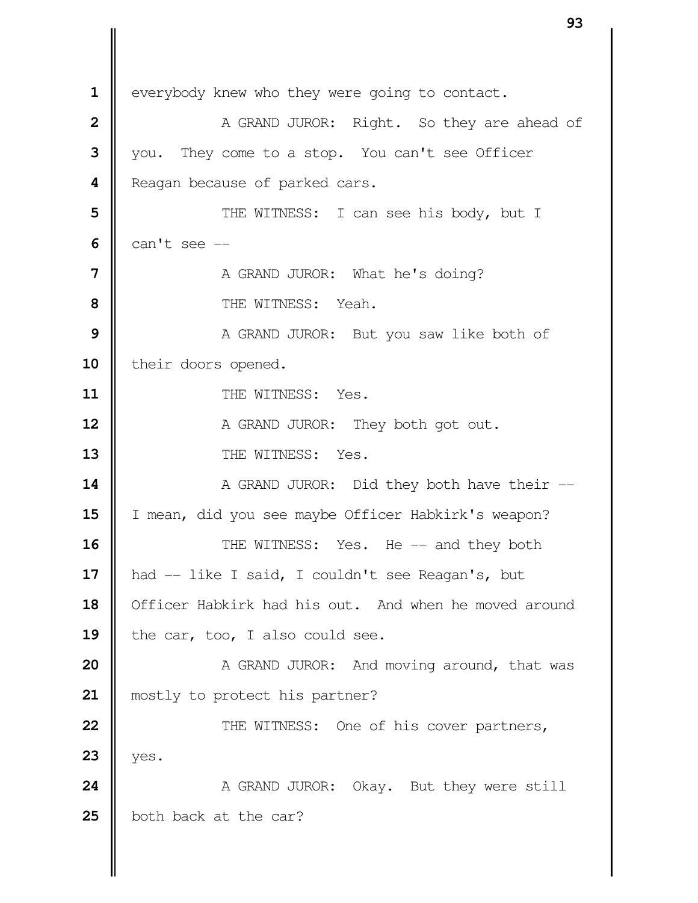everybody knew who they were going to contact.

A GRAND JUROR: Right. So they are ahead of you. They come to a stop. You can't see Officer Reagan because of parked cars.

THE WITNESS: I can see his body, but I can't see --

A GRAND JUROR: What he's doing?

THE WITNESS: Yeah.

A GRAND JUROR: But you saw like both of their doors opened.

THE WITNESS: Yes.

A GRAND JUROR: They both got out.

THE WITNESS: Yes.

A GRAND JUROR: Did they both have their -- I mean, did you see maybe Officer Habkirk's weapon?

THE WITNESS: Yes. He -- and they both had -- like I said, I couldn't see Reagan's, but Officer Habkirk had his out. And when he moved around the car, too, I also could see.

A GRAND JUROR: And moving around, that was mostly to protect his partner?

THE WITNESS: One of his cover partners, yes.

A GRAND JUROR: Okay. But they were still both back at the car?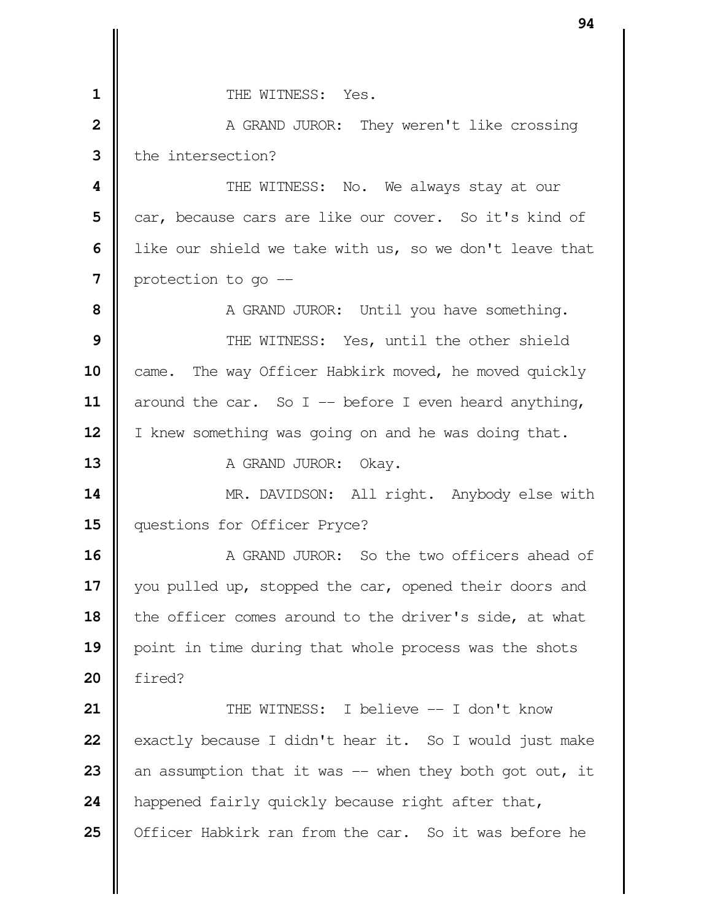THE WITNESS: Yes.

A GRAND JUROR: They weren't like crossing the intersection?

THE WITNESS: No. We always stay at our car, because cars are like our cover. So it's kind of like our shield we take with us, so we don't leave that protection to go --

A GRAND JUROR: Until you have something.

THE WITNESS: Yes, until the other shield came. The way Officer Habkirk moved, he moved quickly around the car. So I -- before I even heard anything, I knew something was going on and he was doing that.

A GRAND JUROR: Okay.

MR. DAVIDSON: All right. Anybody else with questions for Officer Pryce?

A GRAND JUROR: So the two officers ahead of you pulled up, stopped the car, opened their doors and the officer comes around to the driver's side, at what point in time during that whole process was the shots fired?

THE WITNESS: I believe -- I don't know exactly because I didn't hear it. So I would just make an assumption that it was -- when they both got out, it happened fairly quickly because right after that, Officer Habkirk ran from the car. So it was before he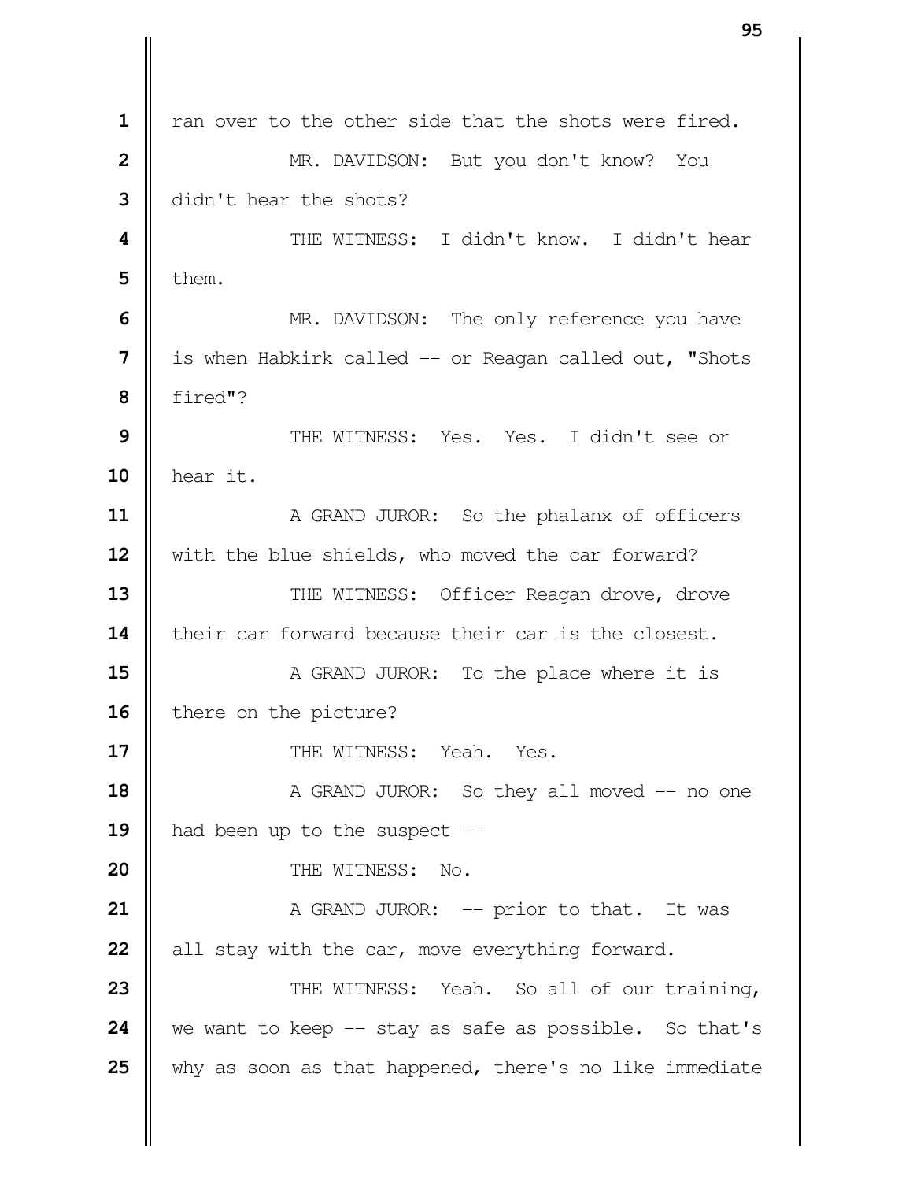ran over to the other side that the shots were fired.

MR. DAVIDSON: But you don't know? You didn't hear the shots?

THE WITNESS: I didn't know. I didn't hear them.

MR. DAVIDSON: The only reference you have is when Habkirk called -- or Reagan called out, "Shots fired"?

THE WITNESS: Yes. Yes. I didn't see or hear it.

A GRAND JUROR: So the phalanx of officers with the blue shields, who moved the car forward?

THE WITNESS: Officer Reagan drove, drove their car forward because their car is the closest.

A GRAND JUROR: To the place where it is there on the picture?

THE WITNESS: Yeah. Yes.

A GRAND JUROR: So they all moved -- no one had been up to the suspect --

THE WITNESS: No.

A GRAND JUROR: -- prior to that. It was all stay with the car, move everything forward.

THE WITNESS: Yeah. So all of our training, we want to keep -- stay as safe as possible. So that's why as soon as that happened, there's no like immediate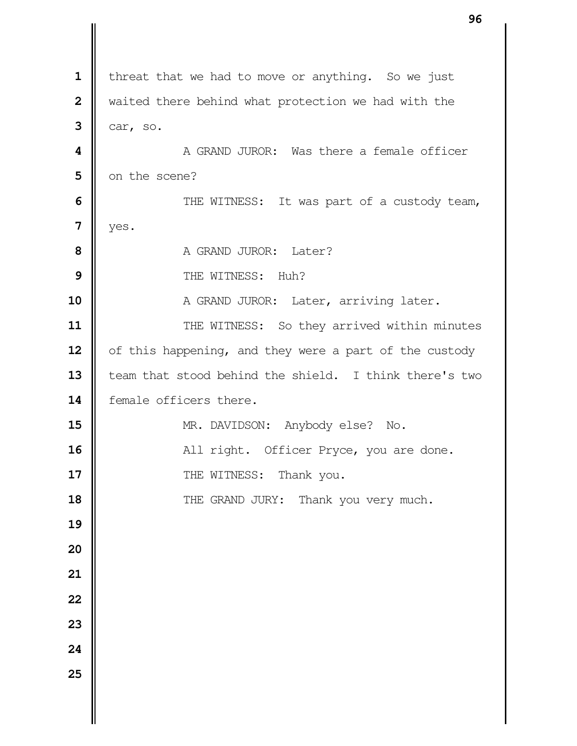threat that we had to move or anything. So we just waited there behind what protection we had with the car, so.

A GRAND JUROR: Was there a female officer on the scene?

THE WITNESS: It was part of a custody team, yes.

A GRAND JUROR: Later?

THE WITNESS: Huh?

A GRAND JUROR: Later, arriving later.

THE WITNESS: So they arrived within minutes of this happening, and they were a part of the custody team that stood behind the shield. I think there's two female officers there.

MR. DAVIDSON: Anybody else? No.

All right. Officer Pryce, you are done.

THE WITNESS: Thank you.

THE GRAND JURY: Thank you very much.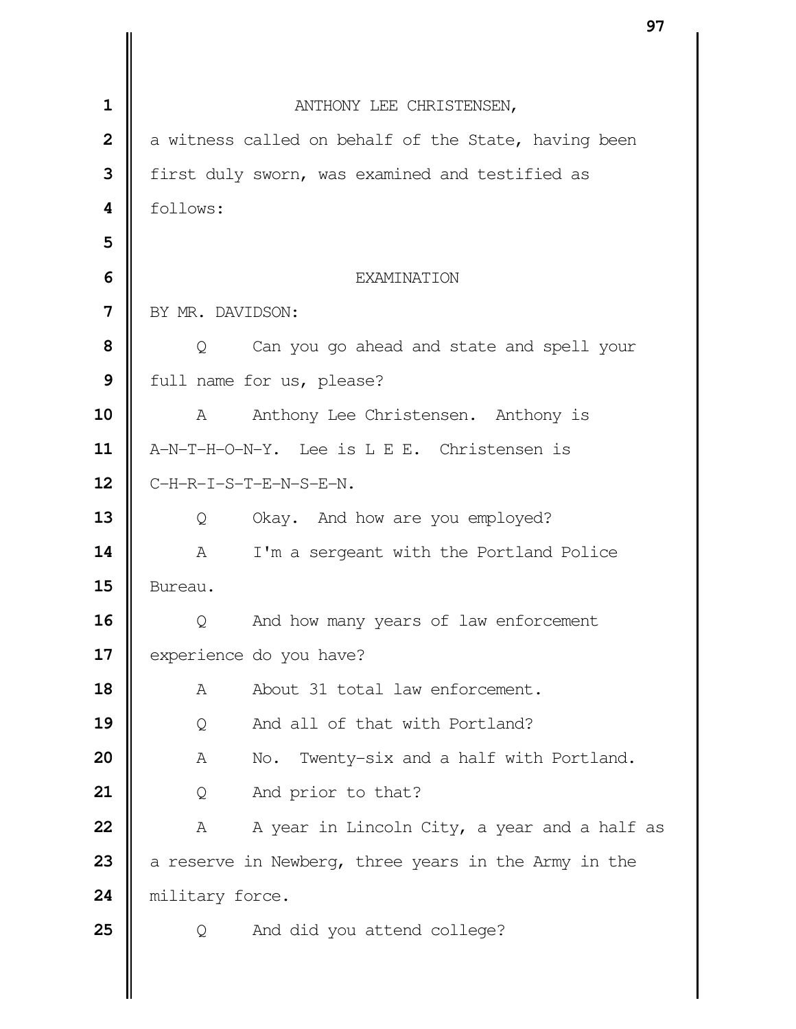ANTHONY LEE CHRISTENSEN,

a witness called on behalf of the State, having been first duly sworn, was examined and testified as follows:

EXAMINATION

BY MR. DAVIDSON:

Q Can you go ahead and state and spell your full name for us, please?

A Anthony Lee Christensen. Anthony is A-N-T-H-O-N-Y. Lee is L E E. Christensen is C-H-R-I-S-T-E-N-S-E-N.

Q Okay. And how are you employed?

A I'm a sergeant with the Portland Police Bureau.

Q And how many years of law enforcement experience do you have?

A About 31 total law enforcement.

Q And all of that with Portland?

A No. Twenty-six and a half with Portland.

Q And prior to that?

A A year in Lincoln City, a year and a half as a reserve in Newberg, three years in the Army in the military force.

Q And did you attend college?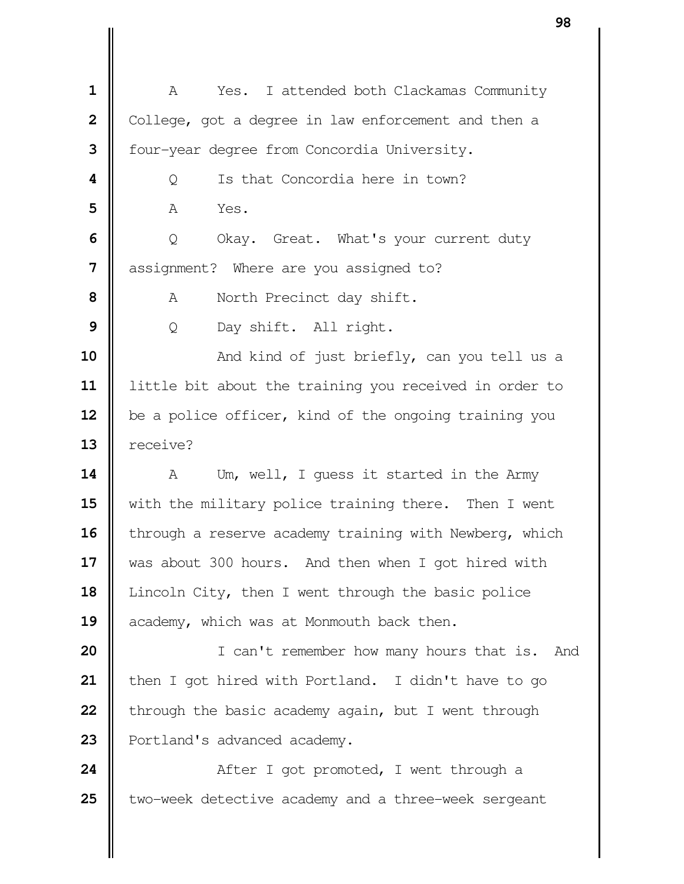1 A Yes. I attended both Clackamas Community
2 College, got a degree in law enforcement and then a
3 four-year degree from Concordia University.
4 Q Is that Concordia here in town?
5 A Yes.
6 Q Okay. Great. What's your current duty
7 assignment? Where are you assigned to?
8 A North Precinct day shift.
9 Q Day shift. All right.
10 And kind of just briefly, can you tell us a
11 little bit about the training you received in order to
12 be a police officer, kind of the ongoing training you
13 receive?
14 A Um, well, I guess it started in the Army
15 with the military police training there. Then I went
16 through a reserve academy training with Newberg, which
17 was about 300 hours. And then when I got hired with
18 Lincoln City, then I went through the basic police
19 academy, which was at Monmouth back then.
20 I can't remember how many hours that is. And
21 then I got hired with Portland. I didn't have to go
22 through the basic academy again, but I went through
23 Portland's advanced academy.
24 After I got promoted, I went through a
25 two-week detective academy and a three-week sergeant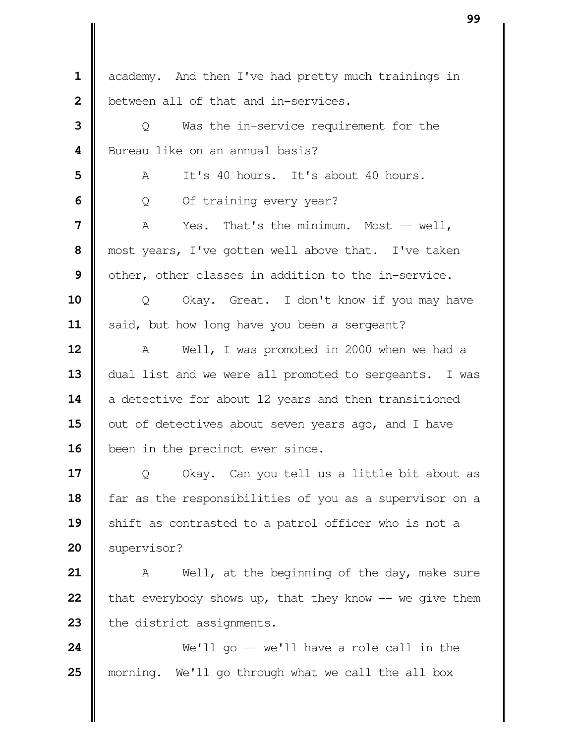academy. And then I've had pretty much trainings in between all of that and in-services.

Q Was the in-service requirement for the Bureau like on an annual basis?

A It's 40 hours. It's about 40 hours.

Q Of training every year?

A Yes. That's the minimum. Most -- well, most years, I've gotten well above that. I've taken other, other classes in addition to the in-service.

Q Okay. Great. I don't know if you may have said, but how long have you been a sergeant?

A Well, I was promoted in 2000 when we had a dual list and we were all promoted to sergeants. I was a detective for about 12 years and then transitioned out of detectives about seven years ago, and I have been in the precinct ever since.

Q Okay. Can you tell us a little bit about as far as the responsibilities of you as a supervisor on a shift as contrasted to a patrol officer who is not a supervisor?

A Well, at the beginning of the day, make sure that everybody shows up, that they know -- we give them the district assignments.

We'll go -- we'll have a role call in the morning. We'll go through what we call the all box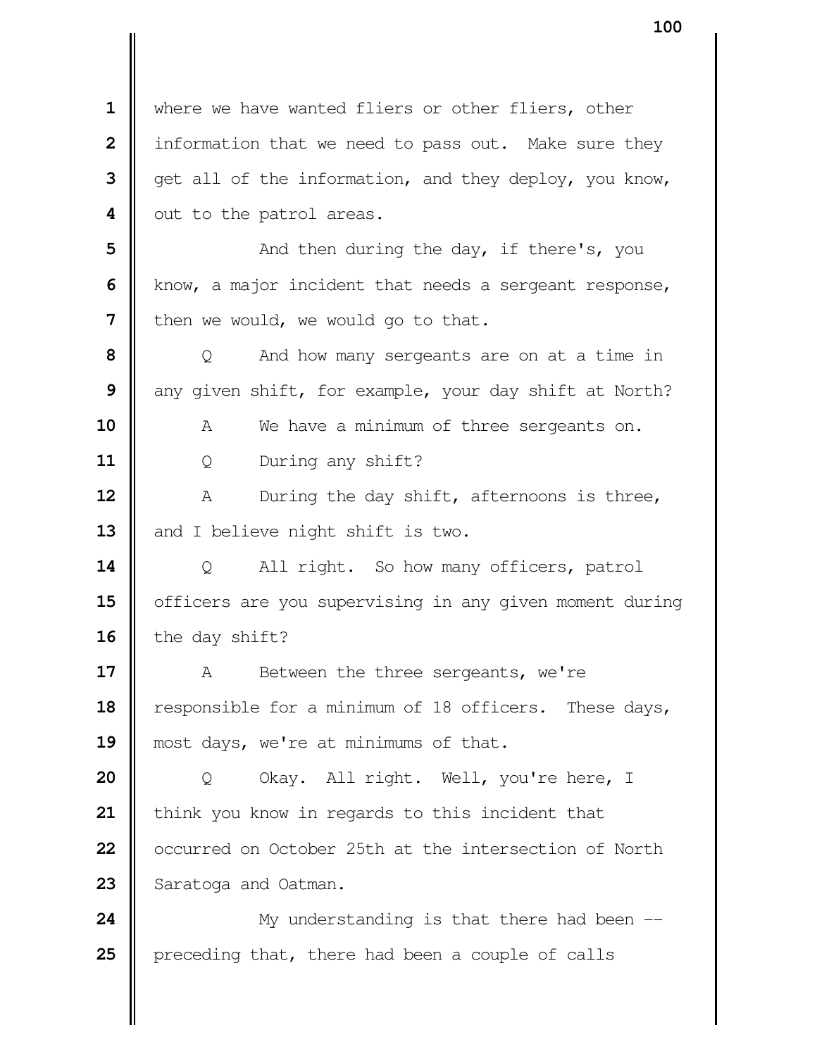where we have wanted fliers or other fliers, other information that we need to pass out. Make sure they get all of the information, and they deploy, you know, out to the patrol areas.

And then during the day, if there's, you know, a major incident that needs a sergeant response, then we would, we would go to that.

Q And how many sergeants are on at a time in any given shift, for example, your day shift at North?

A We have a minimum of three sergeants on.

Q During any shift?

A During the day shift, afternoons is three, and I believe night shift is two.

Q All right. So how many officers, patrol officers are you supervising in any given moment during the day shift?

A Between the three sergeants, we're responsible for a minimum of 18 officers. These days, most days, we're at minimums of that.

Q Okay. All right. Well, you're here, I think you know in regards to this incident that occurred on October 25th at the intersection of North Saratoga and Oatman.

My understanding is that there had been -- preceding that, there had been a couple of calls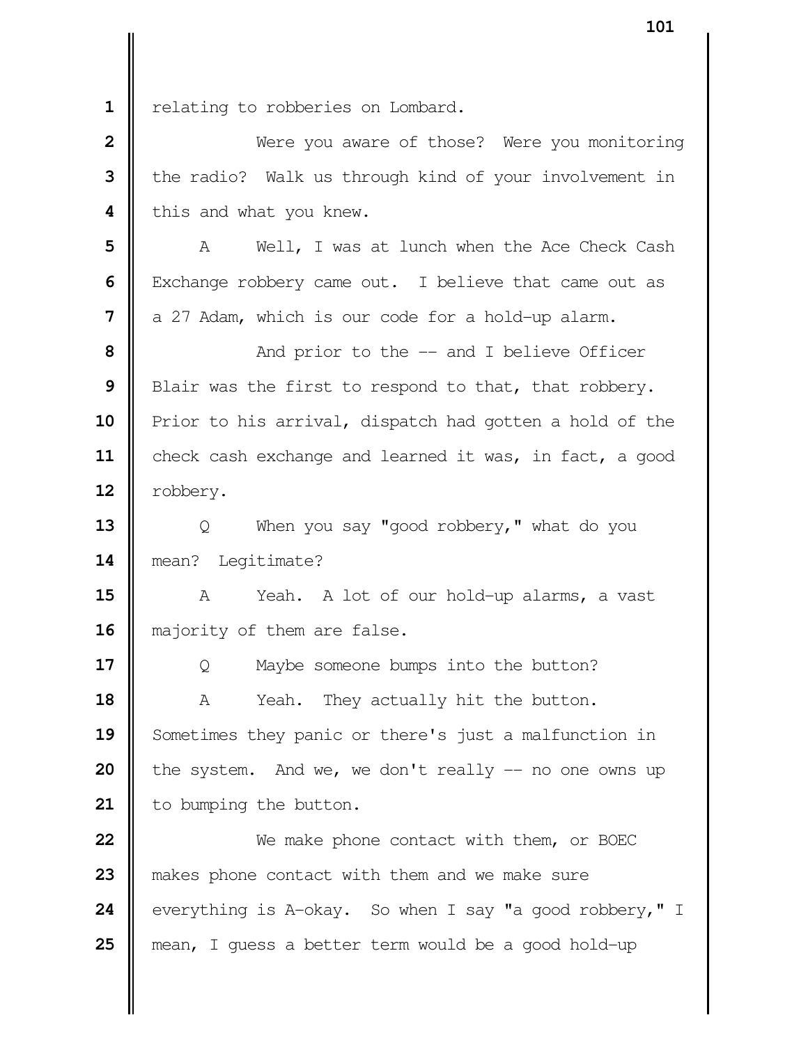relating to robberies on Lombard.

Were you aware of those? Were you monitoring the radio? Walk us through kind of your involvement in this and what you knew.

A Well, I was at lunch when the Ace Check Cash Exchange robbery came out. I believe that came out as a 27 Adam, which is our code for a hold-up alarm.

And prior to the -- and I believe Officer Blair was the first to respond to that, that robbery. Prior to his arrival, dispatch had gotten a hold of the check cash exchange and learned it was, in fact, a good robbery.

Q When you say "good robbery," what do you mean? Legitimate?

A Yeah. A lot of our hold-up alarms, a vast majority of them are false.

Q Maybe someone bumps into the button?

A Yeah. They actually hit the button. Sometimes they panic or there's just a malfunction in the system. And we, we don't really -- no one owns up to bumping the button.

We make phone contact with them, or BOEC makes phone contact with them and we make sure everything is A-okay. So when I say "a good robbery," I mean, I guess a better term would be a good hold-up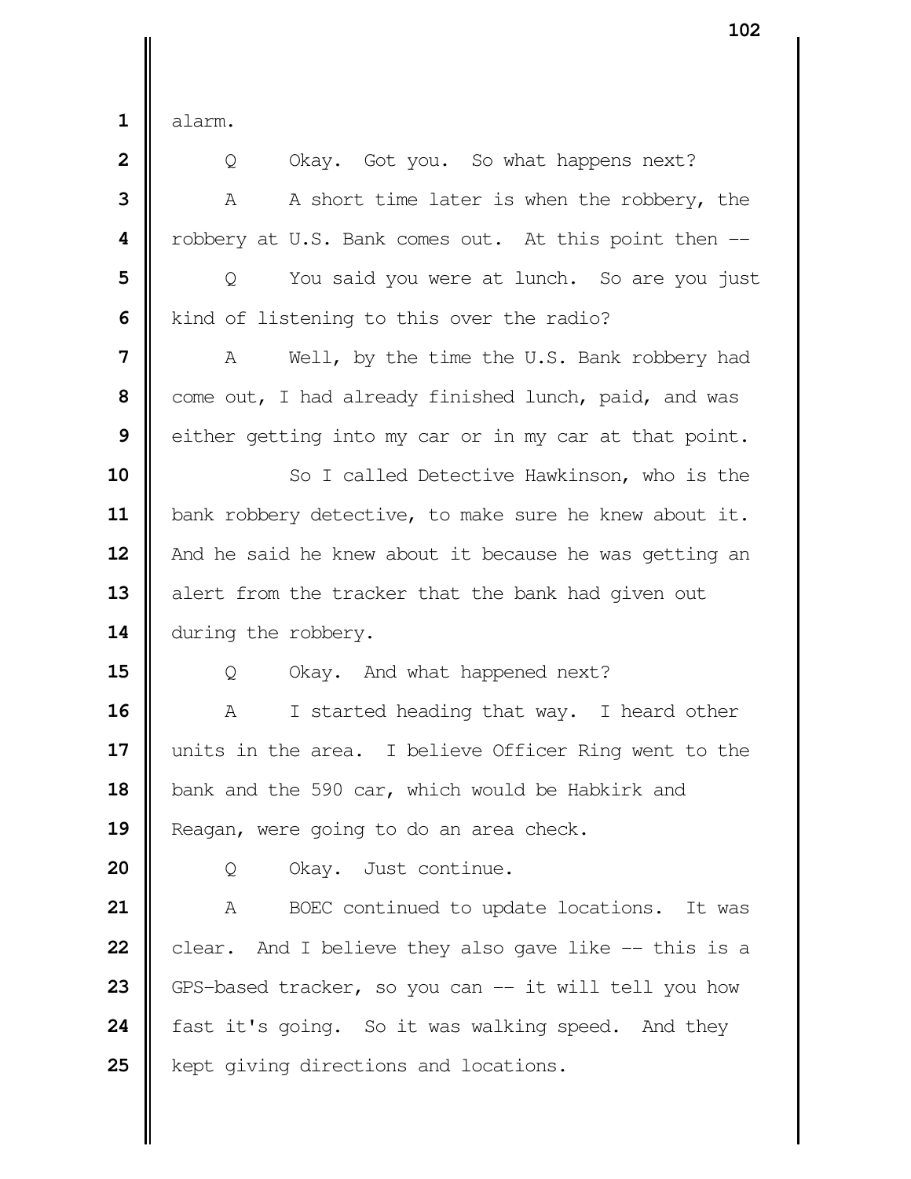1 alarm.

2 Q Okay. Got you. So what happens next?

3 A A short time later is when the robbery, the

4 robbery at U.S. Bank comes out. At this point then --

5 Q You said you were at lunch. So are you just

6 kind of listening to this over the radio?

7 A Well, by the time the U.S. Bank robbery had

8 come out, I had already finished lunch, paid, and was

9 either getting into my car or in my car at that point.

10 So I called Detective Hawkinson, who is the

11 bank robbery detective, to make sure he knew about it.

12 And he said he knew about it because he was getting an

13 alert from the tracker that the bank had given out

14 during the robbery.

15 Q Okay. And what happened next?

16 A I started heading that way. I heard other

17 units in the area. I believe Officer Ring went to the

18 bank and the 590 car, which would be Habkirk and

19 Reagan, were going to do an area check.

20 Q Okay. Just continue.

21 A BOEC continued to update locations. It was

22 clear. And I believe they also gave like -- this is a

23 GPS-based tracker, so you can -- it will tell you how

24 fast it's going. So it was walking speed. And they

25 kept giving directions and locations.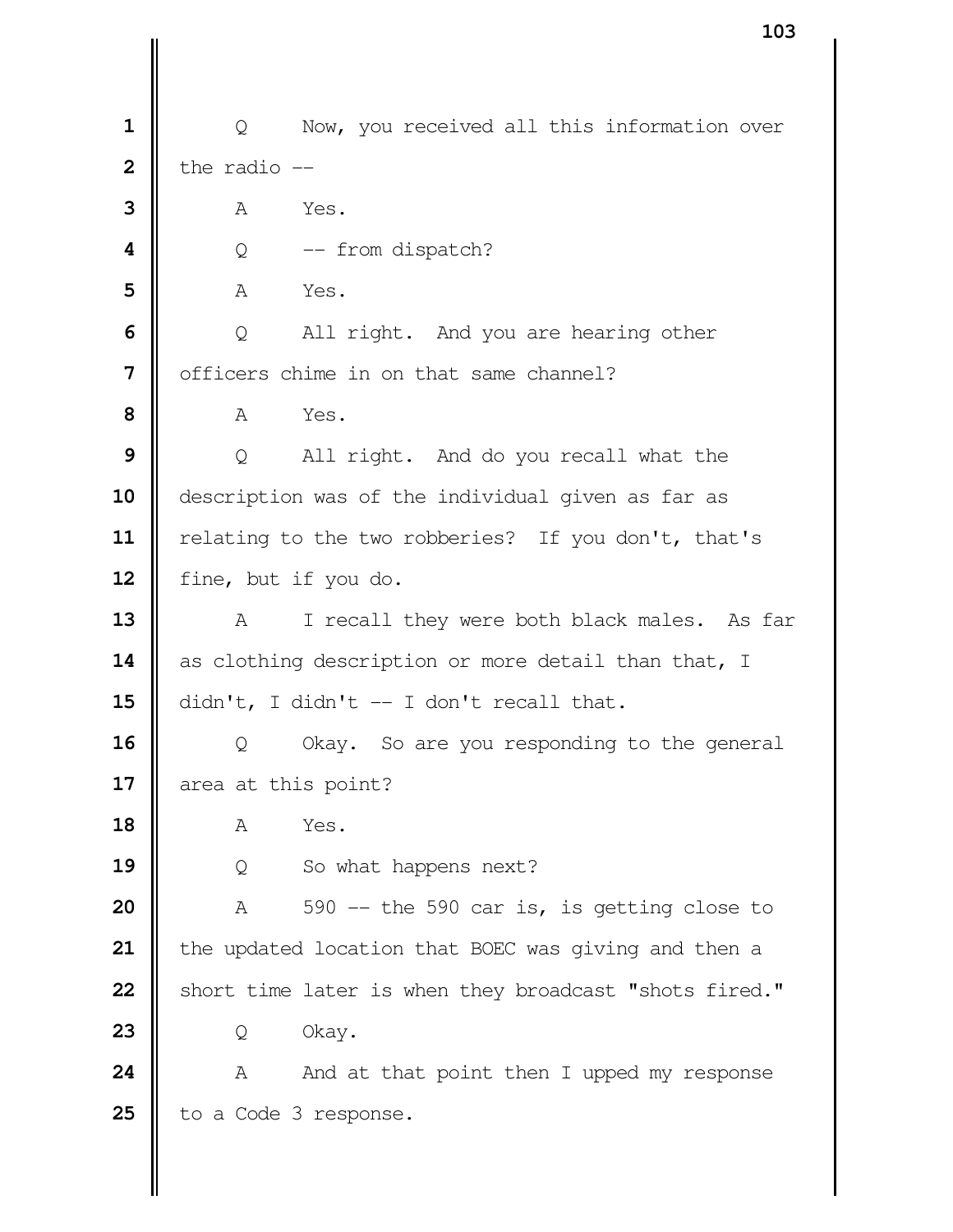1 Q Now, you received all this information over
2 the radio --
3 A Yes.
4 Q -- from dispatch?
5 A Yes.
6 Q All right. And you are hearing other
7 officers chime in on that same channel?
8 A Yes.
9 Q All right. And do you recall what the
10 description was of the individual given as far as
11 relating to the two robberies? If you don't, that's
12 fine, but if you do.
13 A I recall they were both black males. As far
14 as clothing description or more detail than that, I
15 didn't, I didn't -- I don't recall that.
16 Q Okay. So are you responding to the general
17 area at this point?
18 A Yes.
19 Q So what happens next?
20 A 590 -- the 590 car is, is getting close to
21 the updated location that BOEC was giving and then a
22 short time later is when they broadcast "shots fired."
23 Q Okay.
24 A And at that point then I upped my response
25 to a Code 3 response.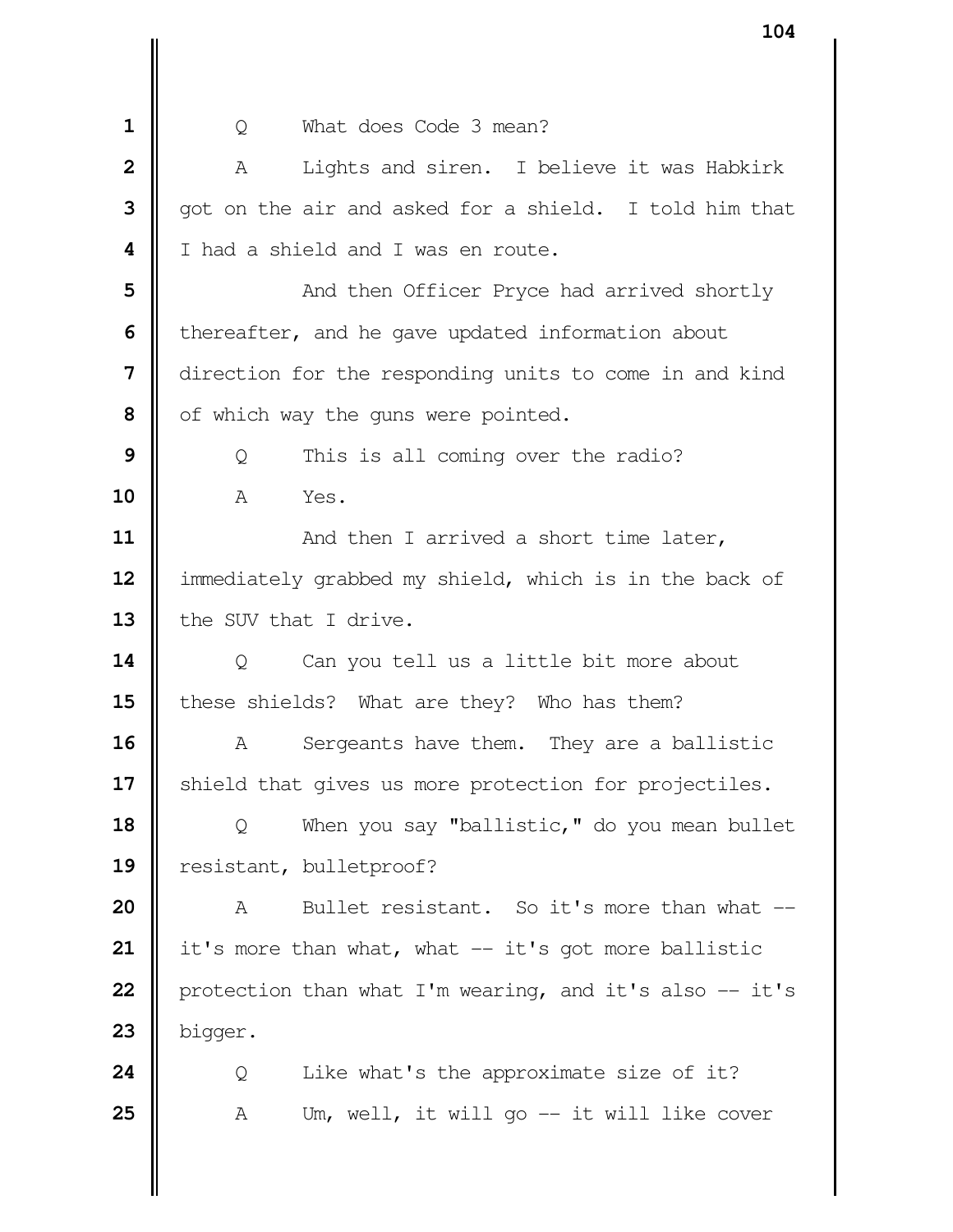Q What does Code 3 mean?

A Lights and siren. I believe it was Habkirk got on the air and asked for a shield. I told him that I had a shield and I was en route.

And then Officer Pryce had arrived shortly thereafter, and he gave updated information about direction for the responding units to come in and kind of which way the guns were pointed.

Q This is all coming over the radio?

A Yes.

And then I arrived a short time later, immediately grabbed my shield, which is in the back of the SUV that I drive.

Q Can you tell us a little bit more about these shields? What are they? Who has them?

A Sergeants have them. They are a ballistic shield that gives us more protection for projectiles.

Q When you say "ballistic," do you mean bullet resistant, bulletproof?

A Bullet resistant. So it's more than what -- it's more than what, what -- it's got more ballistic protection than what I'm wearing, and it's also -- it's bigger.

Q Like what's the approximate size of it?

A Um, well, it will go -- it will like cover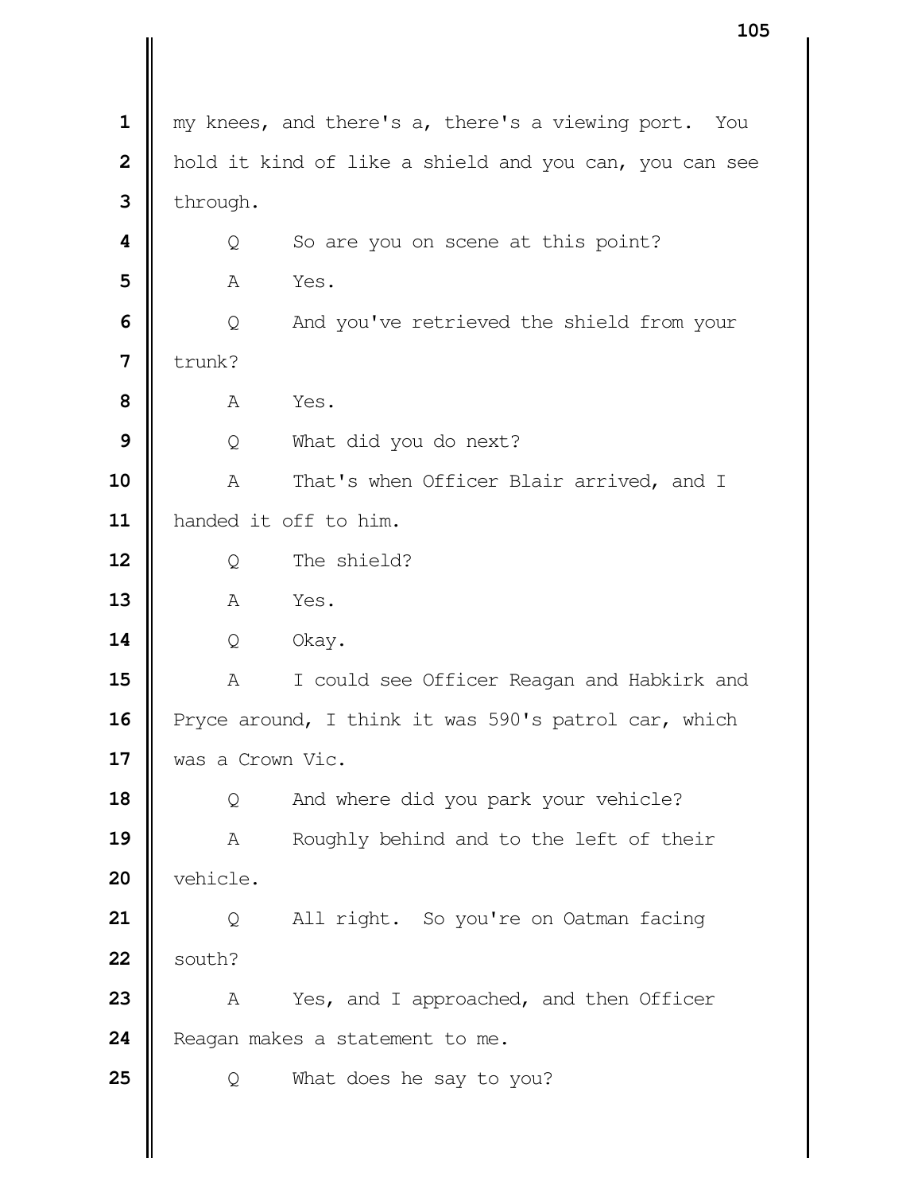1 my knees, and there's a, there's a viewing port. You
2 hold it kind of like a shield and you can, you can see
3 through.

4 Q So are you on scene at this point?

5 A Yes.

6 Q And you've retrieved the shield from your
7 trunk?

8 A Yes.

9 Q What did you do next?

10 A That's when Officer Blair arrived, and I
11 handed it off to him.

12 Q The shield?

13 A Yes.

14 Q Okay.

15 A I could see Officer Reagan and Habkirk and
16 Pryce around, I think it was 590's patrol car, which
17 was a Crown Vic.

18 Q And where did you park your vehicle?

19 A Roughly behind and to the left of their
20 vehicle.

21 Q All right. So you're on Oatman facing
22 south?

23 A Yes, and I approached, and then Officer
24 Reagan makes a statement to me.

25 Q What does he say to you?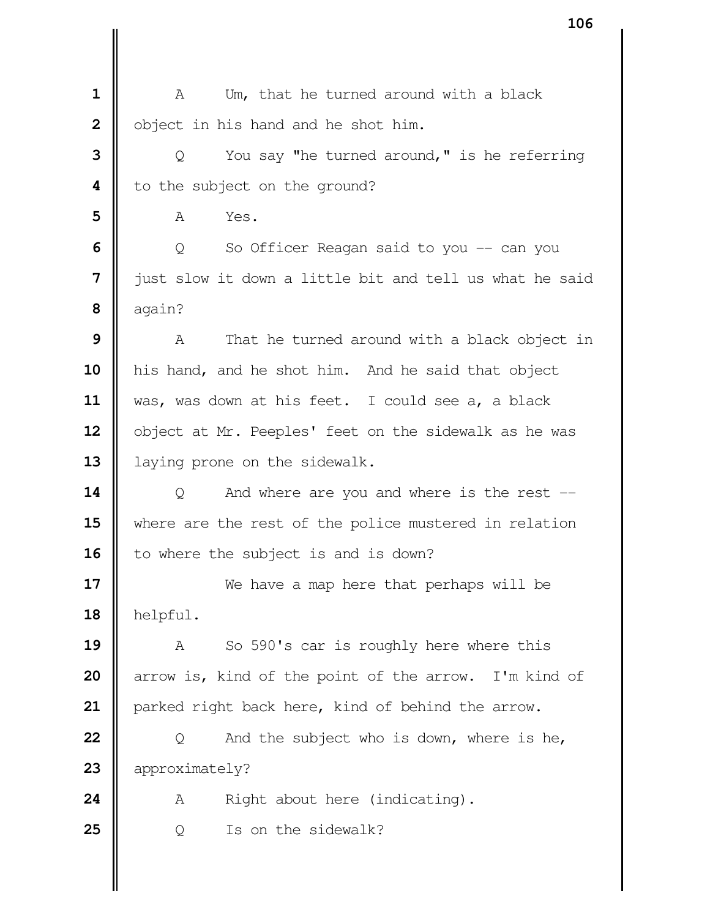A Um, that he turned around with a black object in his hand and he shot him.

Q You say "he turned around," is he referring to the subject on the ground?

A Yes.

Q So Officer Reagan said to you -- can you just slow it down a little bit and tell us what he said again?

A That he turned around with a black object in his hand, and he shot him. And he said that object was, was down at his feet. I could see a, a black object at Mr. Peeples' feet on the sidewalk as he was laying prone on the sidewalk.

Q And where are you and where is the rest -- where are the rest of the police mustered in relation to where the subject is and is down?

We have a map here that perhaps will be helpful.

A So 590's car is roughly here where this arrow is, kind of the point of the arrow. I'm kind of parked right back here, kind of behind the arrow.

Q And the subject who is down, where is he, approximately?

A Right about here (indicating).

Q Is on the sidewalk?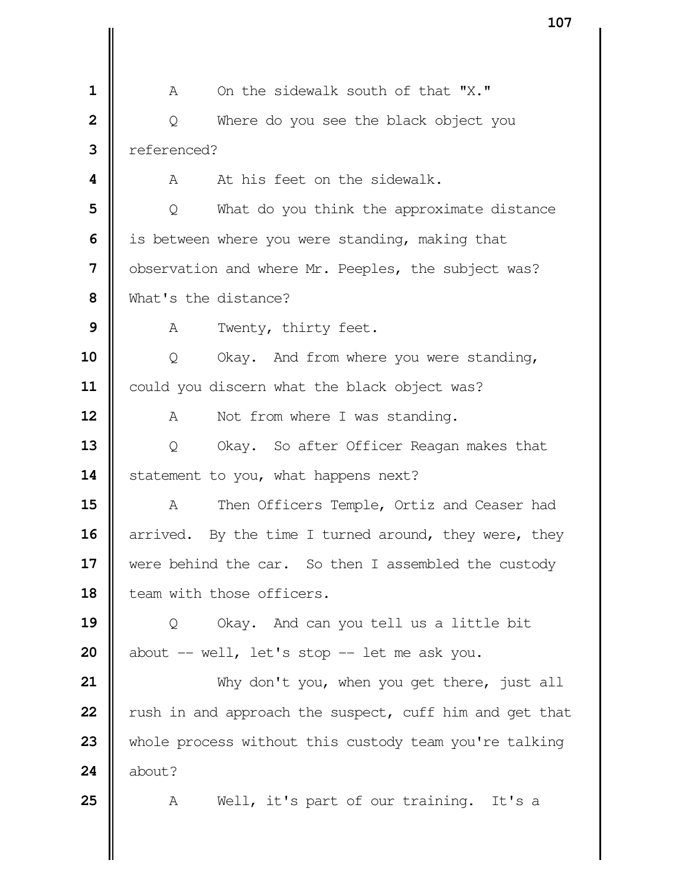1 A On the sidewalk south of that "X."

2 Q Where do you see the black object you

3 referenced?

4 A At his feet on the sidewalk.

5 Q What do you think the approximate distance

6 is between where you were standing, making that

7 observation and where Mr. Peeples, the subject was?

8 What's the distance?

9 A Twenty, thirty feet.

10 Q Okay. And from where you were standing,

11 could you discern what the black object was?

12 A Not from where I was standing.

13 Q Okay. So after Officer Reagan makes that

14 statement to you, what happens next?

15 A Then Officers Temple, Ortiz and Ceaser had

16 arrived. By the time I turned around, they were, they

17 were behind the car. So then I assembled the custody

18 team with those officers.

19 Q Okay. And can you tell us a little bit

20 about -- well, let's stop -- let me ask you.

21 Why don't you, when you get there, just all

22 rush in and approach the suspect, cuff him and get that

23 whole process without this custody team you're talking

24 about?

25 A Well, it's part of our training. It's a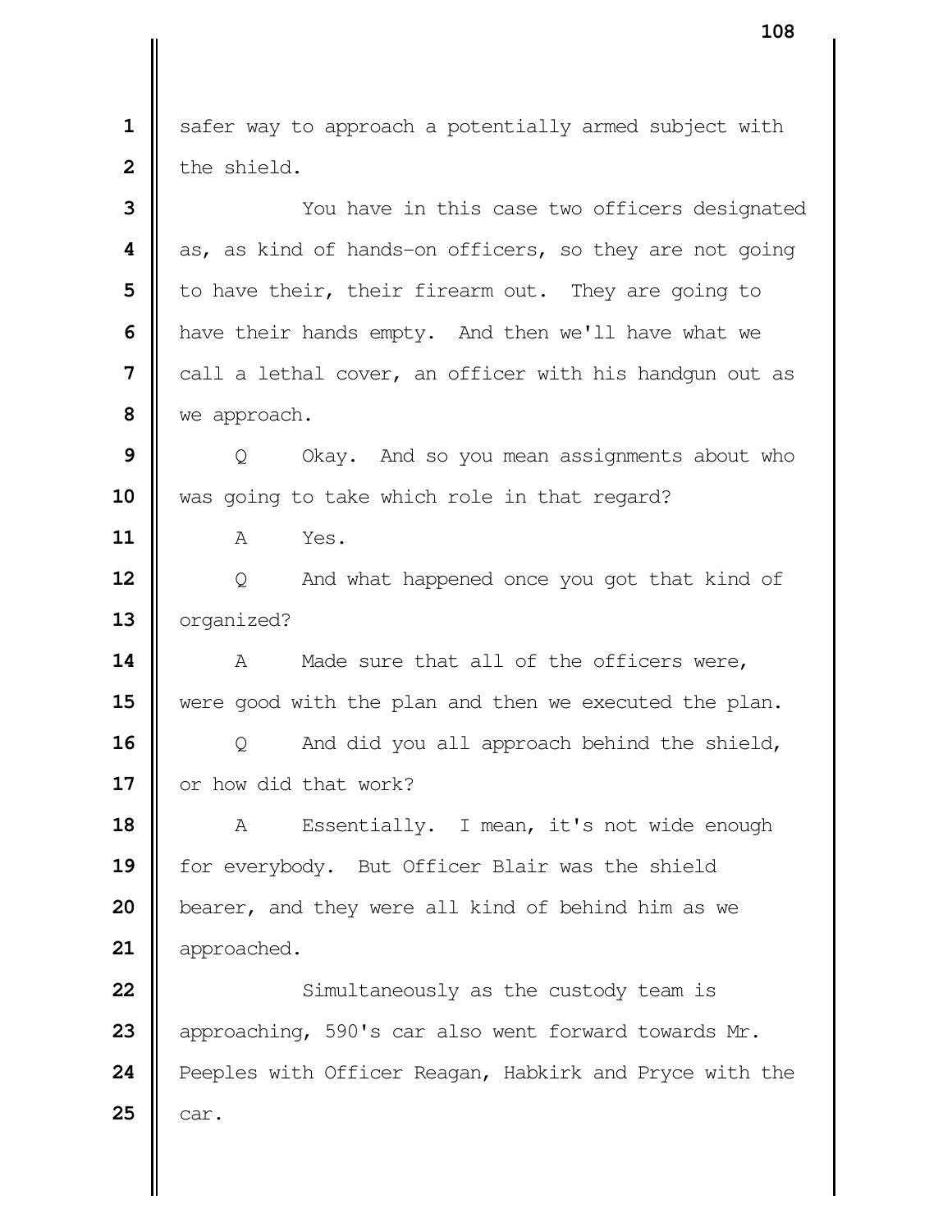safer way to approach a potentially armed subject with the shield.

You have in this case two officers designated as, as kind of hands-on officers, so they are not going to have their, their firearm out. They are going to have their hands empty. And then we'll have what we call a lethal cover, an officer with his handgun out as we approach.

Q Okay. And so you mean assignments about who was going to take which role in that regard?

A Yes.

Q And what happened once you got that kind of organized?

A Made sure that all of the officers were, were good with the plan and then we executed the plan.

Q And did you all approach behind the shield, or how did that work?

A Essentially. I mean, it's not wide enough for everybody. But Officer Blair was the shield bearer, and they were all kind of behind him as we approached.

Simultaneously as the custody team is approaching, 590's car also went forward towards Mr. Peeples with Officer Reagan, Habkirk and Pryce with the car.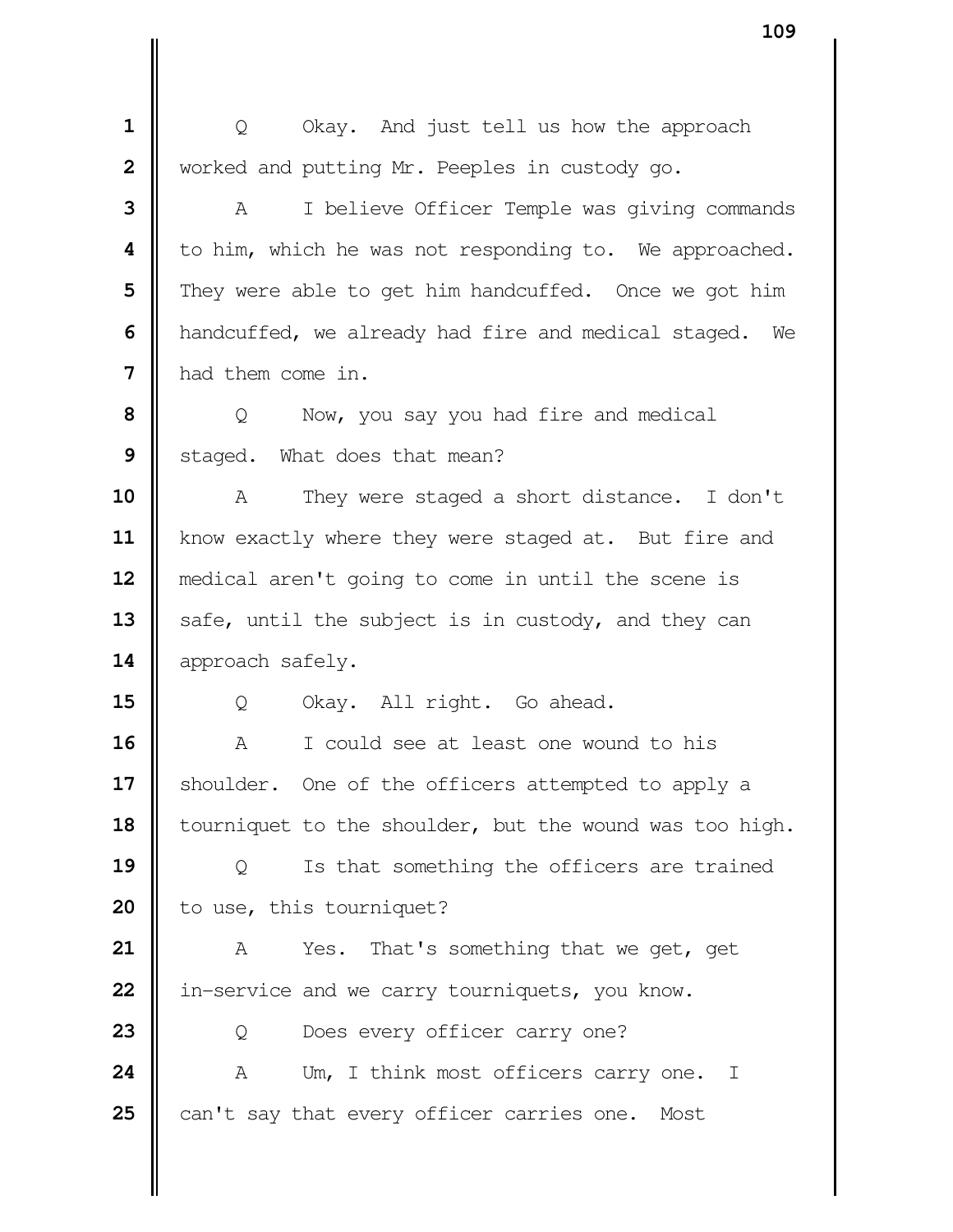Q Okay. And just tell us how the approach worked and putting Mr. Peeples in custody go.

A I believe Officer Temple was giving commands to him, which he was not responding to. We approached. They were able to get him handcuffed. Once we got him handcuffed, we already had fire and medical staged. We had them come in.

Q Now, you say you had fire and medical staged. What does that mean?

A They were staged a short distance. I don't know exactly where they were staged at. But fire and medical aren't going to come in until the scene is safe, until the subject is in custody, and they can approach safely.

Q Okay. All right. Go ahead.

A I could see at least one wound to his shoulder. One of the officers attempted to apply a tourniquet to the shoulder, but the wound was too high.

Q Is that something the officers are trained to use, this tourniquet?

A Yes. That's something that we get, get in-service and we carry tourniquets, you know.

Q Does every officer carry one?

A Um, I think most officers carry one. I can't say that every officer carries one. Most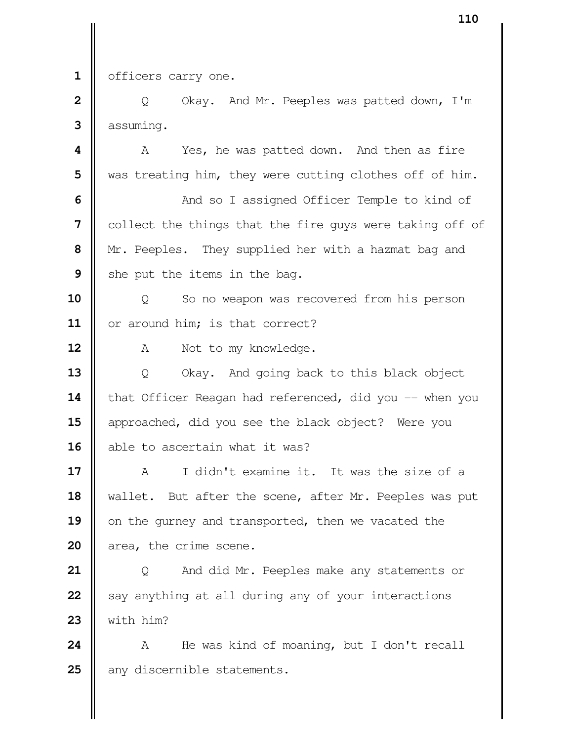officers carry one.

Q Okay. And Mr. Peeples was patted down, I'm assuming.

A Yes, he was patted down. And then as fire was treating him, they were cutting clothes off of him.

And so I assigned Officer Temple to kind of collect the things that the fire guys were taking off of Mr. Peeples. They supplied her with a hazmat bag and she put the items in the bag.

Q So no weapon was recovered from his person or around him; is that correct?

A Not to my knowledge.

Q Okay. And going back to this black object that Officer Reagan had referenced, did you -- when you approached, did you see the black object? Were you able to ascertain what it was?

A I didn't examine it. It was the size of a wallet. But after the scene, after Mr. Peeples was put on the gurney and transported, then we vacated the area, the crime scene.

Q And did Mr. Peeples make any statements or say anything at all during any of your interactions with him?

A He was kind of moaning, but I don't recall any discernible statements.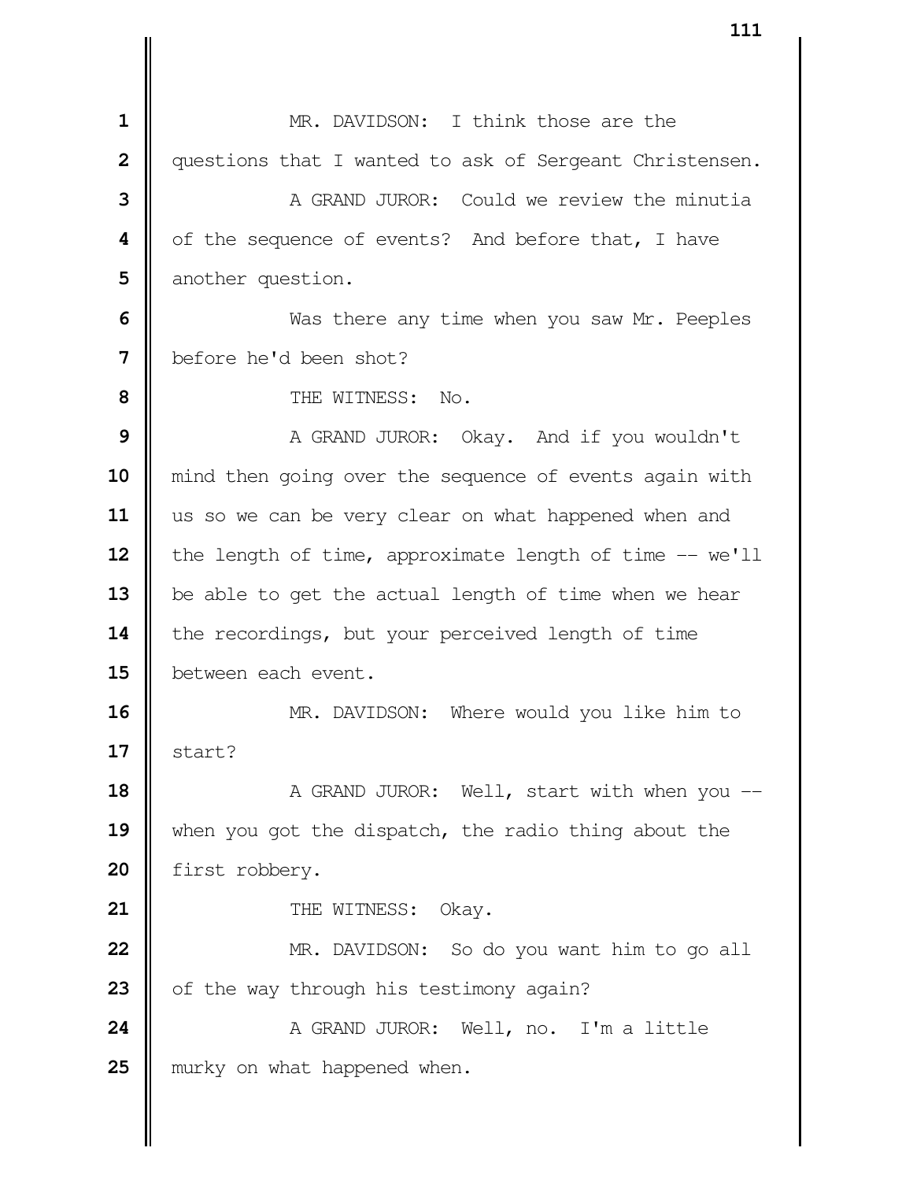MR. DAVIDSON: I think those are the questions that I wanted to ask of Sergeant Christensen.

A GRAND JUROR: Could we review the minutia of the sequence of events? And before that, I have another question.

Was there any time when you saw Mr. Peeples before he'd been shot?

THE WITNESS: No.

A GRAND JUROR: Okay. And if you wouldn't mind then going over the sequence of events again with us so we can be very clear on what happened when and the length of time, approximate length of time -- we'll be able to get the actual length of time when we hear the recordings, but your perceived length of time between each event.

MR. DAVIDSON: Where would you like him to start?

A GRAND JUROR: Well, start with when you -- when you got the dispatch, the radio thing about the first robbery.

THE WITNESS: Okay.

MR. DAVIDSON: So do you want him to go all of the way through his testimony again?

A GRAND JUROR: Well, no. I'm a little murky on what happened when.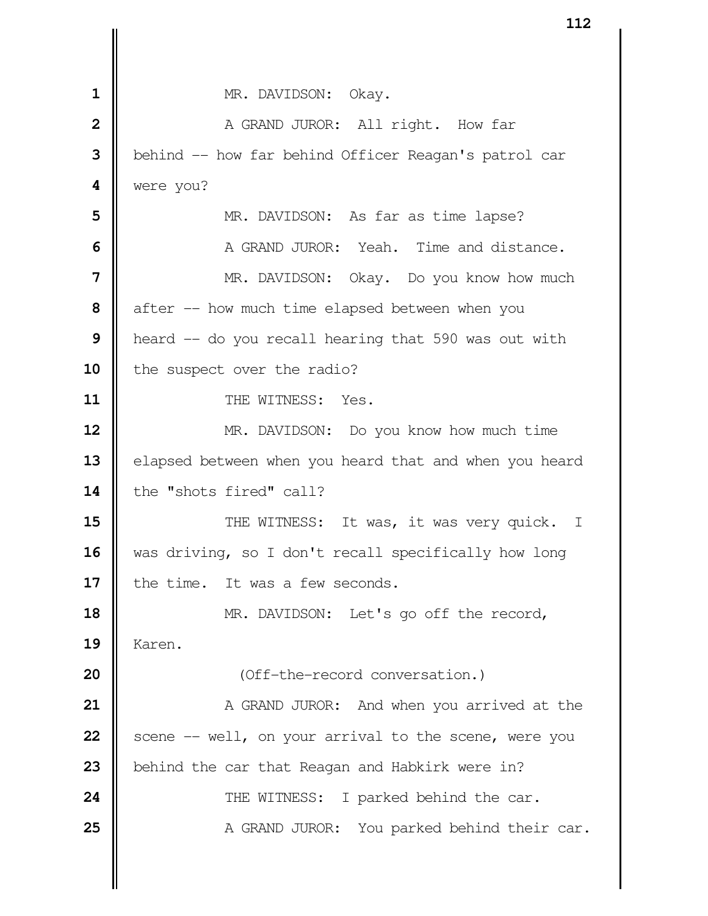1 MR. DAVIDSON: Okay.

2 A GRAND JUROR: All right. How far

3 behind -- how far behind Officer Reagan's patrol car

4 were you?

5 MR. DAVIDSON: As far as time lapse?

6 A GRAND JUROR: Yeah. Time and distance.

7 MR. DAVIDSON: Okay. Do you know how much

8 after -- how much time elapsed between when you

9 heard -- do you recall hearing that 590 was out with

10 the suspect over the radio?

11 THE WITNESS: Yes.

12 MR. DAVIDSON: Do you know how much time

13 elapsed between when you heard that and when you heard

14 the "shots fired" call?

15 THE WITNESS: It was, it was very quick. I

16 was driving, so I don't recall specifically how long

17 the time. It was a few seconds.

18 MR. DAVIDSON: Let's go off the record,

19 Karen.

20 (Off-the-record conversation.)

21 A GRAND JUROR: And when you arrived at the

22 scene -- well, on your arrival to the scene, were you

23 behind the car that Reagan and Habkirk were in?

24 THE WITNESS: I parked behind the car.

25 A GRAND JUROR: You parked behind their car.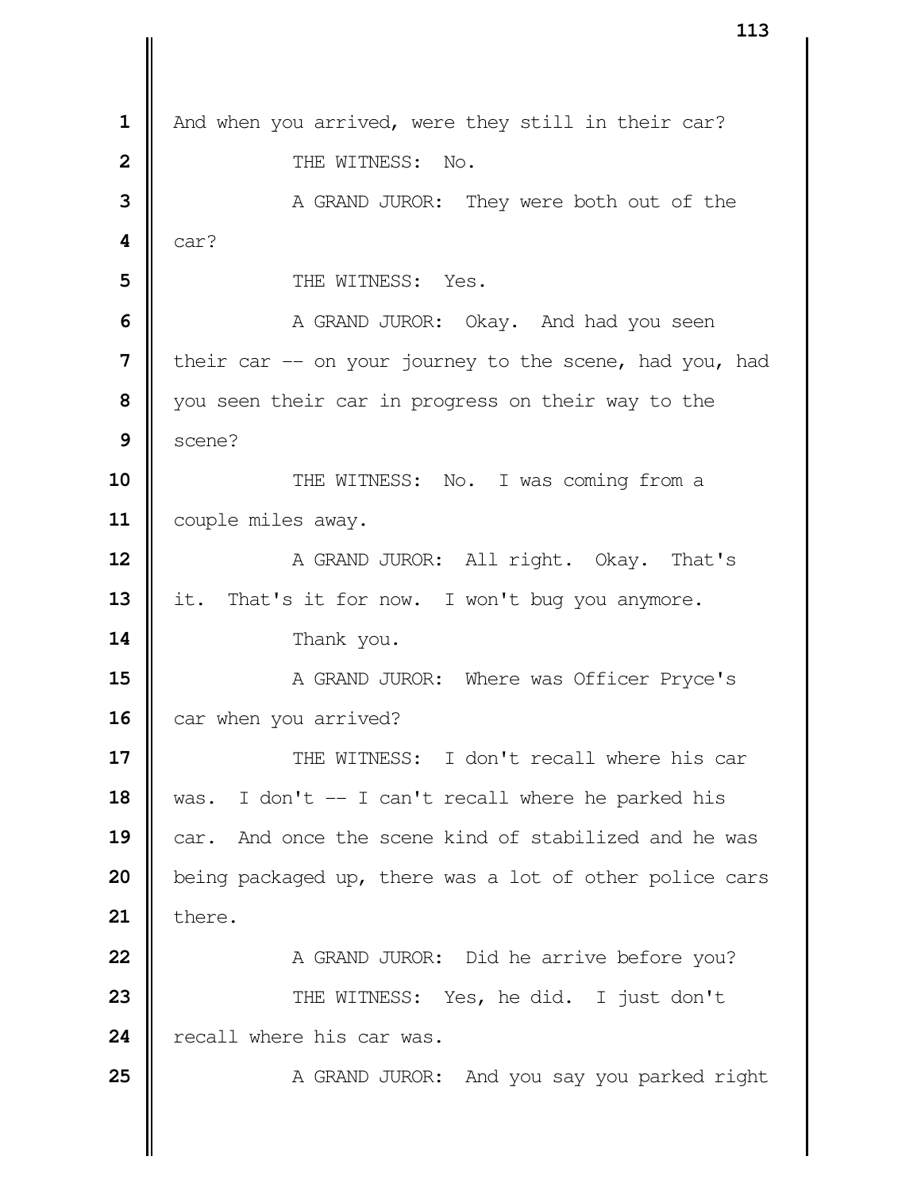And when you arrived, were they still in their car?

THE WITNESS: No.

A GRAND JUROR: They were both out of the car?

THE WITNESS: Yes.

A GRAND JUROR: Okay. And had you seen their car -- on your journey to the scene, had you, had you seen their car in progress on their way to the scene?

THE WITNESS: No. I was coming from a couple miles away.

A GRAND JUROR: All right. Okay. That's it. That's it for now. I won't bug you anymore.

Thank you.

A GRAND JUROR: Where was Officer Pryce's car when you arrived?

THE WITNESS: I don't recall where his car was. I don't -- I can't recall where he parked his car. And once the scene kind of stabilized and he was being packaged up, there was a lot of other police cars there.

A GRAND JUROR: Did he arrive before you?

THE WITNESS: Yes, he did. I just don't recall where his car was.

A GRAND JUROR: And you say you parked right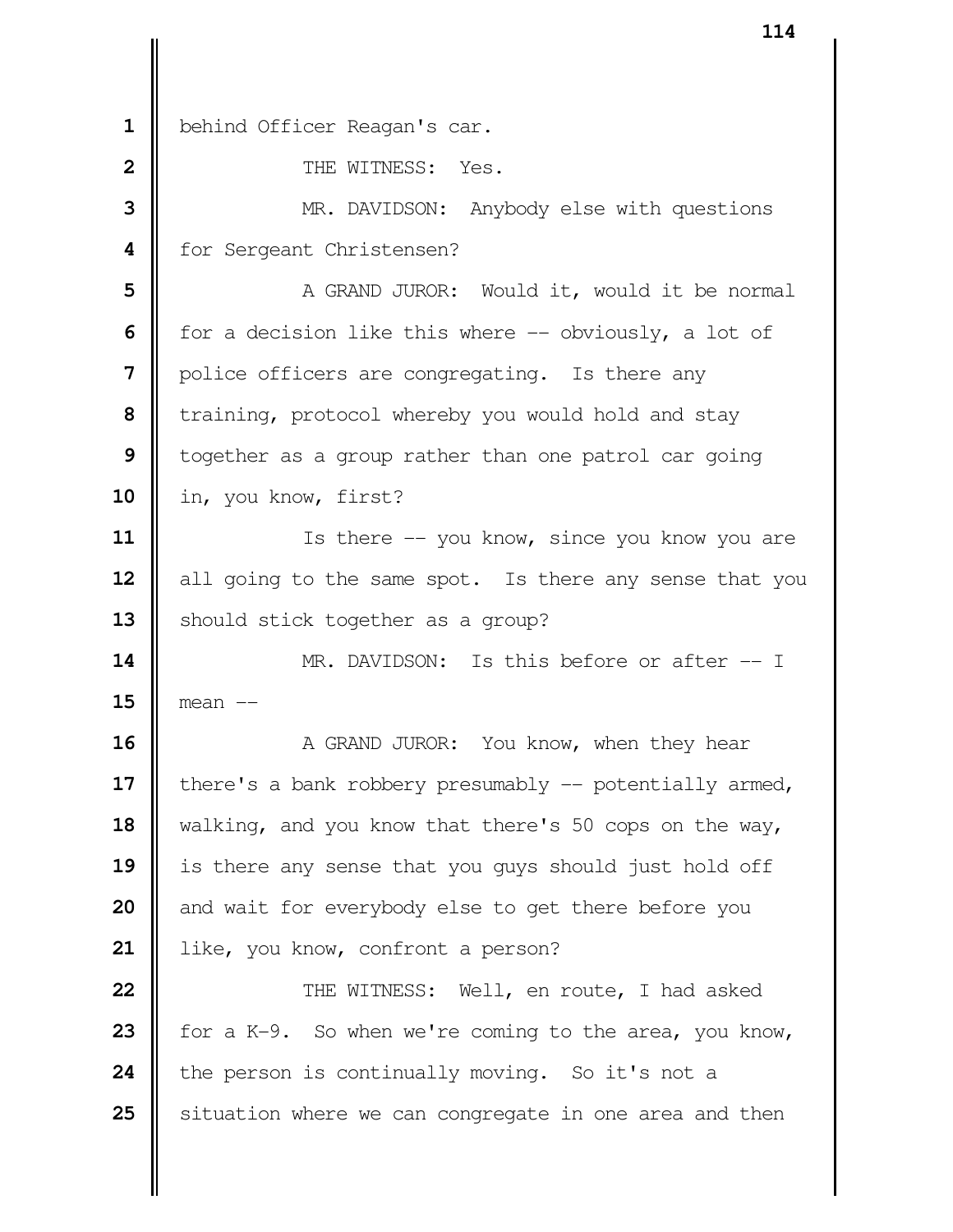behind Officer Reagan's car.

THE WITNESS: Yes.

MR. DAVIDSON: Anybody else with questions for Sergeant Christensen?

A GRAND JUROR: Would it, would it be normal for a decision like this where -- obviously, a lot of police officers are congregating. Is there any training, protocol whereby you would hold and stay together as a group rather than one patrol car going in, you know, first?

Is there -- you know, since you know you are all going to the same spot. Is there any sense that you should stick together as a group?

MR. DAVIDSON: Is this before or after -- I mean --

A GRAND JUROR: You know, when they hear there's a bank robbery presumably -- potentially armed, walking, and you know that there's 50 cops on the way, is there any sense that you guys should just hold off and wait for everybody else to get there before you like, you know, confront a person?

THE WITNESS: Well, en route, I had asked for a K-9. So when we're coming to the area, you know, the person is continually moving. So it's not a situation where we can congregate in one area and then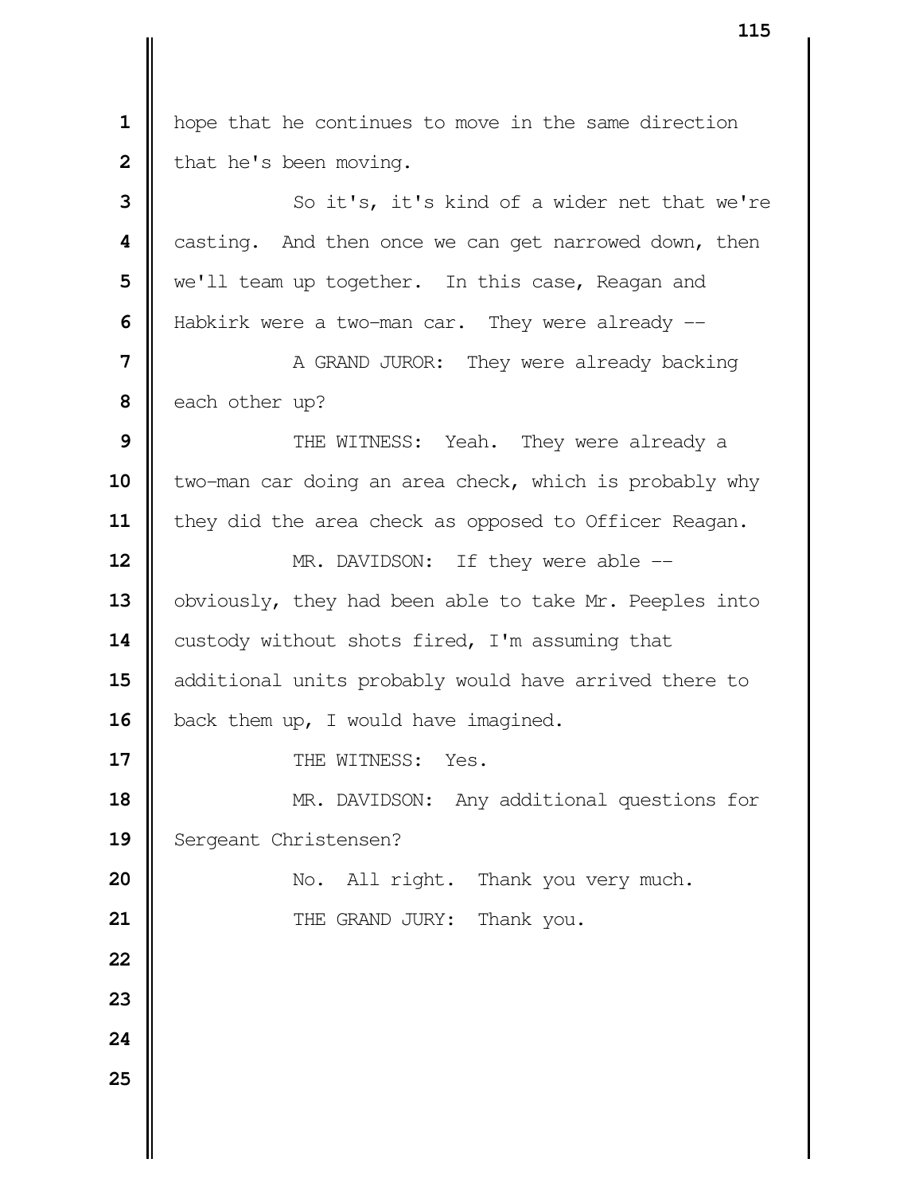hope that he continues to move in the same direction that he's been moving.

So it's, it's kind of a wider net that we're casting. And then once we can get narrowed down, then we'll team up together. In this case, Reagan and Habkirk were a two-man car. They were already --

A GRAND JUROR: They were already backing each other up?

THE WITNESS: Yeah. They were already a two-man car doing an area check, which is probably why they did the area check as opposed to Officer Reagan.

MR. DAVIDSON: If they were able -- obviously, they had been able to take Mr. Peeples into custody without shots fired, I'm assuming that additional units probably would have arrived there to back them up, I would have imagined.

THE WITNESS: Yes.

MR. DAVIDSON: Any additional questions for Sergeant Christensen?

No. All right. Thank you very much.

THE GRAND JURY: Thank you.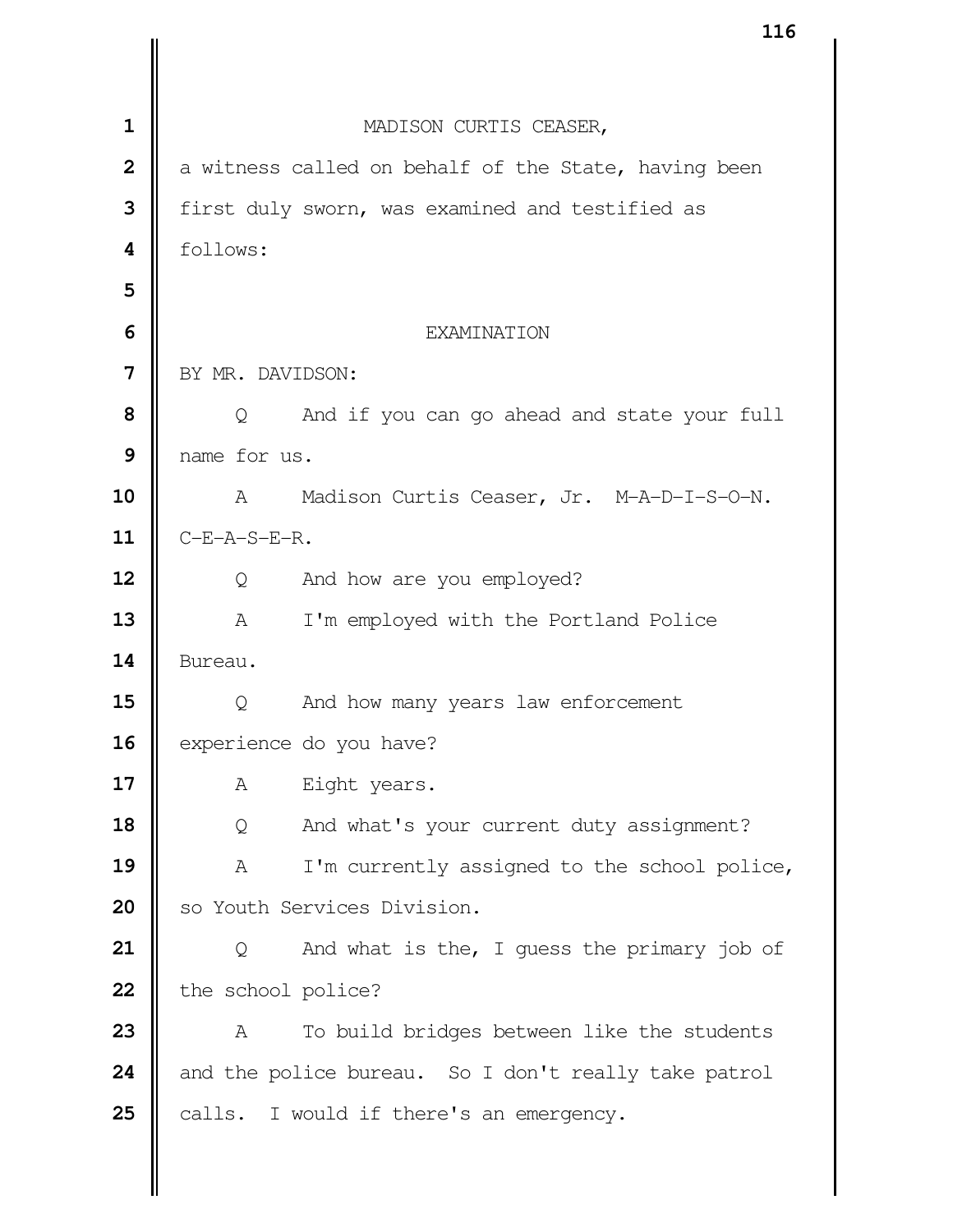MADISON CURTIS CEASER,

a witness called on behalf of the State, having been first duly sworn, was examined and testified as follows:

EXAMINATION

BY MR. DAVIDSON:

Q And if you can go ahead and state your full name for us.

A Madison Curtis Ceaser, Jr. M-A-D-I-S-O-N. C-E-A-S-E-R.

Q And how are you employed?

A I'm employed with the Portland Police Bureau.

Q And how many years law enforcement experience do you have?

A Eight years.

Q And what's your current duty assignment?

A I'm currently assigned to the school police, so Youth Services Division.

Q And what is the, I guess the primary job of the school police?

A To build bridges between like the students and the police bureau. So I don't really take patrol calls. I would if there's an emergency.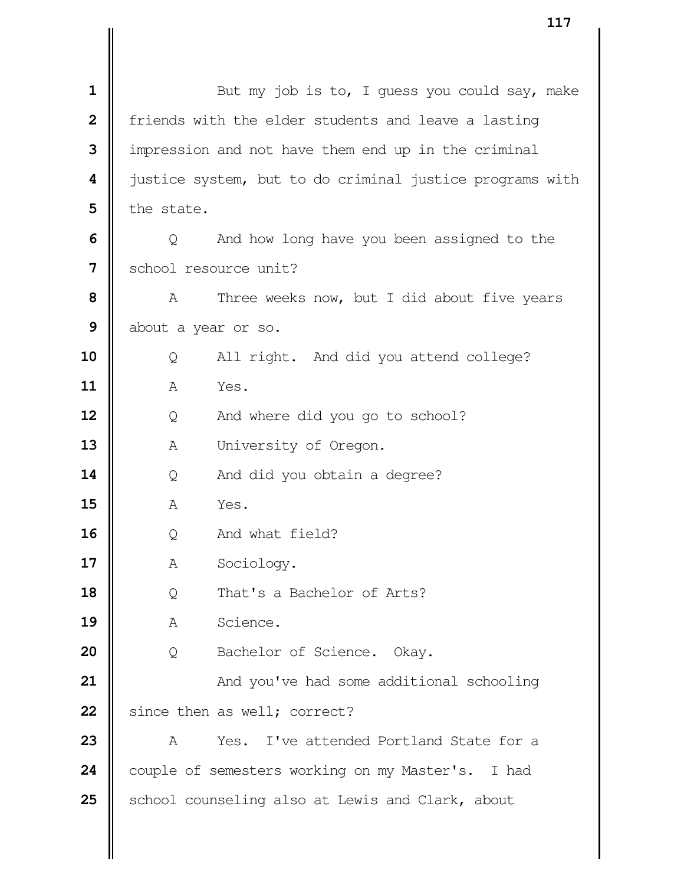But my job is to, I guess you could say, make friends with the elder students and leave a lasting impression and not have them end up in the criminal justice system, but to do criminal justice programs with the state.

Q And how long have you been assigned to the school resource unit?

A Three weeks now, but I did about five years about a year or so.

Q All right. And did you attend college?

A Yes.

Q And where did you go to school?

A University of Oregon.

Q And did you obtain a degree?

A Yes.

Q And what field?

A Sociology.

Q That's a Bachelor of Arts?

A Science.

Q Bachelor of Science. Okay.

And you've had some additional schooling since then as well; correct?

A Yes. I've attended Portland State for a couple of semesters working on my Master's. I had school counseling also at Lewis and Clark, about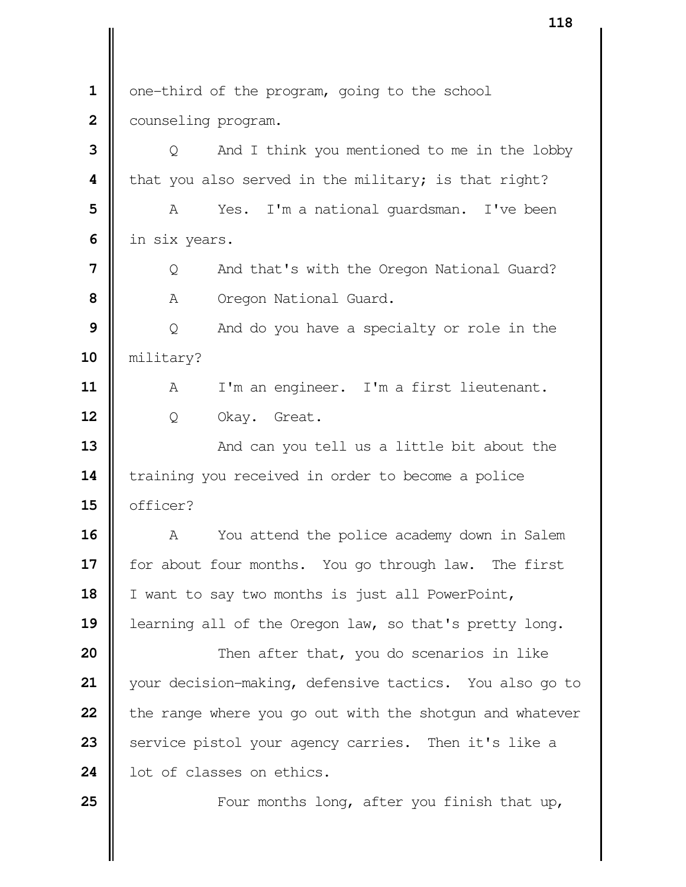1 one-third of the program, going to the school
2 counseling program.
3 Q And I think you mentioned to me in the lobby
4 that you also served in the military; is that right?
5 A Yes. I'm a national guardsman. I've been
6 in six years.
7 Q And that's with the Oregon National Guard?
8 A Oregon National Guard.
9 Q And do you have a specialty or role in the
10 military?
11 A I'm an engineer. I'm a first lieutenant.
12 Q Okay. Great.
13 And can you tell us a little bit about the
14 training you received in order to become a police
15 officer?
16 A You attend the police academy down in Salem
17 for about four months. You go through law. The first
18 I want to say two months is just all PowerPoint,
19 learning all of the Oregon law, so that's pretty long.
20 Then after that, you do scenarios in like
21 your decision-making, defensive tactics. You also go to
22 the range where you go out with the shotgun and whatever
23 service pistol your agency carries. Then it's like a
24 lot of classes on ethics.
25 Four months long, after you finish that up,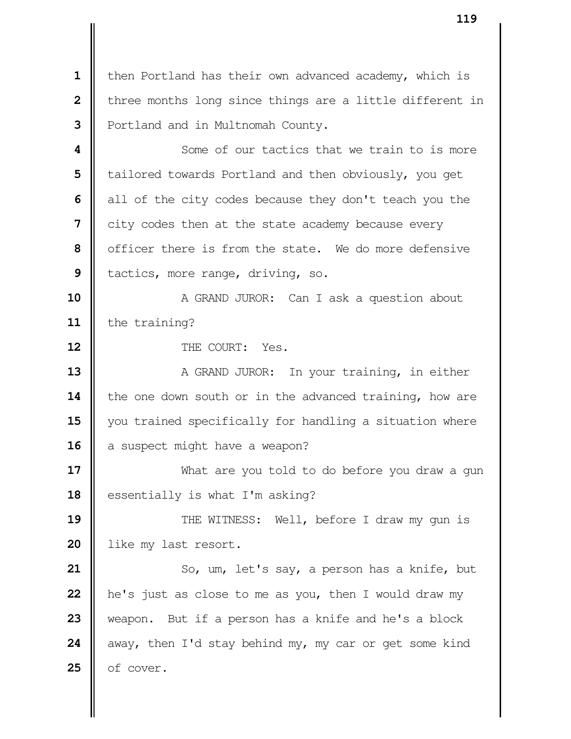then Portland has their own advanced academy, which is three months long since things are a little different in Portland and in Multnomah County.

Some of our tactics that we train to is more tailored towards Portland and then obviously, you get all of the city codes because they don't teach you the city codes then at the state academy because every officer there is from the state. We do more defensive tactics, more range, driving, so.

A GRAND JUROR: Can I ask a question about the training?

THE COURT: Yes.

A GRAND JUROR: In your training, in either the one down south or in the advanced training, how are you trained specifically for handling a situation where a suspect might have a weapon?

What are you told to do before you draw a gun essentially is what I'm asking?

THE WITNESS: Well, before I draw my gun is like my last resort.

So, um, let's say, a person has a knife, but he's just as close to me as you, then I would draw my weapon. But if a person has a knife and he's a block away, then I'd stay behind my, my car or get some kind of cover.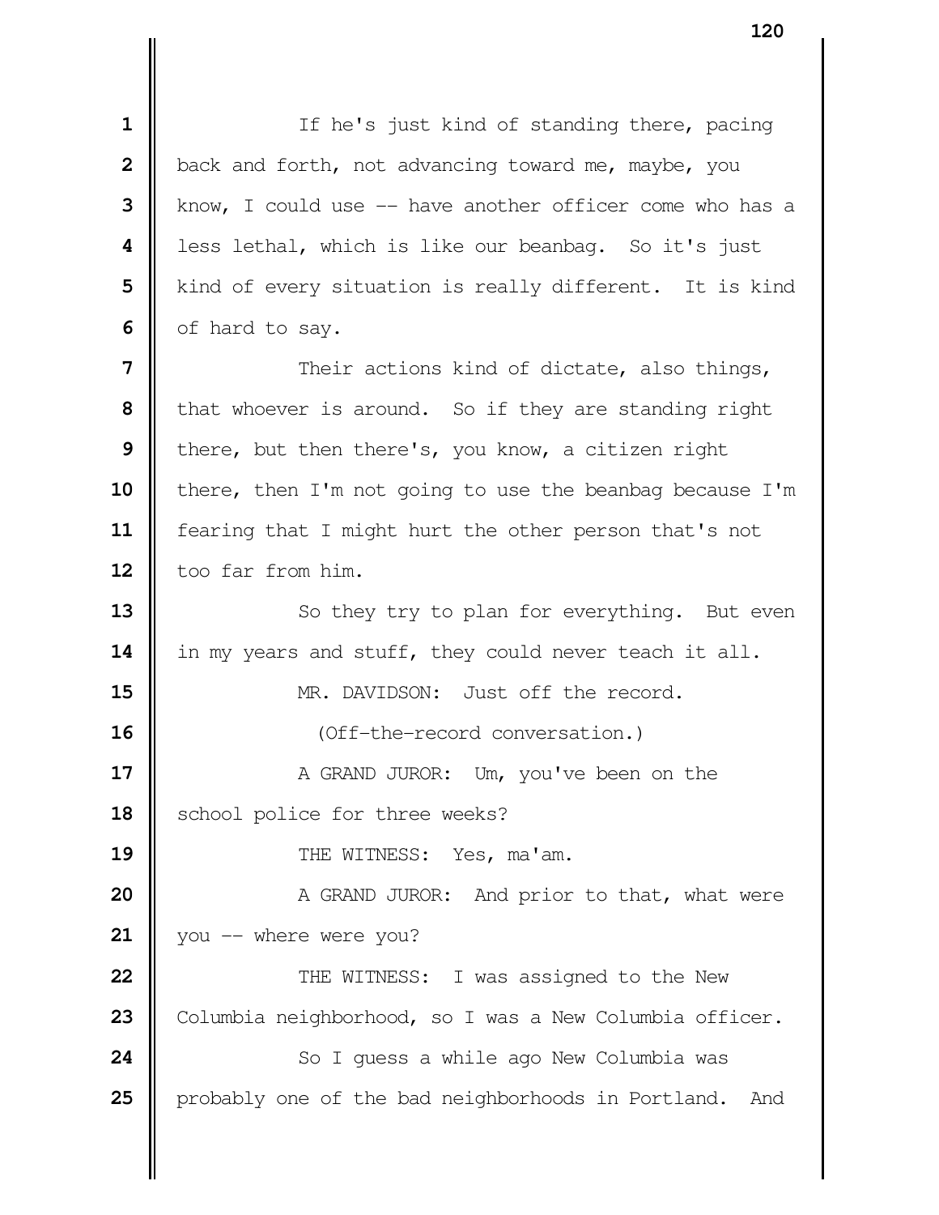If he's just kind of standing there, pacing back and forth, not advancing toward me, maybe, you know, I could use -- have another officer come who has a less lethal, which is like our beanbag. So it's just kind of every situation is really different. It is kind of hard to say.

Their actions kind of dictate, also things, that whoever is around. So if they are standing right there, but then there's, you know, a citizen right there, then I'm not going to use the beanbag because I'm fearing that I might hurt the other person that's not too far from him.

So they try to plan for everything. But even in my years and stuff, they could never teach it all.

MR. DAVIDSON: Just off the record.

(Off-the-record conversation.)

A GRAND JUROR: Um, you've been on the school police for three weeks?

THE WITNESS: Yes, ma'am.

A GRAND JUROR: And prior to that, what were you -- where were you?

THE WITNESS: I was assigned to the New Columbia neighborhood, so I was a New Columbia officer.

So I guess a while ago New Columbia was probably one of the bad neighborhoods in Portland. And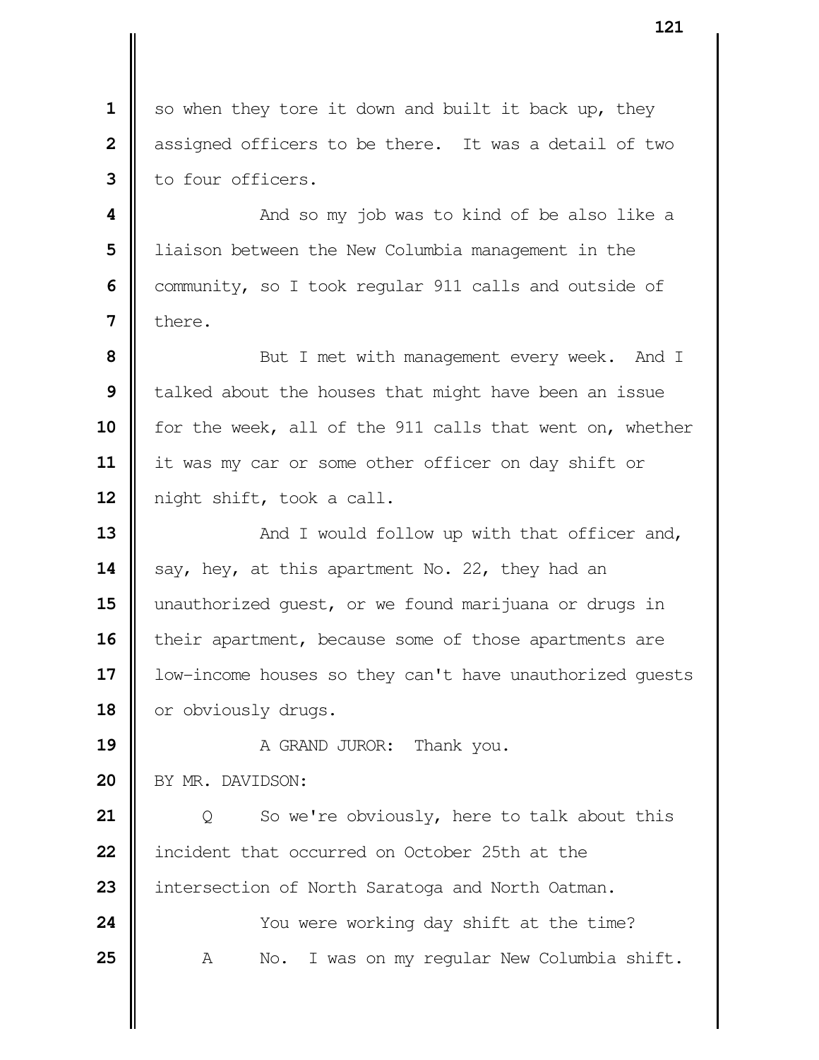so when they tore it down and built it back up, they assigned officers to be there. It was a detail of two to four officers.

And so my job was to kind of be also like a liaison between the New Columbia management in the community, so I took regular 911 calls and outside of there.

But I met with management every week. And I talked about the houses that might have been an issue for the week, all of the 911 calls that went on, whether it was my car or some other officer on day shift or night shift, took a call.

And I would follow up with that officer and, say, hey, at this apartment No. 22, they had an unauthorized guest, or we found marijuana or drugs in their apartment, because some of those apartments are low-income houses so they can't have unauthorized guests or obviously drugs.

A GRAND JUROR: Thank you.

BY MR. DAVIDSON:

Q So we're obviously, here to talk about this incident that occurred on October 25th at the intersection of North Saratoga and North Oatman.

You were working day shift at the time?

A No. I was on my regular New Columbia shift.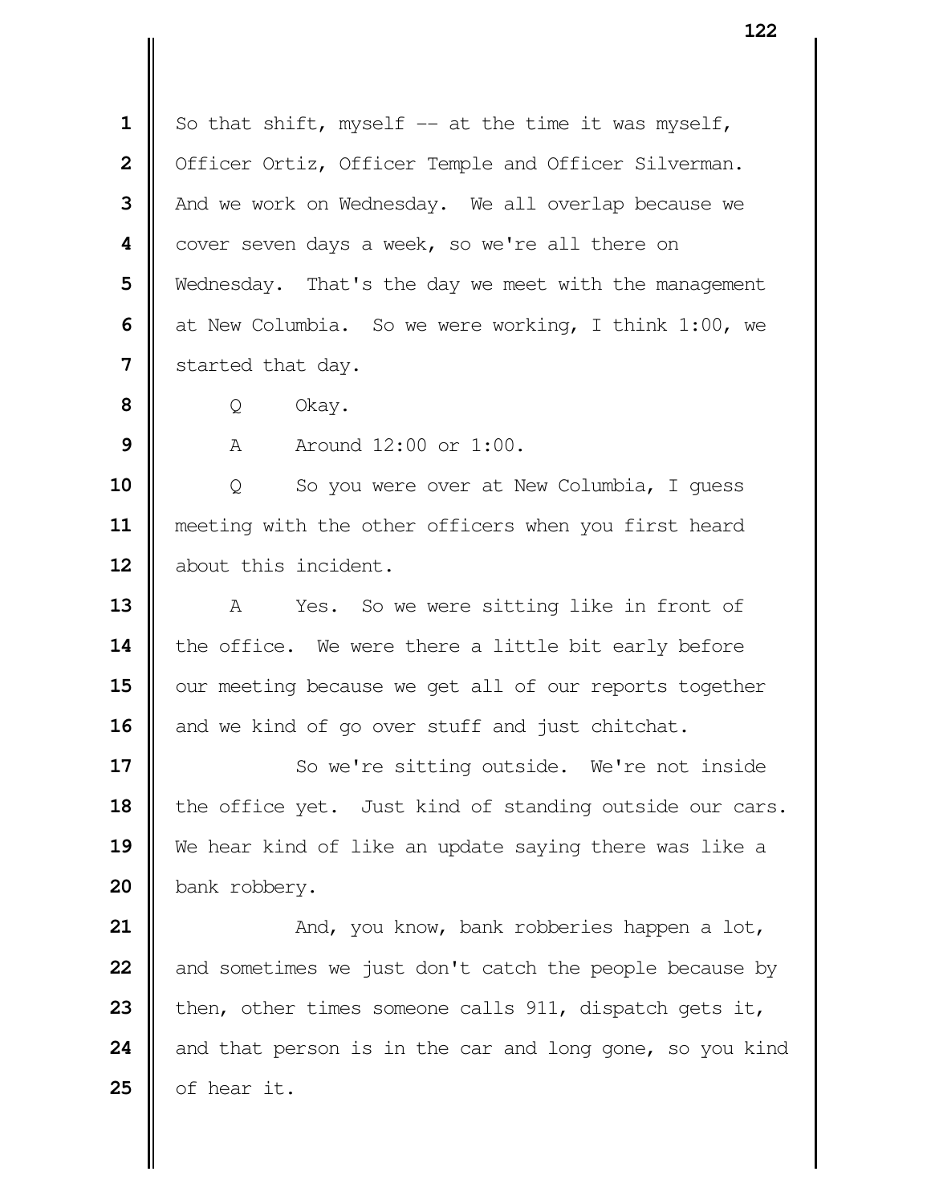So that shift, myself -- at the time it was myself, Officer Ortiz, Officer Temple and Officer Silverman. And we work on Wednesday. We all overlap because we cover seven days a week, so we're all there on Wednesday. That's the day we meet with the management at New Columbia. So we were working, I think 1:00, we started that day.

Q Okay.

A Around 12:00 or 1:00.

Q So you were over at New Columbia, I guess meeting with the other officers when you first heard about this incident.

A Yes. So we were sitting like in front of the office. We were there a little bit early before our meeting because we get all of our reports together and we kind of go over stuff and just chitchat.

So we're sitting outside. We're not inside the office yet. Just kind of standing outside our cars. We hear kind of like an update saying there was like a bank robbery.

And, you know, bank robberies happen a lot, and sometimes we just don't catch the people because by then, other times someone calls 911, dispatch gets it, and that person is in the car and long gone, so you kind of hear it.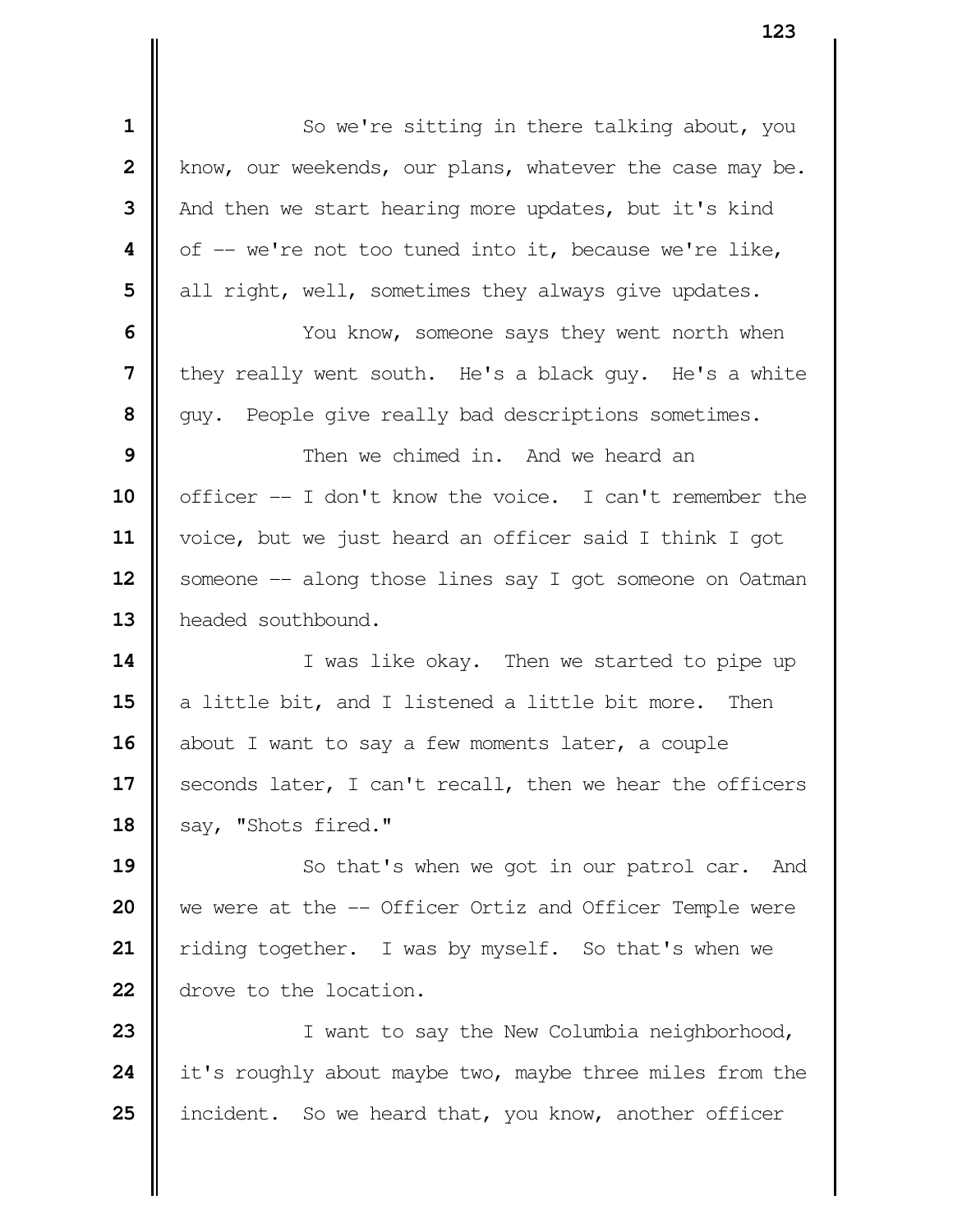1 So we're sitting in there talking about, you
2 know, our weekends, our plans, whatever the case may be.
3 And then we start hearing more updates, but it's kind
4 of -- we're not too tuned into it, because we're like,
5 all right, well, sometimes they always give updates.
6 You know, someone says they went north when
7 they really went south. He's a black guy. He's a white
8 guy. People give really bad descriptions sometimes.
9 Then we chimed in. And we heard an
10 officer -- I don't know the voice. I can't remember the
11 voice, but we just heard an officer said I think I got
12 someone -- along those lines say I got someone on Oatman
13 headed southbound.
14 I was like okay. Then we started to pipe up
15 a little bit, and I listened a little bit more. Then
16 about I want to say a few moments later, a couple
17 seconds later, I can't recall, then we hear the officers
18 say, "Shots fired."
19 So that's when we got in our patrol car. And
20 we were at the -- Officer Ortiz and Officer Temple were
21 riding together. I was by myself. So that's when we
22 drove to the location.
23 I want to say the New Columbia neighborhood,
24 it's roughly about maybe two, maybe three miles from the
25 incident. So we heard that, you know, another officer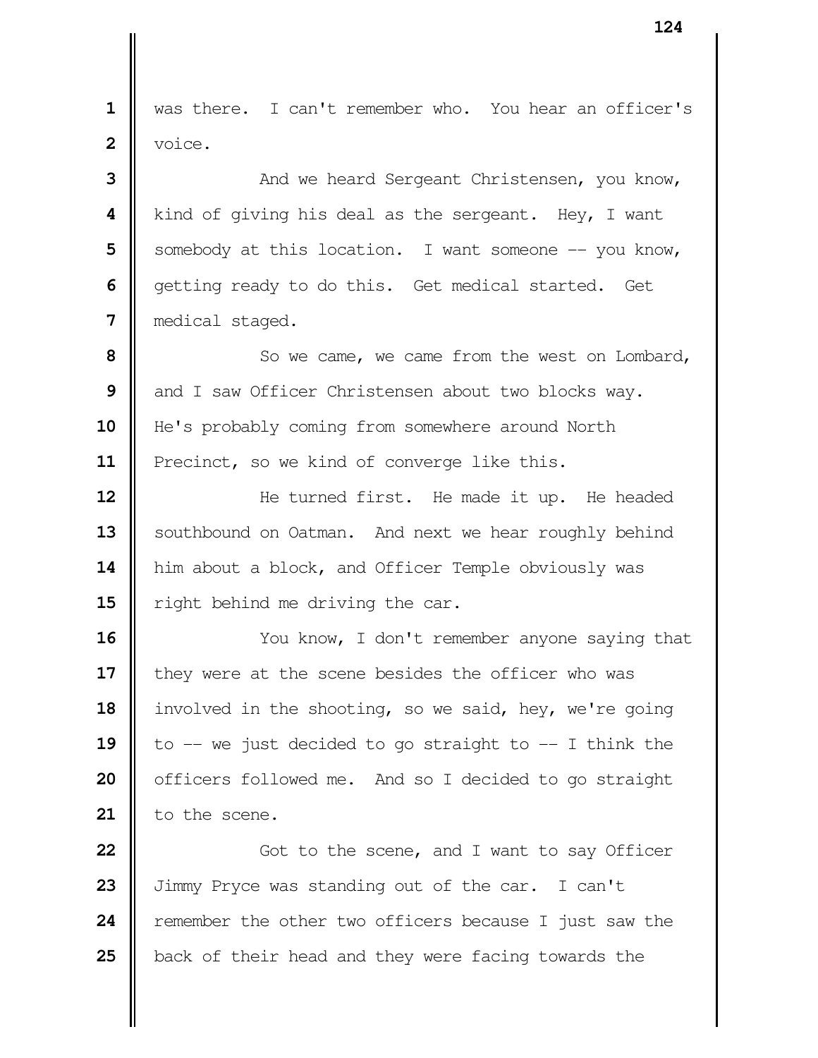was there. I can't remember who. You hear an officer's voice.

And we heard Sergeant Christensen, you know, kind of giving his deal as the sergeant. Hey, I want somebody at this location. I want someone -- you know, getting ready to do this. Get medical started. Get medical staged.

So we came, we came from the west on Lombard, and I saw Officer Christensen about two blocks way. He's probably coming from somewhere around North Precinct, so we kind of converge like this.

He turned first. He made it up. He headed southbound on Oatman. And next we hear roughly behind him about a block, and Officer Temple obviously was right behind me driving the car.

You know, I don't remember anyone saying that they were at the scene besides the officer who was involved in the shooting, so we said, hey, we're going to -- we just decided to go straight to -- I think the officers followed me. And so I decided to go straight to the scene.

Got to the scene, and I want to say Officer Jimmy Pryce was standing out of the car. I can't remember the other two officers because I just saw the back of their head and they were facing towards the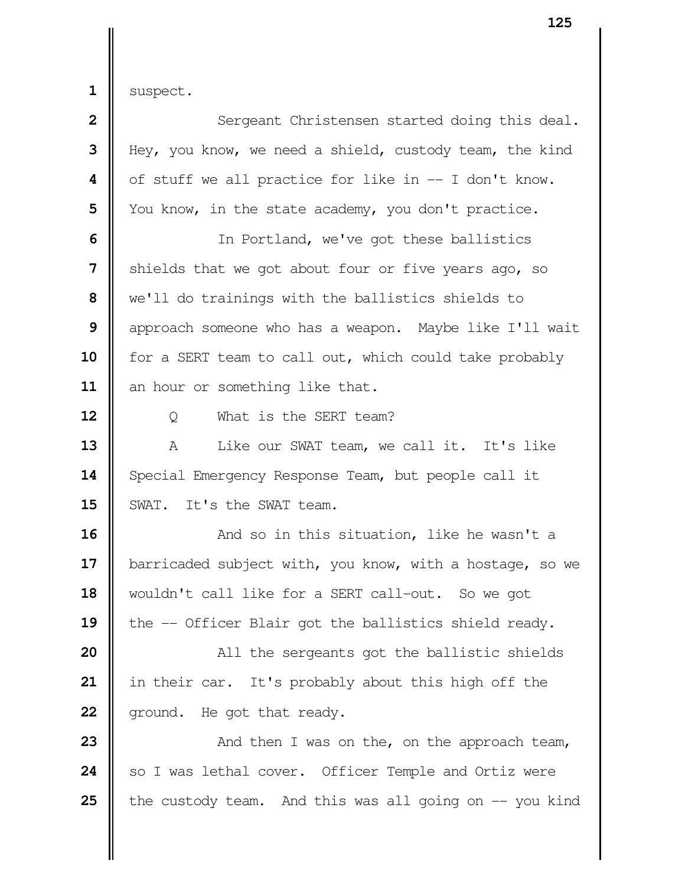suspect.

Sergeant Christensen started doing this deal. Hey, you know, we need a shield, custody team, the kind of stuff we all practice for like in -- I don't know. You know, in the state academy, you don't practice.

In Portland, we've got these ballistics shields that we got about four or five years ago, so we'll do trainings with the ballistics shields to approach someone who has a weapon. Maybe like I'll wait for a SERT team to call out, which could take probably an hour or something like that.

Q What is the SERT team?

A Like our SWAT team, we call it. It's like Special Emergency Response Team, but people call it SWAT. It's the SWAT team.

And so in this situation, like he wasn't a barricaded subject with, you know, with a hostage, so we wouldn't call like for a SERT call-out. So we got the -- Officer Blair got the ballistics shield ready.

All the sergeants got the ballistic shields in their car. It's probably about this high off the ground. He got that ready.

And then I was on the, on the approach team, so I was lethal cover. Officer Temple and Ortiz were the custody team. And this was all going on -- you kind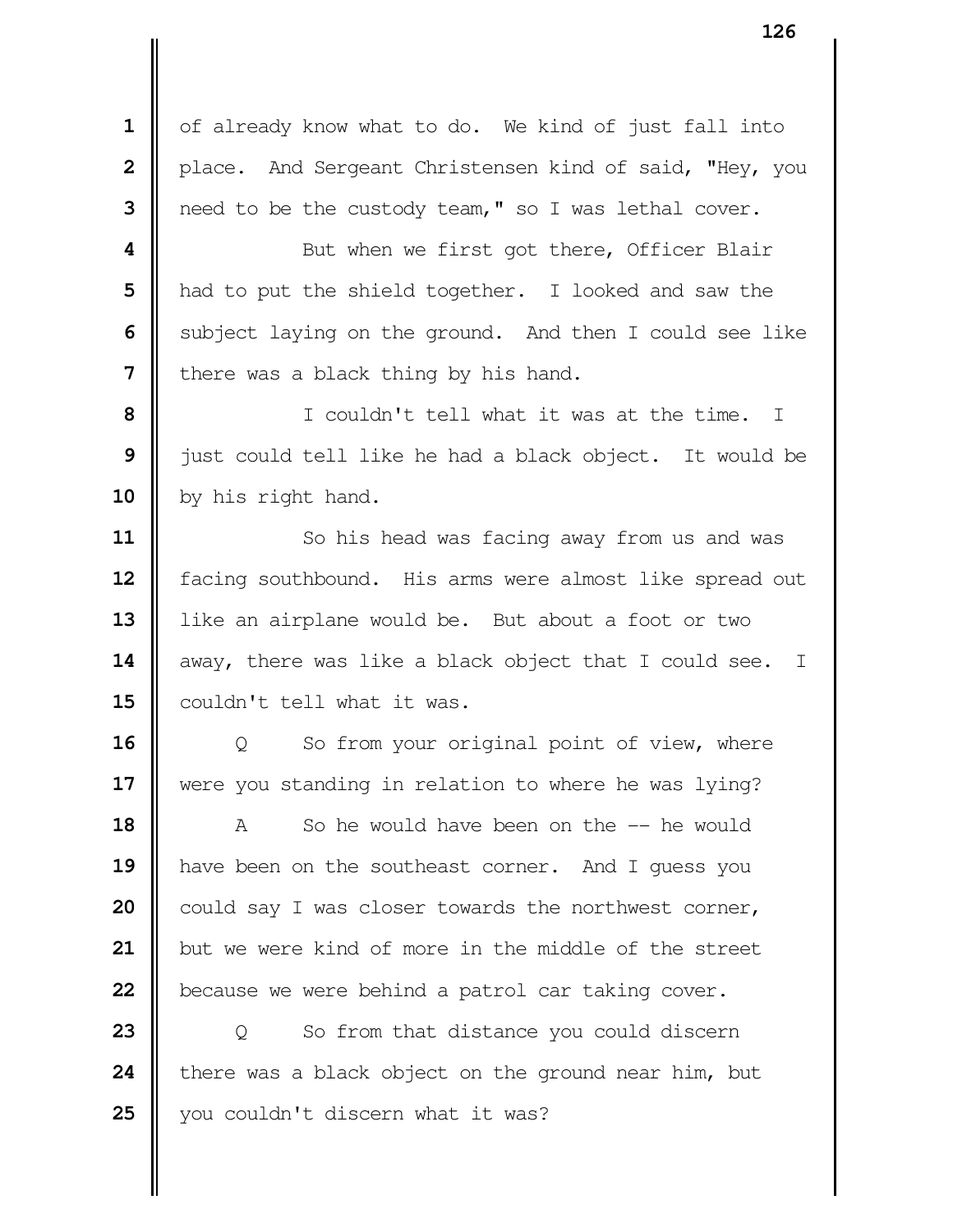of already know what to do. We kind of just fall into place. And Sergeant Christensen kind of said, "Hey, you need to be the custody team," so I was lethal cover.

But when we first got there, Officer Blair had to put the shield together. I looked and saw the subject laying on the ground. And then I could see like there was a black thing by his hand.

I couldn't tell what it was at the time. I just could tell like he had a black object. It would be by his right hand.

So his head was facing away from us and was facing southbound. His arms were almost like spread out like an airplane would be. But about a foot or two away, there was like a black object that I could see. I couldn't tell what it was.

Q So from your original point of view, where were you standing in relation to where he was lying?

A So he would have been on the -- he would have been on the southeast corner. And I guess you could say I was closer towards the northwest corner, but we were kind of more in the middle of the street because we were behind a patrol car taking cover.

Q So from that distance you could discern there was a black object on the ground near him, but you couldn't discern what it was?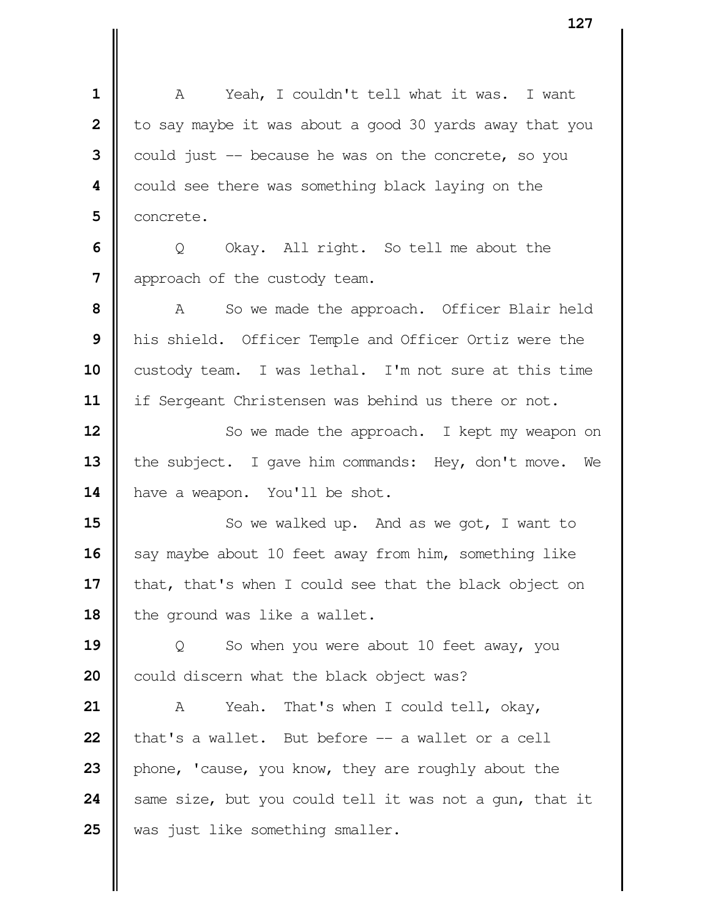A Yeah, I couldn't tell what it was. I want to say maybe it was about a good 30 yards away that you could just -- because he was on the concrete, so you could see there was something black laying on the concrete.

Q Okay. All right. So tell me about the approach of the custody team.

A So we made the approach. Officer Blair held his shield. Officer Temple and Officer Ortiz were the custody team. I was lethal. I'm not sure at this time if Sergeant Christensen was behind us there or not.

So we made the approach. I kept my weapon on the subject. I gave him commands: Hey, don't move. We have a weapon. You'll be shot.

So we walked up. And as we got, I want to say maybe about 10 feet away from him, something like that, that's when I could see that the black object on the ground was like a wallet.

Q So when you were about 10 feet away, you could discern what the black object was?

A Yeah. That's when I could tell, okay, that's a wallet. But before -- a wallet or a cell phone, 'cause, you know, they are roughly about the same size, but you could tell it was not a gun, that it was just like something smaller.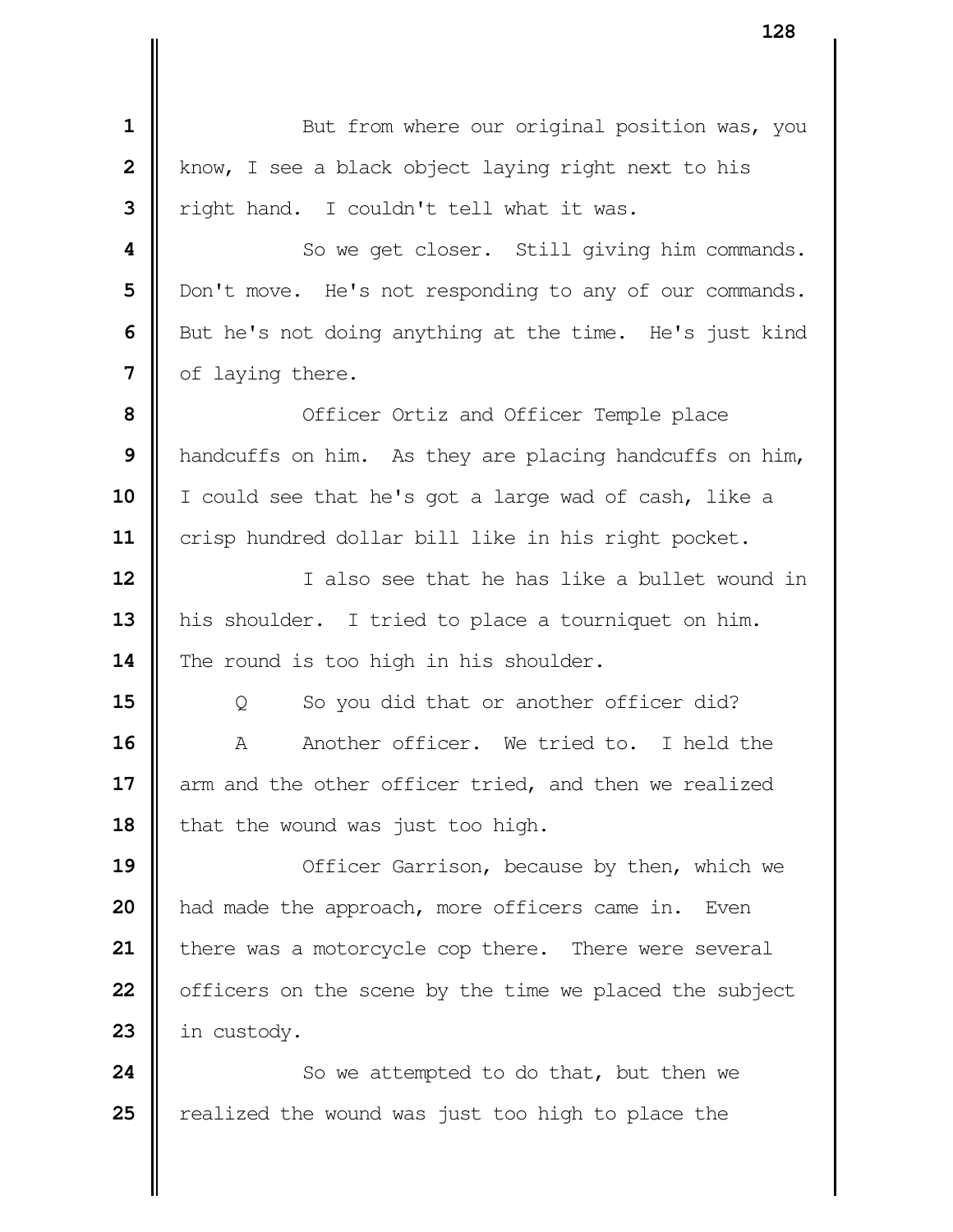But from where our original position was, you know, I see a black object laying right next to his right hand. I couldn't tell what it was.

So we get closer. Still giving him commands. Don't move. He's not responding to any of our commands. But he's not doing anything at the time. He's just kind of laying there.

Officer Ortiz and Officer Temple place handcuffs on him. As they are placing handcuffs on him, I could see that he's got a large wad of cash, like a crisp hundred dollar bill like in his right pocket.

I also see that he has like a bullet wound in his shoulder. I tried to place a tourniquet on him. The round is too high in his shoulder.

Q So you did that or another officer did?

A Another officer. We tried to. I held the arm and the other officer tried, and then we realized that the wound was just too high.

Officer Garrison, because by then, which we had made the approach, more officers came in. Even there was a motorcycle cop there. There were several officers on the scene by the time we placed the subject in custody.

So we attempted to do that, but then we realized the wound was just too high to place the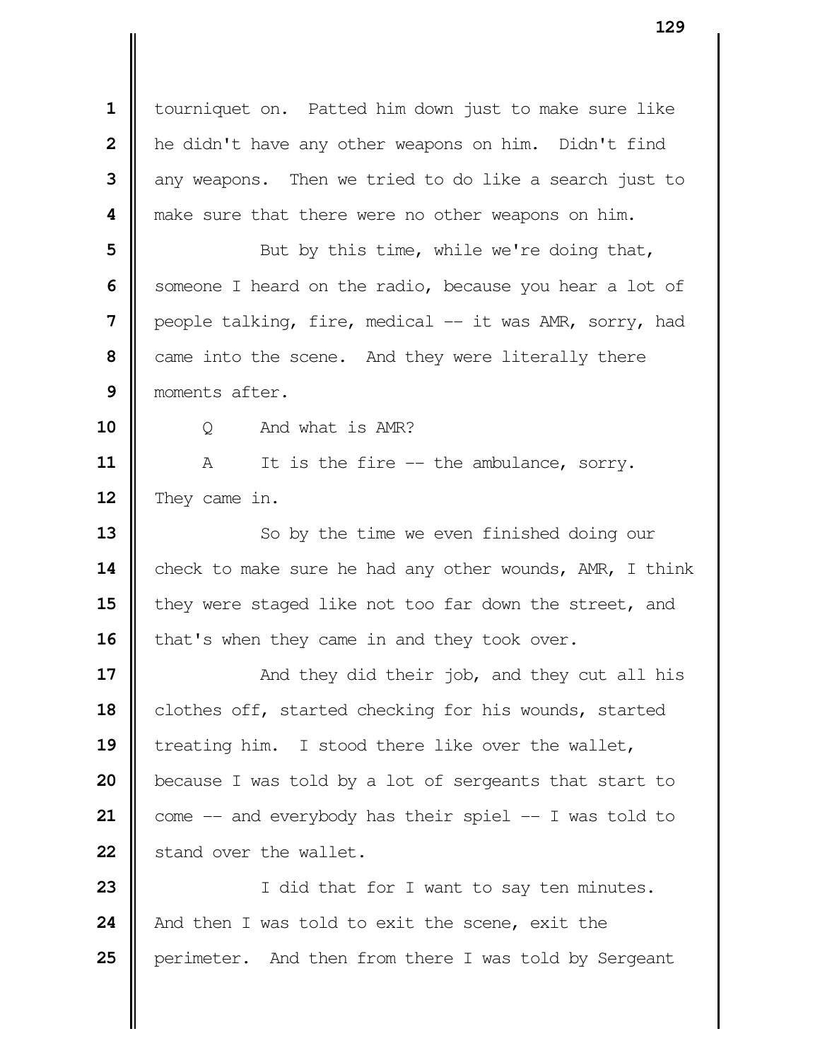tourniquet on. Patted him down just to make sure like he didn't have any other weapons on him. Didn't find any weapons. Then we tried to do like a search just to make sure that there were no other weapons on him.

But by this time, while we're doing that, someone I heard on the radio, because you hear a lot of people talking, fire, medical -- it was AMR, sorry, had came into the scene. And they were literally there moments after.

Q And what is AMR?

A It is the fire -- the ambulance, sorry. They came in.

So by the time we even finished doing our check to make sure he had any other wounds, AMR, I think they were staged like not too far down the street, and that's when they came in and they took over.

And they did their job, and they cut all his clothes off, started checking for his wounds, started treating him. I stood there like over the wallet, because I was told by a lot of sergeants that start to come -- and everybody has their spiel -- I was told to stand over the wallet.

I did that for I want to say ten minutes. And then I was told to exit the scene, exit the perimeter. And then from there I was told by Sergeant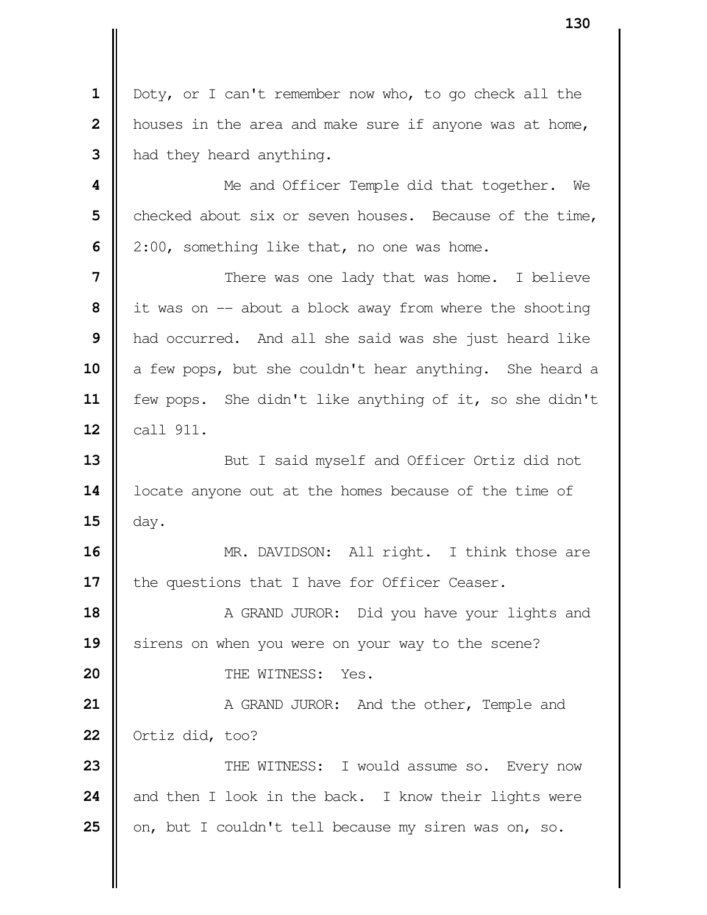Doty, or I can't remember now who, to go check all the houses in the area and make sure if anyone was at home, had they heard anything.

Me and Officer Temple did that together. We checked about six or seven houses. Because of the time, 2:00, something like that, no one was home.

There was one lady that was home. I believe it was on -- about a block away from where the shooting had occurred. And all she said was she just heard like a few pops, but she couldn't hear anything. She heard a few pops. She didn't like anything of it, so she didn't call 911.

But I said myself and Officer Ortiz did not locate anyone out at the homes because of the time of day.

MR. DAVIDSON: All right. I think those are the questions that I have for Officer Ceaser.

A GRAND JUROR: Did you have your lights and sirens on when you were on your way to the scene?

THE WITNESS: Yes.

A GRAND JUROR: And the other, Temple and Ortiz did, too?

THE WITNESS: I would assume so. Every now and then I look in the back. I know their lights were on, but I couldn't tell because my siren was on, so.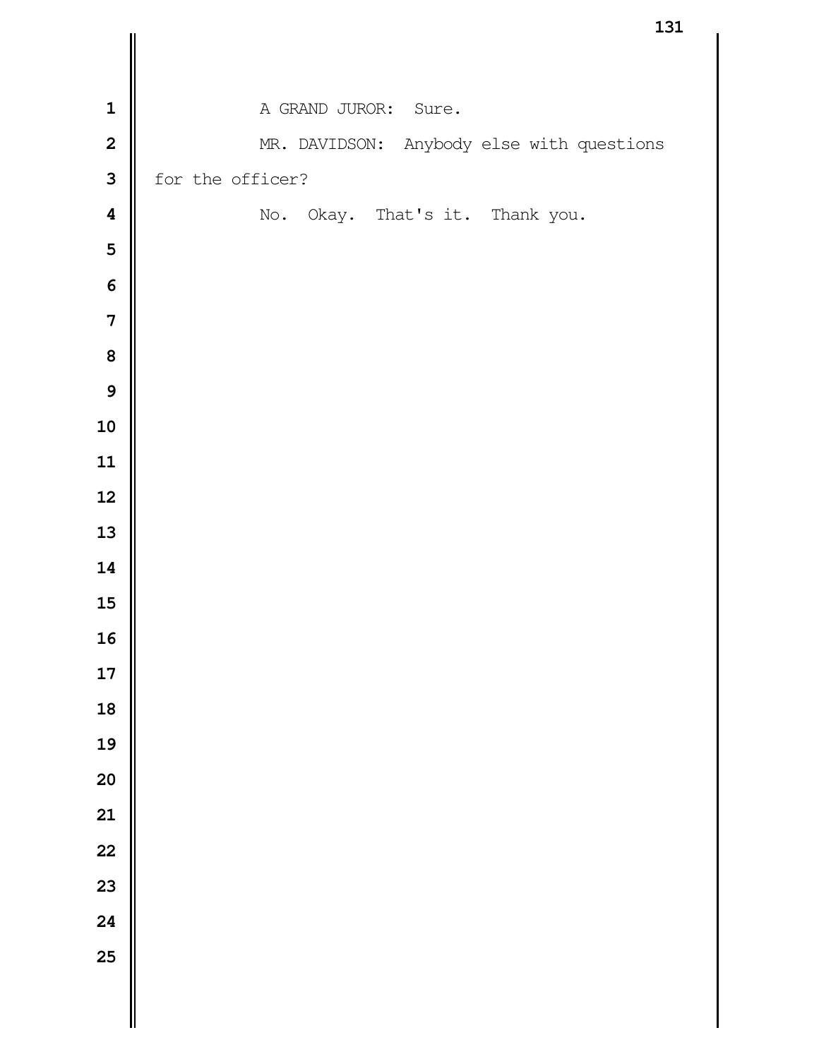A GRAND JUROR: Sure.

MR. DAVIDSON: Anybody else with questions for the officer?

No. Okay. That's it. Thank you.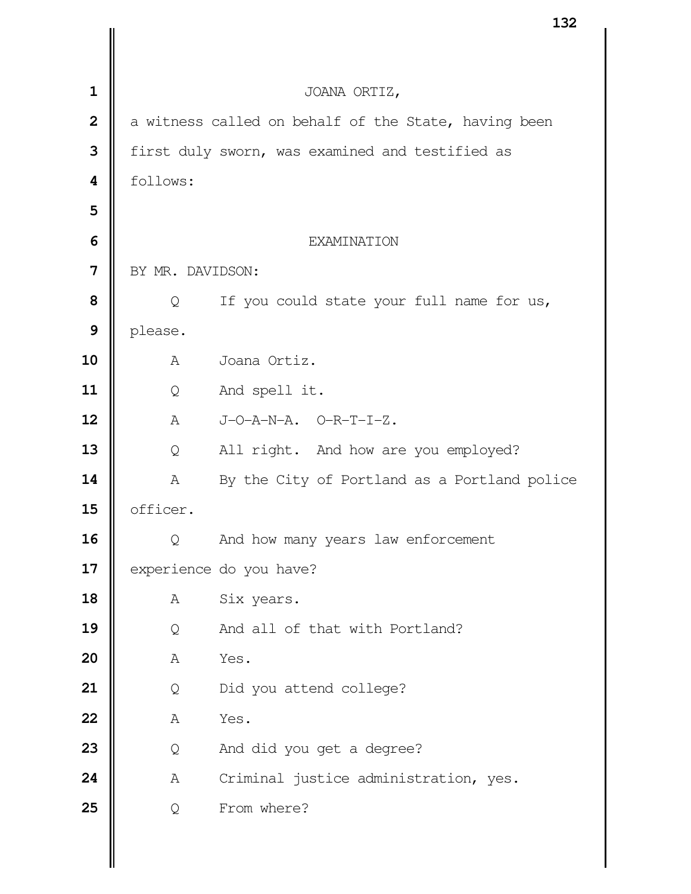JOANA ORTIZ,

a witness called on behalf of the State, having been first duly sworn, was examined and testified as follows:

EXAMINATION

BY MR. DAVIDSON:

Q If you could state your full name for us, please.

A Joana Ortiz.

Q And spell it.

A J-O-A-N-A. O-R-T-I-Z.

Q All right. And how are you employed?

A By the City of Portland as a Portland police officer.

Q And how many years law enforcement experience do you have?

A Six years.

Q And all of that with Portland?

A Yes.

Q Did you attend college?

A Yes.

Q And did you get a degree?

A Criminal justice administration, yes.

Q From where?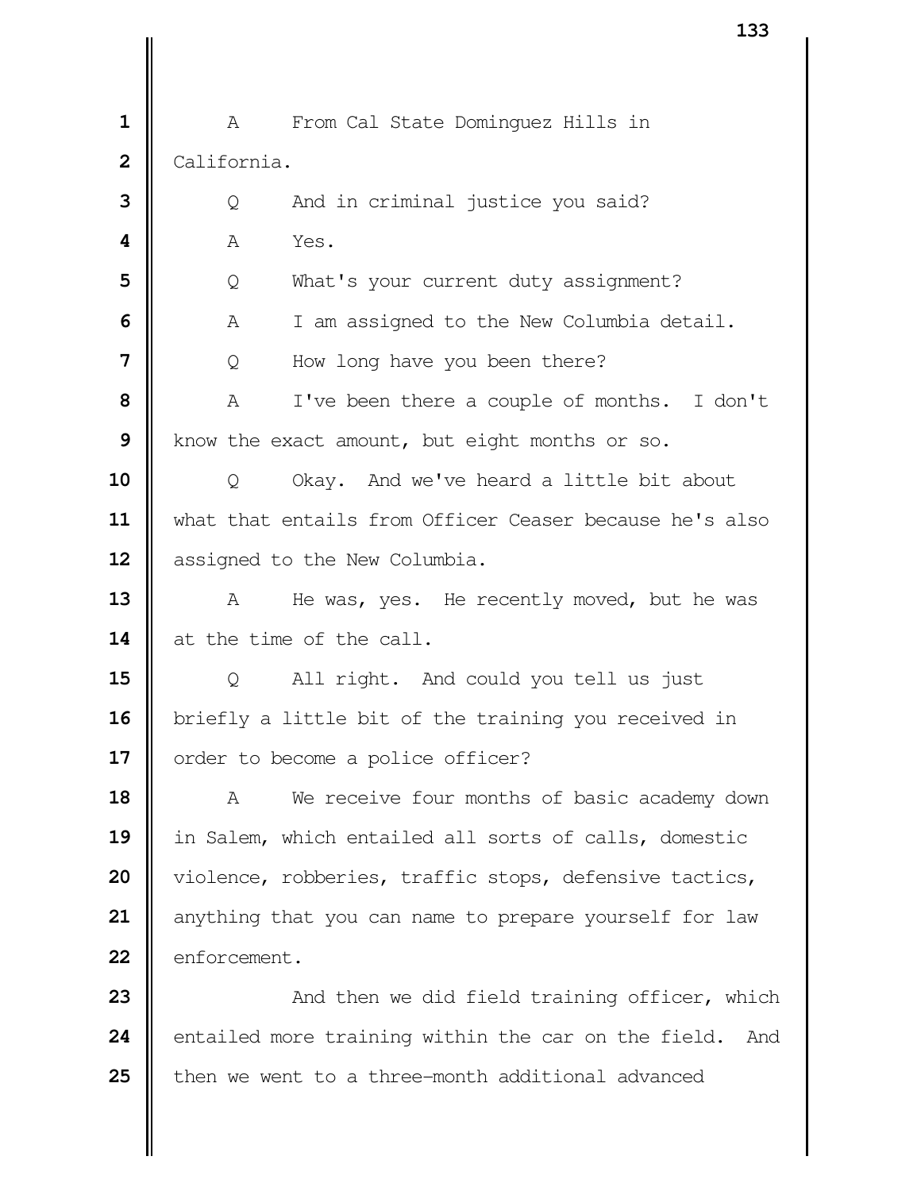A From Cal State Dominguez Hills in California.

Q And in criminal justice you said?

A Yes.

Q What's your current duty assignment?

A I am assigned to the New Columbia detail.

Q How long have you been there?

A I've been there a couple of months. I don't know the exact amount, but eight months or so.

Q Okay. And we've heard a little bit about what that entails from Officer Ceaser because he's also assigned to the New Columbia.

A He was, yes. He recently moved, but he was at the time of the call.

Q All right. And could you tell us just briefly a little bit of the training you received in order to become a police officer?

A We receive four months of basic academy down in Salem, which entailed all sorts of calls, domestic violence, robberies, traffic stops, defensive tactics, anything that you can name to prepare yourself for law enforcement.

And then we did field training officer, which entailed more training within the car on the field. And then we went to a three-month additional advanced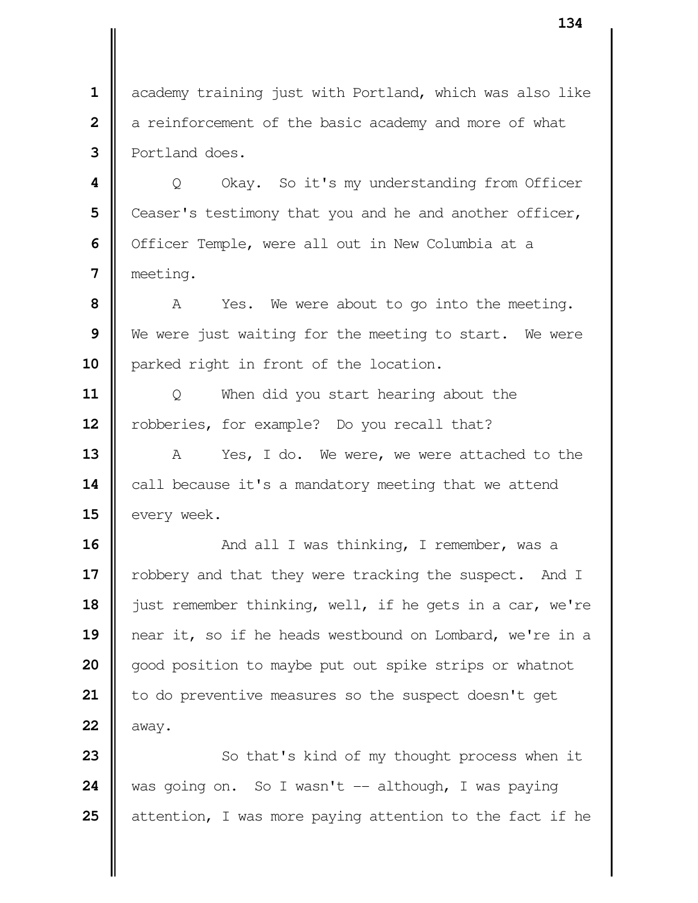academy training just with Portland, which was also like a reinforcement of the basic academy and more of what Portland does.

Q Okay. So it's my understanding from Officer Ceaser's testimony that you and he and another officer, Officer Temple, were all out in New Columbia at a meeting.

A Yes. We were about to go into the meeting. We were just waiting for the meeting to start. We were parked right in front of the location.

Q When did you start hearing about the robberies, for example? Do you recall that?

A Yes, I do. We were, we were attached to the call because it's a mandatory meeting that we attend every week.

And all I was thinking, I remember, was a robbery and that they were tracking the suspect. And I just remember thinking, well, if he gets in a car, we're near it, so if he heads westbound on Lombard, we're in a good position to maybe put out spike strips or whatnot to do preventive measures so the suspect doesn't get away.

So that's kind of my thought process when it was going on. So I wasn't -- although, I was paying attention, I was more paying attention to the fact if he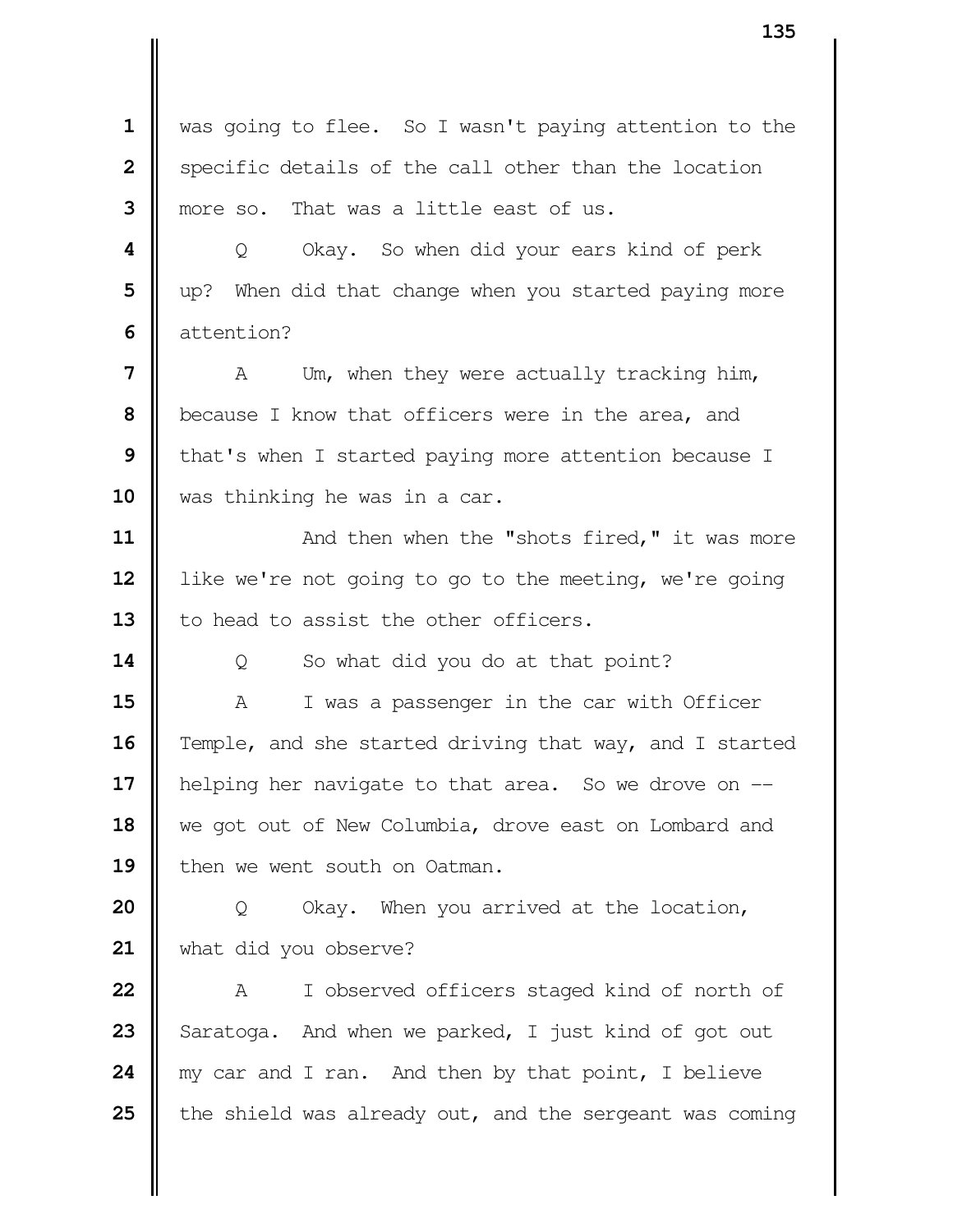was going to flee. So I wasn't paying attention to the specific details of the call other than the location more so. That was a little east of us.

Q Okay. So when did your ears kind of perk up? When did that change when you started paying more attention?

A Um, when they were actually tracking him, because I know that officers were in the area, and that's when I started paying more attention because I was thinking he was in a car.

And then when the "shots fired," it was more like we're not going to go to the meeting, we're going to head to assist the other officers.

Q So what did you do at that point?

A I was a passenger in the car with Officer Temple, and she started driving that way, and I started helping her navigate to that area. So we drove on -- we got out of New Columbia, drove east on Lombard and then we went south on Oatman.

Q Okay. When you arrived at the location, what did you observe?

A I observed officers staged kind of north of Saratoga. And when we parked, I just kind of got out my car and I ran. And then by that point, I believe the shield was already out, and the sergeant was coming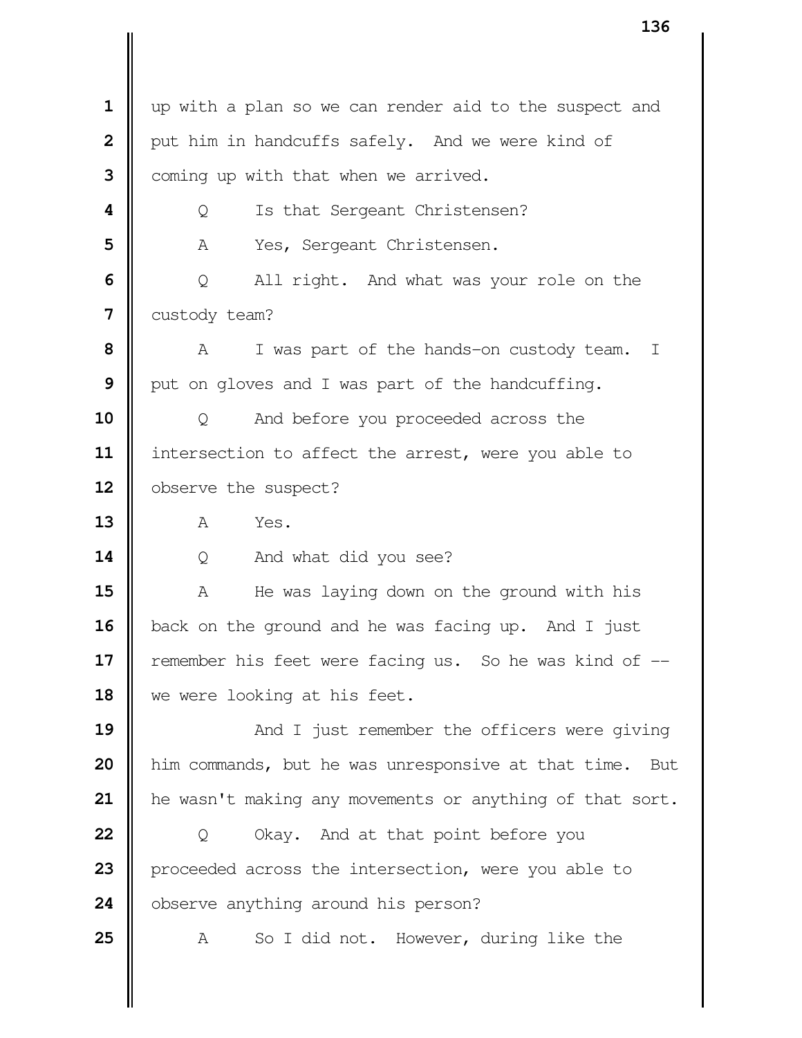up with a plan so we can render aid to the suspect and put him in handcuffs safely. And we were kind of coming up with that when we arrived.

Q Is that Sergeant Christensen?

A Yes, Sergeant Christensen.

Q All right. And what was your role on the custody team?

A I was part of the hands-on custody team. I put on gloves and I was part of the handcuffing.

Q And before you proceeded across the intersection to affect the arrest, were you able to observe the suspect?

A Yes.

Q And what did you see?

A He was laying down on the ground with his back on the ground and he was facing up. And I just remember his feet were facing us. So he was kind of -- we were looking at his feet.

And I just remember the officers were giving him commands, but he was unresponsive at that time. But he wasn't making any movements or anything of that sort.

Q Okay. And at that point before you proceeded across the intersection, were you able to observe anything around his person?

A So I did not. However, during like the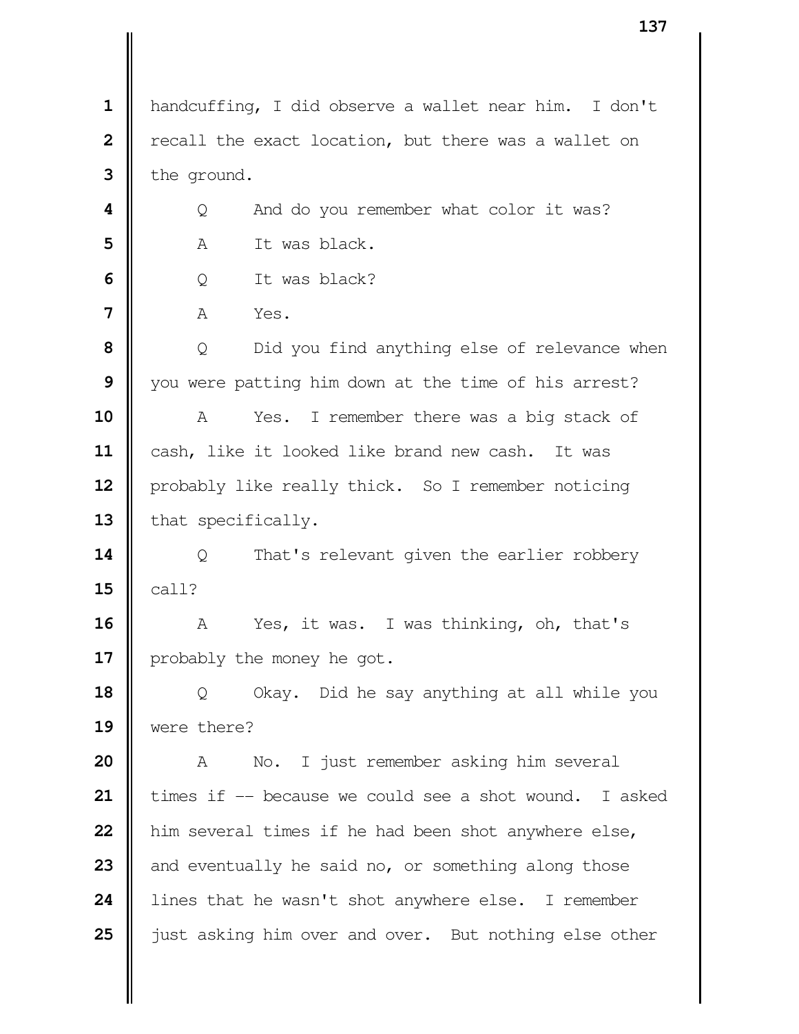handcuffing, I did observe a wallet near him. I don't recall the exact location, but there was a wallet on the ground.

Q And do you remember what color it was?

A It was black.

Q It was black?

A Yes.

Q Did you find anything else of relevance when you were patting him down at the time of his arrest?

A Yes. I remember there was a big stack of cash, like it looked like brand new cash. It was probably like really thick. So I remember noticing that specifically.

Q That's relevant given the earlier robbery call?

A Yes, it was. I was thinking, oh, that's probably the money he got.

Q Okay. Did he say anything at all while you were there?

A No. I just remember asking him several times if -- because we could see a shot wound. I asked him several times if he had been shot anywhere else, and eventually he said no, or something along those lines that he wasn't shot anywhere else. I remember just asking him over and over. But nothing else other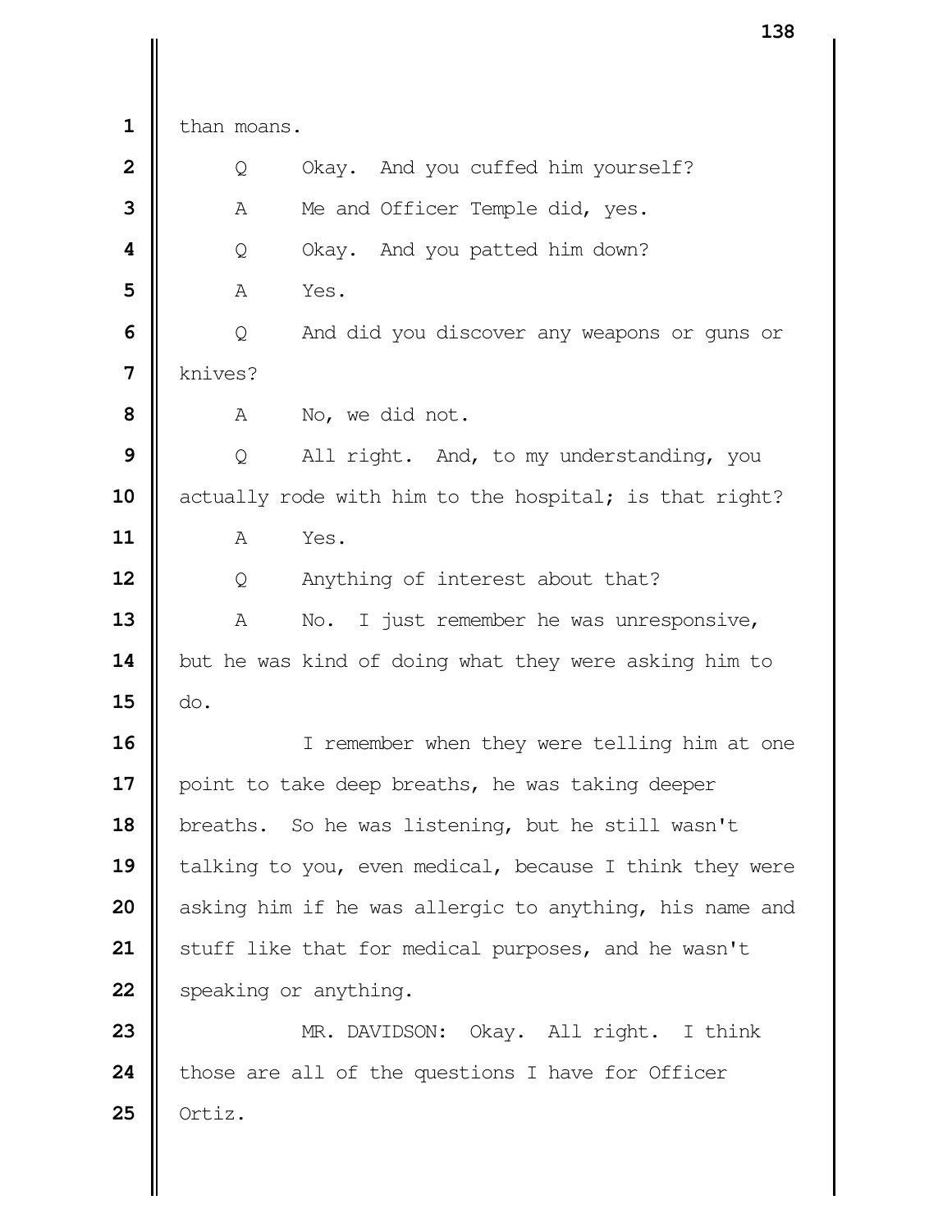than moans.

Q Okay. And you cuffed him yourself?

A Me and Officer Temple did, yes.

Q Okay. And you patted him down?

A Yes.

Q And did you discover any weapons or guns or knives?

A No, we did not.

Q All right. And, to my understanding, you actually rode with him to the hospital; is that right?

A Yes.

Q Anything of interest about that?

A No. I just remember he was unresponsive, but he was kind of doing what they were asking him to do.

I remember when they were telling him at one point to take deep breaths, he was taking deeper breaths. So he was listening, but he still wasn't talking to you, even medical, because I think they were asking him if he was allergic to anything, his name and stuff like that for medical purposes, and he wasn't speaking or anything.

MR. DAVIDSON: Okay. All right. I think those are all of the questions I have for Officer Ortiz.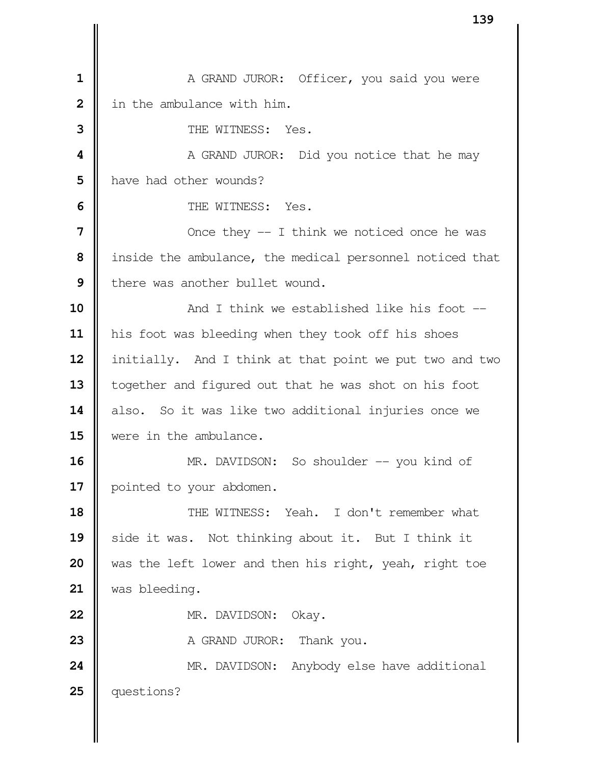A GRAND JUROR: Officer, you said you were in the ambulance with him.

THE WITNESS: Yes.

A GRAND JUROR: Did you notice that he may have had other wounds?

THE WITNESS: Yes.

Once they -- I think we noticed once he was inside the ambulance, the medical personnel noticed that there was another bullet wound.

And I think we established like his foot -- his foot was bleeding when they took off his shoes initially. And I think at that point we put two and two together and figured out that he was shot on his foot also. So it was like two additional injuries once we were in the ambulance.

MR. DAVIDSON: So shoulder -- you kind of pointed to your abdomen.

THE WITNESS: Yeah. I don't remember what side it was. Not thinking about it. But I think it was the left lower and then his right, yeah, right toe was bleeding.

MR. DAVIDSON: Okay.

A GRAND JUROR: Thank you.

MR. DAVIDSON: Anybody else have additional questions?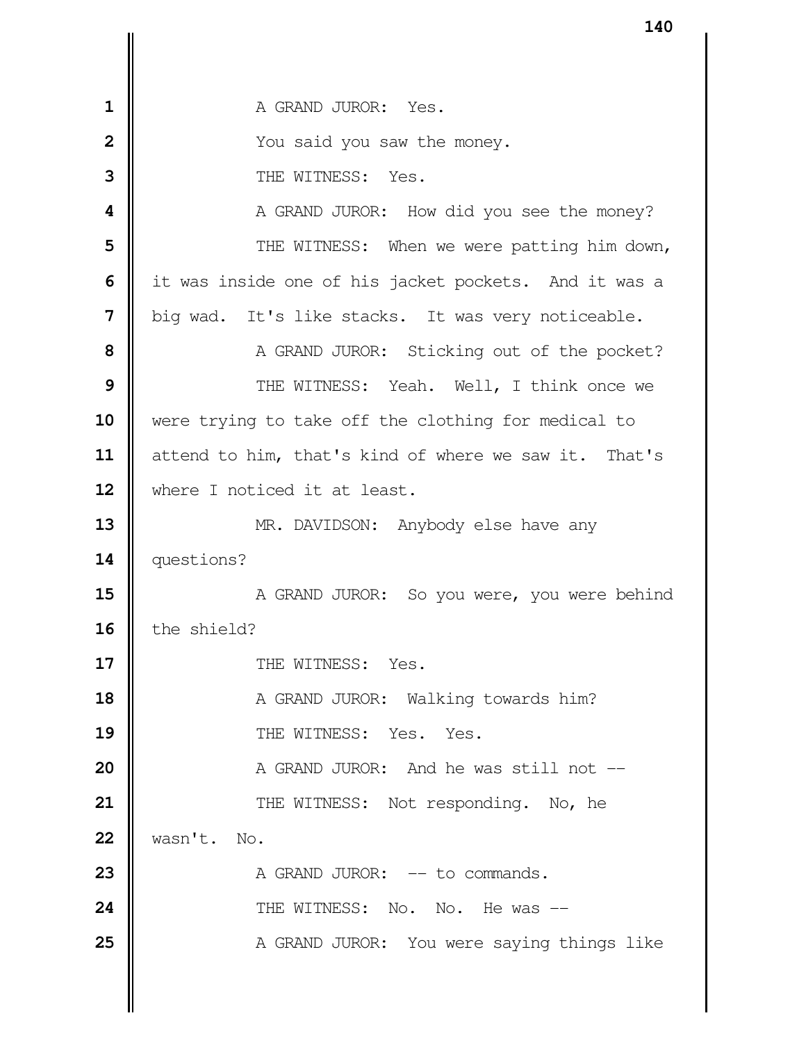1 A GRAND JUROR: Yes.

2 You said you saw the money.

3 THE WITNESS: Yes.

4 A GRAND JUROR: How did you see the money?

5 THE WITNESS: When we were patting him down,

6 it was inside one of his jacket pockets. And it was a

7 big wad. It's like stacks. It was very noticeable.

8 A GRAND JUROR: Sticking out of the pocket?

9 THE WITNESS: Yeah. Well, I think once we

10 were trying to take off the clothing for medical to

11 attend to him, that's kind of where we saw it. That's

12 where I noticed it at least.

13 MR. DAVIDSON: Anybody else have any

14 questions?

15 A GRAND JUROR: So you were, you were behind

16 the shield?

17 THE WITNESS: Yes.

18 A GRAND JUROR: Walking towards him?

19 THE WITNESS: Yes. Yes.

20 A GRAND JUROR: And he was still not --

21 THE WITNESS: Not responding. No, he

22 wasn't. No.

23 A GRAND JUROR: -- to commands.

24 THE WITNESS: No. No. He was --

25 A GRAND JUROR: You were saying things like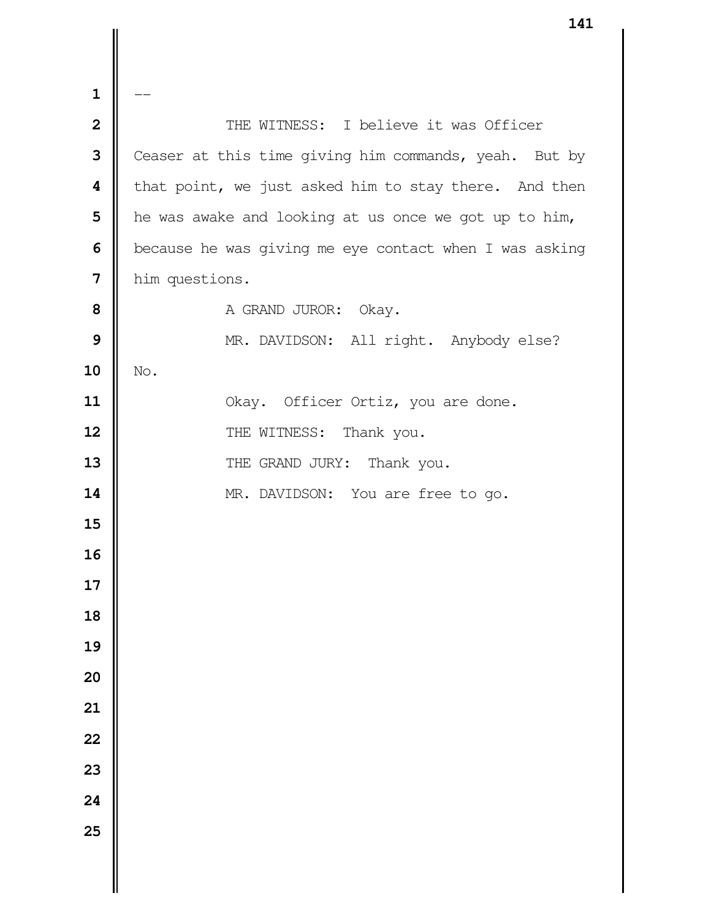--

THE WITNESS: I believe it was Officer Ceaser at this time giving him commands, yeah. But by that point, we just asked him to stay there. And then he was awake and looking at us once we got up to him, because he was giving me eye contact when I was asking him questions.

A GRAND JUROR: Okay.

MR. DAVIDSON: All right. Anybody else? No.

Okay. Officer Ortiz, you are done.

THE WITNESS: Thank you.

THE GRAND JURY: Thank you.

MR. DAVIDSON: You are free to go.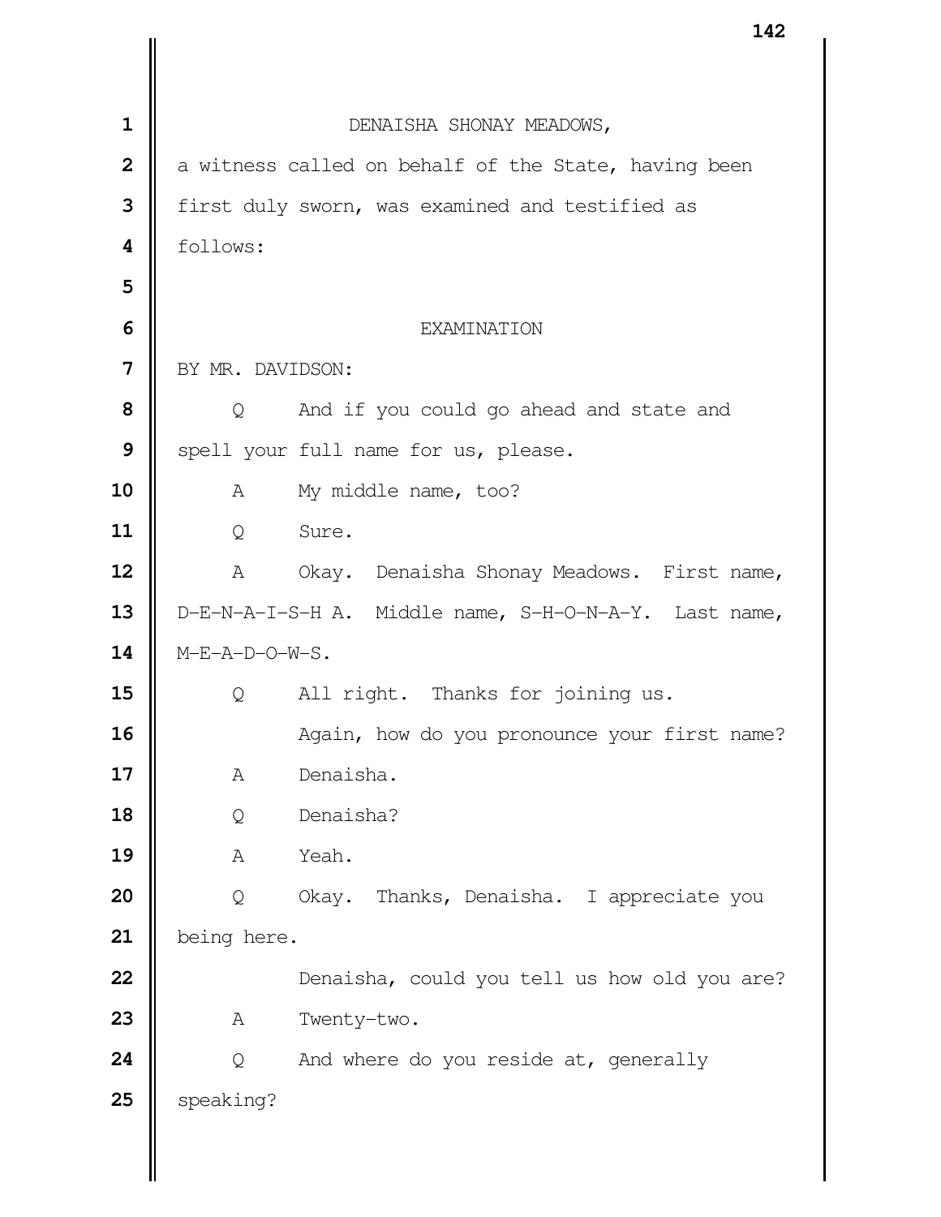DENAISHA SHONAY MEADOWS,

a witness called on behalf of the State, having been first duly sworn, was examined and testified as follows:

EXAMINATION

BY MR. DAVIDSON:

Q And if you could go ahead and state and spell your full name for us, please.

A My middle name, too?

Q Sure.

A Okay. Denaisha Shonay Meadows. First name, D-E-N-A-I-S-H A. Middle name, S-H-O-N-A-Y. Last name, M-E-A-D-O-W-S.

Q All right. Thanks for joining us.

Again, how do you pronounce your first name?

A Denaisha.

Q Denaisha?

A Yeah.

Q Okay. Thanks, Denaisha. I appreciate you being here.

Denaisha, could you tell us how old you are?

A Twenty-two.

Q And where do you reside at, generally speaking?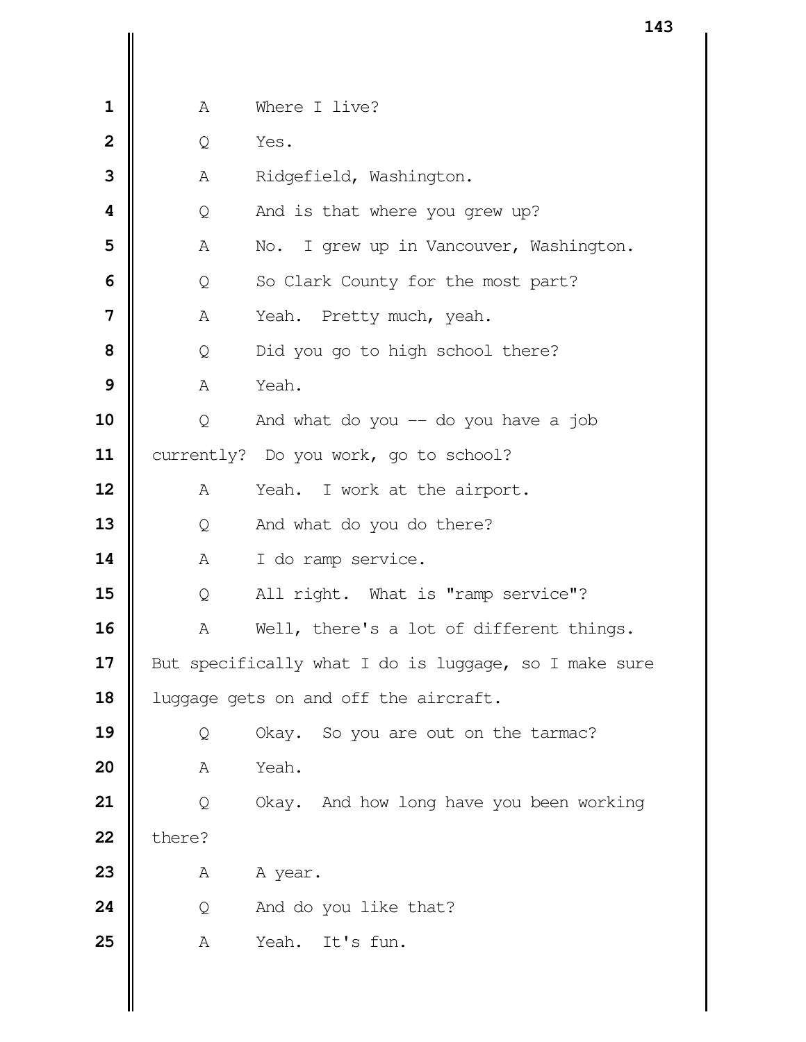A Where I live?

Q Yes.

A Ridgefield, Washington.

Q And is that where you grew up?

A No. I grew up in Vancouver, Washington.

Q So Clark County for the most part?

A Yeah. Pretty much, yeah.

Q Did you go to high school there?

A Yeah.

Q And what do you -- do you have a job currently? Do you work, go to school?

A Yeah. I work at the airport.

Q And what do you do there?

A I do ramp service.

Q All right. What is "ramp service"?

A Well, there's a lot of different things. But specifically what I do is luggage, so I make sure luggage gets on and off the aircraft.

Q Okay. So you are out on the tarmac?

A Yeah.

Q Okay. And how long have you been working there?

A A year.

Q And do you like that?

A Yeah. It's fun.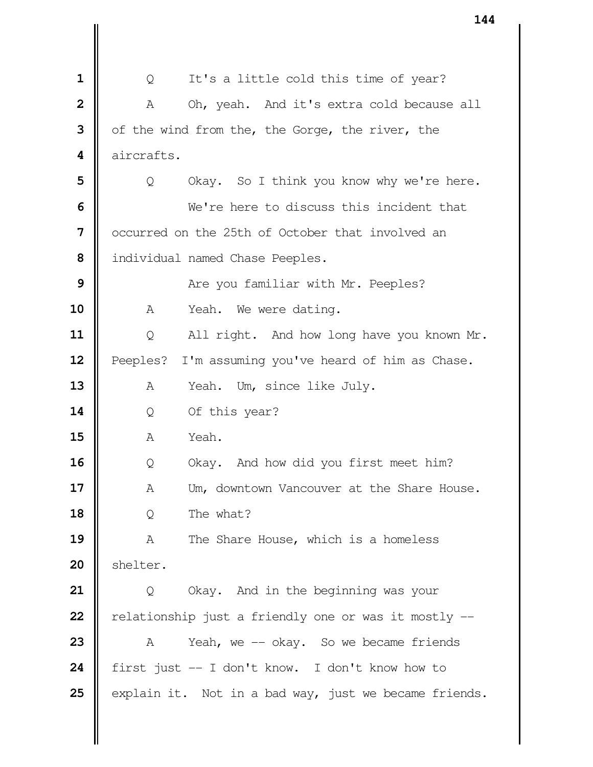Q It's a little cold this time of year?

A Oh, yeah. And it's extra cold because all of the wind from the, the Gorge, the river, the aircrafts.

Q Okay. So I think you know why we're here.

We're here to discuss this incident that occurred on the 25th of October that involved an individual named Chase Peeples.

Are you familiar with Mr. Peeples?

A Yeah. We were dating.

Q All right. And how long have you known Mr. Peeples? I'm assuming you've heard of him as Chase.

A Yeah. Um, since like July.

Q Of this year?

A Yeah.

Q Okay. And how did you first meet him?

A Um, downtown Vancouver at the Share House.

Q The what?

A The Share House, which is a homeless shelter.

Q Okay. And in the beginning was your relationship just a friendly one or was it mostly --

A Yeah, we -- okay. So we became friends first just -- I don't know. I don't know how to explain it. Not in a bad way, just we became friends.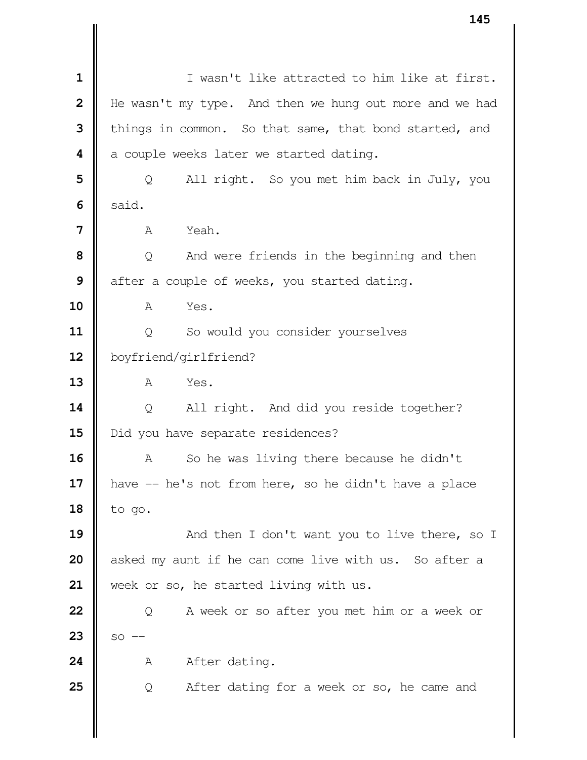I wasn't like attracted to him like at first. He wasn't my type. And then we hung out more and we had things in common. So that same, that bond started, and a couple weeks later we started dating.

Q All right. So you met him back in July, you said.

A Yeah.

Q And were friends in the beginning and then after a couple of weeks, you started dating.

A Yes.

Q So would you consider yourselves boyfriend/girlfriend?

A Yes.

Q All right. And did you reside together? Did you have separate residences?

A So he was living there because he didn't have -- he's not from here, so he didn't have a place to go.

And then I don't want you to live there, so I asked my aunt if he can come live with us. So after a week or so, he started living with us.

Q A week or so after you met him or a week or so --

A After dating.

Q After dating for a week or so, he came and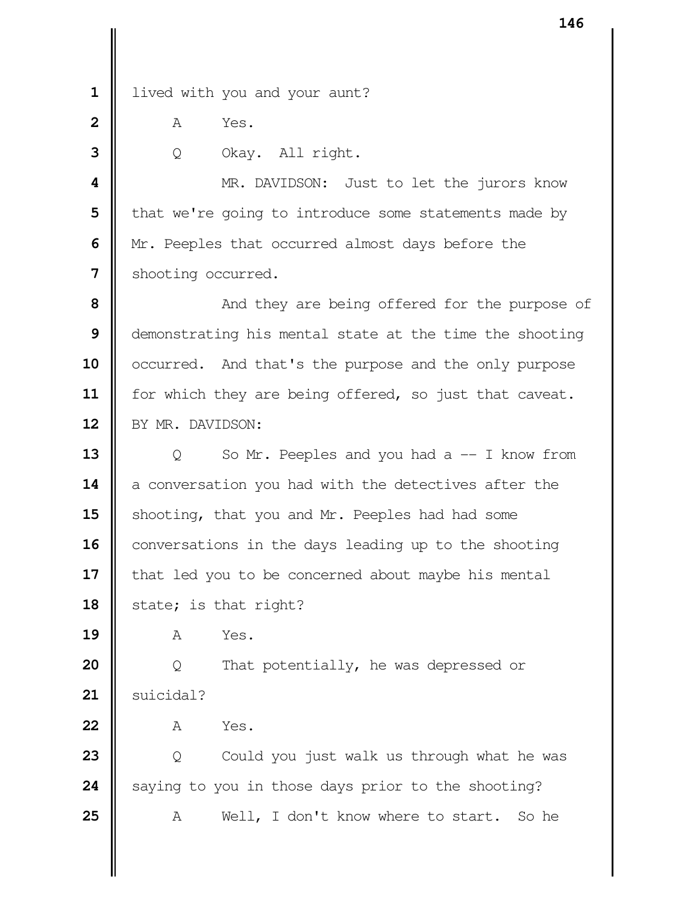lived with you and your aunt?

A Yes.

Q Okay. All right.

MR. DAVIDSON: Just to let the jurors know that we're going to introduce some statements made by Mr. Peeples that occurred almost days before the shooting occurred.

And they are being offered for the purpose of demonstrating his mental state at the time the shooting occurred. And that's the purpose and the only purpose for which they are being offered, so just that caveat.

BY MR. DAVIDSON:

Q So Mr. Peeples and you had a -- I know from a conversation you had with the detectives after the shooting, that you and Mr. Peeples had had some conversations in the days leading up to the shooting that led you to be concerned about maybe his mental state; is that right?

A Yes.

Q That potentially, he was depressed or suicidal?

A Yes.

Q Could you just walk us through what he was saying to you in those days prior to the shooting?

A Well, I don't know where to start. So he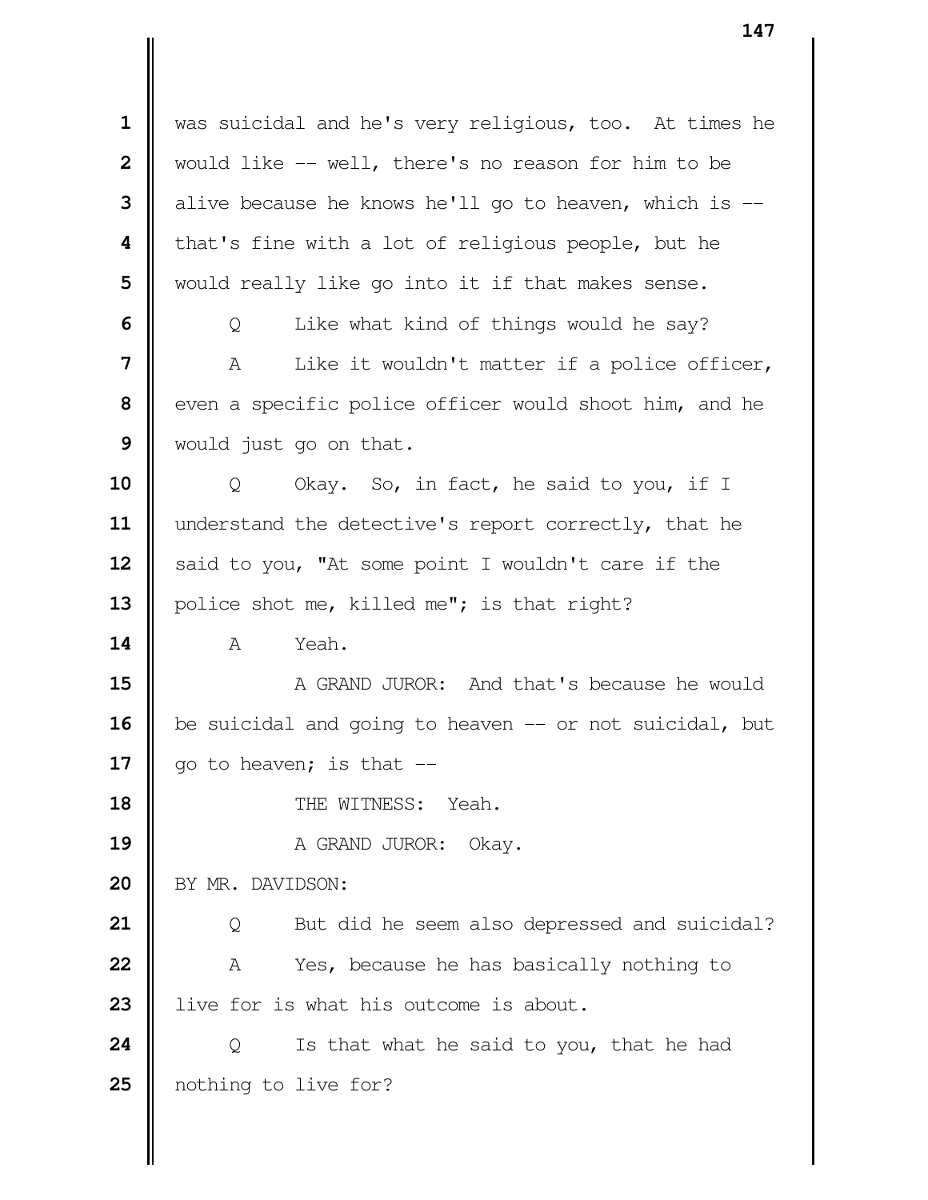was suicidal and he's very religious, too. At times he would like -- well, there's no reason for him to be alive because he knows he'll go to heaven, which is -- that's fine with a lot of religious people, but he would really like go into it if that makes sense.

Q Like what kind of things would he say?

A Like it wouldn't matter if a police officer, even a specific police officer would shoot him, and he would just go on that.

Q Okay. So, in fact, he said to you, if I understand the detective's report correctly, that he said to you, "At some point I wouldn't care if the police shot me, killed me"; is that right?

A Yeah.

A GRAND JUROR: And that's because he would be suicidal and going to heaven -- or not suicidal, but go to heaven; is that --

THE WITNESS: Yeah.

A GRAND JUROR: Okay.

BY MR. DAVIDSON:

Q But did he seem also depressed and suicidal?

A Yes, because he has basically nothing to live for is what his outcome is about.

Q Is that what he said to you, that he had nothing to live for?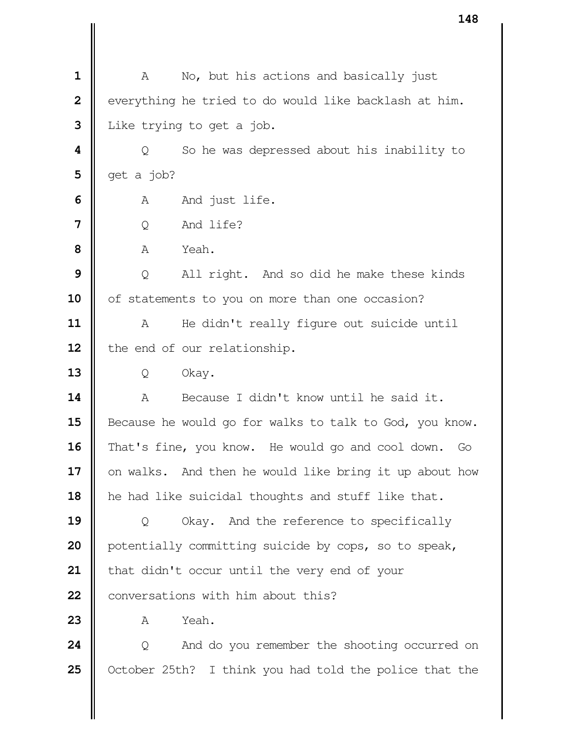A No, but his actions and basically just everything he tried to do would like backlash at him. Like trying to get a job.

Q So he was depressed about his inability to get a job?

A And just life.

Q And life?

A Yeah.

Q All right. And so did he make these kinds of statements to you on more than one occasion?

A He didn't really figure out suicide until the end of our relationship.

Q Okay.

A Because I didn't know until he said it. Because he would go for walks to talk to God, you know. That's fine, you know. He would go and cool down. Go on walks. And then he would like bring it up about how he had like suicidal thoughts and stuff like that.

Q Okay. And the reference to specifically potentially committing suicide by cops, so to speak, that didn't occur until the very end of your conversations with him about this?

A Yeah.

Q And do you remember the shooting occurred on October 25th? I think you had told the police that the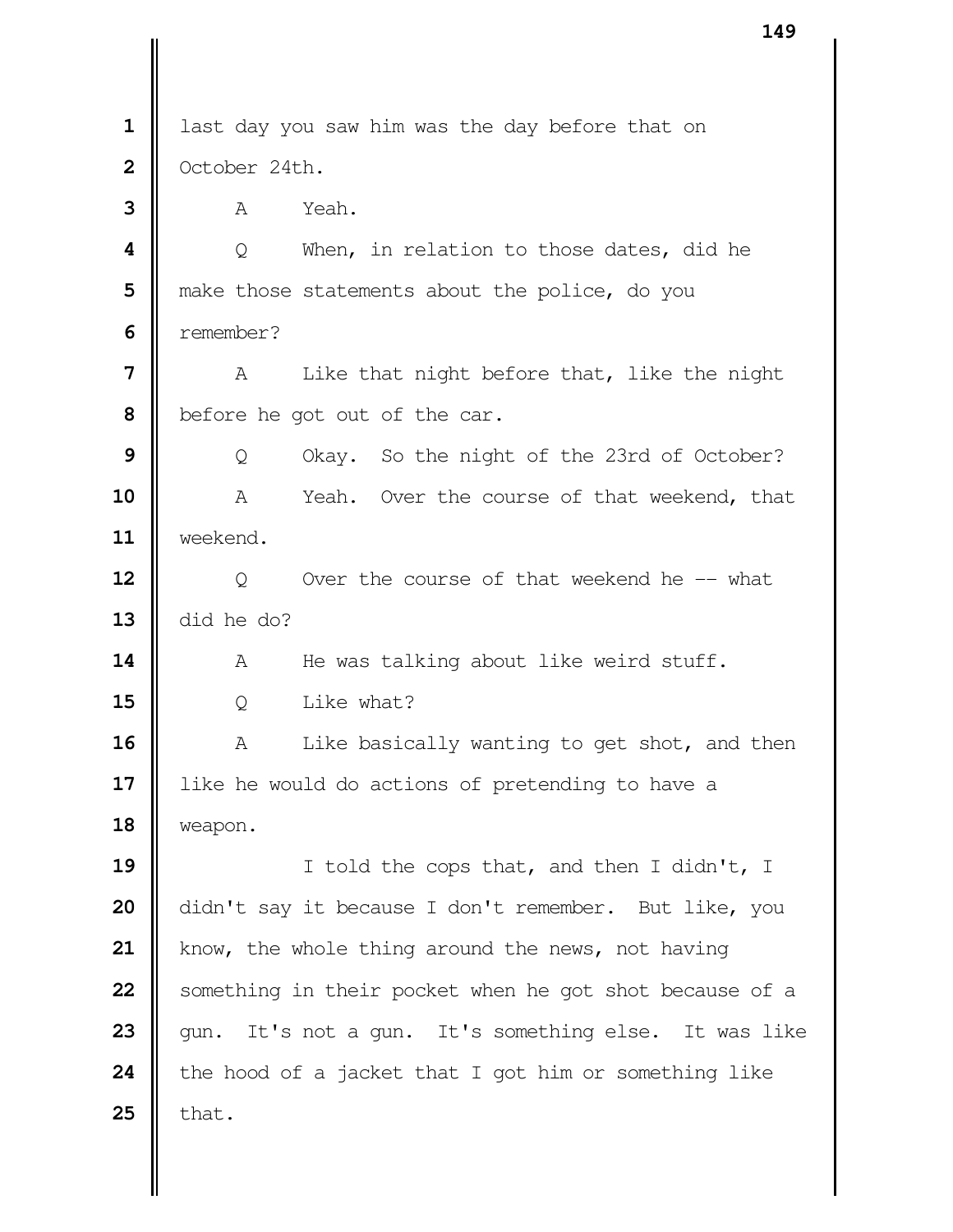last day you saw him was the day before that on October 24th.

A Yeah.

Q When, in relation to those dates, did he make those statements about the police, do you remember?

A Like that night before that, like the night before he got out of the car.

Q Okay. So the night of the 23rd of October?

A Yeah. Over the course of that weekend, that weekend.

Q Over the course of that weekend he -- what did he do?

A He was talking about like weird stuff.

Q Like what?

A Like basically wanting to get shot, and then like he would do actions of pretending to have a weapon.

I told the cops that, and then I didn't, I didn't say it because I don't remember. But like, you know, the whole thing around the news, not having something in their pocket when he got shot because of a gun. It's not a gun. It's something else. It was like the hood of a jacket that I got him or something like that.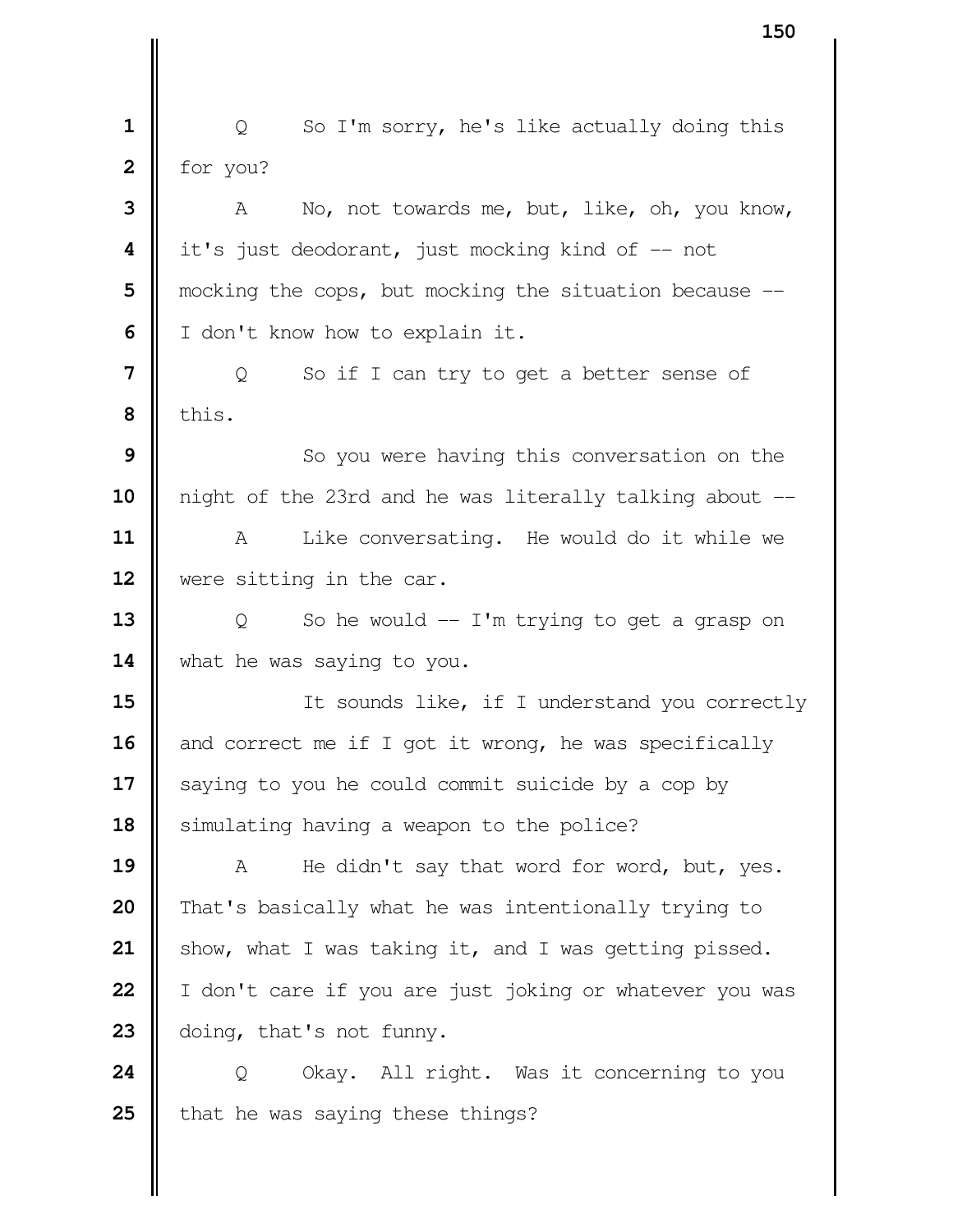Q So I'm sorry, he's like actually doing this for you?

A No, not towards me, but, like, oh, you know, it's just deodorant, just mocking kind of -- not mocking the cops, but mocking the situation because -- I don't know how to explain it.

Q So if I can try to get a better sense of this.

So you were having this conversation on the night of the 23rd and he was literally talking about --

A Like conversating. He would do it while we were sitting in the car.

Q So he would -- I'm trying to get a grasp on what he was saying to you.

It sounds like, if I understand you correctly and correct me if I got it wrong, he was specifically saying to you he could commit suicide by a cop by simulating having a weapon to the police?

A He didn't say that word for word, but, yes. That's basically what he was intentionally trying to show, what I was taking it, and I was getting pissed. I don't care if you are just joking or whatever you was doing, that's not funny.

Q Okay. All right. Was it concerning to you that he was saying these things?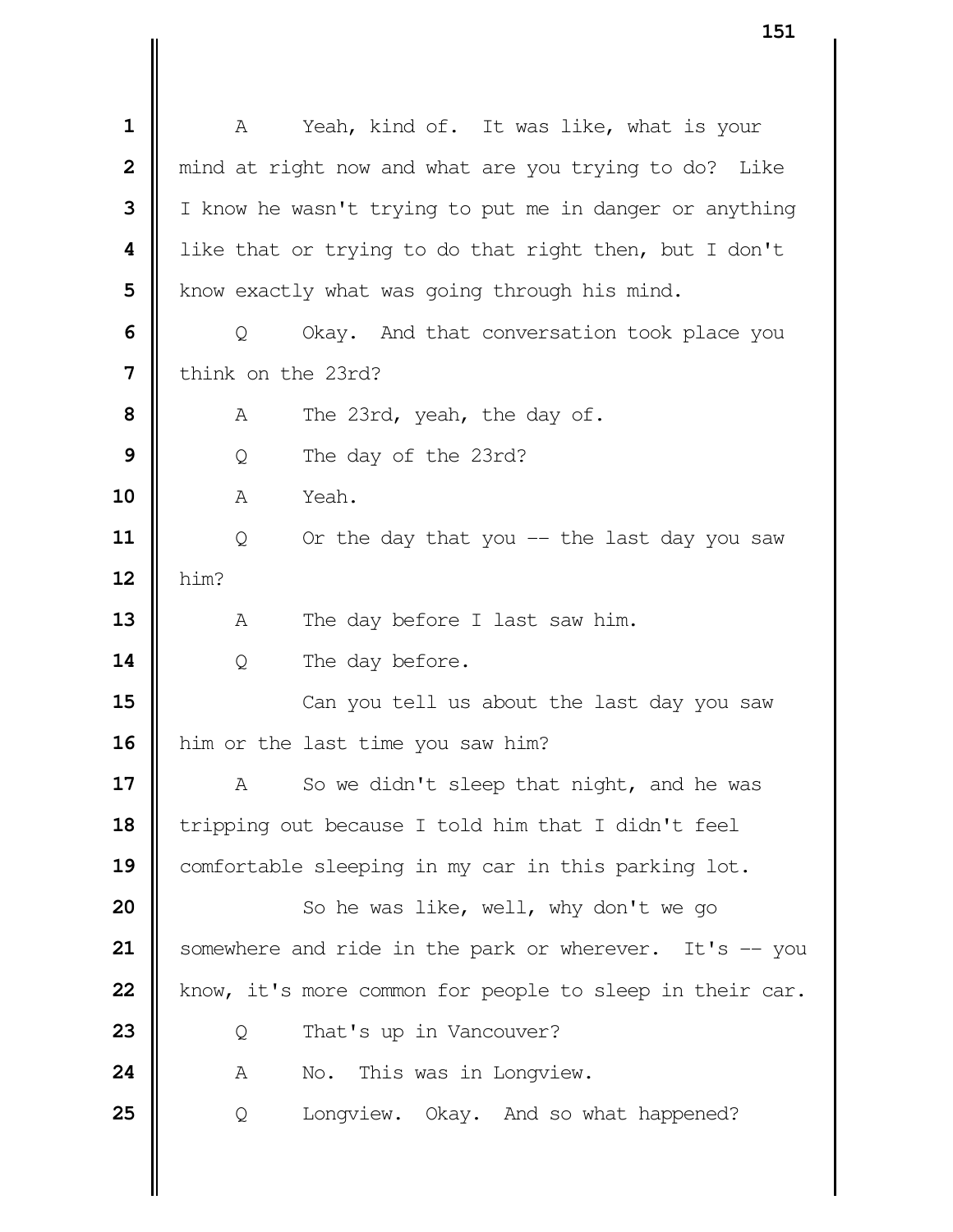A Yeah, kind of. It was like, what is your mind at right now and what are you trying to do? Like I know he wasn't trying to put me in danger or anything like that or trying to do that right then, but I don't know exactly what was going through his mind.

Q Okay. And that conversation took place you think on the 23rd?

A The 23rd, yeah, the day of.

Q The day of the 23rd?

A Yeah.

Q Or the day that you -- the last day you saw him?

A The day before I last saw him.

Q The day before.

Can you tell us about the last day you saw him or the last time you saw him?

A So we didn't sleep that night, and he was tripping out because I told him that I didn't feel comfortable sleeping in my car in this parking lot.

So he was like, well, why don't we go somewhere and ride in the park or wherever. It's -- you know, it's more common for people to sleep in their car.

Q That's up in Vancouver?

A No. This was in Longview.

Q Longview. Okay. And so what happened?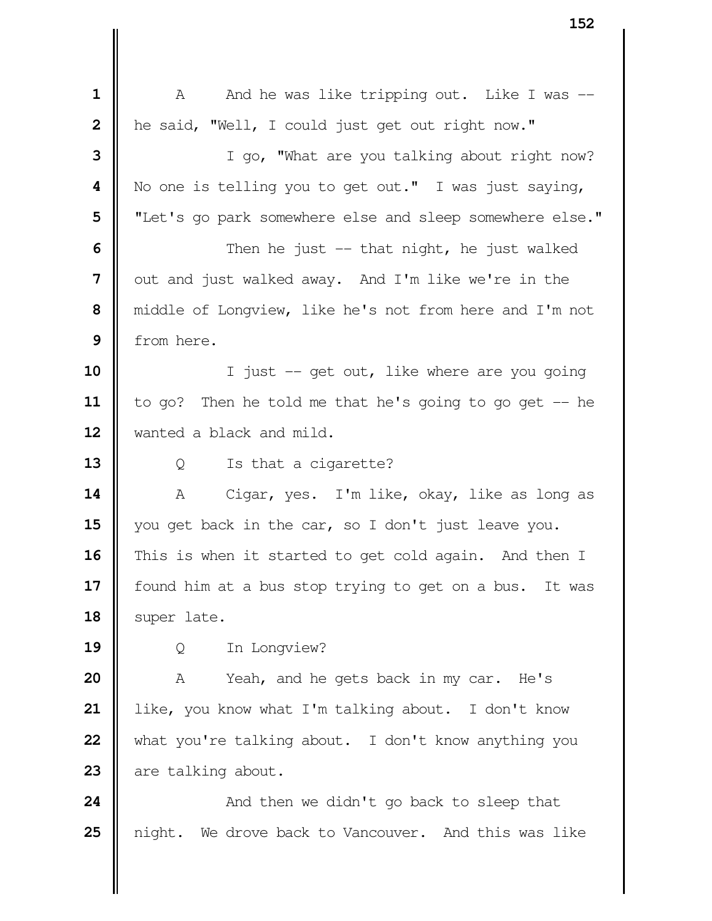A And he was like tripping out. Like I was -- he said, "Well, I could just get out right now."

I go, "What are you talking about right now? No one is telling you to get out." I was just saying, "Let's go park somewhere else and sleep somewhere else."

Then he just -- that night, he just walked out and just walked away. And I'm like we're in the middle of Longview, like he's not from here and I'm not from here.

I just -- get out, like where are you going to go? Then he told me that he's going to go get -- he wanted a black and mild.

Q Is that a cigarette?

A Cigar, yes. I'm like, okay, like as long as you get back in the car, so I don't just leave you. This is when it started to get cold again. And then I found him at a bus stop trying to get on a bus. It was super late.

Q In Longview?

A Yeah, and he gets back in my car. He's like, you know what I'm talking about. I don't know what you're talking about. I don't know anything you are talking about.

And then we didn't go back to sleep that night. We drove back to Vancouver. And this was like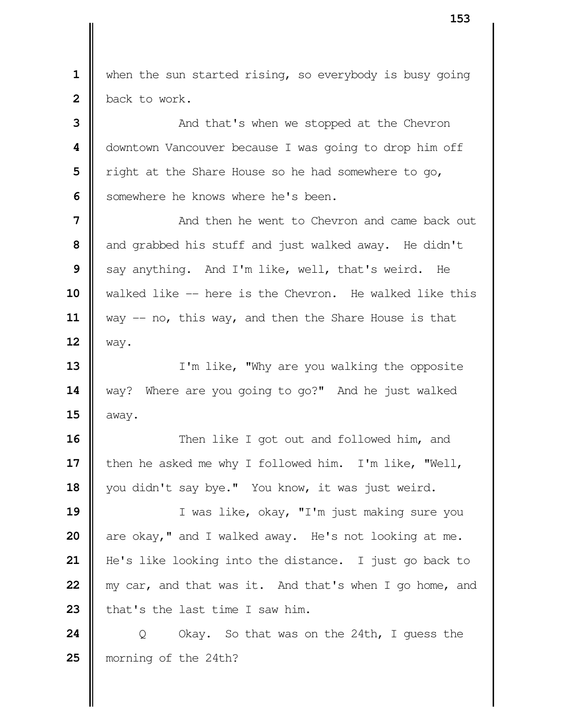when the sun started rising, so everybody is busy going back to work.

And that's when we stopped at the Chevron downtown Vancouver because I was going to drop him off right at the Share House so he had somewhere to go, somewhere he knows where he's been.

And then he went to Chevron and came back out and grabbed his stuff and just walked away. He didn't say anything. And I'm like, well, that's weird. He walked like -- here is the Chevron. He walked like this way -- no, this way, and then the Share House is that way.

I'm like, "Why are you walking the opposite way? Where are you going to go?" And he just walked away.

Then like I got out and followed him, and then he asked me why I followed him. I'm like, "Well, you didn't say bye." You know, it was just weird.

I was like, okay, "I'm just making sure you are okay," and I walked away. He's not looking at me. He's like looking into the distance. I just go back to my car, and that was it. And that's when I go home, and that's the last time I saw him.

Q Okay. So that was on the 24th, I guess the morning of the 24th?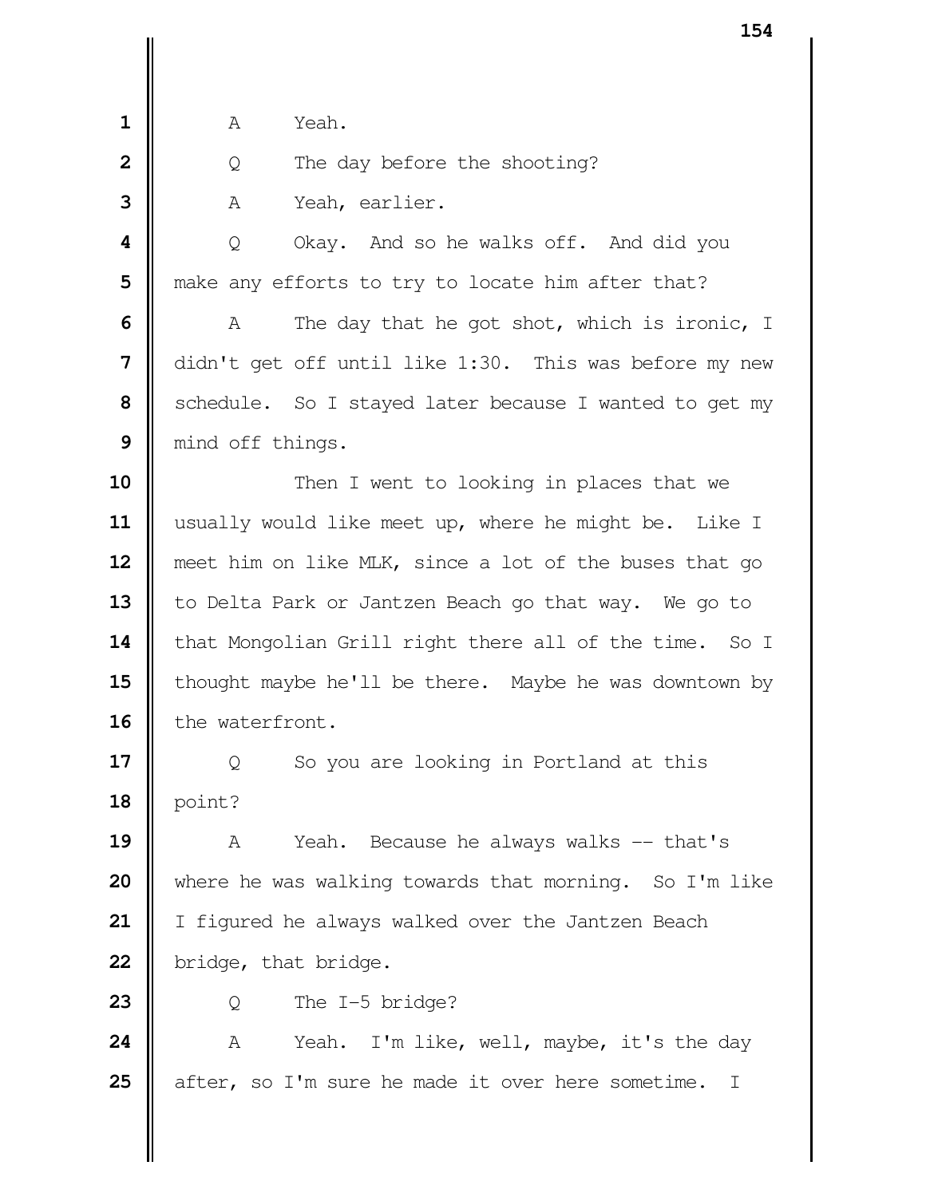1 A Yeah.

2 Q The day before the shooting?

3 A Yeah, earlier.

4 Q Okay. And so he walks off. And did you

5 make any efforts to try to locate him after that?

6 A The day that he got shot, which is ironic, I

7 didn't get off until like 1:30. This was before my new

8 schedule. So I stayed later because I wanted to get my

9 mind off things.

10 Then I went to looking in places that we

11 usually would like meet up, where he might be. Like I

12 meet him on like MLK, since a lot of the buses that go

13 to Delta Park or Jantzen Beach go that way. We go to

14 that Mongolian Grill right there all of the time. So I

15 thought maybe he'll be there. Maybe he was downtown by

16 the waterfront.

17 Q So you are looking in Portland at this

18 point?

19 A Yeah. Because he always walks -- that's

20 where he was walking towards that morning. So I'm like

21 I figured he always walked over the Jantzen Beach

22 bridge, that bridge.

23 Q The I-5 bridge?

24 A Yeah. I'm like, well, maybe, it's the day

25 after, so I'm sure he made it over here sometime. I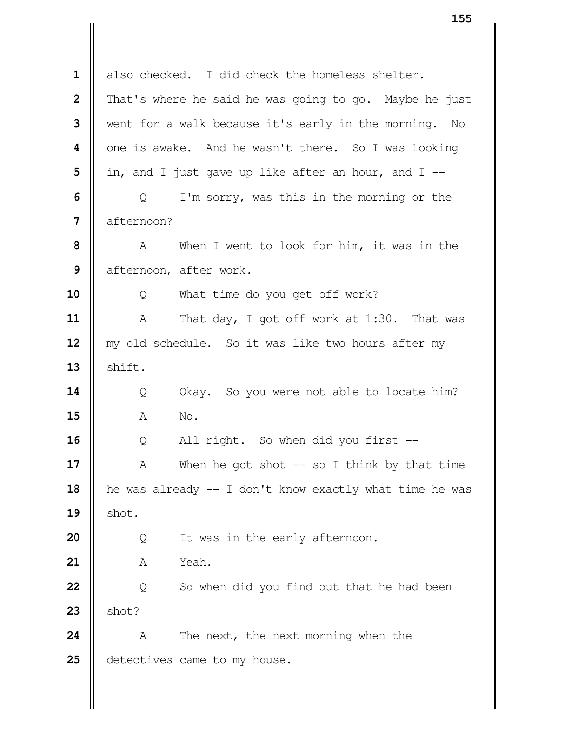1 also checked. I did check the homeless shelter.
2 That's where he said he was going to go. Maybe he just
3 went for a walk because it's early in the morning. No
4 one is awake. And he wasn't there. So I was looking
5 in, and I just gave up like after an hour, and I --
6 Q I'm sorry, was this in the morning or the
7 afternoon?
8 A When I went to look for him, it was in the
9 afternoon, after work.
10 Q What time do you get off work?
11 A That day, I got off work at 1:30. That was
12 my old schedule. So it was like two hours after my
13 shift.
14 Q Okay. So you were not able to locate him?
15 A No.
16 Q All right. So when did you first --
17 A When he got shot -- so I think by that time
18 he was already -- I don't know exactly what time he was
19 shot.
20 Q It was in the early afternoon.
21 A Yeah.
22 Q So when did you find out that he had been
23 shot?
24 A The next, the next morning when the
25 detectives came to my house.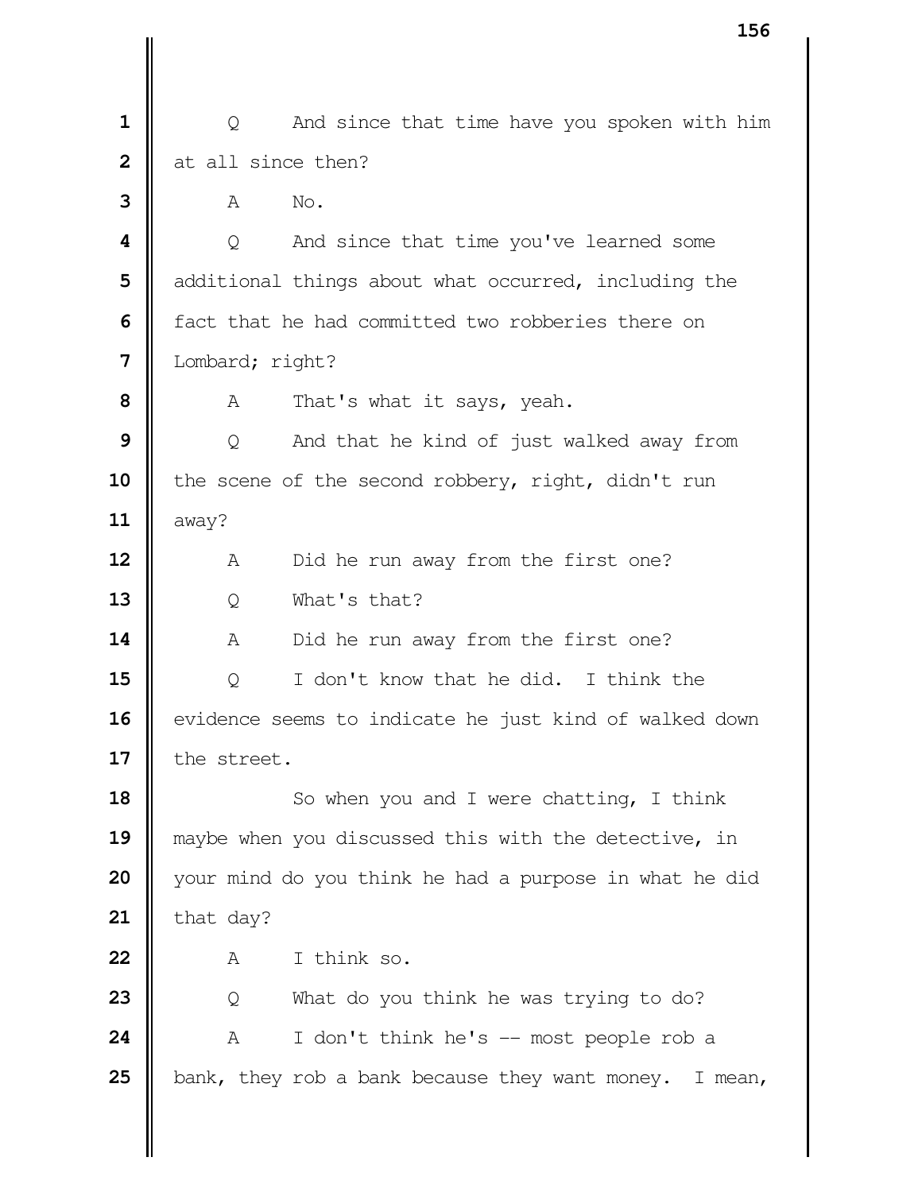1 Q And since that time have you spoken with him
2 at all since then?
3 A No.
4 Q And since that time you've learned some
5 additional things about what occurred, including the
6 fact that he had committed two robberies there on
7 Lombard; right?
8 A That's what it says, yeah.
9 Q And that he kind of just walked away from
10 the scene of the second robbery, right, didn't run
11 away?
12 A Did he run away from the first one?
13 Q What's that?
14 A Did he run away from the first one?
15 Q I don't know that he did. I think the
16 evidence seems to indicate he just kind of walked down
17 the street.
18 So when you and I were chatting, I think
19 maybe when you discussed this with the detective, in
20 your mind do you think he had a purpose in what he did
21 that day?
22 A I think so.
23 Q What do you think he was trying to do?
24 A I don't think he's -- most people rob a
25 bank, they rob a bank because they want money. I mean,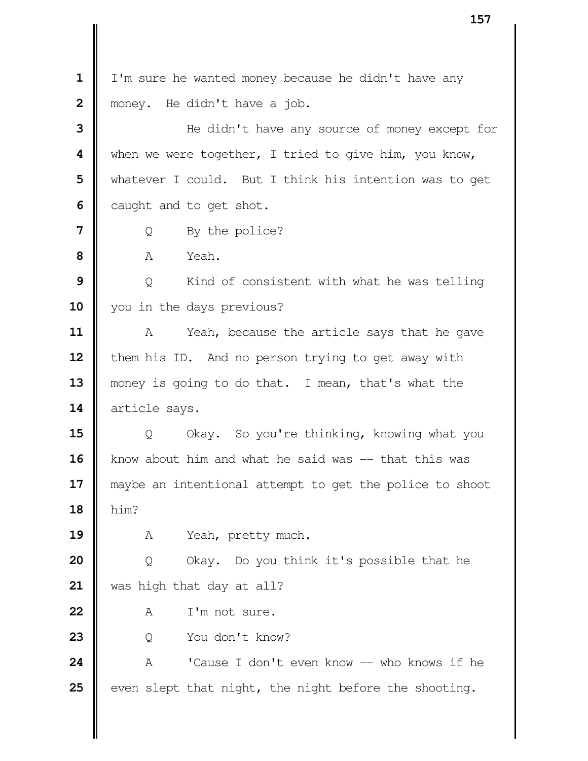I'm sure he wanted money because he didn't have any money. He didn't have a job.

He didn't have any source of money except for when we were together, I tried to give him, you know, whatever I could. But I think his intention was to get caught and to get shot.

Q By the police?

A Yeah.

Q Kind of consistent with what he was telling you in the days previous?

A Yeah, because the article says that he gave them his ID. And no person trying to get away with money is going to do that. I mean, that's what the article says.

Q Okay. So you're thinking, knowing what you know about him and what he said was -- that this was maybe an intentional attempt to get the police to shoot him?

A Yeah, pretty much.

Q Okay. Do you think it's possible that he was high that day at all?

A I'm not sure.

Q You don't know?

A 'Cause I don't even know -- who knows if he even slept that night, the night before the shooting.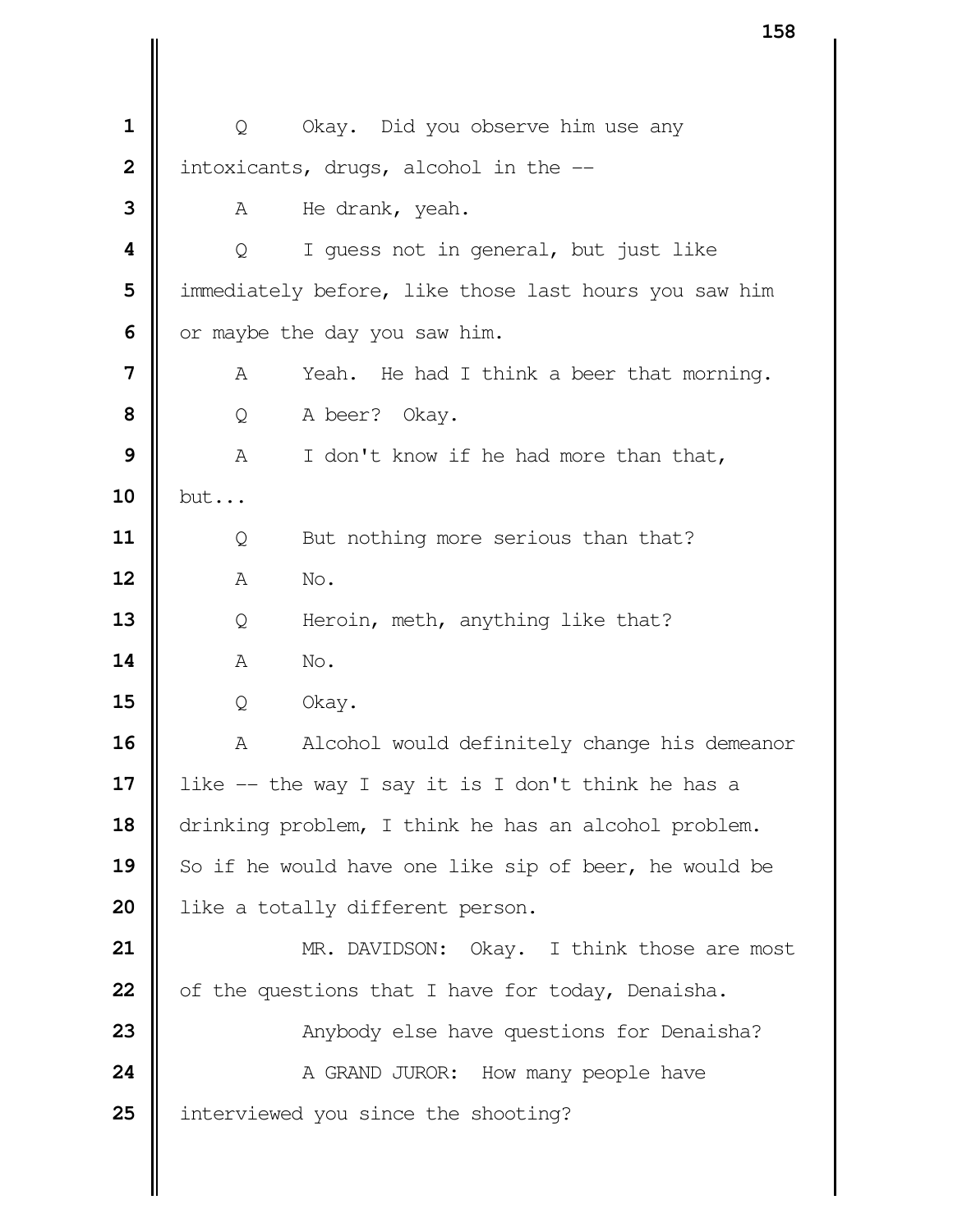Q Okay. Did you observe him use any intoxicants, drugs, alcohol in the --

A He drank, yeah.

Q I guess not in general, but just like immediately before, like those last hours you saw him or maybe the day you saw him.

A Yeah. He had I think a beer that morning.

Q A beer? Okay.

A I don't know if he had more than that, but...

Q But nothing more serious than that?

A No.

Q Heroin, meth, anything like that?

A No.

Q Okay.

A Alcohol would definitely change his demeanor like -- the way I say it is I don't think he has a drinking problem, I think he has an alcohol problem. So if he would have one like sip of beer, he would be like a totally different person.

MR. DAVIDSON: Okay. I think those are most of the questions that I have for today, Denaisha.

Anybody else have questions for Denaisha?

A GRAND JUROR: How many people have interviewed you since the shooting?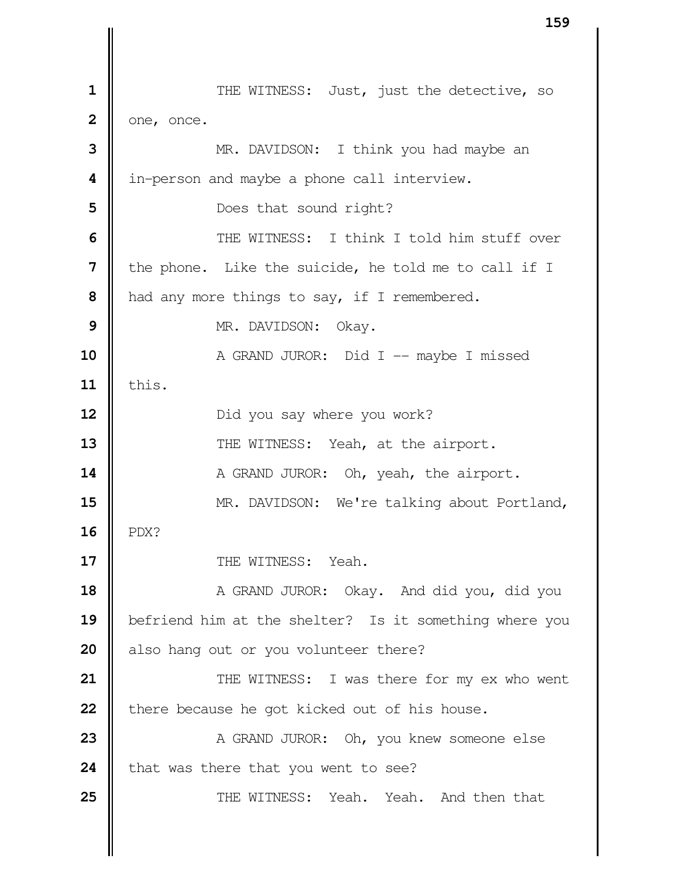THE WITNESS: Just, just the detective, so one, once.

MR. DAVIDSON: I think you had maybe an in-person and maybe a phone call interview.

Does that sound right?

THE WITNESS: I think I told him stuff over the phone. Like the suicide, he told me to call if I had any more things to say, if I remembered.

MR. DAVIDSON: Okay.

A GRAND JUROR: Did I -- maybe I missed this.

Did you say where you work?

THE WITNESS: Yeah, at the airport.

A GRAND JUROR: Oh, yeah, the airport.

MR. DAVIDSON: We're talking about Portland, PDX?

THE WITNESS: Yeah.

A GRAND JUROR: Okay. And did you, did you befriend him at the shelter? Is it something where you also hang out or you volunteer there?

THE WITNESS: I was there for my ex who went there because he got kicked out of his house.

A GRAND JUROR: Oh, you knew someone else that was there that you went to see?

THE WITNESS: Yeah. Yeah. And then that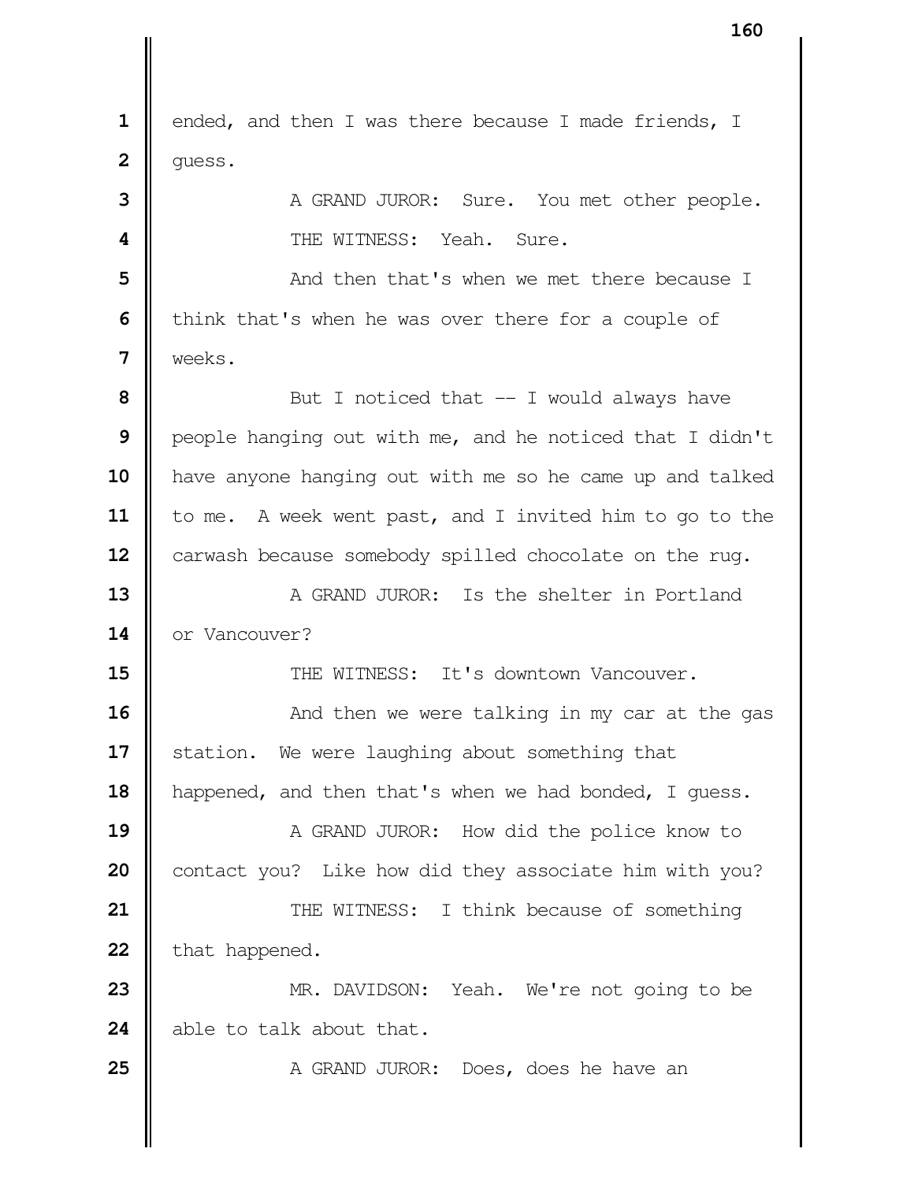ended, and then I was there because I made friends, I guess.

A GRAND JUROR: Sure. You met other people.

THE WITNESS: Yeah. Sure.

And then that's when we met there because I think that's when he was over there for a couple of weeks.

But I noticed that -- I would always have people hanging out with me, and he noticed that I didn't have anyone hanging out with me so he came up and talked to me. A week went past, and I invited him to go to the carwash because somebody spilled chocolate on the rug.

A GRAND JUROR: Is the shelter in Portland or Vancouver?

THE WITNESS: It's downtown Vancouver.

And then we were talking in my car at the gas station. We were laughing about something that happened, and then that's when we had bonded, I guess.

A GRAND JUROR: How did the police know to contact you? Like how did they associate him with you?

THE WITNESS: I think because of something that happened.

MR. DAVIDSON: Yeah. We're not going to be able to talk about that.

A GRAND JUROR: Does, does he have an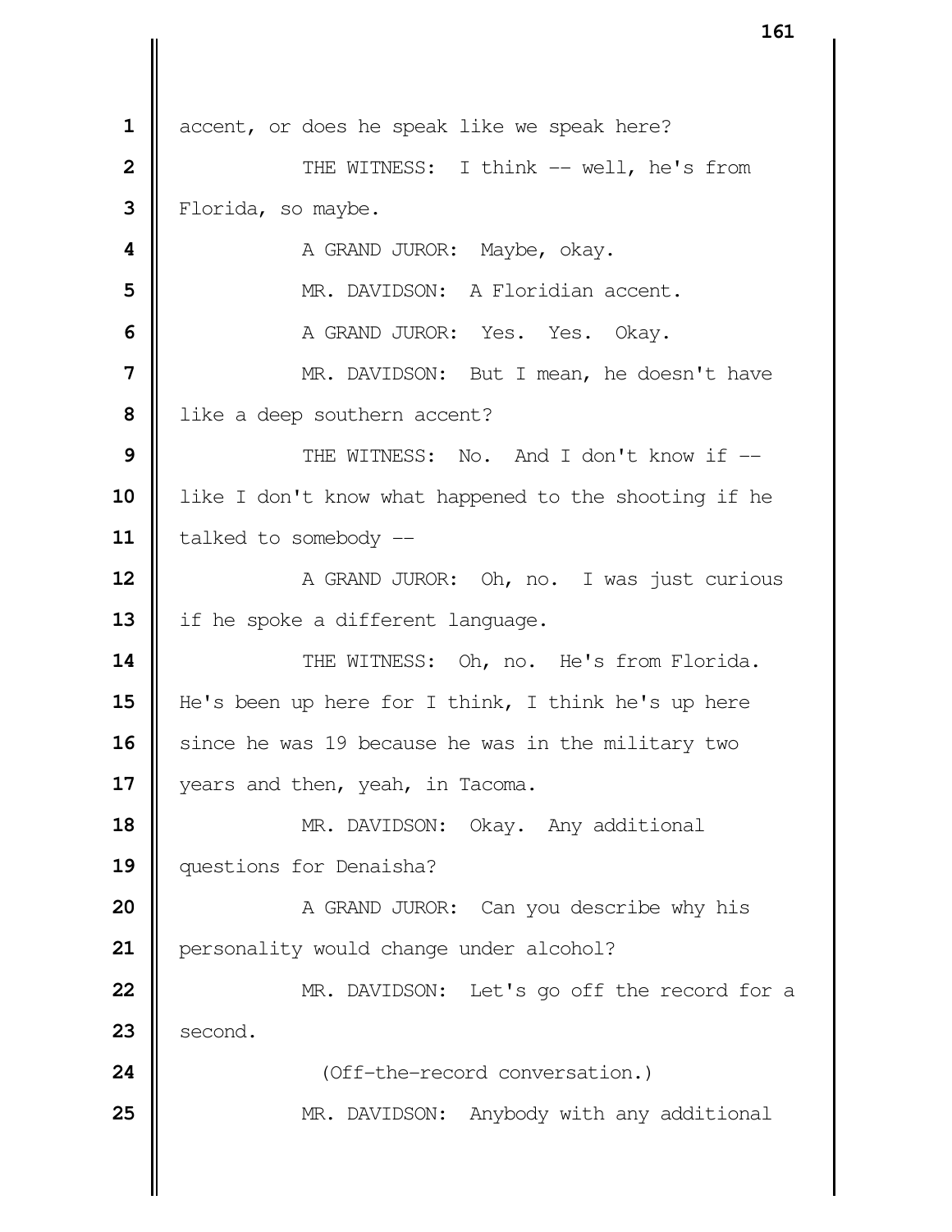1 accent, or does he speak like we speak here?

2 THE WITNESS: I think -- well, he's from

3 Florida, so maybe.

4 A GRAND JUROR: Maybe, okay.

5 MR. DAVIDSON: A Floridian accent.

6 A GRAND JUROR: Yes. Yes. Okay.

7 MR. DAVIDSON: But I mean, he doesn't have

8 like a deep southern accent?

9 THE WITNESS: No. And I don't know if --

10 like I don't know what happened to the shooting if he

11 talked to somebody --

12 A GRAND JUROR: Oh, no. I was just curious

13 if he spoke a different language.

14 THE WITNESS: Oh, no. He's from Florida.

15 He's been up here for I think, I think he's up here

16 since he was 19 because he was in the military two

17 years and then, yeah, in Tacoma.

18 MR. DAVIDSON: Okay. Any additional

19 questions for Denaisha?

20 A GRAND JUROR: Can you describe why his

21 personality would change under alcohol?

22 MR. DAVIDSON: Let's go off the record for a

23 second.

24 (Off-the-record conversation.)

25 MR. DAVIDSON: Anybody with any additional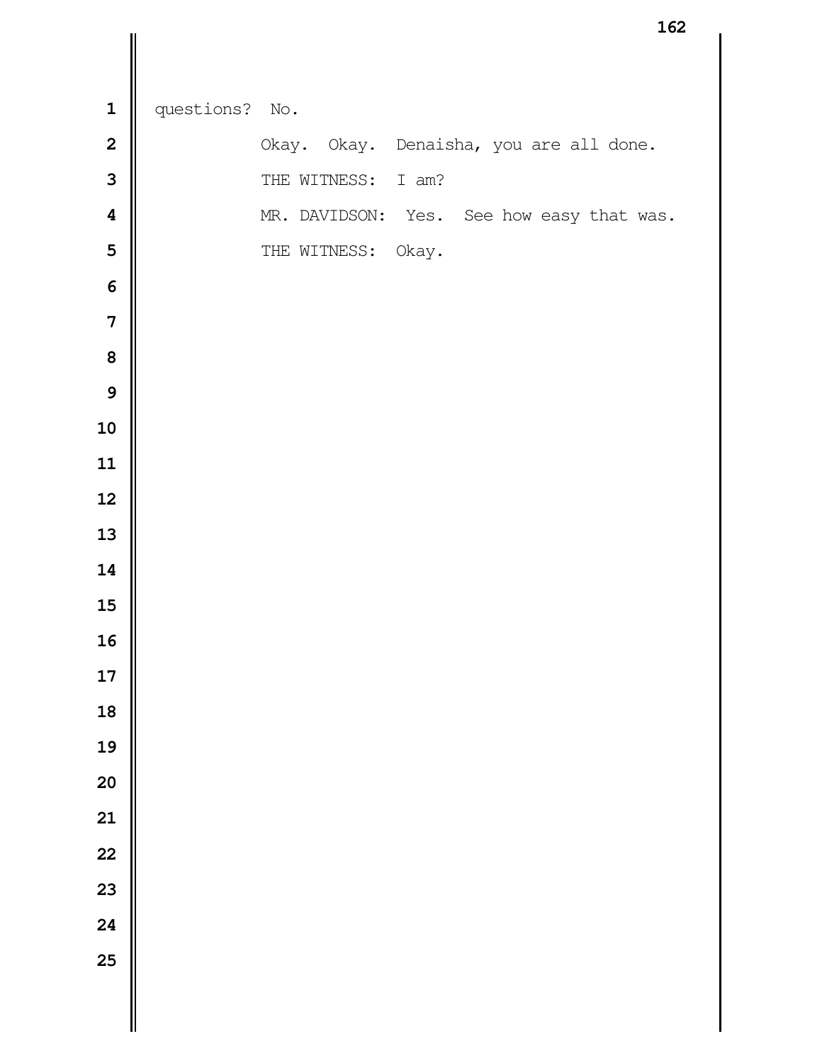questions? No.

Okay. Okay. Denaisha, you are all done.

THE WITNESS: I am?

MR. DAVIDSON: Yes. See how easy that was.

THE WITNESS: Okay.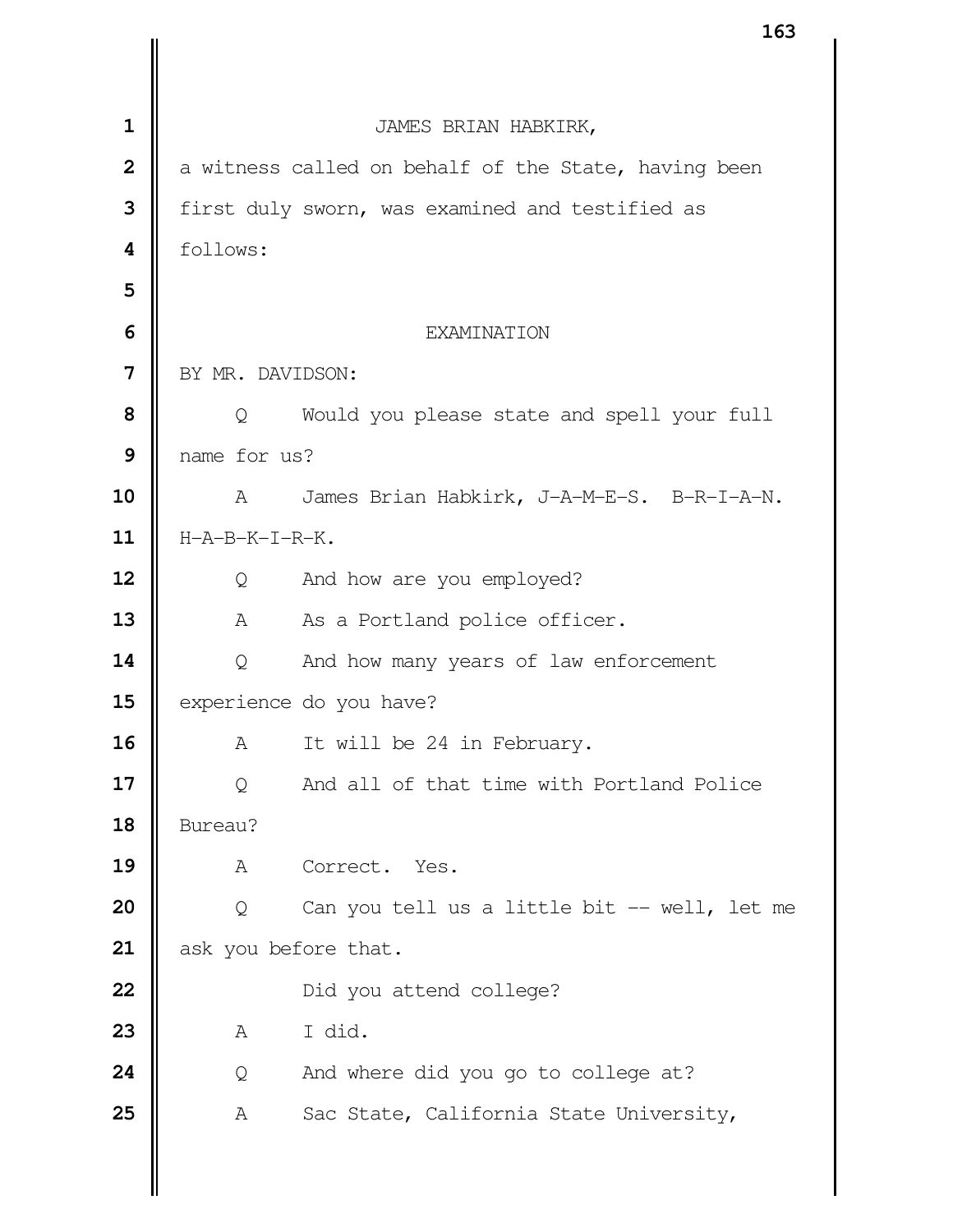JAMES BRIAN HABKIRK,

a witness called on behalf of the State, having been first duly sworn, was examined and testified as follows:

EXAMINATION

BY MR. DAVIDSON:

Q Would you please state and spell your full name for us?

A James Brian Habkirk, J-A-M-E-S. B-R-I-A-N. H-A-B-K-I-R-K.

Q And how are you employed?

A As a Portland police officer.

Q And how many years of law enforcement experience do you have?

A It will be 24 in February.

Q And all of that time with Portland Police Bureau?

A Correct. Yes.

Q Can you tell us a little bit -- well, let me ask you before that.

Did you attend college?

A I did.

Q And where did you go to college at?

A Sac State, California State University,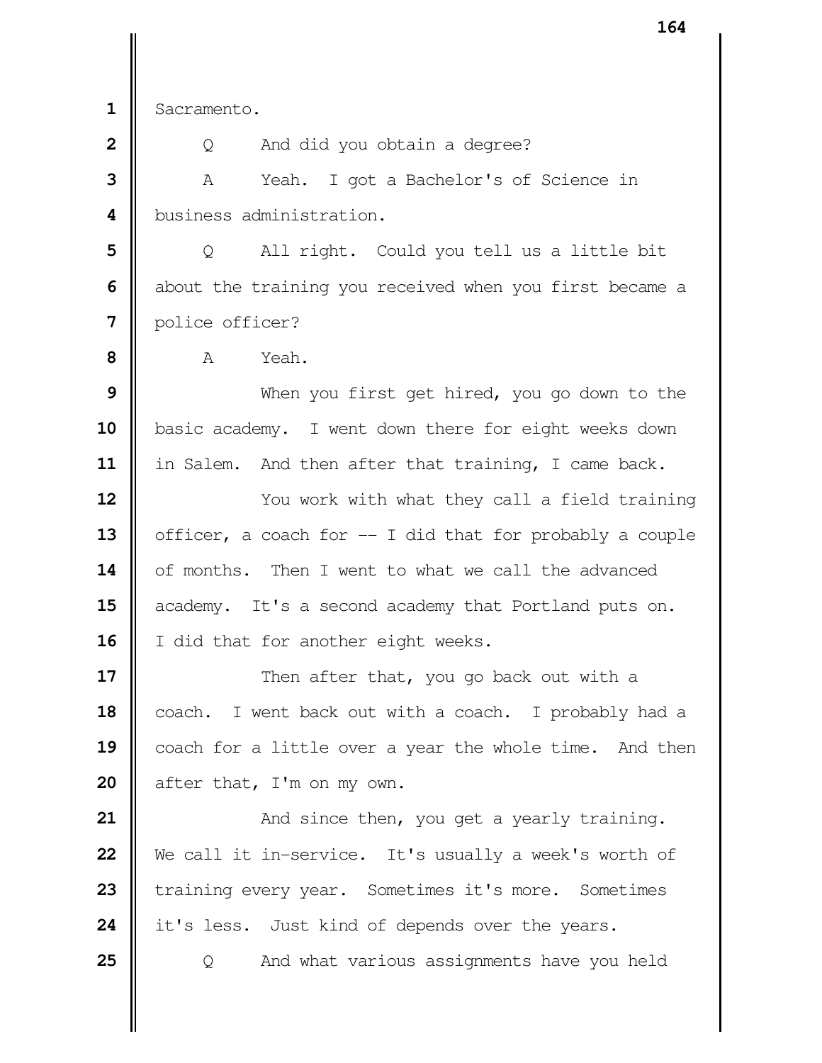Sacramento.

Q And did you obtain a degree?

A Yeah. I got a Bachelor's of Science in business administration.

Q All right. Could you tell us a little bit about the training you received when you first became a police officer?

A Yeah.

When you first get hired, you go down to the basic academy. I went down there for eight weeks down in Salem. And then after that training, I came back.

You work with what they call a field training officer, a coach for -- I did that for probably a couple of months. Then I went to what we call the advanced academy. It's a second academy that Portland puts on. I did that for another eight weeks.

Then after that, you go back out with a coach. I went back out with a coach. I probably had a coach for a little over a year the whole time. And then after that, I'm on my own.

And since then, you get a yearly training. We call it in-service. It's usually a week's worth of training every year. Sometimes it's more. Sometimes it's less. Just kind of depends over the years.

Q And what various assignments have you held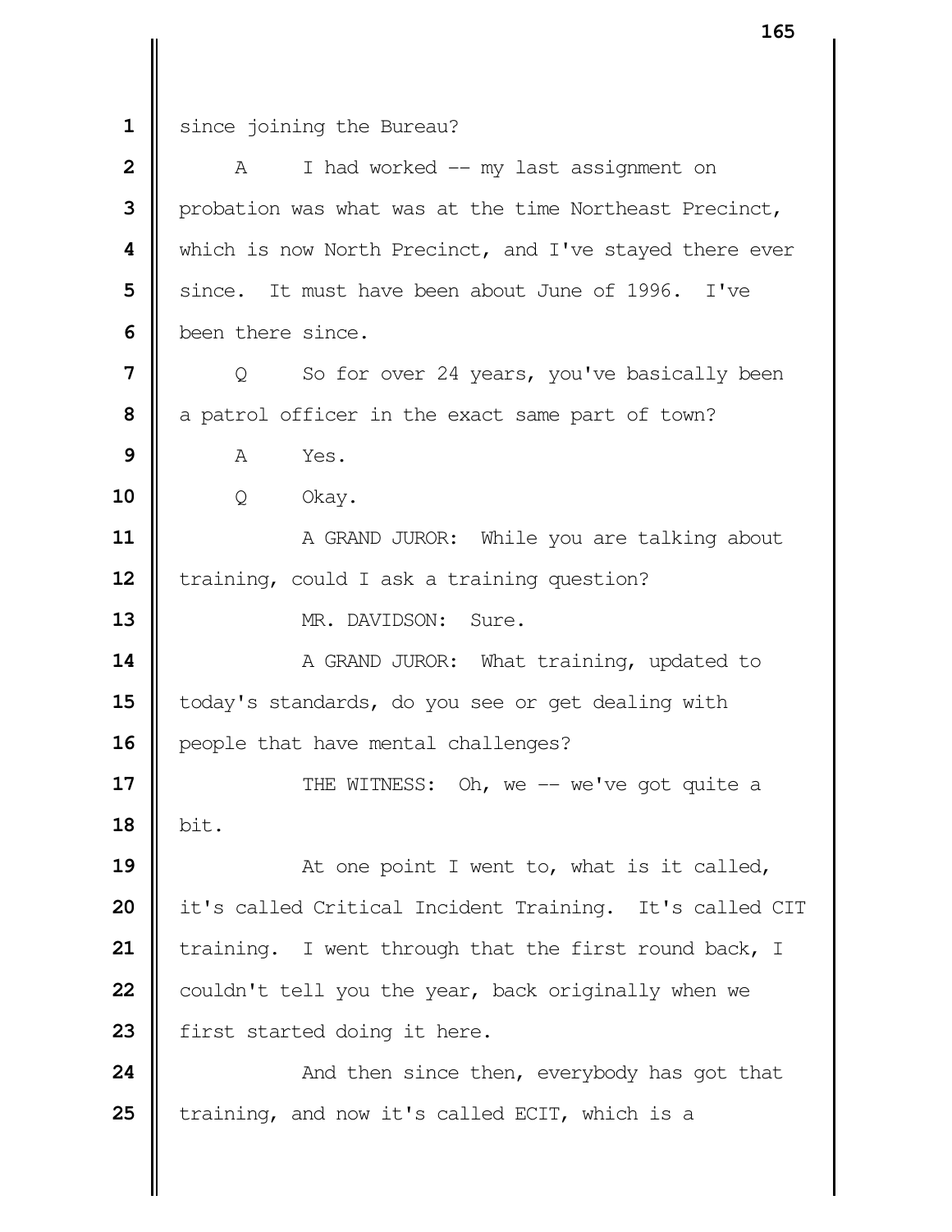since joining the Bureau?

A I had worked -- my last assignment on probation was what was at the time Northeast Precinct, which is now North Precinct, and I've stayed there ever since. It must have been about June of 1996. I've been there since.

Q So for over 24 years, you've basically been a patrol officer in the exact same part of town?

A Yes.

Q Okay.

A GRAND JUROR: While you are talking about training, could I ask a training question?

MR. DAVIDSON: Sure.

A GRAND JUROR: What training, updated to today's standards, do you see or get dealing with people that have mental challenges?

THE WITNESS: Oh, we -- we've got quite a bit.

At one point I went to, what is it called, it's called Critical Incident Training. It's called CIT training. I went through that the first round back, I couldn't tell you the year, back originally when we first started doing it here.

And then since then, everybody has got that training, and now it's called ECIT, which is a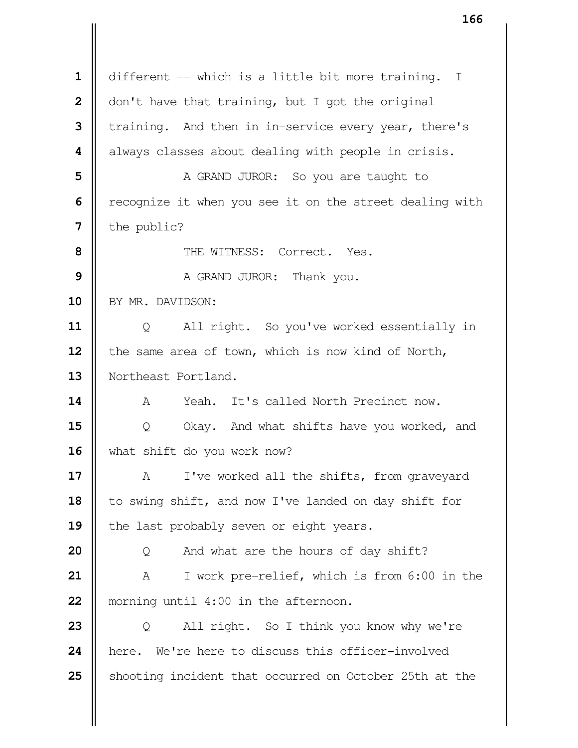different -- which is a little bit more training. I don't have that training, but I got the original training. And then in in-service every year, there's always classes about dealing with people in crisis.

A GRAND JUROR: So you are taught to recognize it when you see it on the street dealing with the public?

THE WITNESS: Correct. Yes.

A GRAND JUROR: Thank you.

BY MR. DAVIDSON:

Q All right. So you've worked essentially in the same area of town, which is now kind of North, Northeast Portland.

A Yeah. It's called North Precinct now.

Q Okay. And what shifts have you worked, and what shift do you work now?

A I've worked all the shifts, from graveyard to swing shift, and now I've landed on day shift for the last probably seven or eight years.

Q And what are the hours of day shift?

A I work pre-relief, which is from 6:00 in the morning until 4:00 in the afternoon.

Q All right. So I think you know why we're here. We're here to discuss this officer-involved shooting incident that occurred on October 25th at the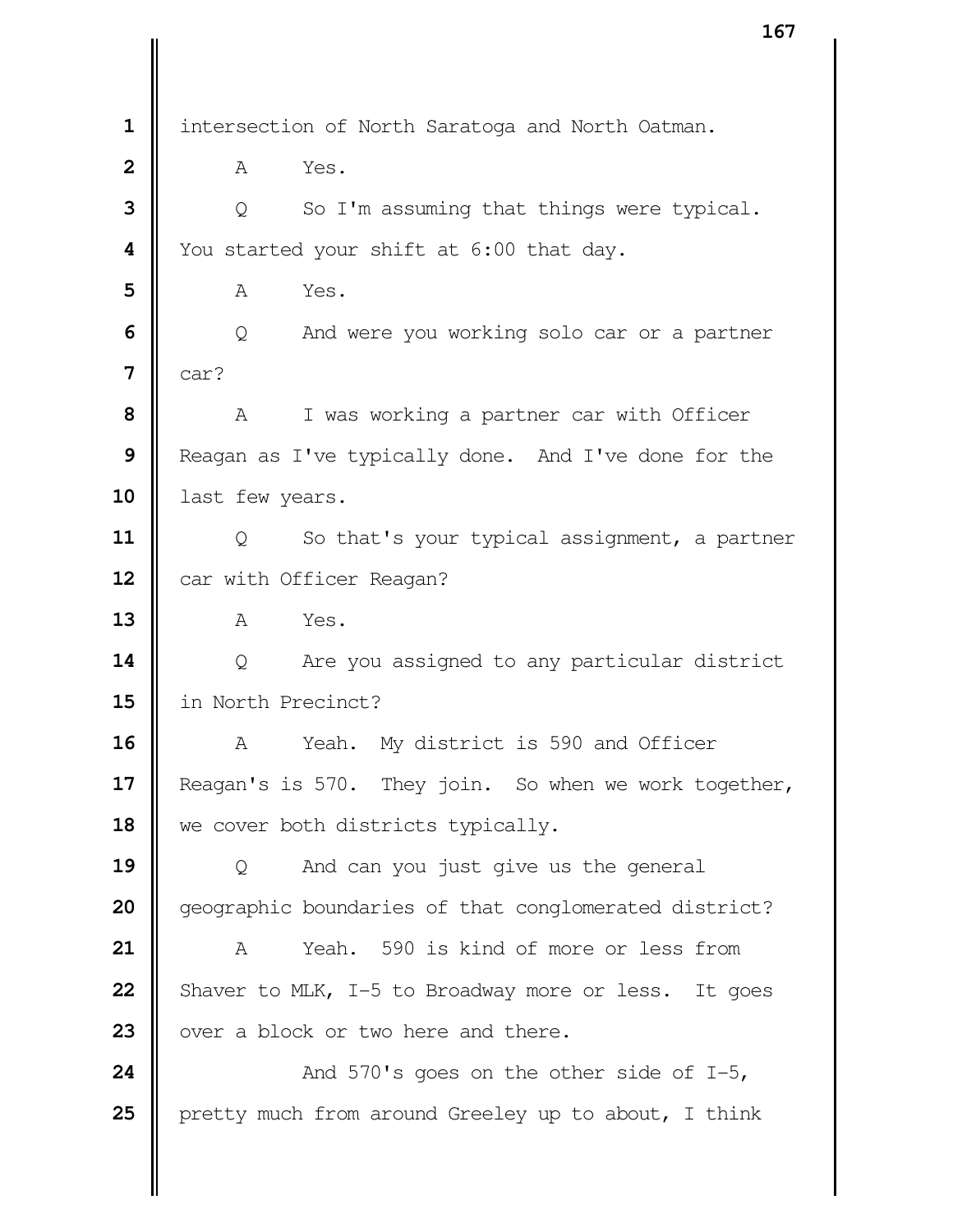intersection of North Saratoga and North Oatman.

A Yes.

Q So I'm assuming that things were typical. You started your shift at 6:00 that day.

A Yes.

Q And were you working solo car or a partner car?

A I was working a partner car with Officer Reagan as I've typically done. And I've done for the last few years.

Q So that's your typical assignment, a partner car with Officer Reagan?

A Yes.

Q Are you assigned to any particular district in North Precinct?

A Yeah. My district is 590 and Officer Reagan's is 570. They join. So when we work together, we cover both districts typically.

Q And can you just give us the general geographic boundaries of that conglomerated district?

A Yeah. 590 is kind of more or less from Shaver to MLK, I-5 to Broadway more or less. It goes over a block or two here and there.

And 570's goes on the other side of I-5, pretty much from around Greeley up to about, I think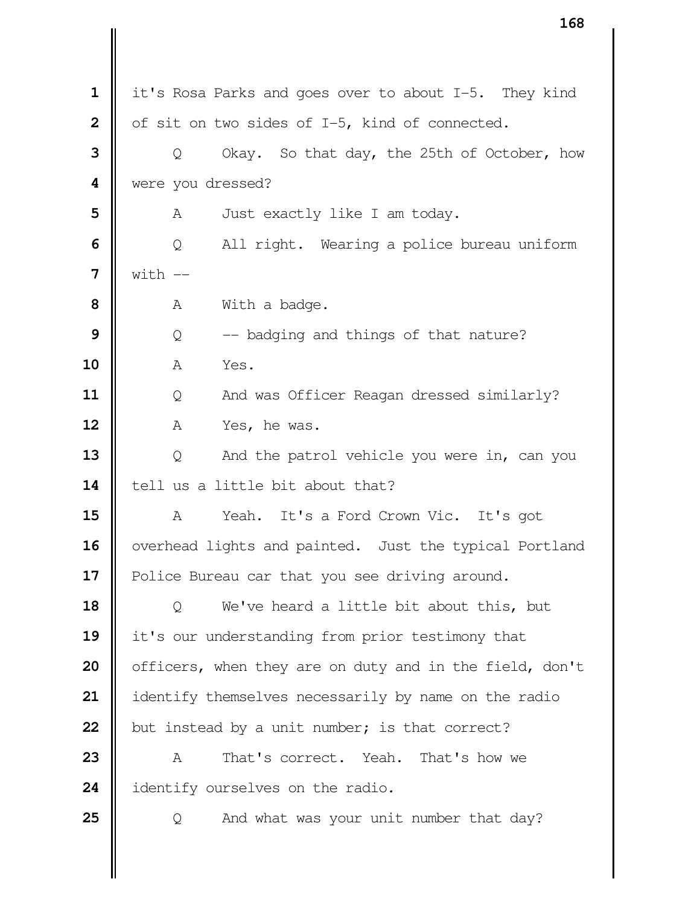1 it's Rosa Parks and goes over to about I-5. They kind
2 of sit on two sides of I-5, kind of connected.
3 Q Okay. So that day, the 25th of October, how
4 were you dressed?
5 A Just exactly like I am today.
6 Q All right. Wearing a police bureau uniform
7 with --
8 A With a badge.
9 Q -- badging and things of that nature?
10 A Yes.
11 Q And was Officer Reagan dressed similarly?
12 A Yes, he was.
13 Q And the patrol vehicle you were in, can you
14 tell us a little bit about that?
15 A Yeah. It's a Ford Crown Vic. It's got
16 overhead lights and painted. Just the typical Portland
17 Police Bureau car that you see driving around.
18 Q We've heard a little bit about this, but
19 it's our understanding from prior testimony that
20 officers, when they are on duty and in the field, don't
21 identify themselves necessarily by name on the radio
22 but instead by a unit number; is that correct?
23 A That's correct. Yeah. That's how we
24 identify ourselves on the radio.
25 Q And what was your unit number that day?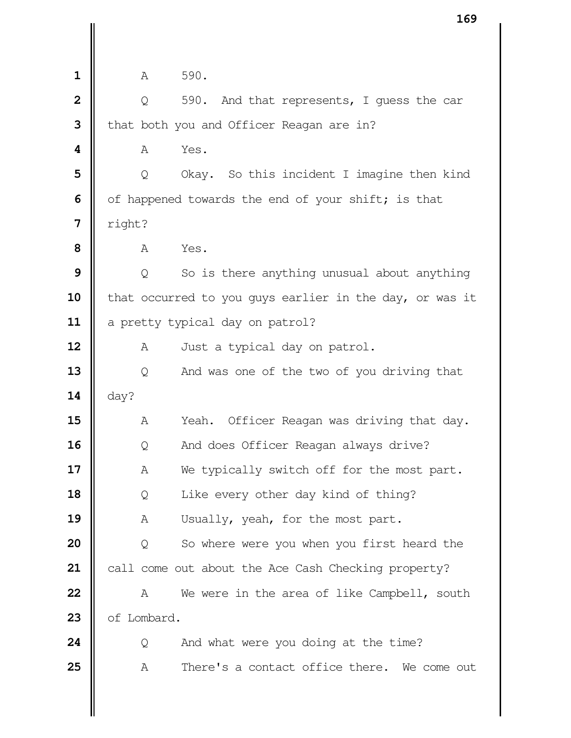1 A 590.

2 Q 590. And that represents, I guess the car

3 that both you and Officer Reagan are in?

4 A Yes.

5 Q Okay. So this incident I imagine then kind

6 of happened towards the end of your shift; is that

7 right?

8 A Yes.

9 Q So is there anything unusual about anything

10 that occurred to you guys earlier in the day, or was it

11 a pretty typical day on patrol?

12 A Just a typical day on patrol.

13 Q And was one of the two of you driving that

14 day?

15 A Yeah. Officer Reagan was driving that day.

16 Q And does Officer Reagan always drive?

17 A We typically switch off for the most part.

18 Q Like every other day kind of thing?

19 A Usually, yeah, for the most part.

20 Q So where were you when you first heard the

21 call come out about the Ace Cash Checking property?

22 A We were in the area of like Campbell, south

23 of Lombard.

24 Q And what were you doing at the time?

25 A There's a contact office there. We come out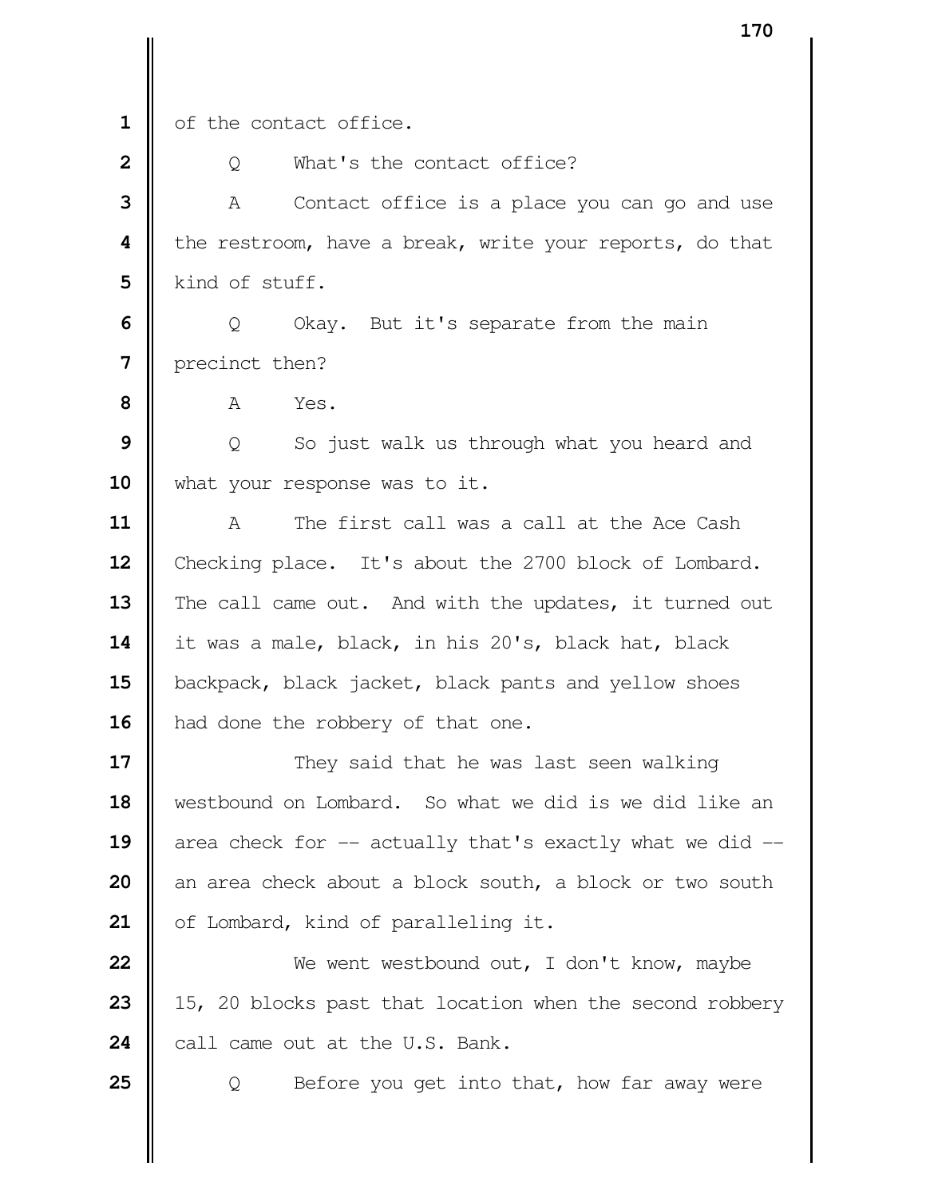1 of the contact office.

2 Q What's the contact office?

3 A Contact office is a place you can go and use

4 the restroom, have a break, write your reports, do that

5 kind of stuff.

6 Q Okay. But it's separate from the main

7 precinct then?

8 A Yes.

9 Q So just walk us through what you heard and

10 what your response was to it.

11 A The first call was a call at the Ace Cash

12 Checking place. It's about the 2700 block of Lombard.

13 The call came out. And with the updates, it turned out

14 it was a male, black, in his 20's, black hat, black

15 backpack, black jacket, black pants and yellow shoes

16 had done the robbery of that one.

17 They said that he was last seen walking

18 westbound on Lombard. So what we did is we did like an

19 area check for -- actually that's exactly what we did --

20 an area check about a block south, a block or two south

21 of Lombard, kind of paralleling it.

22 We went westbound out, I don't know, maybe

23 15, 20 blocks past that location when the second robbery

24 call came out at the U.S. Bank.

25 Q Before you get into that, how far away were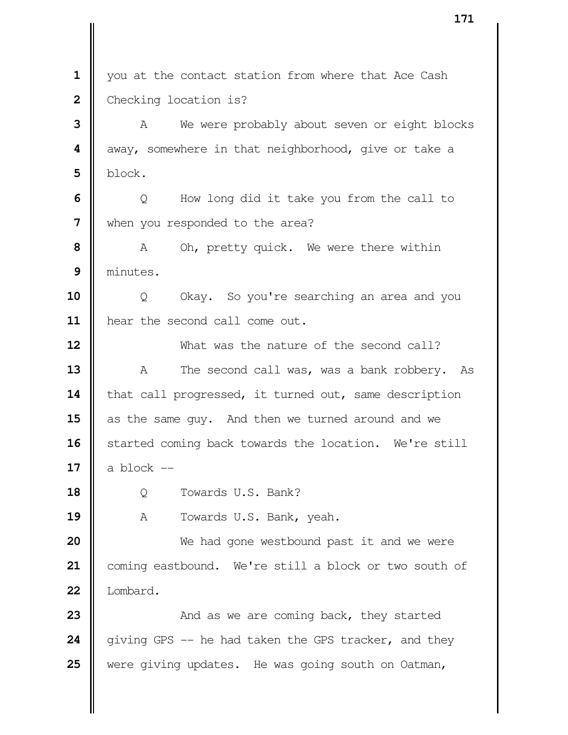1 you at the contact station from where that Ace Cash
2 Checking location is?
3 A We were probably about seven or eight blocks
4 away, somewhere in that neighborhood, give or take a
5 block.
6 Q How long did it take you from the call to
7 when you responded to the area?
8 A Oh, pretty quick. We were there within
9 minutes.
10 Q Okay. So you're searching an area and you
11 hear the second call come out.
12 What was the nature of the second call?
13 A The second call was, was a bank robbery. As
14 that call progressed, it turned out, same description
15 as the same guy. And then we turned around and we
16 started coming back towards the location. We're still
17 a block --
18 Q Towards U.S. Bank?
19 A Towards U.S. Bank, yeah.
20 We had gone westbound past it and we were
21 coming eastbound. We're still a block or two south of
22 Lombard.
23 And as we are coming back, they started
24 giving GPS -- he had taken the GPS tracker, and they
25 were giving updates. He was going south on Oatman,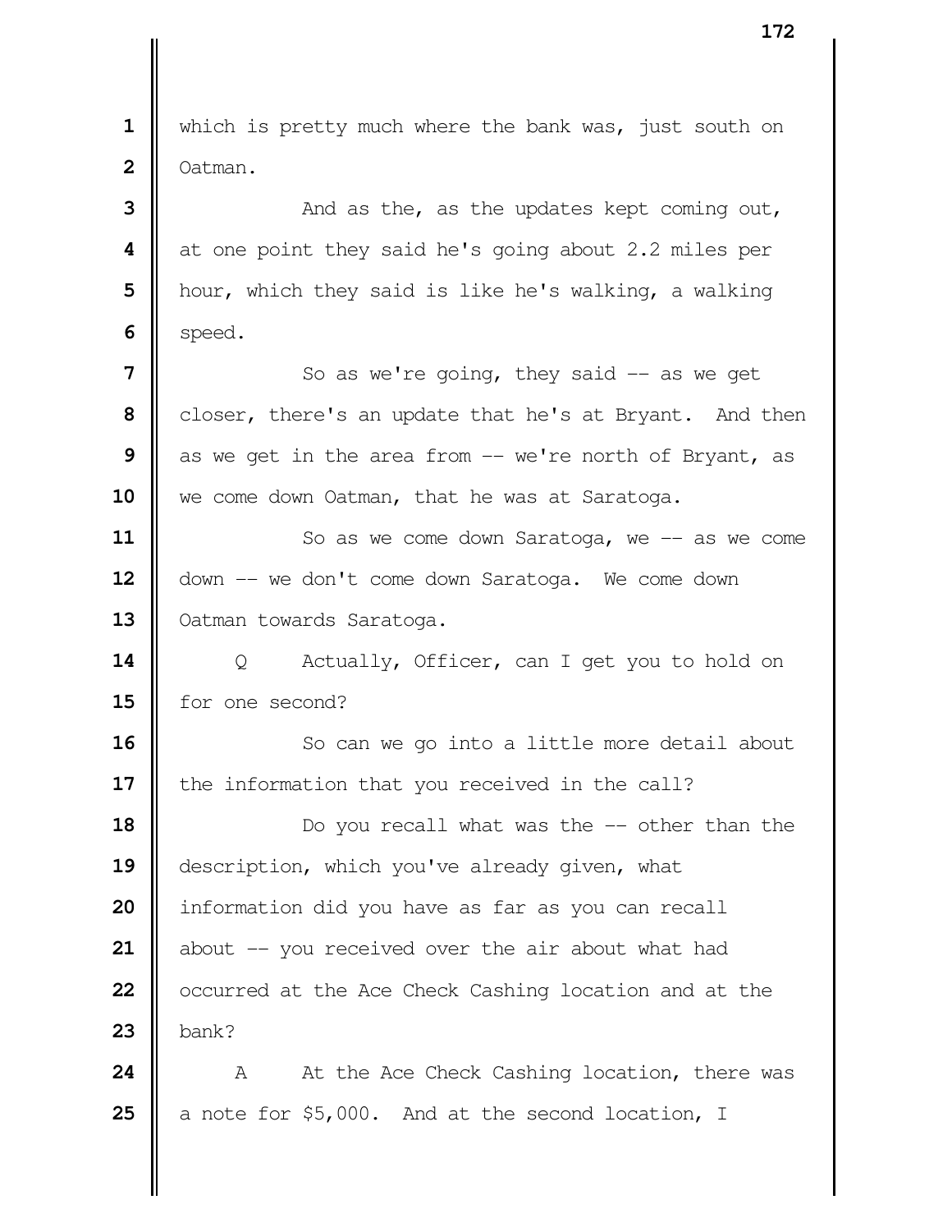which is pretty much where the bank was, just south on Oatman.

And as the, as the updates kept coming out, at one point they said he's going about 2.2 miles per hour, which they said is like he's walking, a walking speed.

So as we're going, they said -- as we get closer, there's an update that he's at Bryant. And then as we get in the area from -- we're north of Bryant, as we come down Oatman, that he was at Saratoga.

So as we come down Saratoga, we -- as we come down -- we don't come down Saratoga. We come down Oatman towards Saratoga.

Q Actually, Officer, can I get you to hold on for one second?

So can we go into a little more detail about the information that you received in the call?

Do you recall what was the -- other than the description, which you've already given, what information did you have as far as you can recall about -- you received over the air about what had occurred at the Ace Check Cashing location and at the bank?

A At the Ace Check Cashing location, there was a note for $5,000. And at the second location, I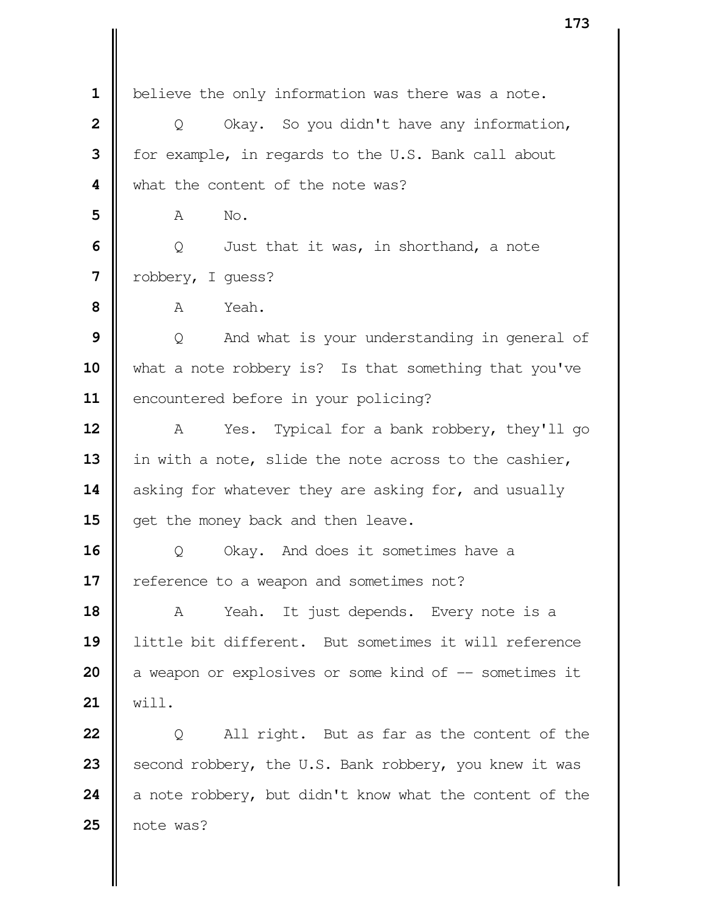1 believe the only information was there was a note.

2 Q Okay. So you didn't have any information,

3 for example, in regards to the U.S. Bank call about

4 what the content of the note was?

5 A No.

6 Q Just that it was, in shorthand, a note

7 robbery, I guess?

8 A Yeah.

9 Q And what is your understanding in general of

10 what a note robbery is? Is that something that you've

11 encountered before in your policing?

12 A Yes. Typical for a bank robbery, they'll go

13 in with a note, slide the note across to the cashier,

14 asking for whatever they are asking for, and usually

15 get the money back and then leave.

16 Q Okay. And does it sometimes have a

17 reference to a weapon and sometimes not?

18 A Yeah. It just depends. Every note is a

19 little bit different. But sometimes it will reference

20 a weapon or explosives or some kind of -- sometimes it

21 will.

22 Q All right. But as far as the content of the

23 second robbery, the U.S. Bank robbery, you knew it was

24 a note robbery, but didn't know what the content of the

25 note was?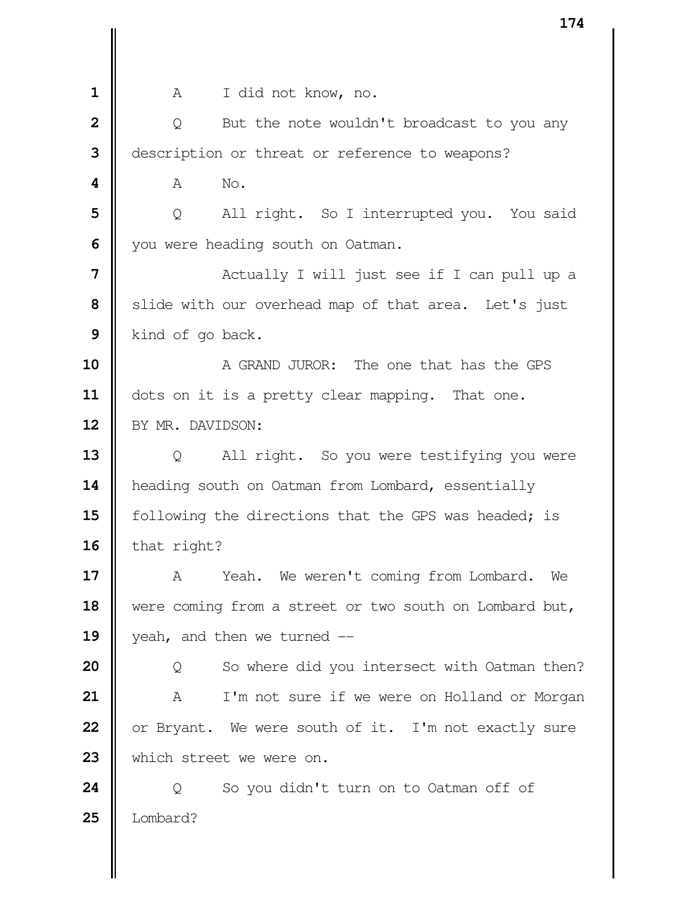1 A I did not know, no.

2 Q But the note wouldn't broadcast to you any
3 description or threat or reference to weapons?

4 A No.

5 Q All right. So I interrupted you. You said
6 you were heading south on Oatman.

7 Actually I will just see if I can pull up a
8 slide with our overhead map of that area. Let's just
9 kind of go back.

10 A GRAND JUROR: The one that has the GPS
11 dots on it is a pretty clear mapping. That one.

12 BY MR. DAVIDSON:

13 Q All right. So you were testifying you were
14 heading south on Oatman from Lombard, essentially
15 following the directions that the GPS was headed; is
16 that right?

17 A Yeah. We weren't coming from Lombard. We
18 were coming from a street or two south on Lombard but,
19 yeah, and then we turned --

20 Q So where did you intersect with Oatman then?

21 A I'm not sure if we were on Holland or Morgan
22 or Bryant. We were south of it. I'm not exactly sure
23 which street we were on.

24 Q So you didn't turn on to Oatman off of
25 Lombard?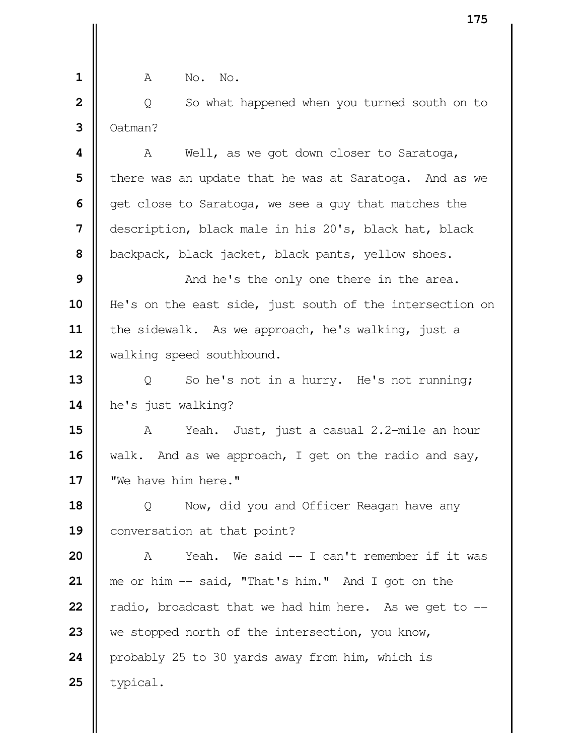A No. No.

Q So what happened when you turned south on to Oatman?

A Well, as we got down closer to Saratoga, there was an update that he was at Saratoga. And as we get close to Saratoga, we see a guy that matches the description, black male in his 20's, black hat, black backpack, black jacket, black pants, yellow shoes.

And he's the only one there in the area. He's on the east side, just south of the intersection on the sidewalk. As we approach, he's walking, just a walking speed southbound.

Q So he's not in a hurry. He's not running; he's just walking?

A Yeah. Just, just a casual 2.2-mile an hour walk. And as we approach, I get on the radio and say, "We have him here."

Q Now, did you and Officer Reagan have any conversation at that point?

A Yeah. We said -- I can't remember if it was me or him -- said, "That's him." And I got on the radio, broadcast that we had him here. As we get to -- we stopped north of the intersection, you know, probably 25 to 30 yards away from him, which is typical.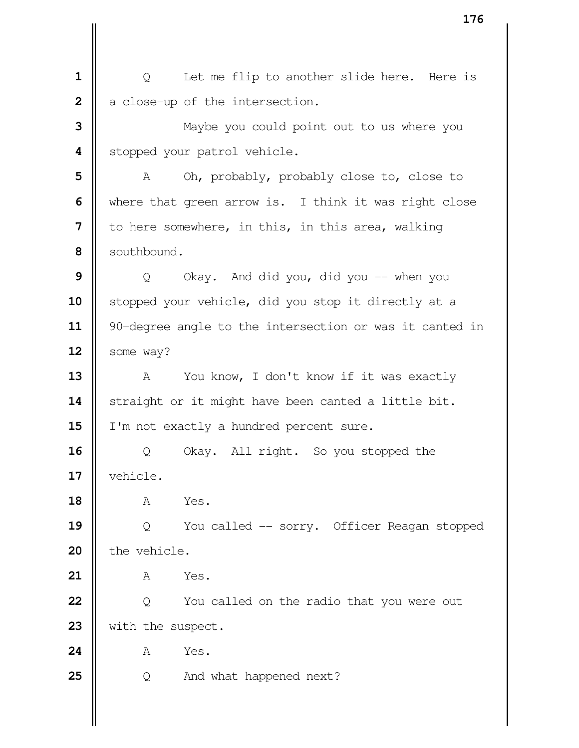Q Let me flip to another slide here. Here is a close-up of the intersection.

Maybe you could point out to us where you stopped your patrol vehicle.

A Oh, probably, probably close to, close to where that green arrow is. I think it was right close to here somewhere, in this, in this area, walking southbound.

Q Okay. And did you, did you -- when you stopped your vehicle, did you stop it directly at a 90-degree angle to the intersection or was it canted in some way?

A You know, I don't know if it was exactly straight or it might have been canted a little bit. I'm not exactly a hundred percent sure.

Q Okay. All right. So you stopped the vehicle.

A Yes.

Q You called -- sorry. Officer Reagan stopped the vehicle.

A Yes.

Q You called on the radio that you were out with the suspect.

A Yes.

Q And what happened next?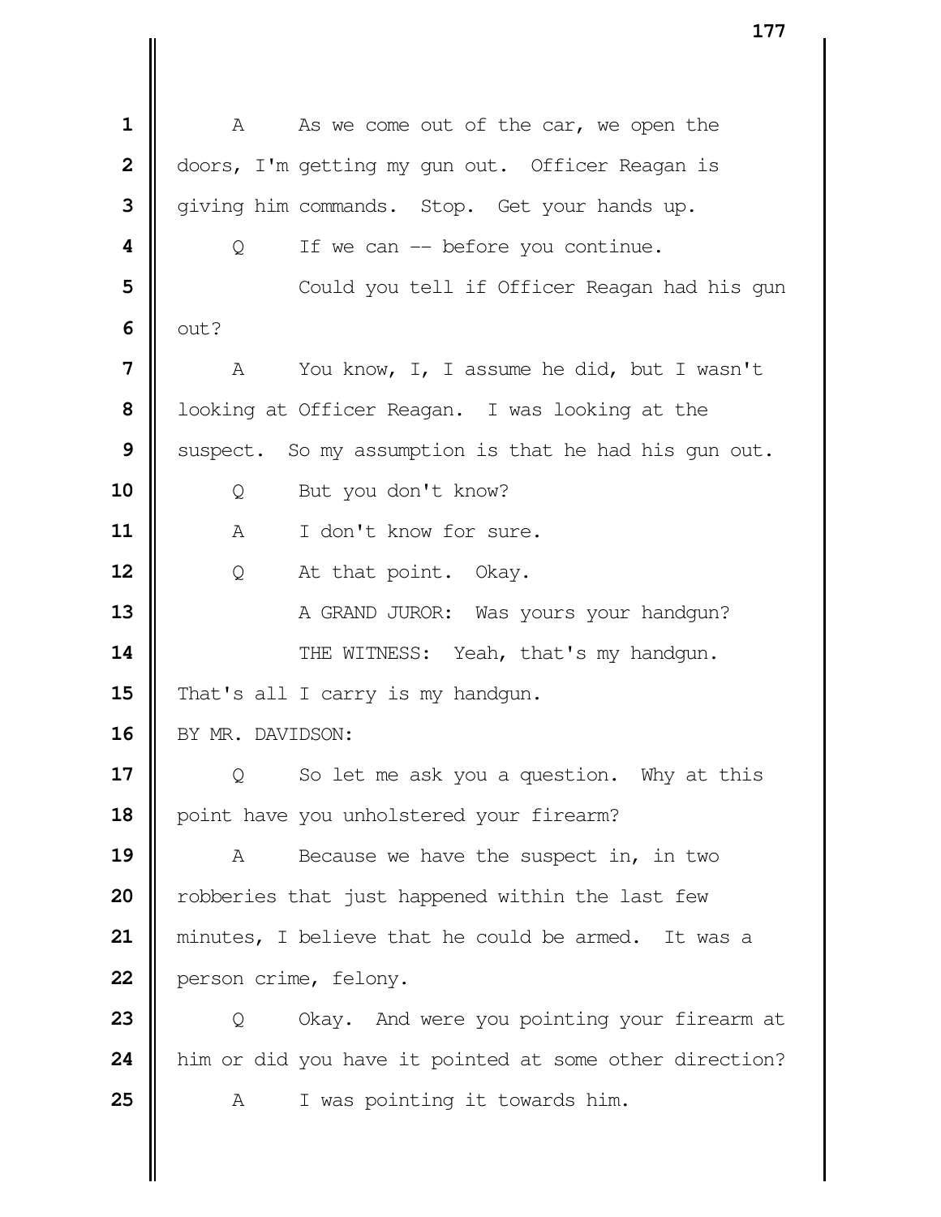A As we come out of the car, we open the doors, I'm getting my gun out. Officer Reagan is giving him commands. Stop. Get your hands up.

Q If we can -- before you continue.

Could you tell if Officer Reagan had his gun out?

A You know, I, I assume he did, but I wasn't looking at Officer Reagan. I was looking at the suspect. So my assumption is that he had his gun out.

Q But you don't know?

A I don't know for sure.

Q At that point. Okay.

A GRAND JUROR: Was yours your handgun?

THE WITNESS: Yeah, that's my handgun. That's all I carry is my handgun.

BY MR. DAVIDSON:

Q So let me ask you a question. Why at this point have you unholstered your firearm?

A Because we have the suspect in, in two robberies that just happened within the last few minutes, I believe that he could be armed. It was a person crime, felony.

Q Okay. And were you pointing your firearm at him or did you have it pointed at some other direction?

A I was pointing it towards him.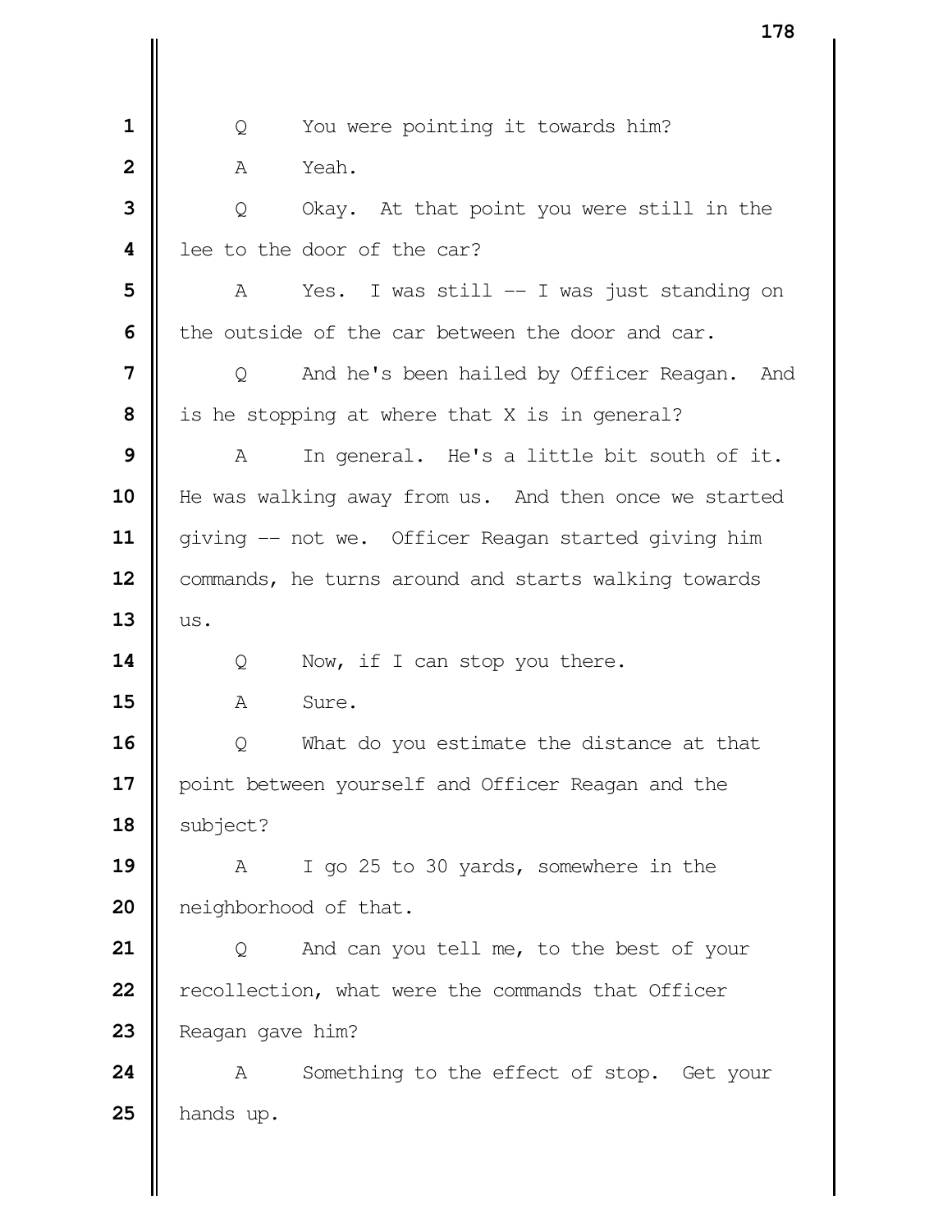1 Q You were pointing it towards him?

2 A Yeah.

3 Q Okay. At that point you were still in the

4 lee to the door of the car?

5 A Yes. I was still -- I was just standing on

6 the outside of the car between the door and car.

7 Q And he's been hailed by Officer Reagan. And

8 is he stopping at where that X is in general?

9 A In general. He's a little bit south of it.

10 He was walking away from us. And then once we started

11 giving -- not we. Officer Reagan started giving him

12 commands, he turns around and starts walking towards

13 us.

14 Q Now, if I can stop you there.

15 A Sure.

16 Q What do you estimate the distance at that

17 point between yourself and Officer Reagan and the

18 subject?

19 A I go 25 to 30 yards, somewhere in the

20 neighborhood of that.

21 Q And can you tell me, to the best of your

22 recollection, what were the commands that Officer

23 Reagan gave him?

24 A Something to the effect of stop. Get your

25 hands up.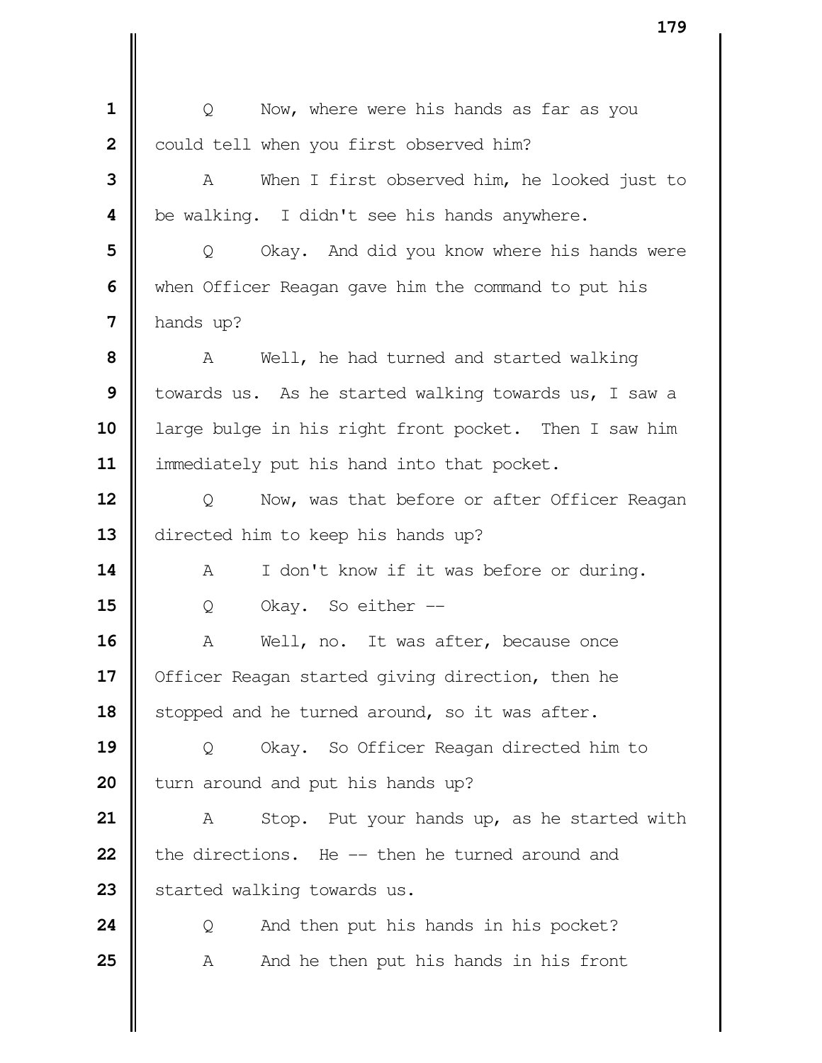1 Q Now, where were his hands as far as you
2 could tell when you first observed him?
3 A When I first observed him, he looked just to
4 be walking. I didn't see his hands anywhere.
5 Q Okay. And did you know where his hands were
6 when Officer Reagan gave him the command to put his
7 hands up?
8 A Well, he had turned and started walking
9 towards us. As he started walking towards us, I saw a
10 large bulge in his right front pocket. Then I saw him
11 immediately put his hand into that pocket.
12 Q Now, was that before or after Officer Reagan
13 directed him to keep his hands up?
14 A I don't know if it was before or during.
15 Q Okay. So either --
16 A Well, no. It was after, because once
17 Officer Reagan started giving direction, then he
18 stopped and he turned around, so it was after.
19 Q Okay. So Officer Reagan directed him to
20 turn around and put his hands up?
21 A Stop. Put your hands up, as he started with
22 the directions. He -- then he turned around and
23 started walking towards us.
24 Q And then put his hands in his pocket?
25 A And he then put his hands in his front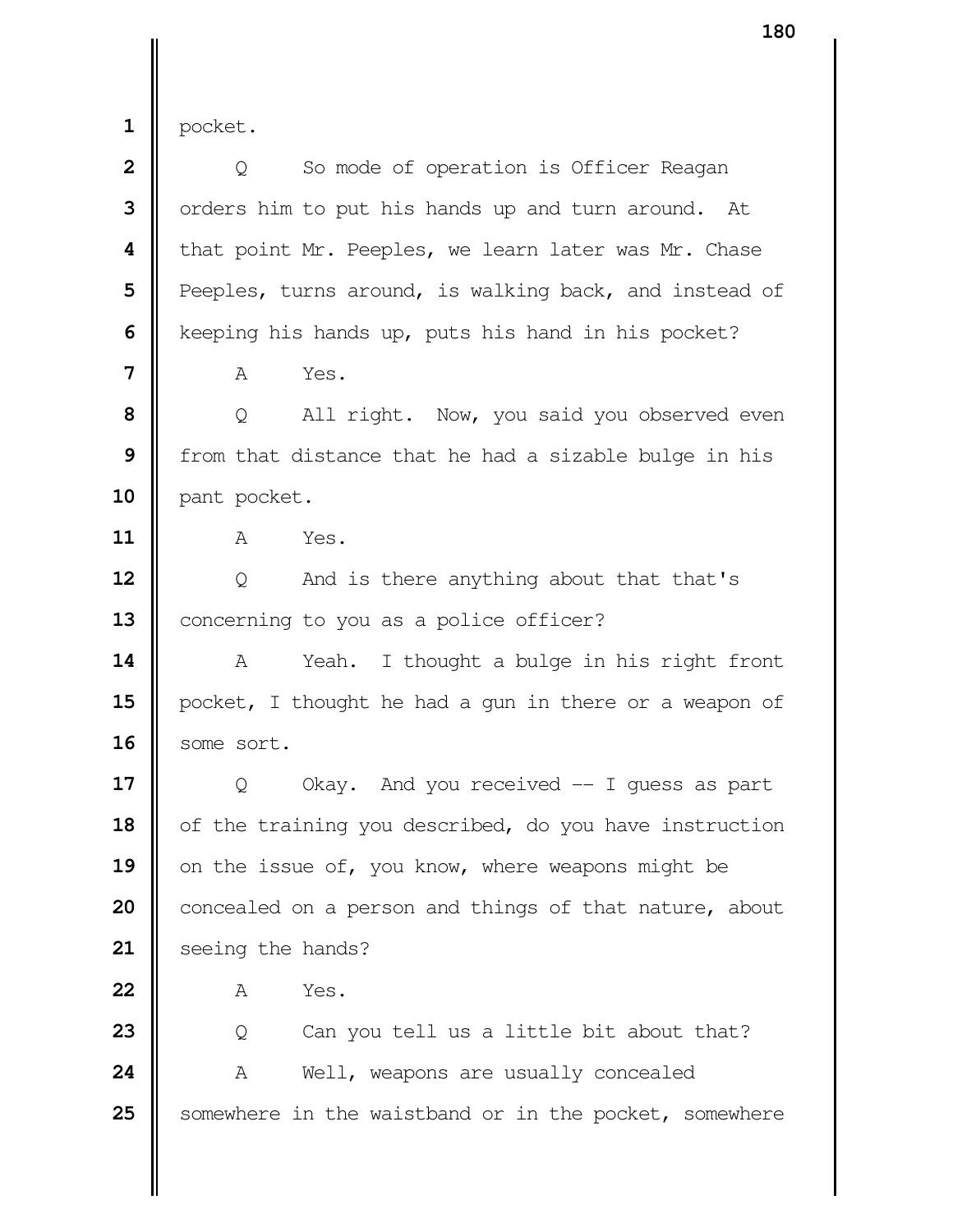pocket.

Q So mode of operation is Officer Reagan orders him to put his hands up and turn around. At that point Mr. Peeples, we learn later was Mr. Chase Peeples, turns around, is walking back, and instead of keeping his hands up, puts his hand in his pocket?

A Yes.

Q All right. Now, you said you observed even from that distance that he had a sizable bulge in his pant pocket.

A Yes.

Q And is there anything about that that's concerning to you as a police officer?

A Yeah. I thought a bulge in his right front pocket, I thought he had a gun in there or a weapon of some sort.

Q Okay. And you received -- I guess as part of the training you described, do you have instruction on the issue of, you know, where weapons might be concealed on a person and things of that nature, about seeing the hands?

A Yes.

Q Can you tell us a little bit about that?

A Well, weapons are usually concealed somewhere in the waistband or in the pocket, somewhere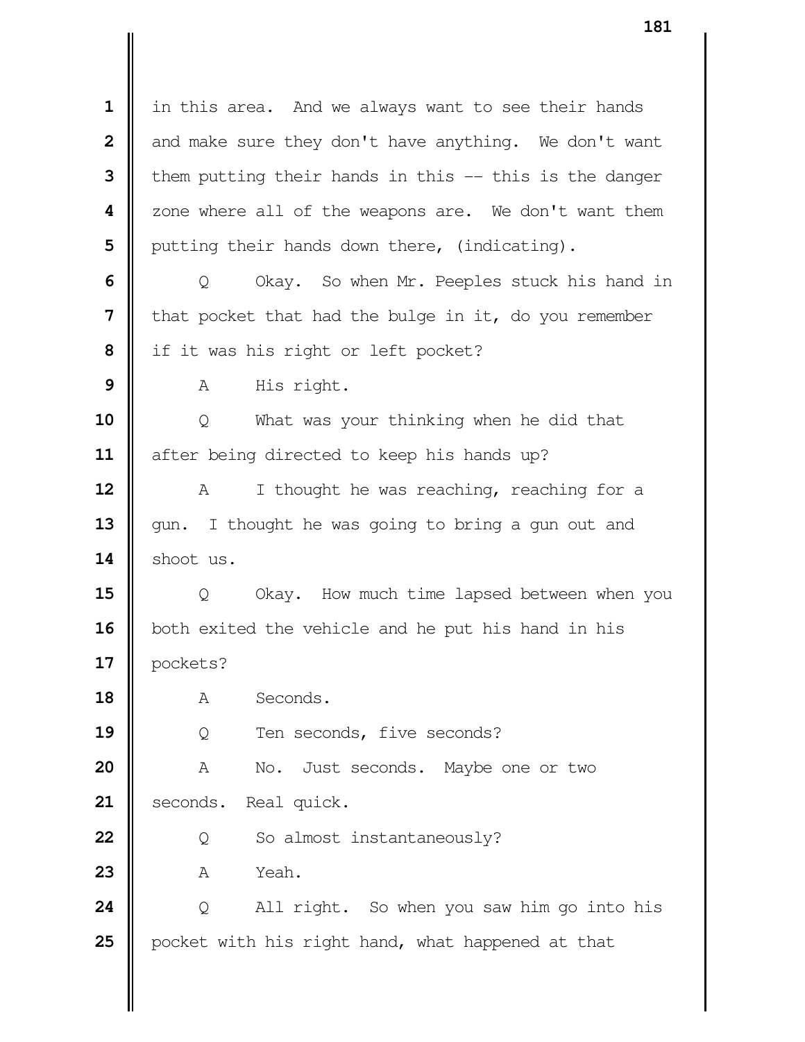in this area. And we always want to see their hands and make sure they don't have anything. We don't want them putting their hands in this -- this is the danger zone where all of the weapons are. We don't want them putting their hands down there, (indicating).

Q Okay. So when Mr. Peeples stuck his hand in that pocket that had the bulge in it, do you remember if it was his right or left pocket?

A His right.

Q What was your thinking when he did that after being directed to keep his hands up?

A I thought he was reaching, reaching for a gun. I thought he was going to bring a gun out and shoot us.

Q Okay. How much time lapsed between when you both exited the vehicle and he put his hand in his pockets?

A Seconds.

Q Ten seconds, five seconds?

A No. Just seconds. Maybe one or two seconds. Real quick.

Q So almost instantaneously?

A Yeah.

Q All right. So when you saw him go into his pocket with his right hand, what happened at that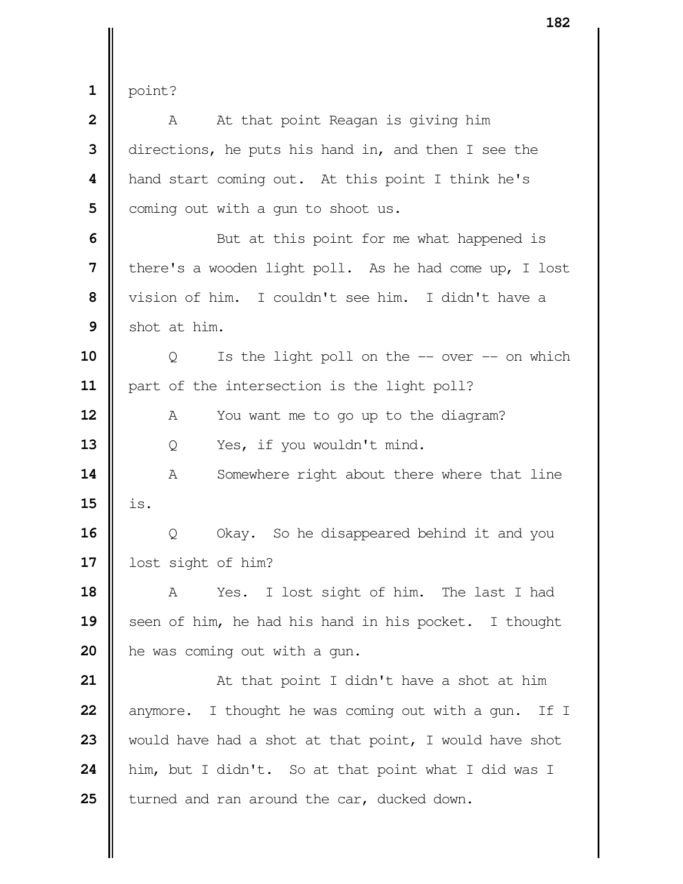point?

A At that point Reagan is giving him directions, he puts his hand in, and then I see the hand start coming out. At this point I think he's coming out with a gun to shoot us.

But at this point for me what happened is there's a wooden light poll. As he had come up, I lost vision of him. I couldn't see him. I didn't have a shot at him.

Q Is the light poll on the -- over -- on which part of the intersection is the light poll?

A You want me to go up to the diagram?

Q Yes, if you wouldn't mind.

A Somewhere right about there where that line is.

Q Okay. So he disappeared behind it and you lost sight of him?

A Yes. I lost sight of him. The last I had seen of him, he had his hand in his pocket. I thought he was coming out with a gun.

At that point I didn't have a shot at him anymore. I thought he was coming out with a gun. If I would have had a shot at that point, I would have shot him, but I didn't. So at that point what I did was I turned and ran around the car, ducked down.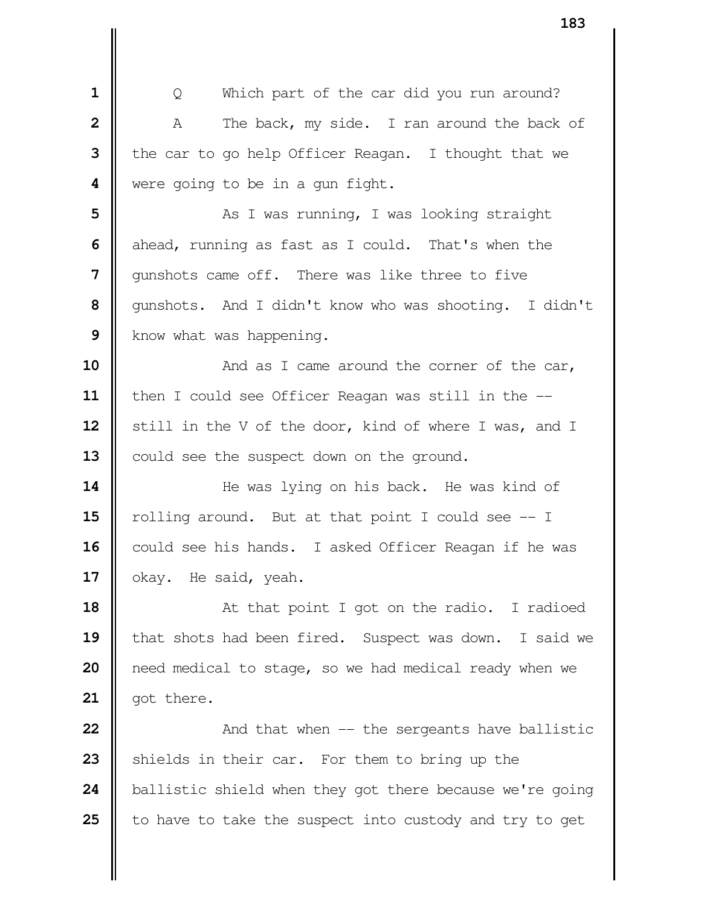Q Which part of the car did you run around?

A The back, my side. I ran around the back of the car to go help Officer Reagan. I thought that we were going to be in a gun fight.

As I was running, I was looking straight ahead, running as fast as I could. That's when the gunshots came off. There was like three to five gunshots. And I didn't know who was shooting. I didn't know what was happening.

And as I came around the corner of the car, then I could see Officer Reagan was still in the -- still in the V of the door, kind of where I was, and I could see the suspect down on the ground.

He was lying on his back. He was kind of rolling around. But at that point I could see -- I could see his hands. I asked Officer Reagan if he was okay. He said, yeah.

At that point I got on the radio. I radioed that shots had been fired. Suspect was down. I said we need medical to stage, so we had medical ready when we got there.

And that when -- the sergeants have ballistic shields in their car. For them to bring up the ballistic shield when they got there because we're going to have to take the suspect into custody and try to get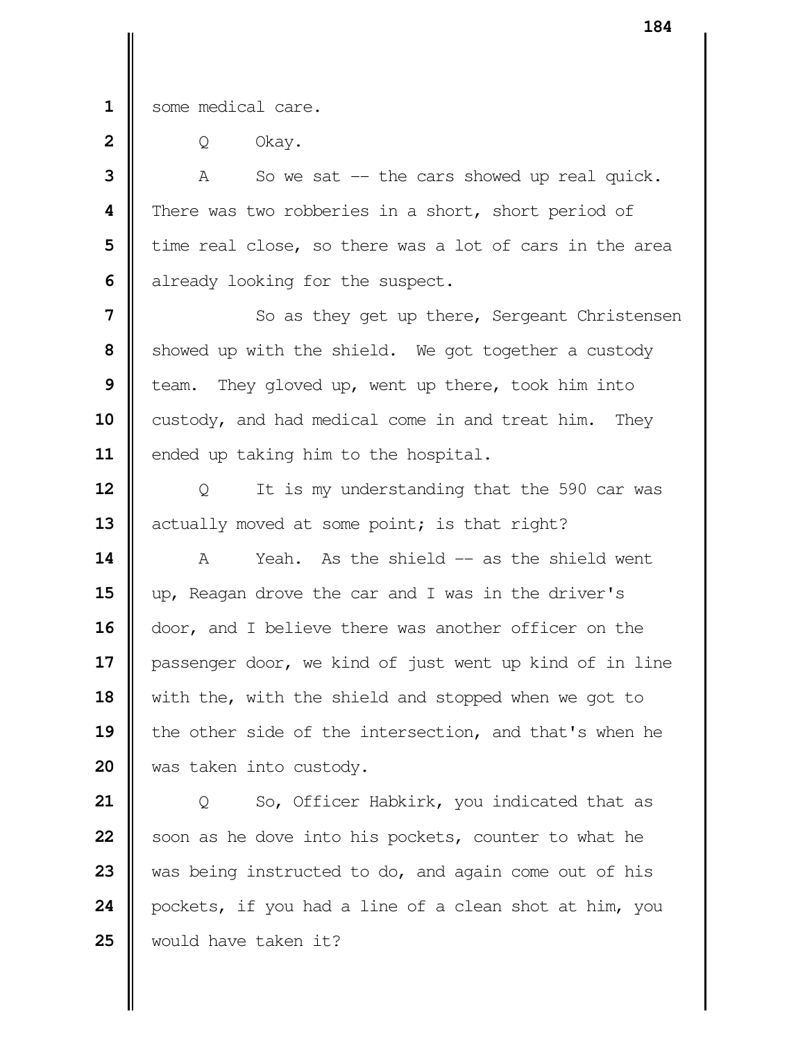some medical care.

Q Okay.

A So we sat -- the cars showed up real quick. There was two robberies in a short, short period of time real close, so there was a lot of cars in the area already looking for the suspect.

So as they get up there, Sergeant Christensen showed up with the shield. We got together a custody team. They gloved up, went up there, took him into custody, and had medical come in and treat him. They ended up taking him to the hospital.

Q It is my understanding that the 590 car was actually moved at some point; is that right?

A Yeah. As the shield -- as the shield went up, Reagan drove the car and I was in the driver's door, and I believe there was another officer on the passenger door, we kind of just went up kind of in line with the, with the shield and stopped when we got to the other side of the intersection, and that's when he was taken into custody.

Q So, Officer Habkirk, you indicated that as soon as he dove into his pockets, counter to what he was being instructed to do, and again come out of his pockets, if you had a line of a clean shot at him, you would have taken it?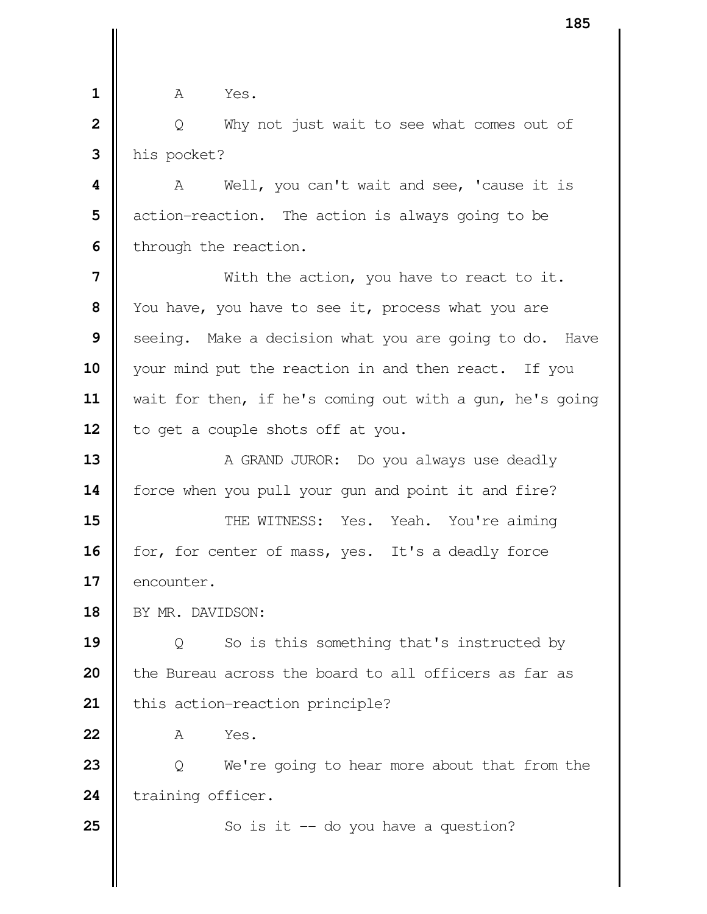A Yes.

Q Why not just wait to see what comes out of his pocket?

A Well, you can't wait and see, 'cause it is action-reaction. The action is always going to be through the reaction.

With the action, you have to react to it. You have, you have to see it, process what you are seeing. Make a decision what you are going to do. Have your mind put the reaction in and then react. If you wait for then, if he's coming out with a gun, he's going to get a couple shots off at you.

A GRAND JUROR: Do you always use deadly force when you pull your gun and point it and fire?

THE WITNESS: Yes. Yeah. You're aiming for, for center of mass, yes. It's a deadly force encounter.

BY MR. DAVIDSON:

Q So is this something that's instructed by the Bureau across the board to all officers as far as this action-reaction principle?

A Yes.

Q We're going to hear more about that from the training officer.

So is it -- do you have a question?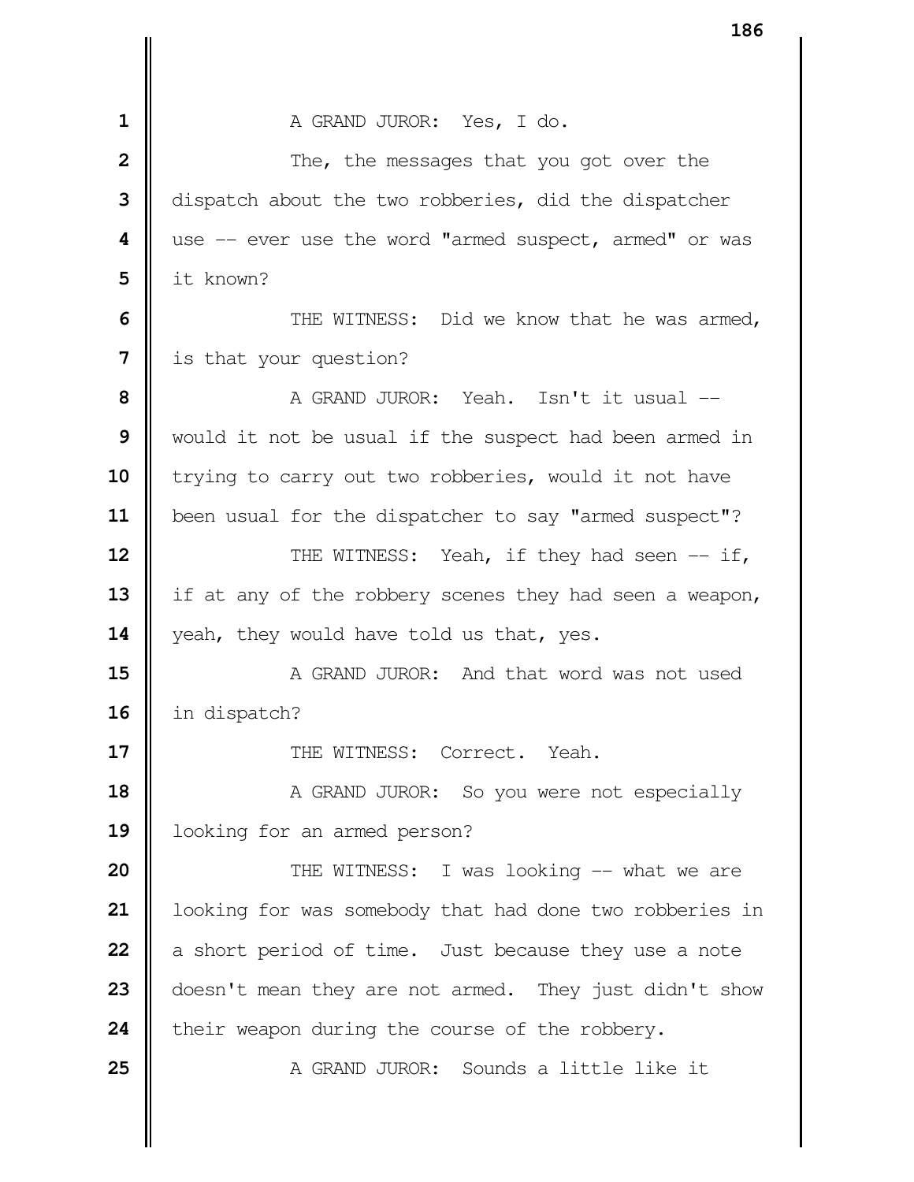A GRAND JUROR: Yes, I do.

The, the messages that you got over the dispatch about the two robberies, did the dispatcher use -- ever use the word "armed suspect, armed" or was it known?

THE WITNESS: Did we know that he was armed, is that your question?

A GRAND JUROR: Yeah. Isn't it usual -- would it not be usual if the suspect had been armed in trying to carry out two robberies, would it not have been usual for the dispatcher to say "armed suspect"?

THE WITNESS: Yeah, if they had seen -- if, if at any of the robbery scenes they had seen a weapon, yeah, they would have told us that, yes.

A GRAND JUROR: And that word was not used in dispatch?

THE WITNESS: Correct. Yeah.

A GRAND JUROR: So you were not especially looking for an armed person?

THE WITNESS: I was looking -- what we are looking for was somebody that had done two robberies in a short period of time. Just because they use a note doesn't mean they are not armed. They just didn't show their weapon during the course of the robbery.

A GRAND JUROR: Sounds a little like it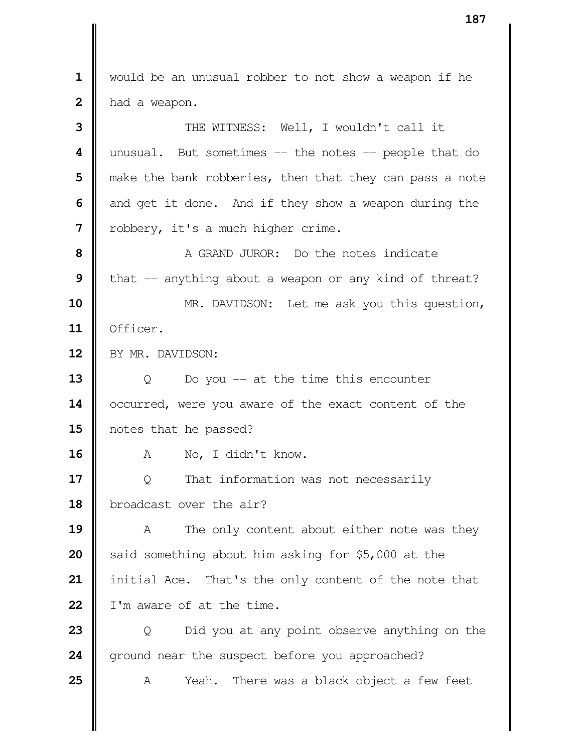would be an unusual robber to not show a weapon if he had a weapon.

THE WITNESS: Well, I wouldn't call it unusual. But sometimes -- the notes -- people that do make the bank robberies, then that they can pass a note and get it done. And if they show a weapon during the robbery, it's a much higher crime.

A GRAND JUROR: Do the notes indicate that -- anything about a weapon or any kind of threat?

MR. DAVIDSON: Let me ask you this question, Officer.

BY MR. DAVIDSON:

Q Do you -- at the time this encounter occurred, were you aware of the exact content of the notes that he passed?

A No, I didn't know.

Q That information was not necessarily broadcast over the air?

A The only content about either note was they said something about him asking for $5,000 at the initial Ace. That's the only content of the note that I'm aware of at the time.

Q Did you at any point observe anything on the ground near the suspect before you approached?

A Yeah. There was a black object a few feet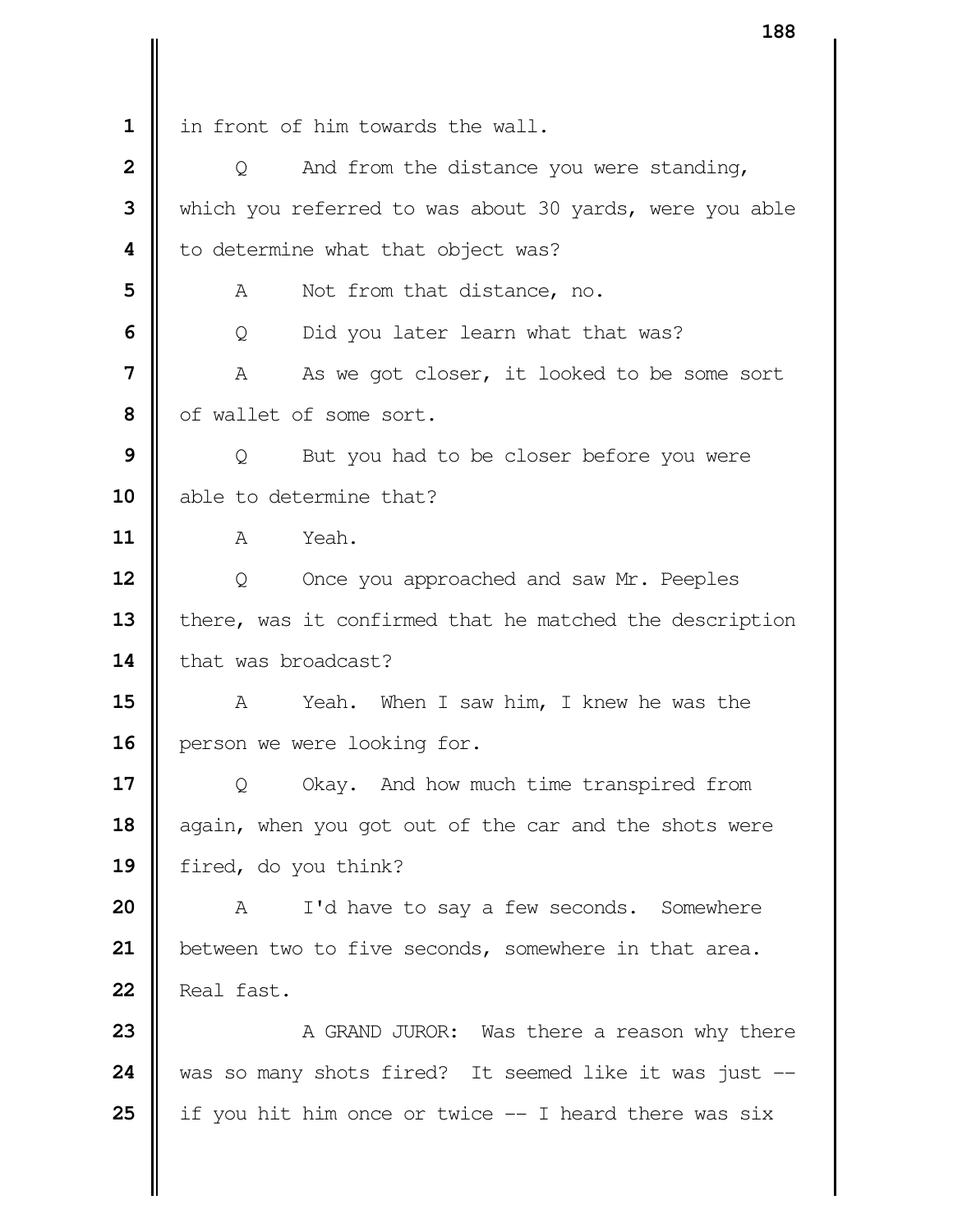in front of him towards the wall.

Q And from the distance you were standing, which you referred to was about 30 yards, were you able to determine what that object was?

A Not from that distance, no.

Q Did you later learn what that was?

A As we got closer, it looked to be some sort of wallet of some sort.

Q But you had to be closer before you were able to determine that?

A Yeah.

Q Once you approached and saw Mr. Peeples there, was it confirmed that he matched the description that was broadcast?

A Yeah. When I saw him, I knew he was the person we were looking for.

Q Okay. And how much time transpired from again, when you got out of the car and the shots were fired, do you think?

A I'd have to say a few seconds. Somewhere between two to five seconds, somewhere in that area. Real fast.

A GRAND JUROR: Was there a reason why there was so many shots fired? It seemed like it was just -- if you hit him once or twice -- I heard there was six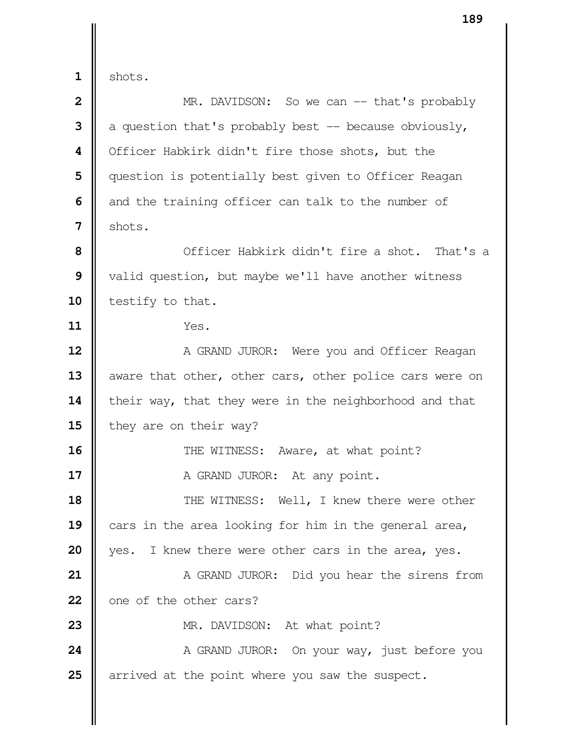shots.

MR. DAVIDSON: So we can -- that's probably a question that's probably best -- because obviously, Officer Habkirk didn't fire those shots, but the question is potentially best given to Officer Reagan and the training officer can talk to the number of shots.

Officer Habkirk didn't fire a shot. That's a valid question, but maybe we'll have another witness testify to that.

Yes.

A GRAND JUROR: Were you and Officer Reagan aware that other, other cars, other police cars were on their way, that they were in the neighborhood and that they are on their way?

THE WITNESS: Aware, at what point?

A GRAND JUROR: At any point.

THE WITNESS: Well, I knew there were other cars in the area looking for him in the general area, yes. I knew there were other cars in the area, yes.

A GRAND JUROR: Did you hear the sirens from one of the other cars?

MR. DAVIDSON: At what point?

A GRAND JUROR: On your way, just before you arrived at the point where you saw the suspect.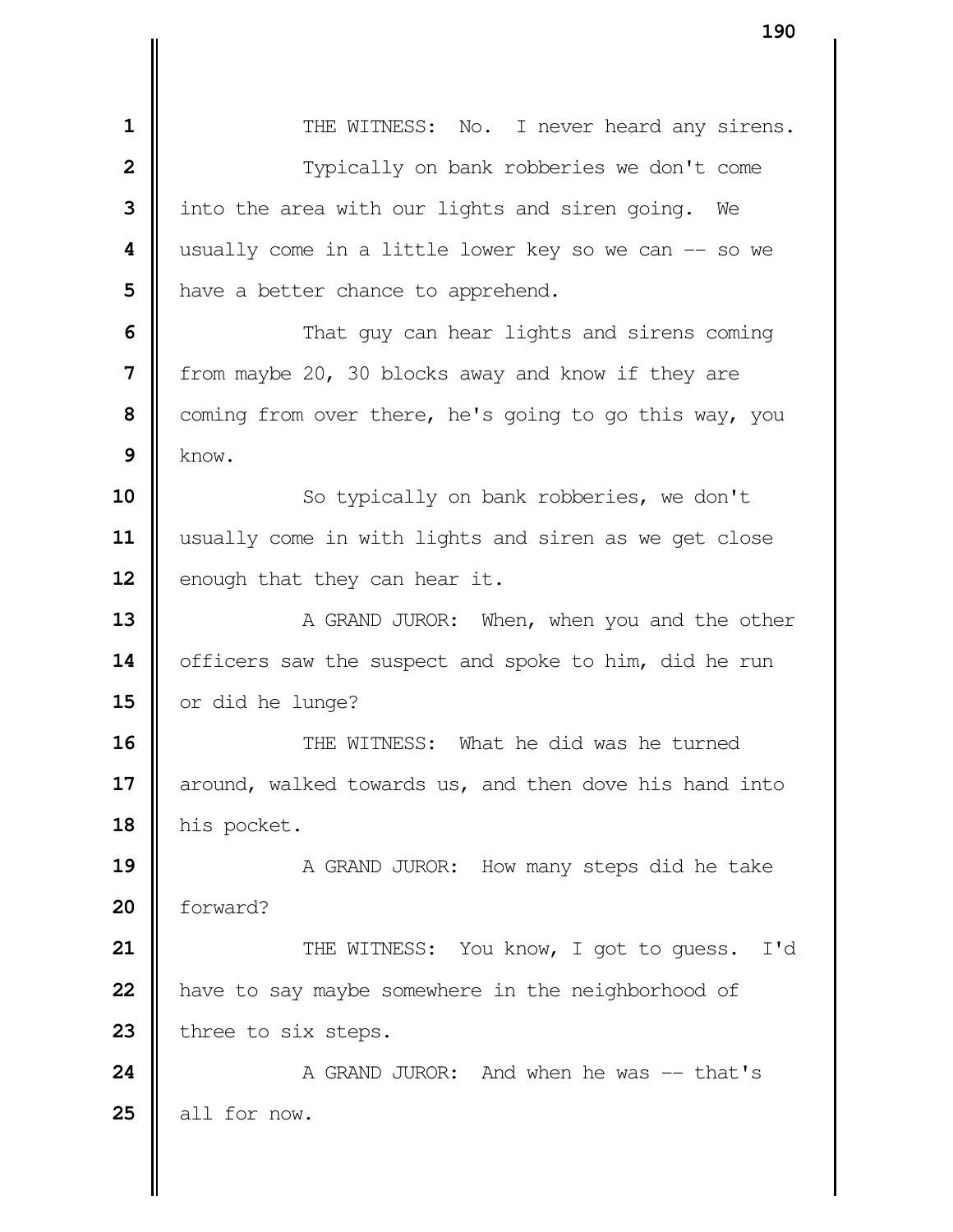THE WITNESS: No. I never heard any sirens.

Typically on bank robberies we don't come into the area with our lights and siren going. We usually come in a little lower key so we can -- so we have a better chance to apprehend.

That guy can hear lights and sirens coming from maybe 20, 30 blocks away and know if they are coming from over there, he's going to go this way, you know.

So typically on bank robberies, we don't usually come in with lights and siren as we get close enough that they can hear it.

A GRAND JUROR: When, when you and the other officers saw the suspect and spoke to him, did he run or did he lunge?

THE WITNESS: What he did was he turned around, walked towards us, and then dove his hand into his pocket.

A GRAND JUROR: How many steps did he take forward?

THE WITNESS: You know, I got to guess. I'd have to say maybe somewhere in the neighborhood of three to six steps.

A GRAND JUROR: And when he was -- that's all for now.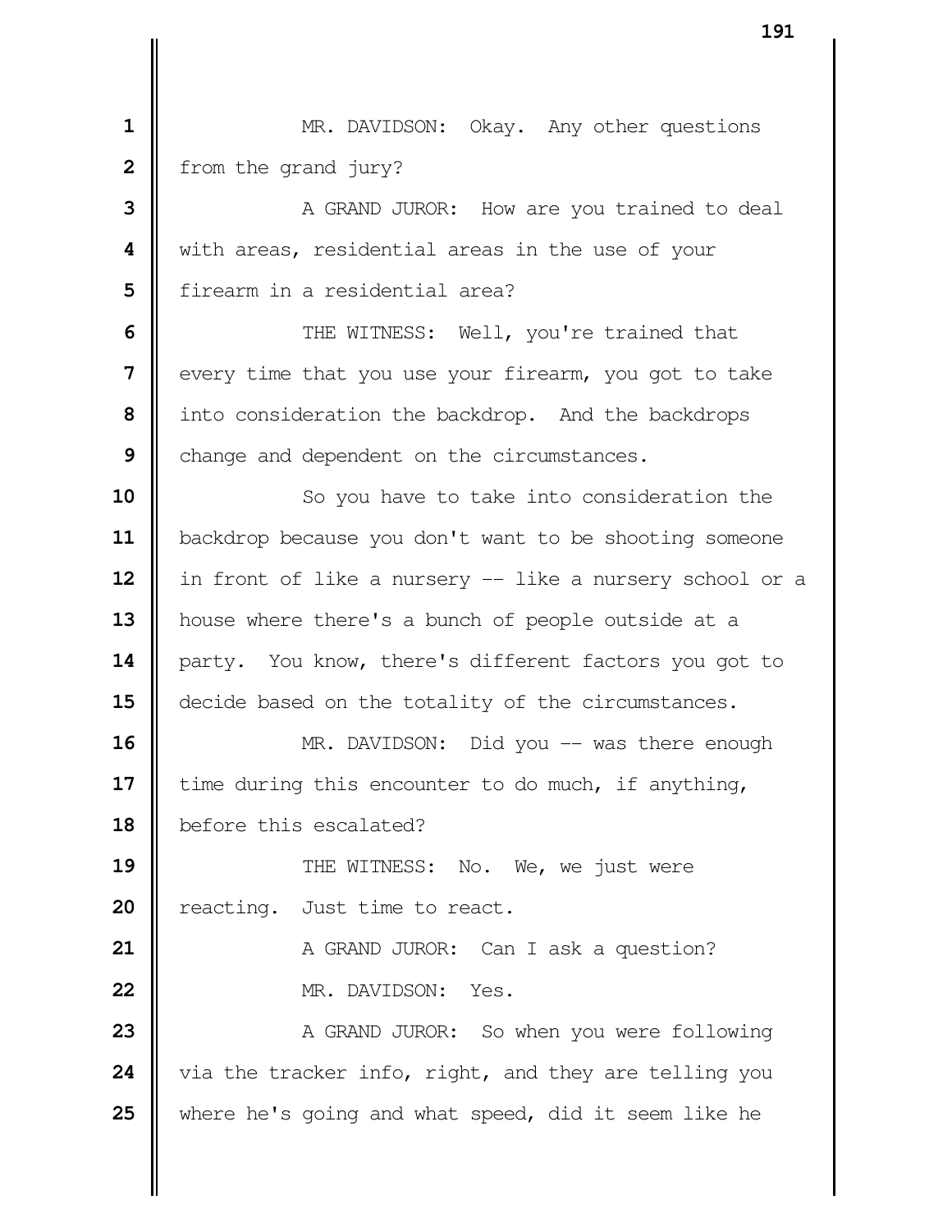MR. DAVIDSON: Okay. Any other questions from the grand jury?

A GRAND JUROR: How are you trained to deal with areas, residential areas in the use of your firearm in a residential area?

THE WITNESS: Well, you're trained that every time that you use your firearm, you got to take into consideration the backdrop. And the backdrops change and dependent on the circumstances.

So you have to take into consideration the backdrop because you don't want to be shooting someone in front of like a nursery -- like a nursery school or a house where there's a bunch of people outside at a party. You know, there's different factors you got to decide based on the totality of the circumstances.

MR. DAVIDSON: Did you -- was there enough time during this encounter to do much, if anything, before this escalated?

THE WITNESS: No. We, we just were reacting. Just time to react.

A GRAND JUROR: Can I ask a question?

MR. DAVIDSON: Yes.

A GRAND JUROR: So when you were following via the tracker info, right, and they are telling you where he's going and what speed, did it seem like he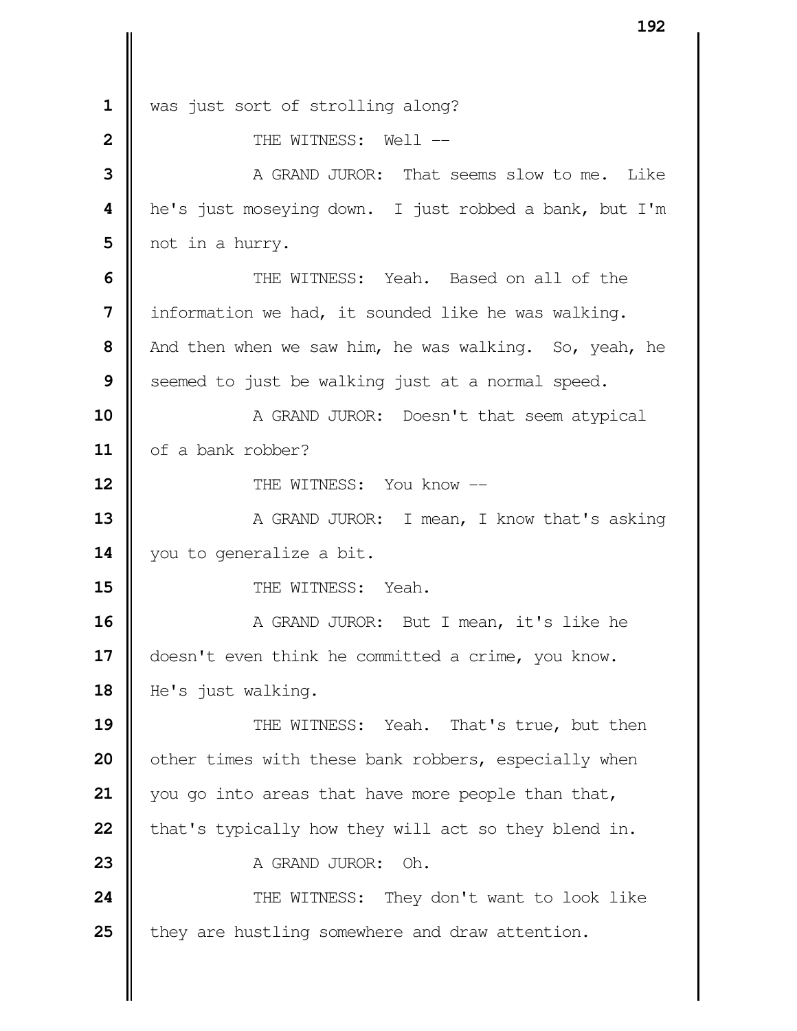was just sort of strolling along?

THE WITNESS: Well --

A GRAND JUROR: That seems slow to me. Like he's just moseying down. I just robbed a bank, but I'm not in a hurry.

THE WITNESS: Yeah. Based on all of the information we had, it sounded like he was walking. And then when we saw him, he was walking. So, yeah, he seemed to just be walking just at a normal speed.

A GRAND JUROR: Doesn't that seem atypical of a bank robber?

THE WITNESS: You know --

A GRAND JUROR: I mean, I know that's asking you to generalize a bit.

THE WITNESS: Yeah.

A GRAND JUROR: But I mean, it's like he doesn't even think he committed a crime, you know. He's just walking.

THE WITNESS: Yeah. That's true, but then other times with these bank robbers, especially when you go into areas that have more people than that, that's typically how they will act so they blend in.

A GRAND JUROR: Oh.

THE WITNESS: They don't want to look like they are hustling somewhere and draw attention.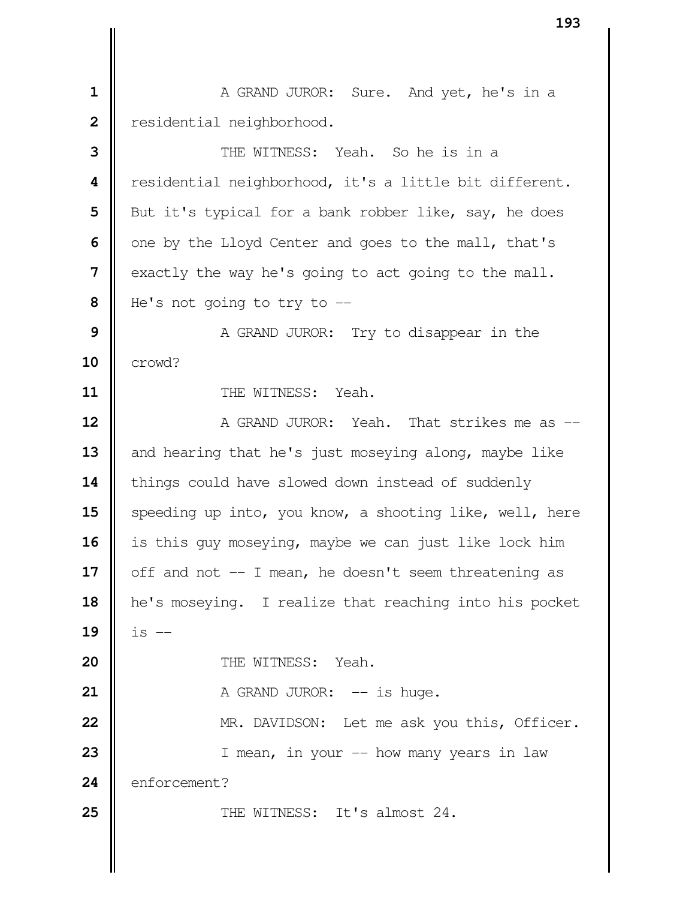A GRAND JUROR: Sure. And yet, he's in a residential neighborhood.

THE WITNESS: Yeah. So he is in a residential neighborhood, it's a little bit different. But it's typical for a bank robber like, say, he does one by the Lloyd Center and goes to the mall, that's exactly the way he's going to act going to the mall. He's not going to try to --

A GRAND JUROR: Try to disappear in the crowd?

THE WITNESS: Yeah.

A GRAND JUROR: Yeah. That strikes me as -- and hearing that he's just moseying along, maybe like things could have slowed down instead of suddenly speeding up into, you know, a shooting like, well, here is this guy moseying, maybe we can just like lock him off and not -- I mean, he doesn't seem threatening as he's moseying. I realize that reaching into his pocket is --

THE WITNESS: Yeah.

A GRAND JUROR: -- is huge.

MR. DAVIDSON: Let me ask you this, Officer.

I mean, in your -- how many years in law enforcement?

THE WITNESS: It's almost 24.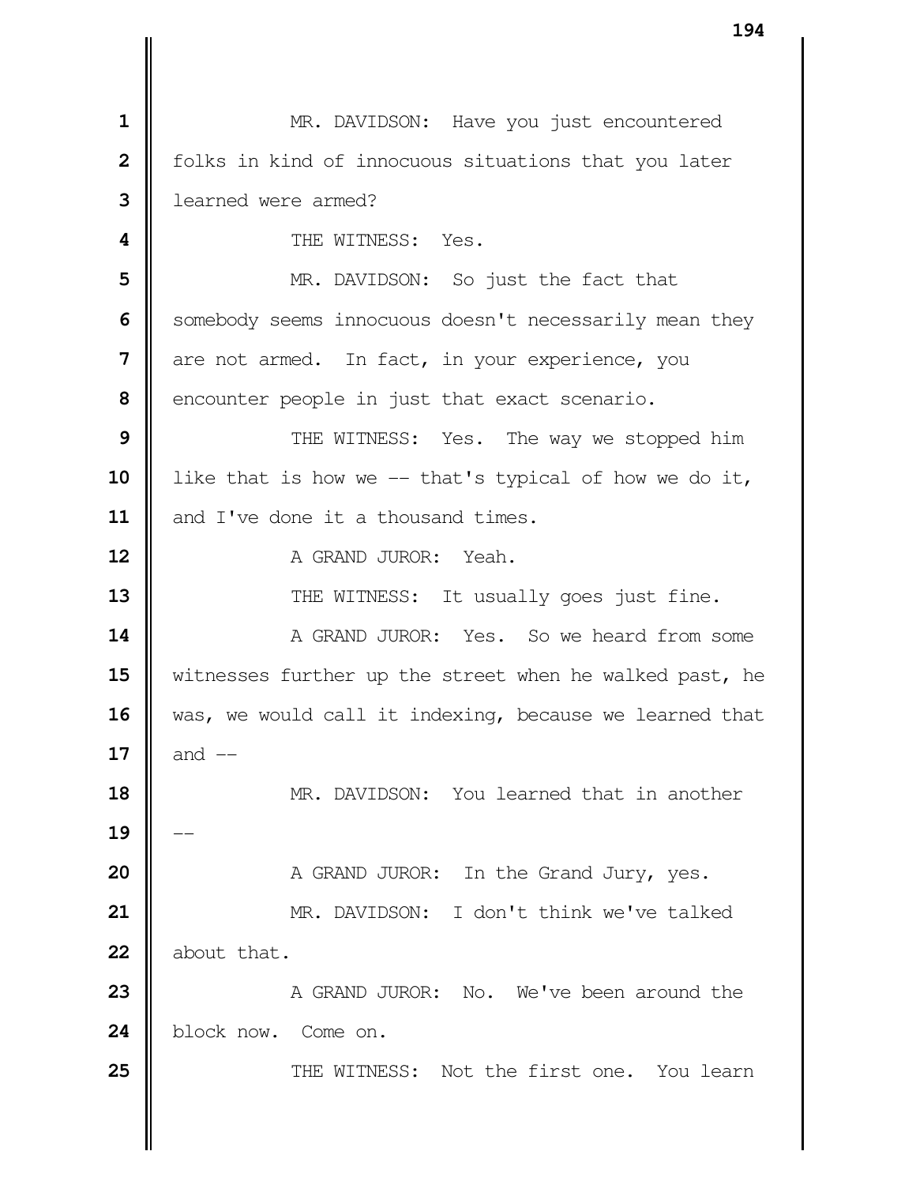MR. DAVIDSON: Have you just encountered folks in kind of innocuous situations that you later learned were armed?

THE WITNESS: Yes.

MR. DAVIDSON: So just the fact that somebody seems innocuous doesn't necessarily mean they are not armed. In fact, in your experience, you encounter people in just that exact scenario.

THE WITNESS: Yes. The way we stopped him like that is how we -- that's typical of how we do it, and I've done it a thousand times.

A GRAND JUROR: Yeah.

THE WITNESS: It usually goes just fine.

A GRAND JUROR: Yes. So we heard from some witnesses further up the street when he walked past, he was, we would call it indexing, because we learned that and --

MR. DAVIDSON: You learned that in another --

A GRAND JUROR: In the Grand Jury, yes.

MR. DAVIDSON: I don't think we've talked about that.

A GRAND JUROR: No. We've been around the block now. Come on.

THE WITNESS: Not the first one. You learn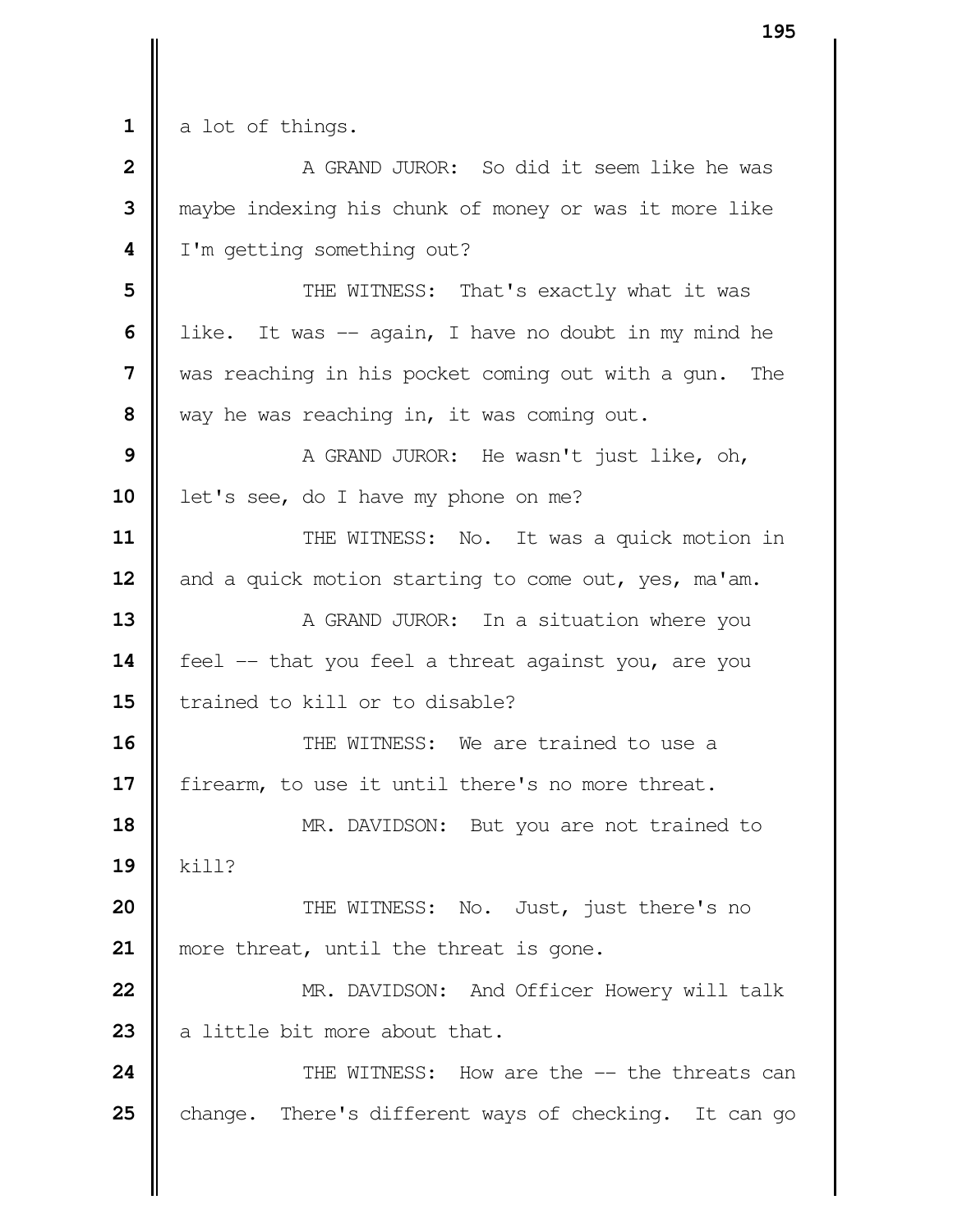a lot of things.

A GRAND JUROR: So did it seem like he was maybe indexing his chunk of money or was it more like I'm getting something out?

THE WITNESS: That's exactly what it was like. It was -- again, I have no doubt in my mind he was reaching in his pocket coming out with a gun. The way he was reaching in, it was coming out.

A GRAND JUROR: He wasn't just like, oh, let's see, do I have my phone on me?

THE WITNESS: No. It was a quick motion in and a quick motion starting to come out, yes, ma'am.

A GRAND JUROR: In a situation where you feel -- that you feel a threat against you, are you trained to kill or to disable?

THE WITNESS: We are trained to use a firearm, to use it until there's no more threat.

MR. DAVIDSON: But you are not trained to kill?

THE WITNESS: No. Just, just there's no more threat, until the threat is gone.

MR. DAVIDSON: And Officer Howery will talk a little bit more about that.

THE WITNESS: How are the -- the threats can change. There's different ways of checking. It can go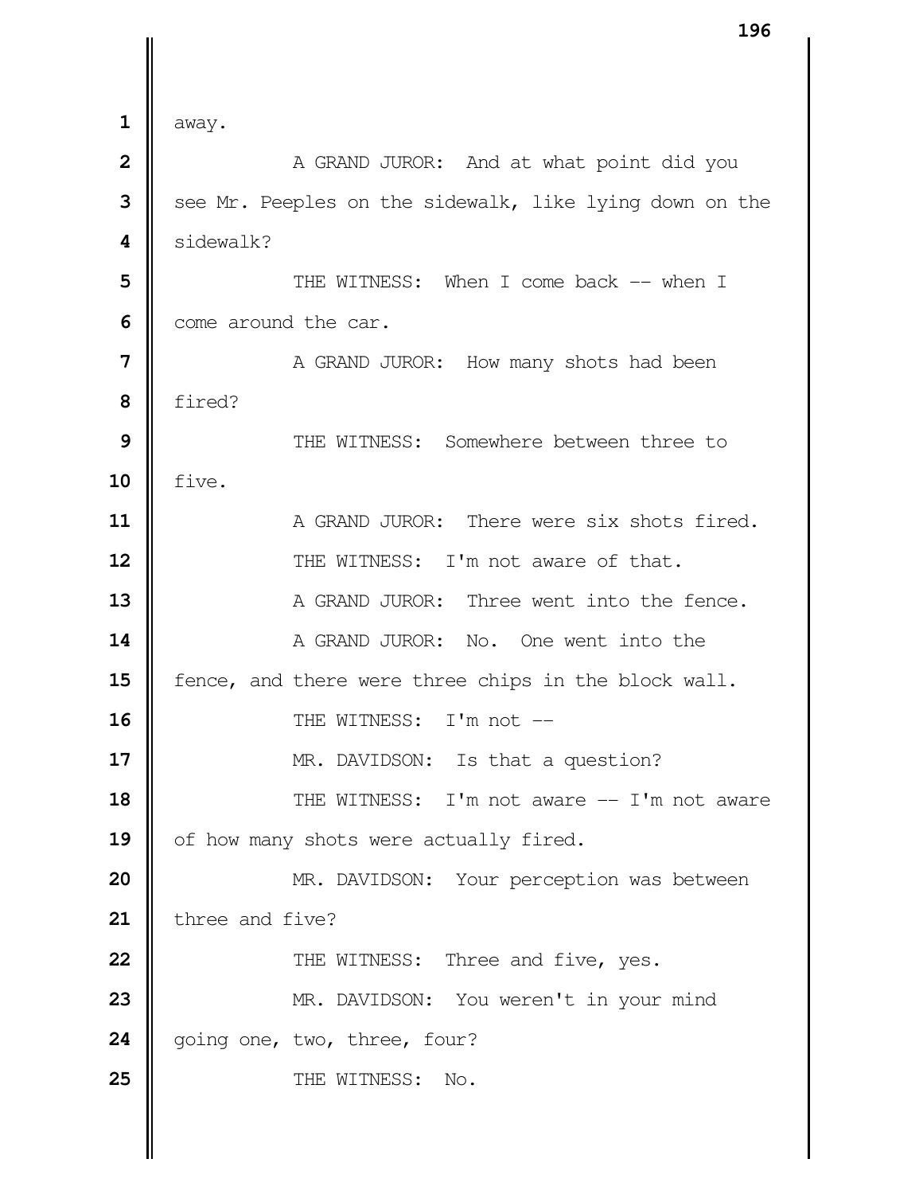away.

A GRAND JUROR: And at what point did you see Mr. Peeples on the sidewalk, like lying down on the sidewalk?

THE WITNESS: When I come back -- when I come around the car.

A GRAND JUROR: How many shots had been fired?

THE WITNESS: Somewhere between three to five.

A GRAND JUROR: There were six shots fired.

THE WITNESS: I'm not aware of that.

A GRAND JUROR: Three went into the fence.

A GRAND JUROR: No. One went into the fence, and there were three chips in the block wall.

THE WITNESS: I'm not --

MR. DAVIDSON: Is that a question?

THE WITNESS: I'm not aware -- I'm not aware of how many shots were actually fired.

MR. DAVIDSON: Your perception was between three and five?

THE WITNESS: Three and five, yes.

MR. DAVIDSON: You weren't in your mind going one, two, three, four?

THE WITNESS: No.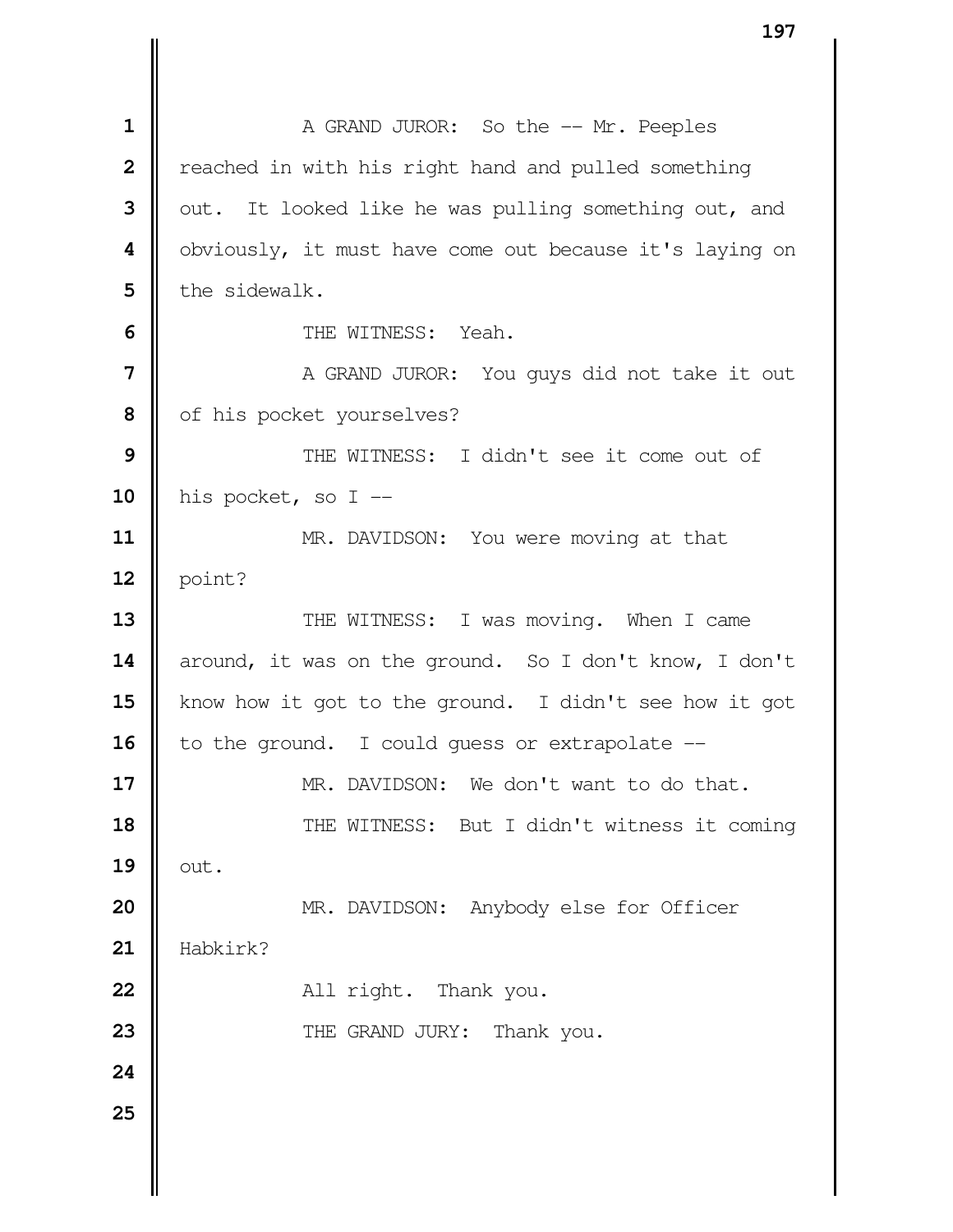A GRAND JUROR: So the -- Mr. Peeples reached in with his right hand and pulled something out. It looked like he was pulling something out, and obviously, it must have come out because it's laying on the sidewalk.

THE WITNESS: Yeah.

A GRAND JUROR: You guys did not take it out of his pocket yourselves?

THE WITNESS: I didn't see it come out of his pocket, so I --

MR. DAVIDSON: You were moving at that point?

THE WITNESS: I was moving. When I came around, it was on the ground. So I don't know, I don't know how it got to the ground. I didn't see how it got to the ground. I could guess or extrapolate --

MR. DAVIDSON: We don't want to do that.

THE WITNESS: But I didn't witness it coming out.

MR. DAVIDSON: Anybody else for Officer Habkirk?

All right. Thank you.

THE GRAND JURY: Thank you.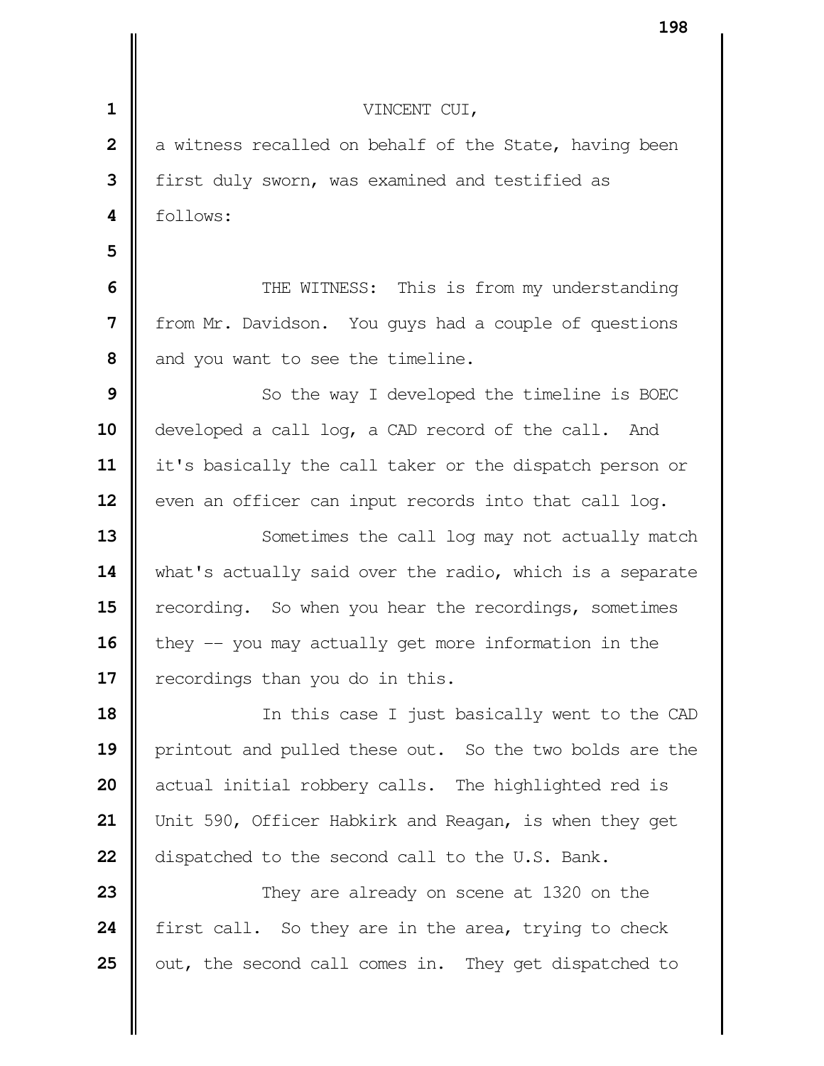VINCENT CUI,

a witness recalled on behalf of the State, having been first duly sworn, was examined and testified as follows:

THE WITNESS: This is from my understanding from Mr. Davidson. You guys had a couple of questions and you want to see the timeline.

So the way I developed the timeline is BOEC developed a call log, a CAD record of the call. And it's basically the call taker or the dispatch person or even an officer can input records into that call log.

Sometimes the call log may not actually match what's actually said over the radio, which is a separate recording. So when you hear the recordings, sometimes they -- you may actually get more information in the recordings than you do in this.

In this case I just basically went to the CAD printout and pulled these out. So the two bolds are the actual initial robbery calls. The highlighted red is Unit 590, Officer Habkirk and Reagan, is when they get dispatched to the second call to the U.S. Bank.

They are already on scene at 1320 on the first call. So they are in the area, trying to check out, the second call comes in. They get dispatched to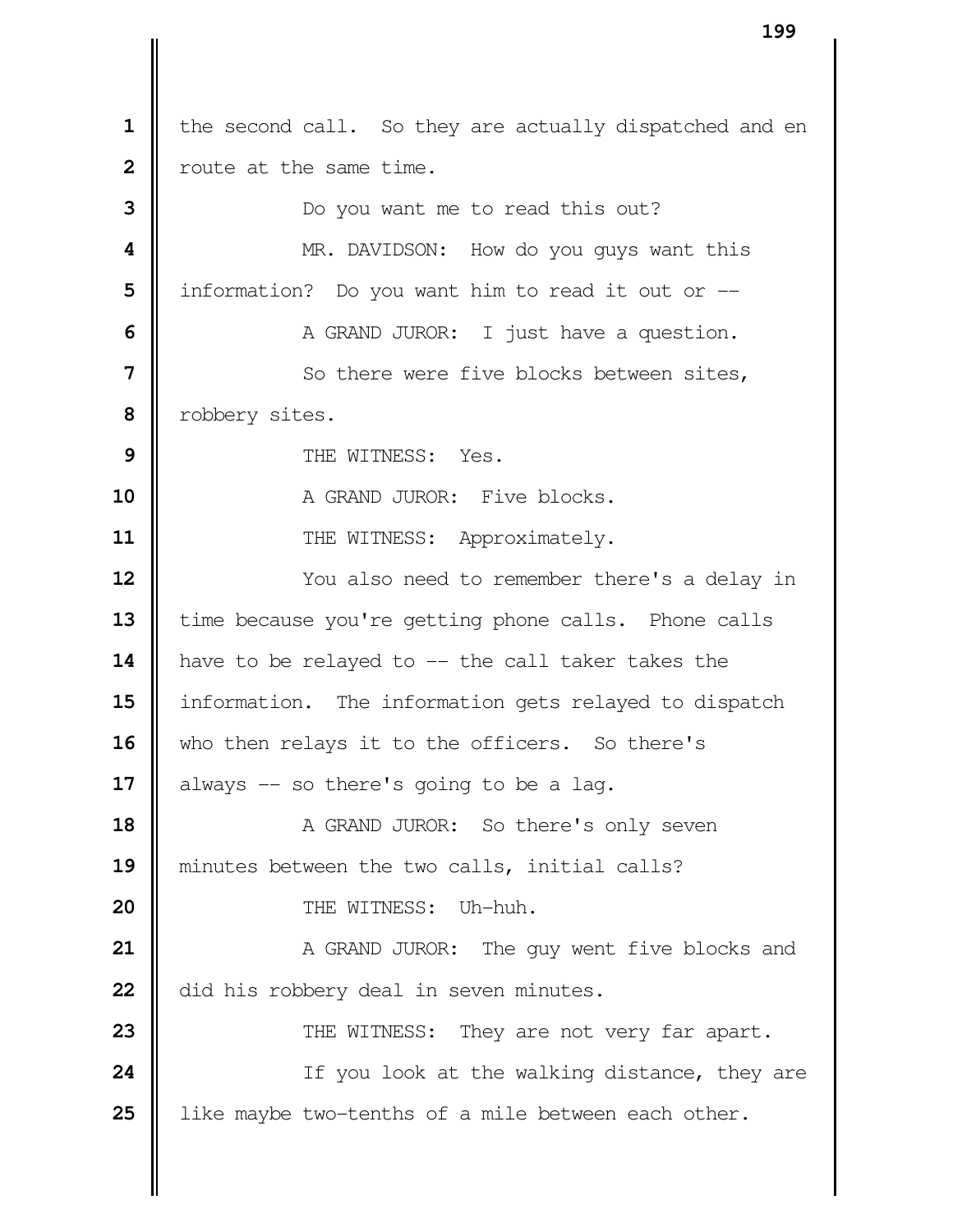the second call. So they are actually dispatched and en route at the same time.

Do you want me to read this out?

MR. DAVIDSON: How do you guys want this information? Do you want him to read it out or --

A GRAND JUROR: I just have a question.

So there were five blocks between sites, robbery sites.

THE WITNESS: Yes.

A GRAND JUROR: Five blocks.

THE WITNESS: Approximately.

You also need to remember there's a delay in time because you're getting phone calls. Phone calls have to be relayed to -- the call taker takes the information. The information gets relayed to dispatch who then relays it to the officers. So there's always -- so there's going to be a lag.

A GRAND JUROR: So there's only seven minutes between the two calls, initial calls?

THE WITNESS: Uh-huh.

A GRAND JUROR: The guy went five blocks and did his robbery deal in seven minutes.

THE WITNESS: They are not very far apart.

If you look at the walking distance, they are like maybe two-tenths of a mile between each other.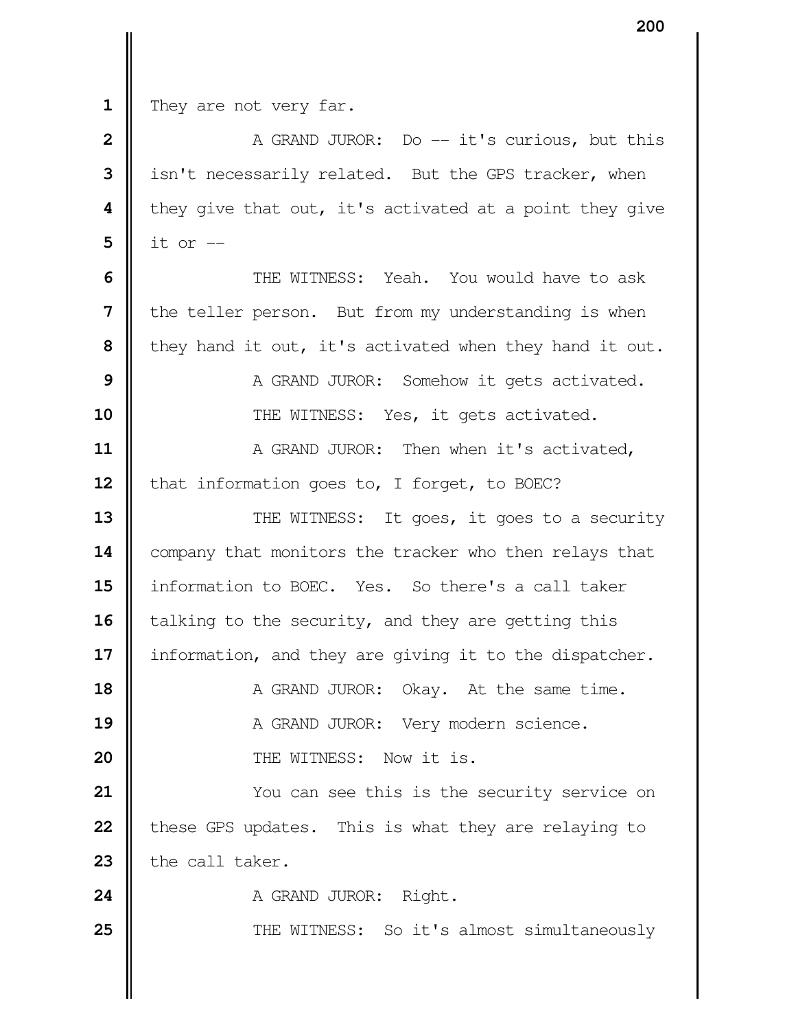They are not very far.

A GRAND JUROR: Do -- it's curious, but this isn't necessarily related. But the GPS tracker, when they give that out, it's activated at a point they give it or --

THE WITNESS: Yeah. You would have to ask the teller person. But from my understanding is when they hand it out, it's activated when they hand it out.

A GRAND JUROR: Somehow it gets activated.

THE WITNESS: Yes, it gets activated.

A GRAND JUROR: Then when it's activated, that information goes to, I forget, to BOEC?

THE WITNESS: It goes, it goes to a security company that monitors the tracker who then relays that information to BOEC. Yes. So there's a call taker talking to the security, and they are getting this information, and they are giving it to the dispatcher.

A GRAND JUROR: Okay. At the same time.

A GRAND JUROR: Very modern science.

THE WITNESS: Now it is.

You can see this is the security service on these GPS updates. This is what they are relaying to the call taker.

A GRAND JUROR: Right.

THE WITNESS: So it's almost simultaneously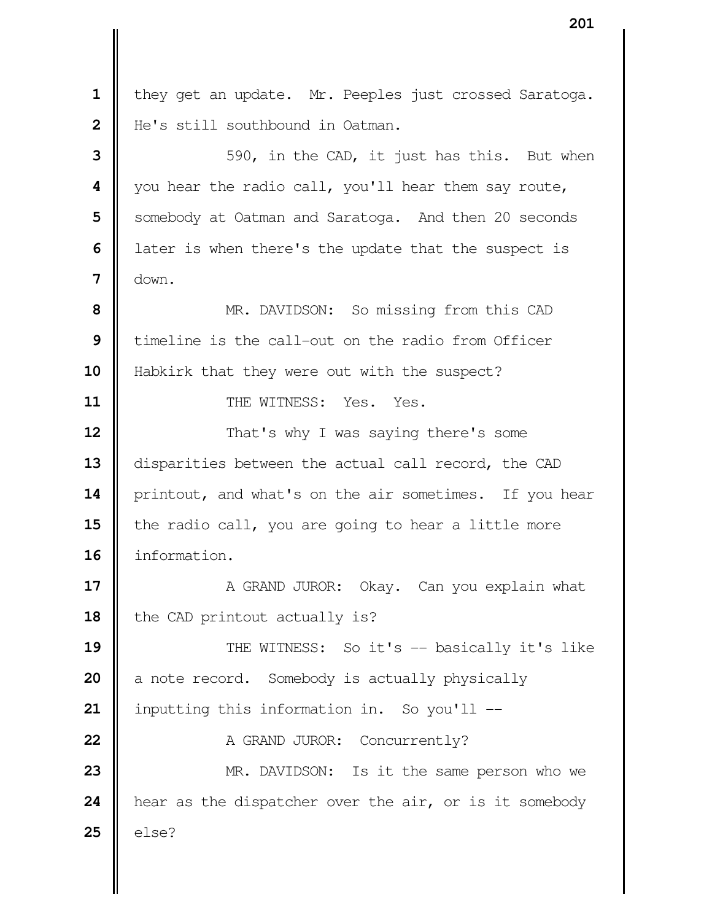they get an update. Mr. Peeples just crossed Saratoga. He's still southbound in Oatman.

590, in the CAD, it just has this. But when you hear the radio call, you'll hear them say route, somebody at Oatman and Saratoga. And then 20 seconds later is when there's the update that the suspect is down.

MR. DAVIDSON: So missing from this CAD timeline is the call-out on the radio from Officer Habkirk that they were out with the suspect?

THE WITNESS: Yes. Yes.

That's why I was saying there's some disparities between the actual call record, the CAD printout, and what's on the air sometimes. If you hear the radio call, you are going to hear a little more information.

A GRAND JUROR: Okay. Can you explain what the CAD printout actually is?

THE WITNESS: So it's -- basically it's like a note record. Somebody is actually physically inputting this information in. So you'll --

A GRAND JUROR: Concurrently?

MR. DAVIDSON: Is it the same person who we hear as the dispatcher over the air, or is it somebody else?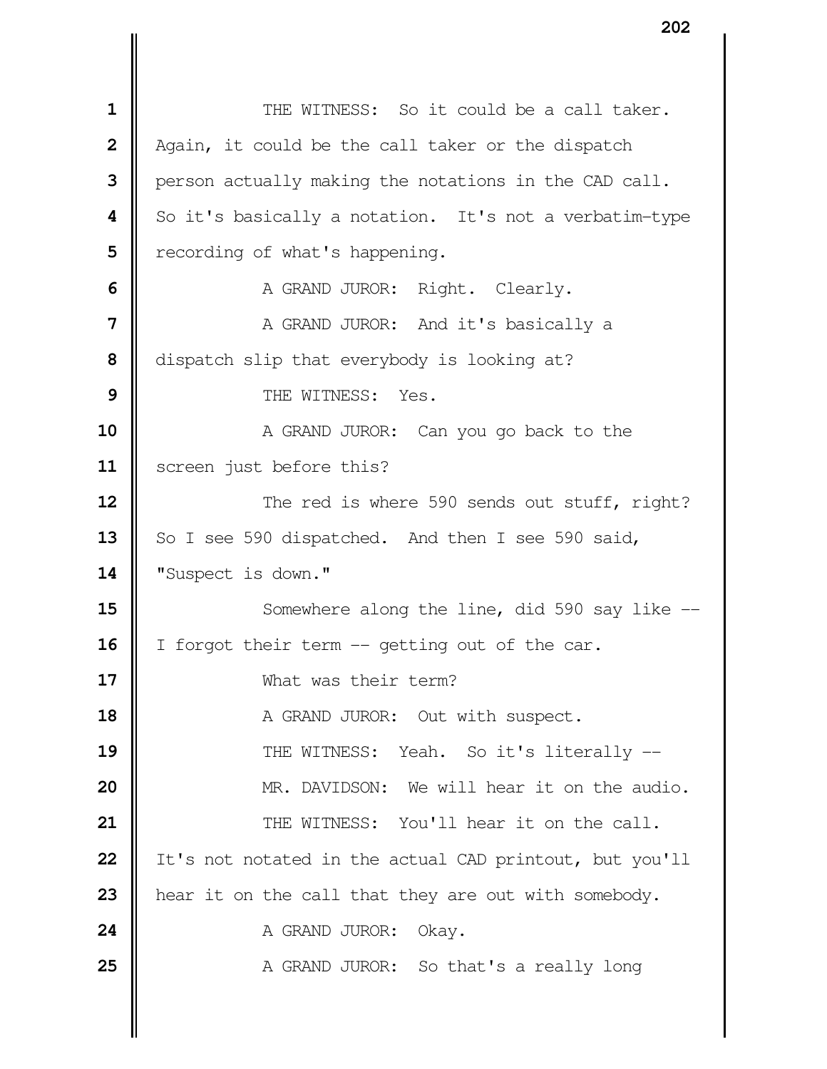THE WITNESS: So it could be a call taker. Again, it could be the call taker or the dispatch person actually making the notations in the CAD call. So it's basically a notation. It's not a verbatim-type recording of what's happening.

A GRAND JUROR: Right. Clearly.

A GRAND JUROR: And it's basically a dispatch slip that everybody is looking at?

THE WITNESS: Yes.

A GRAND JUROR: Can you go back to the screen just before this?

The red is where 590 sends out stuff, right? So I see 590 dispatched. And then I see 590 said, "Suspect is down."

Somewhere along the line, did 590 say like -- I forgot their term -- getting out of the car.

What was their term?

A GRAND JUROR: Out with suspect.

THE WITNESS: Yeah. So it's literally --

MR. DAVIDSON: We will hear it on the audio.

THE WITNESS: You'll hear it on the call. It's not notated in the actual CAD printout, but you'll hear it on the call that they are out with somebody.

A GRAND JUROR: Okay.

A GRAND JUROR: So that's a really long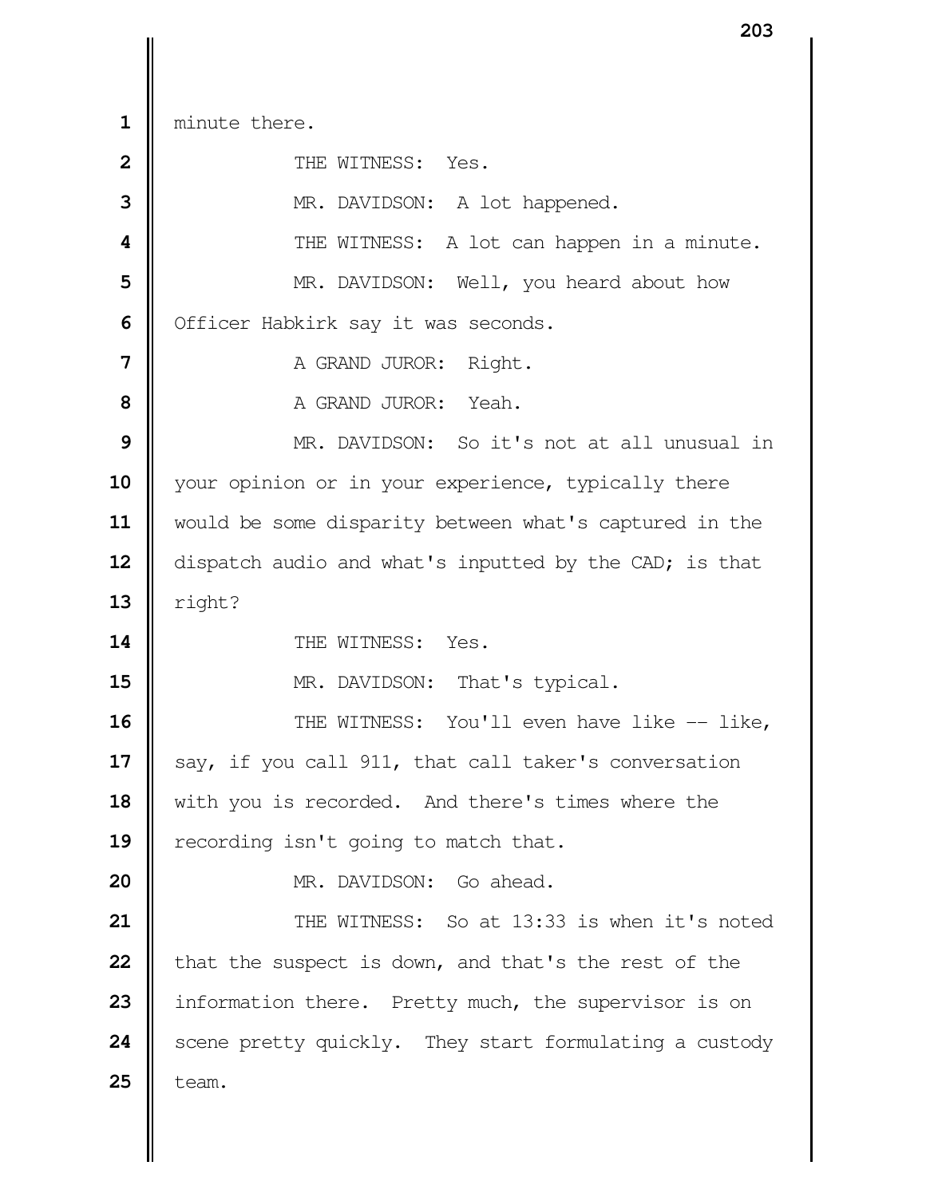minute there.

THE WITNESS: Yes.

MR. DAVIDSON: A lot happened.

THE WITNESS: A lot can happen in a minute.

MR. DAVIDSON: Well, you heard about how Officer Habkirk say it was seconds.

A GRAND JUROR: Right.

A GRAND JUROR: Yeah.

MR. DAVIDSON: So it's not at all unusual in your opinion or in your experience, typically there would be some disparity between what's captured in the dispatch audio and what's inputted by the CAD; is that right?

THE WITNESS: Yes.

MR. DAVIDSON: That's typical.

THE WITNESS: You'll even have like -- like, say, if you call 911, that call taker's conversation with you is recorded. And there's times where the recording isn't going to match that.

MR. DAVIDSON: Go ahead.

THE WITNESS: So at 13:33 is when it's noted that the suspect is down, and that's the rest of the information there. Pretty much, the supervisor is on scene pretty quickly. They start formulating a custody team.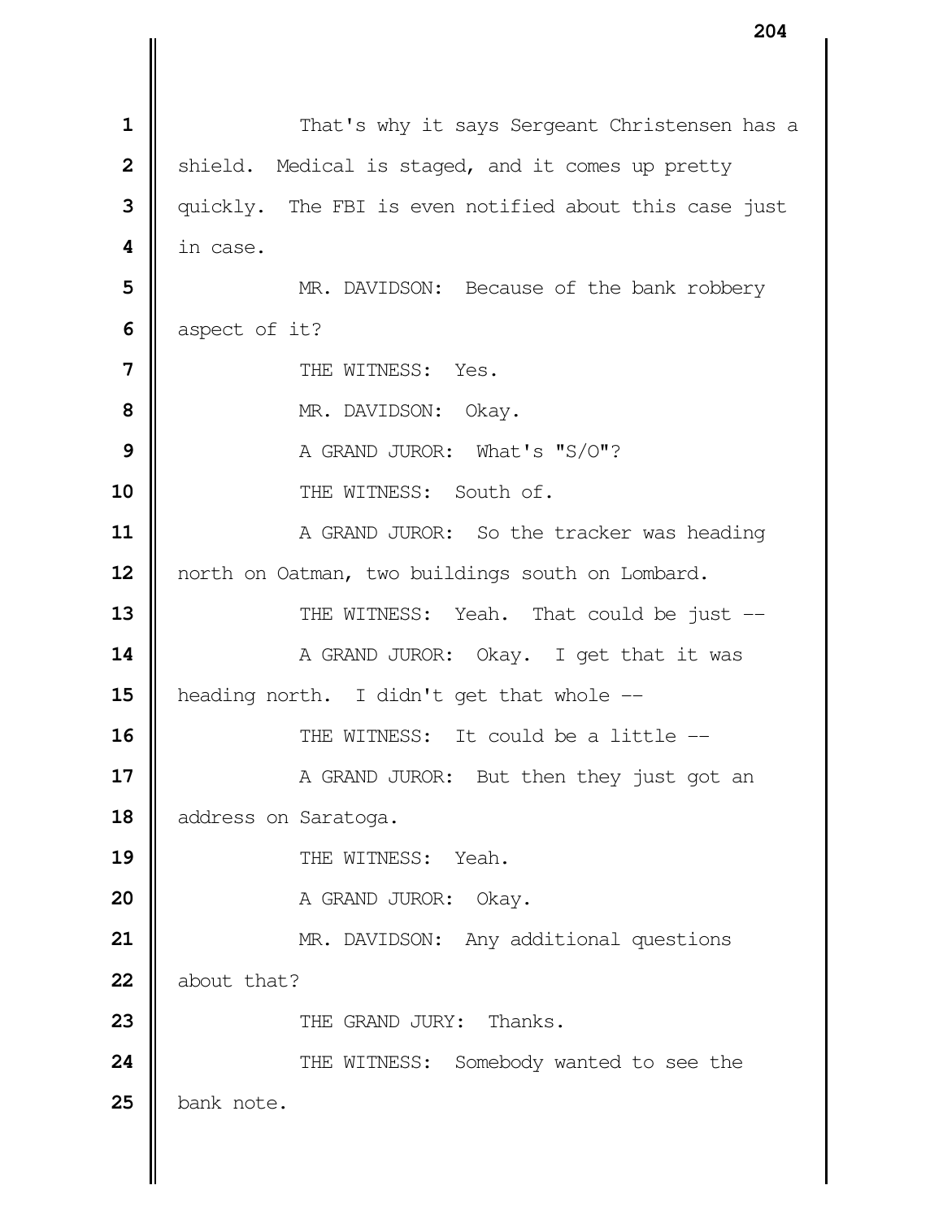That's why it says Sergeant Christensen has a shield. Medical is staged, and it comes up pretty quickly. The FBI is even notified about this case just in case.

MR. DAVIDSON: Because of the bank robbery aspect of it?

THE WITNESS: Yes.

MR. DAVIDSON: Okay.

A GRAND JUROR: What's "S/O"?

THE WITNESS: South of.

A GRAND JUROR: So the tracker was heading north on Oatman, two buildings south on Lombard.

THE WITNESS: Yeah. That could be just --

A GRAND JUROR: Okay. I get that it was heading north. I didn't get that whole --

THE WITNESS: It could be a little --

A GRAND JUROR: But then they just got an address on Saratoga.

THE WITNESS: Yeah.

A GRAND JUROR: Okay.

MR. DAVIDSON: Any additional questions about that?

THE GRAND JURY: Thanks.

THE WITNESS: Somebody wanted to see the bank note.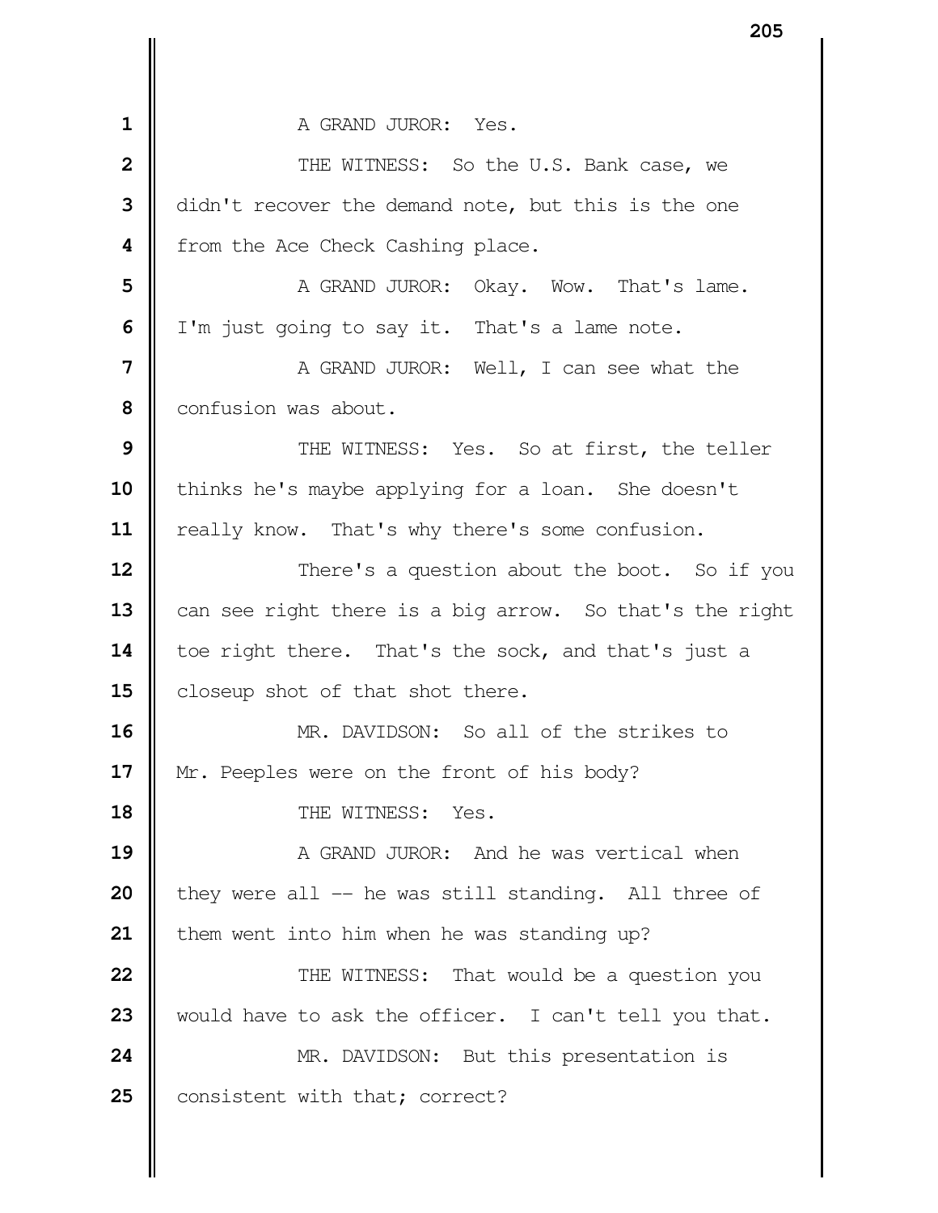1 A GRAND JUROR: Yes.

2 THE WITNESS: So the U.S. Bank case, we
3 didn't recover the demand note, but this is the one
4 from the Ace Check Cashing place.

5 A GRAND JUROR: Okay. Wow. That's lame.
6 I'm just going to say it. That's a lame note.

7 A GRAND JUROR: Well, I can see what the
8 confusion was about.

9 THE WITNESS: Yes. So at first, the teller
10 thinks he's maybe applying for a loan. She doesn't
11 really know. That's why there's some confusion.

12 There's a question about the boot. So if you
13 can see right there is a big arrow. So that's the right
14 toe right there. That's the sock, and that's just a
15 closeup shot of that shot there.

16 MR. DAVIDSON: So all of the strikes to
17 Mr. Peeples were on the front of his body?

18 THE WITNESS: Yes.

19 A GRAND JUROR: And he was vertical when
20 they were all -- he was still standing. All three of
21 them went into him when he was standing up?

22 THE WITNESS: That would be a question you
23 would have to ask the officer. I can't tell you that.

24 MR. DAVIDSON: But this presentation is
25 consistent with that; correct?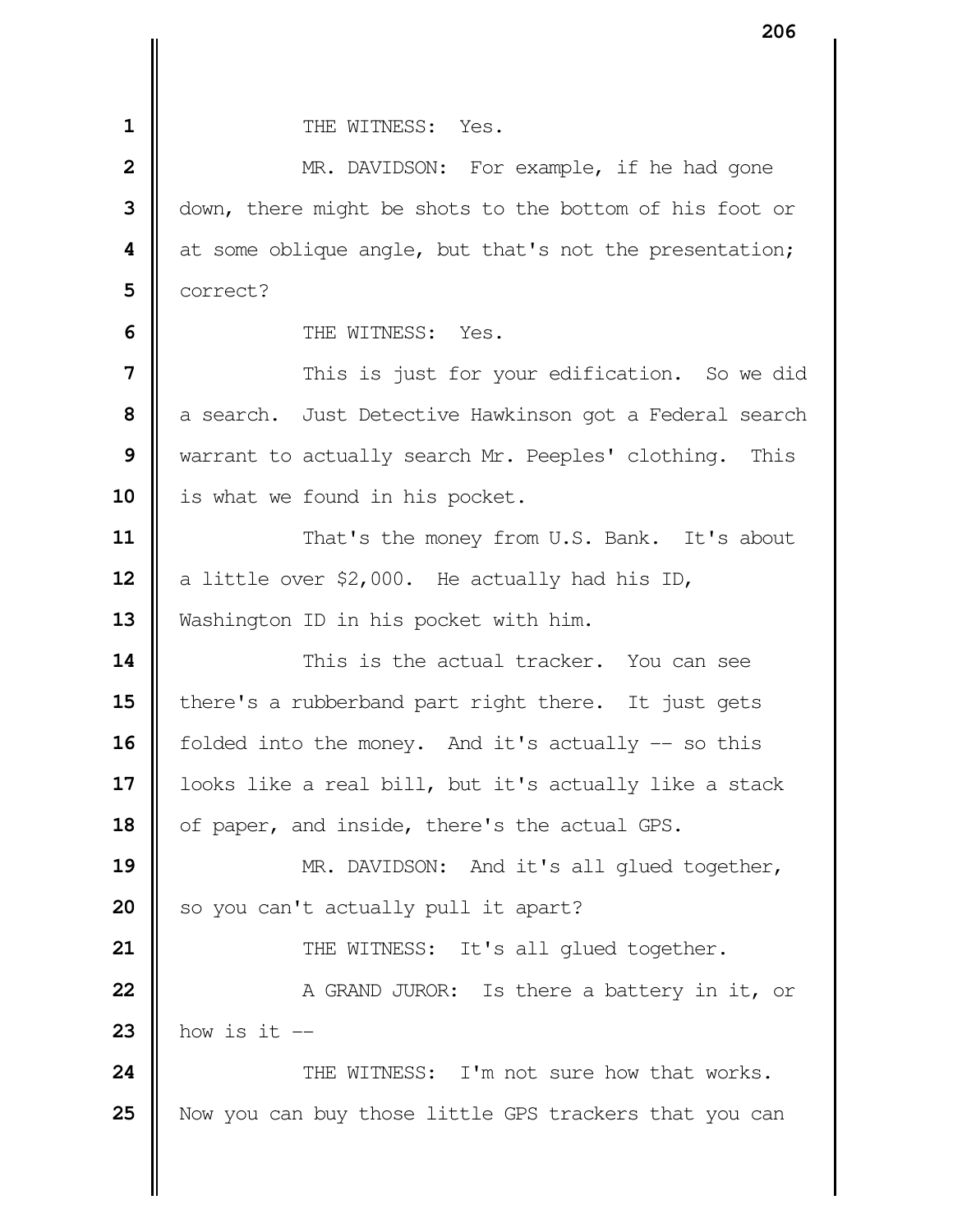THE WITNESS: Yes.

MR. DAVIDSON: For example, if he had gone down, there might be shots to the bottom of his foot or at some oblique angle, but that's not the presentation; correct?

THE WITNESS: Yes.

This is just for your edification. So we did a search. Just Detective Hawkinson got a Federal search warrant to actually search Mr. Peeples' clothing. This is what we found in his pocket.

That's the money from U.S. Bank. It's about a little over $2,000. He actually had his ID, Washington ID in his pocket with him.

This is the actual tracker. You can see there's a rubberband part right there. It just gets folded into the money. And it's actually -- so this looks like a real bill, but it's actually like a stack of paper, and inside, there's the actual GPS.

MR. DAVIDSON: And it's all glued together, so you can't actually pull it apart?

THE WITNESS: It's all glued together.

A GRAND JUROR: Is there a battery in it, or how is it --

THE WITNESS: I'm not sure how that works. Now you can buy those little GPS trackers that you can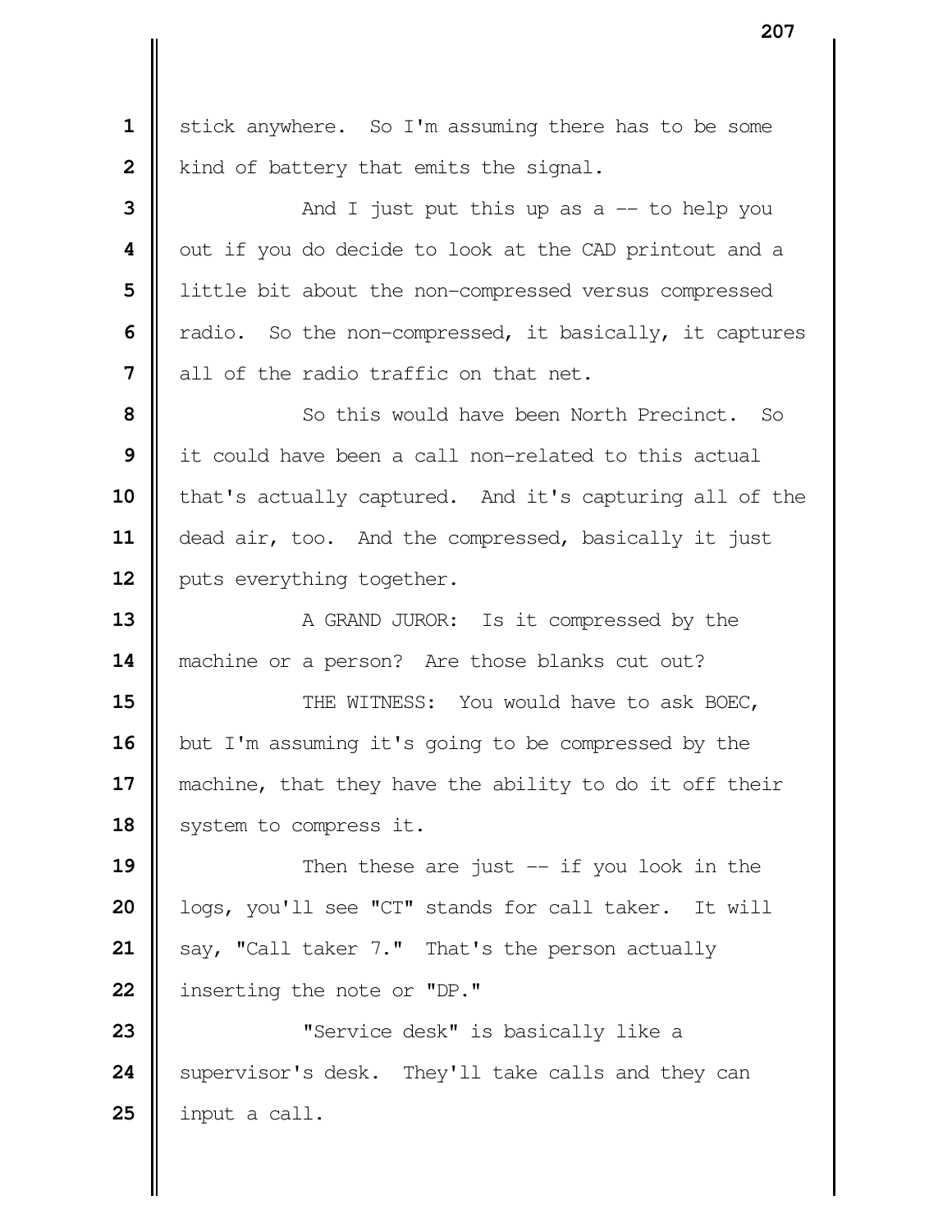stick anywhere. So I'm assuming there has to be some kind of battery that emits the signal.

And I just put this up as a -- to help you out if you do decide to look at the CAD printout and a little bit about the non-compressed versus compressed radio. So the non-compressed, it basically, it captures all of the radio traffic on that net.

So this would have been North Precinct. So it could have been a call non-related to this actual that's actually captured. And it's capturing all of the dead air, too. And the compressed, basically it just puts everything together.

A GRAND JUROR: Is it compressed by the machine or a person? Are those blanks cut out?

THE WITNESS: You would have to ask BOEC, but I'm assuming it's going to be compressed by the machine, that they have the ability to do it off their system to compress it.

Then these are just -- if you look in the logs, you'll see "CT" stands for call taker. It will say, "Call taker 7." That's the person actually inserting the note or "DP."

"Service desk" is basically like a supervisor's desk. They'll take calls and they can input a call.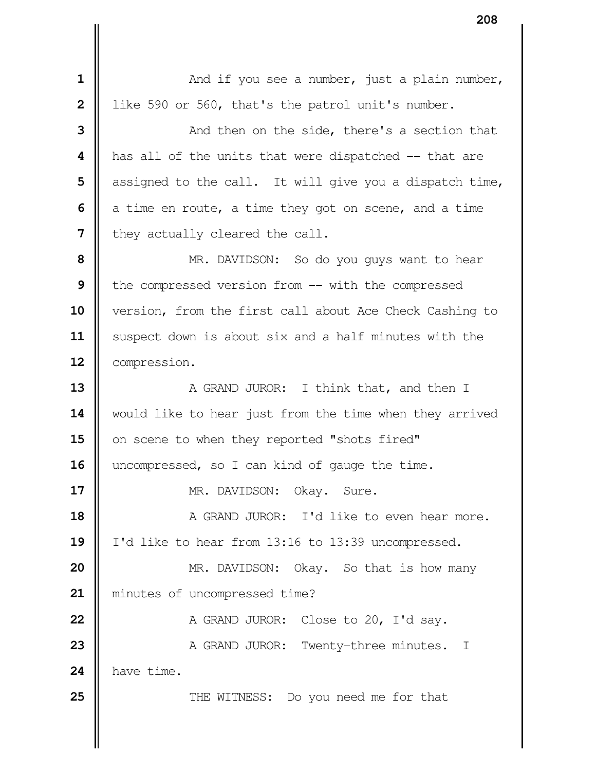And if you see a number, just a plain number, like 590 or 560, that's the patrol unit's number.

And then on the side, there's a section that has all of the units that were dispatched -- that are assigned to the call. It will give you a dispatch time, a time en route, a time they got on scene, and a time they actually cleared the call.

MR. DAVIDSON: So do you guys want to hear the compressed version from -- with the compressed version, from the first call about Ace Check Cashing to suspect down is about six and a half minutes with the compression.

A GRAND JUROR: I think that, and then I would like to hear just from the time when they arrived on scene to when they reported "shots fired" uncompressed, so I can kind of gauge the time.

MR. DAVIDSON: Okay. Sure.

A GRAND JUROR: I'd like to even hear more. I'd like to hear from 13:16 to 13:39 uncompressed.

MR. DAVIDSON: Okay. So that is how many minutes of uncompressed time?

A GRAND JUROR: Close to 20, I'd say.

A GRAND JUROR: Twenty-three minutes. I have time.

THE WITNESS: Do you need me for that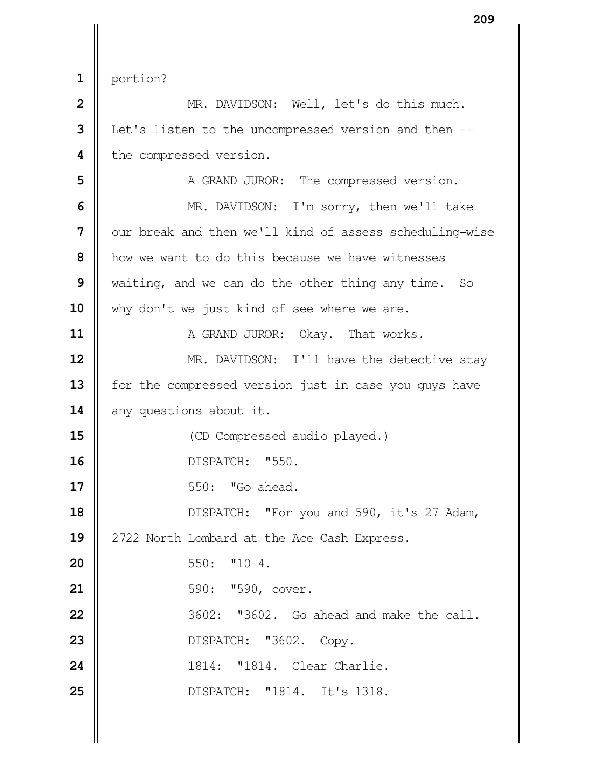portion?

MR. DAVIDSON: Well, let's do this much. Let's listen to the uncompressed version and then -- the compressed version.

A GRAND JUROR: The compressed version.

MR. DAVIDSON: I'm sorry, then we'll take our break and then we'll kind of assess scheduling-wise how we want to do this because we have witnesses waiting, and we can do the other thing any time. So why don't we just kind of see where we are.

A GRAND JUROR: Okay. That works.

MR. DAVIDSON: I'll have the detective stay for the compressed version just in case you guys have any questions about it.

(CD Compressed audio played.)

DISPATCH: "550.

550: "Go ahead.

DISPATCH: "For you and 590, it's 27 Adam, 2722 North Lombard at the Ace Cash Express.

550: "10-4.

590: "590, cover.

3602: "3602. Go ahead and make the call.

DISPATCH: "3602. Copy.

1814: "1814. Clear Charlie.

DISPATCH: "1814. It's 1318.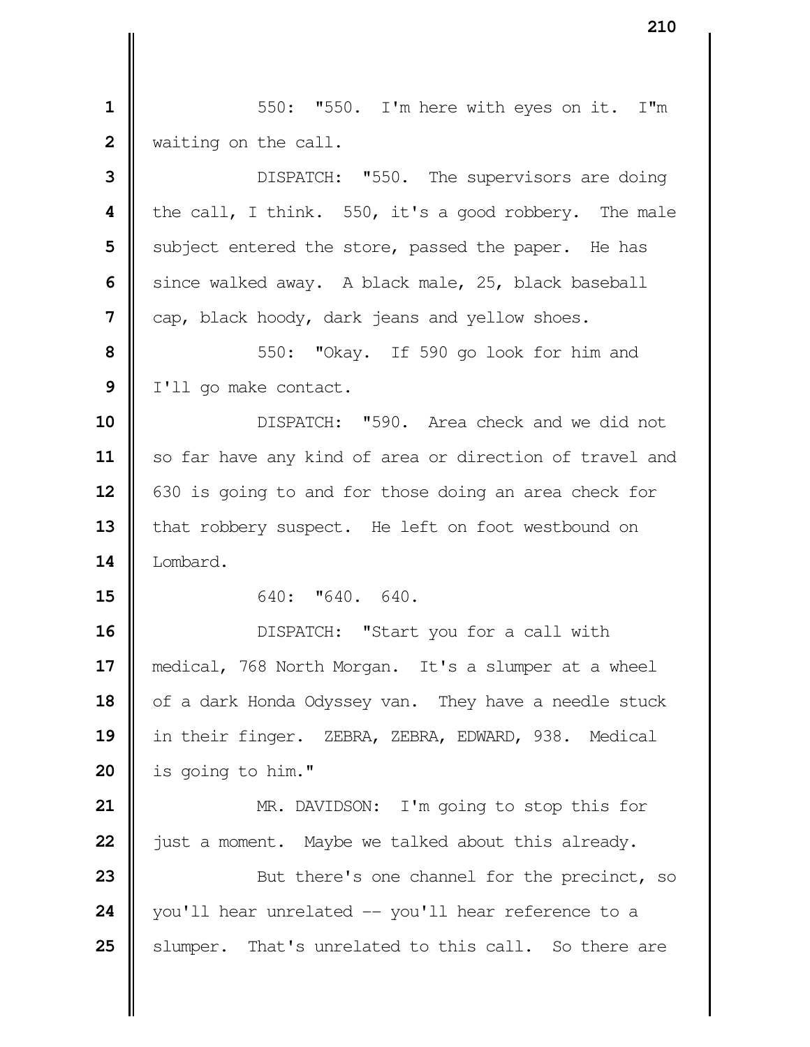550: "550. I'm here with eyes on it. I"m waiting on the call.

DISPATCH: "550. The supervisors are doing the call, I think. 550, it's a good robbery. The male subject entered the store, passed the paper. He has since walked away. A black male, 25, black baseball cap, black hoody, dark jeans and yellow shoes.

550: "Okay. If 590 go look for him and I'll go make contact.

DISPATCH: "590. Area check and we did not so far have any kind of area or direction of travel and 630 is going to and for those doing an area check for that robbery suspect. He left on foot westbound on Lombard.

640: "640. 640.

DISPATCH: "Start you for a call with medical, 768 North Morgan. It's a slumper at a wheel of a dark Honda Odyssey van. They have a needle stuck in their finger. ZEBRA, ZEBRA, EDWARD, 938. Medical is going to him."

MR. DAVIDSON: I'm going to stop this for just a moment. Maybe we talked about this already.

But there's one channel for the precinct, so you'll hear unrelated -- you'll hear reference to a slumper. That's unrelated to this call. So there are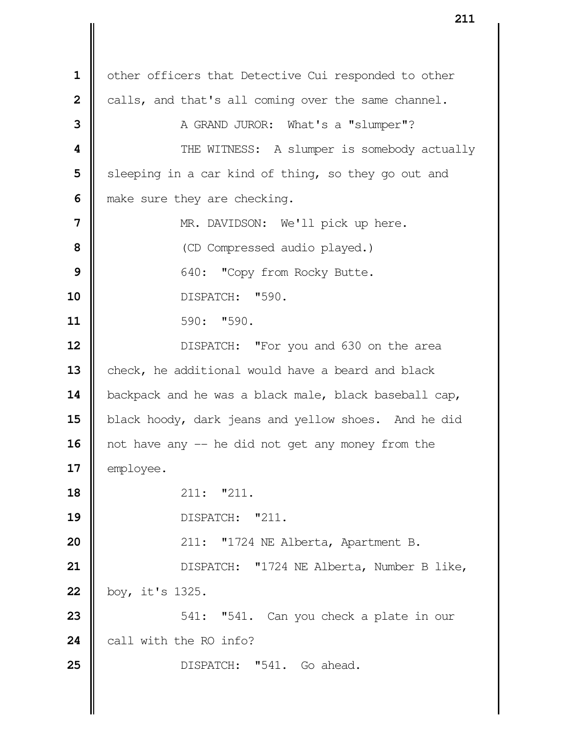other officers that Detective Cui responded to other calls, and that's all coming over the same channel.

A GRAND JUROR: What's a "slumper"?

THE WITNESS: A slumper is somebody actually sleeping in a car kind of thing, so they go out and make sure they are checking.

MR. DAVIDSON: We'll pick up here.

(CD Compressed audio played.)

640: "Copy from Rocky Butte.

DISPATCH: "590.

590: "590.

DISPATCH: "For you and 630 on the area check, he additional would have a beard and black backpack and he was a black male, black baseball cap, black hoody, dark jeans and yellow shoes. And he did not have any -- he did not get any money from the employee.

211: "211.

DISPATCH: "211.

211: "1724 NE Alberta, Apartment B.

DISPATCH: "1724 NE Alberta, Number B like, boy, it's 1325.

541: "541. Can you check a plate in our call with the RO info?

DISPATCH: "541. Go ahead.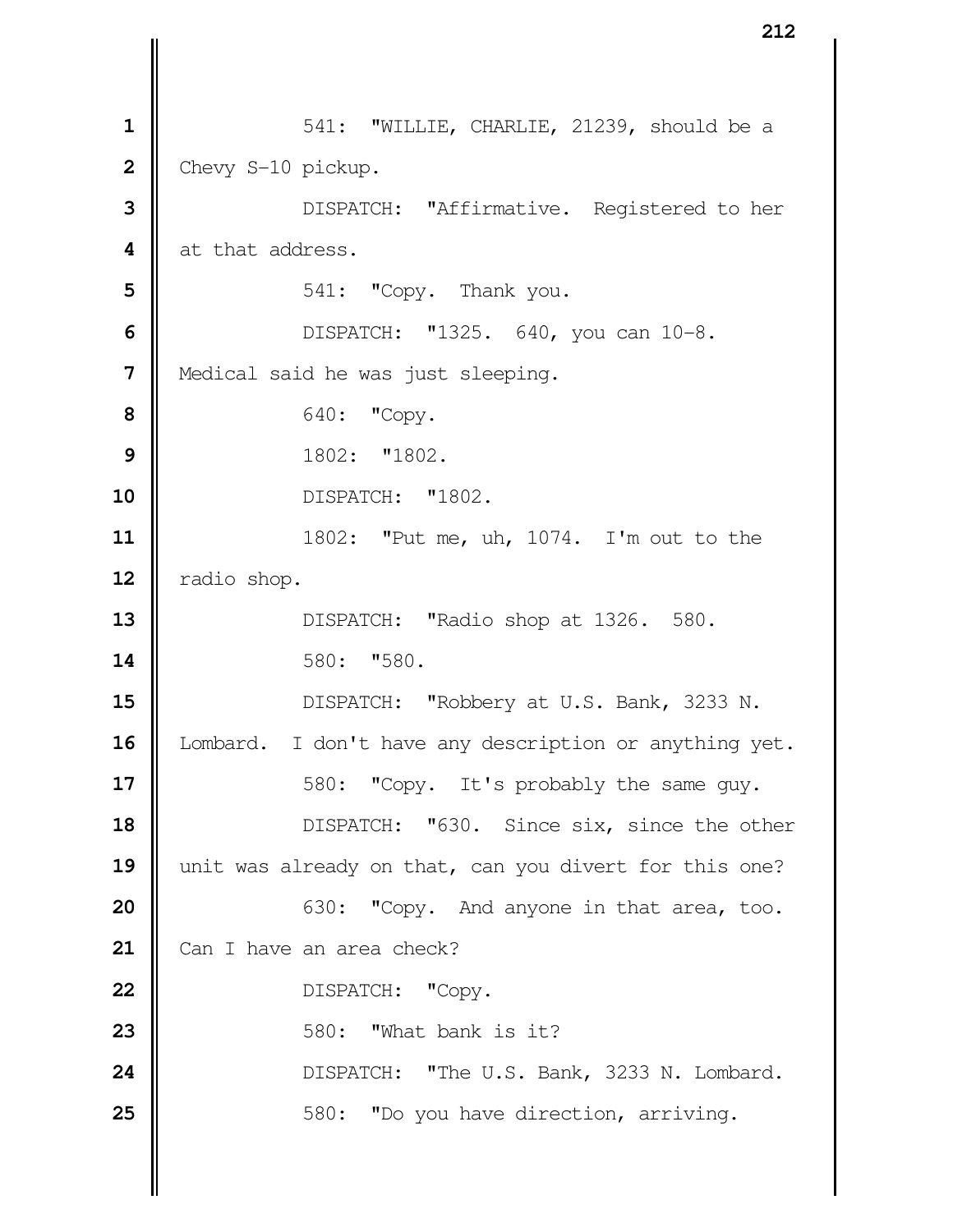1 541: "WILLIE, CHARLIE, 21239, should be a
2 Chevy S-10 pickup.
3 DISPATCH: "Affirmative. Registered to her
4 at that address.
5 541: "Copy. Thank you.
6 DISPATCH: "1325. 640, you can 10-8.
7 Medical said he was just sleeping.
8 640: "Copy.
9 1802: "1802.
10 DISPATCH: "1802.
11 1802: "Put me, uh, 1074. I'm out to the
12 radio shop.
13 DISPATCH: "Radio shop at 1326. 580.
14 580: "580.
15 DISPATCH: "Robbery at U.S. Bank, 3233 N.
16 Lombard. I don't have any description or anything yet.
17 580: "Copy. It's probably the same guy.
18 DISPATCH: "630. Since six, since the other
19 unit was already on that, can you divert for this one?
20 630: "Copy. And anyone in that area, too.
21 Can I have an area check?
22 DISPATCH: "Copy.
23 580: "What bank is it?
24 DISPATCH: "The U.S. Bank, 3233 N. Lombard.
25 580: "Do you have direction, arriving.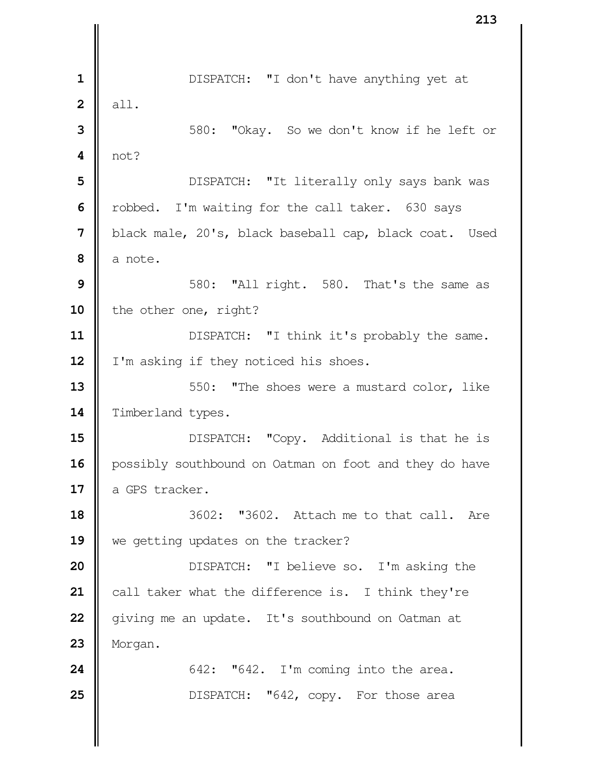DISPATCH: "I don't have anything yet at all.

580: "Okay. So we don't know if he left or not?

DISPATCH: "It literally only says bank was robbed. I'm waiting for the call taker. 630 says black male, 20's, black baseball cap, black coat. Used a note.

580: "All right. 580. That's the same as the other one, right?

DISPATCH: "I think it's probably the same. I'm asking if they noticed his shoes.

550: "The shoes were a mustard color, like Timberland types.

DISPATCH: "Copy. Additional is that he is possibly southbound on Oatman on foot and they do have a GPS tracker.

3602: "3602. Attach me to that call. Are we getting updates on the tracker?

DISPATCH: "I believe so. I'm asking the call taker what the difference is. I think they're giving me an update. It's southbound on Oatman at Morgan.

642: "642. I'm coming into the area.

DISPATCH: "642, copy. For those area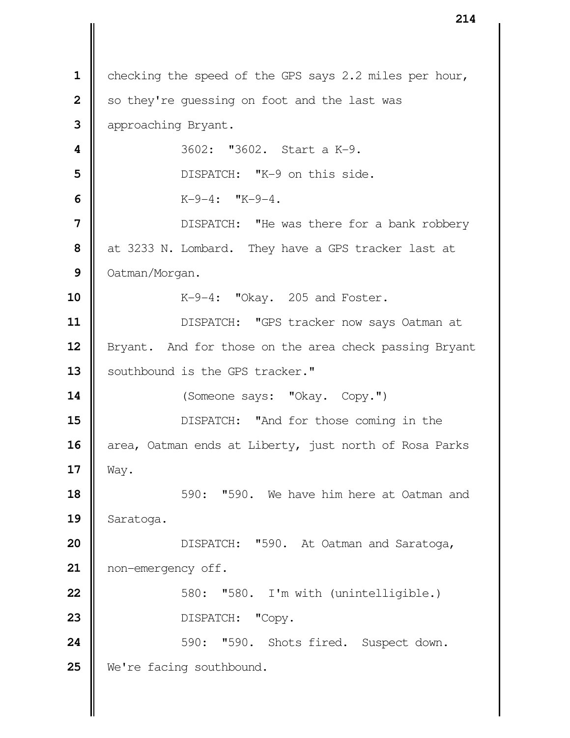checking the speed of the GPS says 2.2 miles per hour, so they're guessing on foot and the last was approaching Bryant.

3602: "3602. Start a K-9.

DISPATCH: "K-9 on this side.

K-9-4: "K-9-4.

DISPATCH: "He was there for a bank robbery at 3233 N. Lombard. They have a GPS tracker last at Oatman/Morgan.

K-9-4: "Okay. 205 and Foster.

DISPATCH: "GPS tracker now says Oatman at Bryant. And for those on the area check passing Bryant southbound is the GPS tracker."

(Someone says: "Okay. Copy.")

DISPATCH: "And for those coming in the area, Oatman ends at Liberty, just north of Rosa Parks Way.

590: "590. We have him here at Oatman and Saratoga.

DISPATCH: "590. At Oatman and Saratoga, non-emergency off.

580: "580. I'm with (unintelligible.)

DISPATCH: "Copy.

590: "590. Shots fired. Suspect down. We're facing southbound.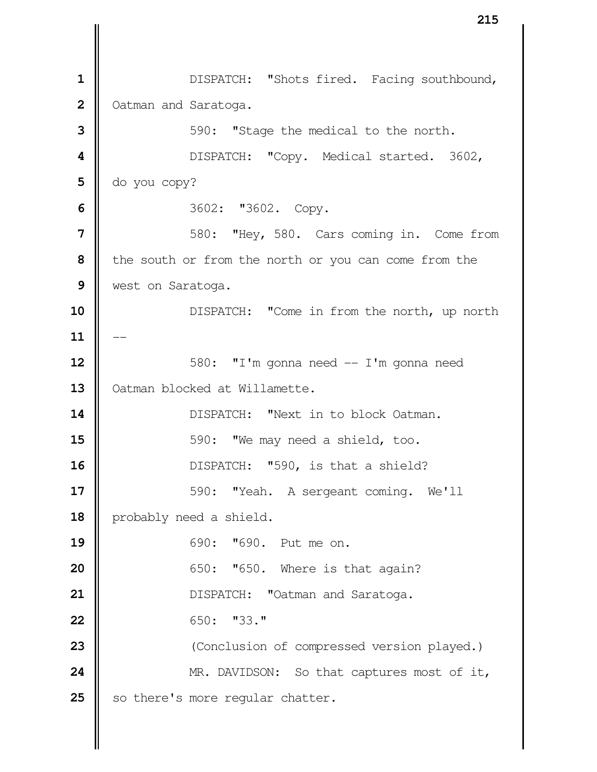DISPATCH: "Shots fired. Facing southbound, Oatman and Saratoga.

590: "Stage the medical to the north.

DISPATCH: "Copy. Medical started. 3602, do you copy?

3602: "3602. Copy.

580: "Hey, 580. Cars coming in. Come from the south or from the north or you can come from the west on Saratoga.

DISPATCH: "Come in from the north, up north --

580: "I'm gonna need -- I'm gonna need Oatman blocked at Willamette.

DISPATCH: "Next in to block Oatman.

590: "We may need a shield, too.

DISPATCH: "590, is that a shield?

590: "Yeah. A sergeant coming. We'll probably need a shield.

690: "690. Put me on.

650: "650. Where is that again?

DISPATCH: "Oatman and Saratoga.

650: "33."

(Conclusion of compressed version played.)

MR. DAVIDSON: So that captures most of it, so there's more regular chatter.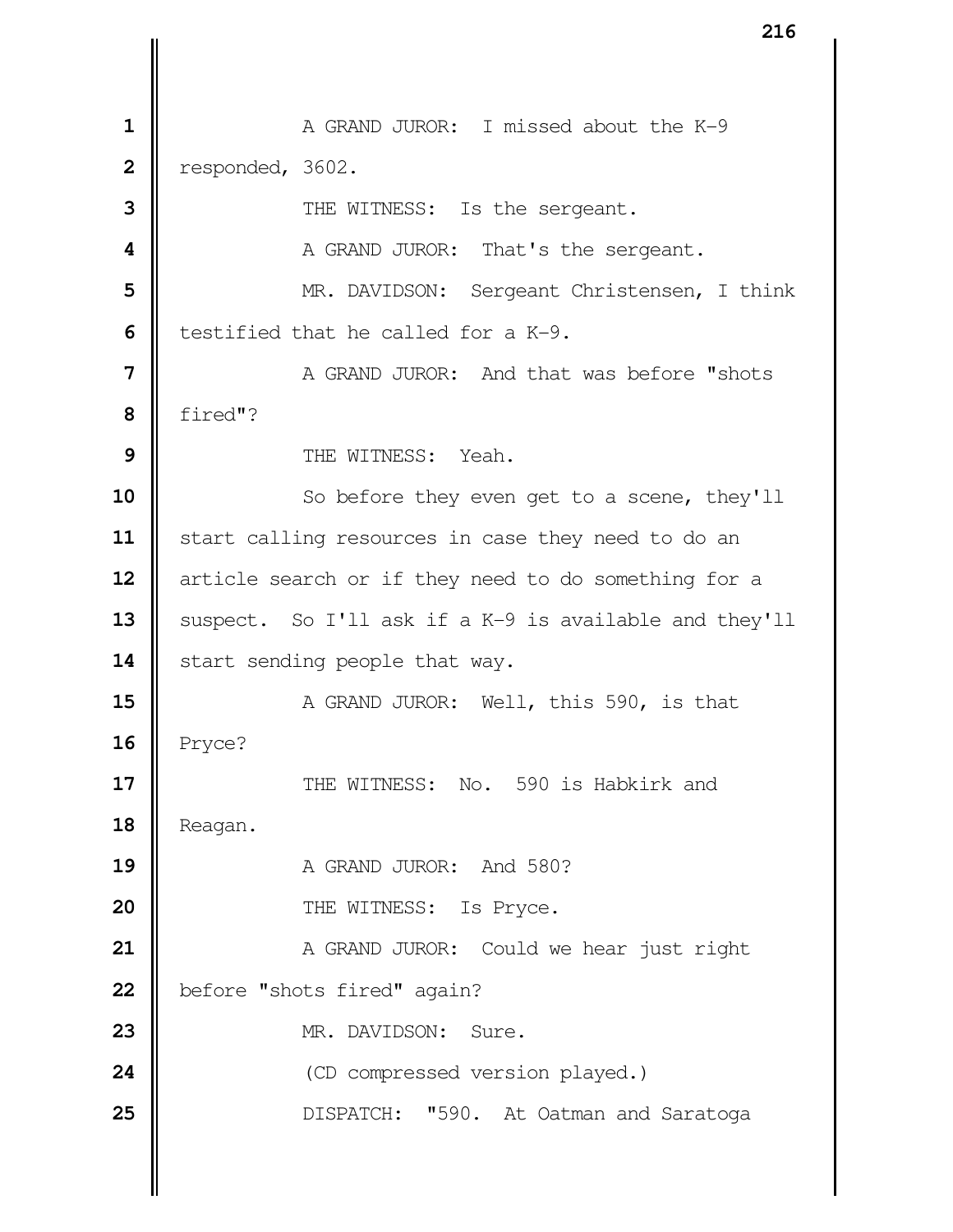A GRAND JUROR: I missed about the K-9 responded, 3602.

THE WITNESS: Is the sergeant.

A GRAND JUROR: That's the sergeant.

MR. DAVIDSON: Sergeant Christensen, I think testified that he called for a K-9.

A GRAND JUROR: And that was before "shots fired"?

THE WITNESS: Yeah.

So before they even get to a scene, they'll start calling resources in case they need to do an article search or if they need to do something for a suspect. So I'll ask if a K-9 is available and they'll start sending people that way.

A GRAND JUROR: Well, this 590, is that Pryce?

THE WITNESS: No. 590 is Habkirk and Reagan.

A GRAND JUROR: And 580?

THE WITNESS: Is Pryce.

A GRAND JUROR: Could we hear just right before "shots fired" again?

MR. DAVIDSON: Sure.

(CD compressed version played.)

DISPATCH: "590. At Oatman and Saratoga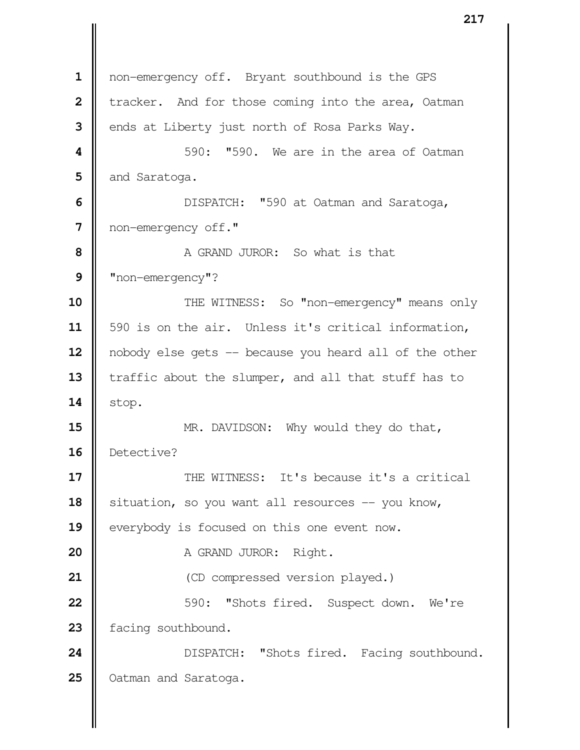non-emergency off. Bryant southbound is the GPS tracker. And for those coming into the area, Oatman ends at Liberty just north of Rosa Parks Way.

590: "590. We are in the area of Oatman and Saratoga.

DISPATCH: "590 at Oatman and Saratoga, non-emergency off."

A GRAND JUROR: So what is that "non-emergency"?

THE WITNESS: So "non-emergency" means only 590 is on the air. Unless it's critical information, nobody else gets -- because you heard all of the other traffic about the slumper, and all that stuff has to stop.

MR. DAVIDSON: Why would they do that, Detective?

THE WITNESS: It's because it's a critical situation, so you want all resources -- you know, everybody is focused on this one event now.

A GRAND JUROR: Right.

(CD compressed version played.)

590: "Shots fired. Suspect down. We're facing southbound.

DISPATCH: "Shots fired. Facing southbound. Oatman and Saratoga.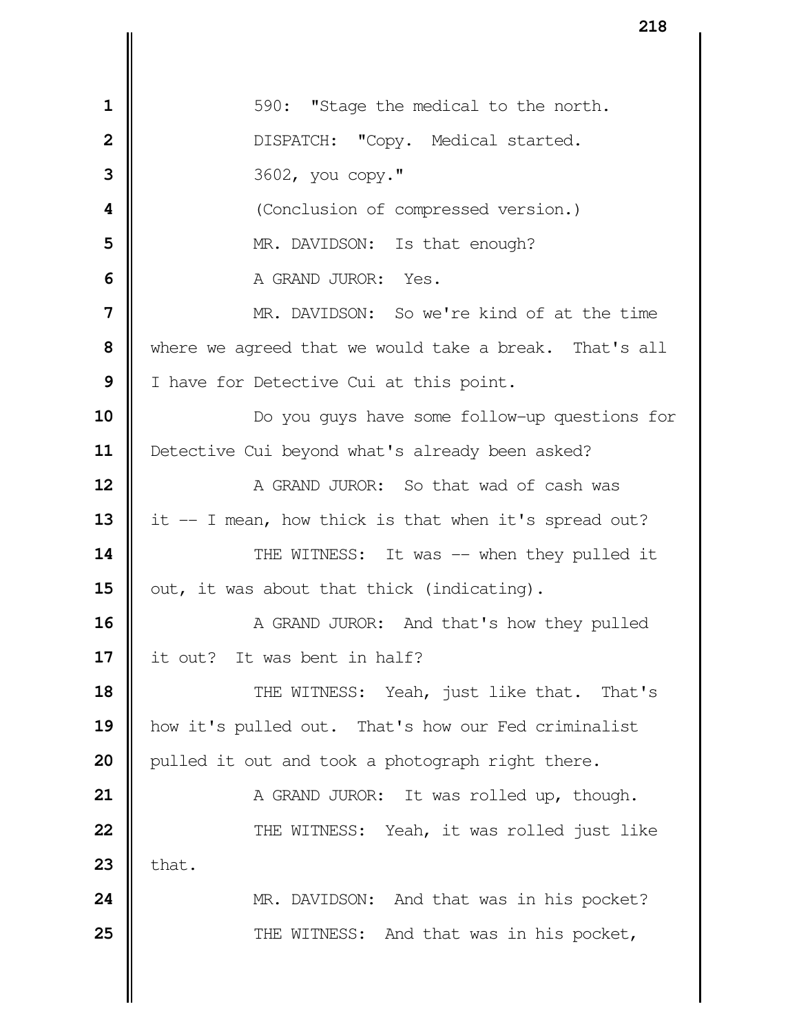590: "Stage the medical to the north.

DISPATCH: "Copy. Medical started.

3602, you copy."

(Conclusion of compressed version.)

MR. DAVIDSON: Is that enough?

A GRAND JUROR: Yes.

MR. DAVIDSON: So we're kind of at the time where we agreed that we would take a break. That's all I have for Detective Cui at this point.

Do you guys have some follow-up questions for Detective Cui beyond what's already been asked?

A GRAND JUROR: So that wad of cash was it -- I mean, how thick is that when it's spread out?

THE WITNESS: It was -- when they pulled it out, it was about that thick (indicating).

A GRAND JUROR: And that's how they pulled it out? It was bent in half?

THE WITNESS: Yeah, just like that. That's how it's pulled out. That's how our Fed criminalist pulled it out and took a photograph right there.

A GRAND JUROR: It was rolled up, though.

THE WITNESS: Yeah, it was rolled just like that.

MR. DAVIDSON: And that was in his pocket?

THE WITNESS: And that was in his pocket,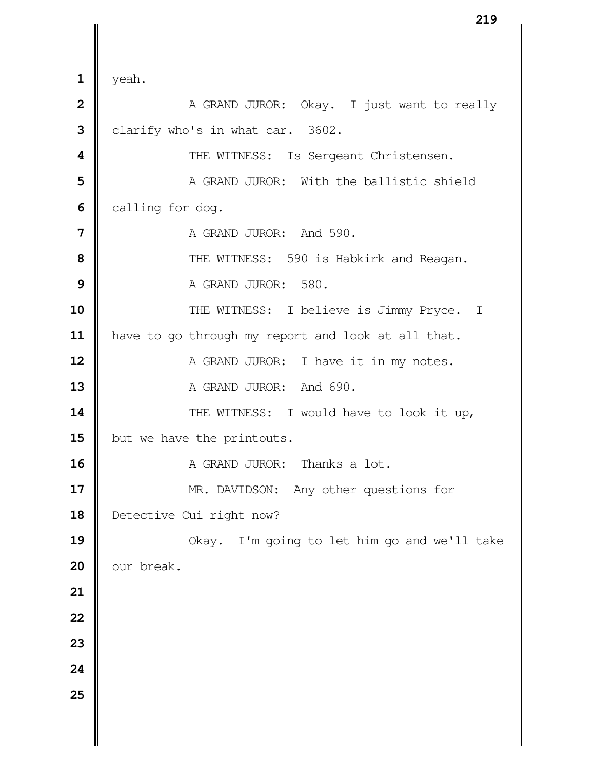yeah.

A GRAND JUROR: Okay. I just want to really clarify who's in what car. 3602.

THE WITNESS: Is Sergeant Christensen.

A GRAND JUROR: With the ballistic shield calling for dog.

A GRAND JUROR: And 590.

THE WITNESS: 590 is Habkirk and Reagan.

A GRAND JUROR: 580.

THE WITNESS: I believe is Jimmy Pryce. I have to go through my report and look at all that.

A GRAND JUROR: I have it in my notes.

A GRAND JUROR: And 690.

THE WITNESS: I would have to look it up, but we have the printouts.

A GRAND JUROR: Thanks a lot.

MR. DAVIDSON: Any other questions for Detective Cui right now?

Okay. I'm going to let him go and we'll take our break.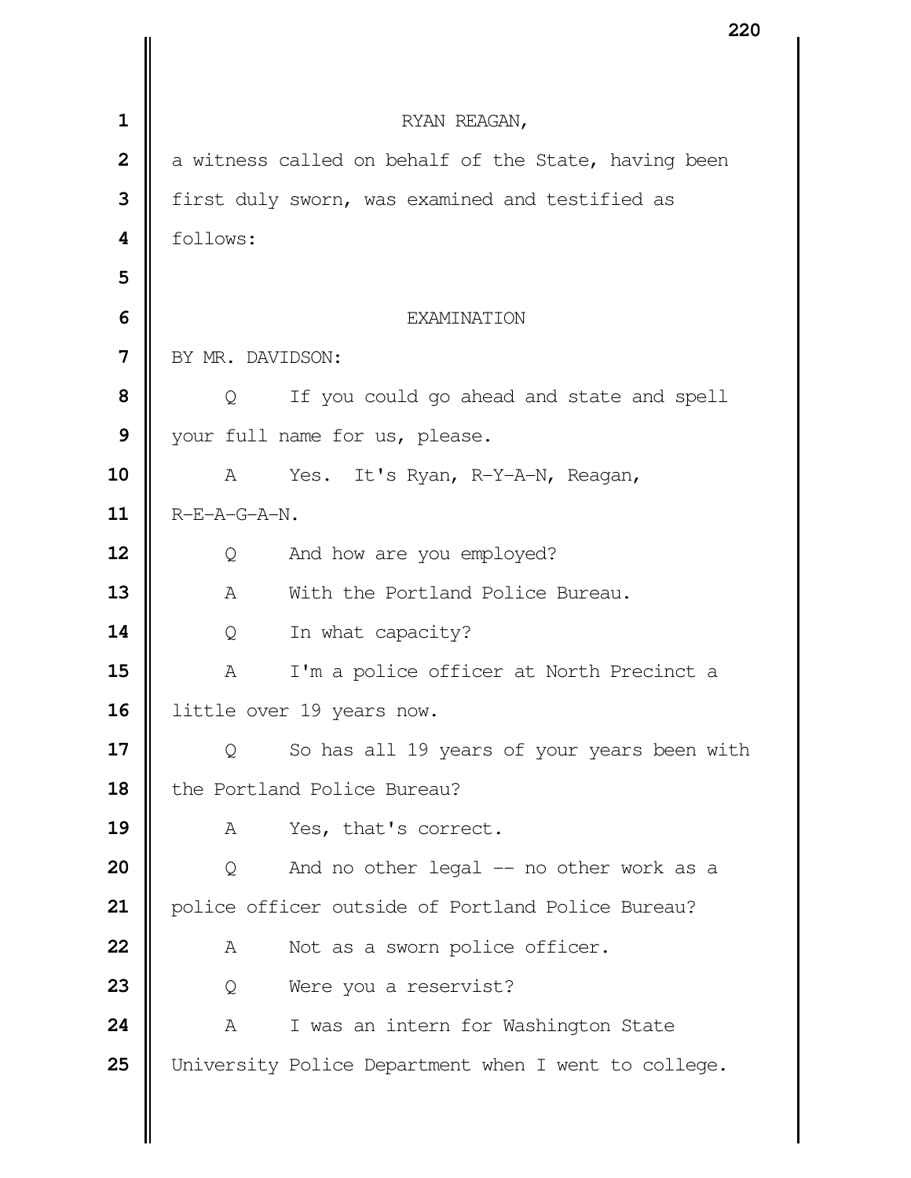RYAN REAGAN,

a witness called on behalf of the State, having been first duly sworn, was examined and testified as follows:

EXAMINATION

BY MR. DAVIDSON:

Q If you could go ahead and state and spell your full name for us, please.

A Yes. It's Ryan, R-Y-A-N, Reagan, R-E-A-G-A-N.

Q And how are you employed?

A With the Portland Police Bureau.

Q In what capacity?

A I'm a police officer at North Precinct a little over 19 years now.

Q So has all 19 years of your years been with the Portland Police Bureau?

A Yes, that's correct.

Q And no other legal -- no other work as a police officer outside of Portland Police Bureau?

A Not as a sworn police officer.

Q Were you a reservist?

A I was an intern for Washington State University Police Department when I went to college.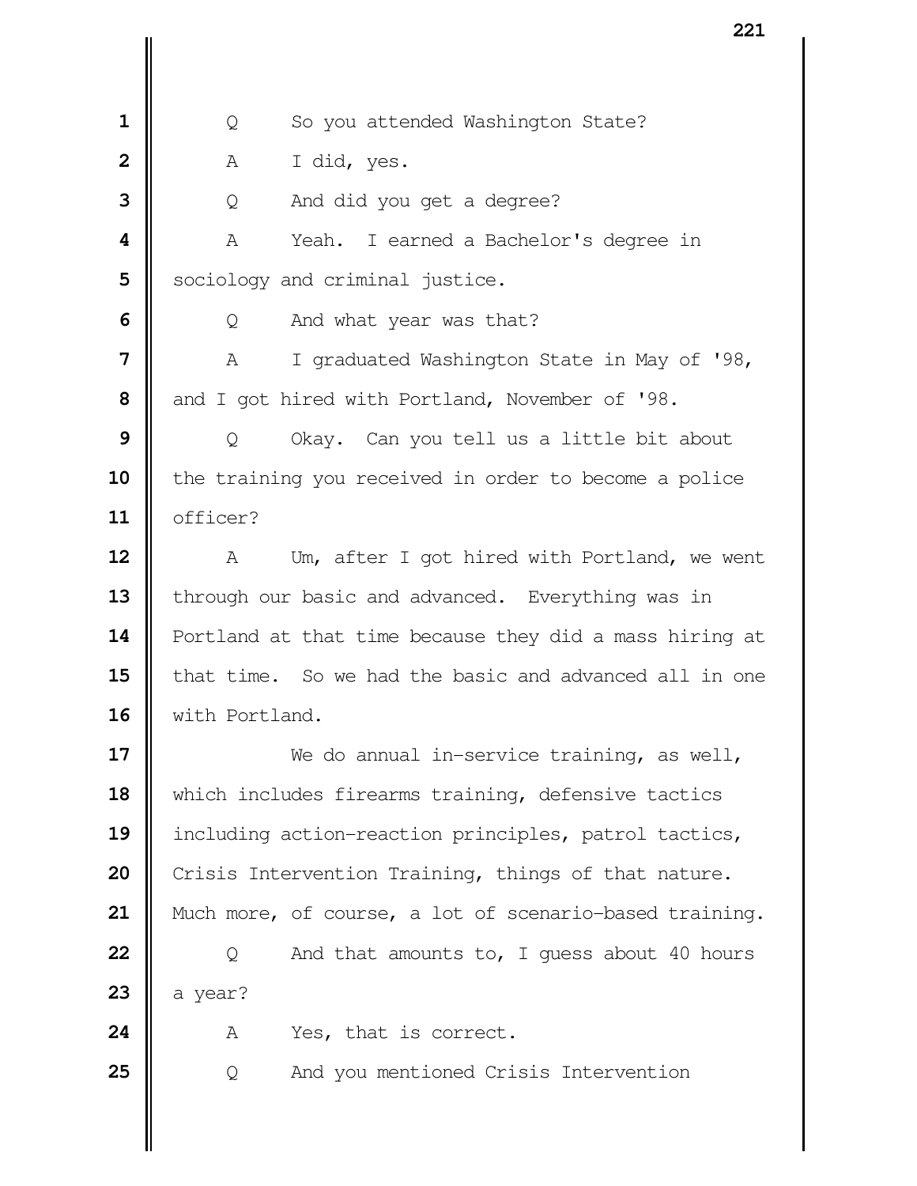Q So you attended Washington State?

A I did, yes.

Q And did you get a degree?

A Yeah. I earned a Bachelor's degree in sociology and criminal justice.

Q And what year was that?

A I graduated Washington State in May of '98, and I got hired with Portland, November of '98.

Q Okay. Can you tell us a little bit about the training you received in order to become a police officer?

A Um, after I got hired with Portland, we went through our basic and advanced. Everything was in Portland at that time because they did a mass hiring at that time. So we had the basic and advanced all in one with Portland.

We do annual in-service training, as well, which includes firearms training, defensive tactics including action-reaction principles, patrol tactics, Crisis Intervention Training, things of that nature. Much more, of course, a lot of scenario-based training.

Q And that amounts to, I guess about 40 hours a year?

A Yes, that is correct.

Q And you mentioned Crisis Intervention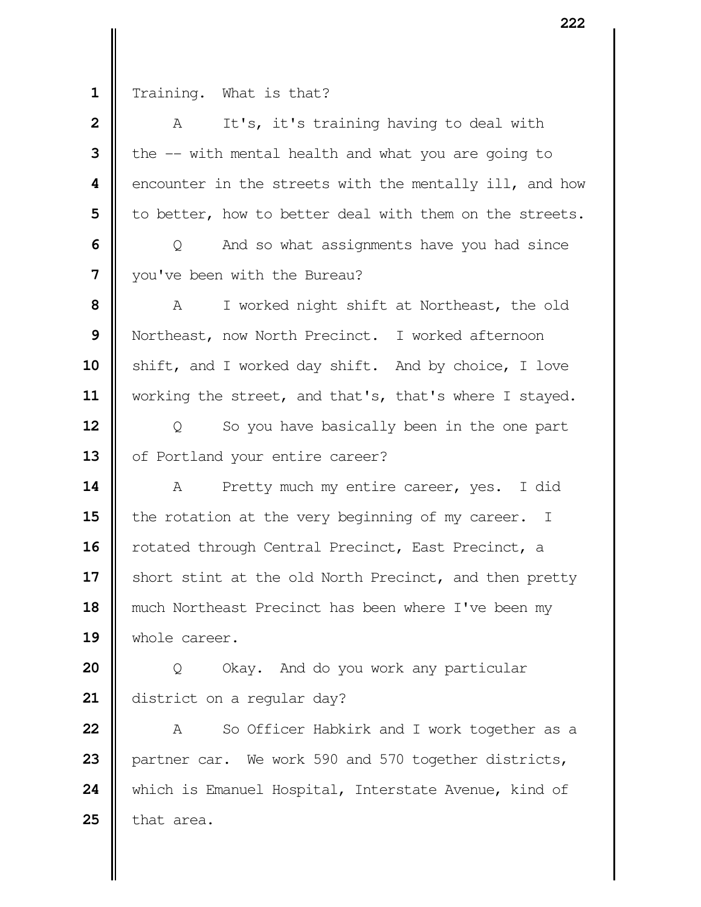Training. What is that?

A It's, it's training having to deal with the -- with mental health and what you are going to encounter in the streets with the mentally ill, and how to better, how to better deal with them on the streets.

Q And so what assignments have you had since you've been with the Bureau?

A I worked night shift at Northeast, the old Northeast, now North Precinct. I worked afternoon shift, and I worked day shift. And by choice, I love working the street, and that's, that's where I stayed.

Q So you have basically been in the one part of Portland your entire career?

A Pretty much my entire career, yes. I did the rotation at the very beginning of my career. I rotated through Central Precinct, East Precinct, a short stint at the old North Precinct, and then pretty much Northeast Precinct has been where I've been my whole career.

Q Okay. And do you work any particular district on a regular day?

A So Officer Habkirk and I work together as a partner car. We work 590 and 570 together districts, which is Emanuel Hospital, Interstate Avenue, kind of that area.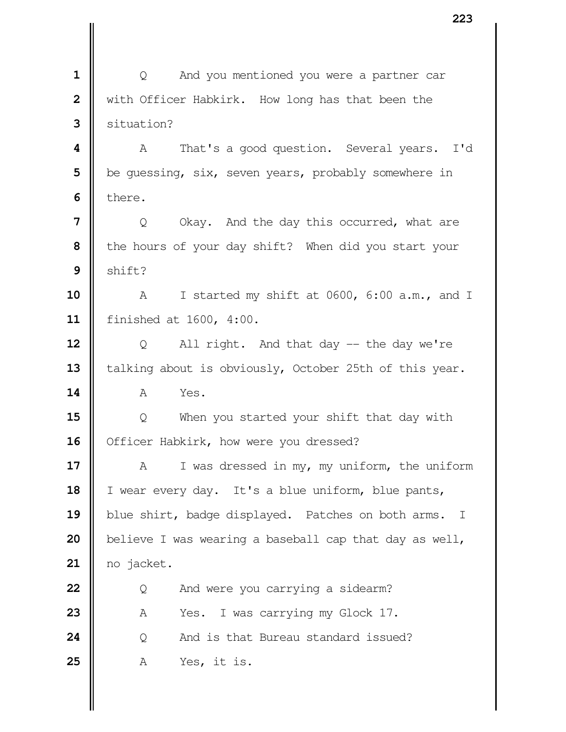Q And you mentioned you were a partner car with Officer Habkirk. How long has that been the situation?

A That's a good question. Several years. I'd be guessing, six, seven years, probably somewhere in there.

Q Okay. And the day this occurred, what are the hours of your day shift? When did you start your shift?

A I started my shift at 0600, 6:00 a.m., and I finished at 1600, 4:00.

Q All right. And that day -- the day we're talking about is obviously, October 25th of this year.

A Yes.

Q When you started your shift that day with Officer Habkirk, how were you dressed?

A I was dressed in my, my uniform, the uniform I wear every day. It's a blue uniform, blue pants, blue shirt, badge displayed. Patches on both arms. I believe I was wearing a baseball cap that day as well, no jacket.

Q And were you carrying a sidearm?

A Yes. I was carrying my Glock 17.

Q And is that Bureau standard issued?

A Yes, it is.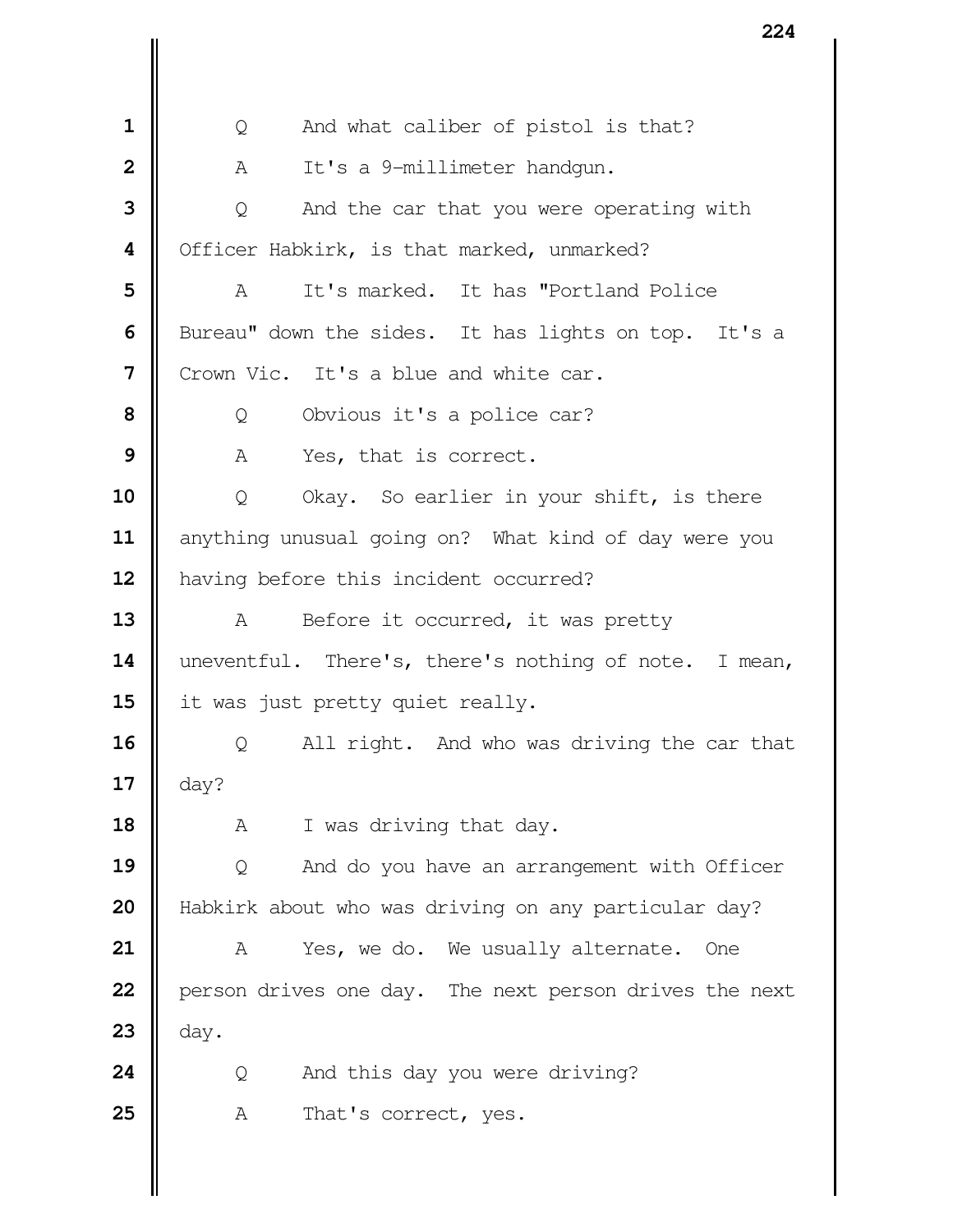Q And what caliber of pistol is that?

A It's a 9-millimeter handgun.

Q And the car that you were operating with Officer Habkirk, is that marked, unmarked?

A It's marked. It has "Portland Police Bureau" down the sides. It has lights on top. It's a Crown Vic. It's a blue and white car.

Q Obvious it's a police car?

A Yes, that is correct.

Q Okay. So earlier in your shift, is there anything unusual going on? What kind of day were you having before this incident occurred?

A Before it occurred, it was pretty uneventful. There's, there's nothing of note. I mean, it was just pretty quiet really.

Q All right. And who was driving the car that day?

A I was driving that day.

Q And do you have an arrangement with Officer Habkirk about who was driving on any particular day?

A Yes, we do. We usually alternate. One person drives one day. The next person drives the next day.

Q And this day you were driving?

A That's correct, yes.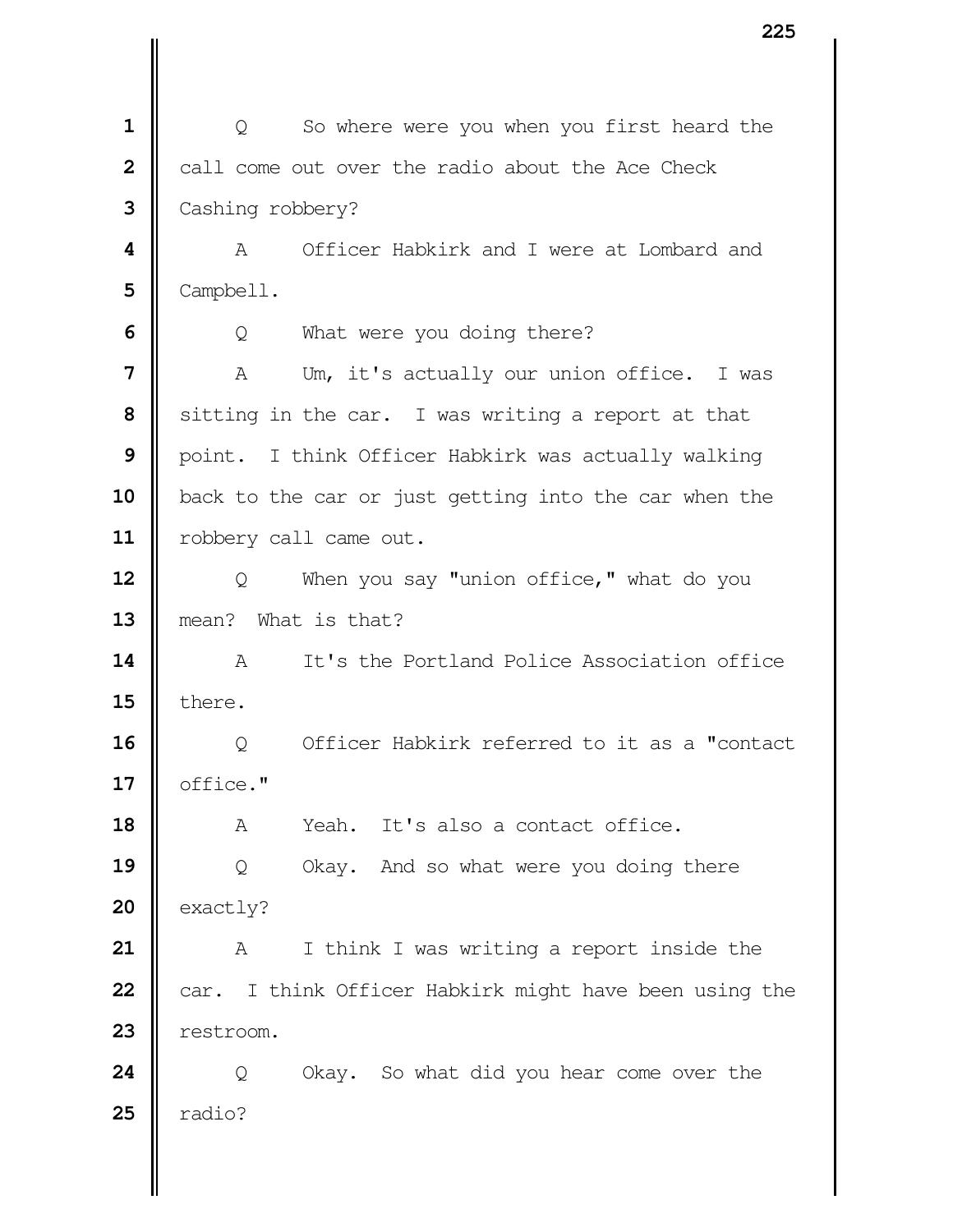Q So where were you when you first heard the call come out over the radio about the Ace Check Cashing robbery?

A Officer Habkirk and I were at Lombard and Campbell.

Q What were you doing there?

A Um, it's actually our union office. I was sitting in the car. I was writing a report at that point. I think Officer Habkirk was actually walking back to the car or just getting into the car when the robbery call came out.

Q When you say "union office," what do you mean? What is that?

A It's the Portland Police Association office there.

Q Officer Habkirk referred to it as a "contact office."

A Yeah. It's also a contact office.

Q Okay. And so what were you doing there exactly?

A I think I was writing a report inside the car. I think Officer Habkirk might have been using the restroom.

Q Okay. So what did you hear come over the radio?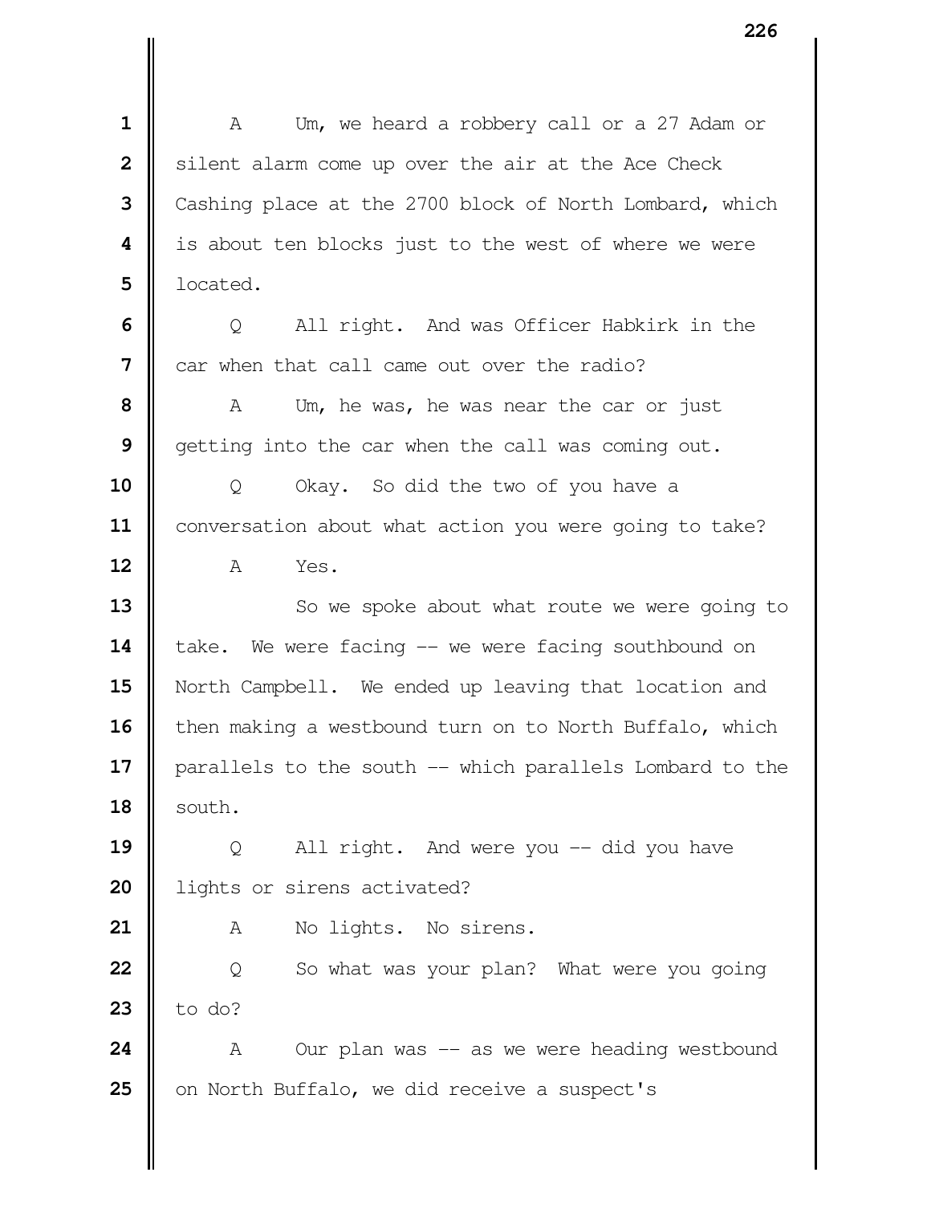A Um, we heard a robbery call or a 27 Adam or silent alarm come up over the air at the Ace Check Cashing place at the 2700 block of North Lombard, which is about ten blocks just to the west of where we were located.

Q All right. And was Officer Habkirk in the car when that call came out over the radio?

A Um, he was, he was near the car or just getting into the car when the call was coming out.

Q Okay. So did the two of you have a conversation about what action you were going to take?

A Yes.

So we spoke about what route we were going to take. We were facing -- we were facing southbound on North Campbell. We ended up leaving that location and then making a westbound turn on to North Buffalo, which parallels to the south -- which parallels Lombard to the south.

Q All right. And were you -- did you have lights or sirens activated?

A No lights. No sirens.

Q So what was your plan? What were you going to do?

A Our plan was -- as we were heading westbound on North Buffalo, we did receive a suspect's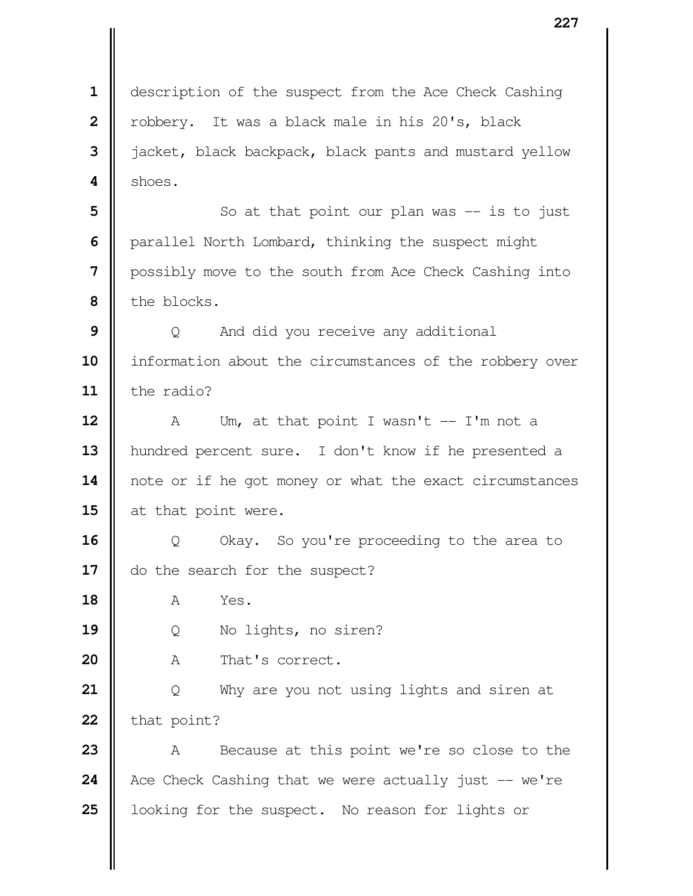description of the suspect from the Ace Check Cashing robbery. It was a black male in his 20's, black jacket, black backpack, black pants and mustard yellow shoes.

So at that point our plan was -- is to just parallel North Lombard, thinking the suspect might possibly move to the south from Ace Check Cashing into the blocks.

Q And did you receive any additional information about the circumstances of the robbery over the radio?

A Um, at that point I wasn't -- I'm not a hundred percent sure. I don't know if he presented a note or if he got money or what the exact circumstances at that point were.

Q Okay. So you're proceeding to the area to do the search for the suspect?

A Yes.

Q No lights, no siren?

A That's correct.

Q Why are you not using lights and siren at that point?

A Because at this point we're so close to the Ace Check Cashing that we were actually just -- we're looking for the suspect. No reason for lights or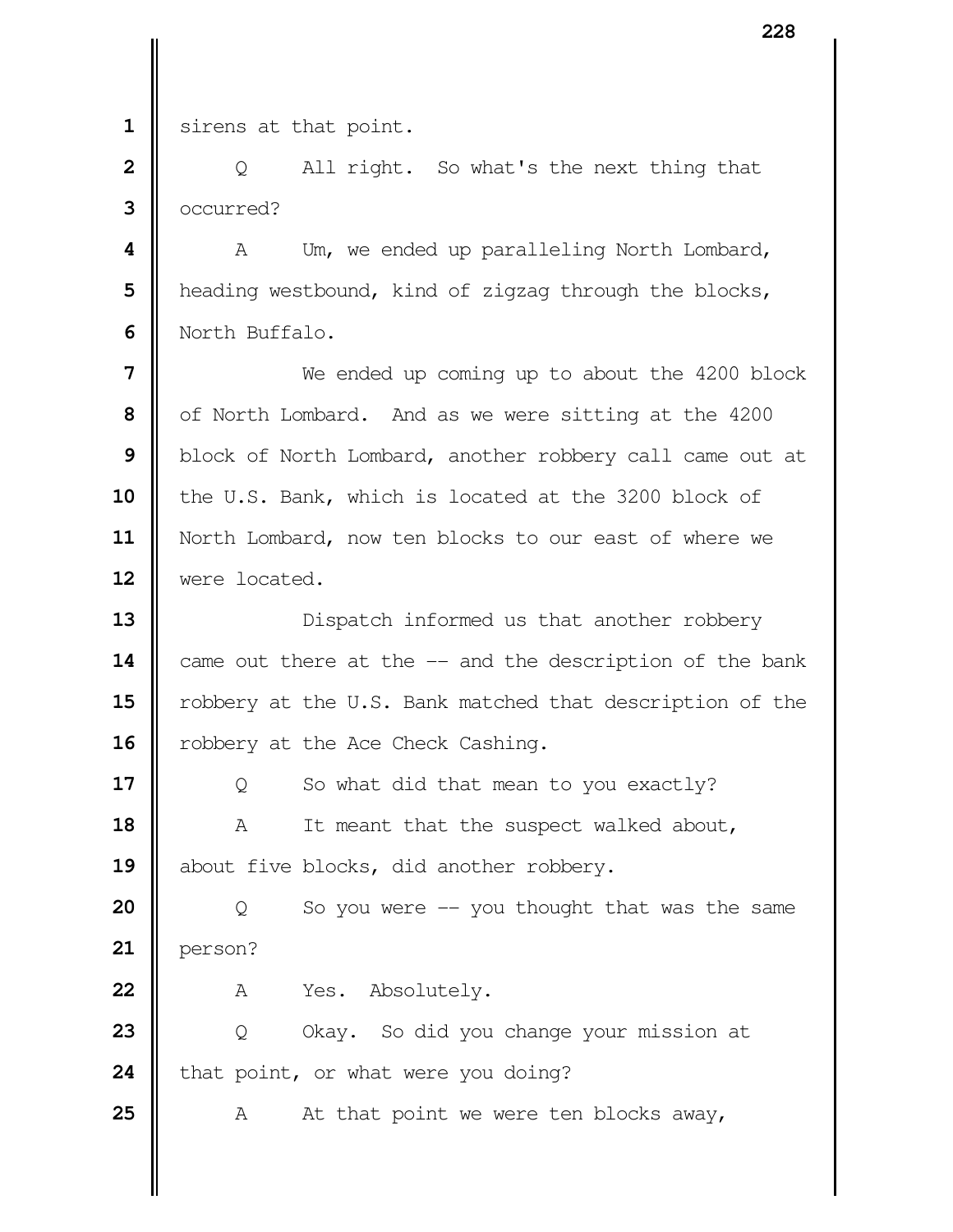sirens at that point.

Q All right. So what's the next thing that occurred?

A Um, we ended up paralleling North Lombard, heading westbound, kind of zigzag through the blocks, North Buffalo.

We ended up coming up to about the 4200 block of North Lombard. And as we were sitting at the 4200 block of North Lombard, another robbery call came out at the U.S. Bank, which is located at the 3200 block of North Lombard, now ten blocks to our east of where we were located.

Dispatch informed us that another robbery came out there at the -- and the description of the bank robbery at the U.S. Bank matched that description of the robbery at the Ace Check Cashing.

Q So what did that mean to you exactly?

A It meant that the suspect walked about, about five blocks, did another robbery.

Q So you were -- you thought that was the same person?

A Yes. Absolutely.

Q Okay. So did you change your mission at that point, or what were you doing?

A At that point we were ten blocks away,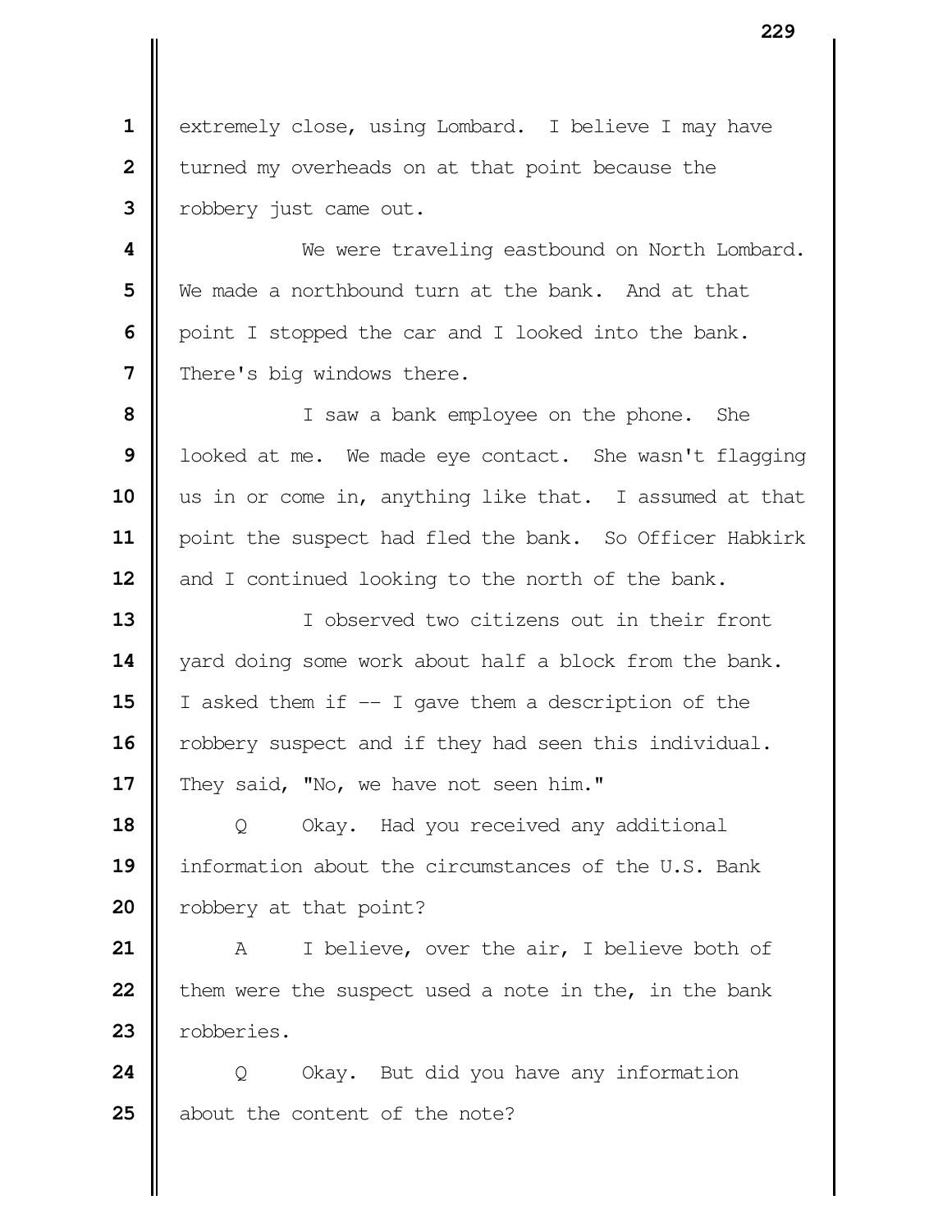extremely close, using Lombard. I believe I may have turned my overheads on at that point because the robbery just came out.

We were traveling eastbound on North Lombard. We made a northbound turn at the bank. And at that point I stopped the car and I looked into the bank. There's big windows there.

I saw a bank employee on the phone. She looked at me. We made eye contact. She wasn't flagging us in or come in, anything like that. I assumed at that point the suspect had fled the bank. So Officer Habkirk and I continued looking to the north of the bank.

I observed two citizens out in their front yard doing some work about half a block from the bank. I asked them if -- I gave them a description of the robbery suspect and if they had seen this individual. They said, "No, we have not seen him."

Q Okay. Had you received any additional information about the circumstances of the U.S. Bank robbery at that point?

A I believe, over the air, I believe both of them were the suspect used a note in the, in the bank robberies.

Q Okay. But did you have any information about the content of the note?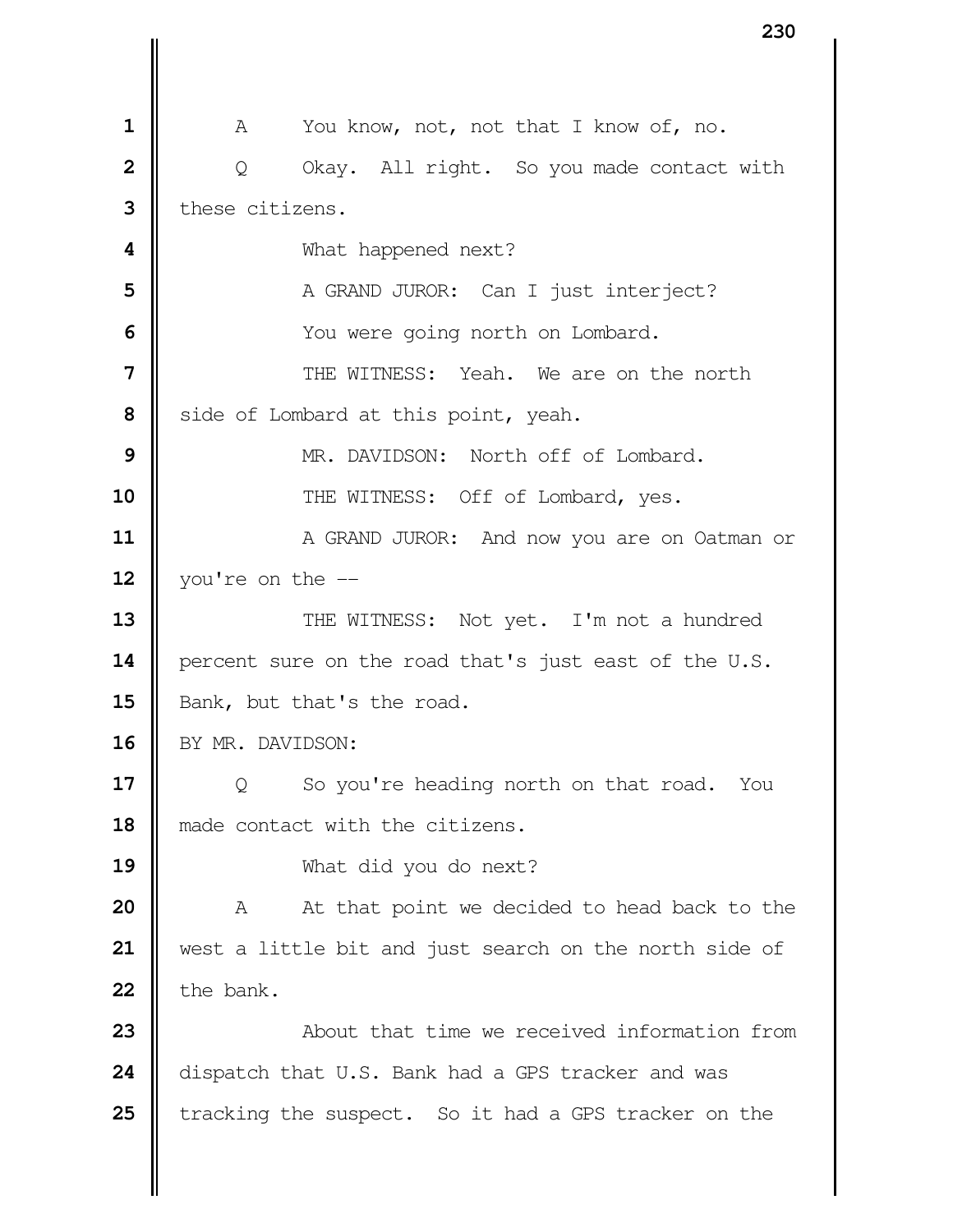1 A You know, not, not that I know of, no.

2 Q Okay. All right. So you made contact with

3 these citizens.

4 What happened next?

5 A GRAND JUROR: Can I just interject?

6 You were going north on Lombard.

7 THE WITNESS: Yeah. We are on the north

8 side of Lombard at this point, yeah.

9 MR. DAVIDSON: North off of Lombard.

10 THE WITNESS: Off of Lombard, yes.

11 A GRAND JUROR: And now you are on Oatman or

12 you're on the --

13 THE WITNESS: Not yet. I'm not a hundred

14 percent sure on the road that's just east of the U.S.

15 Bank, but that's the road.

16 BY MR. DAVIDSON:

17 Q So you're heading north on that road. You

18 made contact with the citizens.

19 What did you do next?

20 A At that point we decided to head back to the

21 west a little bit and just search on the north side of

22 the bank.

23 About that time we received information from

24 dispatch that U.S. Bank had a GPS tracker and was

25 tracking the suspect. So it had a GPS tracker on the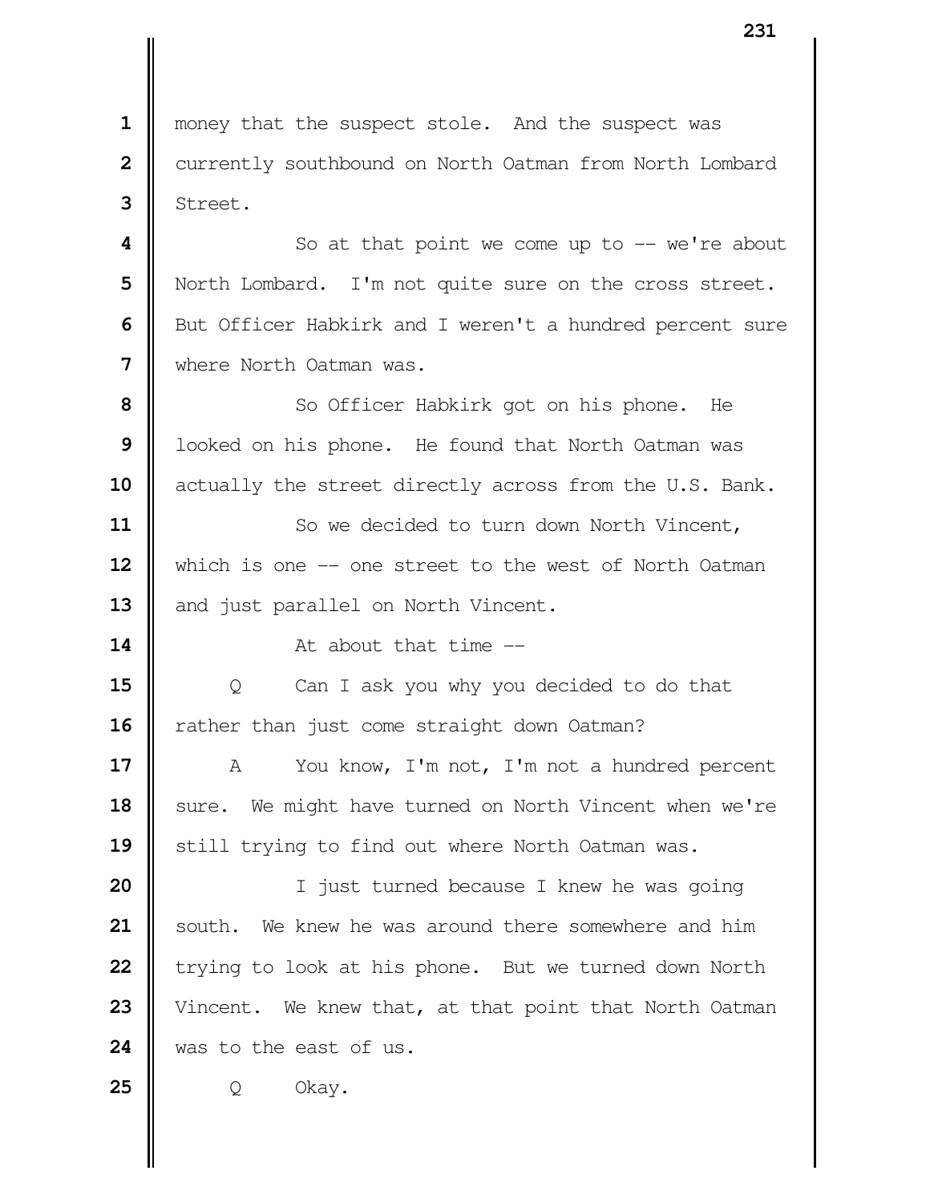money that the suspect stole. And the suspect was currently southbound on North Oatman from North Lombard Street.

So at that point we come up to -- we're about North Lombard. I'm not quite sure on the cross street. But Officer Habkirk and I weren't a hundred percent sure where North Oatman was.

So Officer Habkirk got on his phone. He looked on his phone. He found that North Oatman was actually the street directly across from the U.S. Bank.

So we decided to turn down North Vincent, which is one -- one street to the west of North Oatman and just parallel on North Vincent.

At about that time --

Q Can I ask you why you decided to do that rather than just come straight down Oatman?

A You know, I'm not, I'm not a hundred percent sure. We might have turned on North Vincent when we're still trying to find out where North Oatman was.

I just turned because I knew he was going south. We knew he was around there somewhere and him trying to look at his phone. But we turned down North Vincent. We knew that, at that point that North Oatman was to the east of us.

Q Okay.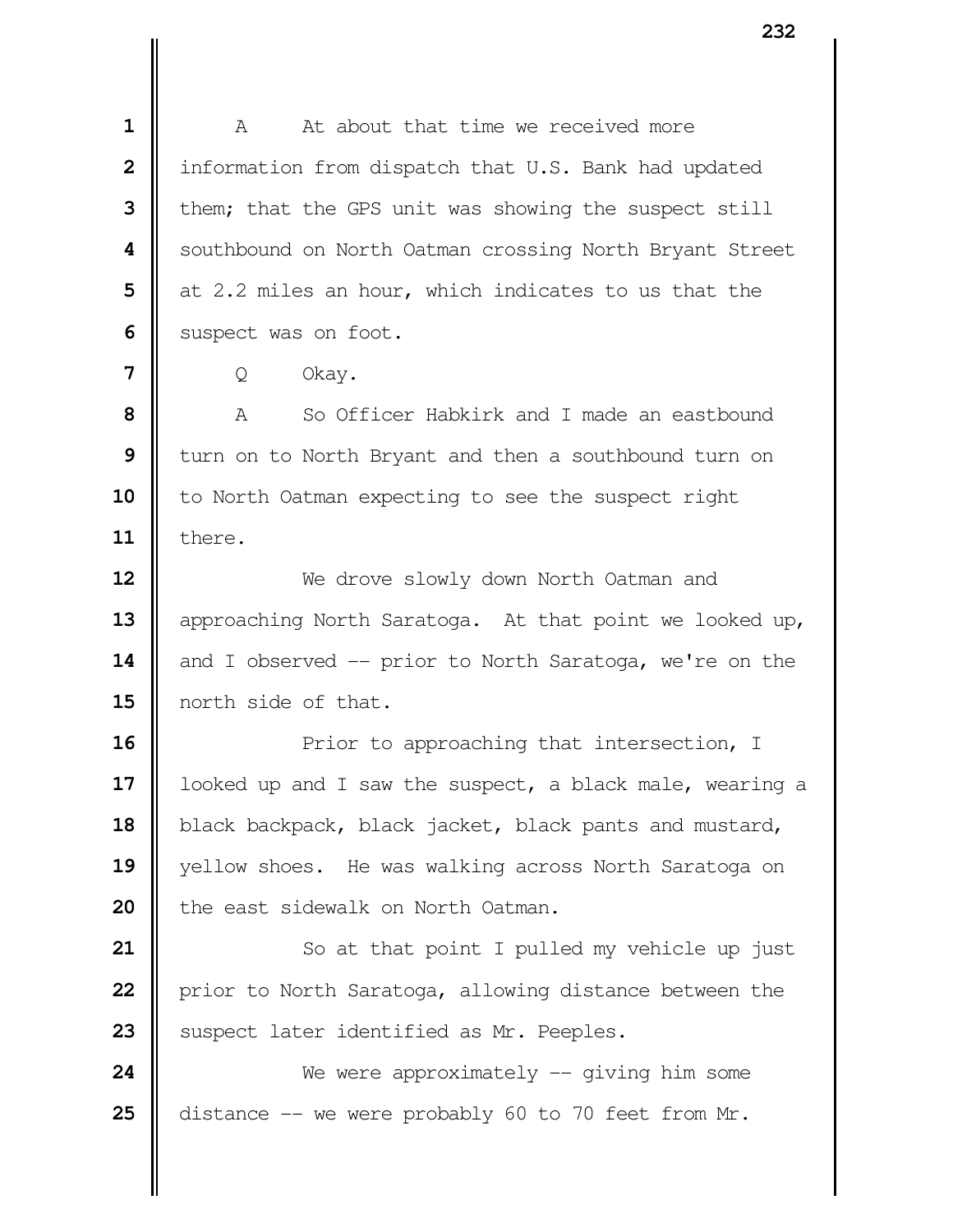A At about that time we received more information from dispatch that U.S. Bank had updated them; that the GPS unit was showing the suspect still southbound on North Oatman crossing North Bryant Street at 2.2 miles an hour, which indicates to us that the suspect was on foot.

Q Okay.

A So Officer Habkirk and I made an eastbound turn on to North Bryant and then a southbound turn on to North Oatman expecting to see the suspect right there.

We drove slowly down North Oatman and approaching North Saratoga. At that point we looked up, and I observed -- prior to North Saratoga, we're on the north side of that.

Prior to approaching that intersection, I looked up and I saw the suspect, a black male, wearing a black backpack, black jacket, black pants and mustard, yellow shoes. He was walking across North Saratoga on the east sidewalk on North Oatman.

So at that point I pulled my vehicle up just prior to North Saratoga, allowing distance between the suspect later identified as Mr. Peeples.

We were approximately -- giving him some distance -- we were probably 60 to 70 feet from Mr.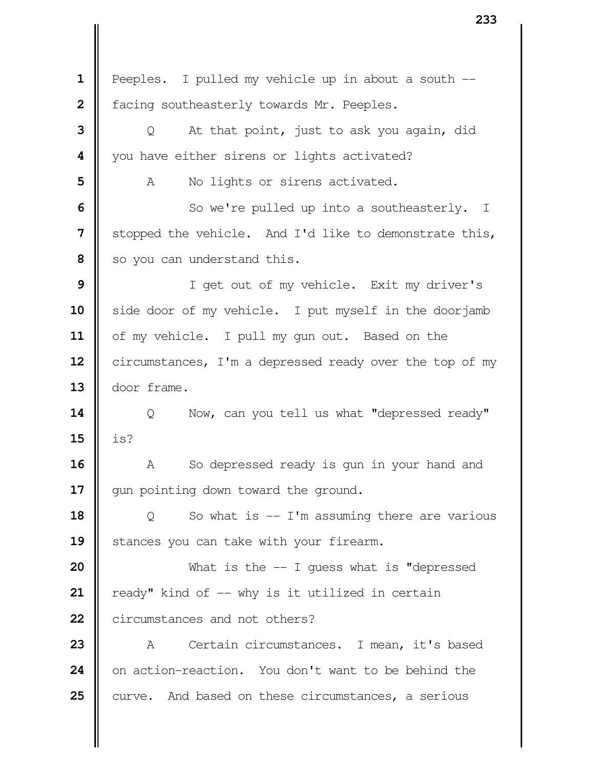Peeples. I pulled my vehicle up in about a south -- facing southeasterly towards Mr. Peeples.

Q At that point, just to ask you again, did you have either sirens or lights activated?

A No lights or sirens activated.

So we're pulled up into a southeasterly. I stopped the vehicle. And I'd like to demonstrate this, so you can understand this.

I get out of my vehicle. Exit my driver's side door of my vehicle. I put myself in the doorjamb of my vehicle. I pull my gun out. Based on the circumstances, I'm a depressed ready over the top of my door frame.

Q Now, can you tell us what "depressed ready" is?

A So depressed ready is gun in your hand and gun pointing down toward the ground.

Q So what is -- I'm assuming there are various stances you can take with your firearm.

What is the -- I guess what is "depressed ready" kind of -- why is it utilized in certain circumstances and not others?

A Certain circumstances. I mean, it's based on action-reaction. You don't want to be behind the curve. And based on these circumstances, a serious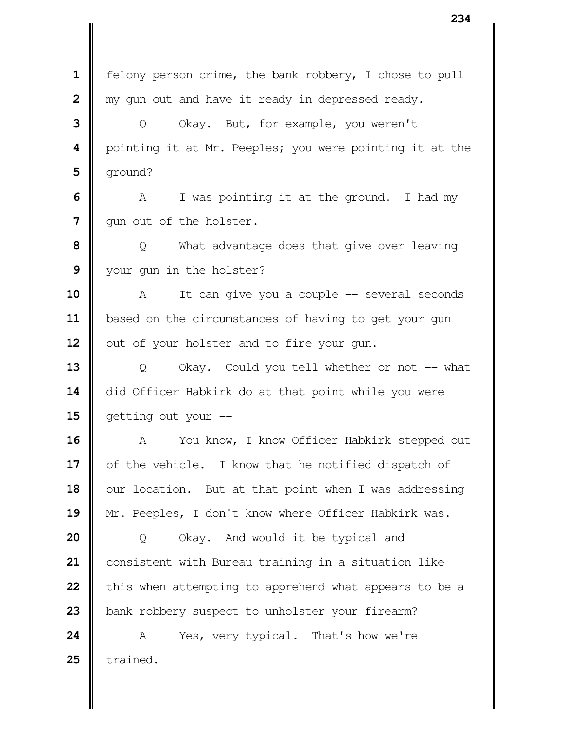felony person crime, the bank robbery, I chose to pull my gun out and have it ready in depressed ready.

Q Okay. But, for example, you weren't pointing it at Mr. Peeples; you were pointing it at the ground?

A I was pointing it at the ground. I had my gun out of the holster.

Q What advantage does that give over leaving your gun in the holster?

A It can give you a couple -- several seconds based on the circumstances of having to get your gun out of your holster and to fire your gun.

Q Okay. Could you tell whether or not -- what did Officer Habkirk do at that point while you were getting out your --

A You know, I know Officer Habkirk stepped out of the vehicle. I know that he notified dispatch of our location. But at that point when I was addressing Mr. Peeples, I don't know where Officer Habkirk was.

Q Okay. And would it be typical and consistent with Bureau training in a situation like this when attempting to apprehend what appears to be a bank robbery suspect to unholster your firearm?

A Yes, very typical. That's how we're trained.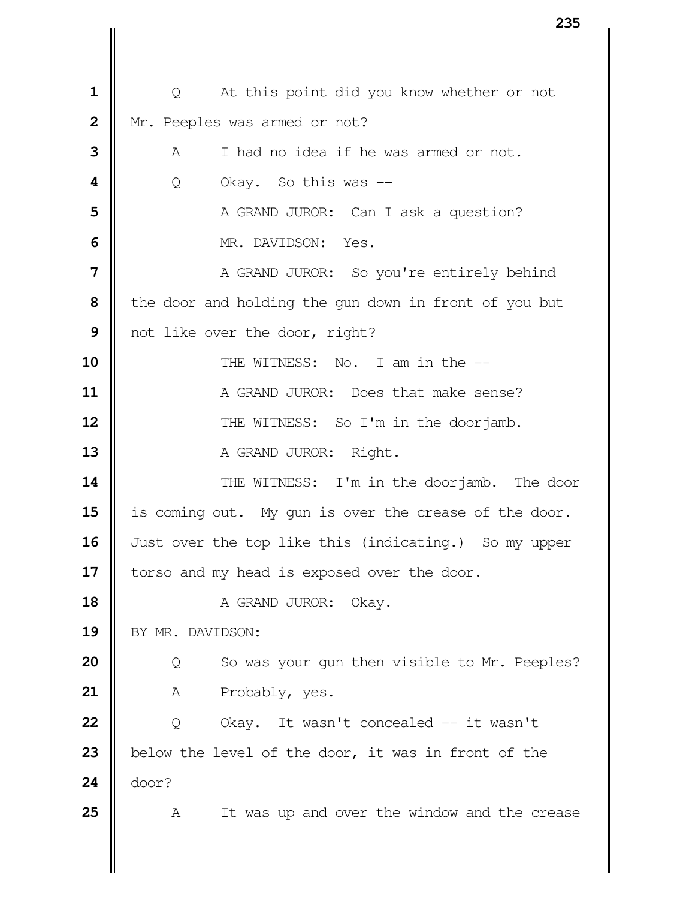Q At this point did you know whether or not Mr. Peeples was armed or not?

A I had no idea if he was armed or not.

Q Okay. So this was --

A GRAND JUROR: Can I ask a question?

MR. DAVIDSON: Yes.

A GRAND JUROR: So you're entirely behind the door and holding the gun down in front of you but not like over the door, right?

THE WITNESS: No. I am in the --

A GRAND JUROR: Does that make sense?

THE WITNESS: So I'm in the doorjamb.

A GRAND JUROR: Right.

THE WITNESS: I'm in the doorjamb. The door is coming out. My gun is over the crease of the door. Just over the top like this (indicating.) So my upper torso and my head is exposed over the door.

A GRAND JUROR: Okay.

BY MR. DAVIDSON:

Q So was your gun then visible to Mr. Peeples?

A Probably, yes.

Q Okay. It wasn't concealed -- it wasn't below the level of the door, it was in front of the door?

A It was up and over the window and the crease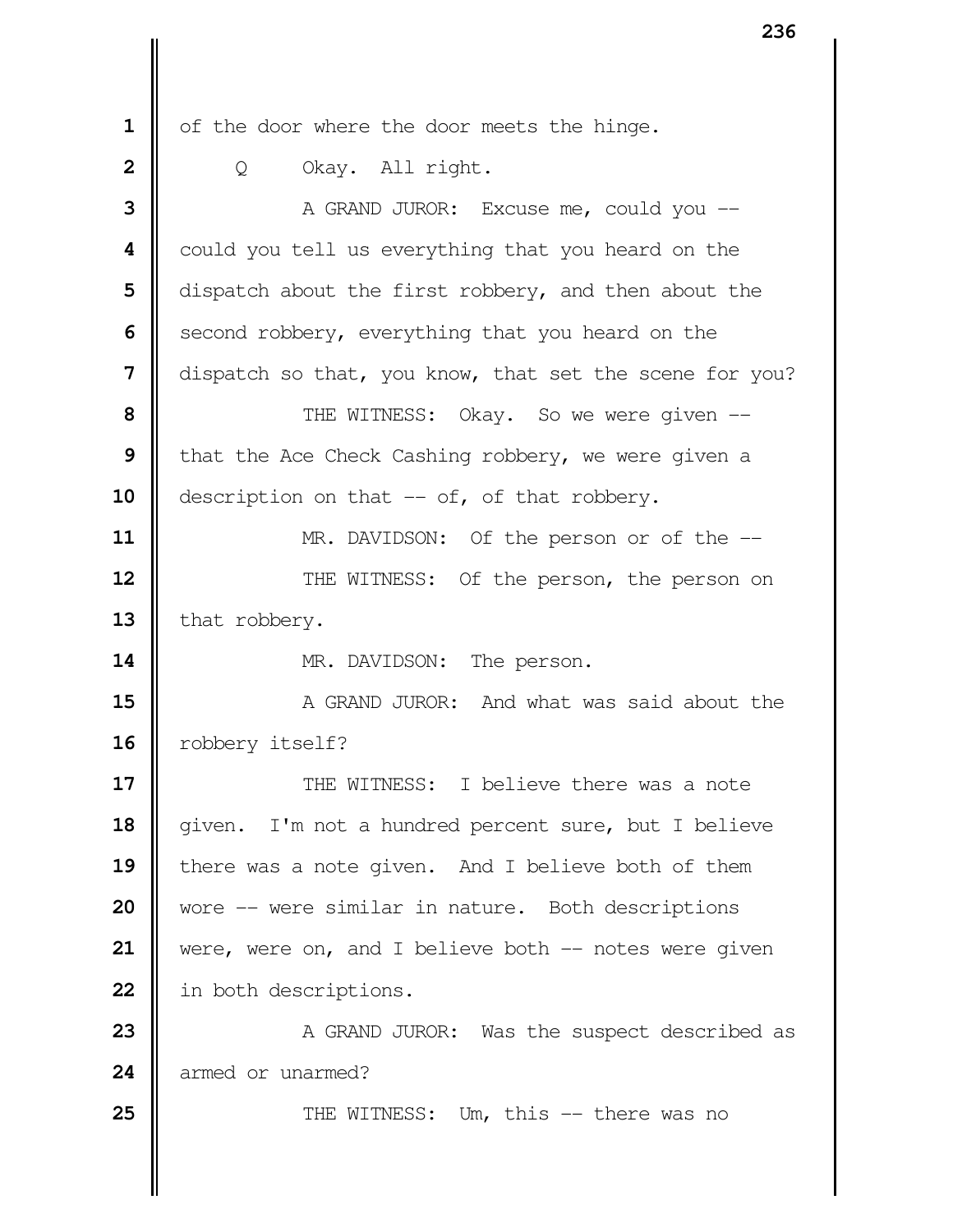of the door where the door meets the hinge.

Q Okay. All right.

A GRAND JUROR: Excuse me, could you -- could you tell us everything that you heard on the dispatch about the first robbery, and then about the second robbery, everything that you heard on the dispatch so that, you know, that set the scene for you?

THE WITNESS: Okay. So we were given -- that the Ace Check Cashing robbery, we were given a description on that -- of, of that robbery.

MR. DAVIDSON: Of the person or of the --

THE WITNESS: Of the person, the person on that robbery.

MR. DAVIDSON: The person.

A GRAND JUROR: And what was said about the robbery itself?

THE WITNESS: I believe there was a note given. I'm not a hundred percent sure, but I believe there was a note given. And I believe both of them wore -- were similar in nature. Both descriptions were, were on, and I believe both -- notes were given in both descriptions.

A GRAND JUROR: Was the suspect described as armed or unarmed?

THE WITNESS: Um, this -- there was no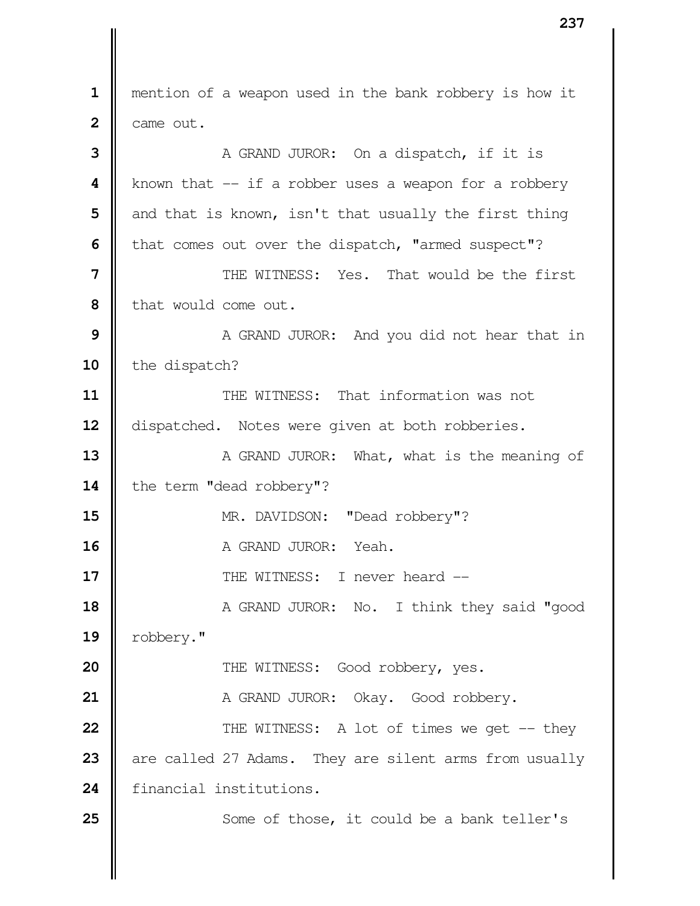mention of a weapon used in the bank robbery is how it came out.

A GRAND JUROR: On a dispatch, if it is known that -- if a robber uses a weapon for a robbery and that is known, isn't that usually the first thing that comes out over the dispatch, "armed suspect"?

THE WITNESS: Yes. That would be the first that would come out.

A GRAND JUROR: And you did not hear that in the dispatch?

THE WITNESS: That information was not dispatched. Notes were given at both robberies.

A GRAND JUROR: What, what is the meaning of the term "dead robbery"?

MR. DAVIDSON: "Dead robbery"?

A GRAND JUROR: Yeah.

THE WITNESS: I never heard --

A GRAND JUROR: No. I think they said "good robbery."

THE WITNESS: Good robbery, yes.

A GRAND JUROR: Okay. Good robbery.

THE WITNESS: A lot of times we get -- they are called 27 Adams. They are silent arms from usually financial institutions.

Some of those, it could be a bank teller's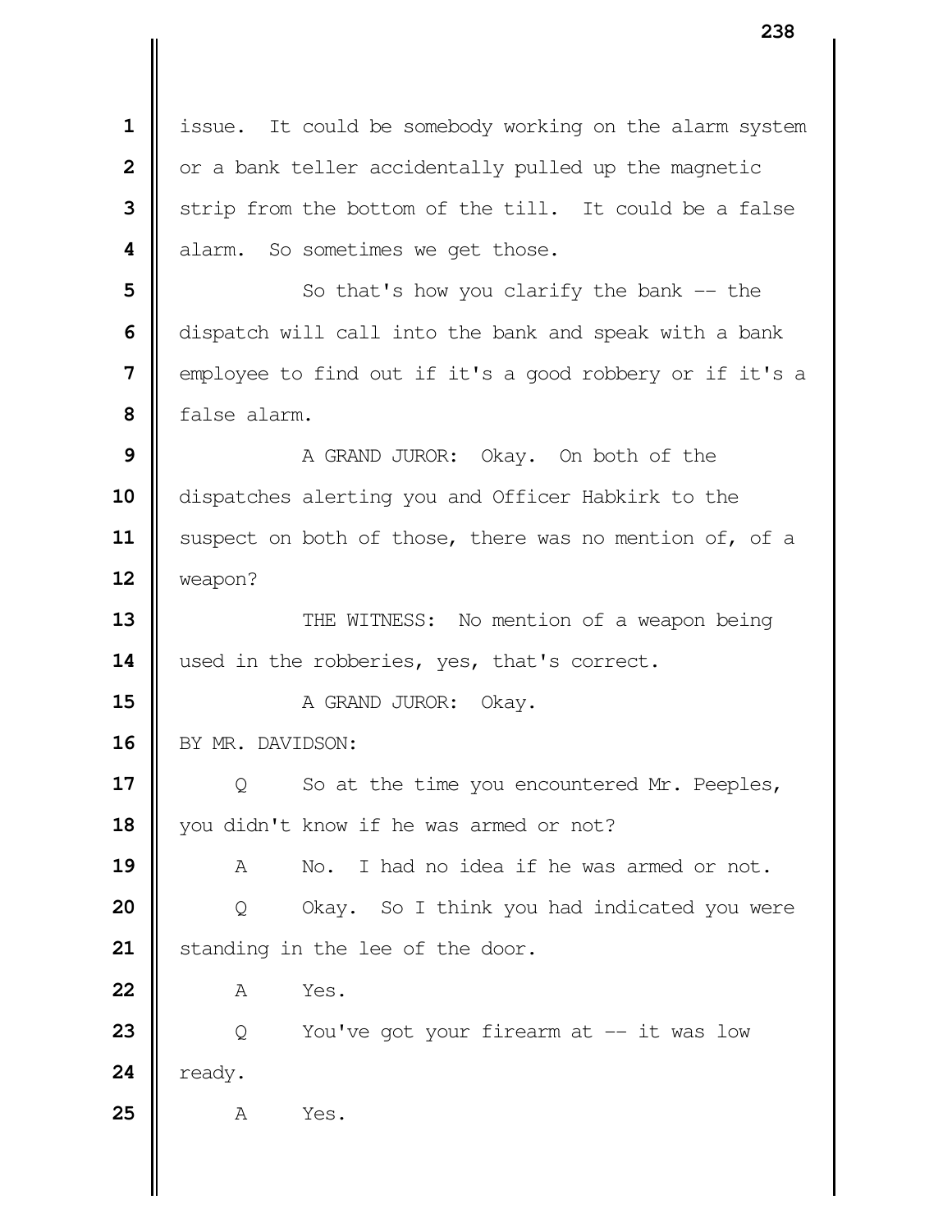issue. It could be somebody working on the alarm system or a bank teller accidentally pulled up the magnetic strip from the bottom of the till. It could be a false alarm. So sometimes we get those.

So that's how you clarify the bank -- the dispatch will call into the bank and speak with a bank employee to find out if it's a good robbery or if it's a false alarm.

A GRAND JUROR: Okay. On both of the dispatches alerting you and Officer Habkirk to the suspect on both of those, there was no mention of, of a weapon?

THE WITNESS: No mention of a weapon being used in the robberies, yes, that's correct.

A GRAND JUROR: Okay.

BY MR. DAVIDSON:

Q So at the time you encountered Mr. Peeples, you didn't know if he was armed or not?

A No. I had no idea if he was armed or not.

Q Okay. So I think you had indicated you were standing in the lee of the door.

A Yes.

Q You've got your firearm at -- it was low ready.

A Yes.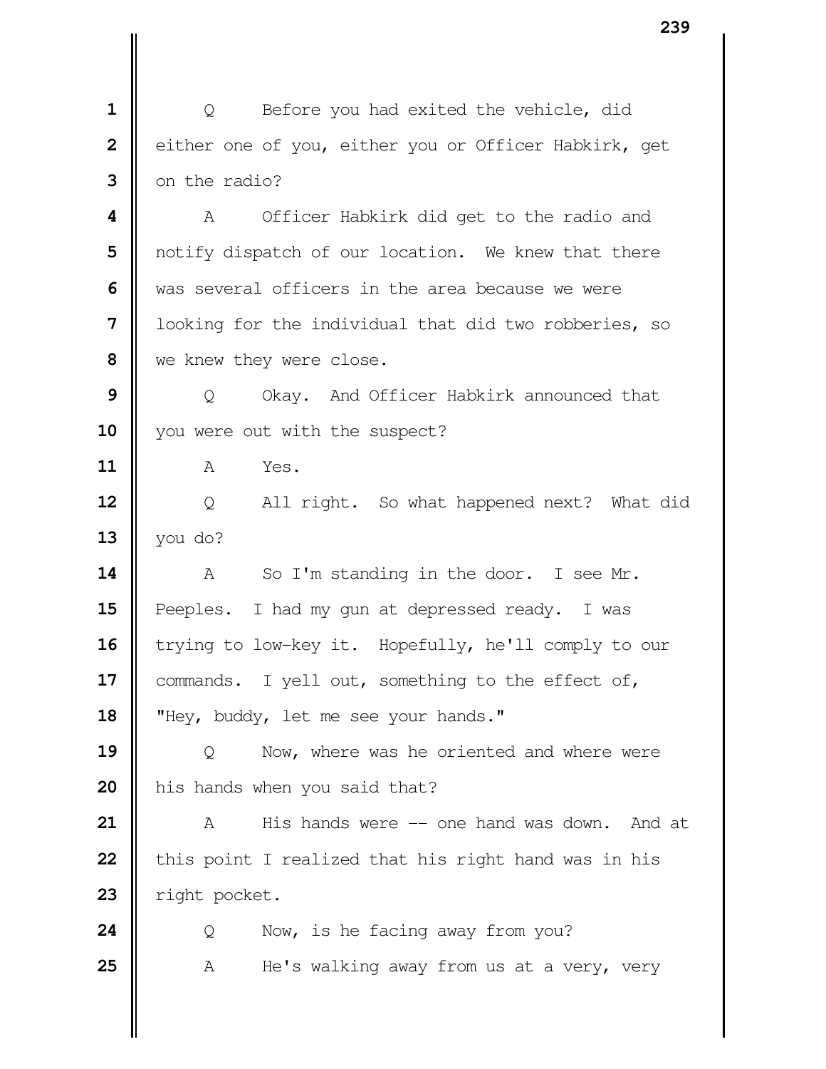1 Q Before you had exited the vehicle, did
2 either one of you, either you or Officer Habkirk, get
3 on the radio?
4 A Officer Habkirk did get to the radio and
5 notify dispatch of our location. We knew that there
6 was several officers in the area because we were
7 looking for the individual that did two robberies, so
8 we knew they were close.
9 Q Okay. And Officer Habkirk announced that
10 you were out with the suspect?
11 A Yes.
12 Q All right. So what happened next? What did
13 you do?
14 A So I'm standing in the door. I see Mr.
15 Peeples. I had my gun at depressed ready. I was
16 trying to low-key it. Hopefully, he'll comply to our
17 commands. I yell out, something to the effect of,
18 "Hey, buddy, let me see your hands."
19 Q Now, where was he oriented and where were
20 his hands when you said that?
21 A His hands were -- one hand was down. And at
22 this point I realized that his right hand was in his
23 right pocket.
24 Q Now, is he facing away from you?
25 A He's walking away from us at a very, very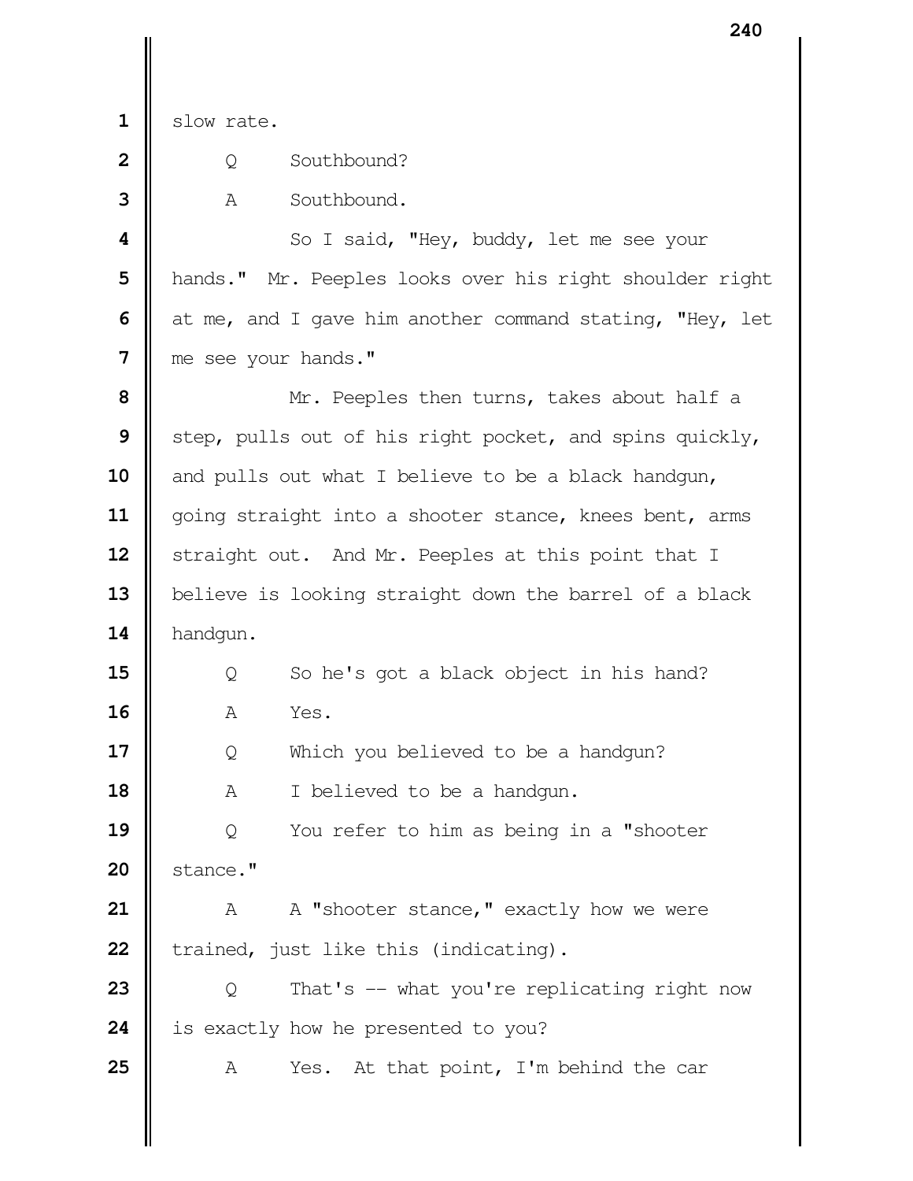slow rate.

Q Southbound?

A Southbound.

So I said, "Hey, buddy, let me see your hands." Mr. Peeples looks over his right shoulder right at me, and I gave him another command stating, "Hey, let me see your hands."

Mr. Peeples then turns, takes about half a step, pulls out of his right pocket, and spins quickly, and pulls out what I believe to be a black handgun, going straight into a shooter stance, knees bent, arms straight out. And Mr. Peeples at this point that I believe is looking straight down the barrel of a black handgun.

Q So he's got a black object in his hand?

A Yes.

Q Which you believed to be a handgun?

A I believed to be a handgun.

Q You refer to him as being in a "shooter stance."

A A "shooter stance," exactly how we were trained, just like this (indicating).

Q That's -- what you're replicating right now is exactly how he presented to you?

A Yes. At that point, I'm behind the car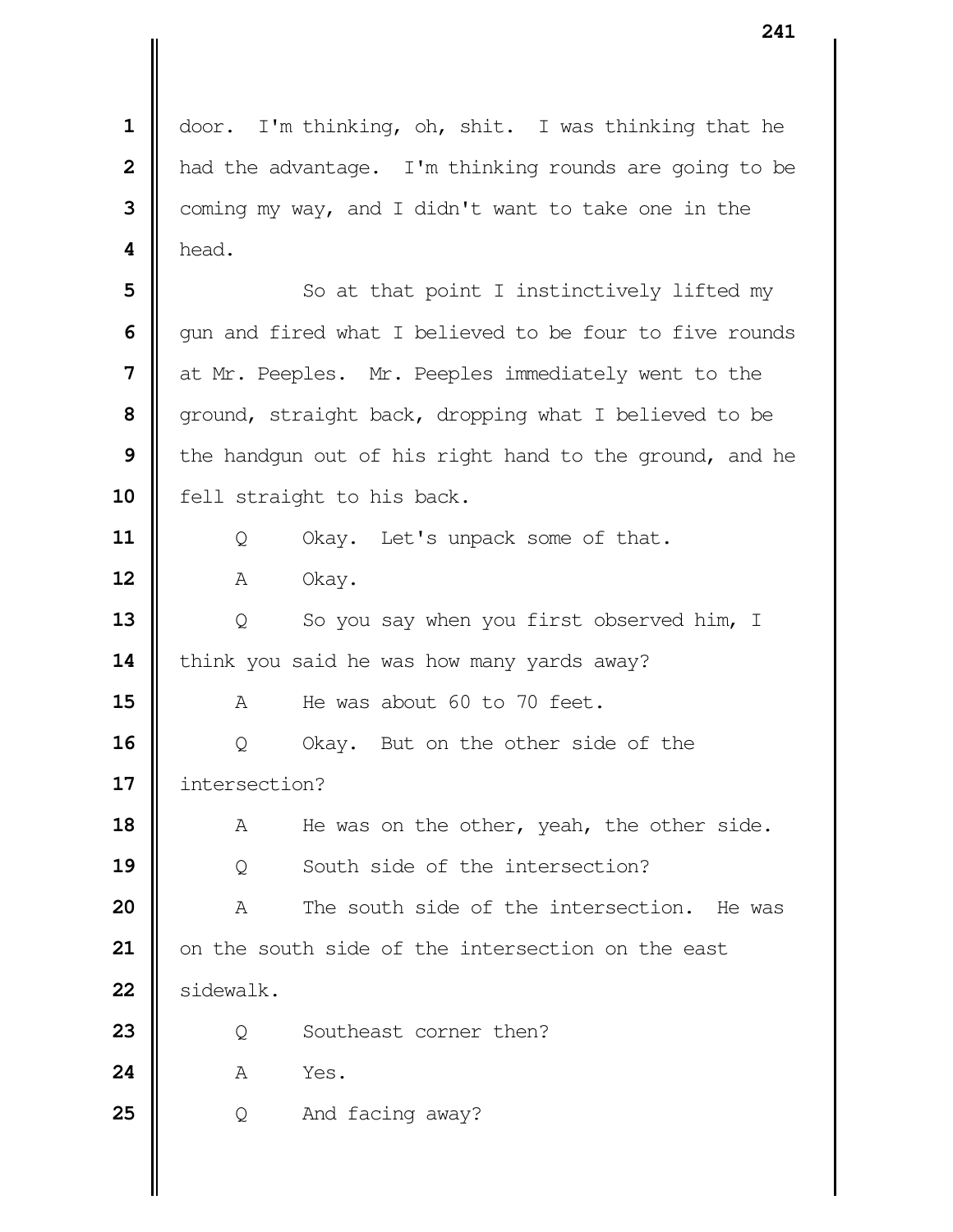door. I'm thinking, oh, shit. I was thinking that he had the advantage. I'm thinking rounds are going to be coming my way, and I didn't want to take one in the head.

So at that point I instinctively lifted my gun and fired what I believed to be four to five rounds at Mr. Peeples. Mr. Peeples immediately went to the ground, straight back, dropping what I believed to be the handgun out of his right hand to the ground, and he fell straight to his back.

Q Okay. Let's unpack some of that.

A Okay.

Q So you say when you first observed him, I think you said he was how many yards away?

A He was about 60 to 70 feet.

Q Okay. But on the other side of the intersection?

A He was on the other, yeah, the other side.

Q South side of the intersection?

A The south side of the intersection. He was on the south side of the intersection on the east sidewalk.

Q Southeast corner then?

A Yes.

Q And facing away?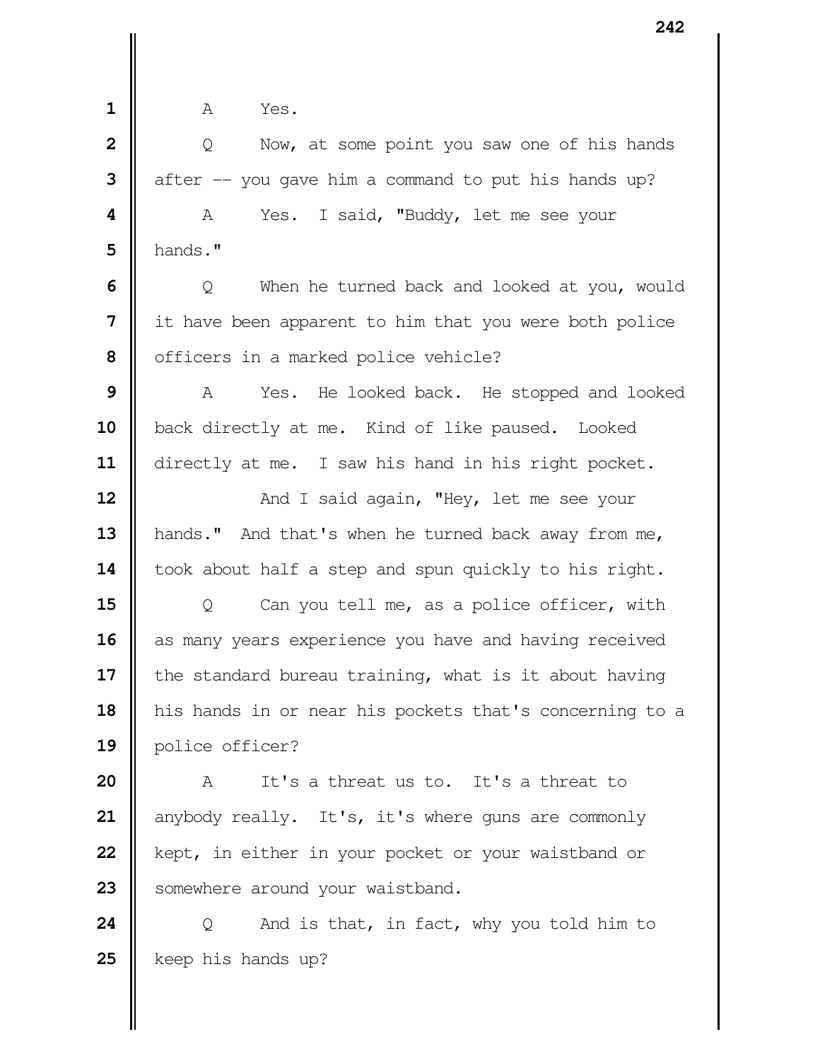A Yes.

Q Now, at some point you saw one of his hands after -- you gave him a command to put his hands up?

A Yes. I said, "Buddy, let me see your hands."

Q When he turned back and looked at you, would it have been apparent to him that you were both police officers in a marked police vehicle?

A Yes. He looked back. He stopped and looked back directly at me. Kind of like paused. Looked directly at me. I saw his hand in his right pocket.

And I said again, "Hey, let me see your hands." And that's when he turned back away from me, took about half a step and spun quickly to his right.

Q Can you tell me, as a police officer, with as many years experience you have and having received the standard bureau training, what is it about having his hands in or near his pockets that's concerning to a police officer?

A It's a threat us to. It's a threat to anybody really. It's, it's where guns are commonly kept, in either in your pocket or your waistband or somewhere around your waistband.

Q And is that, in fact, why you told him to keep his hands up?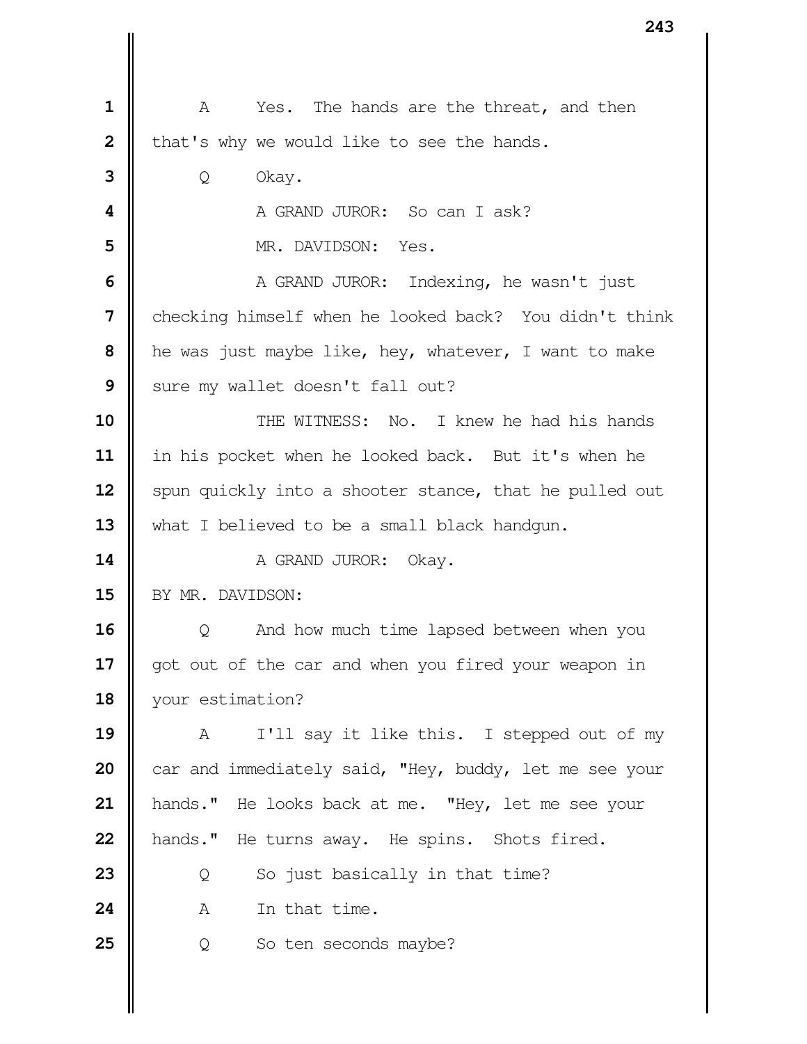A Yes. The hands are the threat, and then that's why we would like to see the hands.

Q Okay.

A GRAND JUROR: So can I ask?

MR. DAVIDSON: Yes.

A GRAND JUROR: Indexing, he wasn't just checking himself when he looked back? You didn't think he was just maybe like, hey, whatever, I want to make sure my wallet doesn't fall out?

THE WITNESS: No. I knew he had his hands in his pocket when he looked back. But it's when he spun quickly into a shooter stance, that he pulled out what I believed to be a small black handgun.

A GRAND JUROR: Okay.

BY MR. DAVIDSON:

Q And how much time lapsed between when you got out of the car and when you fired your weapon in your estimation?

A I'll say it like this. I stepped out of my car and immediately said, "Hey, buddy, let me see your hands." He looks back at me. "Hey, let me see your hands." He turns away. He spins. Shots fired.

Q So just basically in that time?

A In that time.

Q So ten seconds maybe?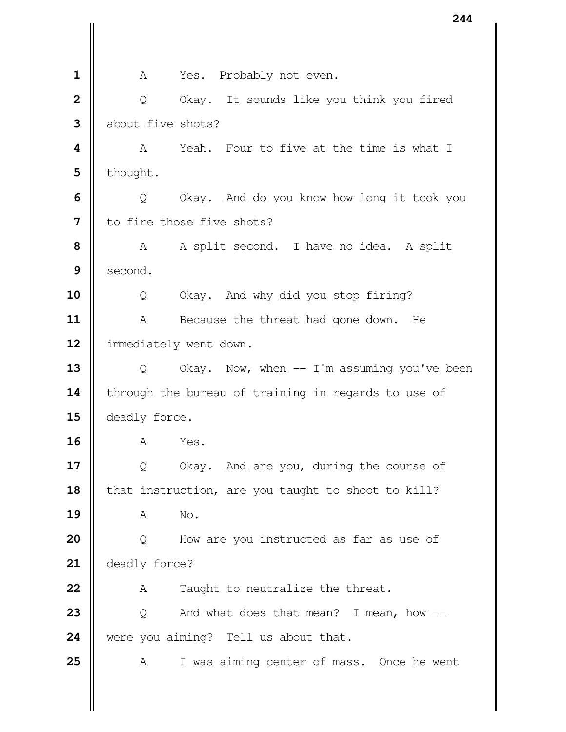1 A Yes. Probably not even.

2 Q Okay. It sounds like you think you fired

3 about five shots?

4 A Yeah. Four to five at the time is what I

5 thought.

6 Q Okay. And do you know how long it took you

7 to fire those five shots?

8 A A split second. I have no idea. A split

9 second.

10 Q Okay. And why did you stop firing?

11 A Because the threat had gone down. He

12 immediately went down.

13 Q Okay. Now, when -- I'm assuming you've been

14 through the bureau of training in regards to use of

15 deadly force.

16 A Yes.

17 Q Okay. And are you, during the course of

18 that instruction, are you taught to shoot to kill?

19 A No.

20 Q How are you instructed as far as use of

21 deadly force?

22 A Taught to neutralize the threat.

23 Q And what does that mean? I mean, how --

24 were you aiming? Tell us about that.

25 A I was aiming center of mass. Once he went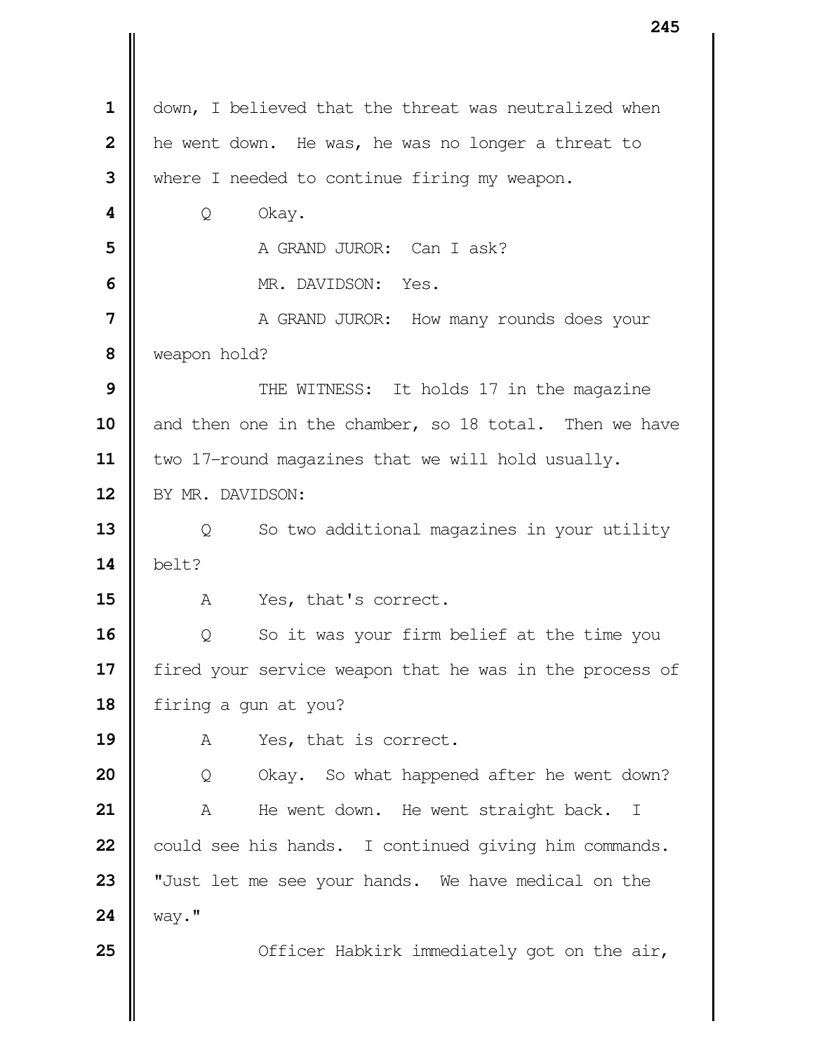down, I believed that the threat was neutralized when he went down. He was, he was no longer a threat to where I needed to continue firing my weapon.

Q Okay.

A GRAND JUROR: Can I ask?

MR. DAVIDSON: Yes.

A GRAND JUROR: How many rounds does your weapon hold?

THE WITNESS: It holds 17 in the magazine and then one in the chamber, so 18 total. Then we have two 17-round magazines that we will hold usually.

BY MR. DAVIDSON:

Q So two additional magazines in your utility belt?

A Yes, that's correct.

Q So it was your firm belief at the time you fired your service weapon that he was in the process of firing a gun at you?

A Yes, that is correct.

Q Okay. So what happened after he went down?

A He went down. He went straight back. I could see his hands. I continued giving him commands. "Just let me see your hands. We have medical on the way."

Officer Habkirk immediately got on the air,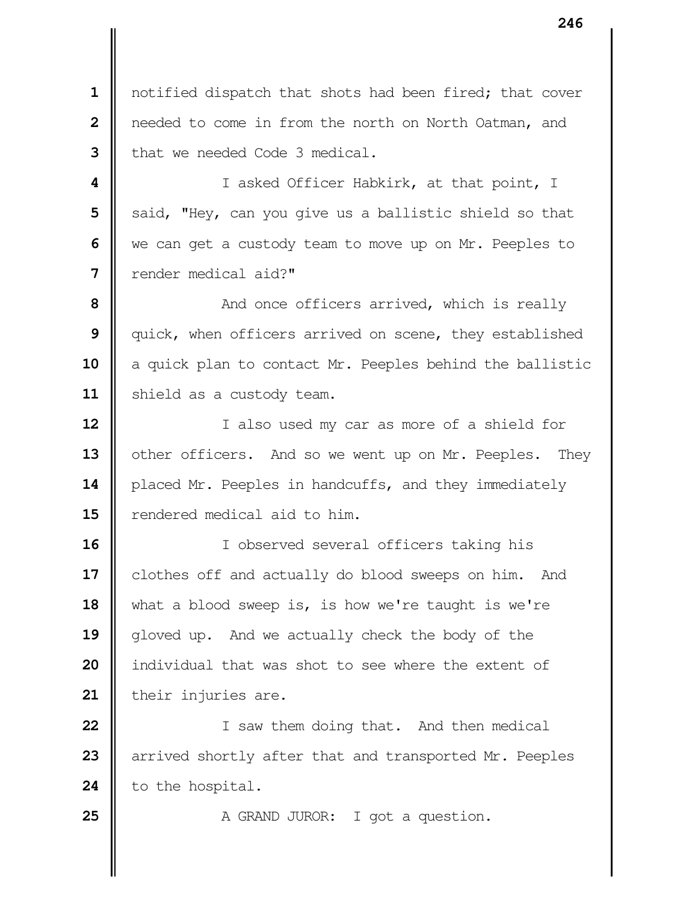notified dispatch that shots had been fired; that cover needed to come in from the north on North Oatman, and that we needed Code 3 medical.

I asked Officer Habkirk, at that point, I said, "Hey, can you give us a ballistic shield so that we can get a custody team to move up on Mr. Peeples to render medical aid?"

And once officers arrived, which is really quick, when officers arrived on scene, they established a quick plan to contact Mr. Peeples behind the ballistic shield as a custody team.

I also used my car as more of a shield for other officers. And so we went up on Mr. Peeples. They placed Mr. Peeples in handcuffs, and they immediately rendered medical aid to him.

I observed several officers taking his clothes off and actually do blood sweeps on him. And what a blood sweep is, is how we're taught is we're gloved up. And we actually check the body of the individual that was shot to see where the extent of their injuries are.

I saw them doing that. And then medical arrived shortly after that and transported Mr. Peeples to the hospital.

A GRAND JUROR: I got a question.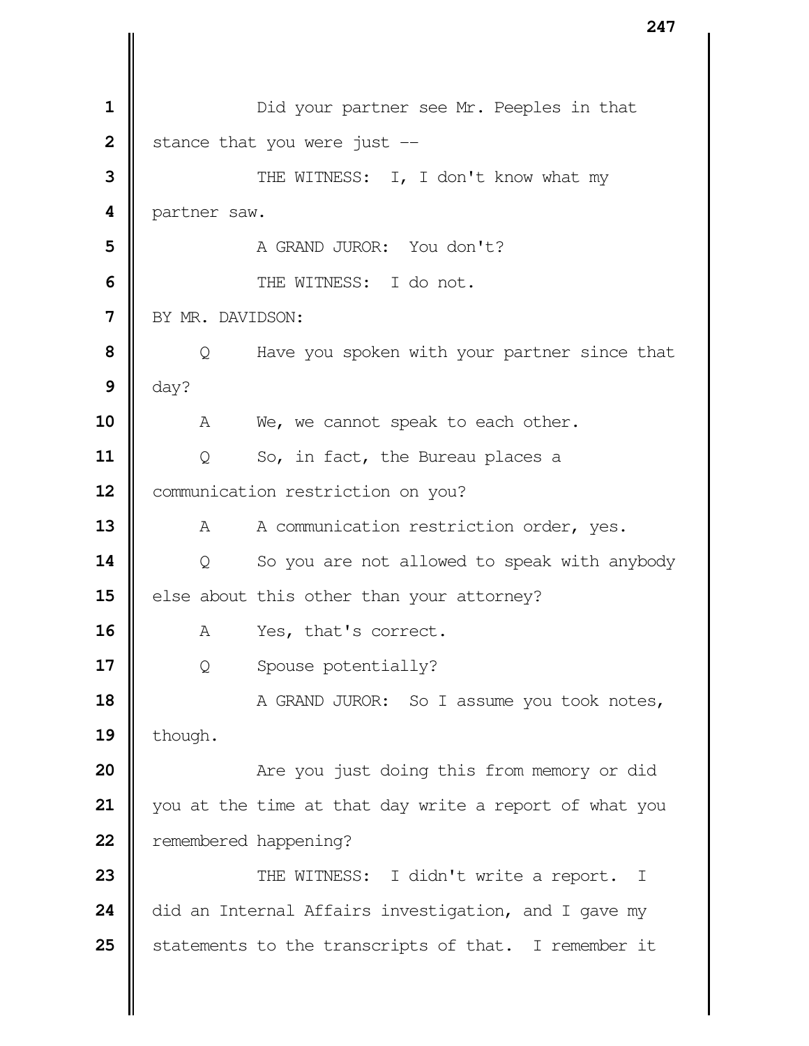Did your partner see Mr. Peeples in that stance that you were just --

THE WITNESS: I, I don't know what my partner saw.

A GRAND JUROR: You don't?

THE WITNESS: I do not.

BY MR. DAVIDSON:

Q Have you spoken with your partner since that day?

A We, we cannot speak to each other.

Q So, in fact, the Bureau places a communication restriction on you?

A A communication restriction order, yes.

Q So you are not allowed to speak with anybody else about this other than your attorney?

A Yes, that's correct.

Q Spouse potentially?

A GRAND JUROR: So I assume you took notes, though.

Are you just doing this from memory or did you at the time at that day write a report of what you remembered happening?

THE WITNESS: I didn't write a report. I did an Internal Affairs investigation, and I gave my statements to the transcripts of that. I remember it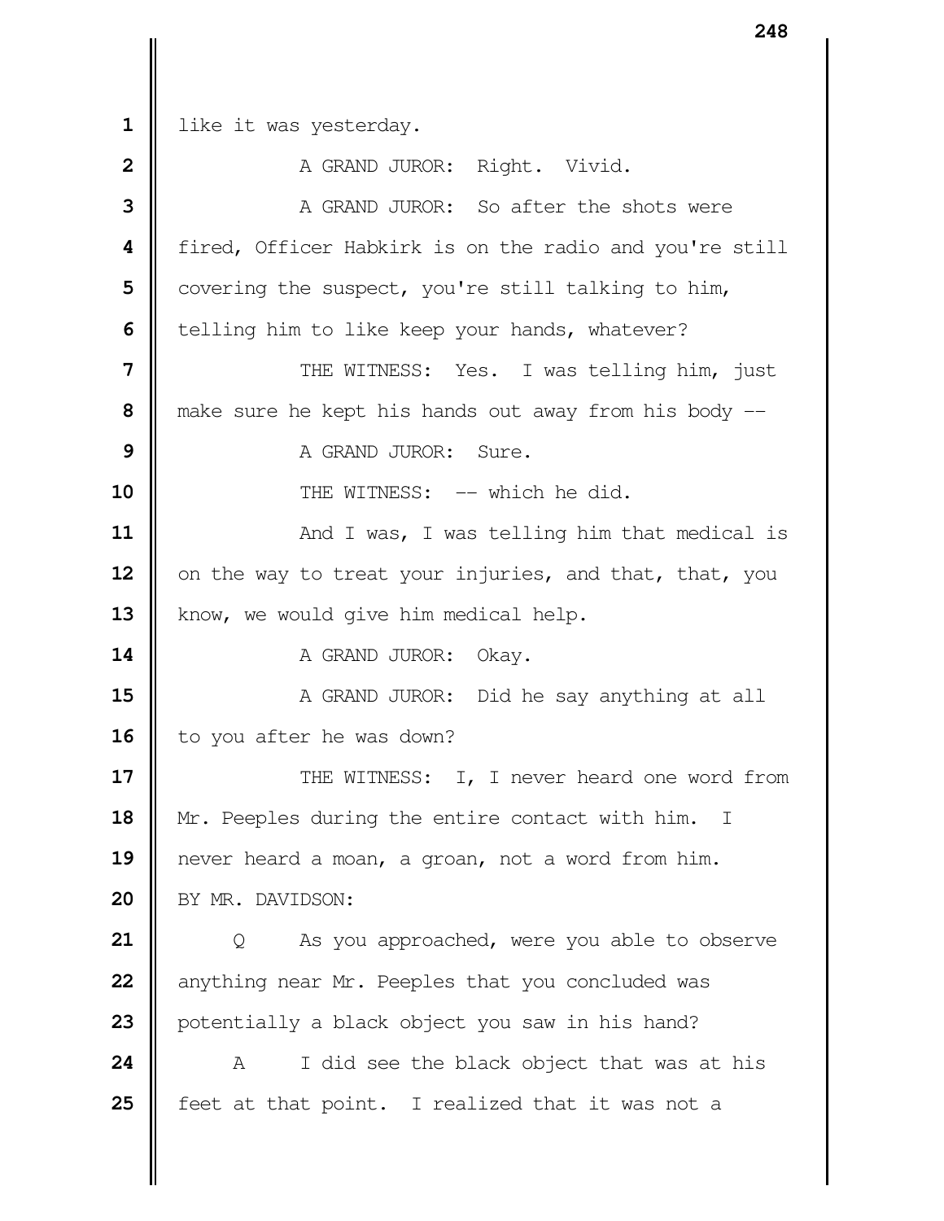like it was yesterday.

A GRAND JUROR: Right. Vivid.

A GRAND JUROR: So after the shots were fired, Officer Habkirk is on the radio and you're still covering the suspect, you're still talking to him, telling him to like keep your hands, whatever?

THE WITNESS: Yes. I was telling him, just make sure he kept his hands out away from his body --

A GRAND JUROR: Sure.

THE WITNESS: -- which he did.

And I was, I was telling him that medical is on the way to treat your injuries, and that, that, you know, we would give him medical help.

A GRAND JUROR: Okay.

A GRAND JUROR: Did he say anything at all to you after he was down?

THE WITNESS: I, I never heard one word from Mr. Peeples during the entire contact with him. I never heard a moan, a groan, not a word from him.

BY MR. DAVIDSON:

Q As you approached, were you able to observe anything near Mr. Peeples that you concluded was potentially a black object you saw in his hand?

A I did see the black object that was at his feet at that point. I realized that it was not a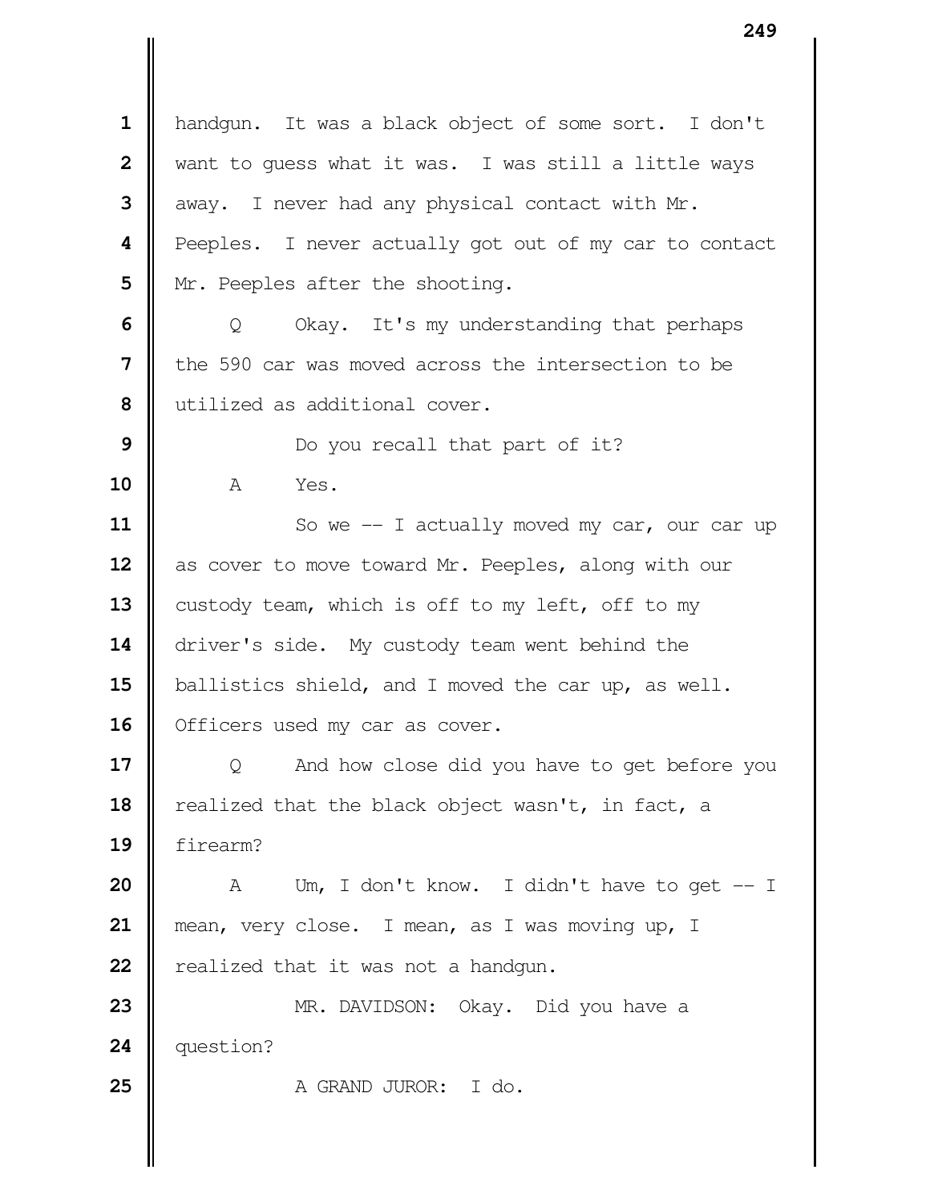handgun. It was a black object of some sort. I don't want to guess what it was. I was still a little ways away. I never had any physical contact with Mr. Peeples. I never actually got out of my car to contact Mr. Peeples after the shooting.

Q Okay. It's my understanding that perhaps the 590 car was moved across the intersection to be utilized as additional cover.

Do you recall that part of it?

A Yes.

So we -- I actually moved my car, our car up as cover to move toward Mr. Peeples, along with our custody team, which is off to my left, off to my driver's side. My custody team went behind the ballistics shield, and I moved the car up, as well. Officers used my car as cover.

Q And how close did you have to get before you realized that the black object wasn't, in fact, a firearm?

A Um, I don't know. I didn't have to get -- I mean, very close. I mean, as I was moving up, I realized that it was not a handgun.

MR. DAVIDSON: Okay. Did you have a question?

A GRAND JUROR: I do.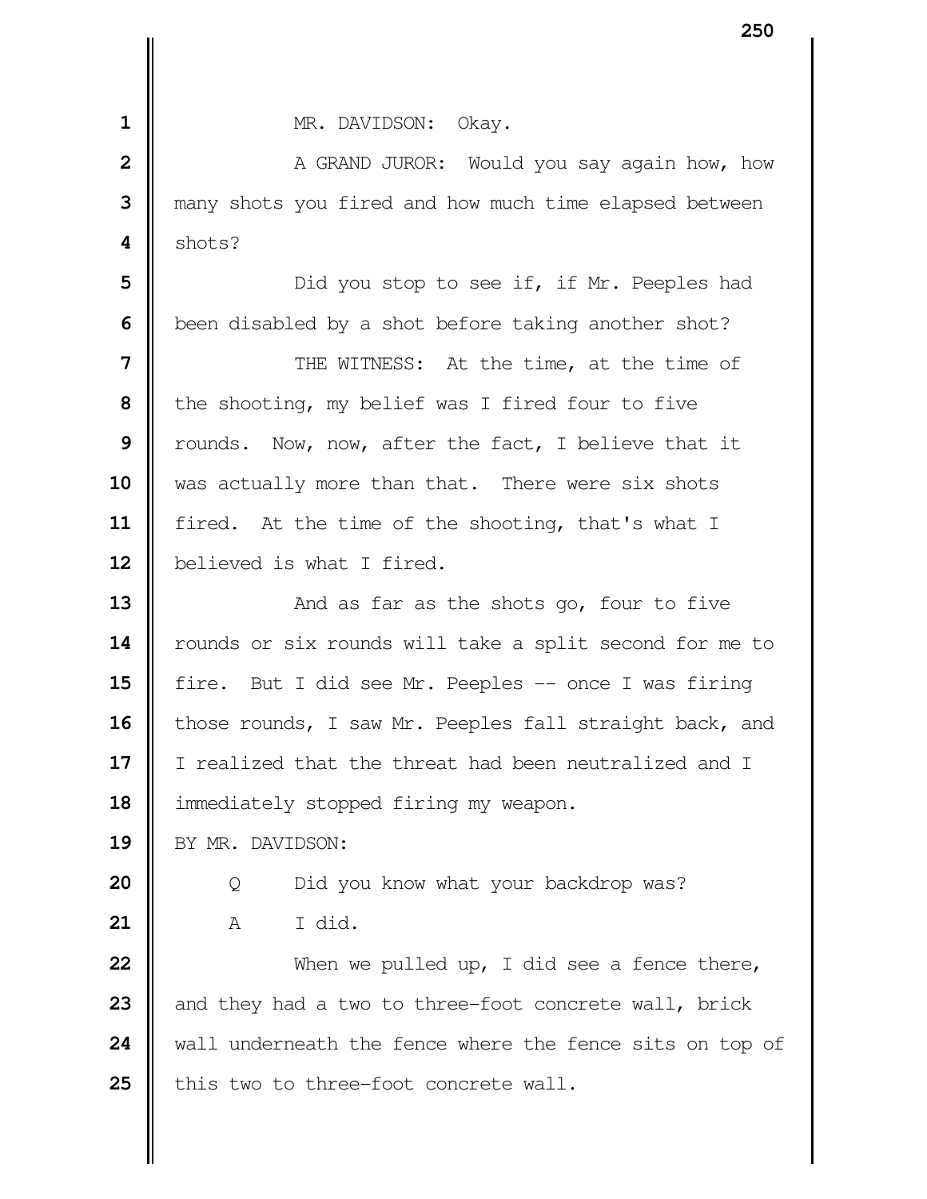MR. DAVIDSON: Okay.

A GRAND JUROR: Would you say again how, how many shots you fired and how much time elapsed between shots?

Did you stop to see if, if Mr. Peeples had been disabled by a shot before taking another shot?

THE WITNESS: At the time, at the time of the shooting, my belief was I fired four to five rounds. Now, now, after the fact, I believe that it was actually more than that. There were six shots fired. At the time of the shooting, that's what I believed is what I fired.

And as far as the shots go, four to five rounds or six rounds will take a split second for me to fire. But I did see Mr. Peeples -- once I was firing those rounds, I saw Mr. Peeples fall straight back, and I realized that the threat had been neutralized and I immediately stopped firing my weapon.

BY MR. DAVIDSON:

Q Did you know what your backdrop was?

A I did.

When we pulled up, I did see a fence there, and they had a two to three-foot concrete wall, brick wall underneath the fence where the fence sits on top of this two to three-foot concrete wall.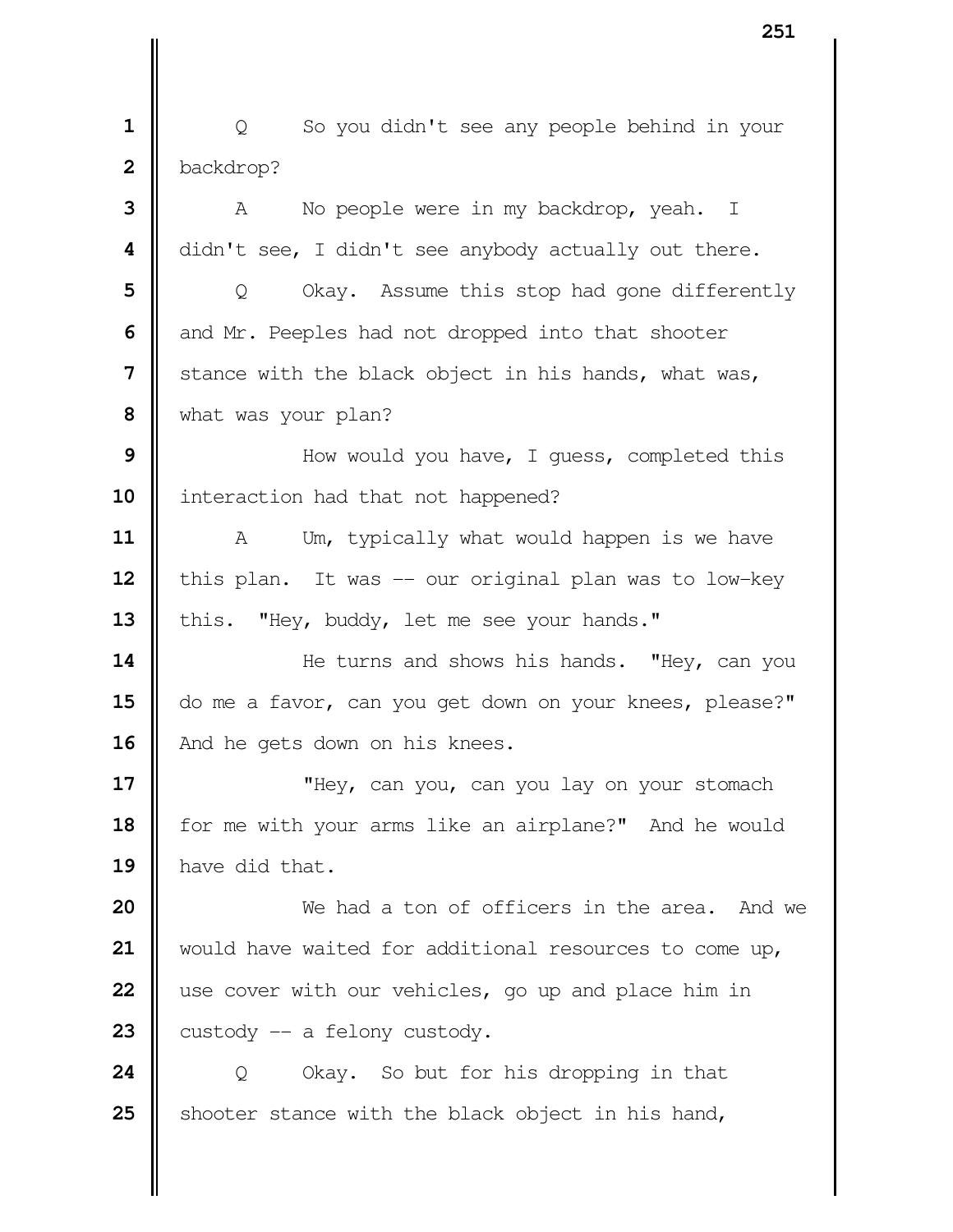Q So you didn't see any people behind in your backdrop?

A No people were in my backdrop, yeah. I didn't see, I didn't see anybody actually out there.

Q Okay. Assume this stop had gone differently and Mr. Peeples had not dropped into that shooter stance with the black object in his hands, what was, what was your plan?

How would you have, I guess, completed this interaction had that not happened?

A Um, typically what would happen is we have this plan. It was -- our original plan was to low-key this. "Hey, buddy, let me see your hands."

He turns and shows his hands. "Hey, can you do me a favor, can you get down on your knees, please?" And he gets down on his knees.

"Hey, can you, can you lay on your stomach for me with your arms like an airplane?" And he would have did that.

We had a ton of officers in the area. And we would have waited for additional resources to come up, use cover with our vehicles, go up and place him in custody -- a felony custody.

Q Okay. So but for his dropping in that shooter stance with the black object in his hand,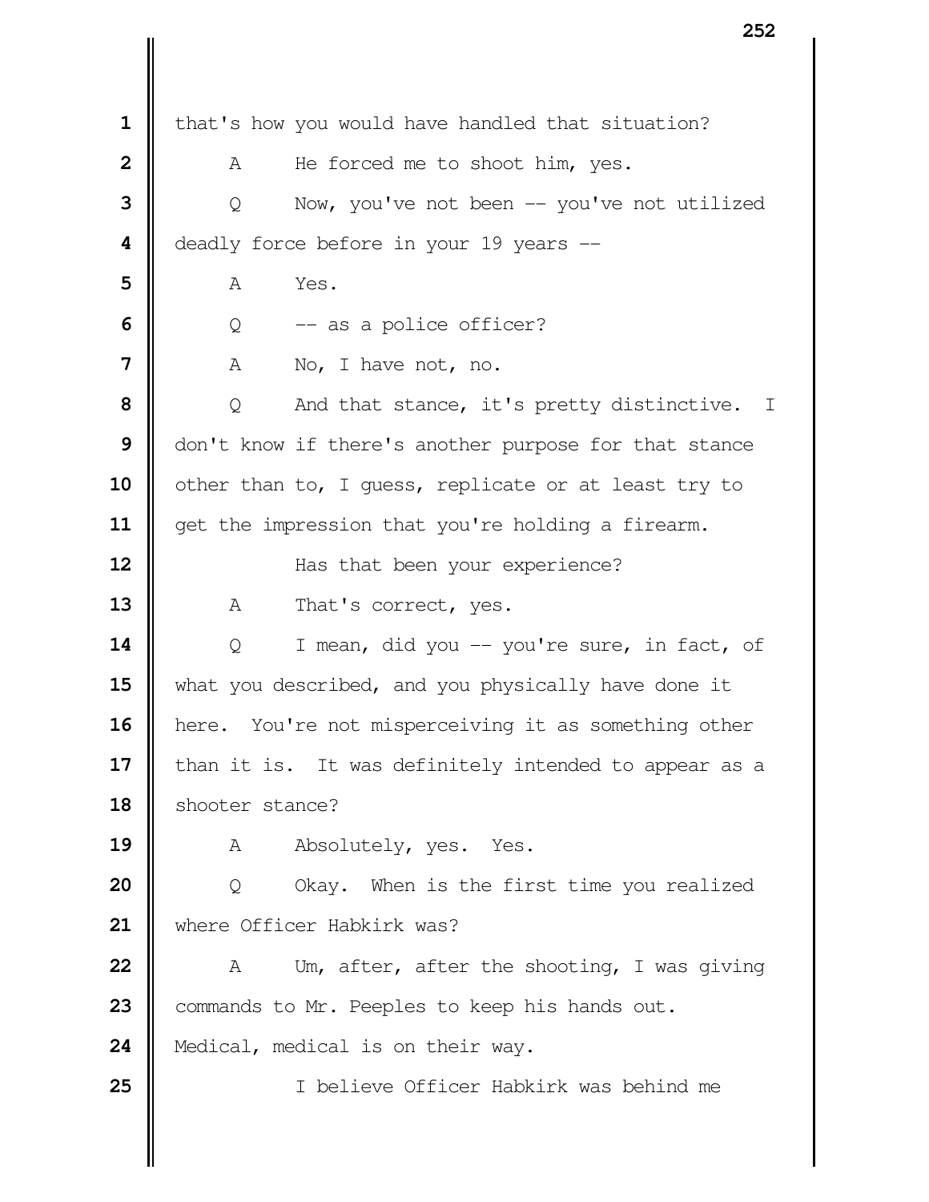1 that's how you would have handled that situation?

2 A He forced me to shoot him, yes.

3 Q Now, you've not been -- you've not utilized

4 deadly force before in your 19 years --

5 A Yes.

6 Q -- as a police officer?

7 A No, I have not, no.

8 Q And that stance, it's pretty distinctive. I

9 don't know if there's another purpose for that stance

10 other than to, I guess, replicate or at least try to

11 get the impression that you're holding a firearm.

12 Has that been your experience?

13 A That's correct, yes.

14 Q I mean, did you -- you're sure, in fact, of

15 what you described, and you physically have done it

16 here. You're not misperceiving it as something other

17 than it is. It was definitely intended to appear as a

18 shooter stance?

19 A Absolutely, yes. Yes.

20 Q Okay. When is the first time you realized

21 where Officer Habkirk was?

22 A Um, after, after the shooting, I was giving

23 commands to Mr. Peeples to keep his hands out.

24 Medical, medical is on their way.

25 I believe Officer Habkirk was behind me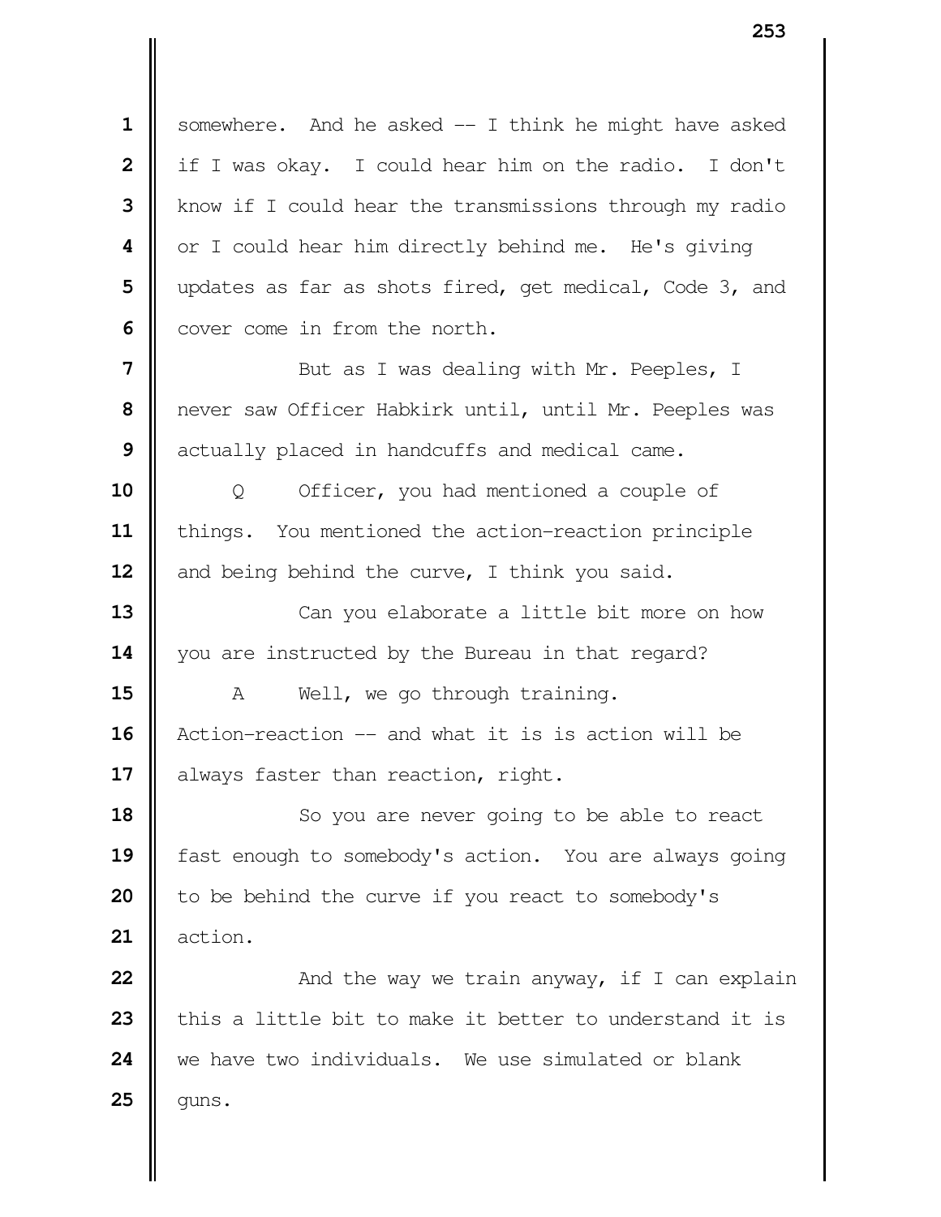somewhere. And he asked -- I think he might have asked if I was okay. I could hear him on the radio. I don't know if I could hear the transmissions through my radio or I could hear him directly behind me. He's giving updates as far as shots fired, get medical, Code 3, and cover come in from the north.

But as I was dealing with Mr. Peeples, I never saw Officer Habkirk until, until Mr. Peeples was actually placed in handcuffs and medical came.

Q Officer, you had mentioned a couple of things. You mentioned the action-reaction principle and being behind the curve, I think you said.

Can you elaborate a little bit more on how you are instructed by the Bureau in that regard?

A Well, we go through training. Action-reaction -- and what it is is action will be always faster than reaction, right.

So you are never going to be able to react fast enough to somebody's action. You are always going to be behind the curve if you react to somebody's action.

And the way we train anyway, if I can explain this a little bit to make it better to understand it is we have two individuals. We use simulated or blank guns.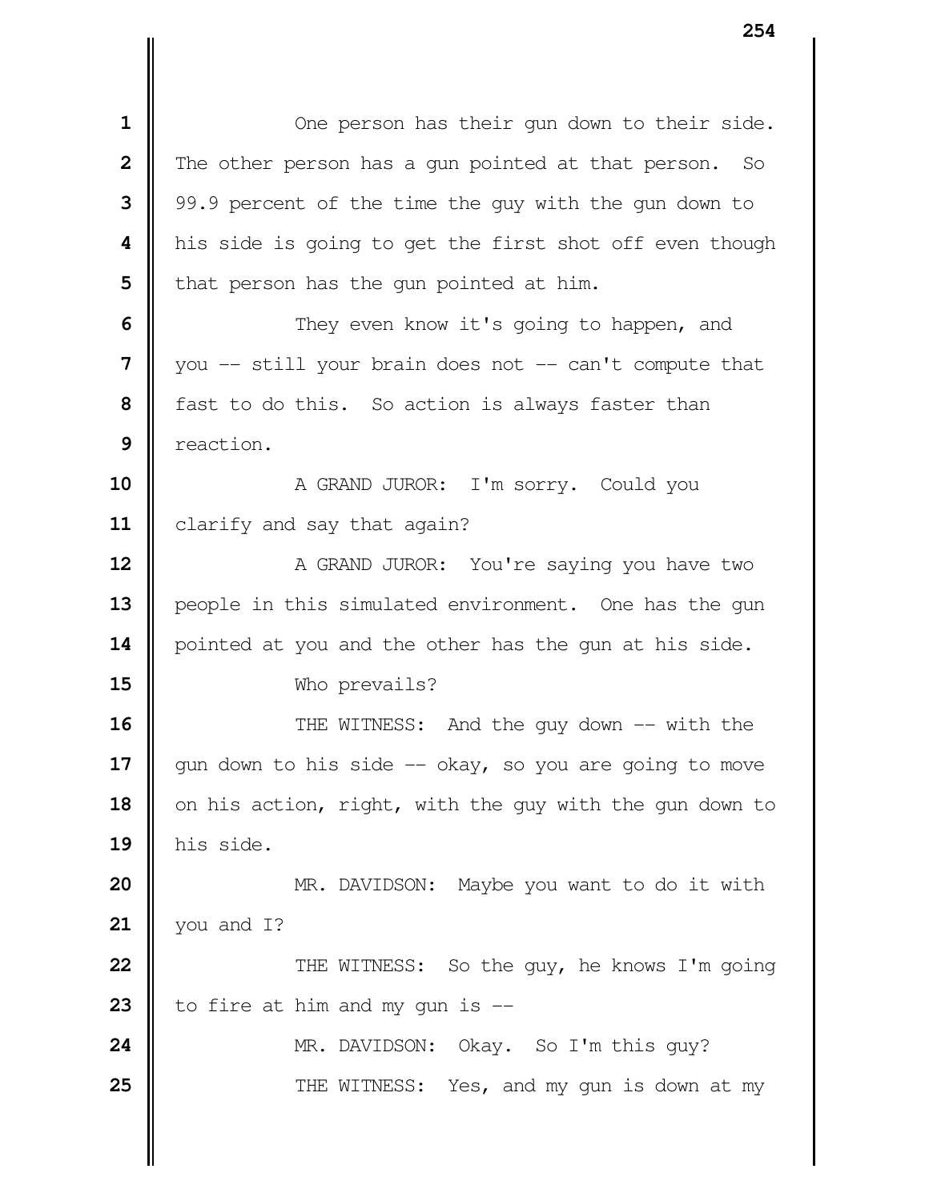One person has their gun down to their side. The other person has a gun pointed at that person. So 99.9 percent of the time the guy with the gun down to his side is going to get the first shot off even though that person has the gun pointed at him.

They even know it's going to happen, and you -- still your brain does not -- can't compute that fast to do this. So action is always faster than reaction.

A GRAND JUROR: I'm sorry. Could you clarify and say that again?

A GRAND JUROR: You're saying you have two people in this simulated environment. One has the gun pointed at you and the other has the gun at his side.

Who prevails?

THE WITNESS: And the guy down -- with the gun down to his side -- okay, so you are going to move on his action, right, with the guy with the gun down to his side.

MR. DAVIDSON: Maybe you want to do it with you and I?

THE WITNESS: So the guy, he knows I'm going to fire at him and my gun is --

MR. DAVIDSON: Okay. So I'm this guy?

THE WITNESS: Yes, and my gun is down at my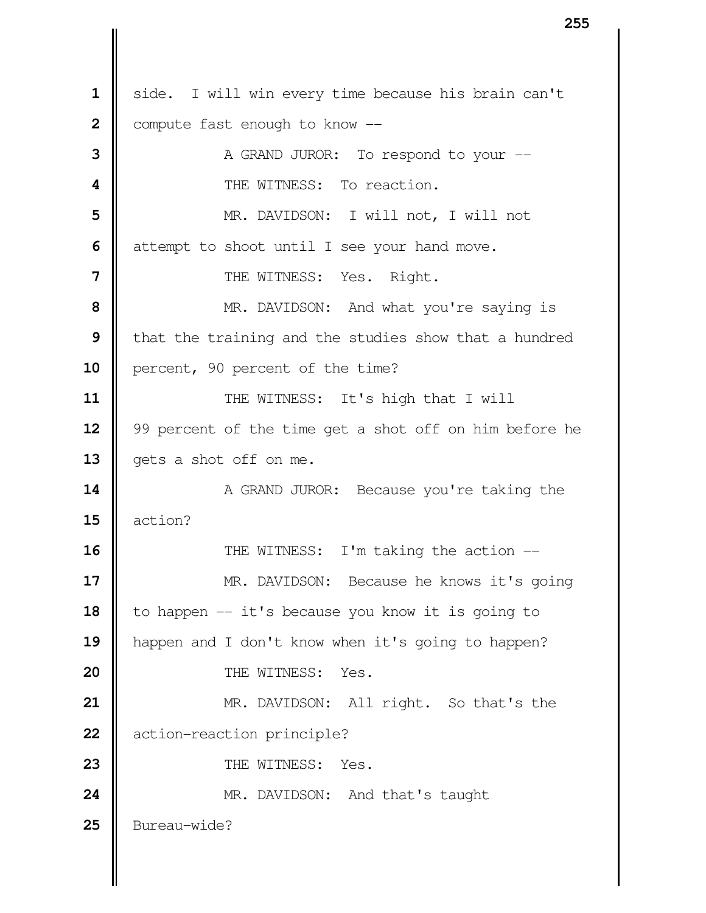1 side. I will win every time because his brain can't
2 compute fast enough to know --

3 A GRAND JUROR: To respond to your --

4 THE WITNESS: To reaction.

5 MR. DAVIDSON: I will not, I will not
6 attempt to shoot until I see your hand move.

7 THE WITNESS: Yes. Right.

8 MR. DAVIDSON: And what you're saying is
9 that the training and the studies show that a hundred
10 percent, 90 percent of the time?

11 THE WITNESS: It's high that I will
12 99 percent of the time get a shot off on him before he
13 gets a shot off on me.

14 A GRAND JUROR: Because you're taking the
15 action?

16 THE WITNESS: I'm taking the action --

17 MR. DAVIDSON: Because he knows it's going
18 to happen -- it's because you know it is going to
19 happen and I don't know when it's going to happen?

20 THE WITNESS: Yes.

21 MR. DAVIDSON: All right. So that's the
22 action-reaction principle?

23 THE WITNESS: Yes.

24 MR. DAVIDSON: And that's taught
25 Bureau-wide?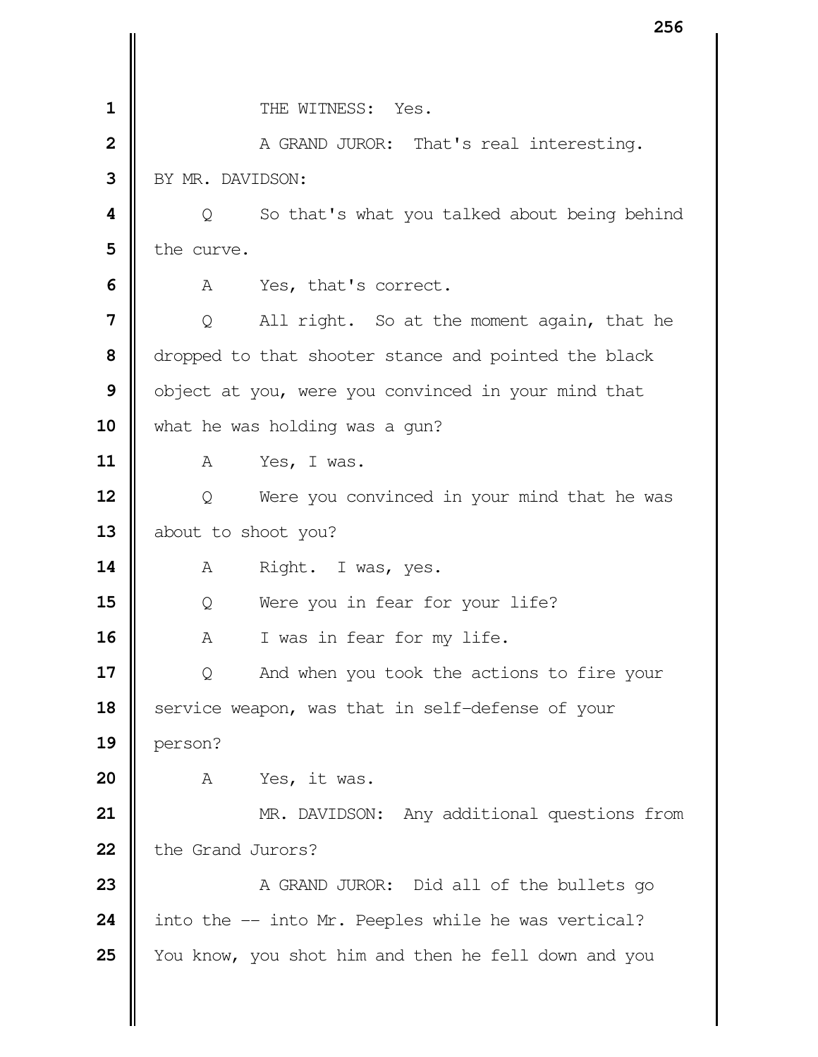THE WITNESS: Yes.

A GRAND JUROR: That's real interesting.

BY MR. DAVIDSON:

Q So that's what you talked about being behind the curve.

A Yes, that's correct.

Q All right. So at the moment again, that he dropped to that shooter stance and pointed the black object at you, were you convinced in your mind that what he was holding was a gun?

A Yes, I was.

Q Were you convinced in your mind that he was about to shoot you?

A Right. I was, yes.

Q Were you in fear for your life?

A I was in fear for my life.

Q And when you took the actions to fire your service weapon, was that in self-defense of your person?

A Yes, it was.

MR. DAVIDSON: Any additional questions from the Grand Jurors?

A GRAND JUROR: Did all of the bullets go into the -- into Mr. Peeples while he was vertical? You know, you shot him and then he fell down and you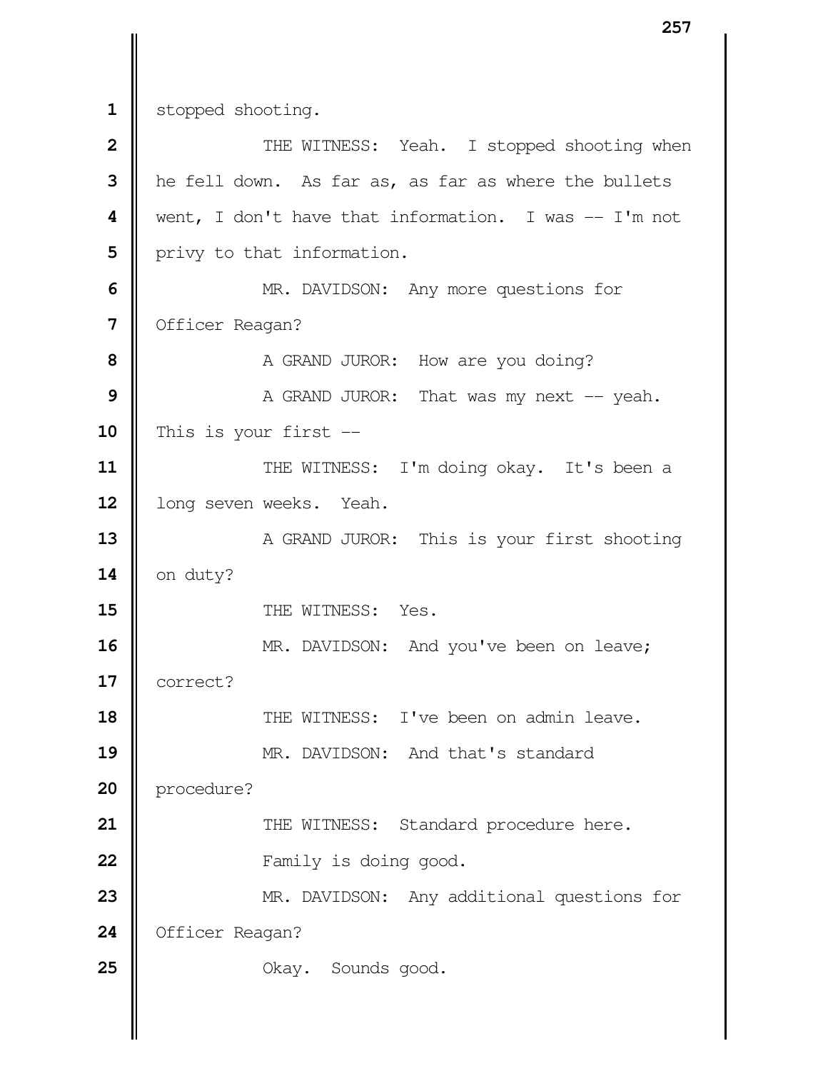stopped shooting.

THE WITNESS: Yeah. I stopped shooting when he fell down. As far as, as far as where the bullets went, I don't have that information. I was -- I'm not privy to that information.

MR. DAVIDSON: Any more questions for Officer Reagan?

A GRAND JUROR: How are you doing?

A GRAND JUROR: That was my next -- yeah. This is your first --

THE WITNESS: I'm doing okay. It's been a long seven weeks. Yeah.

A GRAND JUROR: This is your first shooting on duty?

THE WITNESS: Yes.

MR. DAVIDSON: And you've been on leave; correct?

THE WITNESS: I've been on admin leave.

MR. DAVIDSON: And that's standard procedure?

THE WITNESS: Standard procedure here.

Family is doing good.

MR. DAVIDSON: Any additional questions for Officer Reagan?

Okay. Sounds good.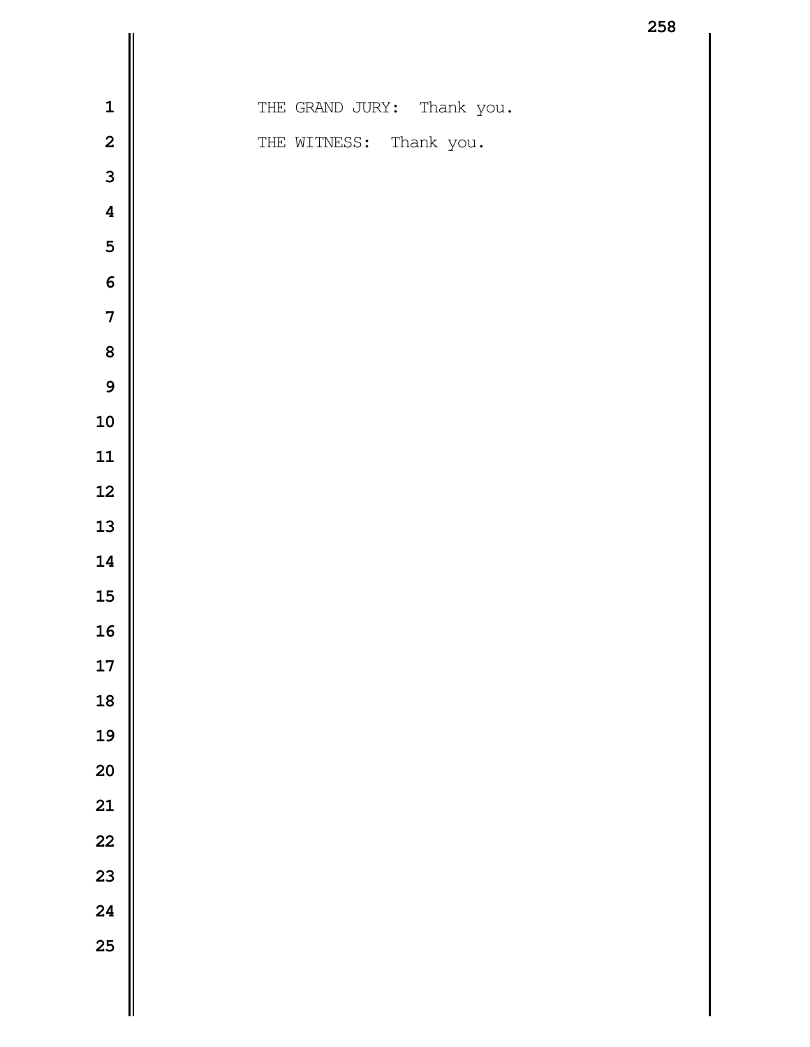THE GRAND JURY: Thank you.

THE WITNESS: Thank you.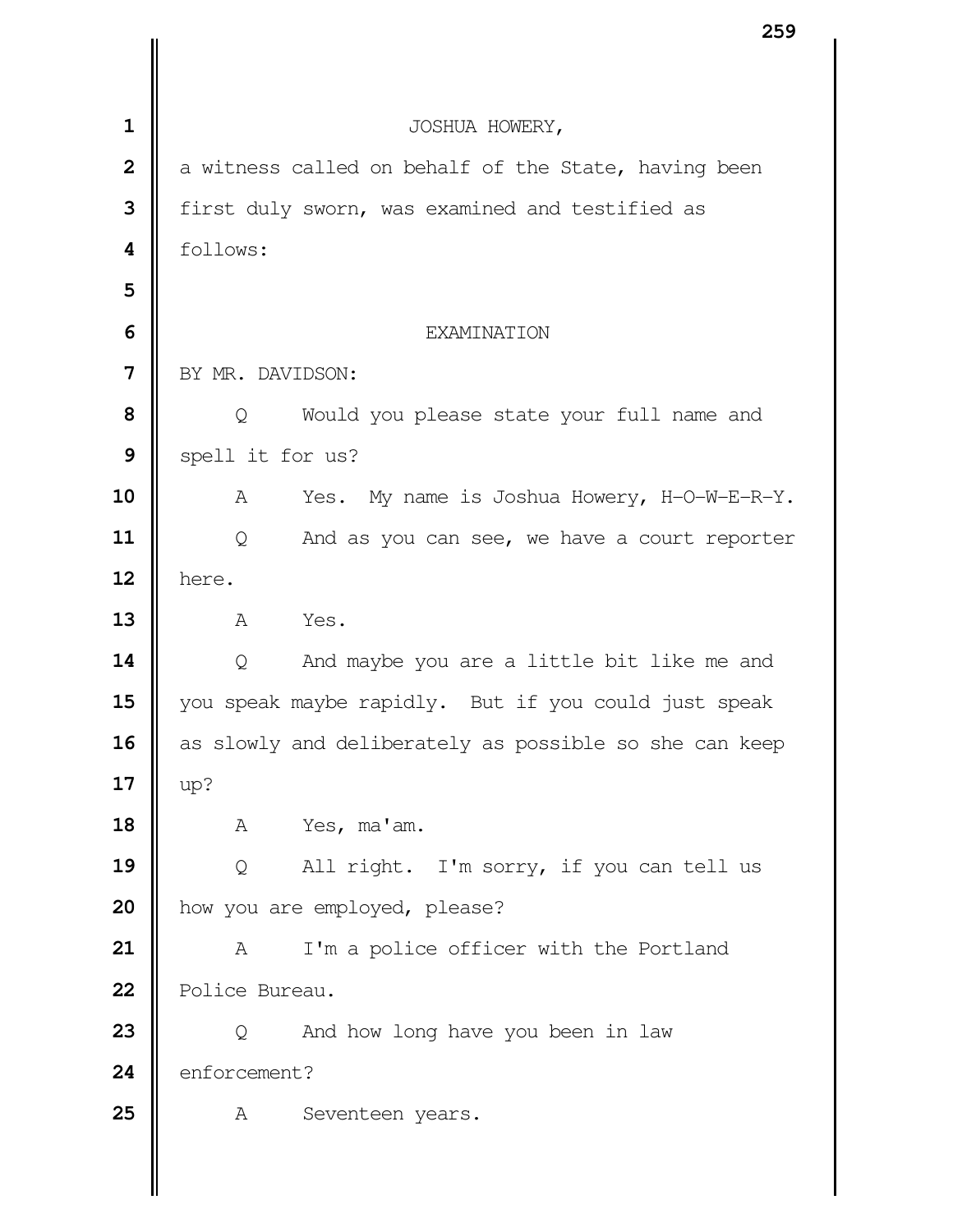JOSHUA HOWERY,

a witness called on behalf of the State, having been first duly sworn, was examined and testified as follows:

EXAMINATION

BY MR. DAVIDSON:

Q Would you please state your full name and spell it for us?

A Yes. My name is Joshua Howery, H-O-W-E-R-Y.

Q And as you can see, we have a court reporter here.

A Yes.

Q And maybe you are a little bit like me and you speak maybe rapidly. But if you could just speak as slowly and deliberately as possible so she can keep up?

A Yes, ma'am.

Q All right. I'm sorry, if you can tell us how you are employed, please?

A I'm a police officer with the Portland Police Bureau.

Q And how long have you been in law enforcement?

A Seventeen years.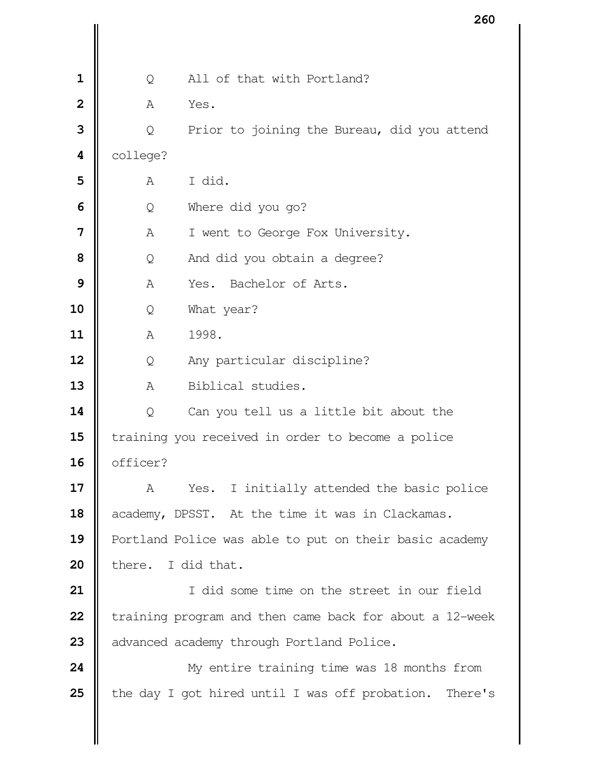Q All of that with Portland?

A Yes.

Q Prior to joining the Bureau, did you attend college?

A I did.

Q Where did you go?

A I went to George Fox University.

Q And did you obtain a degree?

A Yes. Bachelor of Arts.

Q What year?

A 1998.

Q Any particular discipline?

A Biblical studies.

Q Can you tell us a little bit about the training you received in order to become a police officer?

A Yes. I initially attended the basic police academy, DPSST. At the time it was in Clackamas. Portland Police was able to put on their basic academy there. I did that.

I did some time on the street in our field training program and then came back for about a 12-week advanced academy through Portland Police.

My entire training time was 18 months from the day I got hired until I was off probation. There's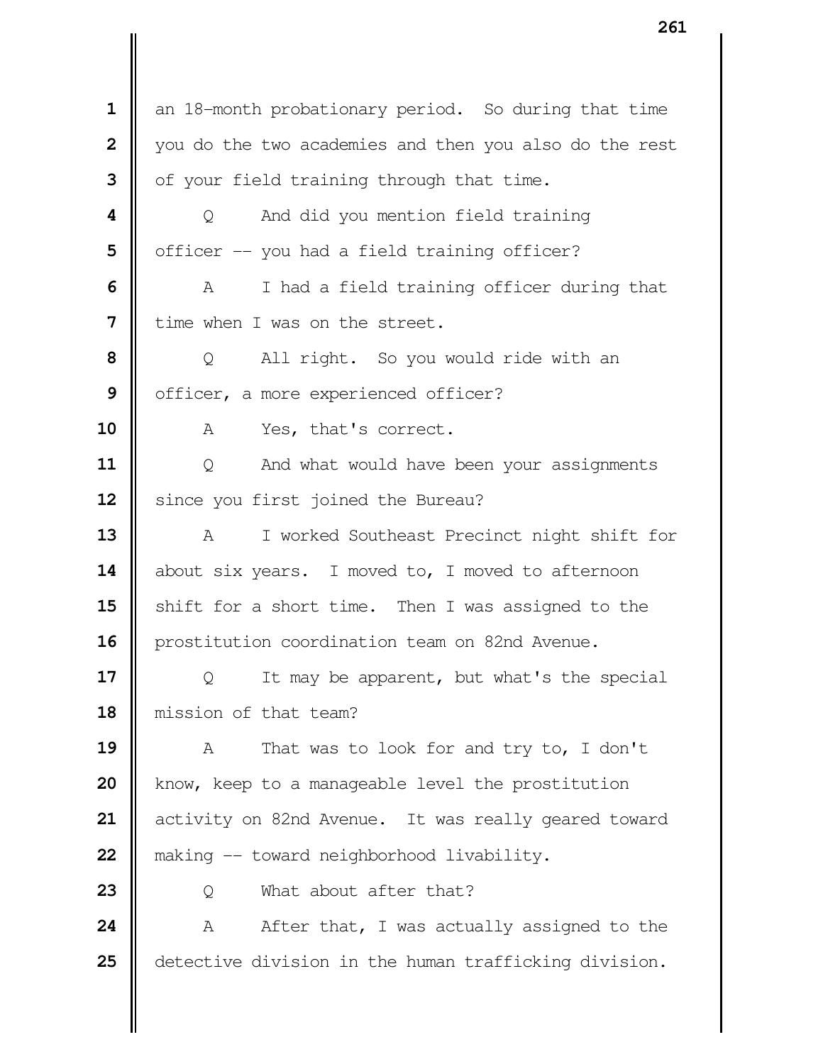an 18-month probationary period. So during that time you do the two academies and then you also do the rest of your field training through that time.

Q And did you mention field training officer -- you had a field training officer?

A I had a field training officer during that time when I was on the street.

Q All right. So you would ride with an officer, a more experienced officer?

A Yes, that's correct.

Q And what would have been your assignments since you first joined the Bureau?

A I worked Southeast Precinct night shift for about six years. I moved to, I moved to afternoon shift for a short time. Then I was assigned to the prostitution coordination team on 82nd Avenue.

Q It may be apparent, but what's the special mission of that team?

A That was to look for and try to, I don't know, keep to a manageable level the prostitution activity on 82nd Avenue. It was really geared toward making -- toward neighborhood livability.

Q What about after that?

A After that, I was actually assigned to the detective division in the human trafficking division.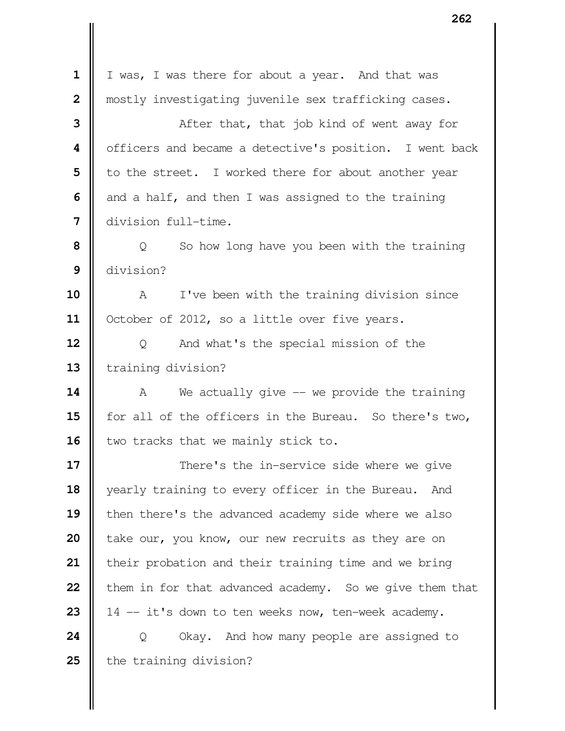I was, I was there for about a year. And that was mostly investigating juvenile sex trafficking cases.

After that, that job kind of went away for officers and became a detective's position. I went back to the street. I worked there for about another year and a half, and then I was assigned to the training division full-time.

Q So how long have you been with the training division?

A I've been with the training division since October of 2012, so a little over five years.

Q And what's the special mission of the training division?

A We actually give -- we provide the training for all of the officers in the Bureau. So there's two, two tracks that we mainly stick to.

There's the in-service side where we give yearly training to every officer in the Bureau. And then there's the advanced academy side where we also take our, you know, our new recruits as they are on their probation and their training time and we bring them in for that advanced academy. So we give them that 14 -- it's down to ten weeks now, ten-week academy.

Q Okay. And how many people are assigned to the training division?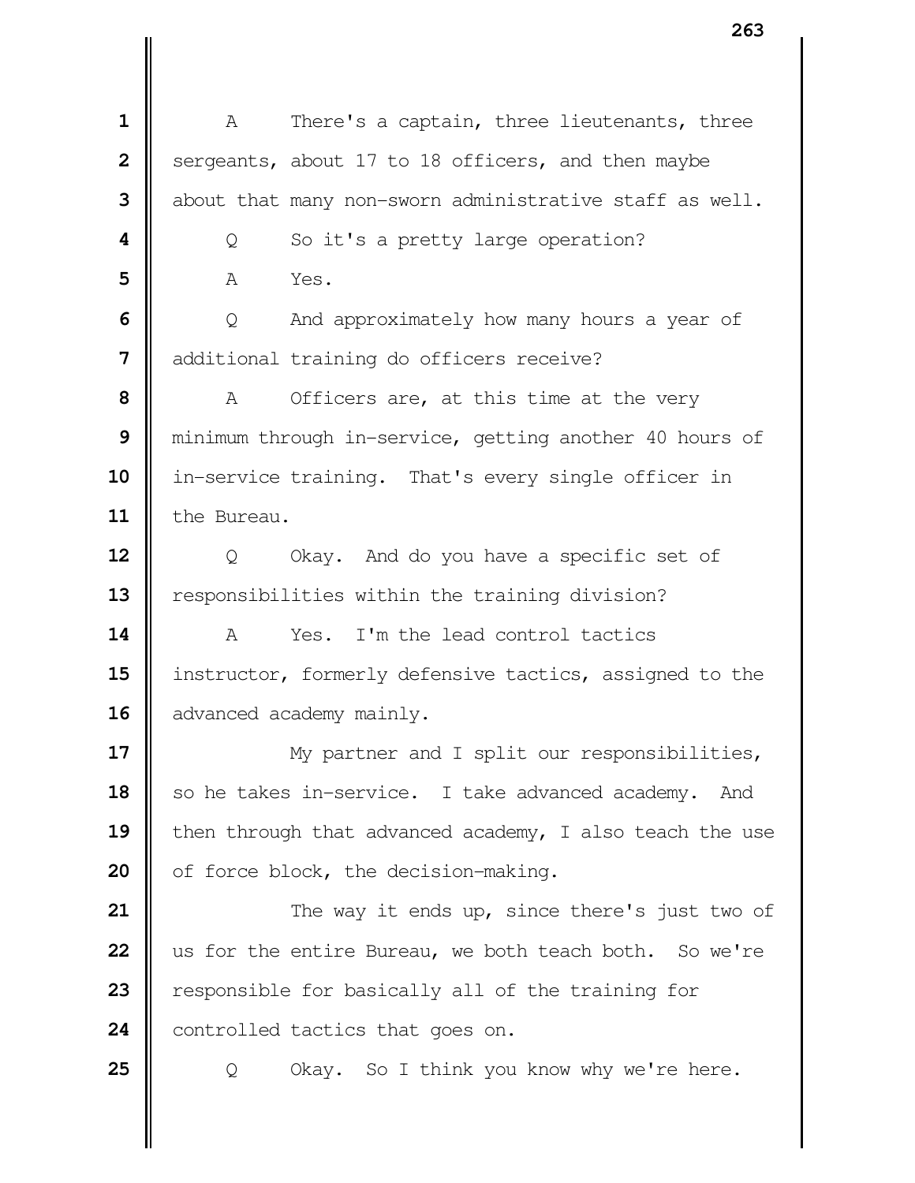A There's a captain, three lieutenants, three sergeants, about 17 to 18 officers, and then maybe about that many non-sworn administrative staff as well.

Q So it's a pretty large operation?

A Yes.

Q And approximately how many hours a year of additional training do officers receive?

A Officers are, at this time at the very minimum through in-service, getting another 40 hours of in-service training. That's every single officer in the Bureau.

Q Okay. And do you have a specific set of responsibilities within the training division?

A Yes. I'm the lead control tactics instructor, formerly defensive tactics, assigned to the advanced academy mainly.

My partner and I split our responsibilities, so he takes in-service. I take advanced academy. And then through that advanced academy, I also teach the use of force block, the decision-making.

The way it ends up, since there's just two of us for the entire Bureau, we both teach both. So we're responsible for basically all of the training for controlled tactics that goes on.

Q Okay. So I think you know why we're here.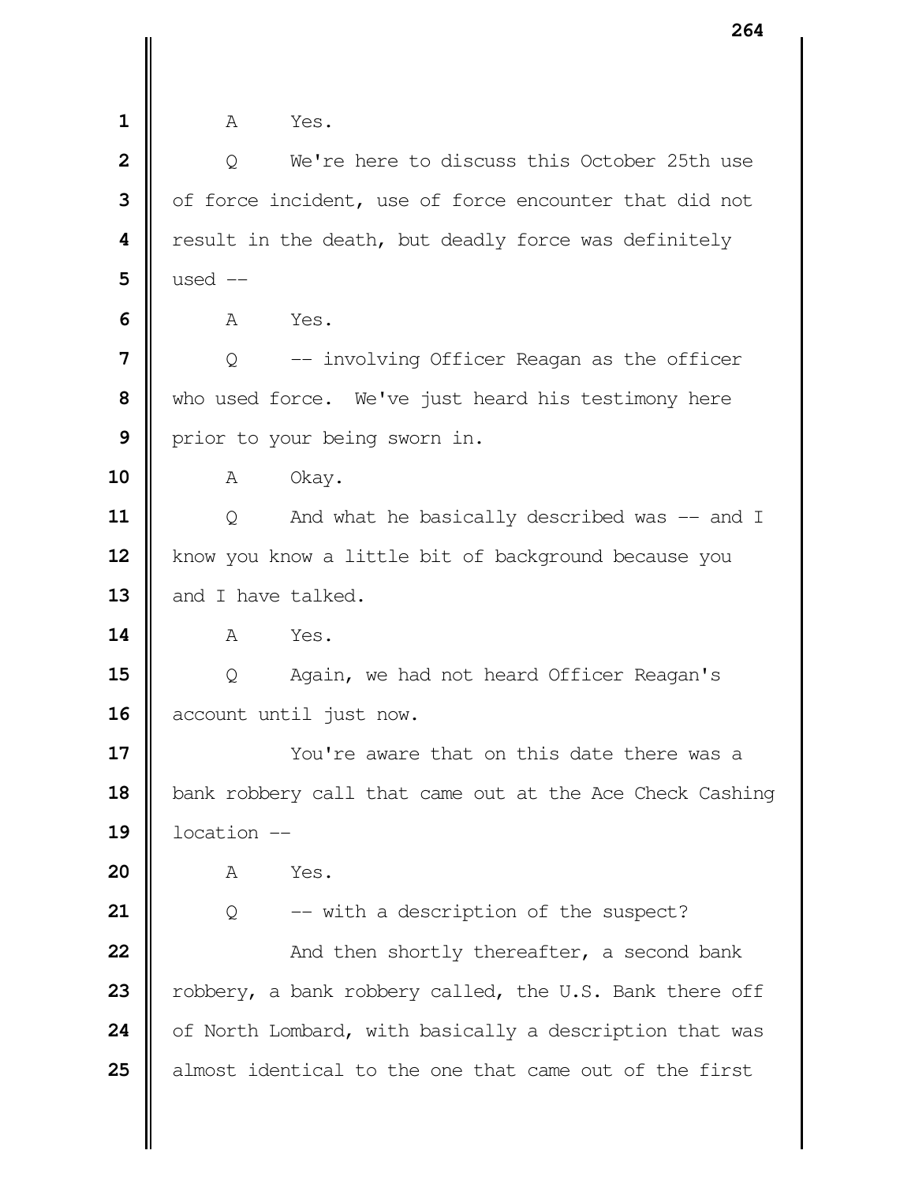1 A Yes.

2 Q We're here to discuss this October 25th use

3 of force incident, use of force encounter that did not

4 result in the death, but deadly force was definitely

5 used --

6 A Yes.

7 Q -- involving Officer Reagan as the officer

8 who used force. We've just heard his testimony here

9 prior to your being sworn in.

10 A Okay.

11 Q And what he basically described was -- and I

12 know you know a little bit of background because you

13 and I have talked.

14 A Yes.

15 Q Again, we had not heard Officer Reagan's

16 account until just now.

17 You're aware that on this date there was a

18 bank robbery call that came out at the Ace Check Cashing

19 location --

20 A Yes.

21 Q -- with a description of the suspect?

22 And then shortly thereafter, a second bank

23 robbery, a bank robbery called, the U.S. Bank there off

24 of North Lombard, with basically a description that was

25 almost identical to the one that came out of the first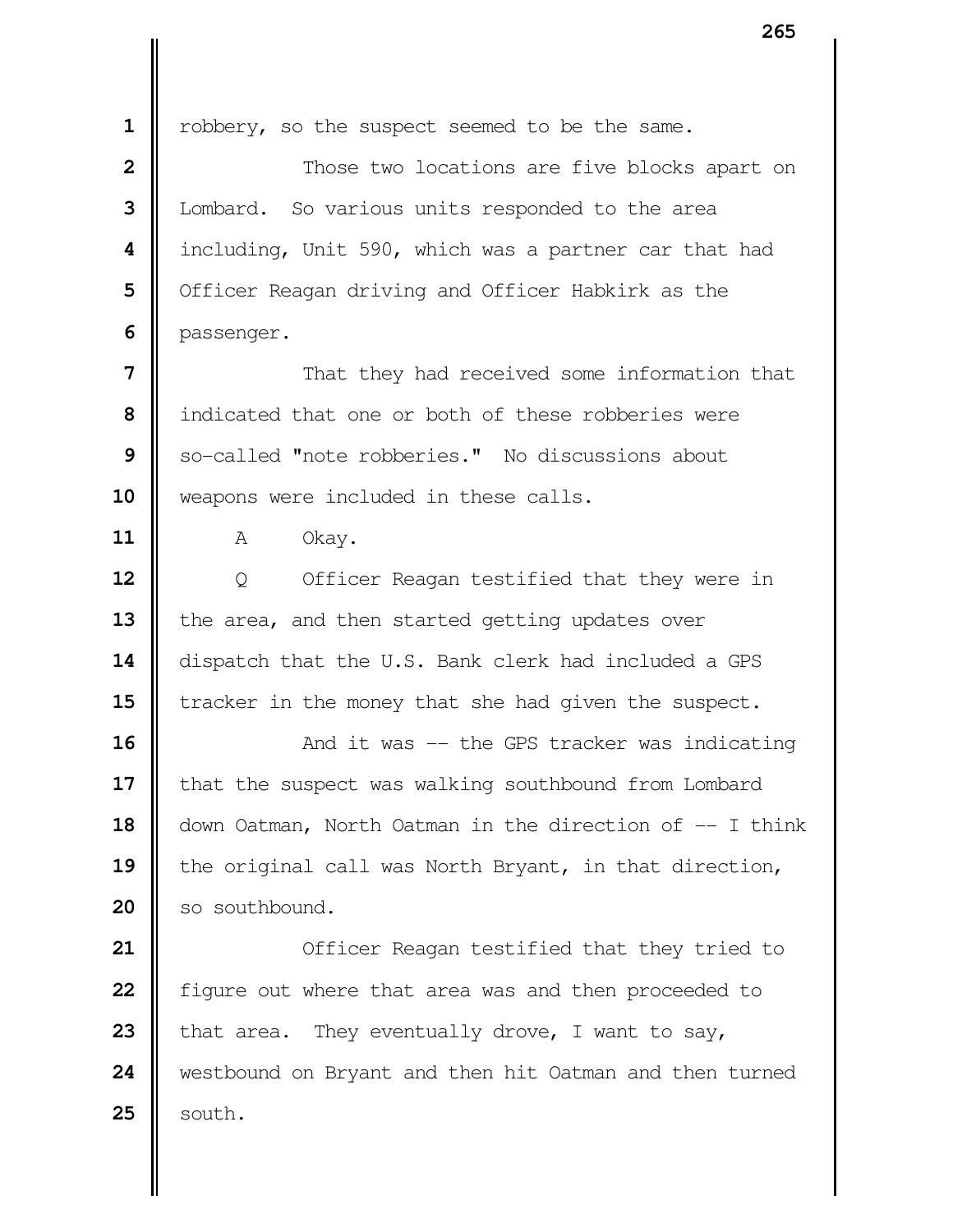robbery, so the suspect seemed to be the same.

Those two locations are five blocks apart on Lombard. So various units responded to the area including, Unit 590, which was a partner car that had Officer Reagan driving and Officer Habkirk as the passenger.

That they had received some information that indicated that one or both of these robberies were so-called "note robberies." No discussions about weapons were included in these calls.

A Okay.

Q Officer Reagan testified that they were in the area, and then started getting updates over dispatch that the U.S. Bank clerk had included a GPS tracker in the money that she had given the suspect.

And it was -- the GPS tracker was indicating that the suspect was walking southbound from Lombard down Oatman, North Oatman in the direction of -- I think the original call was North Bryant, in that direction, so southbound.

Officer Reagan testified that they tried to figure out where that area was and then proceeded to that area. They eventually drove, I want to say, westbound on Bryant and then hit Oatman and then turned south.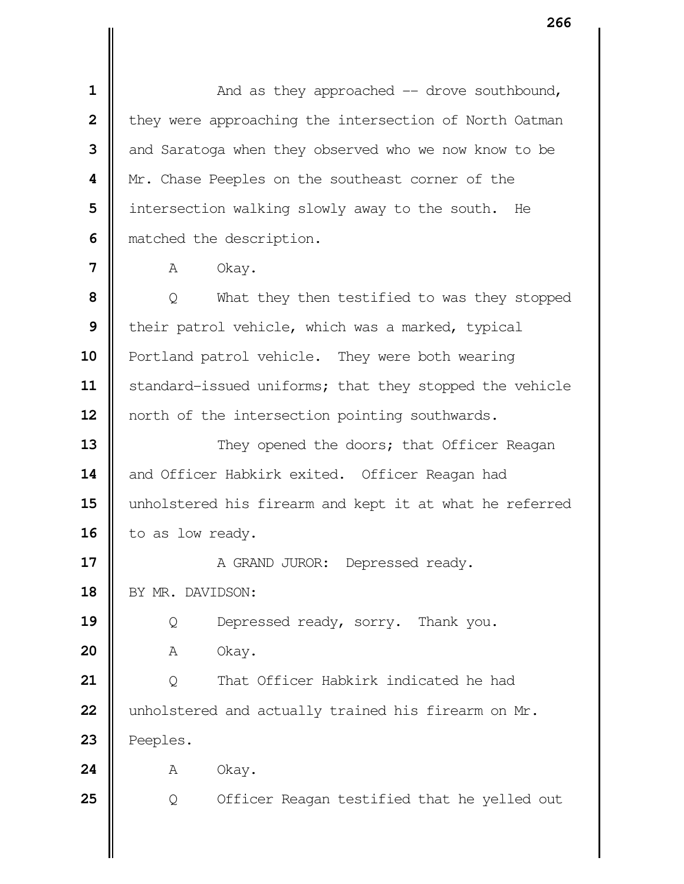And as they approached -- drove southbound, they were approaching the intersection of North Oatman and Saratoga when they observed who we now know to be Mr. Chase Peeples on the southeast corner of the intersection walking slowly away to the south. He matched the description.

A Okay.

Q What they then testified to was they stopped their patrol vehicle, which was a marked, typical Portland patrol vehicle. They were both wearing standard-issued uniforms; that they stopped the vehicle north of the intersection pointing southwards.

They opened the doors; that Officer Reagan and Officer Habkirk exited. Officer Reagan had unholstered his firearm and kept it at what he referred to as low ready.

A GRAND JUROR: Depressed ready.

BY MR. DAVIDSON:

Q Depressed ready, sorry. Thank you.

A Okay.

Q That Officer Habkirk indicated he had unholstered and actually trained his firearm on Mr. Peeples.

A Okay.

Q Officer Reagan testified that he yelled out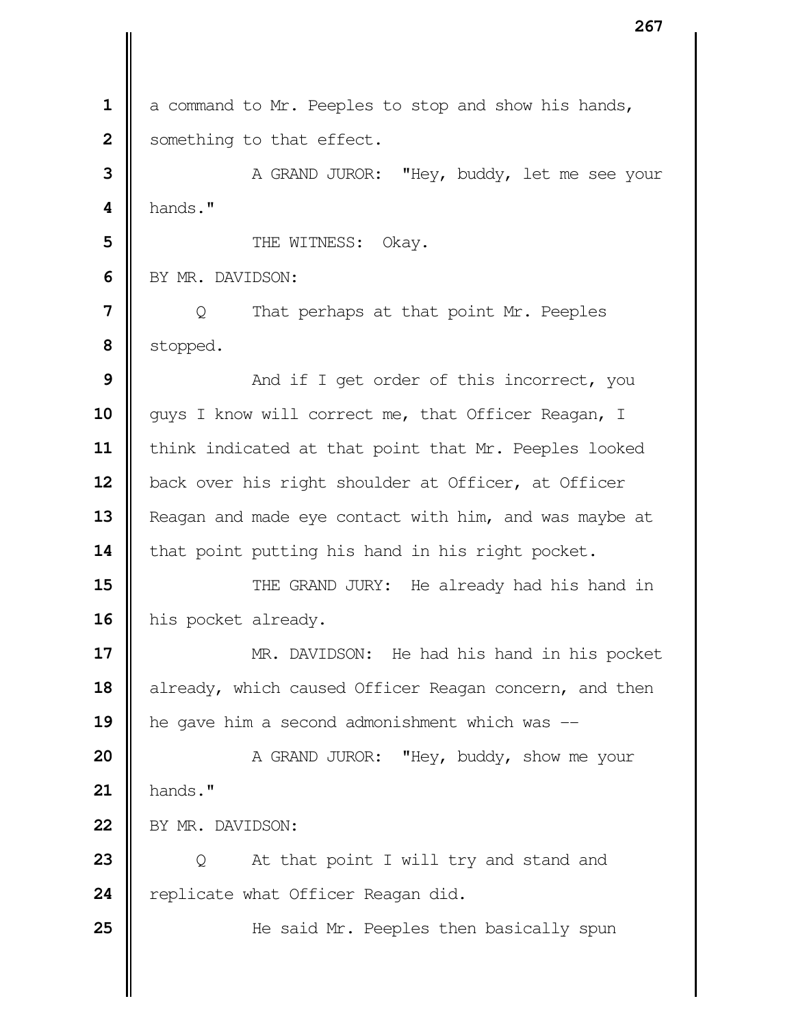a command to Mr. Peeples to stop and show his hands, something to that effect.

A GRAND JUROR: "Hey, buddy, let me see your hands."

THE WITNESS: Okay.

BY MR. DAVIDSON:

Q That perhaps at that point Mr. Peeples stopped.

And if I get order of this incorrect, you guys I know will correct me, that Officer Reagan, I think indicated at that point that Mr. Peeples looked back over his right shoulder at Officer, at Officer Reagan and made eye contact with him, and was maybe at that point putting his hand in his right pocket.

THE GRAND JURY: He already had his hand in his pocket already.

MR. DAVIDSON: He had his hand in his pocket already, which caused Officer Reagan concern, and then he gave him a second admonishment which was --

A GRAND JUROR: "Hey, buddy, show me your hands."

BY MR. DAVIDSON:

Q At that point I will try and stand and replicate what Officer Reagan did.

He said Mr. Peeples then basically spun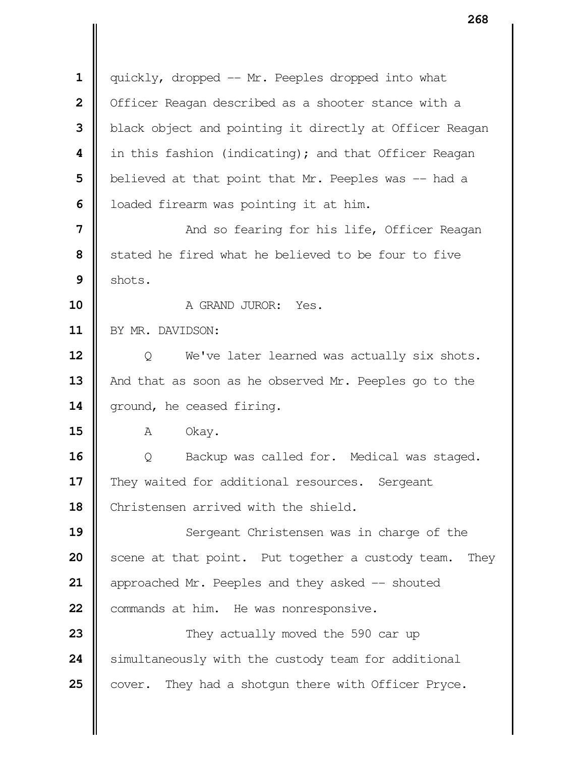quickly, dropped -- Mr. Peeples dropped into what Officer Reagan described as a shooter stance with a black object and pointing it directly at Officer Reagan in this fashion (indicating); and that Officer Reagan believed at that point that Mr. Peeples was -- had a loaded firearm was pointing it at him.

And so fearing for his life, Officer Reagan stated he fired what he believed to be four to five shots.

A GRAND JUROR: Yes.

BY MR. DAVIDSON:

Q We've later learned was actually six shots. And that as soon as he observed Mr. Peeples go to the ground, he ceased firing.

A Okay.

Q Backup was called for. Medical was staged. They waited for additional resources. Sergeant Christensen arrived with the shield.

Sergeant Christensen was in charge of the scene at that point. Put together a custody team. They approached Mr. Peeples and they asked -- shouted commands at him. He was nonresponsive.

They actually moved the 590 car up simultaneously with the custody team for additional cover. They had a shotgun there with Officer Pryce.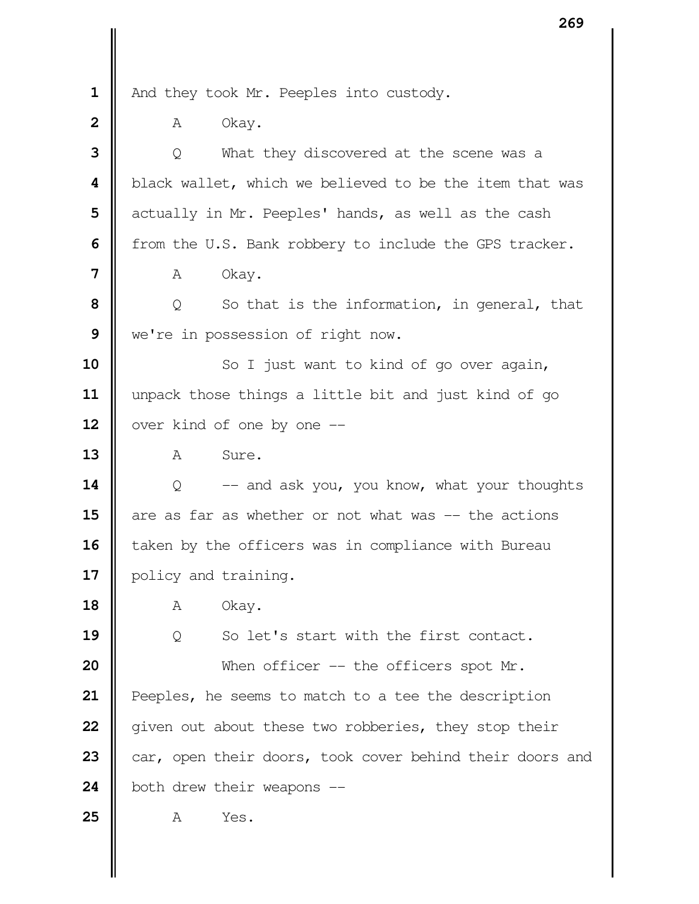1 And they took Mr. Peeples into custody.

2 A Okay.

3 Q What they discovered at the scene was a

4 black wallet, which we believed to be the item that was

5 actually in Mr. Peeples' hands, as well as the cash

6 from the U.S. Bank robbery to include the GPS tracker.

7 A Okay.

8 Q So that is the information, in general, that

9 we're in possession of right now.

10 So I just want to kind of go over again,

11 unpack those things a little bit and just kind of go

12 over kind of one by one --

13 A Sure.

14 Q -- and ask you, you know, what your thoughts

15 are as far as whether or not what was -- the actions

16 taken by the officers was in compliance with Bureau

17 policy and training.

18 A Okay.

19 Q So let's start with the first contact.

20 When officer -- the officers spot Mr.

21 Peeples, he seems to match to a tee the description

22 given out about these two robberies, they stop their

23 car, open their doors, took cover behind their doors and

24 both drew their weapons --

25 A Yes.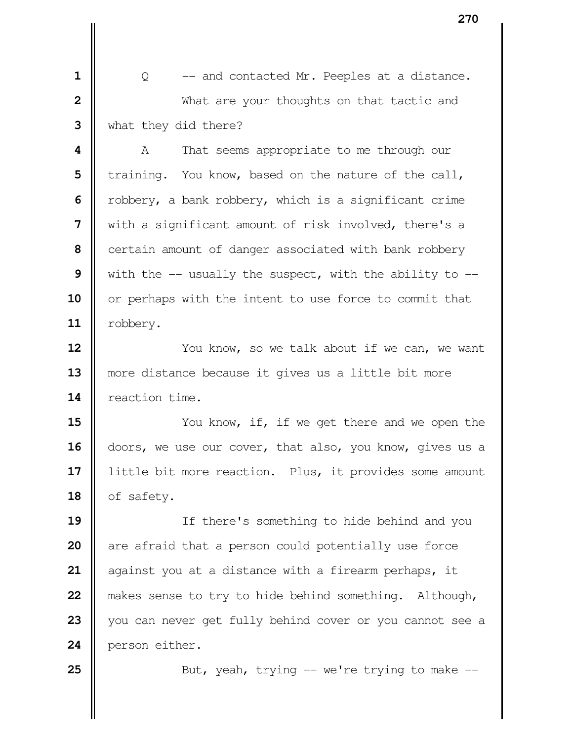Q -- and contacted Mr. Peeples at a distance.

What are your thoughts on that tactic and what they did there?

A That seems appropriate to me through our training. You know, based on the nature of the call, robbery, a bank robbery, which is a significant crime with a significant amount of risk involved, there's a certain amount of danger associated with bank robbery with the -- usually the suspect, with the ability to -- or perhaps with the intent to use force to commit that robbery.

You know, so we talk about if we can, we want more distance because it gives us a little bit more reaction time.

You know, if, if we get there and we open the doors, we use our cover, that also, you know, gives us a little bit more reaction. Plus, it provides some amount of safety.

If there's something to hide behind and you are afraid that a person could potentially use force against you at a distance with a firearm perhaps, it makes sense to try to hide behind something. Although, you can never get fully behind cover or you cannot see a person either.

But, yeah, trying -- we're trying to make --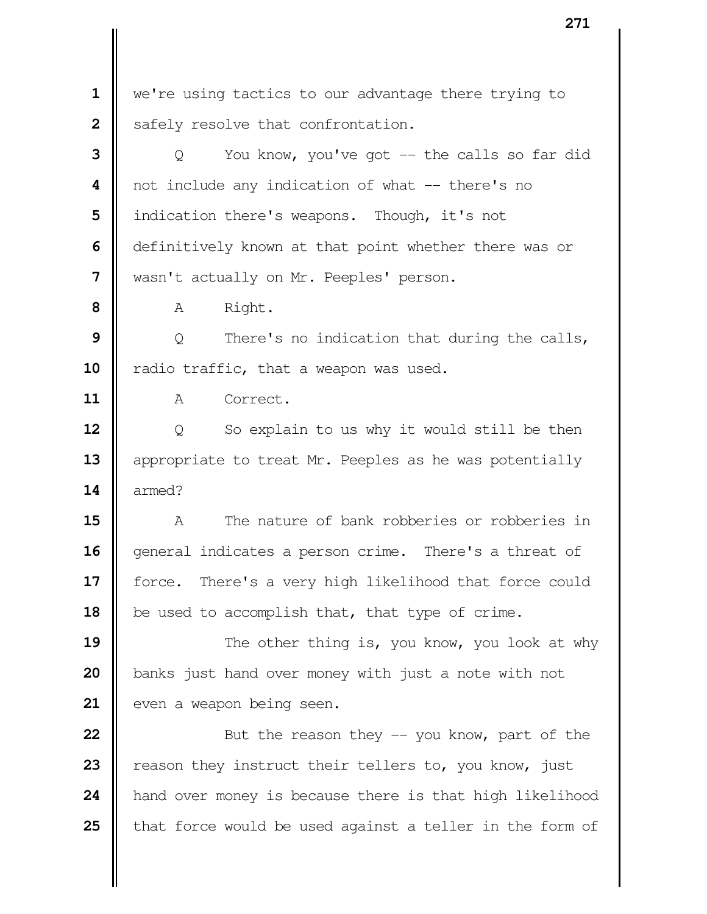1 we're using tactics to our advantage there trying to
2 safely resolve that confrontation.

3 Q You know, you've got -- the calls so far did
4 not include any indication of what -- there's no
5 indication there's weapons. Though, it's not
6 definitively known at that point whether there was or
7 wasn't actually on Mr. Peeples' person.

8 A Right.

9 Q There's no indication that during the calls,
10 radio traffic, that a weapon was used.

11 A Correct.

12 Q So explain to us why it would still be then
13 appropriate to treat Mr. Peeples as he was potentially
14 armed?

15 A The nature of bank robberies or robberies in
16 general indicates a person crime. There's a threat of
17 force. There's a very high likelihood that force could
18 be used to accomplish that, that type of crime.

19 The other thing is, you know, you look at why
20 banks just hand over money with just a note with not
21 even a weapon being seen.

22 But the reason they -- you know, part of the
23 reason they instruct their tellers to, you know, just
24 hand over money is because there is that high likelihood
25 that force would be used against a teller in the form of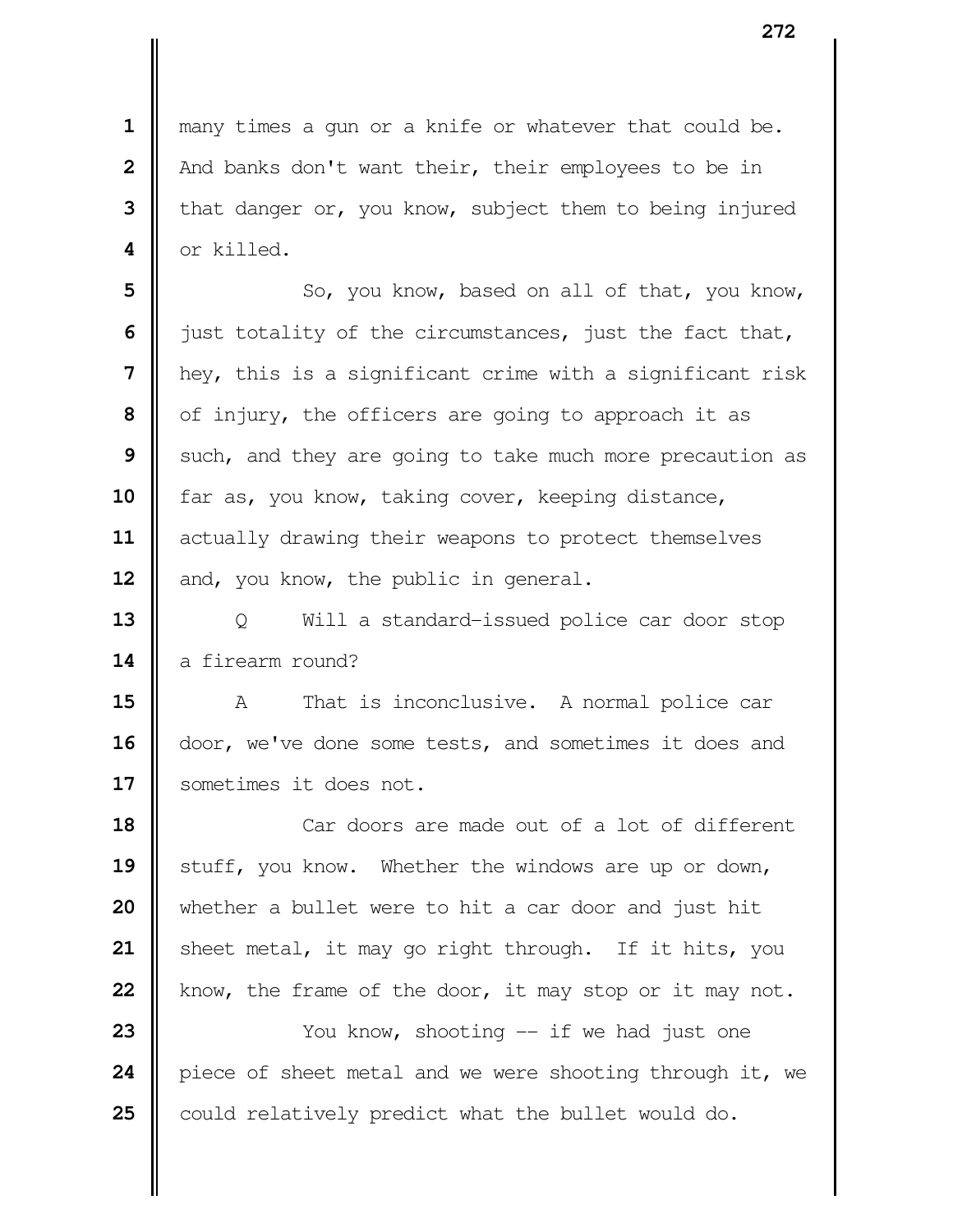many times a gun or a knife or whatever that could be. And banks don't want their, their employees to be in that danger or, you know, subject them to being injured or killed.

So, you know, based on all of that, you know, just totality of the circumstances, just the fact that, hey, this is a significant crime with a significant risk of injury, the officers are going to approach it as such, and they are going to take much more precaution as far as, you know, taking cover, keeping distance, actually drawing their weapons to protect themselves and, you know, the public in general.

Q Will a standard-issued police car door stop a firearm round?

A That is inconclusive. A normal police car door, we've done some tests, and sometimes it does and sometimes it does not.

Car doors are made out of a lot of different stuff, you know. Whether the windows are up or down, whether a bullet were to hit a car door and just hit sheet metal, it may go right through. If it hits, you know, the frame of the door, it may stop or it may not.

You know, shooting -- if we had just one piece of sheet metal and we were shooting through it, we could relatively predict what the bullet would do.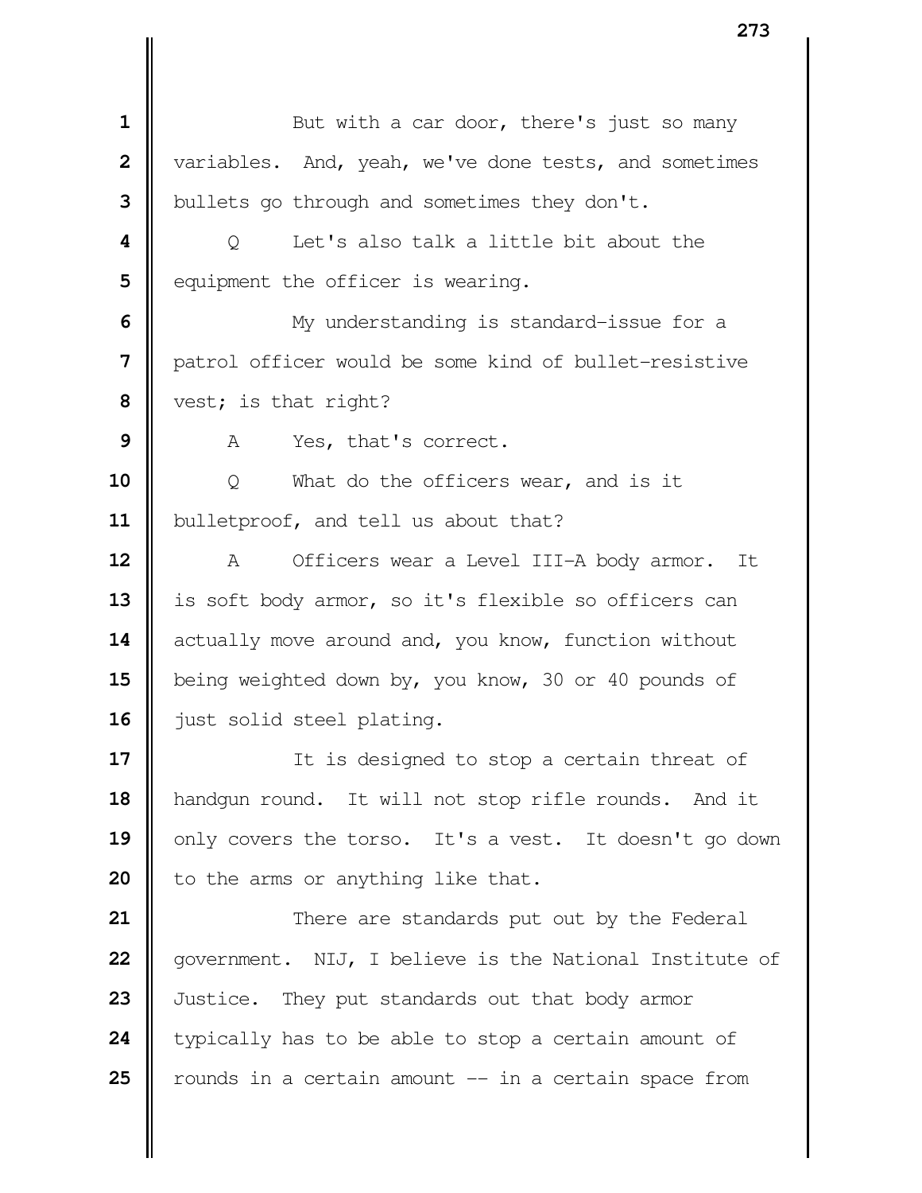But with a car door, there's just so many variables. And, yeah, we've done tests, and sometimes bullets go through and sometimes they don't.

Q Let's also talk a little bit about the equipment the officer is wearing.

My understanding is standard-issue for a patrol officer would be some kind of bullet-resistive vest; is that right?

A Yes, that's correct.

Q What do the officers wear, and is it bulletproof, and tell us about that?

A Officers wear a Level III-A body armor. It is soft body armor, so it's flexible so officers can actually move around and, you know, function without being weighted down by, you know, 30 or 40 pounds of just solid steel plating.

It is designed to stop a certain threat of handgun round. It will not stop rifle rounds. And it only covers the torso. It's a vest. It doesn't go down to the arms or anything like that.

There are standards put out by the Federal government. NIJ, I believe is the National Institute of Justice. They put standards out that body armor typically has to be able to stop a certain amount of rounds in a certain amount -- in a certain space from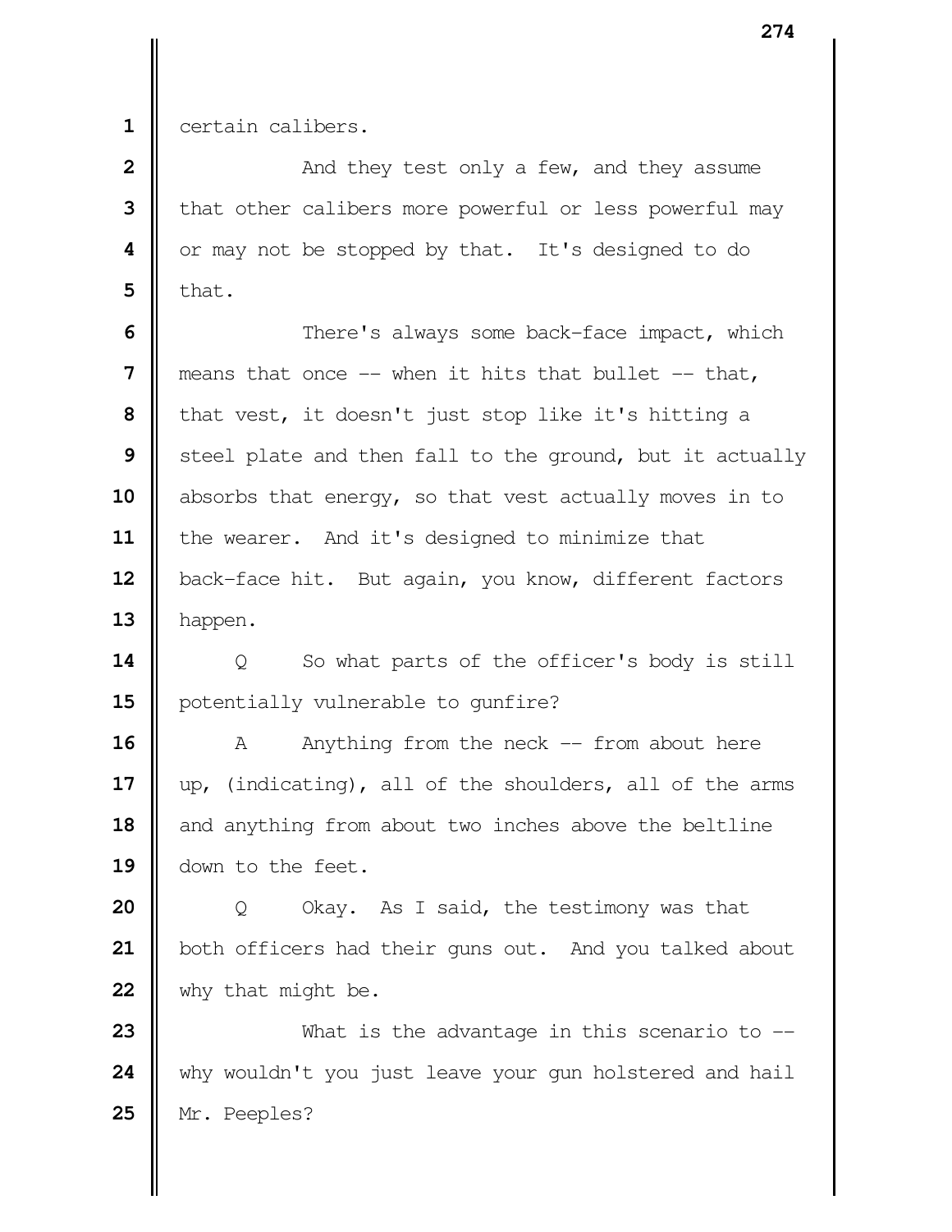certain calibers.

And they test only a few, and they assume that other calibers more powerful or less powerful may or may not be stopped by that. It's designed to do that.

There's always some back-face impact, which means that once -- when it hits that bullet -- that, that vest, it doesn't just stop like it's hitting a steel plate and then fall to the ground, but it actually absorbs that energy, so that vest actually moves in to the wearer. And it's designed to minimize that back-face hit. But again, you know, different factors happen.

Q So what parts of the officer's body is still potentially vulnerable to gunfire?

A Anything from the neck -- from about here up, (indicating), all of the shoulders, all of the arms and anything from about two inches above the beltline down to the feet.

Q Okay. As I said, the testimony was that both officers had their guns out. And you talked about why that might be.

What is the advantage in this scenario to -- why wouldn't you just leave your gun holstered and hail Mr. Peeples?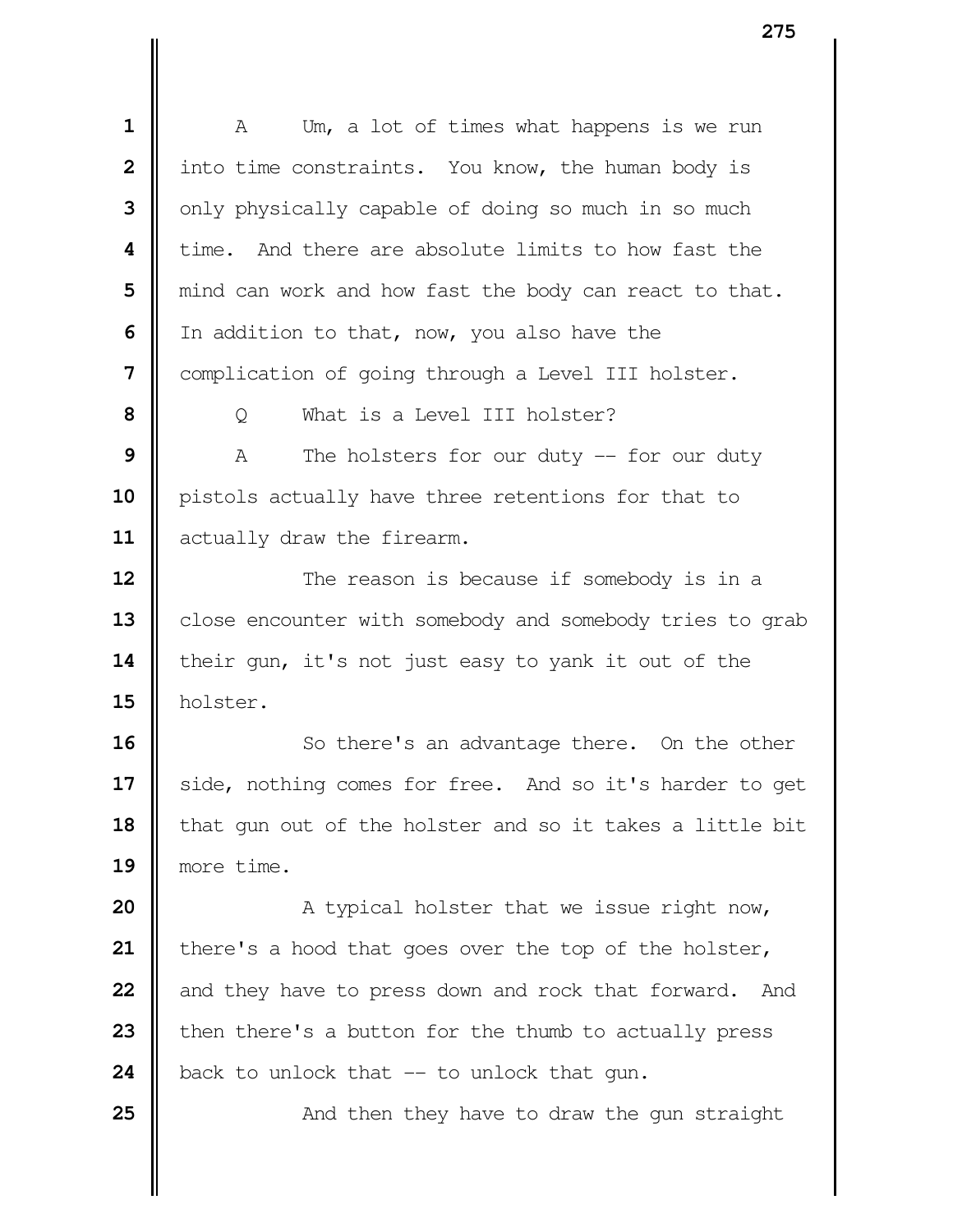A Um, a lot of times what happens is we run into time constraints. You know, the human body is only physically capable of doing so much in so much time. And there are absolute limits to how fast the mind can work and how fast the body can react to that. In addition to that, now, you also have the complication of going through a Level III holster.

Q What is a Level III holster?

A The holsters for our duty -- for our duty pistols actually have three retentions for that to actually draw the firearm.

The reason is because if somebody is in a close encounter with somebody and somebody tries to grab their gun, it's not just easy to yank it out of the holster.

So there's an advantage there. On the other side, nothing comes for free. And so it's harder to get that gun out of the holster and so it takes a little bit more time.

A typical holster that we issue right now, there's a hood that goes over the top of the holster, and they have to press down and rock that forward. And then there's a button for the thumb to actually press back to unlock that -- to unlock that gun.

And then they have to draw the gun straight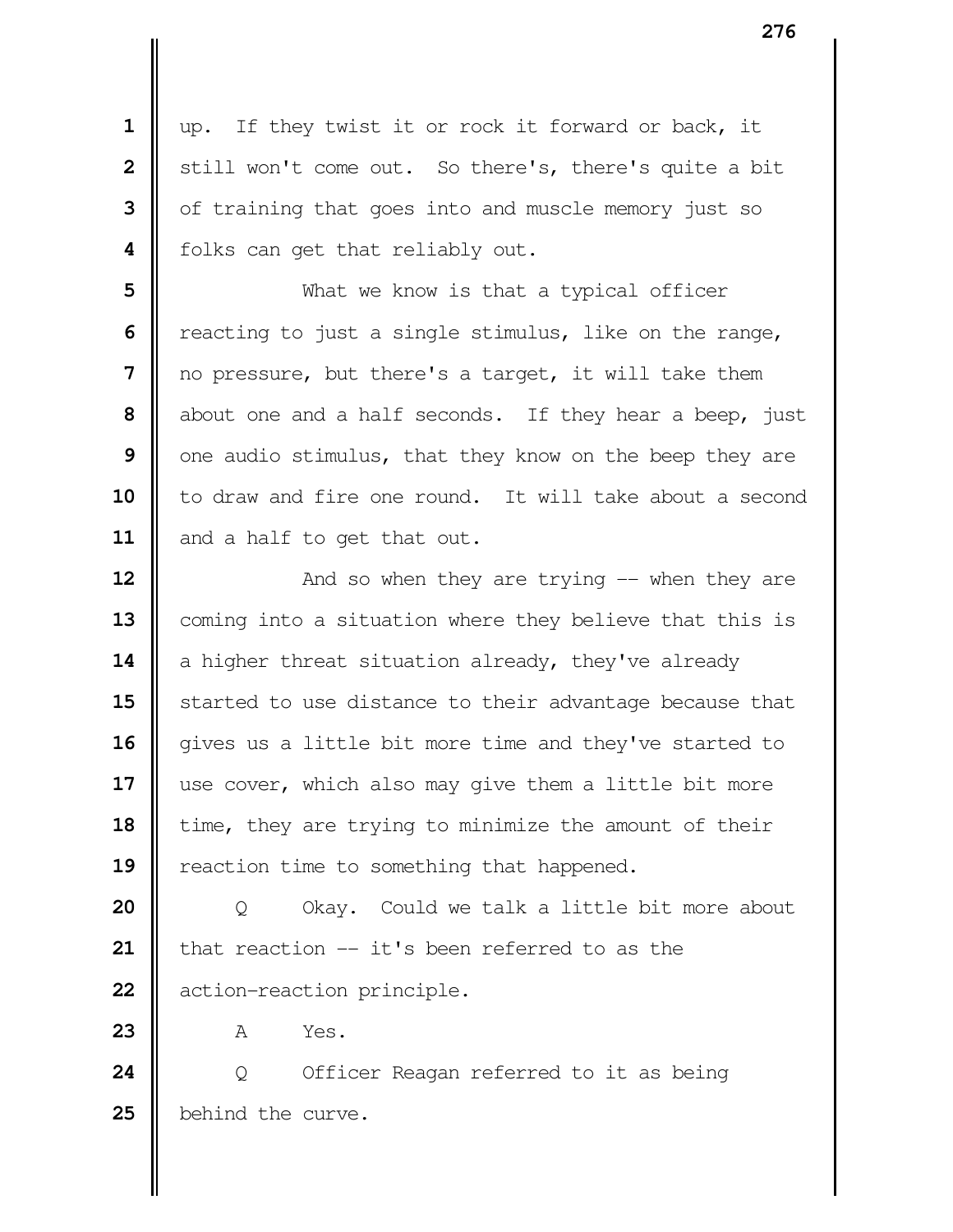up. If they twist it or rock it forward or back, it still won't come out. So there's, there's quite a bit of training that goes into and muscle memory just so folks can get that reliably out.

What we know is that a typical officer reacting to just a single stimulus, like on the range, no pressure, but there's a target, it will take them about one and a half seconds. If they hear a beep, just one audio stimulus, that they know on the beep they are to draw and fire one round. It will take about a second and a half to get that out.

And so when they are trying -- when they are coming into a situation where they believe that this is a higher threat situation already, they've already started to use distance to their advantage because that gives us a little bit more time and they've started to use cover, which also may give them a little bit more time, they are trying to minimize the amount of their reaction time to something that happened.

Q Okay. Could we talk a little bit more about that reaction -- it's been referred to as the action-reaction principle.

A Yes.

Q Officer Reagan referred to it as being behind the curve.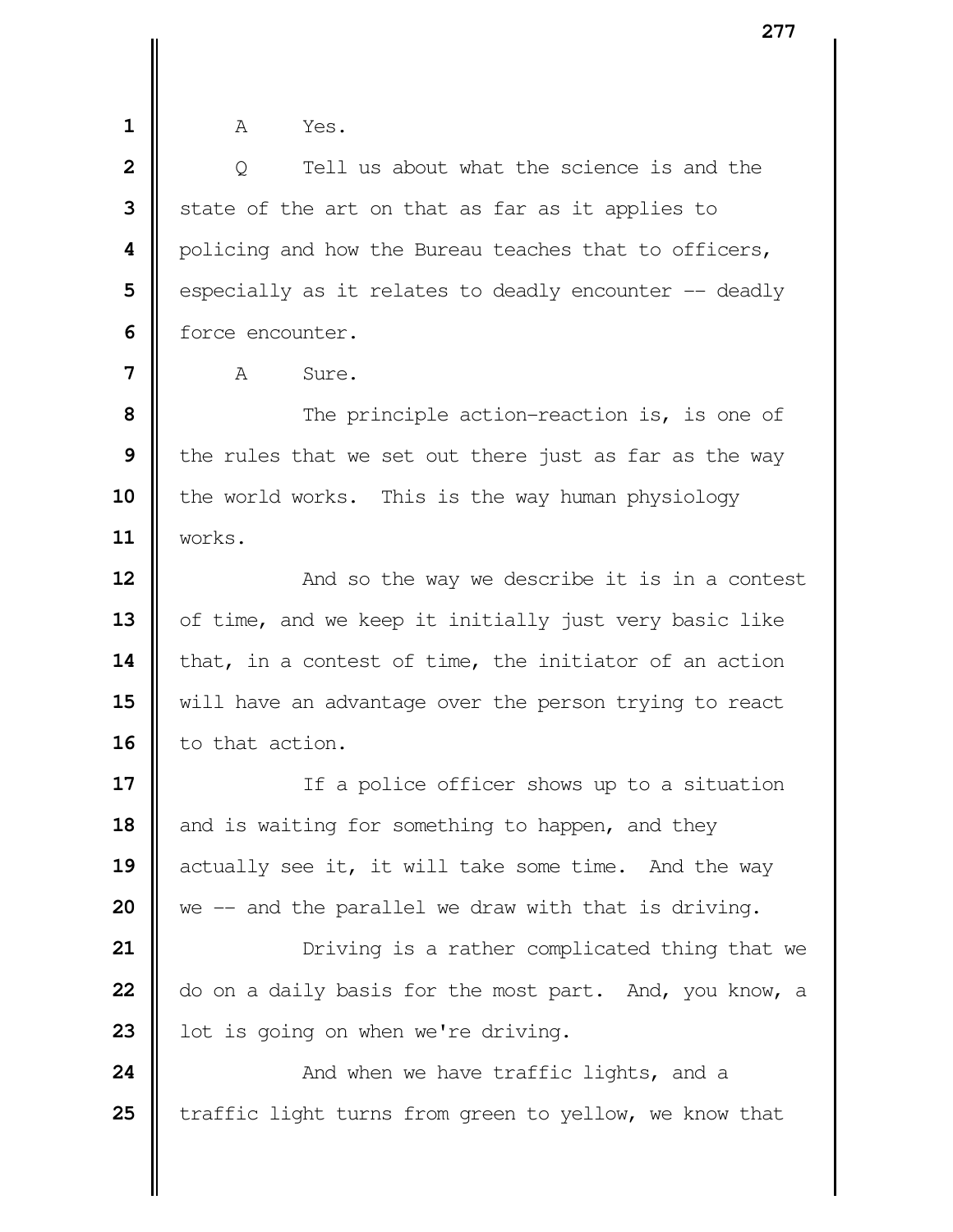A Yes.

Q Tell us about what the science is and the state of the art on that as far as it applies to policing and how the Bureau teaches that to officers, especially as it relates to deadly encounter -- deadly force encounter.

A Sure.

The principle action-reaction is, is one of the rules that we set out there just as far as the way the world works. This is the way human physiology works.

And so the way we describe it is in a contest of time, and we keep it initially just very basic like that, in a contest of time, the initiator of an action will have an advantage over the person trying to react to that action.

If a police officer shows up to a situation and is waiting for something to happen, and they actually see it, it will take some time. And the way we -- and the parallel we draw with that is driving.

Driving is a rather complicated thing that we do on a daily basis for the most part. And, you know, a lot is going on when we're driving.

And when we have traffic lights, and a traffic light turns from green to yellow, we know that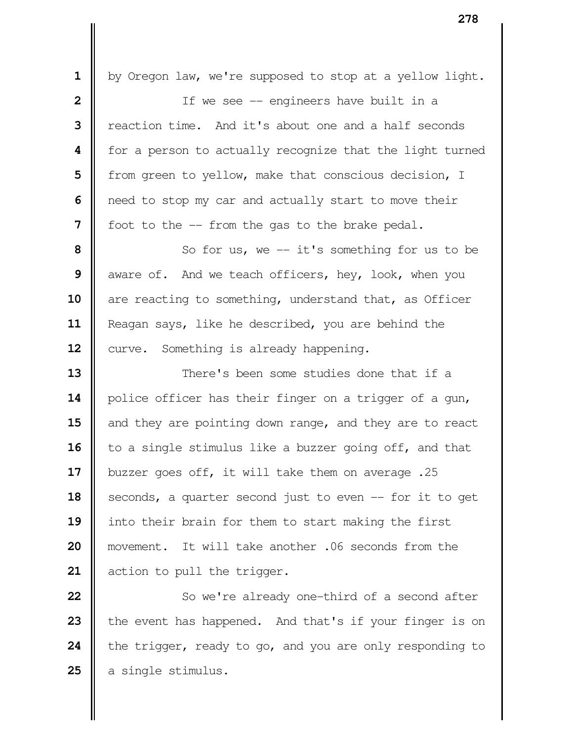by Oregon law, we're supposed to stop at a yellow light.

If we see -- engineers have built in a reaction time. And it's about one and a half seconds for a person to actually recognize that the light turned from green to yellow, make that conscious decision, I need to stop my car and actually start to move their foot to the -- from the gas to the brake pedal.

So for us, we -- it's something for us to be aware of. And we teach officers, hey, look, when you are reacting to something, understand that, as Officer Reagan says, like he described, you are behind the curve. Something is already happening.

There's been some studies done that if a police officer has their finger on a trigger of a gun, and they are pointing down range, and they are to react to a single stimulus like a buzzer going off, and that buzzer goes off, it will take them on average .25 seconds, a quarter second just to even -- for it to get into their brain for them to start making the first movement. It will take another .06 seconds from the action to pull the trigger.

So we're already one-third of a second after the event has happened. And that's if your finger is on the trigger, ready to go, and you are only responding to a single stimulus.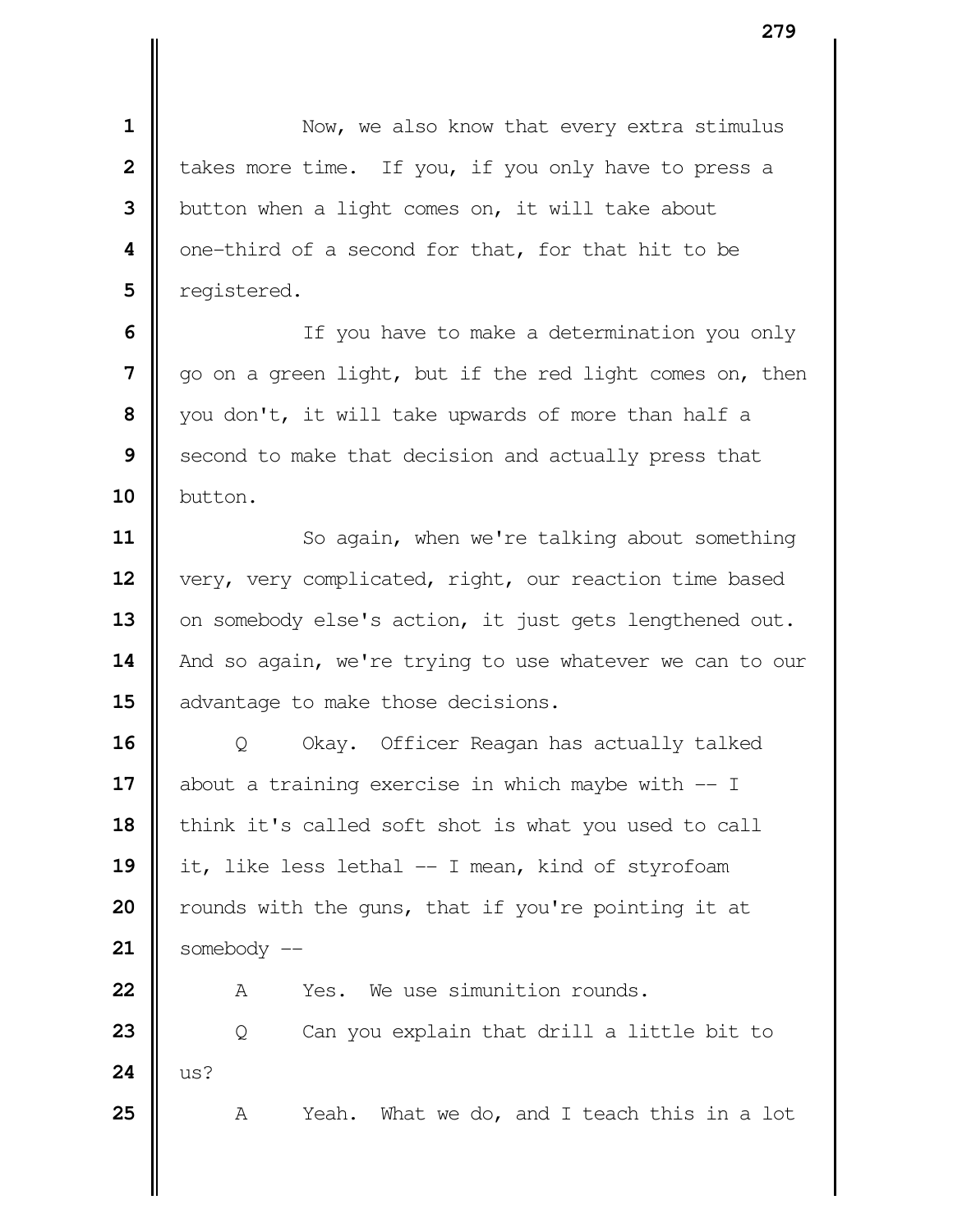Now, we also know that every extra stimulus takes more time. If you, if you only have to press a button when a light comes on, it will take about one-third of a second for that, for that hit to be registered.

If you have to make a determination you only go on a green light, but if the red light comes on, then you don't, it will take upwards of more than half a second to make that decision and actually press that button.

So again, when we're talking about something very, very complicated, right, our reaction time based on somebody else's action, it just gets lengthened out. And so again, we're trying to use whatever we can to our advantage to make those decisions.

Q Okay. Officer Reagan has actually talked about a training exercise in which maybe with -- I think it's called soft shot is what you used to call it, like less lethal -- I mean, kind of styrofoam rounds with the guns, that if you're pointing it at somebody --

A Yes. We use simunition rounds.

Q Can you explain that drill a little bit to us?

A Yeah. What we do, and I teach this in a lot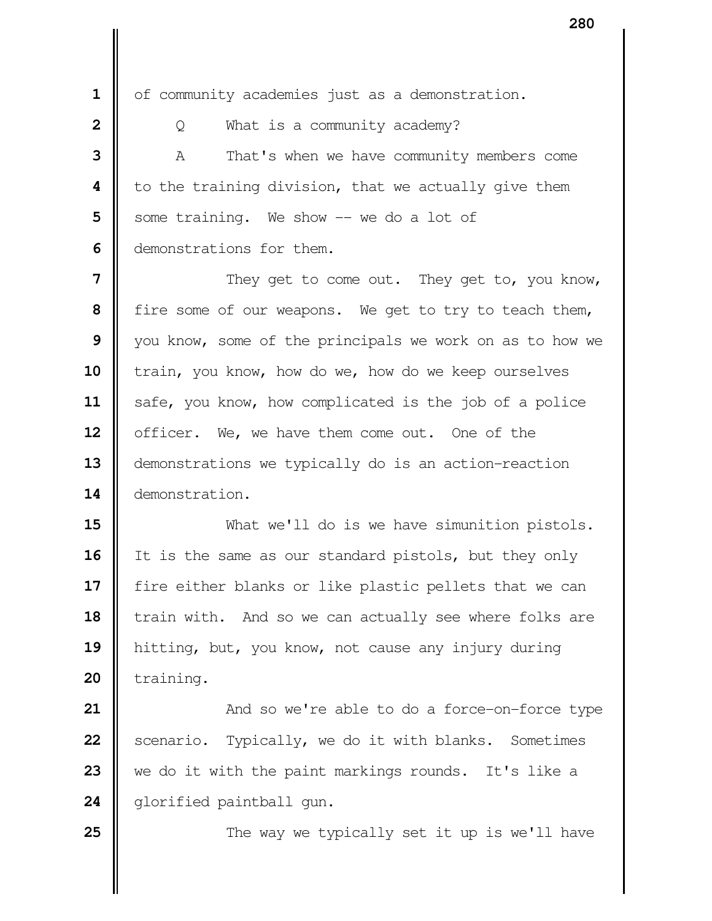of community academies just as a demonstration.

Q What is a community academy?

A That's when we have community members come to the training division, that we actually give them some training. We show -- we do a lot of demonstrations for them.

They get to come out. They get to, you know, fire some of our weapons. We get to try to teach them, you know, some of the principals we work on as to how we train, you know, how do we, how do we keep ourselves safe, you know, how complicated is the job of a police officer. We, we have them come out. One of the demonstrations we typically do is an action-reaction demonstration.

What we'll do is we have simunition pistols. It is the same as our standard pistols, but they only fire either blanks or like plastic pellets that we can train with. And so we can actually see where folks are hitting, but, you know, not cause any injury during training.

And so we're able to do a force-on-force type scenario. Typically, we do it with blanks. Sometimes we do it with the paint markings rounds. It's like a glorified paintball gun.

The way we typically set it up is we'll have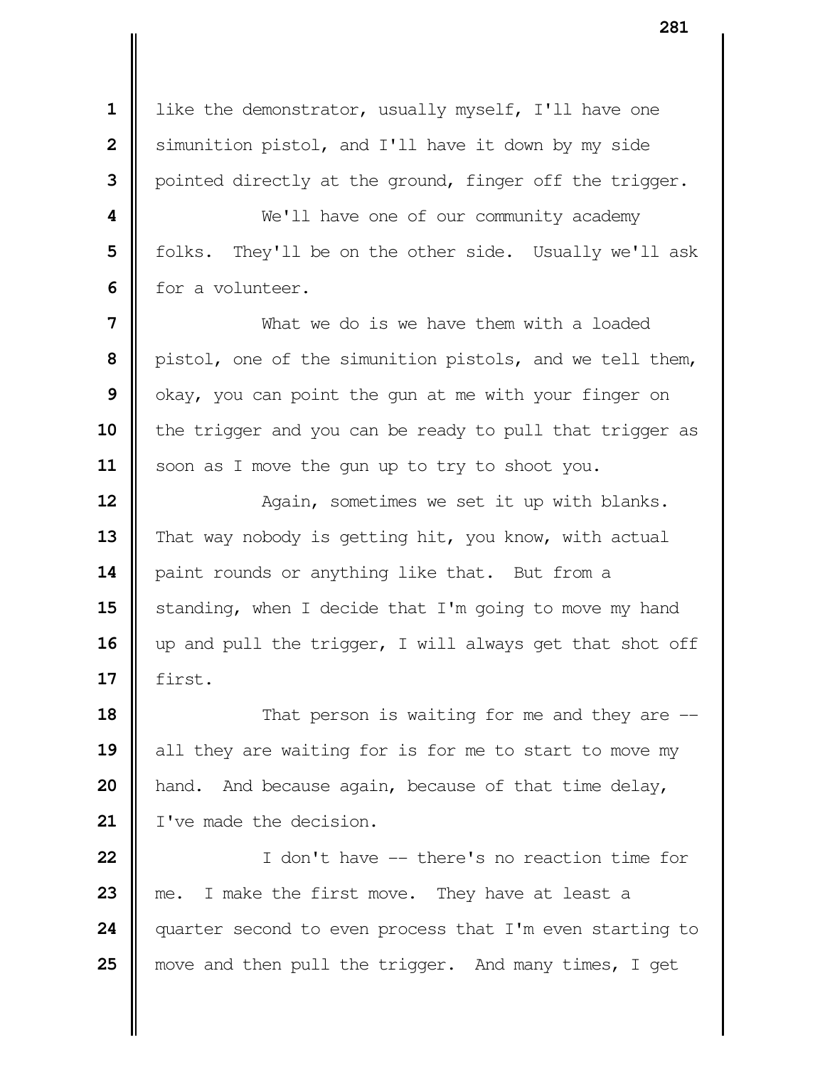like the demonstrator, usually myself, I'll have one simunition pistol, and I'll have it down by my side pointed directly at the ground, finger off the trigger.

We'll have one of our community academy folks. They'll be on the other side. Usually we'll ask for a volunteer.

What we do is we have them with a loaded pistol, one of the simunition pistols, and we tell them, okay, you can point the gun at me with your finger on the trigger and you can be ready to pull that trigger as soon as I move the gun up to try to shoot you.

Again, sometimes we set it up with blanks. That way nobody is getting hit, you know, with actual paint rounds or anything like that. But from a standing, when I decide that I'm going to move my hand up and pull the trigger, I will always get that shot off first.

That person is waiting for me and they are -- all they are waiting for is for me to start to move my hand. And because again, because of that time delay, I've made the decision.

I don't have -- there's no reaction time for me. I make the first move. They have at least a quarter second to even process that I'm even starting to move and then pull the trigger. And many times, I get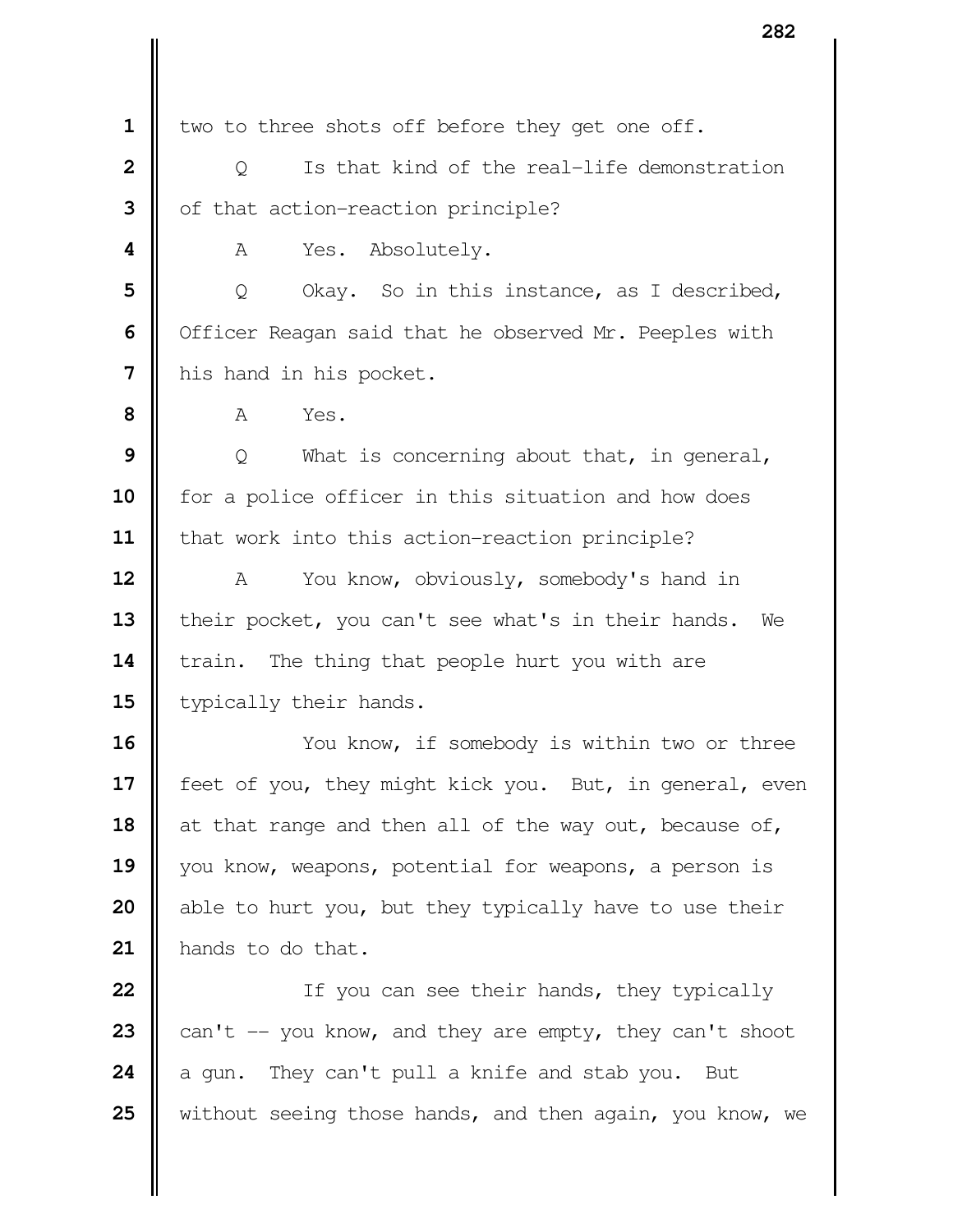two to three shots off before they get one off.

Q Is that kind of the real-life demonstration of that action-reaction principle?

A Yes. Absolutely.

Q Okay. So in this instance, as I described, Officer Reagan said that he observed Mr. Peeples with his hand in his pocket.

A Yes.

Q What is concerning about that, in general, for a police officer in this situation and how does that work into this action-reaction principle?

A You know, obviously, somebody's hand in their pocket, you can't see what's in their hands. We train. The thing that people hurt you with are typically their hands.

You know, if somebody is within two or three feet of you, they might kick you. But, in general, even at that range and then all of the way out, because of, you know, weapons, potential for weapons, a person is able to hurt you, but they typically have to use their hands to do that.

If you can see their hands, they typically can't -- you know, and they are empty, they can't shoot a gun. They can't pull a knife and stab you. But without seeing those hands, and then again, you know, we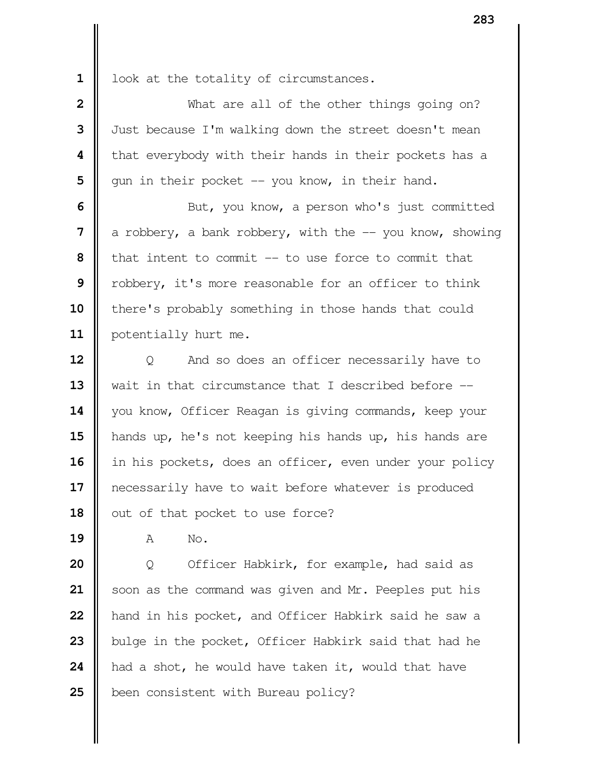look at the totality of circumstances.

What are all of the other things going on? Just because I'm walking down the street doesn't mean that everybody with their hands in their pockets has a gun in their pocket -- you know, in their hand.

But, you know, a person who's just committed a robbery, a bank robbery, with the -- you know, showing that intent to commit -- to use force to commit that robbery, it's more reasonable for an officer to think there's probably something in those hands that could potentially hurt me.

Q And so does an officer necessarily have to wait in that circumstance that I described before -- you know, Officer Reagan is giving commands, keep your hands up, he's not keeping his hands up, his hands are in his pockets, does an officer, even under your policy necessarily have to wait before whatever is produced out of that pocket to use force?

A No.

Q Officer Habkirk, for example, had said as soon as the command was given and Mr. Peeples put his hand in his pocket, and Officer Habkirk said he saw a bulge in the pocket, Officer Habkirk said that had he had a shot, he would have taken it, would that have been consistent with Bureau policy?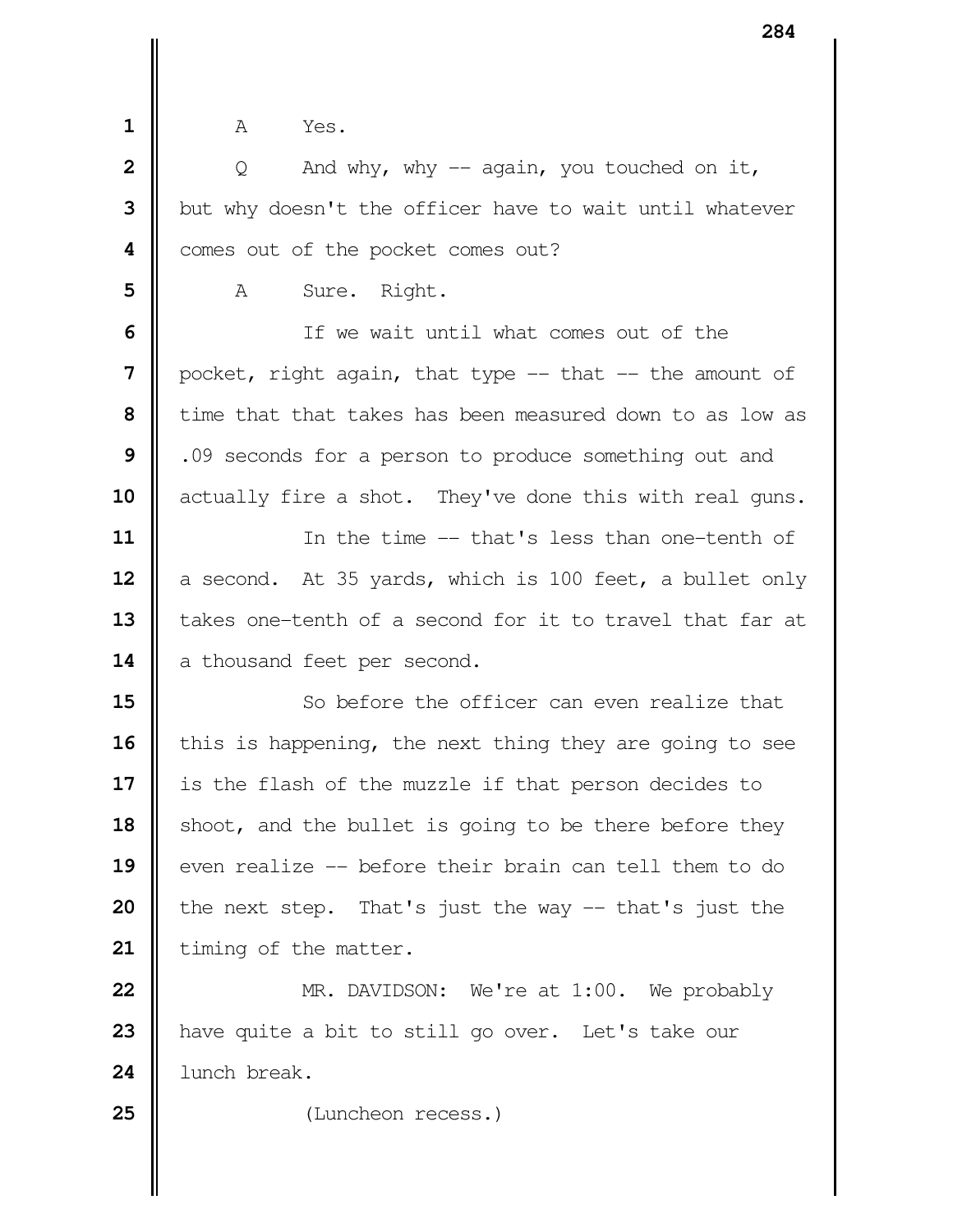A Yes.

Q And why, why -- again, you touched on it, but why doesn't the officer have to wait until whatever comes out of the pocket comes out?

A Sure. Right.

If we wait until what comes out of the pocket, right again, that type -- that -- the amount of time that that takes has been measured down to as low as .09 seconds for a person to produce something out and actually fire a shot. They've done this with real guns.

In the time -- that's less than one-tenth of a second. At 35 yards, which is 100 feet, a bullet only takes one-tenth of a second for it to travel that far at a thousand feet per second.

So before the officer can even realize that this is happening, the next thing they are going to see is the flash of the muzzle if that person decides to shoot, and the bullet is going to be there before they even realize -- before their brain can tell them to do the next step. That's just the way -- that's just the timing of the matter.

MR. DAVIDSON: We're at 1:00. We probably have quite a bit to still go over. Let's take our lunch break.

(Luncheon recess.)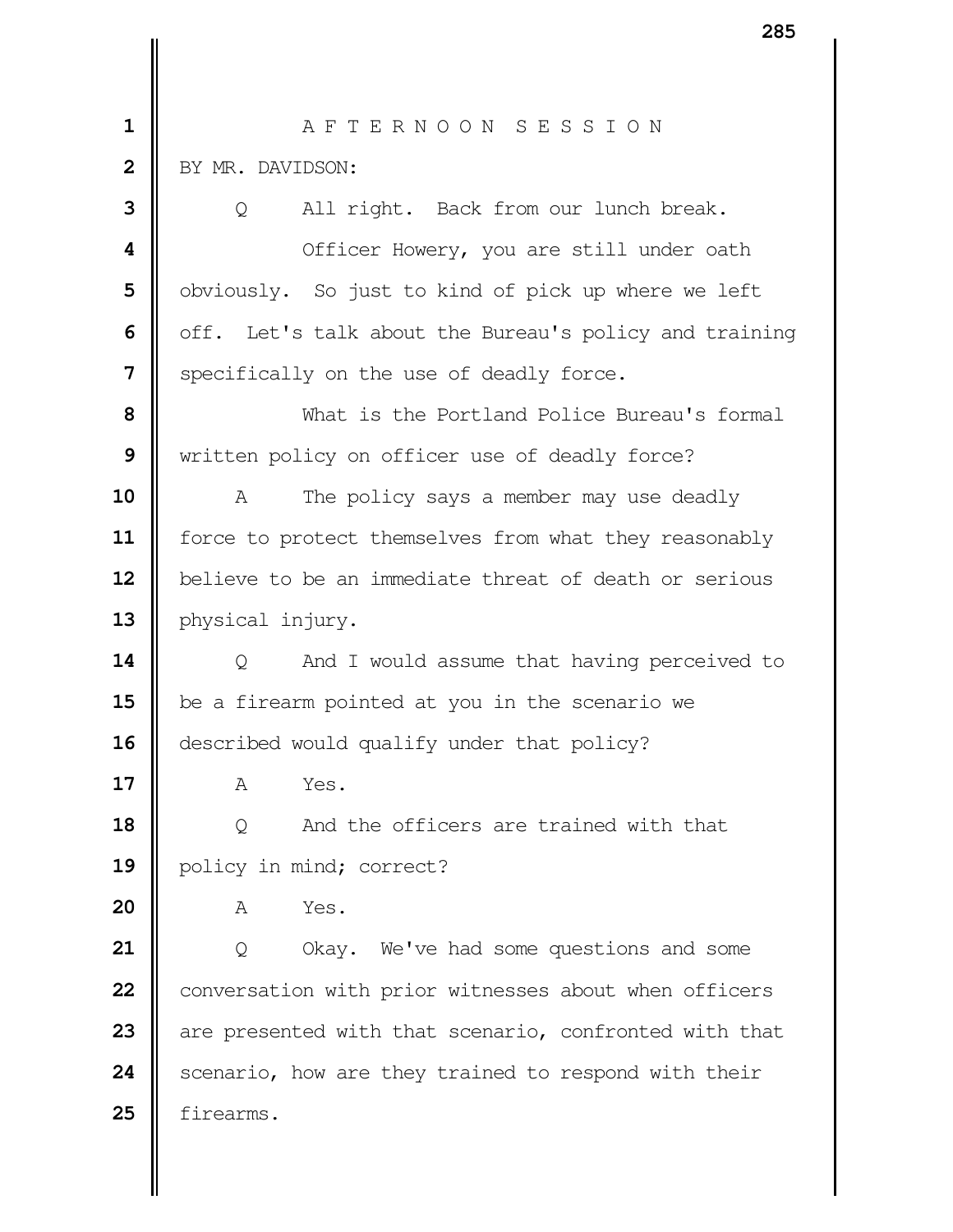A F T E R N O O N   S E S S I O N

BY MR. DAVIDSON:

Q All right. Back from our lunch break.

Officer Howery, you are still under oath obviously. So just to kind of pick up where we left off. Let's talk about the Bureau's policy and training specifically on the use of deadly force.

What is the Portland Police Bureau's formal written policy on officer use of deadly force?

A The policy says a member may use deadly force to protect themselves from what they reasonably believe to be an immediate threat of death or serious physical injury.

Q And I would assume that having perceived to be a firearm pointed at you in the scenario we described would qualify under that policy?

A Yes.

Q And the officers are trained with that policy in mind; correct?

A Yes.

Q Okay. We've had some questions and some conversation with prior witnesses about when officers are presented with that scenario, confronted with that scenario, how are they trained to respond with their firearms.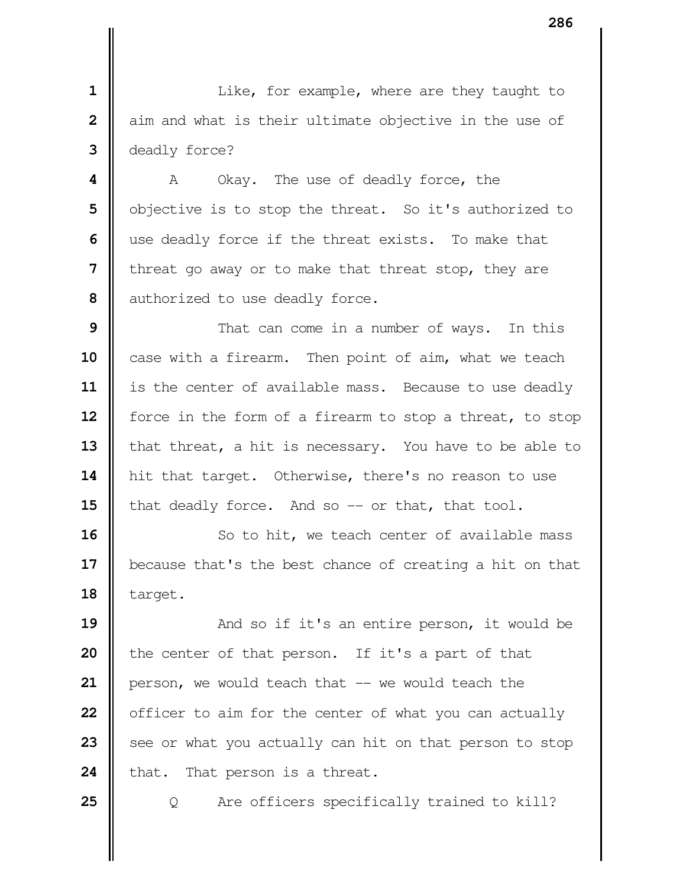Like, for example, where are they taught to aim and what is their ultimate objective in the use of deadly force?

A Okay. The use of deadly force, the objective is to stop the threat. So it's authorized to use deadly force if the threat exists. To make that threat go away or to make that threat stop, they are authorized to use deadly force.

That can come in a number of ways. In this case with a firearm. Then point of aim, what we teach is the center of available mass. Because to use deadly force in the form of a firearm to stop a threat, to stop that threat, a hit is necessary. You have to be able to hit that target. Otherwise, there's no reason to use that deadly force. And so -- or that, that tool.

So to hit, we teach center of available mass because that's the best chance of creating a hit on that target.

And so if it's an entire person, it would be the center of that person. If it's a part of that person, we would teach that -- we would teach the officer to aim for the center of what you can actually see or what you actually can hit on that person to stop that. That person is a threat.

Q Are officers specifically trained to kill?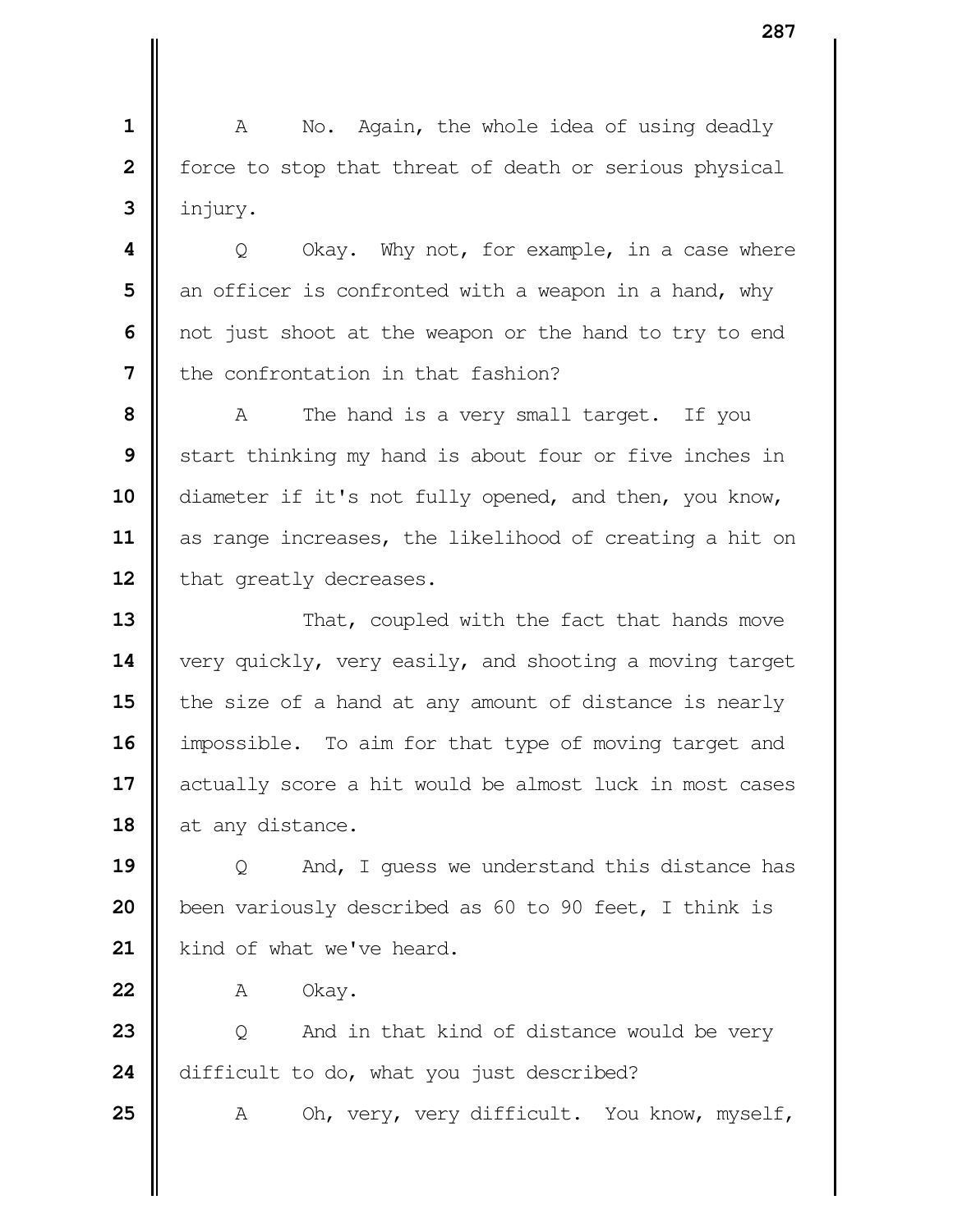A No. Again, the whole idea of using deadly force to stop that threat of death or serious physical injury.

Q Okay. Why not, for example, in a case where an officer is confronted with a weapon in a hand, why not just shoot at the weapon or the hand to try to end the confrontation in that fashion?

A The hand is a very small target. If you start thinking my hand is about four or five inches in diameter if it's not fully opened, and then, you know, as range increases, the likelihood of creating a hit on that greatly decreases.

That, coupled with the fact that hands move very quickly, very easily, and shooting a moving target the size of a hand at any amount of distance is nearly impossible. To aim for that type of moving target and actually score a hit would be almost luck in most cases at any distance.

Q And, I guess we understand this distance has been variously described as 60 to 90 feet, I think is kind of what we've heard.

A Okay.

Q And in that kind of distance would be very difficult to do, what you just described?

A Oh, very, very difficult. You know, myself,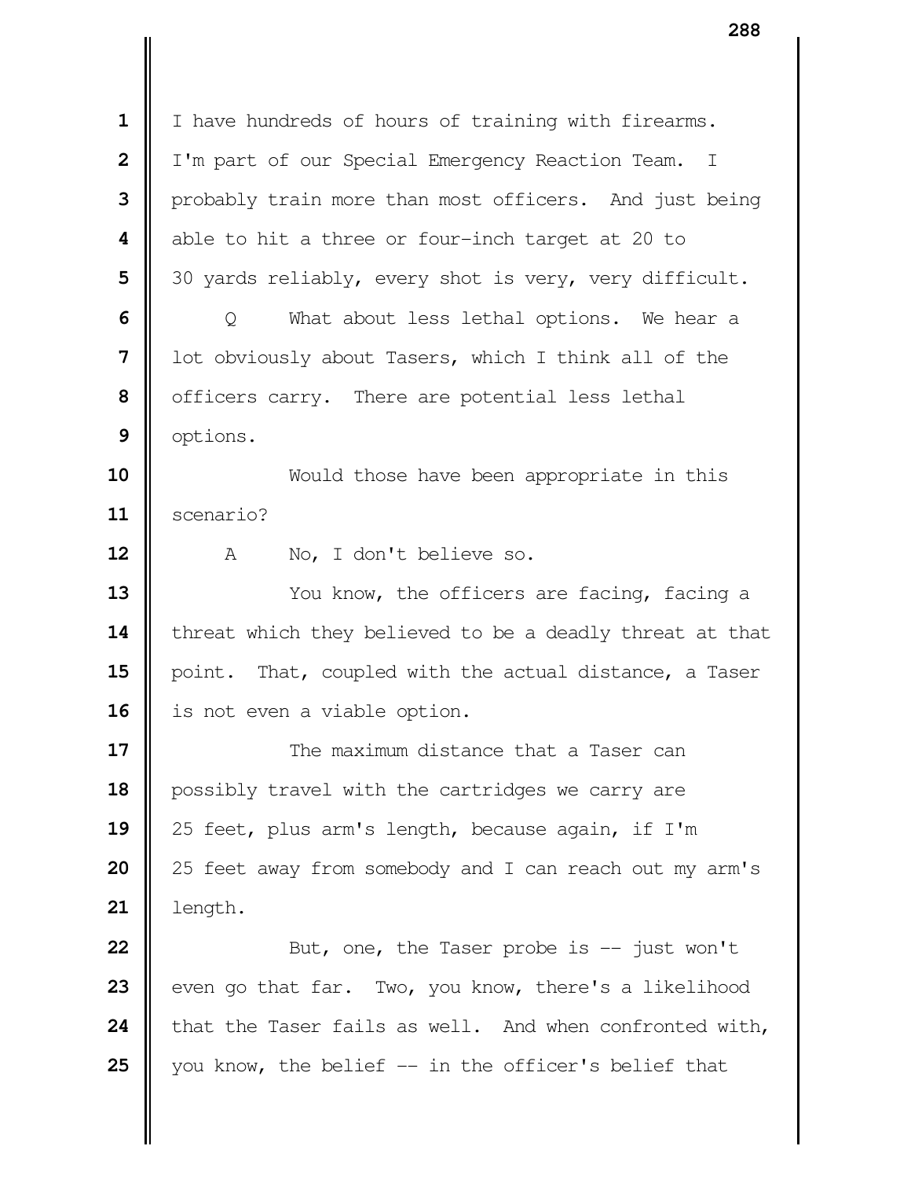I have hundreds of hours of training with firearms. I'm part of our Special Emergency Reaction Team. I probably train more than most officers. And just being able to hit a three or four-inch target at 20 to 30 yards reliably, every shot is very, very difficult.

Q What about less lethal options. We hear a lot obviously about Tasers, which I think all of the officers carry. There are potential less lethal options.

Would those have been appropriate in this scenario?

A No, I don't believe so.

You know, the officers are facing, facing a threat which they believed to be a deadly threat at that point. That, coupled with the actual distance, a Taser is not even a viable option.

The maximum distance that a Taser can possibly travel with the cartridges we carry are 25 feet, plus arm's length, because again, if I'm 25 feet away from somebody and I can reach out my arm's length.

But, one, the Taser probe is -- just won't even go that far. Two, you know, there's a likelihood that the Taser fails as well. And when confronted with, you know, the belief -- in the officer's belief that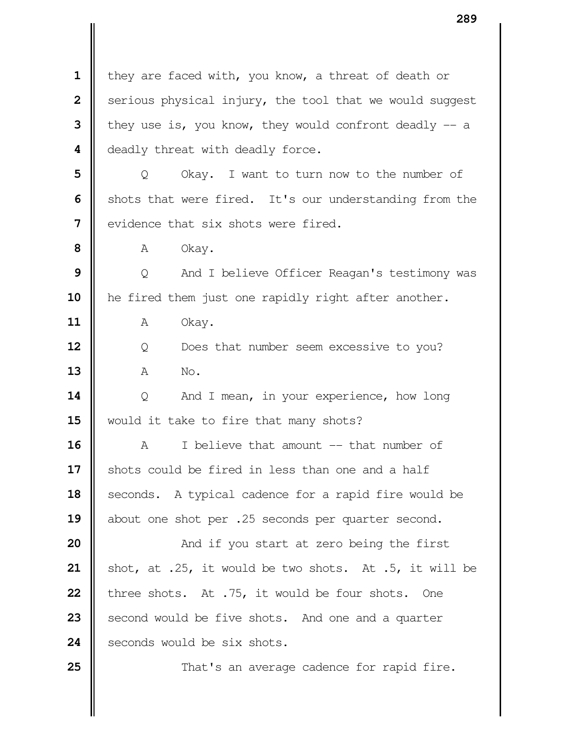they are faced with, you know, a threat of death or serious physical injury, the tool that we would suggest they use is, you know, they would confront deadly -- a deadly threat with deadly force.

Q Okay. I want to turn now to the number of shots that were fired. It's our understanding from the evidence that six shots were fired.

A Okay.

Q And I believe Officer Reagan's testimony was he fired them just one rapidly right after another.

A Okay.

Q Does that number seem excessive to you?

A No.

Q And I mean, in your experience, how long would it take to fire that many shots?

A I believe that amount -- that number of shots could be fired in less than one and a half seconds. A typical cadence for a rapid fire would be about one shot per .25 seconds per quarter second.

And if you start at zero being the first shot, at .25, it would be two shots. At .5, it will be three shots. At .75, it would be four shots. One second would be five shots. And one and a quarter seconds would be six shots.

That's an average cadence for rapid fire.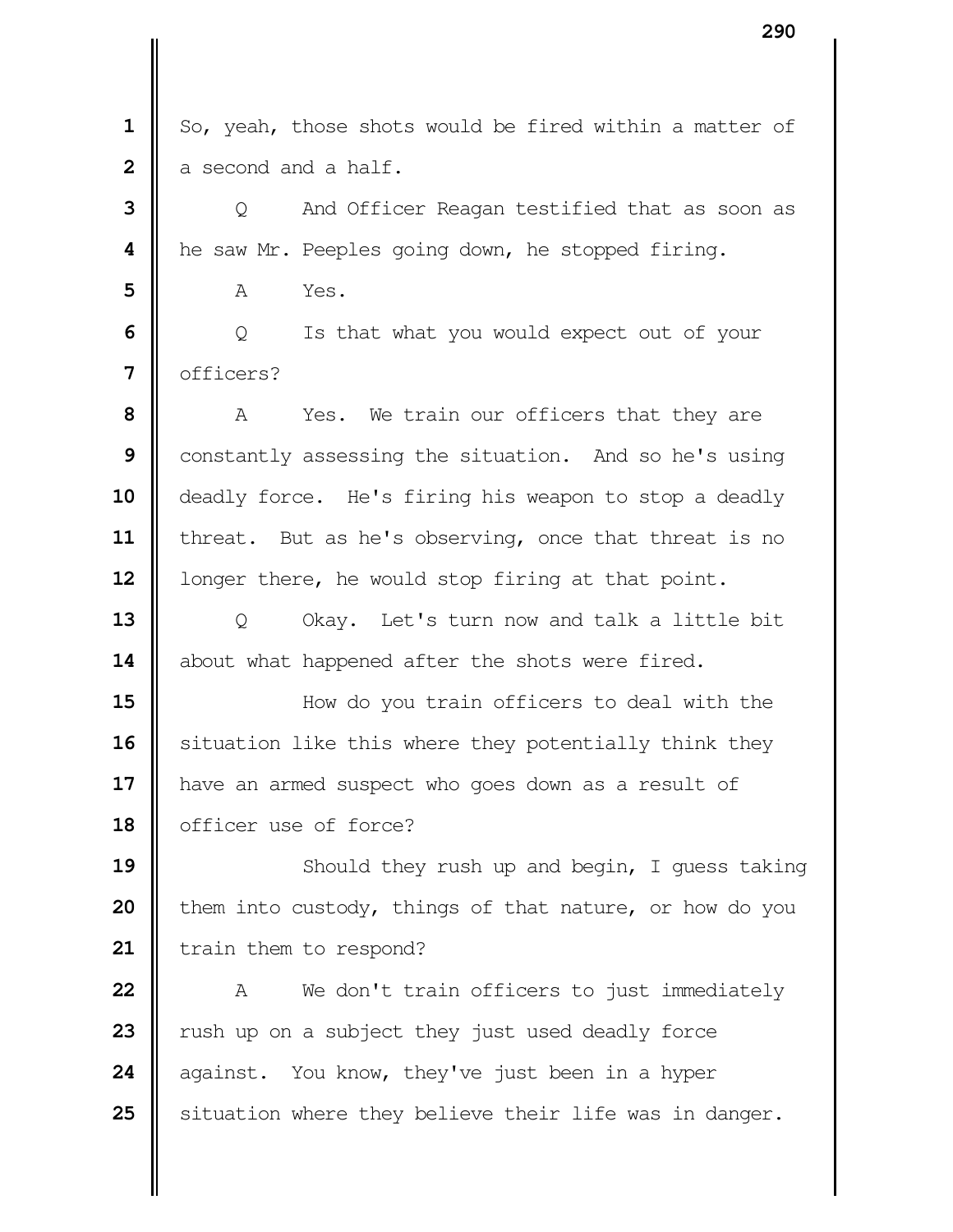So, yeah, those shots would be fired within a matter of a second and a half.

Q And Officer Reagan testified that as soon as he saw Mr. Peeples going down, he stopped firing.

A Yes.

Q Is that what you would expect out of your officers?

A Yes. We train our officers that they are constantly assessing the situation. And so he's using deadly force. He's firing his weapon to stop a deadly threat. But as he's observing, once that threat is no longer there, he would stop firing at that point.

Q Okay. Let's turn now and talk a little bit about what happened after the shots were fired.

How do you train officers to deal with the situation like this where they potentially think they have an armed suspect who goes down as a result of officer use of force?

Should they rush up and begin, I guess taking them into custody, things of that nature, or how do you train them to respond?

A We don't train officers to just immediately rush up on a subject they just used deadly force against. You know, they've just been in a hyper situation where they believe their life was in danger.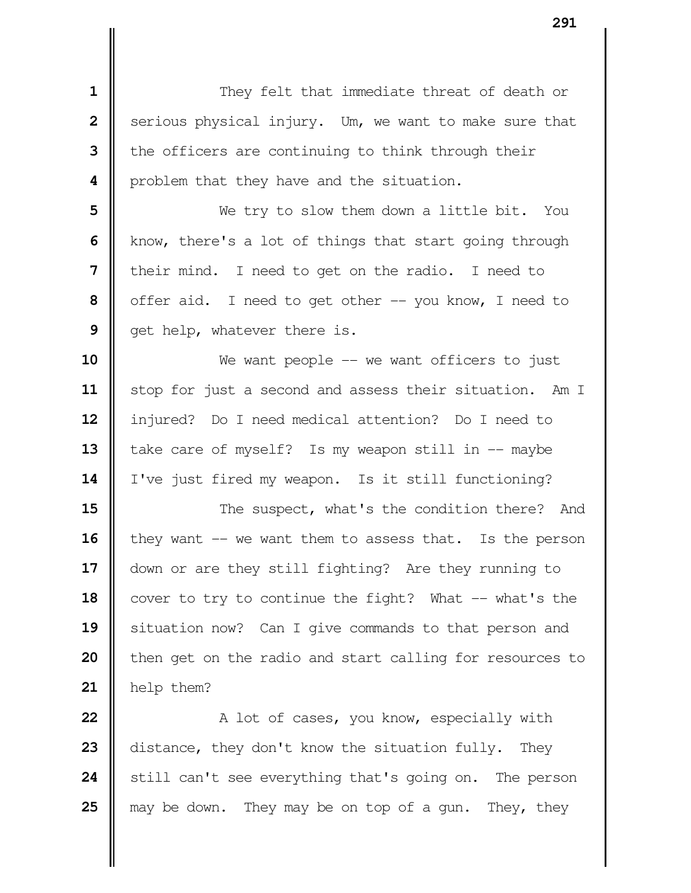They felt that immediate threat of death or serious physical injury. Um, we want to make sure that the officers are continuing to think through their problem that they have and the situation.

We try to slow them down a little bit. You know, there's a lot of things that start going through their mind. I need to get on the radio. I need to offer aid. I need to get other -- you know, I need to get help, whatever there is.

We want people -- we want officers to just stop for just a second and assess their situation. Am I injured? Do I need medical attention? Do I need to take care of myself? Is my weapon still in -- maybe I've just fired my weapon. Is it still functioning?

The suspect, what's the condition there? And they want -- we want them to assess that. Is the person down or are they still fighting? Are they running to cover to try to continue the fight? What -- what's the situation now? Can I give commands to that person and then get on the radio and start calling for resources to help them?

A lot of cases, you know, especially with distance, they don't know the situation fully. They still can't see everything that's going on. The person may be down. They may be on top of a gun. They, they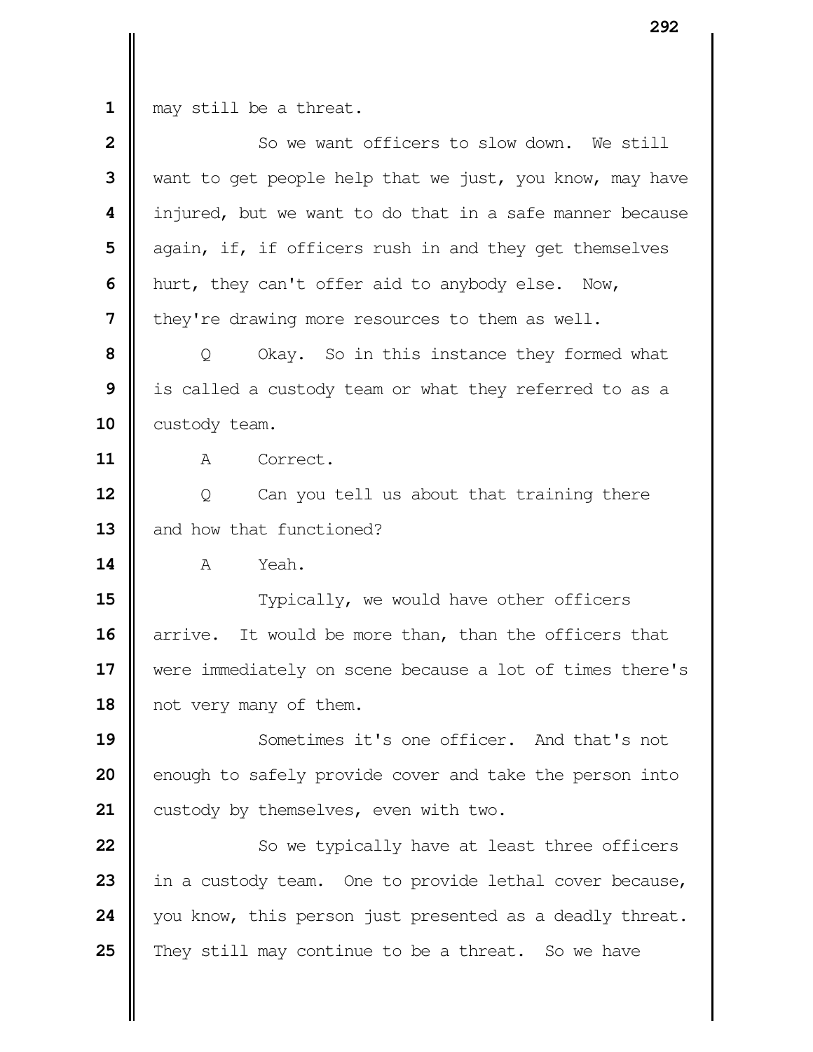may still be a threat.

So we want officers to slow down. We still want to get people help that we just, you know, may have injured, but we want to do that in a safe manner because again, if, if officers rush in and they get themselves hurt, they can't offer aid to anybody else. Now, they're drawing more resources to them as well.

Q Okay. So in this instance they formed what is called a custody team or what they referred to as a custody team.

A Correct.

Q Can you tell us about that training there and how that functioned?

A Yeah.

Typically, we would have other officers arrive. It would be more than, than the officers that were immediately on scene because a lot of times there's not very many of them.

Sometimes it's one officer. And that's not enough to safely provide cover and take the person into custody by themselves, even with two.

So we typically have at least three officers in a custody team. One to provide lethal cover because, you know, this person just presented as a deadly threat. They still may continue to be a threat. So we have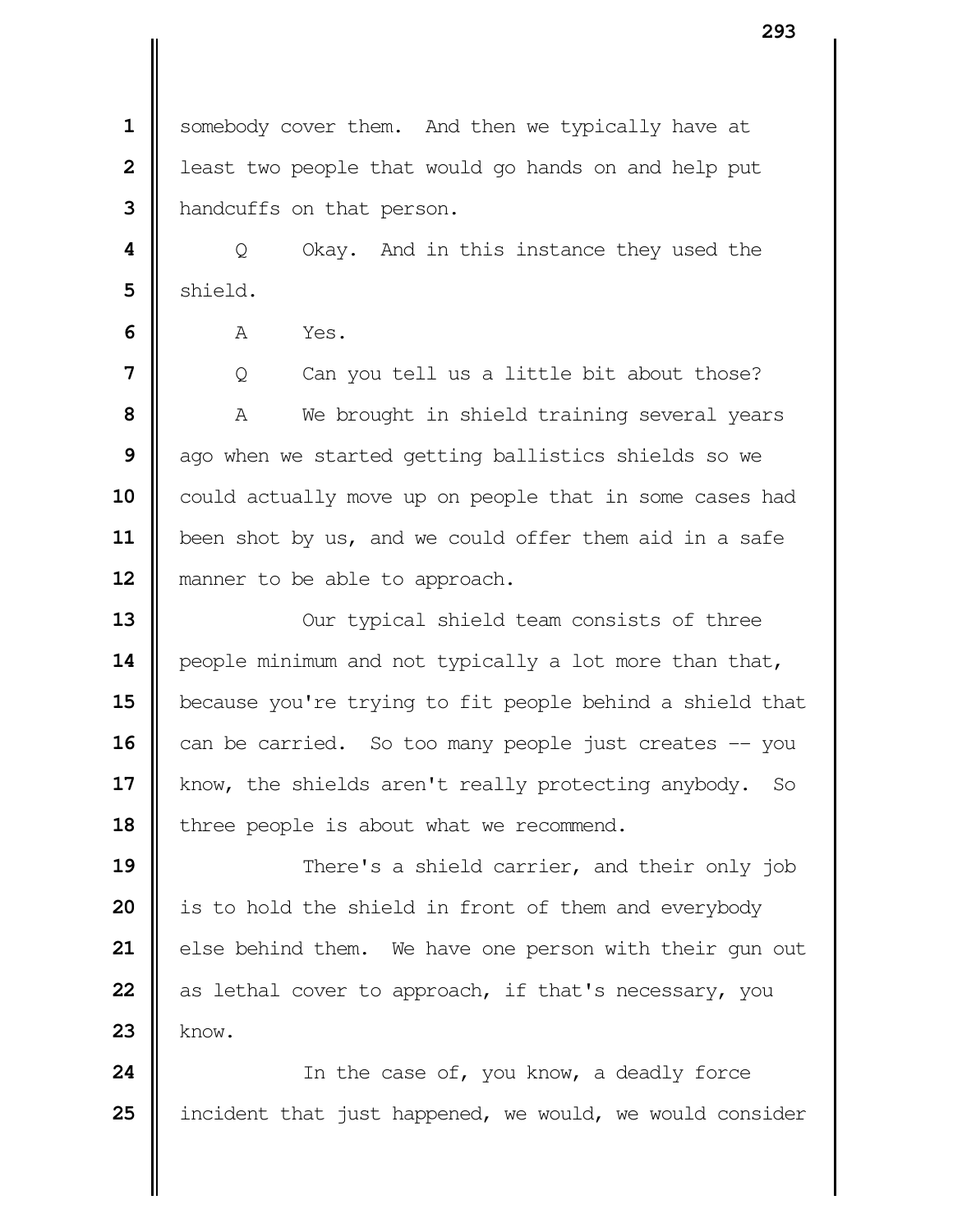somebody cover them. And then we typically have at least two people that would go hands on and help put handcuffs on that person.

Q Okay. And in this instance they used the shield.

A Yes.

Q Can you tell us a little bit about those?

A We brought in shield training several years ago when we started getting ballistics shields so we could actually move up on people that in some cases had been shot by us, and we could offer them aid in a safe manner to be able to approach.

Our typical shield team consists of three people minimum and not typically a lot more than that, because you're trying to fit people behind a shield that can be carried. So too many people just creates -- you know, the shields aren't really protecting anybody. So three people is about what we recommend.

There's a shield carrier, and their only job is to hold the shield in front of them and everybody else behind them. We have one person with their gun out as lethal cover to approach, if that's necessary, you know.

In the case of, you know, a deadly force incident that just happened, we would, we would consider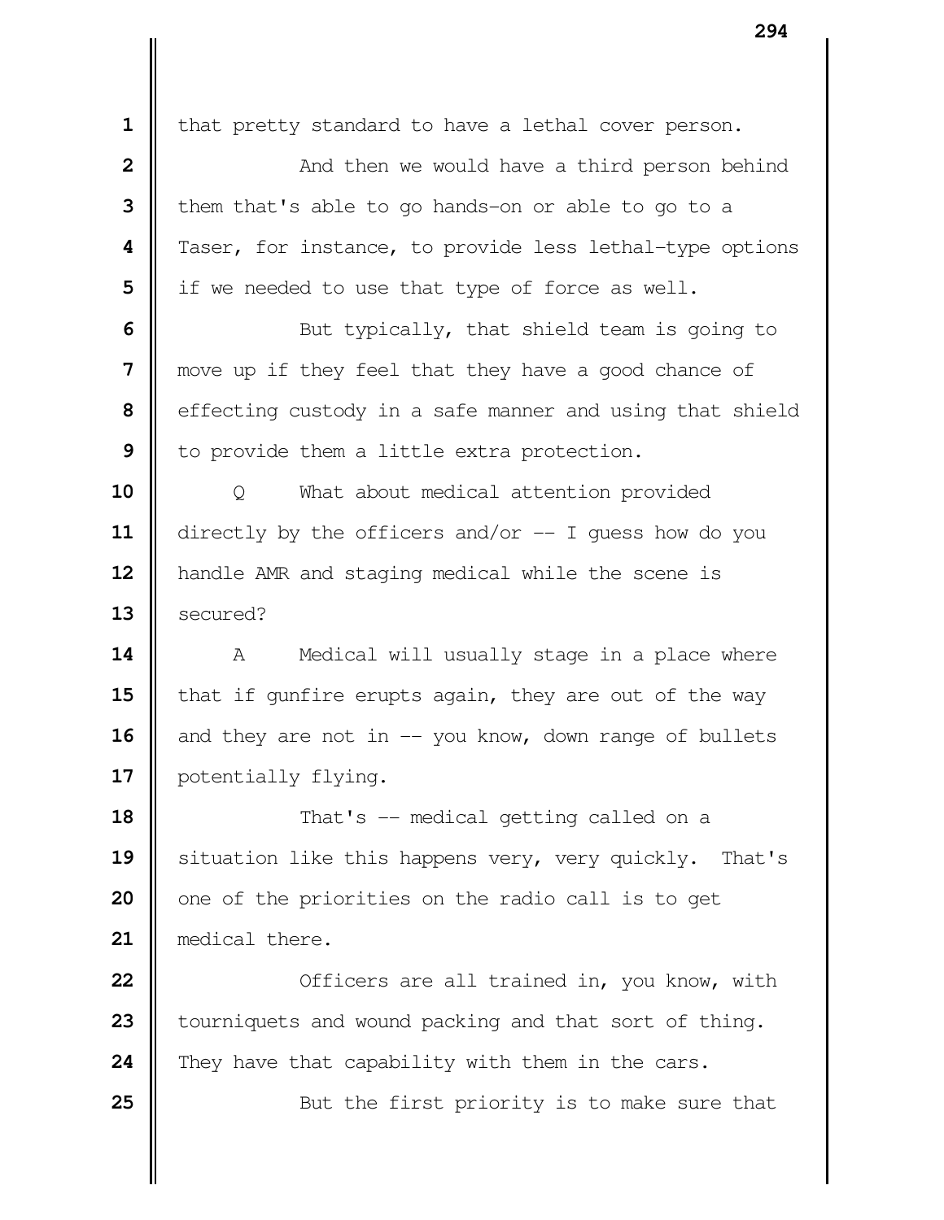that pretty standard to have a lethal cover person.

And then we would have a third person behind them that's able to go hands-on or able to go to a Taser, for instance, to provide less lethal-type options if we needed to use that type of force as well.

But typically, that shield team is going to move up if they feel that they have a good chance of effecting custody in a safe manner and using that shield to provide them a little extra protection.

Q What about medical attention provided directly by the officers and/or -- I guess how do you handle AMR and staging medical while the scene is secured?

A Medical will usually stage in a place where that if gunfire erupts again, they are out of the way and they are not in -- you know, down range of bullets potentially flying.

That's -- medical getting called on a situation like this happens very, very quickly. That's one of the priorities on the radio call is to get medical there.

Officers are all trained in, you know, with tourniquets and wound packing and that sort of thing. They have that capability with them in the cars.

But the first priority is to make sure that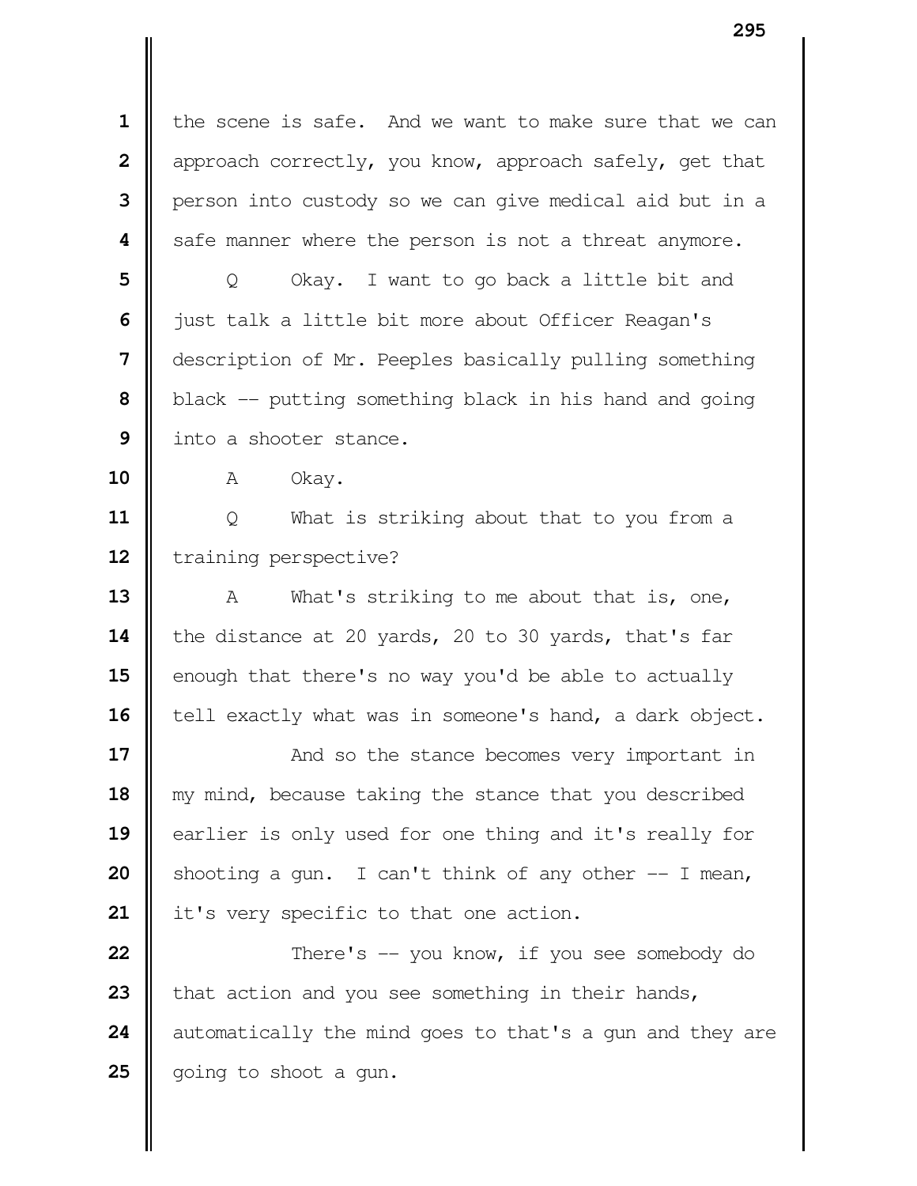1 the scene is safe. And we want to make sure that we can
2 approach correctly, you know, approach safely, get that
3 person into custody so we can give medical aid but in a
4 safe manner where the person is not a threat anymore.
5 Q Okay. I want to go back a little bit and
6 just talk a little bit more about Officer Reagan's
7 description of Mr. Peeples basically pulling something
8 black -- putting something black in his hand and going
9 into a shooter stance.
10 A Okay.
11 Q What is striking about that to you from a
12 training perspective?
13 A What's striking to me about that is, one,
14 the distance at 20 yards, 20 to 30 yards, that's far
15 enough that there's no way you'd be able to actually
16 tell exactly what was in someone's hand, a dark object.
17 And so the stance becomes very important in
18 my mind, because taking the stance that you described
19 earlier is only used for one thing and it's really for
20 shooting a gun. I can't think of any other -- I mean,
21 it's very specific to that one action.
22 There's -- you know, if you see somebody do
23 that action and you see something in their hands,
24 automatically the mind goes to that's a gun and they are
25 going to shoot a gun.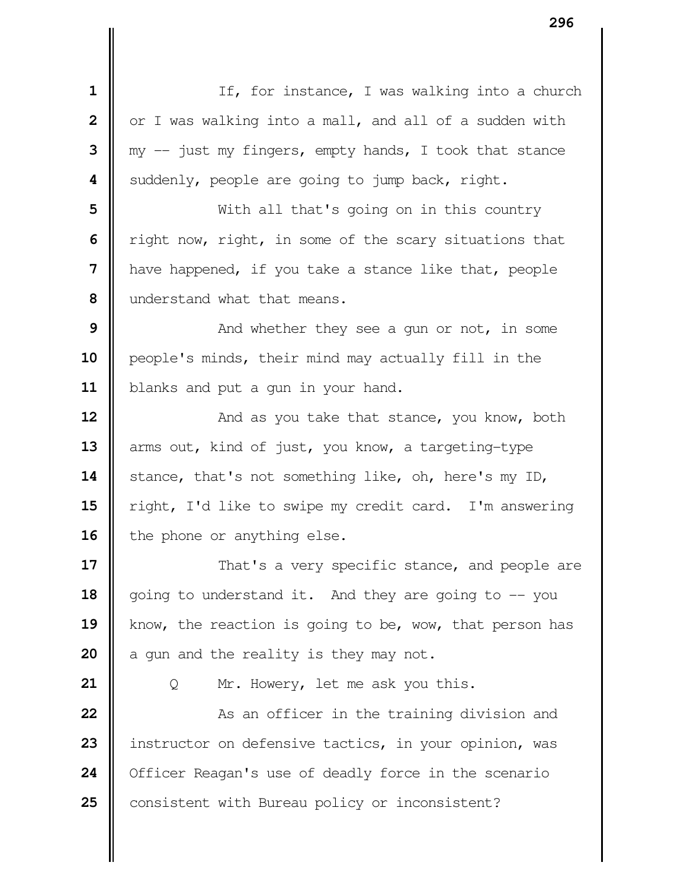If, for instance, I was walking into a church or I was walking into a mall, and all of a sudden with my -- just my fingers, empty hands, I took that stance suddenly, people are going to jump back, right.

With all that's going on in this country right now, right, in some of the scary situations that have happened, if you take a stance like that, people understand what that means.

And whether they see a gun or not, in some people's minds, their mind may actually fill in the blanks and put a gun in your hand.

And as you take that stance, you know, both arms out, kind of just, you know, a targeting-type stance, that's not something like, oh, here's my ID, right, I'd like to swipe my credit card. I'm answering the phone or anything else.

That's a very specific stance, and people are going to understand it. And they are going to -- you know, the reaction is going to be, wow, that person has a gun and the reality is they may not.

Q Mr. Howery, let me ask you this.

As an officer in the training division and instructor on defensive tactics, in your opinion, was Officer Reagan's use of deadly force in the scenario consistent with Bureau policy or inconsistent?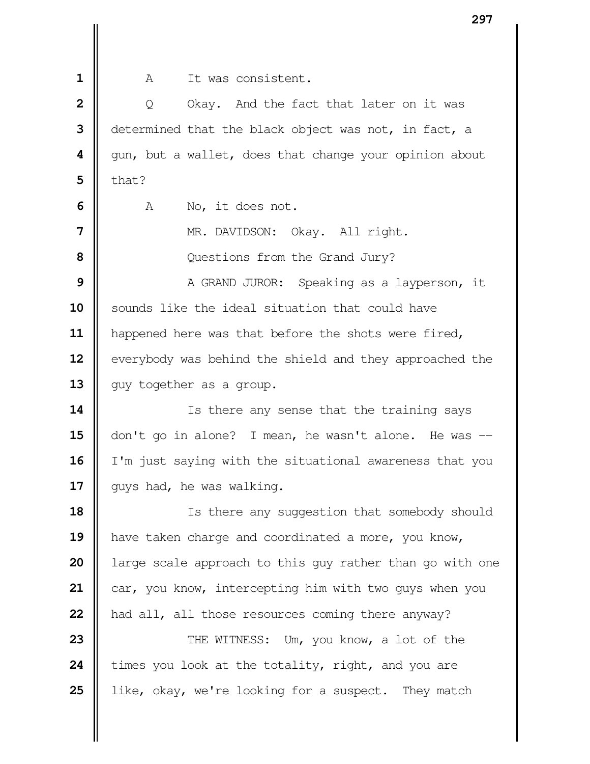A It was consistent.

Q Okay. And the fact that later on it was determined that the black object was not, in fact, a gun, but a wallet, does that change your opinion about that?

A No, it does not.

MR. DAVIDSON: Okay. All right.

Questions from the Grand Jury?

A GRAND JUROR: Speaking as a layperson, it sounds like the ideal situation that could have happened here was that before the shots were fired, everybody was behind the shield and they approached the guy together as a group.

Is there any sense that the training says don't go in alone? I mean, he wasn't alone. He was -- I'm just saying with the situational awareness that you guys had, he was walking.

Is there any suggestion that somebody should have taken charge and coordinated a more, you know, large scale approach to this guy rather than go with one car, you know, intercepting him with two guys when you had all, all those resources coming there anyway?

THE WITNESS: Um, you know, a lot of the times you look at the totality, right, and you are like, okay, we're looking for a suspect. They match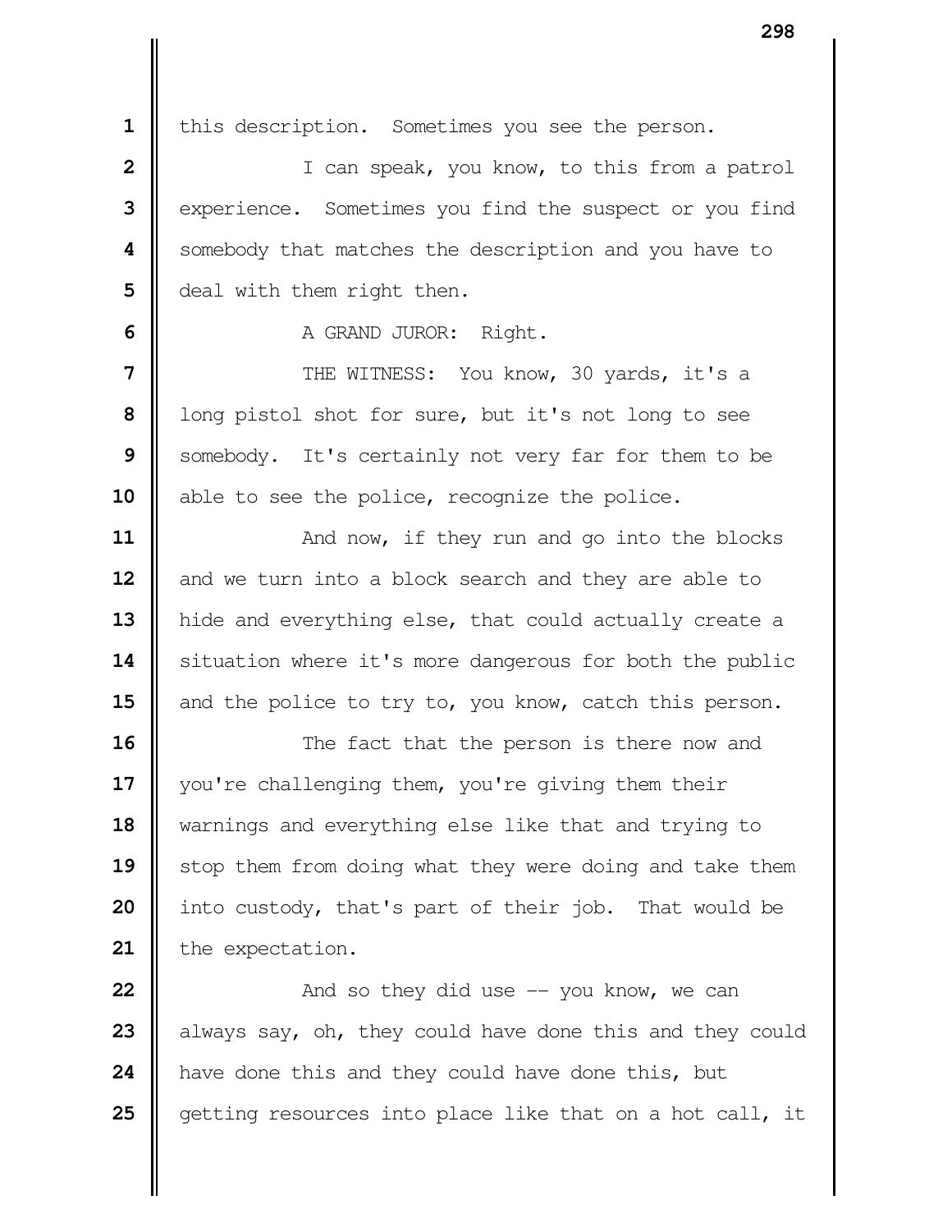this description. Sometimes you see the person.

I can speak, you know, to this from a patrol experience. Sometimes you find the suspect or you find somebody that matches the description and you have to deal with them right then.

A GRAND JUROR: Right.

THE WITNESS: You know, 30 yards, it's a long pistol shot for sure, but it's not long to see somebody. It's certainly not very far for them to be able to see the police, recognize the police.

And now, if they run and go into the blocks and we turn into a block search and they are able to hide and everything else, that could actually create a situation where it's more dangerous for both the public and the police to try to, you know, catch this person.

The fact that the person is there now and you're challenging them, you're giving them their warnings and everything else like that and trying to stop them from doing what they were doing and take them into custody, that's part of their job. That would be the expectation.

And so they did use -- you know, we can always say, oh, they could have done this and they could have done this and they could have done this, but getting resources into place like that on a hot call, it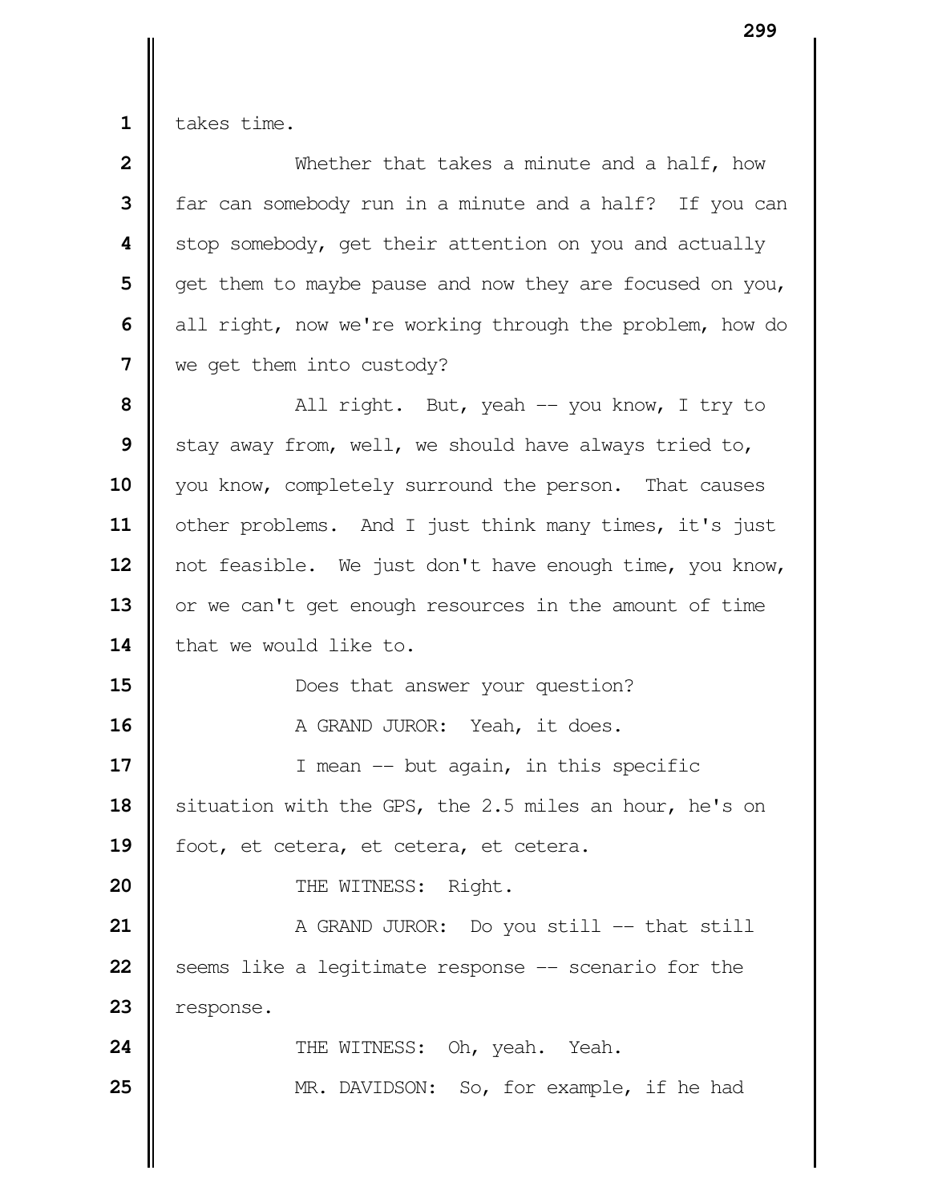takes time.

Whether that takes a minute and a half, how far can somebody run in a minute and a half? If you can stop somebody, get their attention on you and actually get them to maybe pause and now they are focused on you, all right, now we're working through the problem, how do we get them into custody?

All right. But, yeah -- you know, I try to stay away from, well, we should have always tried to, you know, completely surround the person. That causes other problems. And I just think many times, it's just not feasible. We just don't have enough time, you know, or we can't get enough resources in the amount of time that we would like to.

Does that answer your question?

A GRAND JUROR: Yeah, it does.

I mean -- but again, in this specific situation with the GPS, the 2.5 miles an hour, he's on foot, et cetera, et cetera, et cetera.

THE WITNESS: Right.

A GRAND JUROR: Do you still -- that still seems like a legitimate response -- scenario for the response.

THE WITNESS: Oh, yeah. Yeah.

MR. DAVIDSON: So, for example, if he had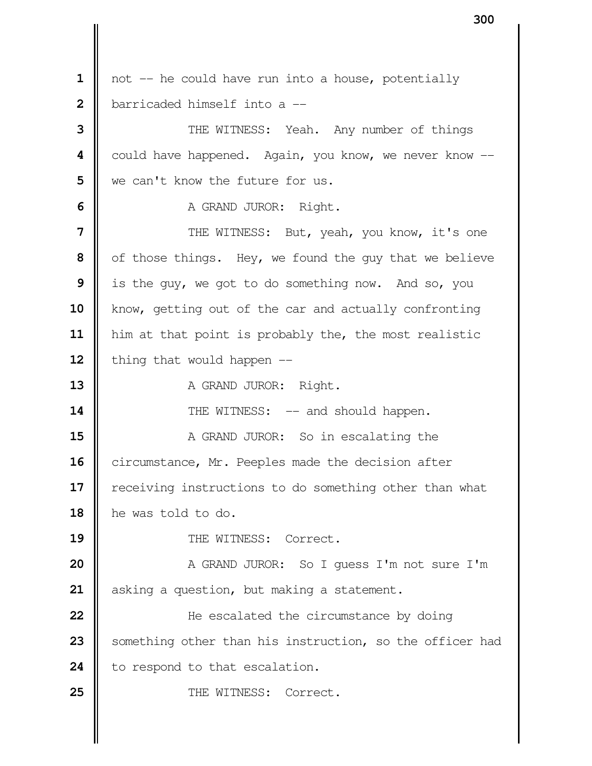not -- he could have run into a house, potentially barricaded himself into a --

THE WITNESS: Yeah. Any number of things could have happened. Again, you know, we never know -- we can't know the future for us.

A GRAND JUROR: Right.

THE WITNESS: But, yeah, you know, it's one of those things. Hey, we found the guy that we believe is the guy, we got to do something now. And so, you know, getting out of the car and actually confronting him at that point is probably the, the most realistic thing that would happen --

A GRAND JUROR: Right.

THE WITNESS: -- and should happen.

A GRAND JUROR: So in escalating the circumstance, Mr. Peeples made the decision after receiving instructions to do something other than what he was told to do.

THE WITNESS: Correct.

A GRAND JUROR: So I guess I'm not sure I'm asking a question, but making a statement.

He escalated the circumstance by doing something other than his instruction, so the officer had to respond to that escalation.

THE WITNESS: Correct.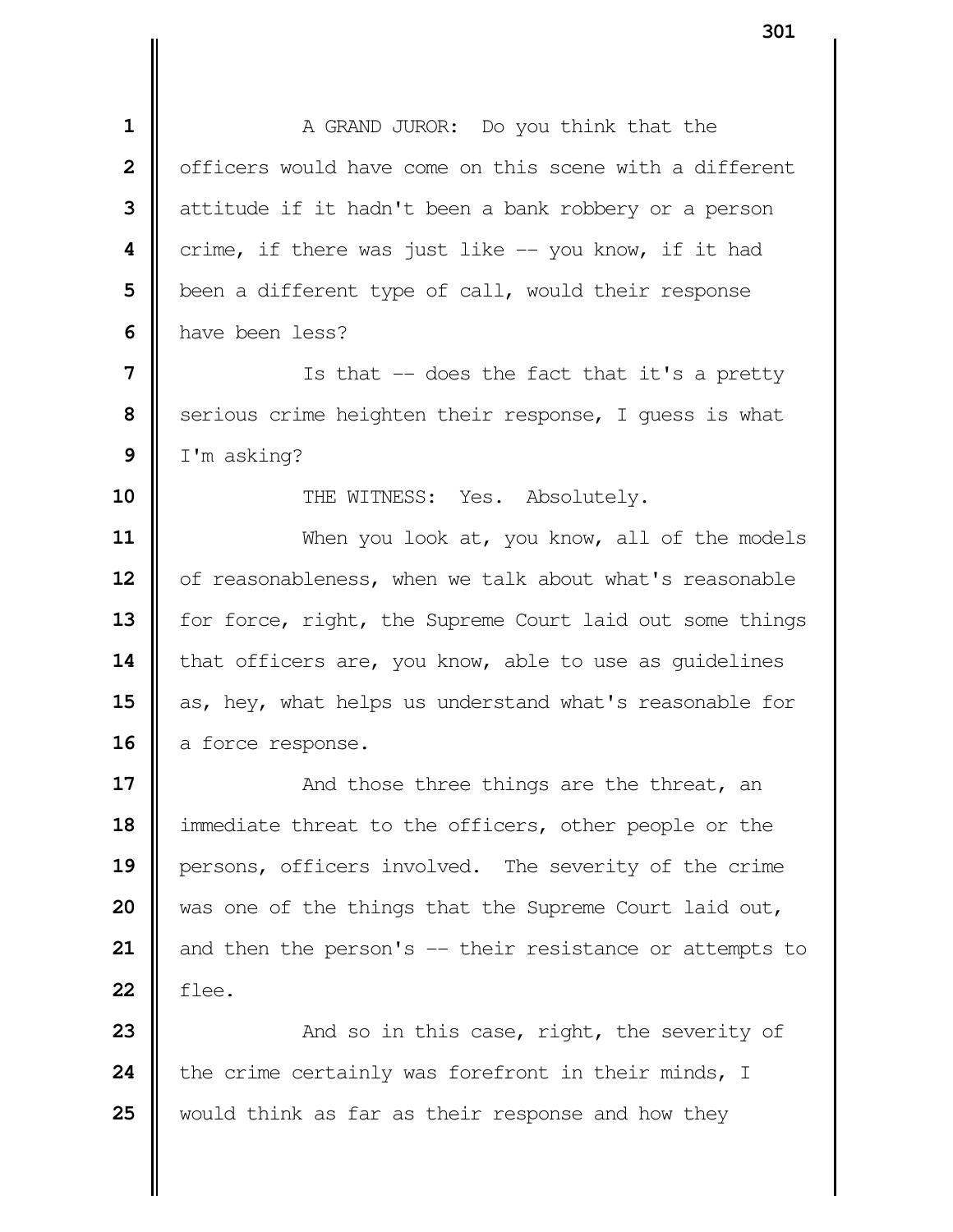A GRAND JUROR: Do you think that the officers would have come on this scene with a different attitude if it hadn't been a bank robbery or a person crime, if there was just like -- you know, if it had been a different type of call, would their response have been less?

Is that -- does the fact that it's a pretty serious crime heighten their response, I guess is what I'm asking?

THE WITNESS: Yes. Absolutely.

When you look at, you know, all of the models of reasonableness, when we talk about what's reasonable for force, right, the Supreme Court laid out some things that officers are, you know, able to use as guidelines as, hey, what helps us understand what's reasonable for a force response.

And those three things are the threat, an immediate threat to the officers, other people or the persons, officers involved. The severity of the crime was one of the things that the Supreme Court laid out, and then the person's -- their resistance or attempts to flee.

And so in this case, right, the severity of the crime certainly was forefront in their minds, I would think as far as their response and how they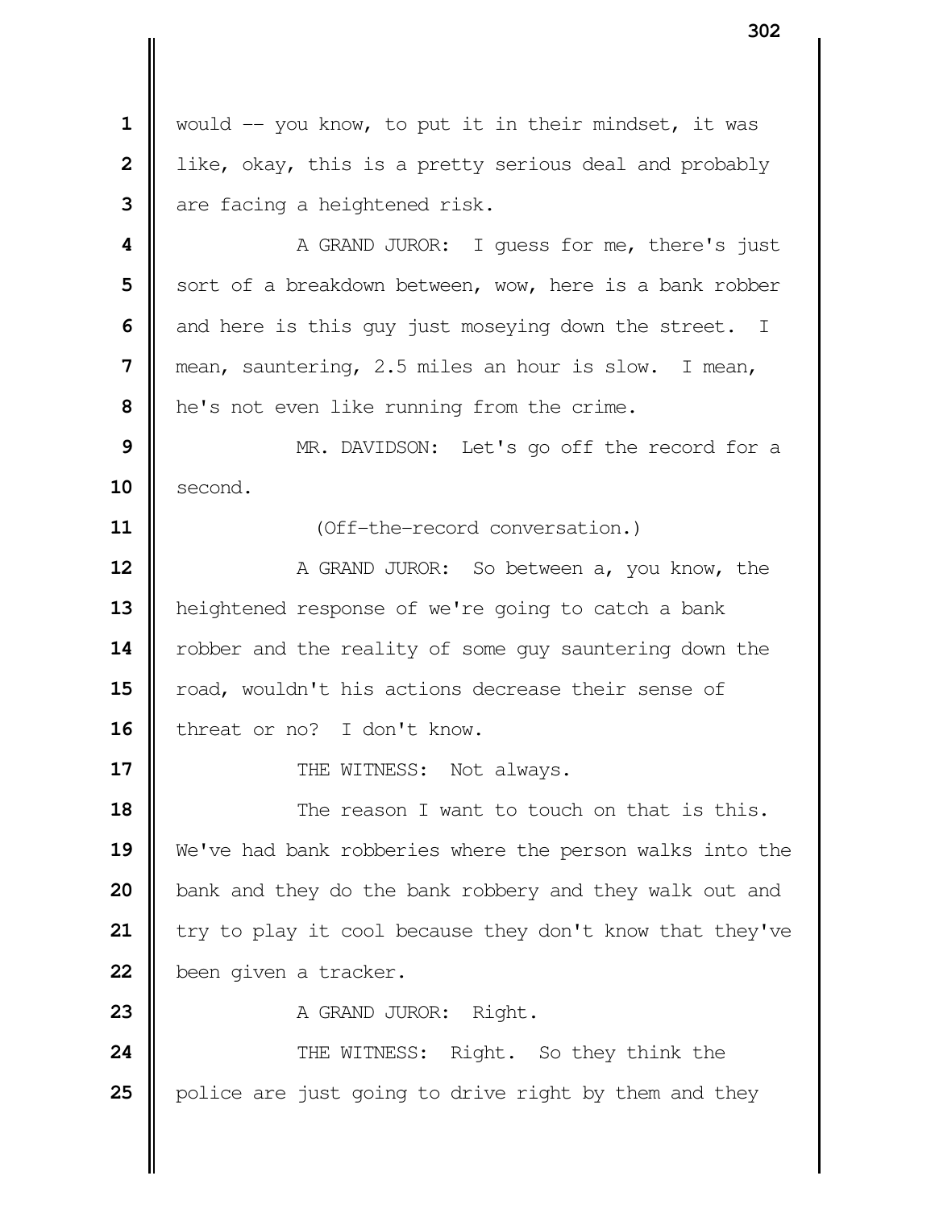would -- you know, to put it in their mindset, it was like, okay, this is a pretty serious deal and probably are facing a heightened risk.

A GRAND JUROR: I guess for me, there's just sort of a breakdown between, wow, here is a bank robber and here is this guy just moseying down the street. I mean, sauntering, 2.5 miles an hour is slow. I mean, he's not even like running from the crime.

MR. DAVIDSON: Let's go off the record for a second.

(Off-the-record conversation.)

A GRAND JUROR: So between a, you know, the heightened response of we're going to catch a bank robber and the reality of some guy sauntering down the road, wouldn't his actions decrease their sense of threat or no? I don't know.

THE WITNESS: Not always.

The reason I want to touch on that is this. We've had bank robberies where the person walks into the bank and they do the bank robbery and they walk out and try to play it cool because they don't know that they've been given a tracker.

A GRAND JUROR: Right.

THE WITNESS: Right. So they think the police are just going to drive right by them and they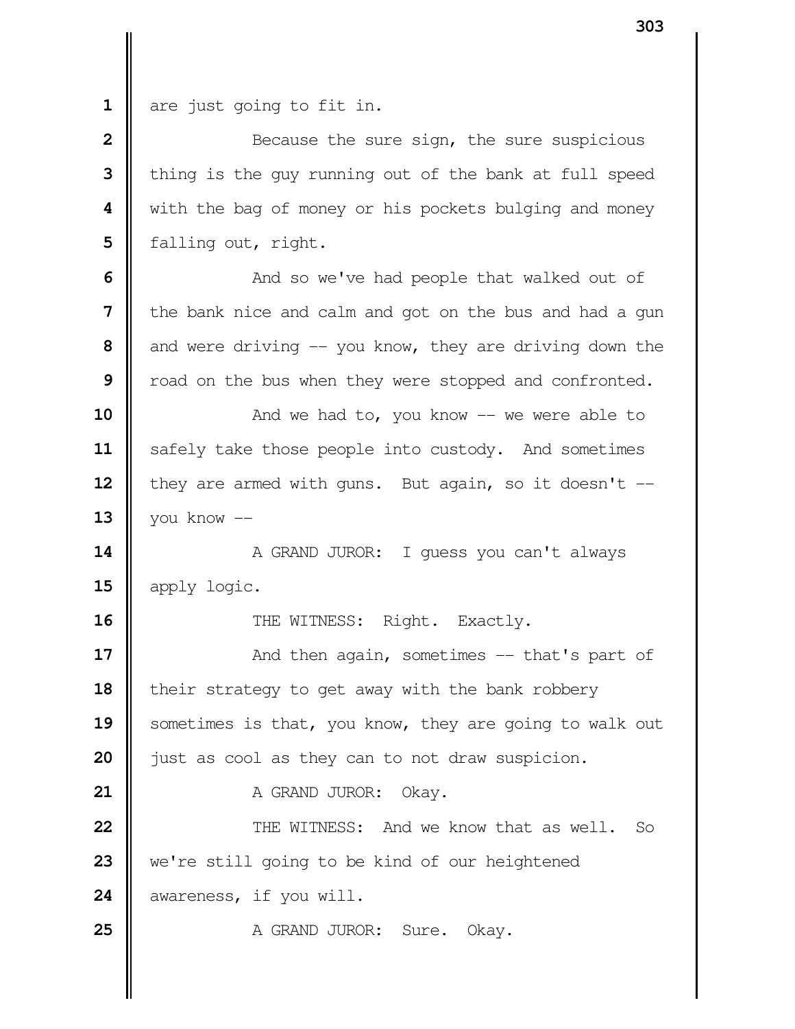are just going to fit in.

Because the sure sign, the sure suspicious thing is the guy running out of the bank at full speed with the bag of money or his pockets bulging and money falling out, right.

And so we've had people that walked out of the bank nice and calm and got on the bus and had a gun and were driving -- you know, they are driving down the road on the bus when they were stopped and confronted.

And we had to, you know -- we were able to safely take those people into custody. And sometimes they are armed with guns. But again, so it doesn't -- you know --

A GRAND JUROR: I guess you can't always apply logic.

THE WITNESS: Right. Exactly.

And then again, sometimes -- that's part of their strategy to get away with the bank robbery sometimes is that, you know, they are going to walk out just as cool as they can to not draw suspicion.

A GRAND JUROR: Okay.

THE WITNESS: And we know that as well. So we're still going to be kind of our heightened awareness, if you will.

A GRAND JUROR: Sure. Okay.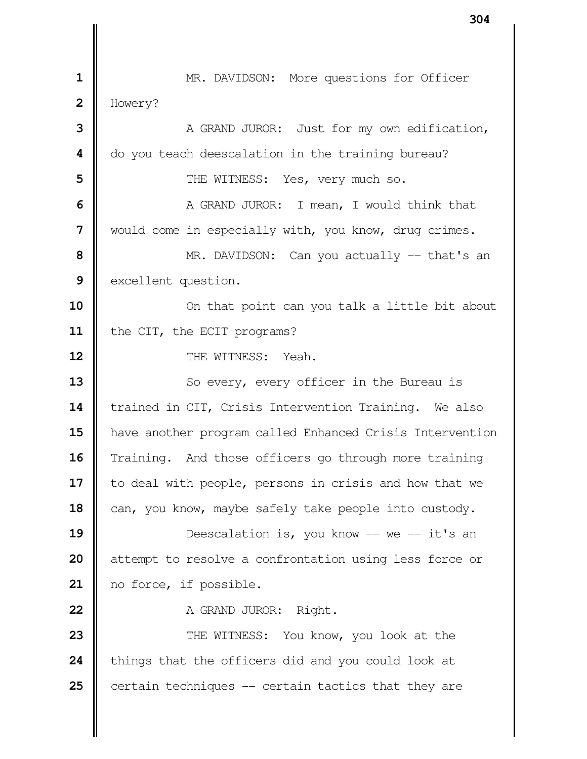MR. DAVIDSON: More questions for Officer Howery?

A GRAND JUROR: Just for my own edification, do you teach deescalation in the training bureau?

THE WITNESS: Yes, very much so.

A GRAND JUROR: I mean, I would think that would come in especially with, you know, drug crimes.

MR. DAVIDSON: Can you actually -- that's an excellent question.

On that point can you talk a little bit about the CIT, the ECIT programs?

THE WITNESS: Yeah.

So every, every officer in the Bureau is trained in CIT, Crisis Intervention Training. We also have another program called Enhanced Crisis Intervention Training. And those officers go through more training to deal with people, persons in crisis and how that we can, you know, maybe safely take people into custody.

Deescalation is, you know -- we -- it's an attempt to resolve a confrontation using less force or no force, if possible.

A GRAND JUROR: Right.

THE WITNESS: You know, you look at the things that the officers did and you could look at certain techniques -- certain tactics that they are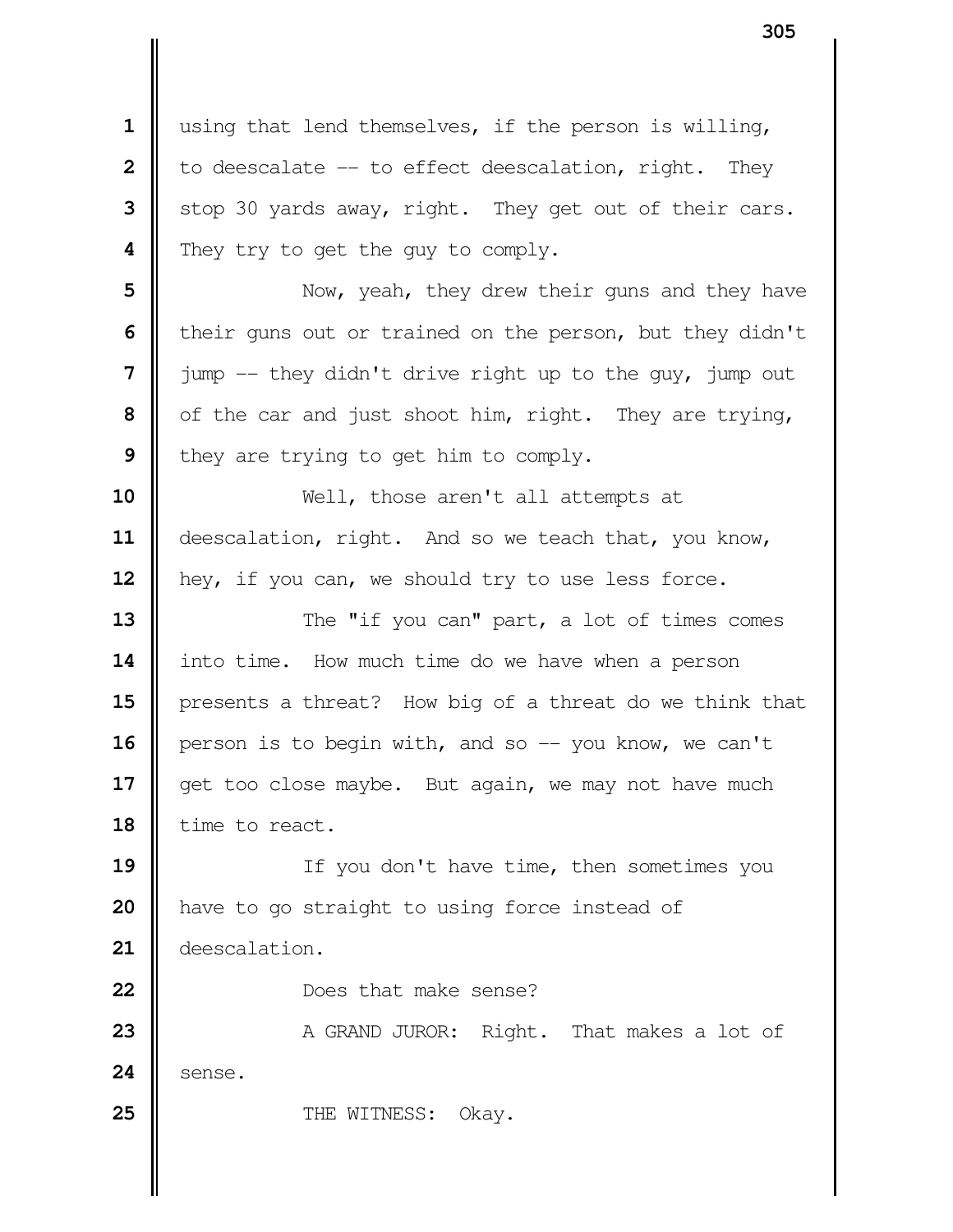using that lend themselves, if the person is willing, to deescalate -- to effect deescalation, right. They stop 30 yards away, right. They get out of their cars. They try to get the guy to comply.

Now, yeah, they drew their guns and they have their guns out or trained on the person, but they didn't jump -- they didn't drive right up to the guy, jump out of the car and just shoot him, right. They are trying, they are trying to get him to comply.

Well, those aren't all attempts at deescalation, right. And so we teach that, you know, hey, if you can, we should try to use less force.

The "if you can" part, a lot of times comes into time. How much time do we have when a person presents a threat? How big of a threat do we think that person is to begin with, and so -- you know, we can't get too close maybe. But again, we may not have much time to react.

If you don't have time, then sometimes you have to go straight to using force instead of deescalation.

Does that make sense?

A GRAND JUROR: Right. That makes a lot of sense.

THE WITNESS: Okay.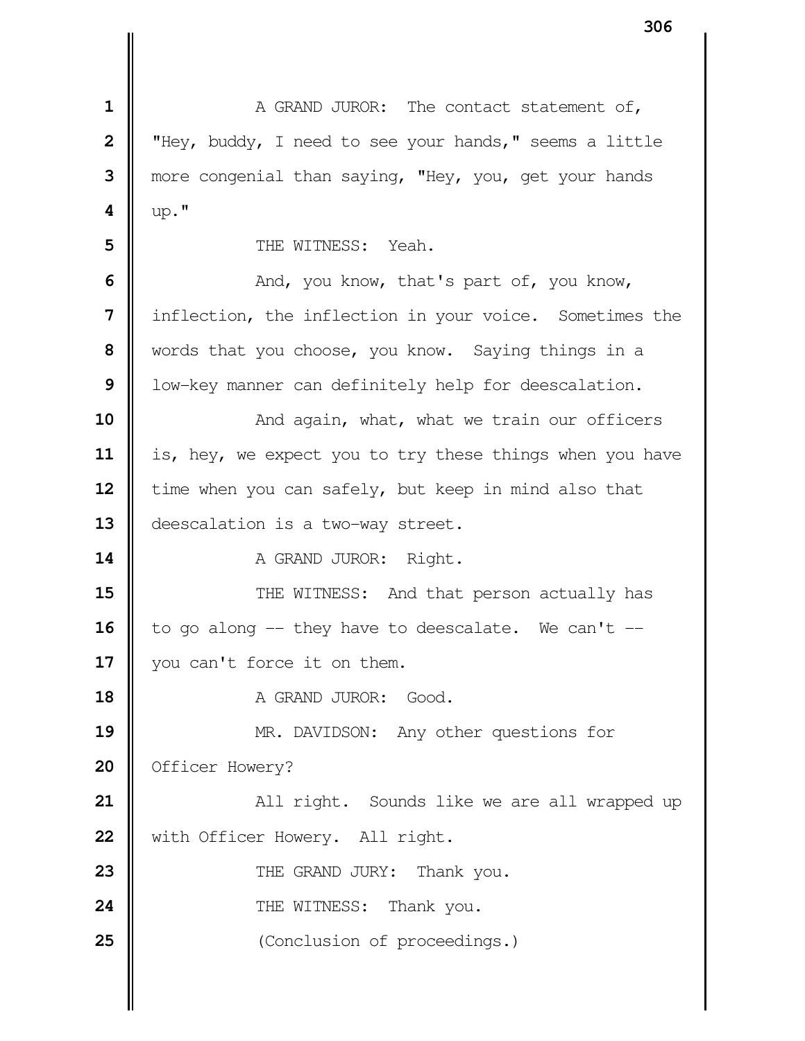A GRAND JUROR: The contact statement of, "Hey, buddy, I need to see your hands," seems a little more congenial than saying, "Hey, you, get your hands up."

THE WITNESS: Yeah.

And, you know, that's part of, you know, inflection, the inflection in your voice. Sometimes the words that you choose, you know. Saying things in a low-key manner can definitely help for deescalation.

And again, what, what we train our officers is, hey, we expect you to try these things when you have time when you can safely, but keep in mind also that deescalation is a two-way street.

A GRAND JUROR: Right.

THE WITNESS: And that person actually has to go along -- they have to deescalate. We can't -- you can't force it on them.

A GRAND JUROR: Good.

MR. DAVIDSON: Any other questions for Officer Howery?

All right. Sounds like we are all wrapped up with Officer Howery. All right.

THE GRAND JURY: Thank you.

THE WITNESS: Thank you.

(Conclusion of proceedings.)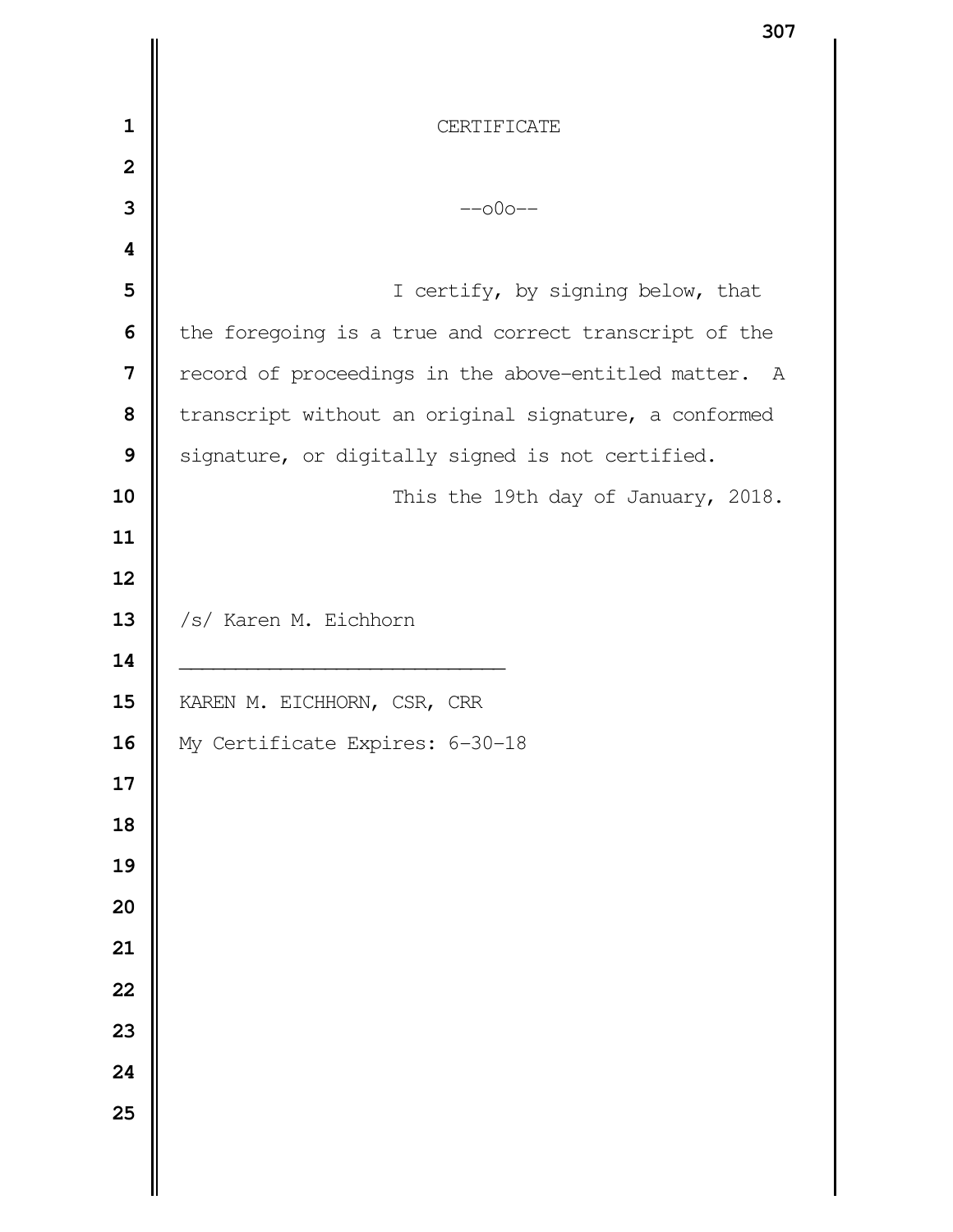# CERTIFICATE

--o0o--

I certify, by signing below, that the foregoing is a true and correct transcript of the record of proceedings in the above-entitled matter. A transcript without an original signature, a conformed signature, or digitally signed is not certified.

This the 19th day of January, 2018.

/s/ Karen M. Eichhorn

\_\_\_\_\_\_\_\_\_\_\_\_\_\_\_\_\_\_\_\_\_\_\_\_\_\_\_\_\_\_

KAREN M. EICHHORN, CSR, CRR

My Certificate Expires: 6-30-18